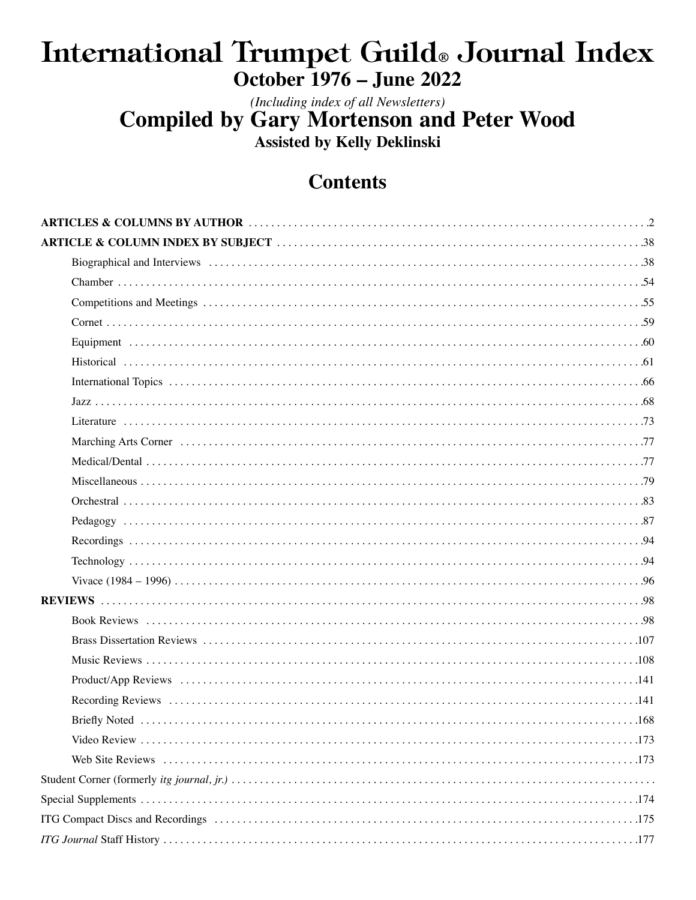# International Trumpet Guild® Journal Index

**October 1976 – June 2022**

*(Including index of all Newsletters)*

## Compiled by Gary Mortenson and Peter Wood

**Assisted by Kelly Deklinski**

## Contents

**ARTICLES & COLUMNS BY AUTHOR** . . . . . . . . . . 2

**ARTICLE & COLUMN INDEX BY SUBJECT** . . . . . . . . . . 38

- Biographical and Interviews . . . . . . . . . . 38
- Chamber . . . . . . . . . . 54
- Competitions and Meetings . . . . . . . . . . 55
- Cornet . . . . . . . . . . 59
- Equipment . . . . . . . . . . 60
- Historical . . . . . . . . . . 61
- International Topics . . . . . . . . . . 66
- Jazz . . . . . . . . . . 68
- Literature . . . . . . . . . . 73
- Marching Arts Corner . . . . . . . . . . 77
- Medical/Dental . . . . . . . . . . 77
- Miscellaneous . . . . . . . . . . 79
- Orchestral . . . . . . . . . . 83
- Pedagogy . . . . . . . . . . 87
- Recordings . . . . . . . . . . 94
- Technology . . . . . . . . . . 94
- Vivace (1984 – 1996) . . . . . . . . . . 96

**REVIEWS** . . . . . . . . . . 98

- Book Reviews . . . . . . . . . . 98
- Brass Dissertation Reviews . . . . . . . . . . 107
- Music Reviews . . . . . . . . . . 108
- Product/App Reviews . . . . . . . . . . 141
- Recording Reviews . . . . . . . . . . 141
- Briefly Noted . . . . . . . . . . 168
- Video Review . . . . . . . . . . 173
- Web Site Reviews . . . . . . . . . . 173

Student Corner (formerly *itg journal, jr.)* . . . . . . . . . .

Special Supplements . . . . . . . . . . 174

ITG Compact Discs and Recordings . . . . . . . . . . 175

*ITG Journal* Staff History . . . . . . . . . . 177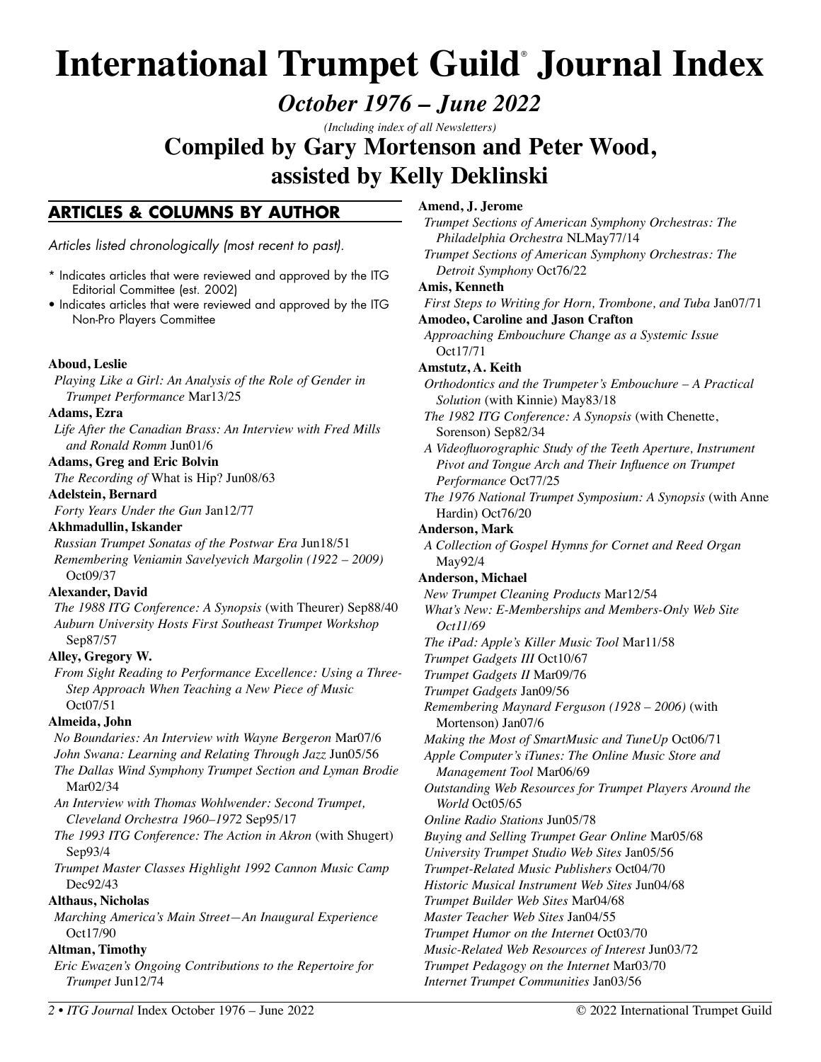# International Trumpet Guild® Journal Index

## *October 1976 – June 2022*

*(Including index of all Newsletters)*

## Compiled by Gary Mortenson and Peter Wood, assisted by Kelly Deklinski

## ARTICLES & COLUMNS BY AUTHOR

*Articles listed chronologically (most recent to past).*

* Indicates articles that were reviewed and approved by the ITG Editorial Committee (est. 2002)
• Indicates articles that were reviewed and approved by the ITG Non-Pro Players Committee

**Aboud, Leslie**
*Playing Like a Girl: An Analysis of the Role of Gender in Trumpet Performance* Mar13/25

**Adams, Ezra**
*Life After the Canadian Brass: An Interview with Fred Mills and Ronald Romm* Jun01/6

**Adams, Greg and Eric Bolvin**
*The Recording of* What is Hip? Jun08/63

**Adelstein, Bernard**
*Forty Years Under the Gun* Jan12/77

**Akhmadullin, Iskander**
*Russian Trumpet Sonatas of the Postwar Era* Jun18/51
*Remembering Veniamin Savelyevich Margolin (1922 – 2009)* Oct09/37

**Alexander, David**
*The 1988 ITG Conference: A Synopsis* (with Theurer) Sep88/40
*Auburn University Hosts First Southeast Trumpet Workshop* Sep87/57

**Alley, Gregory W.**
*From Sight Reading to Performance Excellence: Using a Three-Step Approach When Teaching a New Piece of Music* Oct07/51

**Almeida, John**
*No Boundaries: An Interview with Wayne Bergeron* Mar07/6
*John Swana: Learning and Relating Through Jazz* Jun05/56
*The Dallas Wind Symphony Trumpet Section and Lyman Brodie* Mar02/34
*An Interview with Thomas Wohlwender: Second Trumpet, Cleveland Orchestra 1960–1972* Sep95/17
*The 1993 ITG Conference: The Action in Akron* (with Shugert) Sep93/4
*Trumpet Master Classes Highlight 1992 Cannon Music Camp* Dec92/43

**Althaus, Nicholas**
*Marching America's Main Street—An Inaugural Experience* Oct17/90

**Altman, Timothy**
*Eric Ewazen's Ongoing Contributions to the Repertoire for Trumpet* Jun12/74

**Amend, J. Jerome**
*Trumpet Sections of American Symphony Orchestras: The Philadelphia Orchestra* NLMay77/14
*Trumpet Sections of American Symphony Orchestras: The Detroit Symphony* Oct76/22

**Amis, Kenneth**
*First Steps to Writing for Horn, Trombone, and Tuba* Jan07/71

**Amodeo, Caroline and Jason Crafton**
*Approaching Embouchure Change as a Systemic Issue* Oct17/71

**Amstutz, A. Keith**
*Orthodontics and the Trumpeter's Embouchure – A Practical Solution* (with Kinnie) May83/18
*The 1982 ITG Conference: A Synopsis* (with Chenette, Sorenson) Sep82/34
*A Videofluorographic Study of the Teeth Aperture, Instrument Pivot and Tongue Arch and Their Influence on Trumpet Performance* Oct77/25
*The 1976 National Trumpet Symposium: A Synopsis* (with Anne Hardin) Oct76/20

**Anderson, Mark**
*A Collection of Gospel Hymns for Cornet and Reed Organ* May92/4

**Anderson, Michael**
*New Trumpet Cleaning Products* Mar12/54
*What's New: E-Memberships and Members-Only Web Site Oct11/69*
*The iPad: Apple's Killer Music Tool* Mar11/58
*Trumpet Gadgets III* Oct10/67
*Trumpet Gadgets II* Mar09/76
*Trumpet Gadgets* Jan09/56
*Remembering Maynard Ferguson (1928 – 2006)* (with Mortenson) Jan07/6
*Making the Most of SmartMusic and TuneUp* Oct06/71
*Apple Computer's iTunes: The Online Music Store and Management Tool* Mar06/69
*Outstanding Web Resources for Trumpet Players Around the World* Oct05/65
*Online Radio Stations* Jun05/78
*Buying and Selling Trumpet Gear Online* Mar05/68
*University Trumpet Studio Web Sites* Jan05/56
*Trumpet-Related Music Publishers* Oct04/70
*Historic Musical Instrument Web Sites* Jun04/68
*Trumpet Builder Web Sites* Mar04/68
*Master Teacher Web Sites* Jan04/55
*Trumpet Humor on the Internet* Oct03/70
*Music-Related Web Resources of Interest* Jun03/72
*Trumpet Pedagogy on the Internet* Mar03/70
*Internet Trumpet Communities* Jan03/56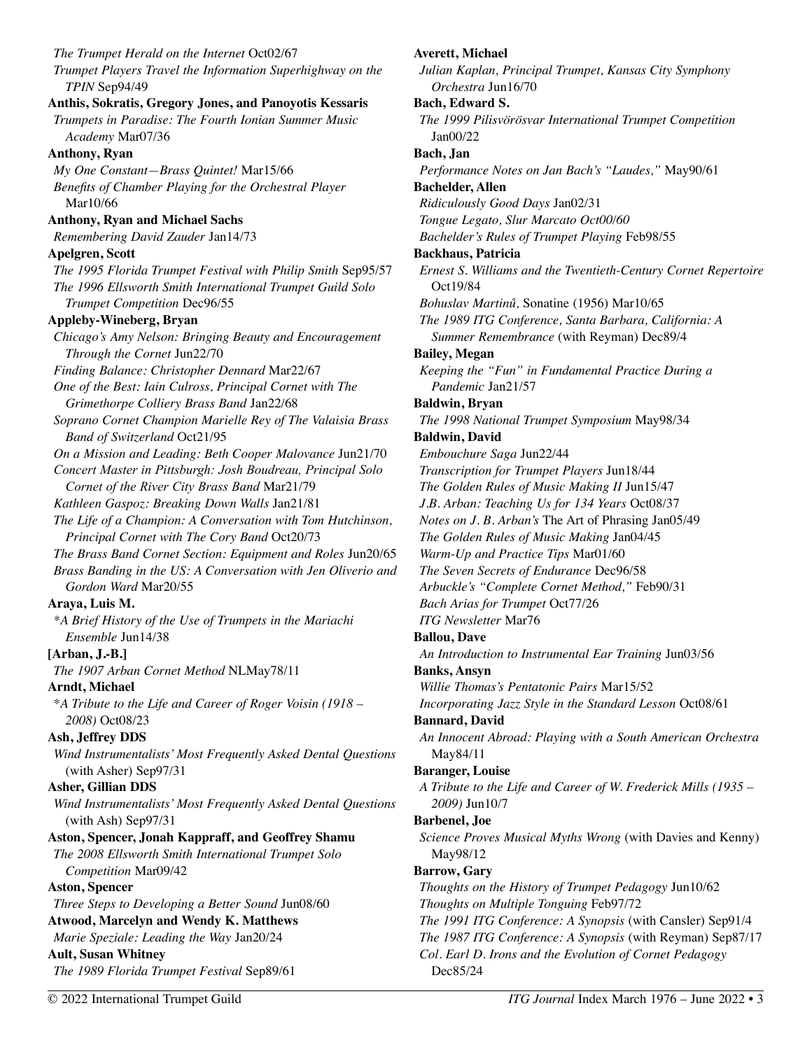*The Trumpet Herald on the Internet* Oct02/67
*Trumpet Players Travel the Information Superhighway on the TPIN* Sep94/49

**Anthis, Sokratis, Gregory Jones, and Panoyotis Kessaris**
*Trumpets in Paradise: The Fourth Ionian Summer Music Academy* Mar07/36

**Anthony, Ryan**
*My One Constant—Brass Quintet!* Mar15/66
*Benefits of Chamber Playing for the Orchestral Player* Mar10/66

**Anthony, Ryan and Michael Sachs**
*Remembering David Zauder* Jan14/73

**Apelgren, Scott**
*The 1995 Florida Trumpet Festival with Philip Smith* Sep95/57
*The 1996 Ellsworth Smith International Trumpet Guild Solo Trumpet Competition* Dec96/55

**Appleby-Wineberg, Bryan**
*Chicago's Amy Nelson: Bringing Beauty and Encouragement Through the Cornet* Jun22/70
*Finding Balance: Christopher Dennard* Mar22/67
*One of the Best: Iain Culross, Principal Cornet with The Grimethorpe Colliery Brass Band* Jan22/68
*Soprano Cornet Champion Marielle Rey of The Valaisia Brass Band of Switzerland* Oct21/95
*On a Mission and Leading: Beth Cooper Malovance* Jun21/70
*Concert Master in Pittsburgh: Josh Boudreau, Principal Solo Cornet of the River City Brass Band* Mar21/79
*Kathleen Gaspoz: Breaking Down Walls* Jan21/81
*The Life of a Champion: A Conversation with Tom Hutchinson, Principal Cornet with The Cory Band* Oct20/73
*The Brass Band Cornet Section: Equipment and Roles* Jun20/65
*Brass Banding in the US: A Conversation with Jen Oliverio and Gordon Ward* Mar20/55

**Araya, Luis M.**
*\*A Brief History of the Use of Trumpets in the Mariachi Ensemble* Jun14/38

**[Arban, J.-B.]**
*The 1907 Arban Cornet Method* NLMay78/11

**Arndt, Michael**
*\*A Tribute to the Life and Career of Roger Voisin (1918 – 2008)* Oct08/23

**Ash, Jeffrey DDS**
*Wind Instrumentalists' Most Frequently Asked Dental Questions* (with Asher) Sep97/31

**Asher, Gillian DDS**
*Wind Instrumentalists' Most Frequently Asked Dental Questions* (with Ash) Sep97/31

**Aston, Spencer, Jonah Kappraff, and Geoffrey Shamu**
*The 2008 Ellsworth Smith International Trumpet Solo Competition* Mar09/42

**Aston, Spencer**
*Three Steps to Developing a Better Sound* Jun08/60

**Atwood, Marcelyn and Wendy K. Matthews**
*Marie Speziale: Leading the Way* Jan20/24

**Ault, Susan Whitney**
*The 1989 Florida Trumpet Festival* Sep89/61

**Averett, Michael**
*Julian Kaplan, Principal Trumpet, Kansas City Symphony Orchestra* Jun16/70

**Bach, Edward S.**
*The 1999 Pilisvörösvar International Trumpet Competition* Jan00/22

**Bach, Jan**
*Performance Notes on Jan Bach's "Laudes,"* May90/61

**Bachelder, Allen**
*Ridiculously Good Days* Jan02/31
*Tongue Legato, Slur Marcato Oct00/60*
*Bachelder's Rules of Trumpet Playing* Feb98/55

**Backhaus, Patricia**
*Ernest S. Williams and the Twentieth-Century Cornet Repertoire* Oct19/84
*Bohuslav Martinů,* Sonatine (1956) Mar10/65
*The 1989 ITG Conference, Santa Barbara, California: A Summer Remembrance* (with Reyman) Dec89/4

**Bailey, Megan**
*Keeping the "Fun" in Fundamental Practice During a Pandemic* Jan21/57

**Baldwin, Bryan**
*The 1998 National Trumpet Symposium* May98/34

**Baldwin, David**
*Embouchure Saga* Jun22/44
*Transcription for Trumpet Players* Jun18/44
*The Golden Rules of Music Making II* Jun15/47
*J.B. Arban: Teaching Us for 134 Years* Oct08/37
*Notes on J. B. Arban's* The Art of Phrasing Jan05/49
*The Golden Rules of Music Making* Jan04/45
*Warm-Up and Practice Tips* Mar01/60
*The Seven Secrets of Endurance* Dec96/58
*Arbuckle's "Complete Cornet Method,"* Feb90/31
*Bach Arias for Trumpet* Oct77/26
*ITG Newsletter* Mar76

**Ballou, Dave**
*An Introduction to Instrumental Ear Training* Jun03/56

**Banks, Ansyn**
*Willie Thomas's Pentatonic Pairs* Mar15/52
*Incorporating Jazz Style in the Standard Lesson* Oct08/61

**Bannard, David**
*An Innocent Abroad: Playing with a South American Orchestra* May84/11

**Baranger, Louise**
*A Tribute to the Life and Career of W. Frederick Mills (1935 – 2009)* Jun10/7

**Barbenel, Joe**
*Science Proves Musical Myths Wrong* (with Davies and Kenny) May98/12

**Barrow, Gary**
*Thoughts on the History of Trumpet Pedagogy* Jun10/62
*Thoughts on Multiple Tonguing* Feb97/72
*The 1991 ITG Conference: A Synopsis* (with Cansler) Sep91/4
*The 1987 ITG Conference: A Synopsis* (with Reyman) Sep87/17
*Col. Earl D. Irons and the Evolution of Cornet Pedagogy* Dec85/24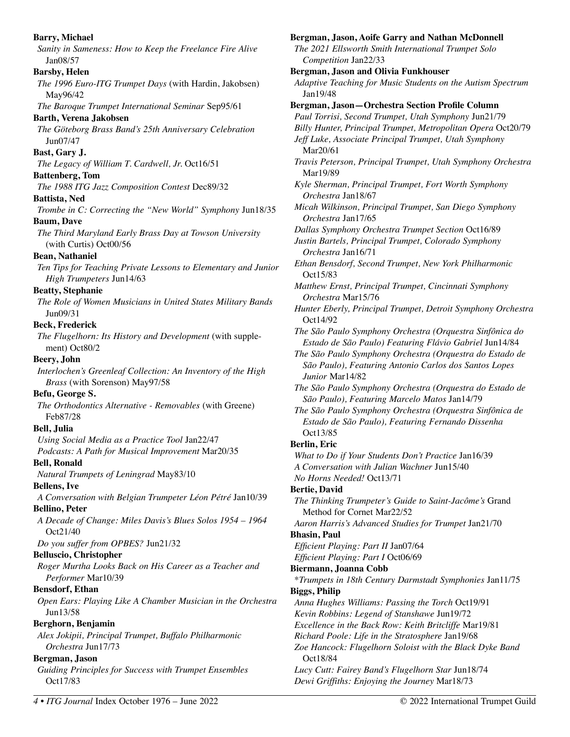**Barry, Michael**
*Sanity in Sameness: How to Keep the Freelance Fire Alive* Jan08/57

**Barsby, Helen**
*The 1996 Euro-ITG Trumpet Days* (with Hardin, Jakobsen) May96/42
*The Baroque Trumpet International Seminar* Sep95/61

**Barth, Verena Jakobsen**
*The Göteborg Brass Band's 25th Anniversary Celebration* Jun07/47

**Bast, Gary J.**
*The Legacy of William T. Cardwell, Jr.* Oct16/51

**Battenberg, Tom**
*The 1988 ITG Jazz Composition Contest* Dec89/32

**Battista, Ned**
*Trombe in C: Correcting the "New World" Symphony* Jun18/35

**Baum, Dave**
*The Third Maryland Early Brass Day at Towson University* (with Curtis) Oct00/56

**Bean, Nathaniel**
*Ten Tips for Teaching Private Lessons to Elementary and Junior High Trumpeters* Jun14/63

**Beatty, Stephanie**
*The Role of Women Musicians in United States Military Bands* Jun09/31

**Beck, Frederick**
*The Flugelhorn: Its History and Development* (with supplement) Oct80/2

**Beery, John**
*Interlochen's Greenleaf Collection: An Inventory of the High Brass* (with Sorenson) May97/58

**Befu, George S.**
*The Orthodontics Alternative - Removables* (with Greene) Feb87/28

**Bell, Julia**
*Using Social Media as a Practice Tool* Jan22/47
*Podcasts: A Path for Musical Improvement* Mar20/35

**Bell, Ronald**
*Natural Trumpets of Leningrad* May83/10

**Bellens, Ive**
*A Conversation with Belgian Trumpeter Léon Pétré* Jan10/39

**Bellino, Peter**
*A Decade of Change: Miles Davis's Blues Solos 1954 – 1964* Oct21/40
*Do you suffer from OPBES?* Jun21/32

**Belluscio, Christopher**
*Roger Murtha Looks Back on His Career as a Teacher and Performer* Mar10/39

**Bensdorf, Ethan**
*Open Ears: Playing Like A Chamber Musician in the Orchestra* Jun13/58

**Berghorn, Benjamin**
*Alex Jokipii, Principal Trumpet, Buffalo Philharmonic Orchestra* Jun17/73

**Bergman, Jason**
*Guiding Principles for Success with Trumpet Ensembles* Oct17/83

**Bergman, Jason, Aoife Garry and Nathan McDonnell**
*The 2021 Ellsworth Smith International Trumpet Solo Competition* Jan22/33

**Bergman, Jason and Olivia Funkhouser**
*Adaptive Teaching for Music Students on the Autism Spectrum* Jan19/48

**Bergman, Jason—Orchestra Section Profile Column**
*Paul Torrisi, Second Trumpet, Utah Symphony* Jun21/79
*Billy Hunter, Principal Trumpet, Metropolitan Opera* Oct20/79
*Jeff Luke, Associate Principal Trumpet, Utah Symphony* Mar20/61
*Travis Peterson, Principal Trumpet, Utah Symphony Orchestra* Mar19/89
*Kyle Sherman, Principal Trumpet, Fort Worth Symphony Orchestra* Jan18/67
*Micah Wilkinson, Principal Trumpet, San Diego Symphony Orchestra* Jan17/65
*Dallas Symphony Orchestra Trumpet Section* Oct16/89
*Justin Bartels, Principal Trumpet, Colorado Symphony Orchestra* Jan16/71
*Ethan Bensdorf, Second Trumpet, New York Philharmonic* Oct15/83
*Matthew Ernst, Principal Trumpet, Cincinnati Symphony Orchestra* Mar15/76
*Hunter Eberly, Principal Trumpet, Detroit Symphony Orchestra* Oct14/92
*The São Paulo Symphony Orchestra (Orquestra Sinfônica do Estado de São Paulo) Featuring Flávio Gabriel* Jun14/84
*The São Paulo Symphony Orchestra (Orquestra do Estado de São Paulo), Featuring Antonio Carlos dos Santos Lopes Junior* Mar14/82
*The São Paulo Symphony Orchestra (Orquestra do Estado de São Paulo), Featuring Marcelo Matos* Jan14/79
*The São Paulo Symphony Orchestra (Orquestra Sinfônica de Estado de São Paulo), Featuring Fernando Dissenha* Oct13/85

**Berlin, Eric**
*What to Do if Your Students Don't Practice* Jan16/39
*A Conversation with Julian Wachner* Jun15/40
*No Horns Needed!* Oct13/71

**Bertie, David**
*The Thinking Trumpeter's Guide to Saint-Jacôme's* Grand Method for Cornet Mar22/52
*Aaron Harris's Advanced Studies for Trumpet* Jan21/70

**Bhasin, Paul**
*Efficient Playing: Part II* Jan07/64
*Efficient Playing: Part I* Oct06/69

**Biermann, Joanna Cobb**
*\*Trumpets in 18th Century Darmstadt Symphonies* Jan11/75

**Biggs, Philip**
*Anna Hughes Williams: Passing the Torch* Oct19/91
*Kevin Robbins: Legend of Stanshawe* Jun19/72
*Excellence in the Back Row: Keith Britcliffe* Mar19/81
*Richard Poole: Life in the Stratosphere* Jan19/68
*Zoe Hancock: Flugelhorn Soloist with the Black Dyke Band* Oct18/84
*Lucy Cutt: Fairey Band's Flugelhorn Star* Jun18/74
*Dewi Griffiths: Enjoying the Journey* Mar18/73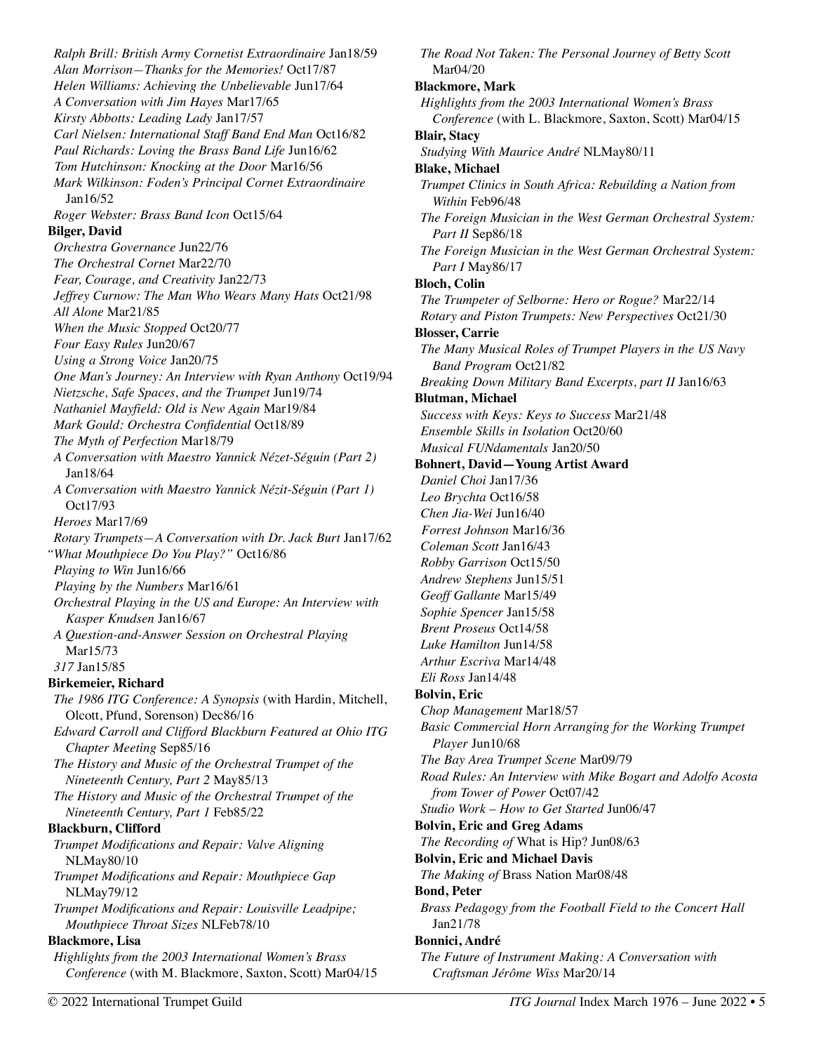*Ralph Brill: British Army Cornetist Extraordinaire* Jan18/59
*Alan Morrison—Thanks for the Memories!* Oct17/87
*Helen Williams: Achieving the Unbelievable* Jun17/64
*A Conversation with Jim Hayes* Mar17/65
*Kirsty Abbotts: Leading Lady* Jan17/57
*Carl Nielsen: International Staff Band End Man* Oct16/82
*Paul Richards: Loving the Brass Band Life* Jun16/62
*Tom Hutchinson: Knocking at the Door* Mar16/56
*Mark Wilkinson: Foden's Principal Cornet Extraordinaire* Jan16/52
*Roger Webster: Brass Band Icon* Oct15/64

**Bilger, David**
*Orchestra Governance* Jun22/76
*The Orchestral Cornet* Mar22/70
*Fear, Courage, and Creativity* Jan22/73
*Jeffrey Curnow: The Man Who Wears Many Hats* Oct21/98
*All Alone* Mar21/85
*When the Music Stopped* Oct20/77
*Four Easy Rules* Jun20/67
*Using a Strong Voice* Jan20/75
*One Man's Journey: An Interview with Ryan Anthony* Oct19/94
*Nietzsche, Safe Spaces, and the Trumpet* Jun19/74
*Nathaniel Mayfield: Old is New Again* Mar19/84
*Mark Gould: Orchestra Confidential* Oct18/89
*The Myth of Perfection* Mar18/79
*A Conversation with Maestro Yannick Nézet-Séguin (Part 2)* Jan18/64
*A Conversation with Maestro Yannick Nézit-Séguin (Part 1)* Oct17/93
*Heroes* Mar17/69
*Rotary Trumpets—A Conversation with Dr. Jack Burt* Jan17/62
*"What Mouthpiece Do You Play?"* Oct16/86
*Playing to Win* Jun16/66
*Playing by the Numbers* Mar16/61
*Orchestral Playing in the US and Europe: An Interview with Kasper Knudsen* Jan16/67
*A Question-and-Answer Session on Orchestral Playing* Mar15/73
*317* Jan15/85

**Birkemeier, Richard**
*The 1986 ITG Conference: A Synopsis* (with Hardin, Mitchell, Olcott, Pfund, Sorenson) Dec86/16
*Edward Carroll and Clifford Blackburn Featured at Ohio ITG Chapter Meeting* Sep85/16
*The History and Music of the Orchestral Trumpet of the Nineteenth Century, Part 2* May85/13
*The History and Music of the Orchestral Trumpet of the Nineteenth Century, Part 1* Feb85/22

**Blackburn, Clifford**
*Trumpet Modifications and Repair: Valve Aligning* NLMay80/10
*Trumpet Modifications and Repair: Mouthpiece Gap* NLMay79/12
*Trumpet Modifications and Repair: Louisville Leadpipe; Mouthpiece Throat Sizes* NLFeb78/10

**Blackmore, Lisa**
*Highlights from the 2003 International Women's Brass Conference* (with M. Blackmore, Saxton, Scott) Mar04/15
*The Road Not Taken: The Personal Journey of Betty Scott* Mar04/20

**Blackmore, Mark**
*Highlights from the 2003 International Women's Brass Conference* (with L. Blackmore, Saxton, Scott) Mar04/15

**Blair, Stacy**
*Studying With Maurice André* NLMay80/11

**Blake, Michael**
*Trumpet Clinics in South Africa: Rebuilding a Nation from Within* Feb96/48
*The Foreign Musician in the West German Orchestral System: Part II* Sep86/18
*The Foreign Musician in the West German Orchestral System: Part I* May86/17

**Bloch, Colin**
*The Trumpeter of Selborne: Hero or Rogue?* Mar22/14
*Rotary and Piston Trumpets: New Perspectives* Oct21/30

**Blosser, Carrie**
*The Many Musical Roles of Trumpet Players in the US Navy Band Program* Oct21/82
*Breaking Down Military Band Excerpts, part II* Jan16/63

**Blutman, Michael**
*Success with Keys: Keys to Success* Mar21/48
*Ensemble Skills in Isolation* Oct20/60
*Musical FUNdamentals* Jan20/50

**Bohnert, David—Young Artist Award**
*Daniel Choi* Jan17/36
*Leo Brychta* Oct16/58
*Chen Jia-Wei* Jun16/40
*Forrest Johnson* Mar16/36
*Coleman Scott* Jan16/43
*Robby Garrison* Oct15/50
*Andrew Stephens* Jun15/51
*Geoff Gallante* Mar15/49
*Sophie Spencer* Jan15/58
*Brent Proseus* Oct14/58
*Luke Hamilton* Jun14/58
*Arthur Escriva* Mar14/48
*Eli Ross* Jan14/48

**Bolvin, Eric**
*Chop Management* Mar18/57
*Basic Commercial Horn Arranging for the Working Trumpet Player* Jun10/68
*The Bay Area Trumpet Scene* Mar09/79
*Road Rules: An Interview with Mike Bogart and Adolfo Acosta from Tower of Power* Oct07/42
*Studio Work – How to Get Started* Jun06/47

**Bolvin, Eric and Greg Adams**
*The Recording of* What is Hip? Jun08/63

**Bolvin, Eric and Michael Davis**
*The Making of* Brass Nation Mar08/48

**Bond, Peter**
*Brass Pedagogy from the Football Field to the Concert Hall* Jan21/78

**Bonnici, André**
*The Future of Instrument Making: A Conversation with Craftsman Jérôme Wiss* Mar20/14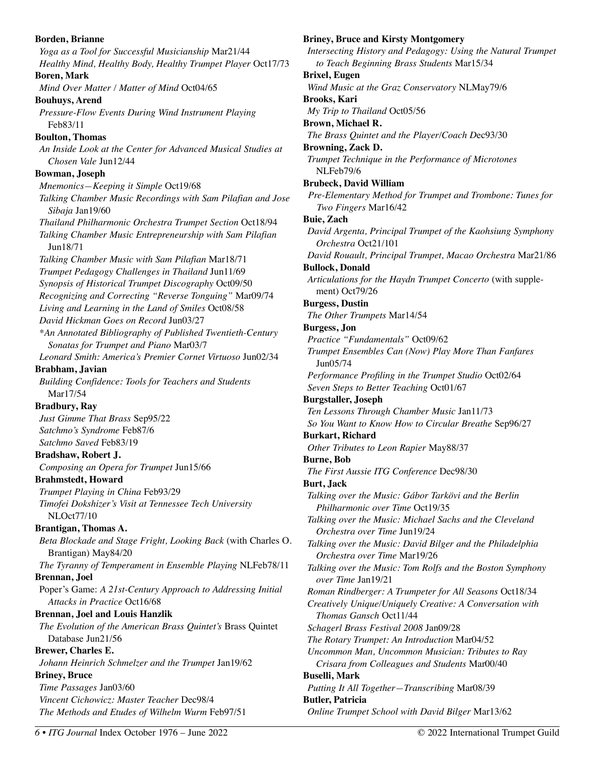**Borden, Brianne**
*Yoga as a Tool for Successful Musicianship* Mar21/44
*Healthy Mind, Healthy Body, Healthy Trumpet Player* Oct17/73

**Boren, Mark**
*Mind Over Matter / Matter of Mind* Oct04/65

**Bouhuys, Arend**
*Pressure-Flow Events During Wind Instrument Playing* Feb83/11

**Boulton, Thomas**
*An Inside Look at the Center for Advanced Musical Studies at Chosen Vale* Jun12/44

**Bowman, Joseph**
*Mnemonics—Keeping it Simple* Oct19/68
*Talking Chamber Music Recordings with Sam Pilafian and Jose Sibaja* Jan19/60
*Thailand Philharmonic Orchestra Trumpet Section* Oct18/94
*Talking Chamber Music Entrepreneurship with Sam Pilafian* Jun18/71
*Talking Chamber Music with Sam Pilafian* Mar18/71
*Trumpet Pedagogy Challenges in Thailand* Jun11/69
*Synopsis of Historical Trumpet Discography* Oct09/50
*Recognizing and Correcting "Reverse Tonguing"* Mar09/74
*Living and Learning in the Land of Smiles* Oct08/58
*David Hickman Goes on Record* Jun03/27
**An Annotated Bibliography of Published Twentieth-Century Sonatas for Trumpet and Piano* Mar03/7
*Leonard Smith: America's Premier Cornet Virtuoso* Jun02/34

**Brabham, Javian**
*Building Confidence: Tools for Teachers and Students* Mar17/54

**Bradbury, Ray**
*Just Gimme That Brass* Sep95/22
*Satchmo's Syndrome* Feb87/6
*Satchmo Saved* Feb83/19

**Bradshaw, Robert J.**
*Composing an Opera for Trumpet* Jun15/66

**Brahmstedt, Howard**
*Trumpet Playing in China* Feb93/29
*Timofei Dokshizer's Visit at Tennessee Tech University* NLOct77/10

**Brantigan, Thomas A.**
*Beta Blockade and Stage Fright, Looking Back* (with Charles O. Brantigan) May84/20
*The Tyranny of Temperament in Ensemble Playing* NLFeb78/11

**Brennan, Joel**
Poper's Game: *A 21st-Century Approach to Addressing Initial Attacks in Practice* Oct16/68

**Brennan, Joel and Louis Hanzlik**
*The Evolution of the American Brass Quintet's* Brass Quintet Database Jun21/56

**Brewer, Charles E.**
*Johann Heinrich Schmelzer and the Trumpet* Jan19/62

**Briney, Bruce**
*Time Passages* Jan03/60
*Vincent Cichowicz: Master Teacher* Dec98/4
*The Methods and Etudes of Wilhelm Wurm* Feb97/51

**Briney, Bruce and Kirsty Montgomery**
*Intersecting History and Pedagogy: Using the Natural Trumpet to Teach Beginning Brass Students* Mar15/34

**Brixel, Eugen**
*Wind Music at the Graz Conservatory* NLMay79/6

**Brooks, Kari**
*My Trip to Thailand* Oct05/56

**Brown, Michael R.**
*The Brass Quintet and the Player/Coach* Dec93/30

**Browning, Zack D.**
*Trumpet Technique in the Performance of Microtones* NLFeb79/6

**Brubeck, David William**
*Pre-Elementary Method for Trumpet and Trombone: Tunes for Two Fingers* Mar16/42

**Buie, Zach**
*David Argenta, Principal Trumpet of the Kaohsiung Symphony Orchestra* Oct21/101
*David Rouault, Principal Trumpet, Macao Orchestra* Mar21/86

**Bullock, Donald**
*Articulations for the Haydn Trumpet Concerto* (with supplement) Oct79/26

**Burgess, Dustin**
*The Other Trumpets* Mar14/54

**Burgess, Jon**
*Practice "Fundamentals"* Oct09/62
*Trumpet Ensembles Can (Now) Play More Than Fanfares* Jun05/74
*Performance Profiling in the Trumpet Studio* Oct02/64
*Seven Steps to Better Teaching* Oct01/67

**Burgstaller, Joseph**
*Ten Lessons Through Chamber Music* Jan11/73
*So You Want to Know How to Circular Breathe* Sep96/27

**Burkart, Richard**
*Other Tributes to Leon Rapier* May88/37

**Burne, Bob**
*The First Aussie ITG Conference* Dec98/30

**Burt, Jack**
*Talking over the Music: Gábor Tarkövi and the Berlin Philharmonic over Time* Oct19/35
*Talking over the Music: Michael Sachs and the Cleveland Orchestra over Time* Jun19/24
*Talking over the Music: David Bilger and the Philadelphia Orchestra over Time* Mar19/26
*Talking over the Music: Tom Rolfs and the Boston Symphony over Time* Jan19/21
*Roman Rindberger: A Trumpeter for All Seasons* Oct18/34
*Creatively Unique/Uniquely Creative: A Conversation with Thomas Gansch* Oct11/44
*Schagerl Brass Festival 2008* Jan09/28
*The Rotary Trumpet: An Introduction* Mar04/52
*Uncommon Man, Uncommon Musician: Tributes to Ray Crisara from Colleagues and Students* Mar00/40

**Buselli, Mark**
*Putting It All Together—Transcribing* Mar08/39

**Butler, Patricia**
*Online Trumpet School with David Bilger* Mar13/62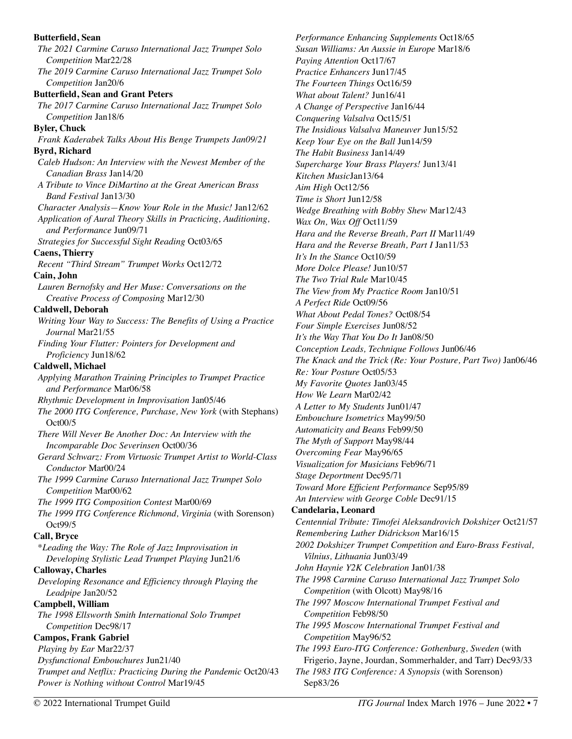**Butterfield, Sean**

*The 2021 Carmine Caruso International Jazz Trumpet Solo Competition* Mar22/28

*The 2019 Carmine Caruso International Jazz Trumpet Solo Competition* Jan20/6

**Butterfield, Sean and Grant Peters**

*The 2017 Carmine Caruso International Jazz Trumpet Solo Competition* Jan18/6

**Byler, Chuck**

*Frank Kaderabek Talks About His Benge Trumpets Jan09/21*

**Byrd, Richard**

*Caleb Hudson: An Interview with the Newest Member of the Canadian Brass* Jan14/20

*A Tribute to Vince DiMartino at the Great American Brass Band Festival* Jan13/30

*Character Analysis—Know Your Role in the Music!* Jan12/62

*Application of Aural Theory Skills in Practicing, Auditioning, and Performance* Jun09/71

*Strategies for Successful Sight Reading* Oct03/65

**Caens, Thierry**

*Recent "Third Stream" Trumpet Works* Oct12/72

**Cain, John**

*Lauren Bernofsky and Her Muse: Conversations on the Creative Process of Composing* Mar12/30

**Caldwell, Deborah**

*Writing Your Way to Success: The Benefits of Using a Practice Journal* Mar21/55

*Finding Your Flutter: Pointers for Development and Proficiency* Jun18/62

**Caldwell, Michael**

*Applying Marathon Training Principles to Trumpet Practice and Performance* Mar06/58

*Rhythmic Development in Improvisation* Jan05/46

*The 2000 ITG Conference, Purchase, New York* (with Stephans) Oct00/5

*There Will Never Be Another Doc: An Interview with the Incomparable Doc Severinsen* Oct00/36

*Gerard Schwarz: From Virtuosic Trumpet Artist to World-Class Conductor* Mar00/24

*The 1999 Carmine Caruso International Jazz Trumpet Solo Competition* Mar00/62

*The 1999 ITG Composition Contest* Mar00/69

*The 1999 ITG Conference Richmond, Virginia* (with Sorenson) Oct99/5

**Call, Bryce**

*\*Leading the Way: The Role of Jazz Improvisation in Developing Stylistic Lead Trumpet Playing* Jun21/6

**Calloway, Charles**

*Developing Resonance and Efficiency through Playing the Leadpipe* Jan20/52

**Campbell, William**

*The 1998 Ellsworth Smith International Solo Trumpet Competition* Dec98/17

**Campos, Frank Gabriel**

*Playing by Ear* Mar22/37

*Dysfunctional Embouchures* Jun21/40

*Trumpet and Netflix: Practicing During the Pandemic* Oct20/43

*Power is Nothing without Control* Mar19/45

*Performance Enhancing Supplements* Oct18/65

*Susan Williams: An Aussie in Europe* Mar18/6

*Paying Attention* Oct17/67

*Practice Enhancers* Jun17/45

*The Fourteen Things* Oct16/59

*What about Talent?* Jun16/41

*A Change of Perspective* Jan16/44

*Conquering Valsalva* Oct15/51

*The Insidious Valsalva Maneuver* Jun15/52

*Keep Your Eye on the Ball* Jun14/59

*The Habit Business* Jan14/49

*Supercharge Your Brass Players!* Jun13/41

*Kitchen Music*Jan13/64

*Aim High* Oct12/56

*Time is Short* Jun12/58

*Wedge Breathing with Bobby Shew* Mar12/43

*Wax On, Wax Off* Oct11/59

*Hara and the Reverse Breath, Part II* Mar11/49

*Hara and the Reverse Breath, Part I* Jan11/53

*It's In the Stance* Oct10/59

*More Dolce Please!* Jun10/57

*The Two Trial Rule* Mar10/45

*The View from My Practice Room* Jan10/51

*A Perfect Ride* Oct09/56

*What About Pedal Tones?* Oct08/54

*Four Simple Exercises* Jun08/52

*It's the Way That You Do It* Jan08/50

*Conception Leads, Technique Follows* Jun06/46

*The Knack and the Trick (Re: Your Posture, Part Two)* Jan06/46

*Re: Your Posture* Oct05/53

*My Favorite Quotes* Jan03/45

*How We Learn* Mar02/42

*A Letter to My Students* Jun01/47

*Embouchure Isometrics* May99/50

*Automaticity and Beans* Feb99/50

*The Myth of Support* May98/44

*Overcoming Fear* May96/65

*Visualization for Musicians* Feb96/71

*Stage Deportment* Dec95/71

*Toward More Efficient Performance* Sep95/89

*An Interview with George Coble* Dec91/15

**Candelaria, Leonard**

*Centennial Tribute: Timofei Aleksandrovich Dokshizer* Oct21/57

*Remembering Luther Didrickson* Mar16/15

*2002 Dokshizer Trumpet Competition and Euro-Brass Festival, Vilnius, Lithuania* Jun03/49

*John Haynie Y2K Celebration* Jan01/38

*The 1998 Carmine Caruso International Jazz Trumpet Solo Competition* (with Olcott) May98/16

*The 1997 Moscow International Trumpet Festival and Competition* Feb98/50

*The 1995 Moscow International Trumpet Festival and Competition* May96/52

*The 1993 Euro-ITG Conference: Gothenburg, Sweden* (with Frigerio, Jayne, Jourdan, Sommerhalder, and Tarr) Dec93/33

*The 1983 ITG Conference: A Synopsis* (with Sorenson) Sep83/26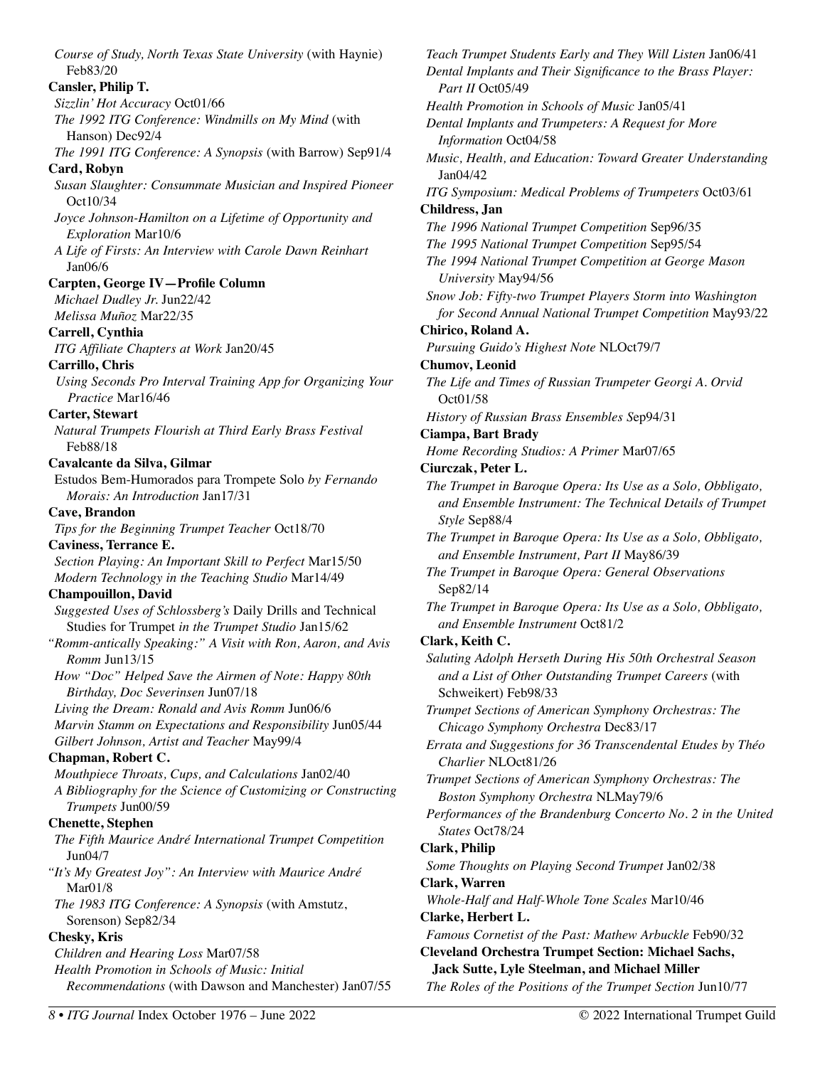*Course of Study, North Texas State University* (with Haynie) Feb83/20

**Cansler, Philip T.**

*Sizzlin' Hot Accuracy* Oct01/66

*The 1992 ITG Conference: Windmills on My Mind* (with Hanson) Dec92/4

*The 1991 ITG Conference: A Synopsis* (with Barrow) Sep91/4

**Card, Robyn**

*Susan Slaughter: Consummate Musician and Inspired Pioneer* Oct10/34

*Joyce Johnson-Hamilton on a Lifetime of Opportunity and Exploration* Mar10/6

*A Life of Firsts: An Interview with Carole Dawn Reinhart* Jan06/6

**Carpten, George IV—Profile Column**

*Michael Dudley Jr.* Jun22/42

*Melissa Muñoz* Mar22/35

**Carrell, Cynthia**

*ITG Affiliate Chapters at Work* Jan20/45

**Carrillo, Chris**

*Using Seconds Pro Interval Training App for Organizing Your Practice* Mar16/46

**Carter, Stewart**

*Natural Trumpets Flourish at Third Early Brass Festival* Feb88/18

**Cavalcante da Silva, Gilmar**

Estudos Bem-Humorados para Trompete Solo *by Fernando Morais: An Introduction* Jan17/31

**Cave, Brandon**

*Tips for the Beginning Trumpet Teacher* Oct18/70

**Caviness, Terrance E.**

*Section Playing: An Important Skill to Perfect* Mar15/50

*Modern Technology in the Teaching Studio* Mar14/49

**Champouillon, David**

*Suggested Uses of Schlossberg's* Daily Drills and Technical Studies for Trumpet *in the Trumpet Studio* Jan15/62

*"Romm-antically Speaking:" A Visit with Ron, Aaron, and Avis Romm* Jun13/15

*How "Doc" Helped Save the Airmen of Note: Happy 80th Birthday, Doc Severinsen* Jun07/18

*Living the Dream: Ronald and Avis Romm* Jun06/6

*Marvin Stamm on Expectations and Responsibility* Jun05/44

*Gilbert Johnson, Artist and Teacher* May99/4

**Chapman, Robert C.**

*Mouthpiece Throats, Cups, and Calculations* Jan02/40

*A Bibliography for the Science of Customizing or Constructing Trumpets* Jun00/59

**Chenette, Stephen**

*The Fifth Maurice André International Trumpet Competition* Jun04/7

*"It's My Greatest Joy": An Interview with Maurice André* Mar01/8

*The 1983 ITG Conference: A Synopsis* (with Amstutz, Sorenson) Sep82/34

**Chesky, Kris**

*Children and Hearing Loss* Mar07/58

*Health Promotion in Schools of Music: Initial Recommendations* (with Dawson and Manchester) Jan07/55

*Teach Trumpet Students Early and They Will Listen* Jan06/41

*Dental Implants and Their Significance to the Brass Player: Part II* Oct05/49

*Health Promotion in Schools of Music* Jan05/41

*Dental Implants and Trumpeters: A Request for More Information* Oct04/58

*Music, Health, and Education: Toward Greater Understanding* Jan04/42

*ITG Symposium: Medical Problems of Trumpeters* Oct03/61

**Childress, Jan**

*The 1996 National Trumpet Competition* Sep96/35

*The 1995 National Trumpet Competition* Sep95/54

*The 1994 National Trumpet Competition at George Mason University* May94/56

*Snow Job: Fifty-two Trumpet Players Storm into Washington for Second Annual National Trumpet Competition* May93/22

**Chirico, Roland A.**

*Pursuing Guido's Highest Note* NLOct79/7

**Chumov, Leonid**

*The Life and Times of Russian Trumpeter Georgi A. Orvid* Oct01/58

*History of Russian Brass Ensembles S*ep94/31

**Ciampa, Bart Brady**

*Home Recording Studios: A Primer* Mar07/65

**Ciurczak, Peter L.**

*The Trumpet in Baroque Opera: Its Use as a Solo, Obbligato, and Ensemble Instrument: The Technical Details of Trumpet Style* Sep88/4

*The Trumpet in Baroque Opera: Its Use as a Solo, Obbligato, and Ensemble Instrument, Part II* May86/39

*The Trumpet in Baroque Opera: General Observations* Sep82/14

*The Trumpet in Baroque Opera: Its Use as a Solo, Obbligato, and Ensemble Instrument* Oct81/2

**Clark, Keith C.**

*Saluting Adolph Herseth During His 50th Orchestral Season and a List of Other Outstanding Trumpet Careers* (with Schweikert) Feb98/33

*Trumpet Sections of American Symphony Orchestras: The Chicago Symphony Orchestra* Dec83/17

*Errata and Suggestions for 36 Transcendental Etudes by Théo Charlier* NLOct81/26

*Trumpet Sections of American Symphony Orchestras: The Boston Symphony Orchestra* NLMay79/6

*Performances of the Brandenburg Concerto No. 2 in the United States* Oct78/24

**Clark, Philip**

*Some Thoughts on Playing Second Trumpet* Jan02/38

**Clark, Warren**

*Whole-Half and Half-Whole Tone Scales* Mar10/46

**Clarke, Herbert L.**

*Famous Cornetist of the Past: Mathew Arbuckle* Feb90/32

**Cleveland Orchestra Trumpet Section: Michael Sachs, Jack Sutte, Lyle Steelman, and Michael Miller**

*The Roles of the Positions of the Trumpet Section* Jun10/77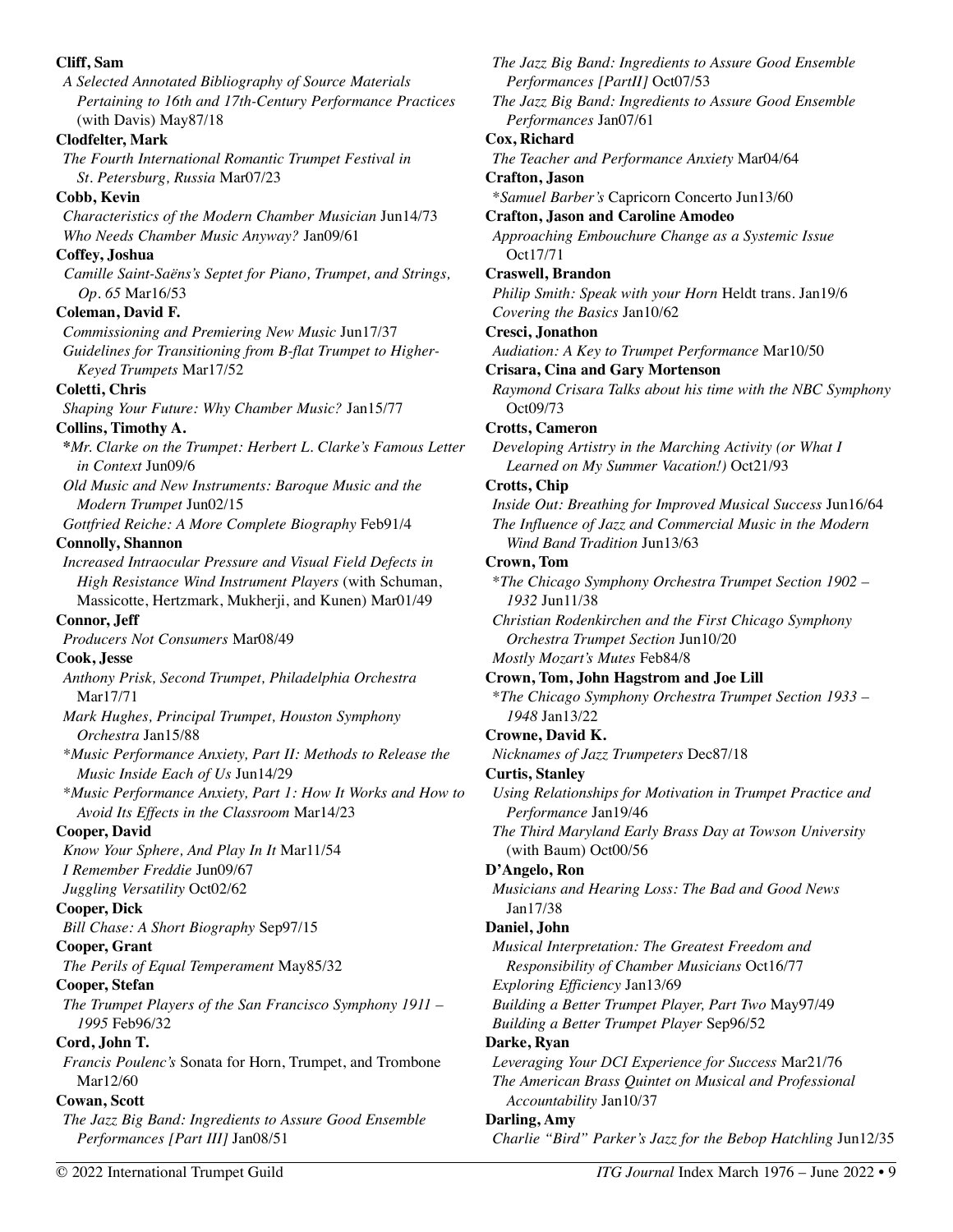**Cliff, Sam**

*A Selected Annotated Bibliography of Source Materials Pertaining to 16th and 17th-Century Performance Practices* (with Davis) May87/18

**Clodfelter, Mark**

*The Fourth International Romantic Trumpet Festival in St. Petersburg, Russia* Mar07/23

**Cobb, Kevin**

*Characteristics of the Modern Chamber Musician* Jun14/73

*Who Needs Chamber Music Anyway?* Jan09/61

**Coffey, Joshua**

*Camille Saint-Saëns's Septet for Piano, Trumpet, and Strings, Op. 65* Mar16/53

**Coleman, David F.**

*Commissioning and Premiering New Music* Jun17/37

*Guidelines for Transitioning from B-flat Trumpet to Higher-Keyed Trumpets* Mar17/52

**Coletti, Chris**

*Shaping Your Future: Why Chamber Music?* Jan15/77

**Collins, Timothy A.**

**\****Mr. Clarke on the Trumpet: Herbert L. Clarke's Famous Letter in Context* Jun09/6

*Old Music and New Instruments: Baroque Music and the Modern Trumpet* Jun02/15

*Gottfried Reiche: A More Complete Biography* Feb91/4

**Connolly, Shannon**

*Increased Intraocular Pressure and Visual Field Defects in High Resistance Wind Instrument Players* (with Schuman, Massicotte, Hertzmark, Mukherji, and Kunen) Mar01/49

**Connor, Jeff**

*Producers Not Consumers* Mar08/49

**Cook, Jesse**

*Anthony Prisk, Second Trumpet, Philadelphia Orchestra* Mar17/71

*Mark Hughes, Principal Trumpet, Houston Symphony Orchestra* Jan15/88

\**Music Performance Anxiety, Part II: Methods to Release the Music Inside Each of Us* Jun14/29

\**Music Performance Anxiety, Part 1: How It Works and How to Avoid Its Effects in the Classroom* Mar14/23

**Cooper, David**

*Know Your Sphere, And Play In It* Mar11/54

*I Remember Freddie* Jun09/67

*Juggling Versatility* Oct02/62

**Cooper, Dick**

*Bill Chase: A Short Biography* Sep97/15

**Cooper, Grant**

*The Perils of Equal Temperament* May85/32

**Cooper, Stefan**

*The Trumpet Players of the San Francisco Symphony 1911 – 1995* Feb96/32

**Cord, John T.**

*Francis Poulenc's* Sonata for Horn, Trumpet, and Trombone Mar12/60

**Cowan, Scott**

*The Jazz Big Band: Ingredients to Assure Good Ensemble Performances [Part III]* Jan08/51

*The Jazz Big Band: Ingredients to Assure Good Ensemble Performances [PartII]* Oct07/53

*The Jazz Big Band: Ingredients to Assure Good Ensemble Performances* Jan07/61

**Cox, Richard**

*The Teacher and Performance Anxiety* Mar04/64

**Crafton, Jason**

\**Samuel Barber's* Capricorn Concerto Jun13/60

**Crafton, Jason and Caroline Amodeo**

*Approaching Embouchure Change as a Systemic Issue* Oct17/71

**Craswell, Brandon**

*Philip Smith: Speak with your Horn* Heldt trans. Jan19/6

*Covering the Basics* Jan10/62

**Cresci, Jonathon**

*Audiation: A Key to Trumpet Performance* Mar10/50

**Crisara, Cina and Gary Mortenson**

*Raymond Crisara Talks about his time with the NBC Symphony* Oct09/73

**Crotts, Cameron**

*Developing Artistry in the Marching Activity (or What I Learned on My Summer Vacation!)* Oct21/93

**Crotts, Chip**

*Inside Out: Breathing for Improved Musical Success* Jun16/64

*The Influence of Jazz and Commercial Music in the Modern Wind Band Tradition* Jun13/63

**Crown, Tom**

\**The Chicago Symphony Orchestra Trumpet Section 1902 – 1932* Jun11/38

*Christian Rodenkirchen and the First Chicago Symphony Orchestra Trumpet Section* Jun10/20

*Mostly Mozart's Mutes* Feb84/8

**Crown, Tom, John Hagstrom and Joe Lill**

\**The Chicago Symphony Orchestra Trumpet Section 1933 – 1948* Jan13/22

**Crowne, David K.**

*Nicknames of Jazz Trumpeters* Dec87/18

**Curtis, Stanley**

*Using Relationships for Motivation in Trumpet Practice and Performance* Jan19/46

*The Third Maryland Early Brass Day at Towson University* (with Baum) Oct00/56

**D'Angelo, Ron**

*Musicians and Hearing Loss: The Bad and Good News* Jan17/38

**Daniel, John**

*Musical Interpretation: The Greatest Freedom and Responsibility of Chamber Musicians* Oct16/77

*Exploring Efficiency* Jan13/69

*Building a Better Trumpet Player, Part Two* May97/49

*Building a Better Trumpet Player* Sep96/52

**Darke, Ryan**

*Leveraging Your DCI Experience for Success* Mar21/76

*The American Brass Quintet on Musical and Professional Accountability* Jan10/37

**Darling, Amy**

*Charlie "Bird" Parker's Jazz for the Bebop Hatchling* Jun12/35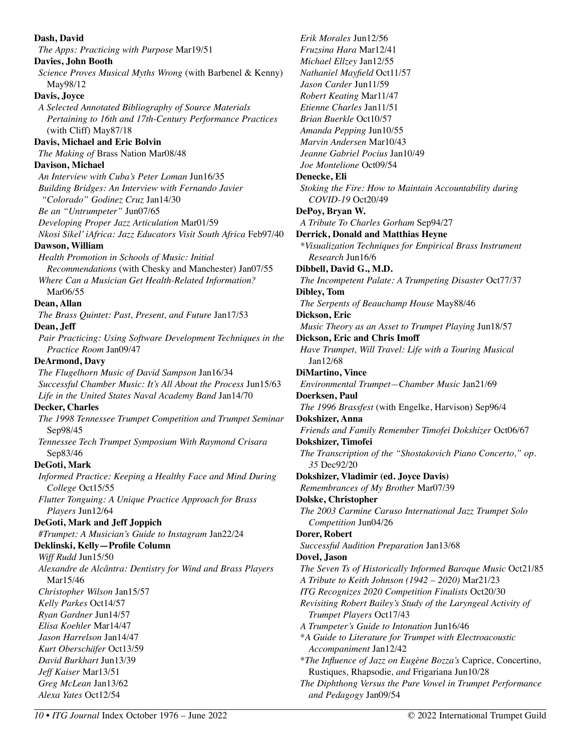**Dash, David**

*The Apps: Practicing with Purpose* Mar19/51

**Davies, John Booth**

*Science Proves Musical Myths Wrong* (with Barbenel & Kenny) May98/12

**Davis, Joyce**

*A Selected Annotated Bibliography of Source Materials Pertaining to 16th and 17th-Century Performance Practices* (with Cliff) May87/18

**Davis, Michael and Eric Bolvin**

*The Making of* Brass Nation Mar08/48

**Davison, Michael**

*An Interview with Cuba's Peter Loman* Jun16/35

*Building Bridges: An Interview with Fernando Javier "Colorado" Godinez Cruz* Jan14/30

*Be an "Untrumpeter"* Jun07/65

*Developing Proper Jazz Articulation* Mar01/59

*Nkosi Sikel' iAfrica: Jazz Educators Visit South Africa* Feb97/40

**Dawson, William**

*Health Promotion in Schools of Music: Initial Recommendations* (with Chesky and Manchester) Jan07/55

*Where Can a Musician Get Health-Related Information?* Mar06/55

**Dean, Allan**

*The Brass Quintet: Past, Present, and Future* Jan17/53

**Dean, Jeff**

*Pair Practicing: Using Software Development Techniques in the Practice Room* Jan09/47

**DeArmond, Davy**

*The Flugelhorn Music of David Sampson* Jan16/34

*Successful Chamber Music: It's All About the Process* Jun15/63

*Life in the United States Naval Academy Band* Jan14/70

**Decker, Charles**

*The 1998 Tennessee Trumpet Competition and Trumpet Seminar* Sep98/45

*Tennessee Tech Trumpet Symposium With Raymond Crisara* Sep83/46

**DeGoti, Mark**

*Informed Practice: Keeping a Healthy Face and Mind During College* Oct15/55

*Flutter Tonguing: A Unique Practice Approach for Brass Players* Jun12/64

**DeGoti, Mark and Jeff Joppich**

*#Trumpet: A Musician's Guide to Instagram* Jan22/24

**Deklinski, Kelly—Profile Column**

*Wiff Rudd* Jun15/50

*Alexandre de Alcântra: Dentistry for Wind and Brass Players* Mar15/46

*Christopher Wilson* Jan15/57

*Kelly Parkes* Oct14/57

*Ryan Gardner* Jun14/57

*Elisa Koehler* Mar14/47

*Jason Harrelson* Jan14/47

*Kurt Oberschäfer* Oct13/59

*David Burkhart* Jun13/39

*Jeff Kaiser* Mar13/51

*Greg McLean* Jan13/62

*Alexa Yates* Oct12/54

*Erik Morales* Jun12/56

*Fruzsina Hara* Mar12/41

*Michael Ellzey* Jan12/55

*Nathaniel Mayfield* Oct11/57

*Jason Carder* Jun11/59

*Robert Keating* Mar11/47

*Etienne Charles* Jan11/51

*Brian Buerkle* Oct10/57

*Amanda Pepping* Jun10/55

*Marvin Andersen* Mar10/43

*Jeanne Gabriel Pocius* Jan10/49

*Joe Montelione* Oct09/54

**Denecke, Eli**

*Stoking the Fire: How to Maintain Accountability during COVID-19* Oct20/49

**DePoy, Bryan W.**

*A Tribute To Charles Gorham* Sep94/27

**Derrick, Donald and Matthias Heyne**

**Visualization Techniques for Empirical Brass Instrument Research* Jun16/6

**Dibbell, David G., M.D.**

*The Incompetent Palate: A Trumpeting Disaster* Oct77/37

**Dibley, Tom**

*The Serpents of Beauchamp House* May88/46

**Dickson, Eric**

*Music Theory as an Asset to Trumpet Playing* Jun18/57

**Dickson, Eric and Chris Imoff**

*Have Trumpet, Will Travel: Life with a Touring Musical* Jan12/68

**DiMartino, Vince**

*Environmental Trumpet—Chamber Music* Jan21/69

**Doerksen, Paul**

*The 1996 Brassfest* (with Engelke, Harvison) Sep96/4

**Dokshizer, Anna**

*Friends and Family Remember Timofei Dokshizer* Oct06/67

**Dokshizer, Timofei**

*The Transcription of the "Shostakovich Piano Concerto," op. 35* Dec92/20

**Dokshizer, Vladimir (ed. Joyce Davis)**

*Remembrances of My Brother* Mar07/39

**Dolske, Christopher**

*The 2003 Carmine Caruso International Jazz Trumpet Solo Competition* Jun04/26

**Dorer, Robert**

*Successful Audition Preparation* Jan13/68

**Dovel, Jason**

*The Seven Ts of Historically Informed Baroque Music* Oct21/85

*A Tribute to Keith Johnson (1942 – 2020)* Mar21/23

*ITG Recognizes 2020 Competition Finalists* Oct20/30

*Revisiting Robert Bailey's Study of the Laryngeal Activity of Trumpet Players* Oct17/43

*A Trumpeter's Guide to Intonation* Jun16/46

**A Guide to Literature for Trumpet with Electroacoustic Accompaniment* Jan12/42

**The Influence of Jazz on Eugène Bozza's* Caprice*,* Concertino*,* Rustiques*,* Rhapsodie*, and* Frigariana Jun10/28

*The Diphthong Versus the Pure Vowel in Trumpet Performance and Pedagogy* Jan09/54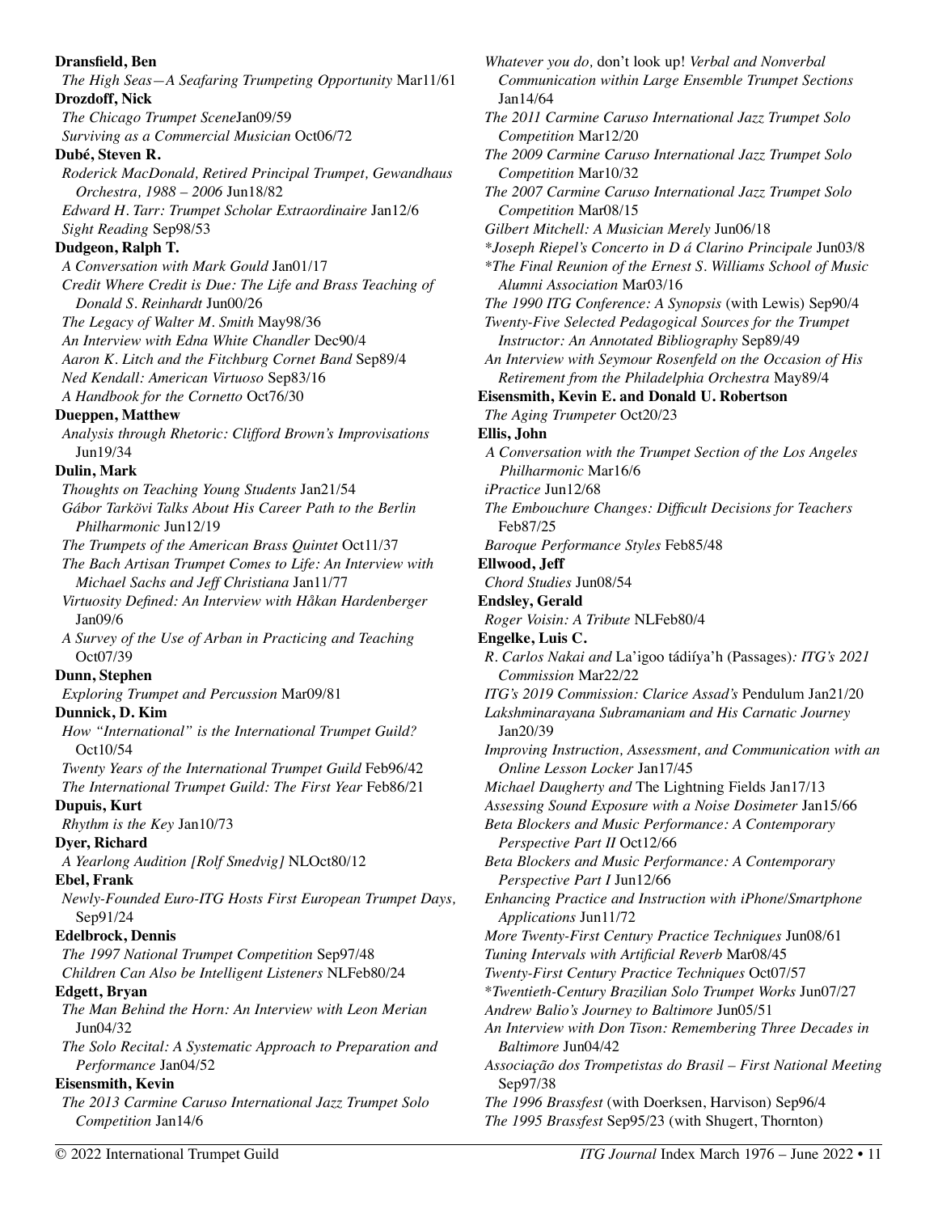**Dransfield, Ben**
*The High Seas—A Seafaring Trumpeting Opportunity* Mar11/61

**Drozdoff, Nick**
*The Chicago Trumpet Scene*Jan09/59
*Surviving as a Commercial Musician* Oct06/72

**Dubé, Steven R.**
*Roderick MacDonald, Retired Principal Trumpet, Gewandhaus Orchestra, 1988 – 2006* Jun18/82
*Edward H. Tarr: Trumpet Scholar Extraordinaire* Jan12/6
*Sight Reading* Sep98/53

**Dudgeon, Ralph T.**
*A Conversation with Mark Gould* Jan01/17
*Credit Where Credit is Due: The Life and Brass Teaching of Donald S. Reinhardt* Jun00/26
*The Legacy of Walter M. Smith* May98/36
*An Interview with Edna White Chandler* Dec90/4
*Aaron K. Litch and the Fitchburg Cornet Band* Sep89/4
*Ned Kendall: American Virtuoso* Sep83/16
*A Handbook for the Cornetto* Oct76/30

**Dueppen, Matthew**
*Analysis through Rhetoric: Clifford Brown's Improvisations* Jun19/34

**Dulin, Mark**
*Thoughts on Teaching Young Students* Jan21/54
*Gábor Tarkövi Talks About His Career Path to the Berlin Philharmonic* Jun12/19
*The Trumpets of the American Brass Quintet* Oct11/37
*The Bach Artisan Trumpet Comes to Life: An Interview with Michael Sachs and Jeff Christiana* Jan11/77
*Virtuosity Defined: An Interview with Håkan Hardenberger* Jan09/6
*A Survey of the Use of Arban in Practicing and Teaching* Oct07/39

**Dunn, Stephen**
*Exploring Trumpet and Percussion* Mar09/81

**Dunnick, D. Kim**
*How "International" is the International Trumpet Guild?* Oct10/54
*Twenty Years of the International Trumpet Guild* Feb96/42
*The International Trumpet Guild: The First Year* Feb86/21

**Dupuis, Kurt**
*Rhythm is the Key* Jan10/73

**Dyer, Richard**
*A Yearlong Audition [Rolf Smedvig]* NLOct80/12

**Ebel, Frank**
*Newly-Founded Euro-ITG Hosts First European Trumpet Days,* Sep91/24

**Edelbrock, Dennis**
*The 1997 National Trumpet Competition* Sep97/48
*Children Can Also be Intelligent Listeners* NLFeb80/24

**Edgett, Bryan**
*The Man Behind the Horn: An Interview with Leon Merian* Jun04/32
*The Solo Recital: A Systematic Approach to Preparation and Performance* Jan04/52

**Eisensmith, Kevin**
*The 2013 Carmine Caruso International Jazz Trumpet Solo Competition* Jan14/6
*Whatever you do,* don't look up! *Verbal and Nonverbal Communication within Large Ensemble Trumpet Sections* Jan14/64
*The 2011 Carmine Caruso International Jazz Trumpet Solo Competition* Mar12/20
*The 2009 Carmine Caruso International Jazz Trumpet Solo Competition* Mar10/32
*The 2007 Carmine Caruso International Jazz Trumpet Solo Competition* Mar08/15
*Gilbert Mitchell: A Musician Merely* Jun06/18
*\*Joseph Riepel's Concerto in D á Clarino Principale* Jun03/8
*\*The Final Reunion of the Ernest S. Williams School of Music Alumni Association* Mar03/16
*The 1990 ITG Conference: A Synopsis* (with Lewis) Sep90/4
*Twenty-Five Selected Pedagogical Sources for the Trumpet Instructor: An Annotated Bibliography* Sep89/49
*An Interview with Seymour Rosenfeld on the Occasion of His Retirement from the Philadelphia Orchestra* May89/4

**Eisensmith, Kevin E. and Donald U. Robertson**
*The Aging Trumpeter* Oct20/23

**Ellis, John**
*A Conversation with the Trumpet Section of the Los Angeles Philharmonic* Mar16/6
*iPractice* Jun12/68
*The Embouchure Changes: Difficult Decisions for Teachers* Feb87/25
*Baroque Performance Styles* Feb85/48

**Ellwood, Jeff**
*Chord Studies* Jun08/54

**Endsley, Gerald**
*Roger Voisin: A Tribute* NLFeb80/4

**Engelke, Luis C.**
*R. Carlos Nakai and* La'igoo tádiíya'h (Passages)*: ITG's 2021 Commission* Mar22/22
*ITG's 2019 Commission: Clarice Assad's* Pendulum Jan21/20
*Lakshminarayana Subramaniam and His Carnatic Journey* Jan20/39
*Improving Instruction, Assessment, and Communication with an Online Lesson Locker* Jan17/45
*Michael Daugherty and* The Lightning Fields Jan17/13
*Assessing Sound Exposure with a Noise Dosimeter* Jan15/66
*Beta Blockers and Music Performance: A Contemporary Perspective Part II* Oct12/66
*Beta Blockers and Music Performance: A Contemporary Perspective Part I* Jun12/66
*Enhancing Practice and Instruction with iPhone/Smartphone Applications* Jun11/72
*More Twenty-First Century Practice Techniques* Jun08/61
*Tuning Intervals with Artificial Reverb* Mar08/45
*Twenty-First Century Practice Techniques* Oct07/57
*\*Twentieth-Century Brazilian Solo Trumpet Works* Jun07/27
*Andrew Balio's Journey to Baltimore* Jun05/51
*An Interview with Don Tison: Remembering Three Decades in Baltimore* Jun04/42
*Associação dos Trompetistas do Brasil – First National Meeting* Sep97/38
*The 1996 Brassfest* (with Doerksen, Harvison) Sep96/4
*The 1995 Brassfest* Sep95/23 (with Shugert, Thornton)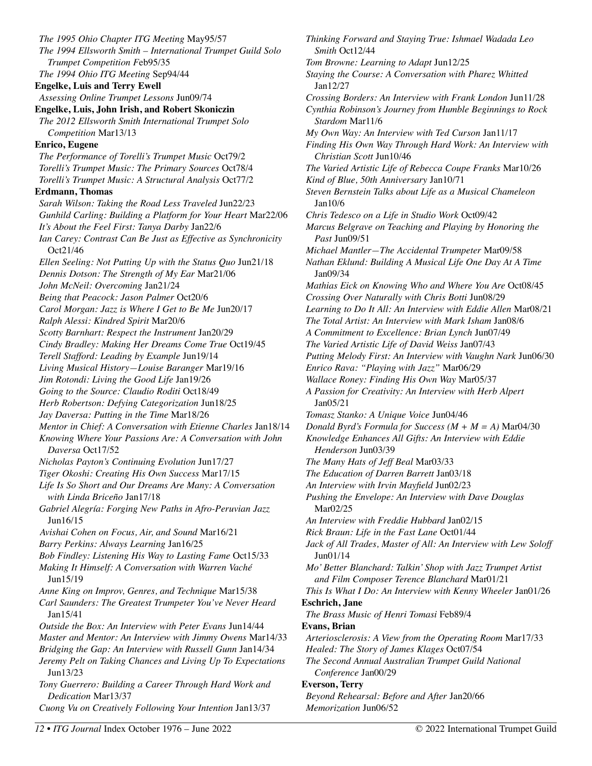*The 1995 Ohio Chapter ITG Meeting* May95/57
*The 1994 Ellsworth Smith – International Trumpet Guild Solo Trumpet Competition* Feb95/35
*The 1994 Ohio ITG Meeting* Sep94/44

**Engelke, Luis and Terry Ewell**
*Assessing Online Trumpet Lessons* Jun09/74

**Engelke, Luis, John Irish, and Robert Skoniczin**
*The 2012 Ellsworth Smith International Trumpet Solo Competition* Mar13/13

**Enrico, Eugene**
*The Performance of Torelli's Trumpet Music* Oct79/2
*Torelli's Trumpet Music: The Primary Sources* Oct78/4
*Torelli's Trumpet Music: A Structural Analysis* Oct77/2

**Erdmann, Thomas**
*Sarah Wilson: Taking the Road Less Traveled* Jun22/23
*Gunhild Carling: Building a Platform for Your Heart* Mar22/06
*It's About the Feel First: Tanya Darby* Jan22/6
*Ian Carey: Contrast Can Be Just as Effective as Synchronicity* Oct21/46
*Ellen Seeling: Not Putting Up with the Status Quo* Jun21/18
*Dennis Dotson: The Strength of My Ear* Mar21/06
*John McNeil: Overcoming* Jan21/24
*Being that Peacock: Jason Palmer* Oct20/6
*Carol Morgan: Jazz is Where I Get to Be Me* Jun20/17
*Ralph Alessi: Kindred Spirit* Mar20/6
*Scotty Barnhart: Respect the Instrument* Jan20/29
*Cindy Bradley: Making Her Dreams Come True* Oct19/45
*Terell Stafford: Leading by Example* Jun19/14
*Living Musical History—Louise Baranger* Mar19/16
*Jim Rotondi: Living the Good Life* Jan19/26
*Going to the Source: Claudio Roditi* Oct18/49
*Herb Robertson: Defying Categorization* Jun18/25
*Jay Daversa: Putting in the Time* Mar18/26
*Mentor in Chief: A Conversation with Etienne Charles* Jan18/14
*Knowing Where Your Passions Are: A Conversation with John Daversa* Oct17/52
*Nicholas Payton's Continuing Evolution* Jun17/27
*Tiger Okoshi: Creating His Own Success* Mar17/15
*Life Is So Short and Our Dreams Are Many: A Conversation with Linda Briceño* Jan17/18
*Gabriel Alegría: Forging New Paths in Afro-Peruvian Jazz* Jun16/15
*Avishai Cohen on Focus, Air, and Sound* Mar16/21
*Barry Perkins: Always Learning* Jan16/25
*Bob Findley: Listening His Way to Lasting Fame* Oct15/33
*Making It Himself: A Conversation with Warren Vaché* Jun15/19
*Anne King on Improv, Genres, and Technique* Mar15/38
*Carl Saunders: The Greatest Trumpeter You've Never Heard* Jan15/41
*Outside the Box: An Interview with Peter Evans* Jun14/44
*Master and Mentor: An Interview with Jimmy Owens* Mar14/33
*Bridging the Gap: An Interview with Russell Gunn* Jan14/34
*Jeremy Pelt on Taking Chances and Living Up To Expectations* Jun13/23
*Tony Guerrero: Building a Career Through Hard Work and Dedication* Mar13/37
*Cuong Vu on Creatively Following Your Intention* Jan13/37
*Thinking Forward and Staying True: Ishmael Wadada Leo Smith* Oct12/44
*Tom Browne: Learning to Adapt* Jun12/25
*Staying the Course: A Conversation with Pharez Whitted* Jan12/27
*Crossing Borders: An Interview with Frank London* Jun11/28
*Cynthia Robinson's Journey from Humble Beginnings to Rock Stardom* Mar11/6
*My Own Way: An Interview with Ted Curson* Jan11/17
*Finding His Own Way Through Hard Work: An Interview with Christian Scott* Jun10/46
*The Varied Artistic Life of Rebecca Coupe Franks* Mar10/26
*Kind of Blue, 50th Anniversary* Jan10/71
*Steven Bernstein Talks about Life as a Musical Chameleon* Jan10/6
*Chris Tedesco on a Life in Studio Work* Oct09/42
*Marcus Belgrave on Teaching and Playing by Honoring the Past* Jun09/51
*Michael Mantler—The Accidental Trumpeter* Mar09/58
*Nathan Eklund: Building A Musical Life One Day At A Time* Jan09/34
*Mathias Eick on Knowing Who and Where You Are* Oct08/45
*Crossing Over Naturally with Chris Botti* Jun08/29
*Learning to Do It All: An Interview with Eddie Allen* Mar08/21
*The Total Artist: An Interview with Mark Isham* Jan08/6
*A Commitment to Excellence: Brian Lynch* Jun07/49
*The Varied Artistic Life of David Weiss* Jan07/43
*Putting Melody First: An Interview with Vaughn Nark* Jun06/30
*Enrico Rava: "Playing with Jazz"* Mar06/29
*Wallace Roney: Finding His Own Way* Mar05/37
*A Passion for Creativity: An Interview with Herb Alpert* Jan05/21
*Tomasz Stanko: A Unique Voice* Jun04/46
*Donald Byrd's Formula for Success (M + M = A)* Mar04/30
*Knowledge Enhances All Gifts: An Interview with Eddie Henderson* Jun03/39
*The Many Hats of Jeff Beal* Mar03/33
*The Education of Darren Barrett* Jan03/18
*An Interview with Irvin Mayfield* Jun02/23
*Pushing the Envelope: An Interview with Dave Douglas* Mar02/25
*An Interview with Freddie Hubbard* Jan02/15
*Rick Braun: Life in the Fast Lane* Oct01/44
*Jack of All Trades, Master of All: An Interview with Lew Soloff* Jun01/14
*Mo' Better Blanchard: Talkin' Shop with Jazz Trumpet Artist and Film Composer Terence Blanchard* Mar01/21
*This Is What I Do: An Interview with Kenny Wheeler* Jan01/26

**Eschrich, Jane**
*The Brass Music of Henri Tomasi* Feb89/4

**Evans, Brian**
*Arteriosclerosis: A View from the Operating Room* Mar17/33
*Healed: The Story of James Klages* Oct07/54
*The Second Annual Australian Trumpet Guild National Conference* Jan00/29

**Everson, Terry**
*Beyond Rehearsal: Before and After* Jan20/66
*Memorization* Jun06/52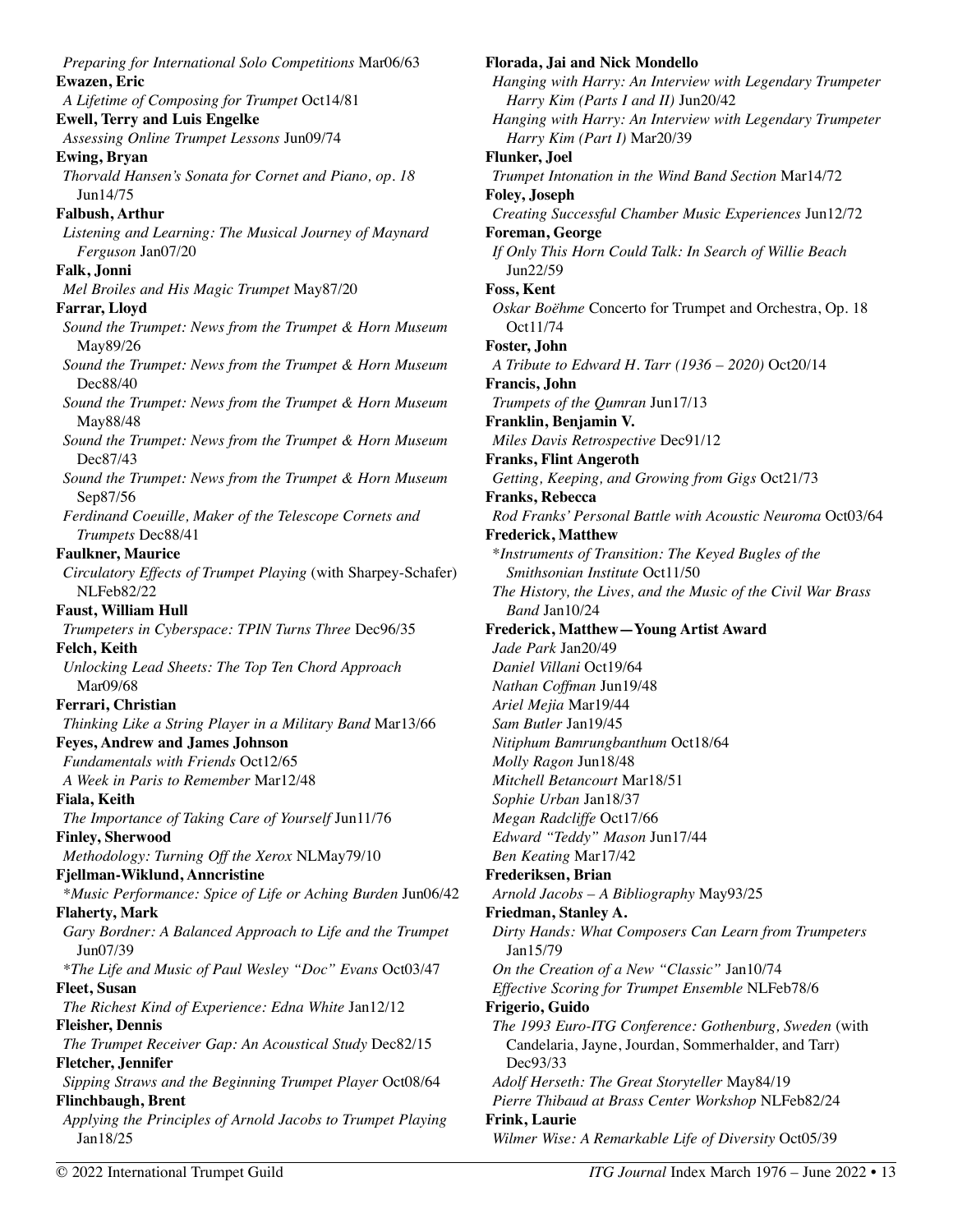*Preparing for International Solo Competitions* Mar06/63

**Ewazen, Eric**

*A Lifetime of Composing for Trumpet* Oct14/81

**Ewell, Terry and Luis Engelke**

*Assessing Online Trumpet Lessons* Jun09/74

**Ewing, Bryan**

*Thorvald Hansen's Sonata for Cornet and Piano, op. 18* Jun14/75

**Falbush, Arthur**

*Listening and Learning: The Musical Journey of Maynard Ferguson* Jan07/20

**Falk, Jonni**

*Mel Broiles and His Magic Trumpet* May87/20

**Farrar, Lloyd**

*Sound the Trumpet: News from the Trumpet & Horn Museum* May89/26

*Sound the Trumpet: News from the Trumpet & Horn Museum* Dec88/40

*Sound the Trumpet: News from the Trumpet & Horn Museum* May88/48

*Sound the Trumpet: News from the Trumpet & Horn Museum* Dec87/43

*Sound the Trumpet: News from the Trumpet & Horn Museum* Sep87/56

*Ferdinand Coeuille, Maker of the Telescope Cornets and Trumpets* Dec88/41

**Faulkner, Maurice**

*Circulatory Effects of Trumpet Playing* (with Sharpey-Schafer) NLFeb82/22

**Faust, William Hull**

*Trumpeters in Cyberspace: TPIN Turns Three* Dec96/35

**Felch, Keith**

*Unlocking Lead Sheets: The Top Ten Chord Approach* Mar09/68

**Ferrari, Christian**

*Thinking Like a String Player in a Military Band* Mar13/66

**Feyes, Andrew and James Johnson**

*Fundamentals with Friends* Oct12/65

*A Week in Paris to Remember* Mar12/48

**Fiala, Keith**

*The Importance of Taking Care of Yourself* Jun11/76

**Finley, Sherwood**

*Methodology: Turning Off the Xerox* NLMay79/10

**Fjellman-Wiklund, Anncristine**

\**Music Performance: Spice of Life or Aching Burden* Jun06/42

**Flaherty, Mark**

*Gary Bordner: A Balanced Approach to Life and the Trumpet* Jun07/39

\**The Life and Music of Paul Wesley "Doc" Evans* Oct03/47

**Fleet, Susan**

*The Richest Kind of Experience: Edna White* Jan12/12

**Fleisher, Dennis**

*The Trumpet Receiver Gap: An Acoustical Study* Dec82/15

**Fletcher, Jennifer**

*Sipping Straws and the Beginning Trumpet Player* Oct08/64

**Flinchbaugh, Brent**

*Applying the Principles of Arnold Jacobs to Trumpet Playing* Jan18/25

**Florada, Jai and Nick Mondello**

*Hanging with Harry: An Interview with Legendary Trumpeter Harry Kim (Parts I and II)* Jun20/42

*Hanging with Harry: An Interview with Legendary Trumpeter Harry Kim (Part I)* Mar20/39

**Flunker, Joel**

*Trumpet Intonation in the Wind Band Section* Mar14/72

**Foley, Joseph**

*Creating Successful Chamber Music Experiences* Jun12/72

**Foreman, George**

*If Only This Horn Could Talk: In Search of Willie Beach* Jun22/59

**Foss, Kent**

*Oskar Boëhme* Concerto for Trumpet and Orchestra, Op. 18 Oct11/74

**Foster, John**

*A Tribute to Edward H. Tarr (1936 – 2020)* Oct20/14

**Francis, John**

*Trumpets of the Qumran* Jun17/13

**Franklin, Benjamin V.**

*Miles Davis Retrospective* Dec91/12

**Franks, Flint Angeroth**

*Getting, Keeping, and Growing from Gigs* Oct21/73

**Franks, Rebecca**

*Rod Franks' Personal Battle with Acoustic Neuroma* Oct03/64

**Frederick, Matthew**

\**Instruments of Transition: The Keyed Bugles of the Smithsonian Institute* Oct11/50

*The History, the Lives, and the Music of the Civil War Brass Band* Jan10/24

**Frederick, Matthew—Young Artist Award**

*Jade Park* Jan20/49

*Daniel Villani* Oct19/64

*Nathan Coffman* Jun19/48

*Ariel Mejia* Mar19/44

*Sam Butler* Jan19/45

*Nitiphum Bamrungbanthum* Oct18/64

*Molly Ragon* Jun18/48

*Mitchell Betancourt* Mar18/51

*Sophie Urban* Jan18/37

*Megan Radcliffe* Oct17/66

*Edward "Teddy" Mason* Jun17/44

*Ben Keating* Mar17/42

**Frederiksen, Brian**

*Arnold Jacobs – A Bibliography* May93/25

**Friedman, Stanley A.**

*Dirty Hands: What Composers Can Learn from Trumpeters* Jan15/79

*On the Creation of a New "Classic"* Jan10/74

*Effective Scoring for Trumpet Ensemble* NLFeb78/6

**Frigerio, Guido**

*The 1993 Euro-ITG Conference: Gothenburg, Sweden* (with Candelaria, Jayne, Jourdan, Sommerhalder, and Tarr) Dec93/33

*Adolf Herseth: The Great Storyteller* May84/19

*Pierre Thibaud at Brass Center Workshop* NLFeb82/24

**Frink, Laurie**

*Wilmer Wise: A Remarkable Life of Diversity* Oct05/39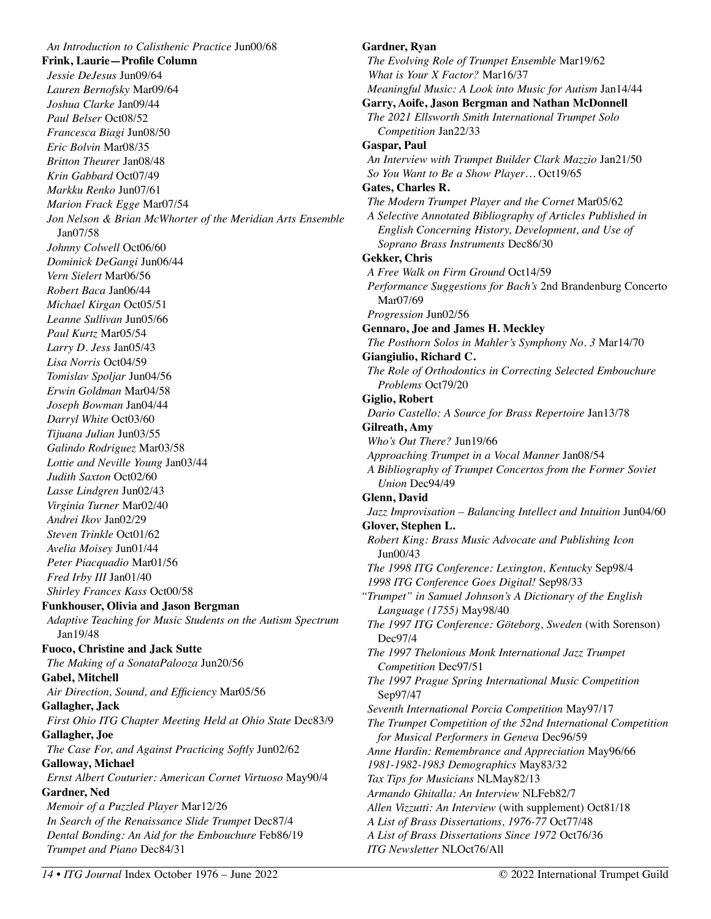*An Introduction to Calisthenic Practice* Jun00/68

**Frink, Laurie—Profile Column**

*Jessie DeJesus* Jun09/64
*Lauren Bernofsky* Mar09/64
*Joshua Clarke* Jan09/44
*Paul Belser* Oct08/52
*Francesca Biagi* Jun08/50
*Eric Bolvin* Mar08/35
*Britton Theurer* Jan08/48
*Krin Gabbard* Oct07/49
*Markku Renko* Jun07/61
*Marion Frack Egge* Mar07/54
*Jon Nelson & Brian McWhorter of the Meridian Arts Ensemble* Jan07/58
*Johnny Colwell* Oct06/60
*Dominick DeGangi* Jun06/44
*Vern Sielert* Mar06/56
*Robert Baca* Jan06/44
*Michael Kirgan* Oct05/51
*Leanne Sullivan* Jun05/66
*Paul Kurtz* Mar05/54
*Larry D. Jess* Jan05/43
*Lisa Norris* Oct04/59
*Tomislav Spoljar* Jun04/56
*Erwin Goldman* Mar04/58
*Joseph Bowman* Jan04/44
*Darryl White* Oct03/60
*Tijuana Julian* Jun03/55
*Galindo Rodriguez* Mar03/58
*Lottie and Neville Young* Jan03/44
*Judith Saxton* Oct02/60
*Lasse Lindgren* Jun02/43
*Virginia Turner* Mar02/40
*Andrei Ikov* Jan02/29
*Steven Trinkle* Oct01/62
*Avelia Moisey* Jun01/44
*Peter Piacquadio* Mar01/56
*Fred Irby III* Jan01/40
*Shirley Frances Kass* Oct00/58

**Funkhouser, Olivia and Jason Bergman**

*Adaptive Teaching for Music Students on the Autism Spectrum* Jan19/48

**Fuoco, Christine and Jack Sutte**

*The Making of a SonataPalooza* Jun20/56

**Gabel, Mitchell**

*Air Direction, Sound, and Efficiency* Mar05/56

**Gallagher, Jack**

*First Ohio ITG Chapter Meeting Held at Ohio State* Dec83/9

**Gallagher, Joe**

*The Case For, and Against Practicing Softly* Jun02/62

**Galloway, Michael**

*Ernst Albert Couturier: American Cornet Virtuoso* May90/4

**Gardner, Ned**

*Memoir of a Puzzled Player* Mar12/26
*In Search of the Renaissance Slide Trumpet* Dec87/4
*Dental Bonding: An Aid for the Embouchure* Feb86/19
*Trumpet and Piano* Dec84/31

**Gardner, Ryan**

*The Evolving Role of Trumpet Ensemble* Mar19/62
*What is Your X Factor?* Mar16/37
*Meaningful Music: A Look into Music for Autism* Jan14/44

**Garry, Aoife, Jason Bergman and Nathan McDonnell**

*The 2021 Ellsworth Smith International Trumpet Solo Competition* Jan22/33

**Gaspar, Paul**

*An Interview with Trumpet Builder Clark Mazzio* Jan21/50
*So You Want to Be a Show Player…* Oct19/65

**Gates, Charles R.**

*The Modern Trumpet Player and the Cornet* Mar05/62
*A Selective Annotated Bibliography of Articles Published in English Concerning History, Development, and Use of Soprano Brass Instruments* Dec86/30

**Gekker, Chris**

*A Free Walk on Firm Ground* Oct14/59
*Performance Suggestions for Bach's* 2nd Brandenburg Concerto Mar07/69
*Progression* Jun02/56

**Gennaro, Joe and James H. Meckley**

*The Posthorn Solos in Mahler's Symphony No. 3* Mar14/70

**Giangiulio, Richard C.**

*The Role of Orthodontics in Correcting Selected Embouchure Problems* Oct79/20

**Giglio, Robert**

*Dario Castello: A Source for Brass Repertoire* Jan13/78

**Gilreath, Amy**

*Who's Out There?* Jun19/66
*Approaching Trumpet in a Vocal Manner* Jan08/54
*A Bibliography of Trumpet Concertos from the Former Soviet Union* Dec94/49

**Glenn, David**

*Jazz Improvisation – Balancing Intellect and Intuition* Jun04/60

**Glover, Stephen L.**

*Robert King: Brass Music Advocate and Publishing Icon* Jun00/43
*The 1998 ITG Conference: Lexington, Kentucky* Sep98/4
*1998 ITG Conference Goes Digital!* Sep98/33
*"Trumpet" in Samuel Johnson's A Dictionary of the English Language (1755)* May98/40
*The 1997 ITG Conference: Göteborg, Sweden* (with Sorenson) Dec97/4
*The 1997 Thelonious Monk International Jazz Trumpet Competition* Dec97/51
*The 1997 Prague Spring International Music Competition* Sep97/47
*Seventh International Porcia Competition* May97/17
*The Trumpet Competition of the 52nd International Competition for Musical Performers in Geneva* Dec96/59
*Anne Hardin: Remembrance and Appreciation* May96/66
*1981-1982-1983 Demographics* May83/32
*Tax Tips for Musicians* NLMay82/13
*Armando Ghitalla: An Interview* NLFeb82/7
*Allen Vizzutti: An Interview* (with supplement) Oct81/18
*A List of Brass Dissertations, 1976-77* Oct77/48
*A List of Brass Dissertations Since 1972* Oct76/36
*ITG Newsletter* NLOct76/All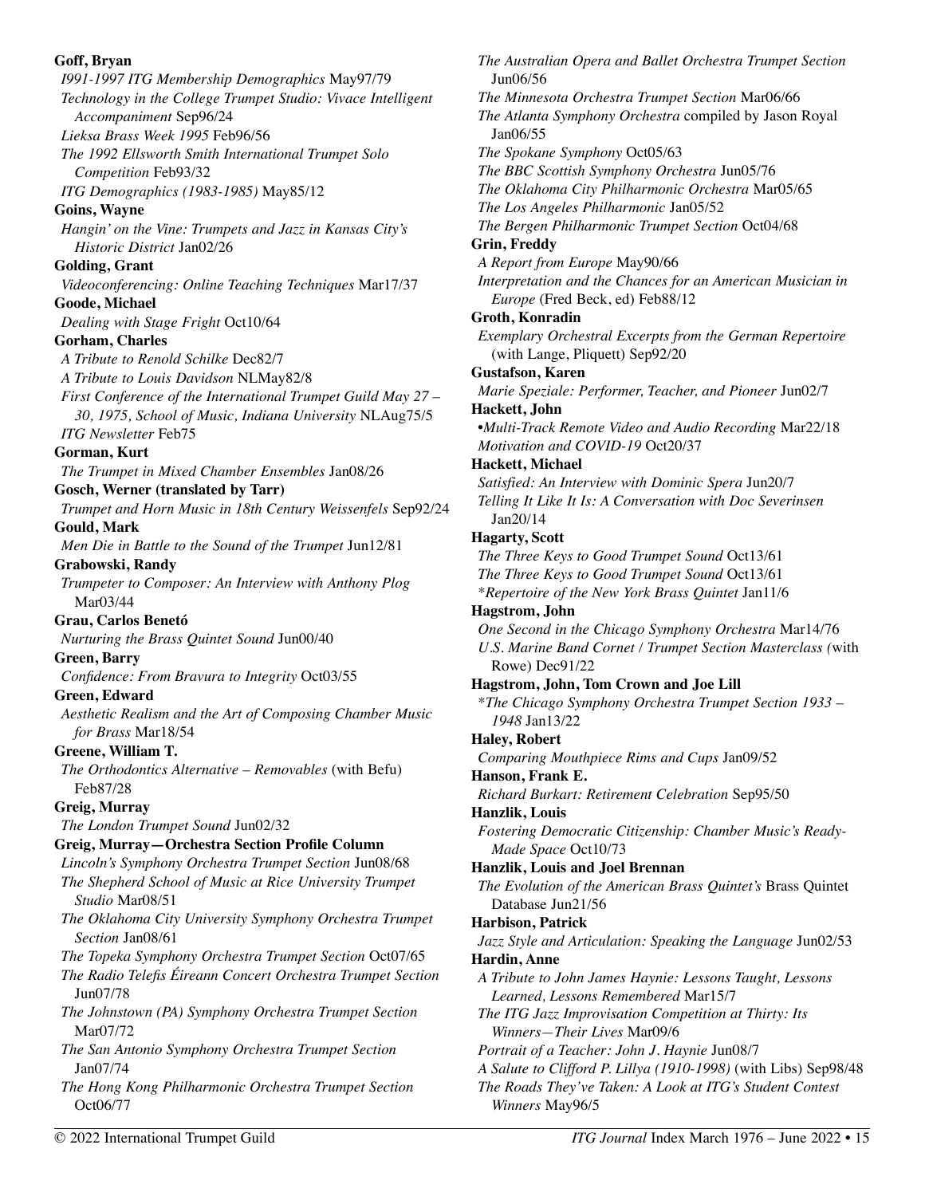**Goff, Bryan**

*I991-1997 ITG Membership Demographics* May97/79

*Technology in the College Trumpet Studio: Vivace Intelligent Accompaniment* Sep96/24

*Lieksa Brass Week 1995* Feb96/56

*The 1992 Ellsworth Smith International Trumpet Solo Competition* Feb93/32

*ITG Demographics (1983-1985)* May85/12

**Goins, Wayne**

*Hangin' on the Vine: Trumpets and Jazz in Kansas City's Historic District* Jan02/26

**Golding, Grant**

*Videoconferencing: Online Teaching Techniques* Mar17/37

**Goode, Michael**

*Dealing with Stage Fright* Oct10/64

**Gorham, Charles**

*A Tribute to Renold Schilke* Dec82/7

*A Tribute to Louis Davidson* NLMay82/8

*First Conference of the International Trumpet Guild May 27 – 30, 1975, School of Music, Indiana University* NLAug75/5

*ITG Newsletter* Feb75

**Gorman, Kurt**

*The Trumpet in Mixed Chamber Ensembles* Jan08/26

**Gosch, Werner (translated by Tarr)**

*Trumpet and Horn Music in 18th Century Weissenfels* Sep92/24

**Gould, Mark**

*Men Die in Battle to the Sound of the Trumpet* Jun12/81

**Grabowski, Randy**

*Trumpeter to Composer: An Interview with Anthony Plog* Mar03/44

**Grau, Carlos Benetó**

*Nurturing the Brass Quintet Sound* Jun00/40

**Green, Barry**

*Confidence: From Bravura to Integrity* Oct03/55

**Green, Edward**

*Aesthetic Realism and the Art of Composing Chamber Music for Brass* Mar18/54

**Greene, William T.**

*The Orthodontics Alternative – Removables* (with Befu) Feb87/28

**Greig, Murray**

*The London Trumpet Sound* Jun02/32

**Greig, Murray—Orchestra Section Profile Column**

*Lincoln's Symphony Orchestra Trumpet Section* Jun08/68

*The Shepherd School of Music at Rice University Trumpet Studio* Mar08/51

*The Oklahoma City University Symphony Orchestra Trumpet Section* Jan08/61

*The Topeka Symphony Orchestra Trumpet Section* Oct07/65

*The Radio Telefis Éireann Concert Orchestra Trumpet Section* Jun07/78

*The Johnstown (PA) Symphony Orchestra Trumpet Section* Mar07/72

*The San Antonio Symphony Orchestra Trumpet Section* Jan07/74

*The Hong Kong Philharmonic Orchestra Trumpet Section* Oct06/77

*The Australian Opera and Ballet Orchestra Trumpet Section* Jun06/56

*The Minnesota Orchestra Trumpet Section* Mar06/66

*The Atlanta Symphony Orchestra* compiled by Jason Royal Jan06/55

*The Spokane Symphony* Oct05/63

*The BBC Scottish Symphony Orchestra* Jun05/76

*The Oklahoma City Philharmonic Orchestra* Mar05/65

*The Los Angeles Philharmonic* Jan05/52

*The Bergen Philharmonic Trumpet Section* Oct04/68

**Grin, Freddy**

*A Report from Europe* May90/66

*Interpretation and the Chances for an American Musician in Europe* (Fred Beck, ed) Feb88/12

**Groth, Konradin**

*Exemplary Orchestral Excerpts from the German Repertoire* (with Lange, Pliquett) Sep92/20

**Gustafson, Karen**

*Marie Speziale: Performer, Teacher, and Pioneer* Jun02/7

**Hackett, John**

•*Multi-Track Remote Video and Audio Recording* Mar22/18

*Motivation and COVID-19* Oct20/37

**Hackett, Michael**

*Satisfied: An Interview with Dominic Spera* Jun20/7

*Telling It Like It Is: A Conversation with Doc Severinsen* Jan20/14

**Hagarty, Scott**

*The Three Keys to Good Trumpet Sound* Oct13/61

*The Three Keys to Good Trumpet Sound* Oct13/61

\**Repertoire of the New York Brass Quintet* Jan11/6

**Hagstrom, John**

*One Second in the Chicago Symphony Orchestra* Mar14/76

*U.S. Marine Band Cornet / Trumpet Section Masterclass (*with Rowe) Dec91/22

**Hagstrom, John, Tom Crown and Joe Lill**

\**The Chicago Symphony Orchestra Trumpet Section 1933 – 1948* Jan13/22

**Haley, Robert**

*Comparing Mouthpiece Rims and Cups* Jan09/52

**Hanson, Frank E.**

*Richard Burkart: Retirement Celebration* Sep95/50

**Hanzlik, Louis**

*Fostering Democratic Citizenship: Chamber Music's Ready-Made Space* Oct10/73

**Hanzlik, Louis and Joel Brennan**

*The Evolution of the American Brass Quintet's* Brass Quintet Database Jun21/56

**Harbison, Patrick**

*Jazz Style and Articulation: Speaking the Language* Jun02/53

**Hardin, Anne**

*A Tribute to John James Haynie: Lessons Taught, Lessons Learned, Lessons Remembered* Mar15/7

*The ITG Jazz Improvisation Competition at Thirty: Its Winners—Their Lives* Mar09/6

*Portrait of a Teacher: John J. Haynie* Jun08/7

*A Salute to Clifford P. Lillya (1910-1998)* (with Libs) Sep98/48

*The Roads They've Taken: A Look at ITG's Student Contest Winners* May96/5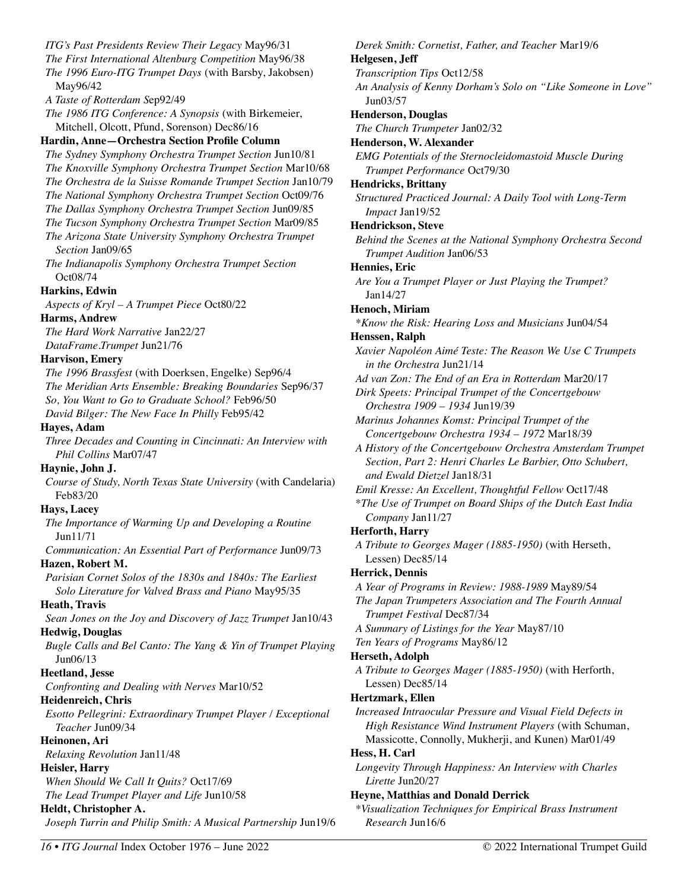*ITG's Past Presidents Review Their Legacy* May96/31
*The First International Altenburg Competition* May96/38
*The 1996 Euro-ITG Trumpet Days* (with Barsby, Jakobsen) May96/42
*A Taste of Rotterdam* Sep92/49
*The 1986 ITG Conference: A Synopsis* (with Birkemeier, Mitchell, Olcott, Pfund, Sorenson) Dec86/16

**Hardin, Anne—Orchestra Section Profile Column**
*The Sydney Symphony Orchestra Trumpet Section* Jun10/81
*The Knoxville Symphony Orchestra Trumpet Section* Mar10/68
*The Orchestra de la Suisse Romande Trumpet Section* Jan10/79
*The National Symphony Orchestra Trumpet Section* Oct09/76
*The Dallas Symphony Orchestra Trumpet Section* Jun09/85
*The Tucson Symphony Orchestra Trumpet Section* Mar09/85
*The Arizona State University Symphony Orchestra Trumpet Section* Jan09/65
*The Indianapolis Symphony Orchestra Trumpet Section* Oct08/74

**Harkins, Edwin**
*Aspects of Kryl – A Trumpet Piece* Oct80/22

**Harms, Andrew**
*The Hard Work Narrative* Jan22/27
*DataFrame.Trumpet* Jun21/76

**Harvison, Emery**
*The 1996 Brassfest* (with Doerksen, Engelke) Sep96/4
*The Meridian Arts Ensemble: Breaking Boundaries* Sep96/37
*So, You Want to Go to Graduate School?* Feb96/50
*David Bilger: The New Face In Philly* Feb95/42

**Hayes, Adam**
*Three Decades and Counting in Cincinnati: An Interview with Phil Collins* Mar07/47

**Haynie, John J.**
*Course of Study, North Texas State University* (with Candelaria) Feb83/20

**Hays, Lacey**
*The Importance of Warming Up and Developing a Routine* Jun11/71
*Communication: An Essential Part of Performance* Jun09/73

**Hazen, Robert M.**
*Parisian Cornet Solos of the 1830s and 1840s: The Earliest Solo Literature for Valved Brass and Piano* May95/35

**Heath, Travis**
*Sean Jones on the Joy and Discovery of Jazz Trumpet* Jan10/43

**Hedwig, Douglas**
*Bugle Calls and Bel Canto: The Yang & Yin of Trumpet Playing* Jun06/13

**Heetland, Jesse**
*Confronting and Dealing with Nerves* Mar10/52

**Heidenreich, Chris**
*Esotto Pellegrini: Extraordinary Trumpet Player / Exceptional Teacher* Jun09/34

**Heinonen, Ari**
*Relaxing Revolution* Jan11/48

**Heisler, Harry**
*When Should We Call It Quits?* Oct17/69
*The Lead Trumpet Player and Life* Jun10/58

**Heldt, Christopher A.**
*Joseph Turrin and Philip Smith: A Musical Partnership* Jun19/6
*Derek Smith: Cornetist, Father, and Teacher* Mar19/6

**Helgesen, Jeff**
*Transcription Tips* Oct12/58
*An Analysis of Kenny Dorham's Solo on "Like Someone in Love"* Jun03/57

**Henderson, Douglas**
*The Church Trumpeter* Jan02/32

**Henderson, W. Alexander**
*EMG Potentials of the Sternocleidomastoid Muscle During Trumpet Performance* Oct79/30

**Hendricks, Brittany**
*Structured Practiced Journal: A Daily Tool with Long-Term Impact* Jan19/52

**Hendrickson, Steve**
*Behind the Scenes at the National Symphony Orchestra Second Trumpet Audition* Jan06/53

**Hennies, Eric**
*Are You a Trumpet Player or Just Playing the Trumpet?* Jan14/27

**Henoch, Miriam**
**Know the Risk: Hearing Loss and Musicians* Jun04/54

**Henssen, Ralph**
*Xavier Napoléon Aimé Teste: The Reason We Use C Trumpets in the Orchestra* Jun21/14
*Ad van Zon: The End of an Era in Rotterdam* Mar20/17
*Dirk Speets: Principal Trumpet of the Concertgebouw Orchestra 1909 – 1934* Jun19/39
*Marinus Johannes Komst: Principal Trumpet of the Concertgebouw Orchestra 1934 – 1972* Mar18/39
*A History of the Concertgebouw Orchestra Amsterdam Trumpet Section, Part 2: Henri Charles Le Barbier, Otto Schubert, and Ewald Dietzel* Jan18/31
*Emil Kresse: An Excellent, Thoughtful Fellow* Oct17/48
**The Use of Trumpet on Board Ships of the Dutch East India Company* Jan11/27

**Herforth, Harry**
*A Tribute to Georges Mager (1885-1950)* (with Herseth, Lessen) Dec85/14

**Herrick, Dennis**
*A Year of Programs in Review: 1988-1989* May89/54
*The Japan Trumpeters Association and The Fourth Annual Trumpet Festival* Dec87/34
*A Summary of Listings for the Year* May87/10
*Ten Years of Programs* May86/12

**Herseth, Adolph**
*A Tribute to Georges Mager (1885-1950)* (with Herforth, Lessen) Dec85/14

**Hertzmark, Ellen**
*Increased Intraocular Pressure and Visual Field Defects in High Resistance Wind Instrument Players* (with Schuman, Massicotte, Connolly, Mukherji, and Kunen) Mar01/49

**Hess, H. Carl**
*Longevity Through Happiness: An Interview with Charles Lirette* Jun20/27

**Heyne, Matthias and Donald Derrick**
**Visualization Techniques for Empirical Brass Instrument Research* Jun16/6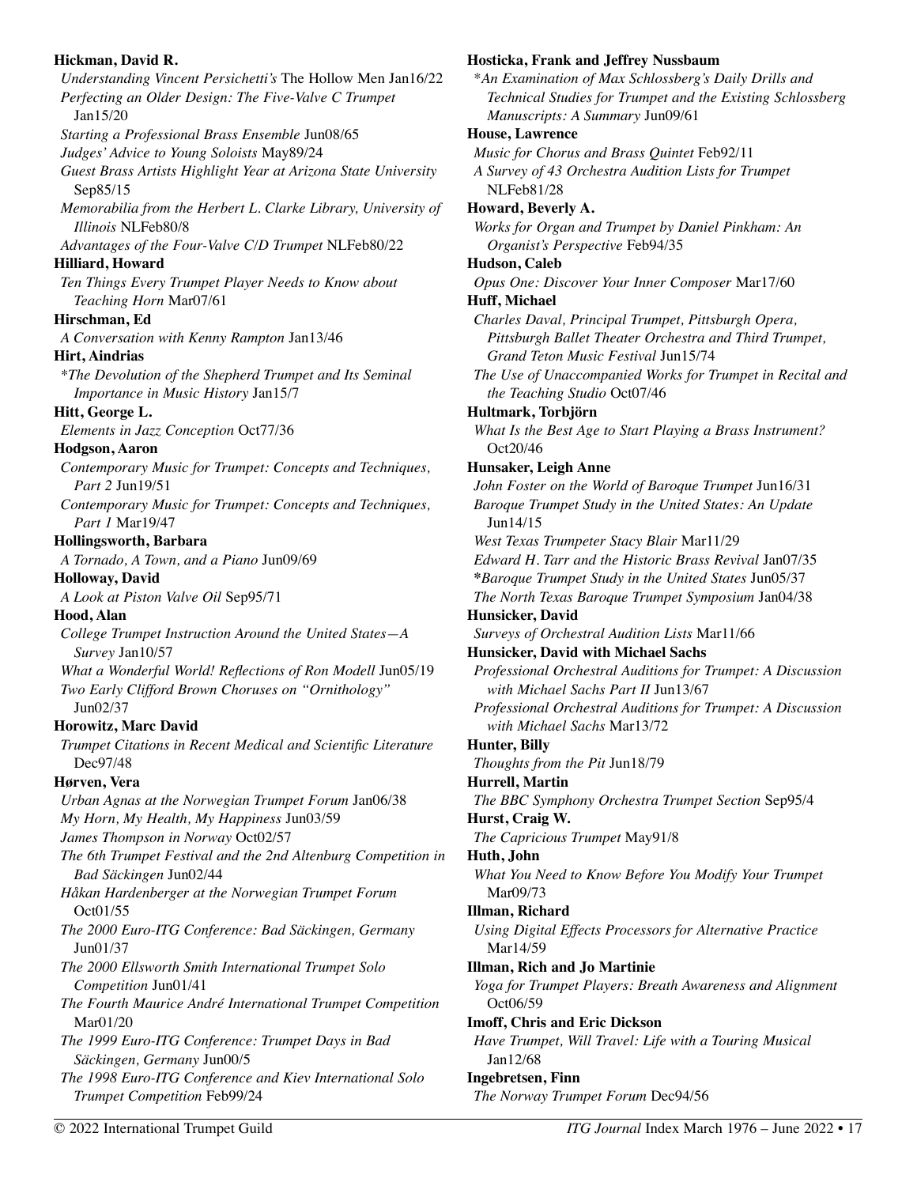**Hickman, David R.**

*Understanding Vincent Persichetti's* The Hollow Men Jan16/22

*Perfecting an Older Design: The Five-Valve C Trumpet* Jan15/20

*Starting a Professional Brass Ensemble* Jun08/65

*Judges' Advice to Young Soloists* May89/24

*Guest Brass Artists Highlight Year at Arizona State University* Sep85/15

*Memorabilia from the Herbert L. Clarke Library, University of Illinois* NLFeb80/8

*Advantages of the Four-Valve C/D Trumpet* NLFeb80/22

**Hilliard, Howard**

*Ten Things Every Trumpet Player Needs to Know about Teaching Horn* Mar07/61

**Hirschman, Ed**

*A Conversation with Kenny Rampton* Jan13/46

**Hirt, Aindrias**

*\*The Devolution of the Shepherd Trumpet and Its Seminal Importance in Music History* Jan15/7

**Hitt, George L.**

*Elements in Jazz Conception* Oct77/36

**Hodgson, Aaron**

*Contemporary Music for Trumpet: Concepts and Techniques, Part 2* Jun19/51

*Contemporary Music for Trumpet: Concepts and Techniques, Part 1* Mar19/47

**Hollingsworth, Barbara**

*A Tornado, A Town, and a Piano* Jun09/69

**Holloway, David**

*A Look at Piston Valve Oil* Sep95/71

**Hood, Alan**

*College Trumpet Instruction Around the United States—A Survey* Jan10/57

*What a Wonderful World! Reflections of Ron Modell* Jun05/19

*Two Early Clifford Brown Choruses on "Ornithology"* Jun02/37

**Horowitz, Marc David**

*Trumpet Citations in Recent Medical and Scientific Literature* Dec97/48

**Hørven, Vera**

*Urban Agnas at the Norwegian Trumpet Forum* Jan06/38

*My Horn, My Health, My Happiness* Jun03/59

*James Thompson in Norway* Oct02/57

*The 6th Trumpet Festival and the 2nd Altenburg Competition in Bad Säckingen* Jun02/44

*Håkan Hardenberger at the Norwegian Trumpet Forum* Oct01/55

*The 2000 Euro-ITG Conference: Bad Säckingen, Germany* Jun01/37

*The 2000 Ellsworth Smith International Trumpet Solo Competition* Jun01/41

*The Fourth Maurice André International Trumpet Competition* Mar01/20

*The 1999 Euro-ITG Conference: Trumpet Days in Bad Säckingen, Germany* Jun00/5

*The 1998 Euro-ITG Conference and Kiev International Solo Trumpet Competition* Feb99/24

**Hosticka, Frank and Jeffrey Nussbaum**

*\*An Examination of Max Schlossberg's Daily Drills and Technical Studies for Trumpet and the Existing Schlossberg Manuscripts: A Summary* Jun09/61

**House, Lawrence**

*Music for Chorus and Brass Quintet* Feb92/11

*A Survey of 43 Orchestra Audition Lists for Trumpet* NLFeb81/28

**Howard, Beverly A.**

*Works for Organ and Trumpet by Daniel Pinkham: An Organist's Perspective* Feb94/35

**Hudson, Caleb**

*Opus One: Discover Your Inner Composer* Mar17/60

**Huff, Michael**

*Charles Daval, Principal Trumpet, Pittsburgh Opera, Pittsburgh Ballet Theater Orchestra and Third Trumpet, Grand Teton Music Festival* Jun15/74

*The Use of Unaccompanied Works for Trumpet in Recital and the Teaching Studio* Oct07/46

**Hultmark, Torbjörn**

*What Is the Best Age to Start Playing a Brass Instrument?* Oct20/46

**Hunsaker, Leigh Anne**

*John Foster on the World of Baroque Trumpet* Jun16/31

*Baroque Trumpet Study in the United States: An Update* Jun14/15

*West Texas Trumpeter Stacy Blair* Mar11/29

*Edward H. Tarr and the Historic Brass Revival* Jan07/35

*\*Baroque Trumpet Study in the United States* Jun05/37

*The North Texas Baroque Trumpet Symposium* Jan04/38

**Hunsicker, David**

*Surveys of Orchestral Audition Lists* Mar11/66

**Hunsicker, David with Michael Sachs**

*Professional Orchestral Auditions for Trumpet: A Discussion with Michael Sachs Part II* Jun13/67

*Professional Orchestral Auditions for Trumpet: A Discussion with Michael Sachs* Mar13/72

**Hunter, Billy**

*Thoughts from the Pit* Jun18/79

**Hurrell, Martin**

*The BBC Symphony Orchestra Trumpet Section* Sep95/4

**Hurst, Craig W.**

*The Capricious Trumpet* May91/8

**Huth, John**

*What You Need to Know Before You Modify Your Trumpet* Mar09/73

**Illman, Richard**

*Using Digital Effects Processors for Alternative Practice* Mar14/59

**Illman, Rich and Jo Martinie**

*Yoga for Trumpet Players: Breath Awareness and Alignment* Oct06/59

**Imoff, Chris and Eric Dickson**

*Have Trumpet, Will Travel: Life with a Touring Musical* Jan12/68

**Ingebretsen, Finn**

*The Norway Trumpet Forum* Dec94/56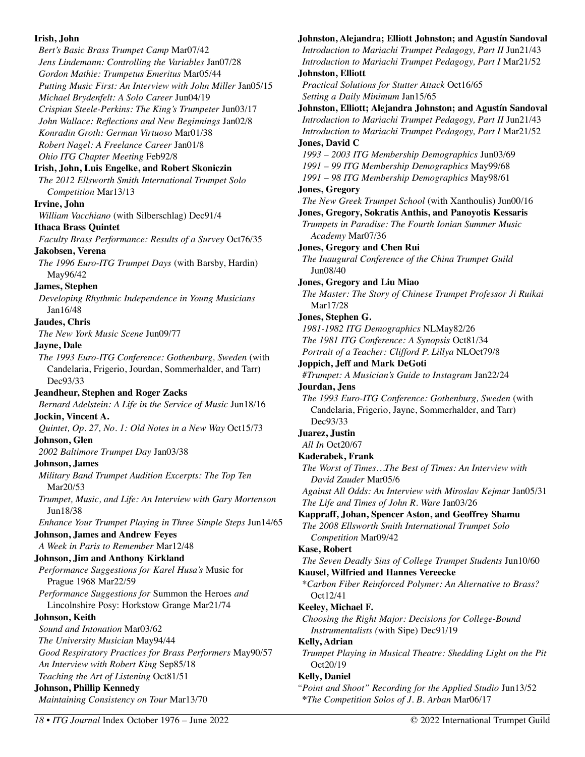**Irish, John**
*Bert's Basic Brass Trumpet Camp* Mar07/42
*Jens Lindemann: Controlling the Variables* Jan07/28
*Gordon Mathie: Trumpetus Emeritus* Mar05/44
*Putting Music First: An Interview with John Miller* Jan05/15
*Michael Brydenfelt: A Solo Career* Jun04/19
*Crispian Steele-Perkins: The King's Trumpeter* Jun03/17
*John Wallace: Reflections and New Beginnings* Jan02/8
*Konradin Groth: German Virtuoso* Mar01/38
*Robert Nagel: A Freelance Career* Jan01/8
*Ohio ITG Chapter Meeting* Feb92/8

**Irish, John, Luis Engelke, and Robert Skoniczin**
*The 2012 Ellsworth Smith International Trumpet Solo Competition* Mar13/13

**Irvine, John**
*William Vacchiano* (with Silberschlag) Dec91/4

**Ithaca Brass Quintet**
*Faculty Brass Performance: Results of a Survey* Oct76/35

**Jakobsen, Verena**
*The 1996 Euro-ITG Trumpet Days* (with Barsby, Hardin) May96/42

**James, Stephen**
*Developing Rhythmic Independence in Young Musicians* Jan16/48

**Jaudes, Chris**
*The New York Music Scene* Jun09/77

**Jayne, Dale**
*The 1993 Euro-ITG Conference: Gothenburg, Sweden* (with Candelaria, Frigerio, Jourdan, Sommerhalder, and Tarr) Dec93/33

**Jeandheur, Stephen and Roger Zacks**
*Bernard Adelstein: A Life in the Service of Music* Jun18/16

**Jockin, Vincent A.**
*Quintet, Op. 27, No. 1: Old Notes in a New Way* Oct15/73

**Johnson, Glen**
*2002 Baltimore Trumpet Day* Jan03/38

**Johnson, James**
*Military Band Trumpet Audition Excerpts: The Top Ten* Mar20/53
*Trumpet, Music, and Life: An Interview with Gary Mortenson* Jun18/38
*Enhance Your Trumpet Playing in Three Simple Steps* Jun14/65

**Johnson, James and Andrew Feyes**
*A Week in Paris to Remember* Mar12/48

**Johnson, Jim and Anthony Kirkland**
*Performance Suggestions for Karel Husa's* Music for Prague 1968 Mar22/59
*Performance Suggestions for* Summon the Heroes *and* Lincolnshire Posy: Horkstow Grange Mar21/74

**Johnson, Keith**
*Sound and Intonation* Mar03/62
*The University Musician* May94/44
*Good Respiratory Practices for Brass Performers* May90/57
*An Interview with Robert King* Sep85/18
*Teaching the Art of Listening* Oct81/51

**Johnson, Phillip Kennedy**
*Maintaining Consistency on Tour* Mar13/70

**Johnston, Alejandra; Elliott Johnston; and Agustín Sandoval**
*Introduction to Mariachi Trumpet Pedagogy, Part II* Jun21/43
*Introduction to Mariachi Trumpet Pedagogy, Part I* Mar21/52

**Johnston, Elliott**
*Practical Solutions for Stutter Attack* Oct16/65
*Setting a Daily Minimum* Jan15/65

**Johnston, Elliott; Alejandra Johnston; and Agustín Sandoval**
*Introduction to Mariachi Trumpet Pedagogy, Part II* Jun21/43
*Introduction to Mariachi Trumpet Pedagogy, Part I* Mar21/52

**Jones, David C**
*1993 – 2003 ITG Membership Demographics* Jun03/69
*1991 – 99 ITG Membership Demographics* May99/68
*1991 – 98 ITG Membership Demographics* May98/61

**Jones, Gregory**
*The New Greek Trumpet School* (with Xanthoulis) Jun00/16

**Jones, Gregory, Sokratis Anthis, and Panoyotis Kessaris**
*Trumpets in Paradise: The Fourth Ionian Summer Music Academy* Mar07/36

**Jones, Gregory and Chen Rui**
*The Inaugural Conference of the China Trumpet Guild* Jun08/40

**Jones, Gregory and Liu Miao**
*The Master: The Story of Chinese Trumpet Professor Ji Ruikai* Mar17/28

**Jones, Stephen G.**
*1981-1982 ITG Demographics* NLMay82/26
*The 1981 ITG Conference: A Synopsis* Oct81/34
*Portrait of a Teacher: Clifford P. Lillya* NLOct79/8

**Joppich, Jeff and Mark DeGoti**
*#Trumpet: A Musician's Guide to Instagram* Jan22/24

**Jourdan, Jens**
*The 1993 Euro-ITG Conference: Gothenburg, Sweden* (with Candelaria, Frigerio, Jayne, Sommerhalder, and Tarr) Dec93/33

**Juarez, Justin**
*All In* Oct20/67

**Kaderabek, Frank**
*The Worst of Times…The Best of Times: An Interview with David Zauder* Mar05/6
*Against All Odds: An Interview with Miroslav Kejmar* Jan05/31
*The Life and Times of John R. Ware* Jan03/26

**Kappraff, Johan, Spencer Aston, and Geoffrey Shamu**
*The 2008 Ellsworth Smith International Trumpet Solo Competition* Mar09/42

**Kase, Robert**
*The Seven Deadly Sins of College Trumpet Students* Jun10/60

**Kausel, Wilfried and Hannes Vereecke**
**Carbon Fiber Reinforced Polymer: An Alternative to Brass?* Oct12/41

**Keeley, Michael F.**
*Choosing the Right Major: Decisions for College-Bound Instrumentalists (*with Sipe) Dec91/19

**Kelly, Adrian**
*Trumpet Playing in Musical Theatre: Shedding Light on the Pit* Oct20/19

**Kelly, Daniel**
*"Point and Shoot" Recording for the Applied Studio* Jun13/52
**The Competition Solos of J. B. Arban* Mar06/17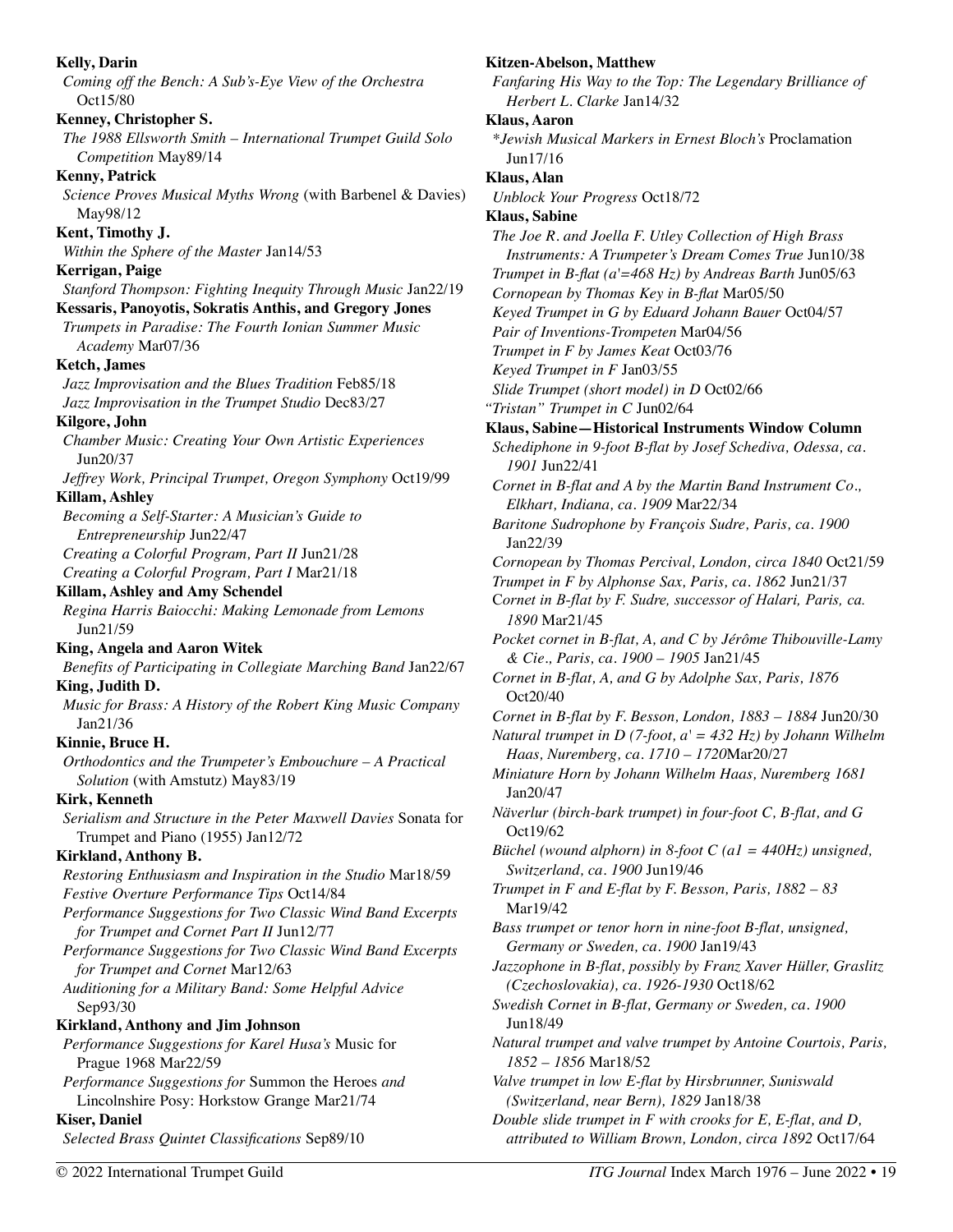**Kelly, Darin**
*Coming off the Bench: A Sub's-Eye View of the Orchestra* Oct15/80

**Kenney, Christopher S.**
*The 1988 Ellsworth Smith – International Trumpet Guild Solo Competition* May89/14

**Kenny, Patrick**
*Science Proves Musical Myths Wrong* (with Barbenel & Davies) May98/12

**Kent, Timothy J.**
*Within the Sphere of the Master* Jan14/53

**Kerrigan, Paige**
*Stanford Thompson: Fighting Inequity Through Music* Jan22/19

**Kessaris, Panoyotis, Sokratis Anthis, and Gregory Jones**
*Trumpets in Paradise: The Fourth Ionian Summer Music Academy* Mar07/36

**Ketch, James**
*Jazz Improvisation and the Blues Tradition* Feb85/18
*Jazz Improvisation in the Trumpet Studio* Dec83/27

**Kilgore, John**
*Chamber Music: Creating Your Own Artistic Experiences* Jun20/37
*Jeffrey Work, Principal Trumpet, Oregon Symphony* Oct19/99

**Killam, Ashley**
*Becoming a Self-Starter: A Musician's Guide to Entrepreneurship* Jun22/47
*Creating a Colorful Program, Part II* Jun21/28
*Creating a Colorful Program, Part I* Mar21/18

**Killam, Ashley and Amy Schendel**
*Regina Harris Baiocchi: Making Lemonade from Lemons* Jun21/59

**King, Angela and Aaron Witek**
*Benefits of Participating in Collegiate Marching Band* Jan22/67

**King, Judith D.**
*Music for Brass: A History of the Robert King Music Company* Jan21/36

**Kinnie, Bruce H.**
*Orthodontics and the Trumpeter's Embouchure – A Practical Solution* (with Amstutz) May83/19

**Kirk, Kenneth**
*Serialism and Structure in the Peter Maxwell Davies* Sonata for Trumpet and Piano (1955) Jan12/72

**Kirkland, Anthony B.**
*Restoring Enthusiasm and Inspiration in the Studio* Mar18/59
*Festive Overture Performance Tips* Oct14/84
*Performance Suggestions for Two Classic Wind Band Excerpts for Trumpet and Cornet Part II* Jun12/77
*Performance Suggestions for Two Classic Wind Band Excerpts for Trumpet and Cornet* Mar12/63
*Auditioning for a Military Band: Some Helpful Advice* Sep93/30

**Kirkland, Anthony and Jim Johnson**
*Performance Suggestions for Karel Husa's* Music for Prague 1968 Mar22/59
*Performance Suggestions for* Summon the Heroes *and* Lincolnshire Posy: Horkstow Grange Mar21/74

**Kiser, Daniel**
*Selected Brass Quintet Classifications* Sep89/10

**Kitzen-Abelson, Matthew**
*Fanfaring His Way to the Top: The Legendary Brilliance of Herbert L. Clarke* Jan14/32

**Klaus, Aaron**
*\*Jewish Musical Markers in Ernest Bloch's* Proclamation Jun17/16

**Klaus, Alan**
*Unblock Your Progress* Oct18/72

**Klaus, Sabine**
*The Joe R. and Joella F. Utley Collection of High Brass Instruments: A Trumpeter's Dream Comes True* Jun10/38
*Trumpet in B-flat (a'=468 Hz) by Andreas Barth* Jun05/63
*Cornopean by Thomas Key in B-flat* Mar05/50
*Keyed Trumpet in G by Eduard Johann Bauer* Oct04/57
*Pair of Inventions-Trompeten* Mar04/56
*Trumpet in F by James Keat* Oct03/76
*Keyed Trumpet in F* Jan03/55
*Slide Trumpet (short model) in D* Oct02/66
*"Tristan" Trumpet in C* Jun02/64

**Klaus, Sabine—Historical Instruments Window Column**
*Schediphone in 9-foot B-flat by Josef Schediva, Odessa, ca. 1901* Jun22/41
*Cornet in B-flat and A by the Martin Band Instrument Co., Elkhart, Indiana, ca. 1909* Mar22/34
*Baritone Sudrophone by François Sudre, Paris, ca. 1900* Jan22/39
*Cornopean by Thomas Percival, London, circa 1840* Oct21/59
*Trumpet in F by Alphonse Sax, Paris, ca. 1862* Jun21/37
*Cornet in B-flat by F. Sudre, successor of Halari, Paris, ca. 1890* Mar21/45
*Pocket cornet in B-flat, A, and C by Jérôme Thibouville-Lamy & Cie., Paris, ca. 1900 – 1905* Jan21/45
*Cornet in B-flat, A, and G by Adolphe Sax, Paris, 1876* Oct20/40
*Cornet in B-flat by F. Besson, London, 1883 – 1884* Jun20/30
*Natural trumpet in D (7-foot, a' = 432 Hz) by Johann Wilhelm Haas, Nuremberg, ca. 1710 – 1720*Mar20/27
*Miniature Horn by Johann Wilhelm Haas, Nuremberg 1681* Jan20/47
*Näverlur (birch-bark trumpet) in four-foot C, B-flat, and G* Oct19/62
*Büchel (wound alphorn) in 8-foot C (a1 = 440Hz) unsigned, Switzerland, ca. 1900* Jun19/46
*Trumpet in F and E-flat by F. Besson, Paris, 1882 – 83* Mar19/42
*Bass trumpet or tenor horn in nine-foot B-flat, unsigned, Germany or Sweden, ca. 1900* Jan19/43
*Jazzophone in B-flat, possibly by Franz Xaver Hüller, Graslitz (Czechoslovakia), ca. 1926-1930* Oct18/62
*Swedish Cornet in B-flat, Germany or Sweden, ca. 1900* Jun18/49
*Natural trumpet and valve trumpet by Antoine Courtois, Paris, 1852 – 1856* Mar18/52
*Valve trumpet in low E-flat by Hirsbrunner, Suniswald (Switzerland, near Bern), 1829* Jan18/38
*Double slide trumpet in F with crooks for E, E-flat, and D, attributed to William Brown, London, circa 1892* Oct17/64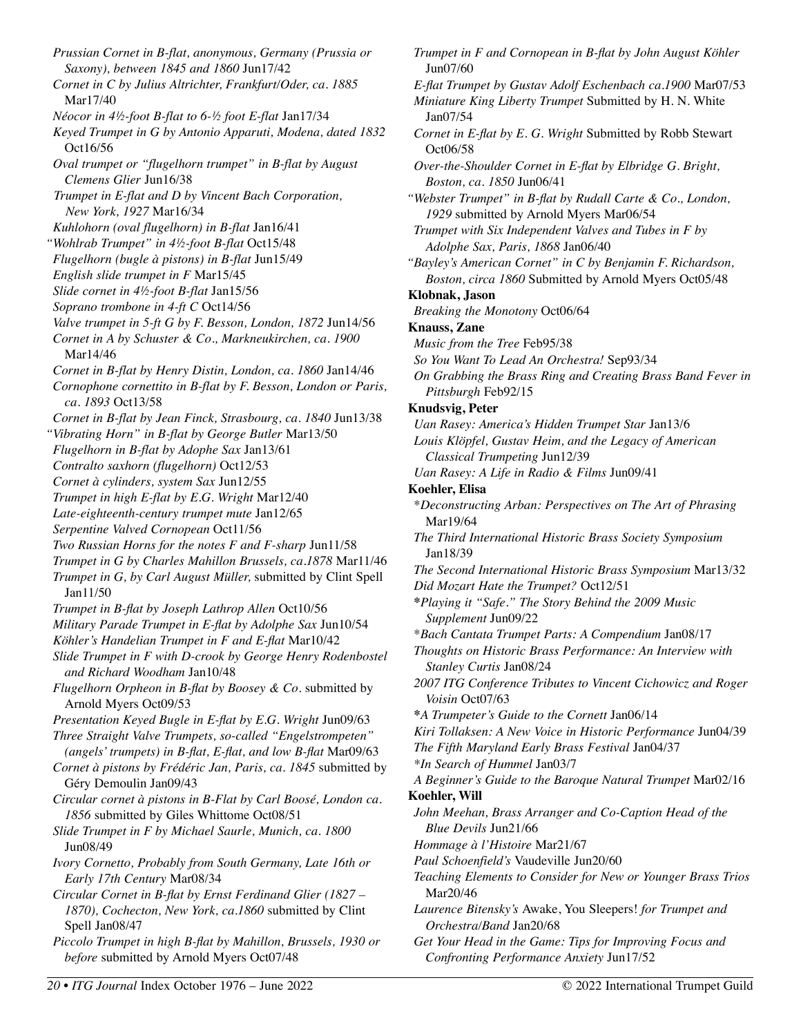*Prussian Cornet in B-flat, anonymous, Germany (Prussia or Saxony), between 1845 and 1860* Jun17/42
*Cornet in C by Julius Altrichter, Frankfurt/Oder, ca. 1885* Mar17/40
*Néocor in 4½-foot B-flat to 6-½ foot E-flat* Jan17/34
*Keyed Trumpet in G by Antonio Apparuti, Modena, dated 1832* Oct16/56
*Oval trumpet or "flugelhorn trumpet" in B-flat by August Clemens Glier* Jun16/38
*Trumpet in E-flat and D by Vincent Bach Corporation, New York, 1927* Mar16/34
*Kuhlohorn (oval flugelhorn) in B-flat* Jan16/41
*"Wohlrab Trumpet" in 4½-foot B-flat* Oct15/48
*Flugelhorn (bugle à pistons) in B-flat* Jun15/49
*English slide trumpet in F* Mar15/45
*Slide cornet in 4½-foot B-flat* Jan15/56
*Soprano trombone in 4-ft C* Oct14/56
*Valve trumpet in 5-ft G by F. Besson, London, 1872* Jun14/56
*Cornet in A by Schuster & Co., Markneukirchen, ca. 1900* Mar14/46
*Cornet in B-flat by Henry Distin, London, ca. 1860* Jan14/46
*Cornophone cornettito in B-flat by F. Besson, London or Paris, ca. 1893* Oct13/58
*Cornet in B-flat by Jean Finck, Strasbourg, ca. 1840* Jun13/38
*"Vibrating Horn" in B-flat by George Butler* Mar13/50
*Flugelhorn in B-flat by Adophe Sax* Jan13/61
*Contralto saxhorn (flugelhorn)* Oct12/53
*Cornet à cylinders, system Sax* Jun12/55
*Trumpet in high E-flat by E.G. Wright* Mar12/40
*Late-eighteenth-century trumpet mute* Jan12/65
*Serpentine Valved Cornopean* Oct11/56
*Two Russian Horns for the notes F and F-sharp* Jun11/58
*Trumpet in G by Charles Mahillon Brussels, ca.1878* Mar11/46
*Trumpet in G, by Carl August Müller,* submitted by Clint Spell Jan11/50
*Trumpet in B-flat by Joseph Lathrop Allen* Oct10/56
*Military Parade Trumpet in E-flat by Adolphe Sax* Jun10/54
*Köhler's Handelian Trumpet in F and E-flat* Mar10/42
*Slide Trumpet in F with D-crook by George Henry Rodenbostel and Richard Woodham* Jan10/48
*Flugelhorn Orpheon in B-flat by Boosey & Co.* submitted by Arnold Myers Oct09/53
*Presentation Keyed Bugle in E-flat by E.G. Wright* Jun09/63
*Three Straight Valve Trumpets, so-called "Engelstrompeten" (angels' trumpets) in B-flat, E-flat, and low B-flat* Mar09/63
*Cornet à pistons by Frédéric Jan, Paris, ca. 1845* submitted by Géry Demoulin Jan09/43
*Circular cornet à pistons in B-Flat by Carl Boosé, London ca. 1856* submitted by Giles Whittome Oct08/51
*Slide Trumpet in F by Michael Saurle, Munich, ca. 1800* Jun08/49
*Ivory Cornetto, Probably from South Germany, Late 16th or Early 17th Century* Mar08/34
*Circular Cornet in B-flat by Ernst Ferdinand Glier (1827 – 1870), Cochecton, New York, ca.1860* submitted by Clint Spell Jan08/47
*Piccolo Trumpet in high B-flat by Mahillon, Brussels, 1930 or before* submitted by Arnold Myers Oct07/48
*Trumpet in F and Cornopean in B-flat by John August Köhler* Jun07/60
*E-flat Trumpet by Gustav Adolf Eschenbach ca.1900* Mar07/53
*Miniature King Liberty Trumpet* Submitted by H. N. White Jan07/54
*Cornet in E-flat by E. G. Wright* Submitted by Robb Stewart Oct06/58
*Over-the-Shoulder Cornet in E-flat by Elbridge G. Bright, Boston, ca. 1850* Jun06/41
*"Webster Trumpet" in B-flat by Rudall Carte & Co., London, 1929* submitted by Arnold Myers Mar06/54
*Trumpet with Six Independent Valves and Tubes in F by Adolphe Sax, Paris, 1868* Jan06/40
*"Bayley's American Cornet" in C by Benjamin F. Richardson, Boston, circa 1860* Submitted by Arnold Myers Oct05/48

**Klobnak, Jason**
*Breaking the Monotony* Oct06/64

**Knauss, Zane**
*Music from the Tree* Feb95/38
*So You Want To Lead An Orchestra!* Sep93/34
*On Grabbing the Brass Ring and Creating Brass Band Fever in Pittsburgh* Feb92/15

**Knudsvig, Peter**
*Uan Rasey: America's Hidden Trumpet Star* Jan13/6
*Louis Klöpfel, Gustav Heim, and the Legacy of American Classical Trumpeting* Jun12/39
*Uan Rasey: A Life in Radio & Films* Jun09/41

**Koehler, Elisa**
*\*Deconstructing Arban: Perspectives on The Art of Phrasing* Mar19/64
*The Third International Historic Brass Society Symposium* Jan18/39
*The Second International Historic Brass Symposium* Mar13/32
*Did Mozart Hate the Trumpet?* Oct12/51
*\*Playing it "Safe." The Story Behind the 2009 Music Supplement* Jun09/22
*\*Bach Cantata Trumpet Parts: A Compendium* Jan08/17
*Thoughts on Historic Brass Performance: An Interview with Stanley Curtis* Jan08/24
*2007 ITG Conference Tributes to Vincent Cichowicz and Roger Voisin* Oct07/63
*\*A Trumpeter's Guide to the Cornett* Jan06/14
*Kiri Tollaksen: A New Voice in Historic Performance* Jun04/39
*The Fifth Maryland Early Brass Festival* Jan04/37
*\*In Search of Hummel* Jan03/7
*A Beginner's Guide to the Baroque Natural Trumpet* Mar02/16

**Koehler, Will**
*John Meehan, Brass Arranger and Co-Caption Head of the Blue Devils* Jun21/66
*Hommage à l'Histoire* Mar21/67
*Paul Schoenfield's* Vaudeville Jun20/60
*Teaching Elements to Consider for New or Younger Brass Trios* Mar20/46
*Laurence Bitensky's* Awake, You Sleepers! *for Trumpet and Orchestra/Band* Jan20/68
*Get Your Head in the Game: Tips for Improving Focus and Confronting Performance Anxiety* Jun17/52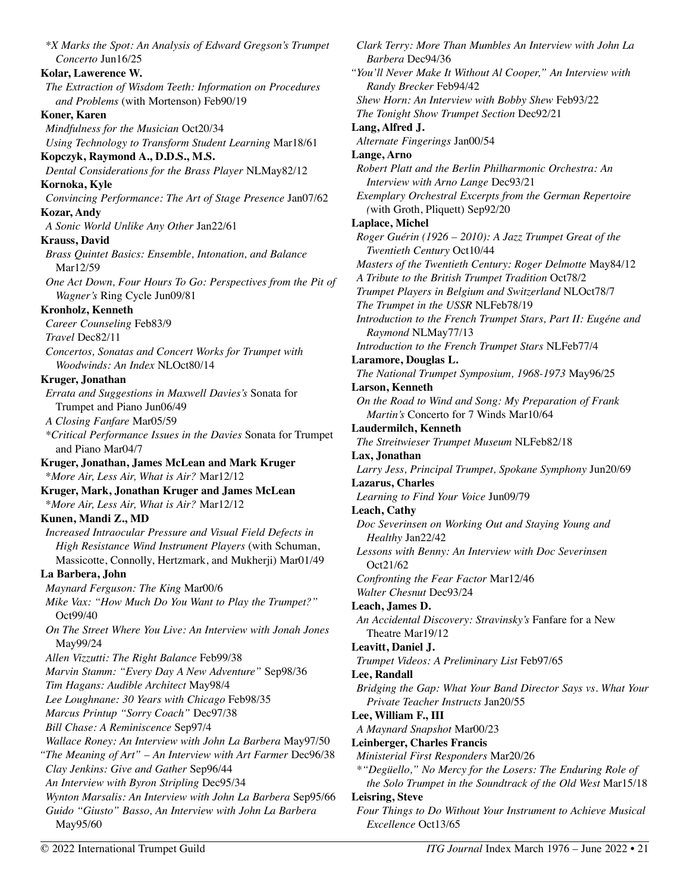*\*X Marks the Spot: An Analysis of Edward Gregson's Trumpet Concerto* Jun16/25

**Kolar, Lawerence W.**

*The Extraction of Wisdom Teeth: Information on Procedures and Problems* (with Mortenson) Feb90/19

**Koner, Karen**

*Mindfulness for the Musician* Oct20/34

*Using Technology to Transform Student Learning* Mar18/61

**Kopczyk, Raymond A., D.D.S., M.S.**

*Dental Considerations for the Brass Player* NLMay82/12

**Kornoka, Kyle**

*Convincing Performance: The Art of Stage Presence* Jan07/62

**Kozar, Andy**

*A Sonic World Unlike Any Other* Jan22/61

**Krauss, David**

*Brass Quintet Basics: Ensemble, Intonation, and Balance* Mar12/59

*One Act Down, Four Hours To Go: Perspectives from the Pit of Wagner's* Ring Cycle Jun09/81

**Kronholz, Kenneth**

*Career Counseling* Feb83/9

*Travel* Dec82/11

*Concertos, Sonatas and Concert Works for Trumpet with Woodwinds: An Index* NLOct80/14

**Kruger, Jonathan**

*Errata and Suggestions in Maxwell Davies's* Sonata for Trumpet and Piano Jun06/49

*A Closing Fanfare* Mar05/59

*\*Critical Performance Issues in the Davies* Sonata for Trumpet and Piano Mar04/7

**Kruger, Jonathan, James McLean and Mark Kruger**

\**More Air, Less Air, What is Air?* Mar12/12

**Kruger, Mark, Jonathan Kruger and James McLean**

\**More Air, Less Air, What is Air?* Mar12/12

**Kunen, Mandi Z., MD**

*Increased Intraocular Pressure and Visual Field Defects in High Resistance Wind Instrument Players* (with Schuman, Massicotte, Connolly, Hertzmark, and Mukherji) Mar01/49

**La Barbera, John**

*Maynard Ferguson: The King* Mar00/6

*Mike Vax: "How Much Do You Want to Play the Trumpet?"* Oct99/40

*On The Street Where You Live: An Interview with Jonah Jones* May99/24

*Allen Vizzutti: The Right Balance* Feb99/38

*Marvin Stamm: "Every Day A New Adventure"* Sep98/36

*Tim Hagans: Audible Architect* May98/4

*Lee Loughnane: 30 Years with Chicago* Feb98/35

*Marcus Printup "Sorry Coach"* Dec97/38

*Bill Chase: A Reminiscence* Sep97/4

*Wallace Roney: An Interview with John La Barbera* May97/50

*"The Meaning of Art" – An Interview with Art Farmer* Dec96/38

*Clay Jenkins: Give and Gather* Sep96/44

*An Interview with Byron Stripling* Dec95/34

*Wynton Marsalis: An Interview with John La Barbera* Sep95/66

*Guido "Giusto" Basso, An Interview with John La Barbera* May95/60

*Clark Terry: More Than Mumbles An Interview with John La Barbera* Dec94/36

*"You'll Never Make It Without Al Cooper," An Interview with Randy Brecker* Feb94/42

*Shew Horn: An Interview with Bobby Shew* Feb93/22

*The Tonight Show Trumpet Section* Dec92/21

**Lang, Alfred J.**

*Alternate Fingerings* Jan00/54

**Lange, Arno**

*Robert Platt and the Berlin Philharmonic Orchestra: An Interview with Arno Lange* Dec93/21

*Exemplary Orchestral Excerpts from the German Repertoire (*with Groth, Pliquett) Sep92/20

**Laplace, Michel**

*Roger Guérin (1926 – 2010): A Jazz Trumpet Great of the Twentieth Century* Oct10/44

*Masters of the Twentieth Century: Roger Delmotte* May84/12

*A Tribute to the British Trumpet Tradition* Oct78/2

*Trumpet Players in Belgium and Switzerland* NLOct78/7

*The Trumpet in the USSR* NLFeb78/19

*Introduction to the French Trumpet Stars, Part II: Eugéne and Raymond* NLMay77/13

*Introduction to the French Trumpet Stars* NLFeb77/4

**Laramore, Douglas L.**

*The National Trumpet Symposium, 1968-1973* May96/25

**Larson, Kenneth**

*On the Road to Wind and Song: My Preparation of Frank Martin's* Concerto for 7 Winds Mar10/64

**Laudermilch, Kenneth**

*The Streitwieser Trumpet Museum* NLFeb82/18

**Lax, Jonathan**

*Larry Jess, Principal Trumpet, Spokane Symphony* Jun20/69

**Lazarus, Charles**

*Learning to Find Your Voice* Jun09/79

**Leach, Cathy**

*Doc Severinsen on Working Out and Staying Young and Healthy* Jan22/42

*Lessons with Benny: An Interview with Doc Severinsen* Oct21/62

*Confronting the Fear Factor* Mar12/46

*Walter Chesnut* Dec93/24

**Leach, James D.**

*An Accidental Discovery: Stravinsky's* Fanfare for a New Theatre Mar19/12

**Leavitt, Daniel J.**

*Trumpet Videos: A Preliminary List* Feb97/65

**Lee, Randall**

*Bridging the Gap: What Your Band Director Says vs. What Your Private Teacher Instructs* Jan20/55

**Lee, William F., III**

*A Maynard Snapshot* Mar00/23

**Leinberger, Charles Francis**

*Ministerial First Responders* Mar20/26

*\*"Degüello," No Mercy for the Losers: The Enduring Role of the Solo Trumpet in the Soundtrack of the Old West* Mar15/18

**Leisring, Steve**

*Four Things to Do Without Your Instrument to Achieve Musical Excellence* Oct13/65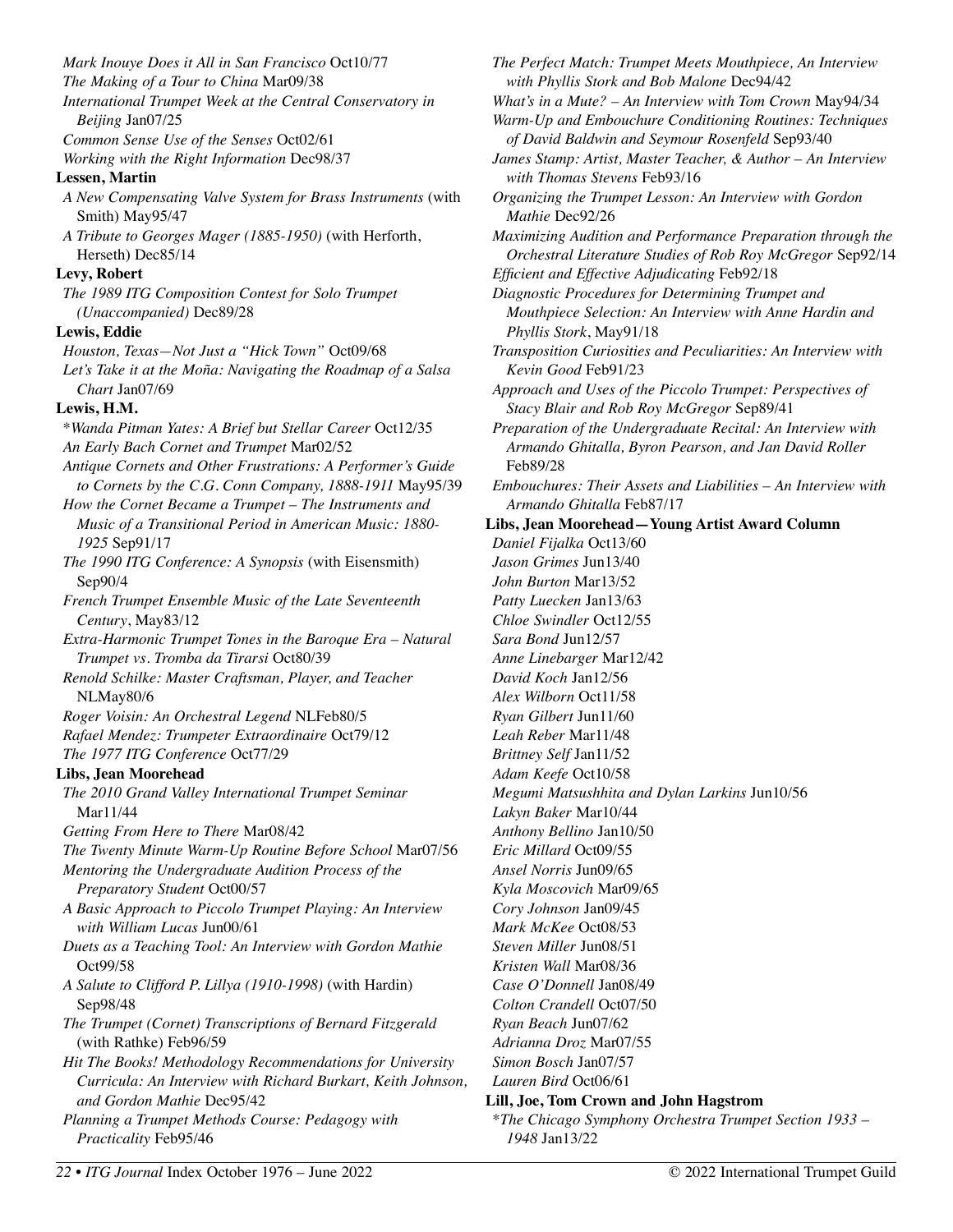*Mark Inouye Does it All in San Francisco* Oct10/77
*The Making of a Tour to China* Mar09/38
*International Trumpet Week at the Central Conservatory in Beijing* Jan07/25
*Common Sense Use of the Senses* Oct02/61
*Working with the Right Information* Dec98/37

**Lessen, Martin**

*A New Compensating Valve System for Brass Instruments* (with Smith) May95/47
*A Tribute to Georges Mager (1885-1950)* (with Herforth, Herseth) Dec85/14

**Levy, Robert**

*The 1989 ITG Composition Contest for Solo Trumpet (Unaccompanied)* Dec89/28

**Lewis, Eddie**

*Houston, Texas—Not Just a "Hick Town"* Oct09/68
*Let's Take it at the Moña: Navigating the Roadmap of a Salsa Chart* Jan07/69

**Lewis, H.M.**

**Wanda Pitman Yates: A Brief but Stellar Career* Oct12/35
*An Early Bach Cornet and Trumpet* Mar02/52
*Antique Cornets and Other Frustrations: A Performer's Guide to Cornets by the C.G. Conn Company, 1888-1911* May95/39
*How the Cornet Became a Trumpet – The Instruments and Music of a Transitional Period in American Music: 1880-1925* Sep91/17
*The 1990 ITG Conference: A Synopsis* (with Eisensmith) Sep90/4
*French Trumpet Ensemble Music of the Late Seventeenth Century*, May83/12
*Extra-Harmonic Trumpet Tones in the Baroque Era – Natural Trumpet vs. Tromba da Tirarsi* Oct80/39
*Renold Schilke: Master Craftsman, Player, and Teacher* NLMay80/6
*Roger Voisin: An Orchestral Legend* NLFeb80/5
*Rafael Mendez: Trumpeter Extraordinaire* Oct79/12
*The 1977 ITG Conference* Oct77/29

**Libs, Jean Moorehead**

*The 2010 Grand Valley International Trumpet Seminar* Mar11/44
*Getting From Here to There* Mar08/42
*The Twenty Minute Warm-Up Routine Before School* Mar07/56
*Mentoring the Undergraduate Audition Process of the Preparatory Student* Oct00/57
*A Basic Approach to Piccolo Trumpet Playing: An Interview with William Lucas* Jun00/61
*Duets as a Teaching Tool: An Interview with Gordon Mathie* Oct99/58
*A Salute to Clifford P. Lillya (1910-1998)* (with Hardin) Sep98/48
*The Trumpet (Cornet) Transcriptions of Bernard Fitzgerald* (with Rathke) Feb96/59
*Hit The Books! Methodology Recommendations for University Curricula: An Interview with Richard Burkart, Keith Johnson, and Gordon Mathie* Dec95/42
*Planning a Trumpet Methods Course: Pedagogy with Practicality* Feb95/46
*The Perfect Match: Trumpet Meets Mouthpiece, An Interview with Phyllis Stork and Bob Malone* Dec94/42
*What's in a Mute? – An Interview with Tom Crown* May94/34
*Warm-Up and Embouchure Conditioning Routines: Techniques of David Baldwin and Seymour Rosenfeld* Sep93/40
*James Stamp: Artist, Master Teacher, & Author – An Interview with Thomas Stevens* Feb93/16
*Organizing the Trumpet Lesson: An Interview with Gordon Mathie* Dec92/26
*Maximizing Audition and Performance Preparation through the Orchestral Literature Studies of Rob Roy McGregor* Sep92/14
*Efficient and Effective Adjudicating* Feb92/18
*Diagnostic Procedures for Determining Trumpet and Mouthpiece Selection: An Interview with Anne Hardin and Phyllis Stork*, May91/18
*Transposition Curiosities and Peculiarities: An Interview with Kevin Good* Feb91/23
*Approach and Uses of the Piccolo Trumpet: Perspectives of Stacy Blair and Rob Roy McGregor* Sep89/41
*Preparation of the Undergraduate Recital: An Interview with Armando Ghitalla, Byron Pearson, and Jan David Roller* Feb89/28
*Embouchures: Their Assets and Liabilities – An Interview with Armando Ghitalla* Feb87/17

**Libs, Jean Moorehead—Young Artist Award Column**

*Daniel Fijalka* Oct13/60
*Jason Grimes* Jun13/40
*John Burton* Mar13/52
*Patty Luecken* Jan13/63
*Chloe Swindler* Oct12/55
*Sara Bond* Jun12/57
*Anne Linebarger* Mar12/42
*David Koch* Jan12/56
*Alex Wilborn* Oct11/58
*Ryan Gilbert* Jun11/60
*Leah Reber* Mar11/48
*Brittney Self* Jan11/52
*Adam Keefe* Oct10/58
*Megumi Matsushhita and Dylan Larkins* Jun10/56
*Lakyn Baker* Mar10/44
*Anthony Bellino* Jan10/50
*Eric Millard* Oct09/55
*Ansel Norris* Jun09/65
*Kyla Moscovich* Mar09/65
*Cory Johnson* Jan09/45
*Mark McKee* Oct08/53
*Steven Miller* Jun08/51
*Kristen Wall* Mar08/36
*Case O'Donnell* Jan08/49
*Colton Crandell* Oct07/50
*Ryan Beach* Jun07/62
*Adrianna Droz* Mar07/55
*Simon Bosch* Jan07/57
*Lauren Bird* Oct06/61

**Lill, Joe, Tom Crown and John Hagstrom**

**The Chicago Symphony Orchestra Trumpet Section 1933 – 1948* Jan13/22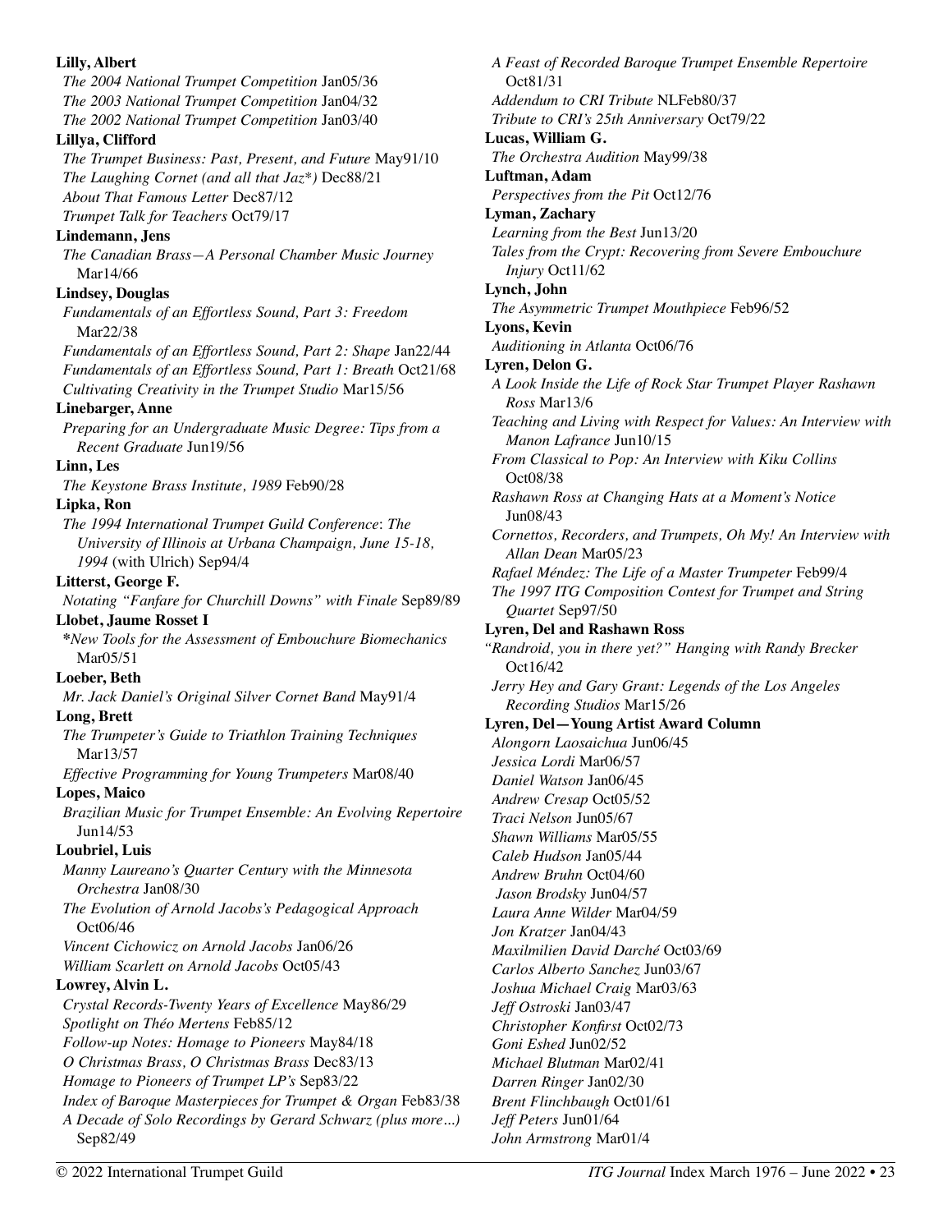**Lilly, Albert**
*The 2004 National Trumpet Competition* Jan05/36
*The 2003 National Trumpet Competition* Jan04/32
*The 2002 National Trumpet Competition* Jan03/40

**Lillya, Clifford**
*The Trumpet Business: Past, Present, and Future* May91/10
*The Laughing Cornet (and all that Jaz*)* Dec88/21
*About That Famous Letter* Dec87/12
*Trumpet Talk for Teachers* Oct79/17

**Lindemann, Jens**
*The Canadian Brass—A Personal Chamber Music Journey* Mar14/66

**Lindsey, Douglas**
*Fundamentals of an Effortless Sound, Part 3: Freedom* Mar22/38
*Fundamentals of an Effortless Sound, Part 2: Shape* Jan22/44
*Fundamentals of an Effortless Sound, Part 1: Breath* Oct21/68
*Cultivating Creativity in the Trumpet Studio* Mar15/56

**Linebarger, Anne**
*Preparing for an Undergraduate Music Degree: Tips from a Recent Graduate* Jun19/56

**Linn, Les**
*The Keystone Brass Institute, 1989* Feb90/28

**Lipka, Ron**
*The 1994 International Trumpet Guild Conference*: *The University of Illinois at Urbana Champaign, June 15-18, 1994* (with Ulrich) Sep94/4

**Litterst, George F.**
*Notating "Fanfare for Churchill Downs" with Finale* Sep89/89

**Llobet, Jaume Rosset I**
*New Tools for the Assessment of Embouchure Biomechanics* Mar05/51

**Loeber, Beth**
*Mr. Jack Daniel's Original Silver Cornet Band* May91/4

**Long, Brett**
*The Trumpeter's Guide to Triathlon Training Techniques* Mar13/57
*Effective Programming for Young Trumpeters* Mar08/40

**Lopes, Maico**
*Brazilian Music for Trumpet Ensemble: An Evolving Repertoire* Jun14/53

**Loubriel, Luis**
*Manny Laureano's Quarter Century with the Minnesota Orchestra* Jan08/30
*The Evolution of Arnold Jacobs's Pedagogical Approach* Oct06/46
*Vincent Cichowicz on Arnold Jacobs* Jan06/26
*William Scarlett on Arnold Jacobs* Oct05/43

**Lowrey, Alvin L.**
*Crystal Records-Twenty Years of Excellence* May86/29
*Spotlight on Théo Mertens* Feb85/12
*Follow-up Notes: Homage to Pioneers* May84/18
*O Christmas Brass, O Christmas Brass* Dec83/13
*Homage to Pioneers of Trumpet LP's* Sep83/22
*Index of Baroque Masterpieces for Trumpet & Organ* Feb83/38
*A Decade of Solo Recordings by Gerard Schwarz (plus more...)* Sep82/49
*A Feast of Recorded Baroque Trumpet Ensemble Repertoire* Oct81/31
*Addendum to CRI Tribute* NLFeb80/37
*Tribute to CRI's 25th Anniversary* Oct79/22

**Lucas, William G.**
*The Orchestra Audition* May99/38

**Luftman, Adam**
*Perspectives from the Pit* Oct12/76

**Lyman, Zachary**
*Learning from the Best* Jun13/20
*Tales from the Crypt: Recovering from Severe Embouchure Injury* Oct11/62

**Lynch, John**
*The Asymmetric Trumpet Mouthpiece* Feb96/52

**Lyons, Kevin**
*Auditioning in Atlanta* Oct06/76

**Lyren, Delon G.**
*A Look Inside the Life of Rock Star Trumpet Player Rashawn Ross* Mar13/6
*Teaching and Living with Respect for Values: An Interview with Manon Lafrance* Jun10/15
*From Classical to Pop: An Interview with Kiku Collins* Oct08/38
*Rashawn Ross at Changing Hats at a Moment's Notice* Jun08/43
*Cornettos, Recorders, and Trumpets, Oh My! An Interview with Allan Dean* Mar05/23
*Rafael Méndez: The Life of a Master Trumpeter* Feb99/4
*The 1997 ITG Composition Contest for Trumpet and String Quartet* Sep97/50

**Lyren, Del and Rashawn Ross**
*"Randroid, you in there yet?" Hanging with Randy Brecker* Oct16/42
*Jerry Hey and Gary Grant: Legends of the Los Angeles Recording Studios* Mar15/26

**Lyren, Del—Young Artist Award Column**
*Alongorn Laosaichua* Jun06/45
*Jessica Lordi* Mar06/57
*Daniel Watson* Jan06/45
*Andrew Cresap* Oct05/52
*Traci Nelson* Jun05/67
*Shawn Williams* Mar05/55
*Caleb Hudson* Jan05/44
*Andrew Bruhn* Oct04/60
*Jason Brodsky* Jun04/57
*Laura Anne Wilder* Mar04/59
*Jon Kratzer* Jan04/43
*Maxlmilien David Darché* Oct03/69
*Carlos Alberto Sanchez* Jun03/67
*Joshua Michael Craig* Mar03/63
*Jeff Ostroski* Jan03/47
*Christopher Konfirst* Oct02/73
*Goni Eshed* Jun02/52
*Michael Blutman* Mar02/41
*Darren Ringer* Jan02/30
*Brent Flinchbaugh* Oct01/61
*Jeff Peters* Jun01/64
*John Armstrong* Mar01/4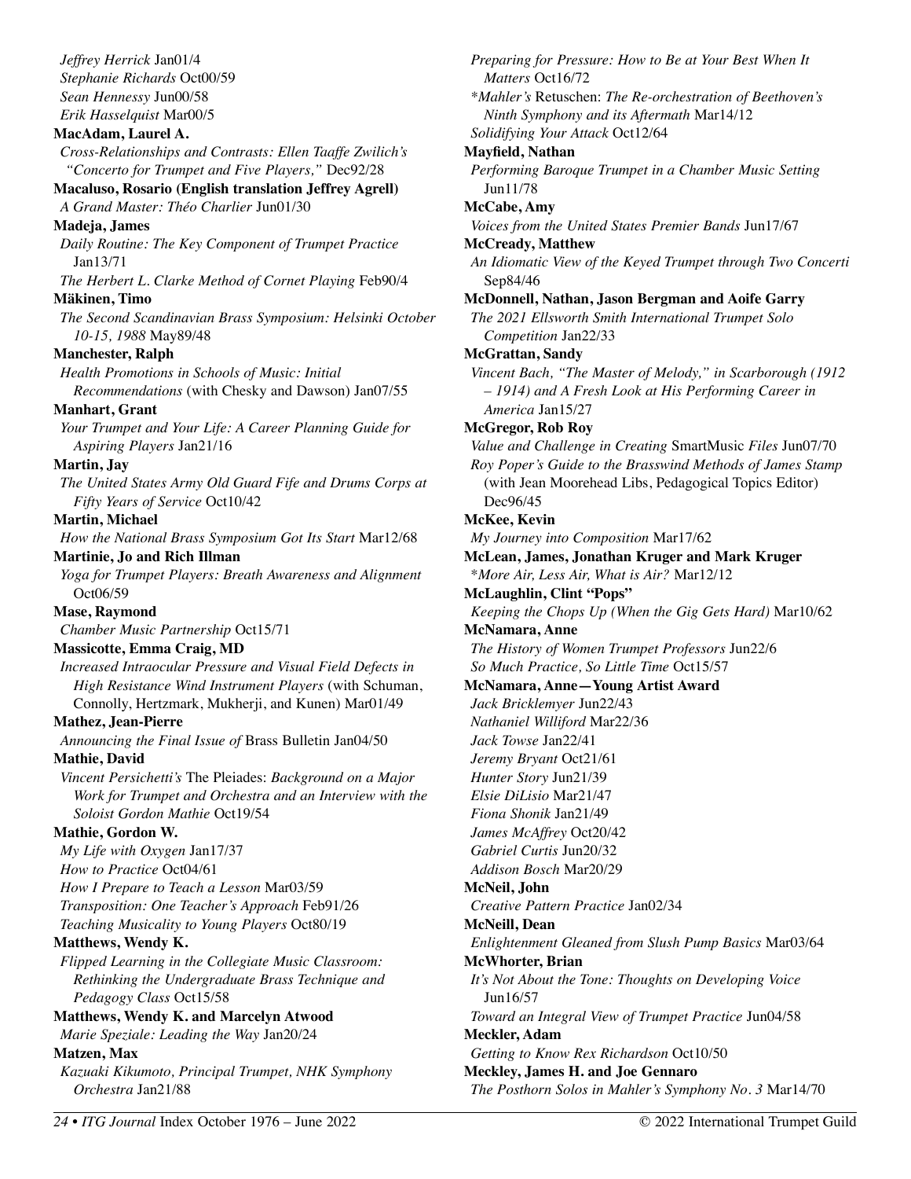*Jeffrey Herrick* Jan01/4
*Stephanie Richards* Oct00/59
*Sean Hennessy* Jun00/58
*Erik Hasselquist* Mar00/5

**MacAdam, Laurel A.**
*Cross-Relationships and Contrasts: Ellen Taaffe Zwilich's "Concerto for Trumpet and Five Players,"* Dec92/28

**Macaluso, Rosario (English translation Jeffrey Agrell)**
*A Grand Master: Théo Charlier* Jun01/30

**Madeja, James**
*Daily Routine: The Key Component of Trumpet Practice* Jan13/71
*The Herbert L. Clarke Method of Cornet Playing* Feb90/4

**Mäkinen, Timo**
*The Second Scandinavian Brass Symposium: Helsinki October 10-15, 1988* May89/48

**Manchester, Ralph**
*Health Promotions in Schools of Music: Initial Recommendations* (with Chesky and Dawson) Jan07/55

**Manhart, Grant**
*Your Trumpet and Your Life: A Career Planning Guide for Aspiring Players* Jan21/16

**Martin, Jay**
*The United States Army Old Guard Fife and Drums Corps at Fifty Years of Service* Oct10/42

**Martin, Michael**
*How the National Brass Symposium Got Its Start* Mar12/68

**Martinie, Jo and Rich Illman**
*Yoga for Trumpet Players: Breath Awareness and Alignment* Oct06/59

**Mase, Raymond**
*Chamber Music Partnership* Oct15/71

**Massicotte, Emma Craig, MD**
*Increased Intraocular Pressure and Visual Field Defects in High Resistance Wind Instrument Players* (with Schuman, Connolly, Hertzmark, Mukherji, and Kunen) Mar01/49

**Mathez, Jean-Pierre**
*Announcing the Final Issue of* Brass Bulletin Jan04/50

**Mathie, David**
*Vincent Persichetti's* The Pleiades: *Background on a Major Work for Trumpet and Orchestra and an Interview with the Soloist Gordon Mathie* Oct19/54

**Mathie, Gordon W.**
*My Life with Oxygen* Jan17/37
*How to Practice* Oct04/61
*How I Prepare to Teach a Lesson* Mar03/59
*Transposition: One Teacher's Approach* Feb91/26
*Teaching Musicality to Young Players* Oct80/19

**Matthews, Wendy K.**
*Flipped Learning in the Collegiate Music Classroom: Rethinking the Undergraduate Brass Technique and Pedagogy Class* Oct15/58

**Matthews, Wendy K. and Marcelyn Atwood**
*Marie Speziale: Leading the Way* Jan20/24

**Matzen, Max**
*Kazuaki Kikumoto, Principal Trumpet, NHK Symphony Orchestra* Jan21/88

*Preparing for Pressure: How to Be at Your Best When It Matters* Oct16/72
**Mahler's* Retuschen: *The Re-orchestration of Beethoven's Ninth Symphony and its Aftermath* Mar14/12
*Solidifying Your Attack* Oct12/64

**Mayfield, Nathan**
*Performing Baroque Trumpet in a Chamber Music Setting* Jun11/78

**McCabe, Amy**
*Voices from the United States Premier Bands* Jun17/67

**McCready, Matthew**
*An Idiomatic View of the Keyed Trumpet through Two Concerti* Sep84/46

**McDonnell, Nathan, Jason Bergman and Aoife Garry**
*The 2021 Ellsworth Smith International Trumpet Solo Competition* Jan22/33

**McGrattan, Sandy**
*Vincent Bach, "The Master of Melody," in Scarborough (1912 – 1914) and A Fresh Look at His Performing Career in America* Jan15/27

**McGregor, Rob Roy**
*Value and Challenge in Creating* SmartMusic *Files* Jun07/70
*Roy Poper's Guide to the Brasswind Methods of James Stamp* (with Jean Moorehead Libs, Pedagogical Topics Editor) Dec96/45

**McKee, Kevin**
*My Journey into Composition* Mar17/62

**McLean, James, Jonathan Kruger and Mark Kruger**
**More Air, Less Air, What is Air?* Mar12/12

**McLaughlin, Clint "Pops"**
*Keeping the Chops Up (When the Gig Gets Hard)* Mar10/62

**McNamara, Anne**
*The History of Women Trumpet Professors* Jun22/6
*So Much Practice, So Little Time* Oct15/57

**McNamara, Anne—Young Artist Award**
*Jack Bricklemyer* Jun22/43
*Nathaniel Williford* Mar22/36
*Jack Towse* Jan22/41
*Jeremy Bryant* Oct21/61
*Hunter Story* Jun21/39
*Elsie DiLisio* Mar21/47
*Fiona Shonik* Jan21/49
*James McAffrey* Oct20/42
*Gabriel Curtis* Jun20/32
*Addison Bosch* Mar20/29

**McNeil, John**
*Creative Pattern Practice* Jan02/34

**McNeill, Dean**
*Enlightenment Gleaned from Slush Pump Basics* Mar03/64

**McWhorter, Brian**
*It's Not About the Tone: Thoughts on Developing Voice* Jun16/57
*Toward an Integral View of Trumpet Practice* Jun04/58

**Meckler, Adam**
*Getting to Know Rex Richardson* Oct10/50

**Meckley, James H. and Joe Gennaro**
*The Posthorn Solos in Mahler's Symphony No. 3* Mar14/70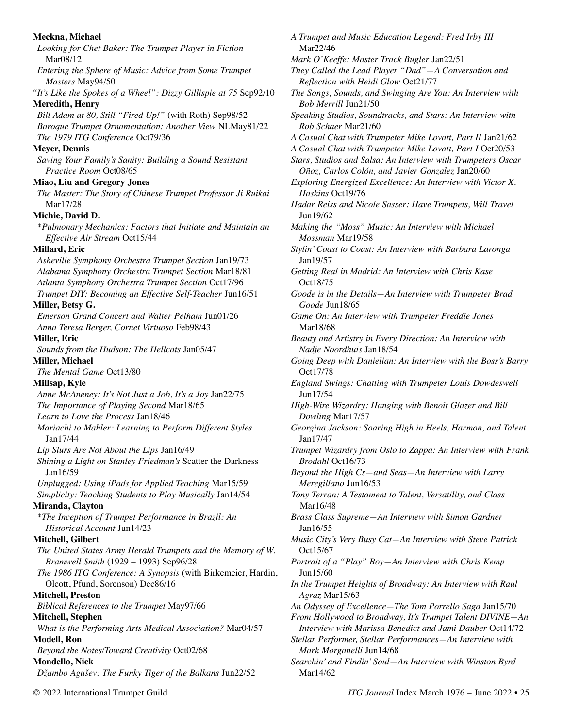**Meckna, Michael**

*Looking for Chet Baker: The Trumpet Player in Fiction* Mar08/12

*Entering the Sphere of Music: Advice from Some Trumpet Masters* May94/50

*"It's Like the Spokes of a Wheel": Dizzy Gillispie at 75* Sep92/10

**Meredith, Henry**

*Bill Adam at 80, Still "Fired Up!"* (with Roth) Sep98/52

*Baroque Trumpet Ornamentation: Another View* NLMay81/22

*The 1979 ITG Conference* Oct79/36

**Meyer, Dennis**

*Saving Your Family's Sanity: Building a Sound Resistant Practice Room* Oct08/65

**Miao, Liu and Gregory Jones**

*The Master: The Story of Chinese Trumpet Professor Ji Ruikai* Mar17/28

**Michie, David D.**

*\*Pulmonary Mechanics: Factors that Initiate and Maintain an Effective Air Stream* Oct15/44

**Millard, Eric**

*Asheville Symphony Orchestra Trumpet Section* Jan19/73

*Alabama Symphony Orchestra Trumpet Section* Mar18/81

*Atlanta Symphony Orchestra Trumpet Section* Oct17/96

*Trumpet DIY: Becoming an Effective Self-Teacher* Jun16/51

**Miller, Betsy G.**

*Emerson Grand Concert and Walter Pelham* Jun01/26

*Anna Teresa Berger, Cornet Virtuoso* Feb98/43

**Miller, Eric**

*Sounds from the Hudson: The Hellcats* Jan05/47

**Miller, Michael**

*The Mental Game* Oct13/80

**Millsap, Kyle**

*Anne McAneney: It's Not Just a Job, It's a Joy* Jan22/75

*The Importance of Playing Second* Mar18/65

*Learn to Love the Process* Jan18/46

*Mariachi to Mahler: Learning to Perform Different Styles* Jan17/44

*Lip Slurs Are Not About the Lips* Jan16/49

*Shining a Light on Stanley Friedman's* Scatter the Darkness Jan16/59

*Unplugged: Using iPads for Applied Teaching* Mar15/59

*Simplicity: Teaching Students to Play Musically* Jan14/54

**Miranda, Clayton**

*\*The Inception of Trumpet Performance in Brazil: An Historical Account* Jun14/23

**Mitchell, Gilbert**

*The United States Army Herald Trumpets and the Memory of W. Bramwell Smith* (1929 – 1993) Sep96/28

*The 1986 ITG Conference: A Synopsis* (with Birkemeier, Hardin, Olcott, Pfund, Sorenson) Dec86/16

**Mitchell, Preston**

*Biblical References to the Trumpet* May97/66

**Mitchell, Stephen**

*What is the Performing Arts Medical Association?* Mar04/57

**Modell, Ron**

*Beyond the Notes/Toward Creativity* Oct02/68

**Mondello, Nick**

*Džambo Agušev: The Funky Tiger of the Balkans* Jun22/52

*A Trumpet and Music Education Legend: Fred Irby III* Mar22/46

*Mark O'Keeffe: Master Track Bugler* Jan22/51

*They Called the Lead Player "Dad"—A Conversation and Reflection with Heidi Glow* Oct21/77

*The Songs, Sounds, and Swinging Are You: An Interview with Bob Merrill* Jun21/50

*Speaking Studios, Soundtracks, and Stars: An Interview with Rob Schaer* Mar21/60

*A Casual Chat with Trumpeter Mike Lovatt, Part II* Jan21/62

*A Casual Chat with Trumpeter Mike Lovatt, Part I* Oct20/53

*Stars, Studios and Salsa: An Interview with Trumpeters Oscar Oñoz, Carlos Colón, and Javier Gonzalez* Jan20/60

*Exploring Energized Excellence: An Interview with Victor X. Haskins* Oct19/76

*Hadar Reiss and Nicole Sasser: Have Trumpets, Will Travel* Jun19/62

*Making the "Moss" Music: An Interview with Michael Mossman* Mar19/58

*Stylin' Coast to Coast: An Interview with Barbara Laronga* Jan19/57

*Getting Real in Madrid: An Interview with Chris Kase* Oct18/75

*Goode is in the Details—An Interview with Trumpeter Brad Goode* Jun18/65

*Game On: An Interview with Trumpeter Freddie Jones* Mar18/68

*Beauty and Artistry in Every Direction: An Interview with Nadje Noordhuis* Jan18/54

*Going Deep with Danielian: An Interview with the Boss's Barry* Oct17/78

*England Swings: Chatting with Trumpeter Louis Dowdeswell* Jun17/54

*High-Wire Wizardry: Hanging with Benoit Glazer and Bill Dowling* Mar17/57

*Georgina Jackson: Soaring High in Heels, Harmon, and Talent* Jan17/47

*Trumpet Wizardry from Oslo to Zappa: An Interview with Frank Brodahl* Oct16/73

*Beyond the High Cs—and Seas—An Interview with Larry Meregillano* Jun16/53

*Tony Terran: A Testament to Talent, Versatility, and Class* Mar16/48

*Brass Class Supreme—An Interview with Simon Gardner* Jan16/55

*Music City's Very Busy Cat—An Interview with Steve Patrick* Oct15/67

*Portrait of a "Play" Boy—An Interview with Chris Kemp* Jun15/60

*In the Trumpet Heights of Broadway: An Interview with Raul Agraz* Mar15/63

*An Odyssey of Excellence—The Tom Porrello Saga* Jan15/70

*From Hollywood to Broadway, It's Trumpet Talent DIVINE—An Interview with Marissa Benedict and Jami Dauber* Oct14/72

*Stellar Performer, Stellar Performances—An Interview with Mark Morganelli* Jun14/68

*Searchin' and Findin' Soul—An Interview with Winston Byrd* Mar14/62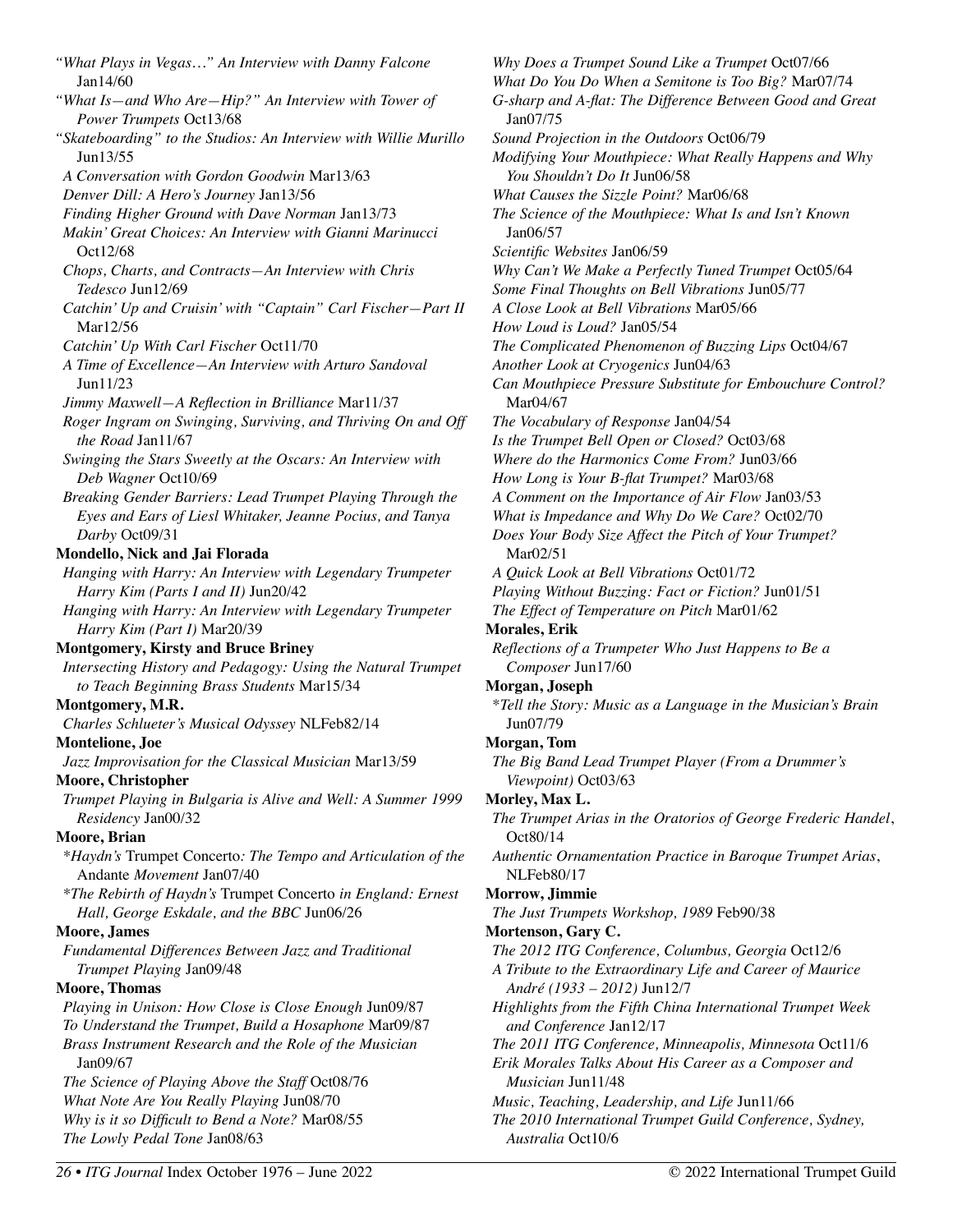*"What Plays in Vegas…" An Interview with Danny Falcone* Jan14/60
*"What Is—and Who Are—Hip?" An Interview with Tower of Power Trumpets* Oct13/68
*"Skateboarding" to the Studios: An Interview with Willie Murillo* Jun13/55
*A Conversation with Gordon Goodwin* Mar13/63
*Denver Dill: A Hero's Journey* Jan13/56
*Finding Higher Ground with Dave Norman* Jan13/73
*Makin' Great Choices: An Interview with Gianni Marinucci* Oct12/68
*Chops, Charts, and Contracts—An Interview with Chris Tedesco* Jun12/69
*Catchin' Up and Cruisin' with "Captain" Carl Fischer—Part II* Mar12/56
*Catchin' Up With Carl Fischer* Oct11/70
*A Time of Excellence—An Interview with Arturo Sandoval* Jun11/23
*Jimmy Maxwell—A Reflection in Brilliance* Mar11/37
*Roger Ingram on Swinging, Surviving, and Thriving On and Off the Road* Jan11/67
*Swinging the Stars Sweetly at the Oscars: An Interview with Deb Wagner* Oct10/69
*Breaking Gender Barriers: Lead Trumpet Playing Through the Eyes and Ears of Liesl Whitaker, Jeanne Pocius, and Tanya Darby* Oct09/31

**Mondello, Nick and Jai Florada**
*Hanging with Harry: An Interview with Legendary Trumpeter Harry Kim (Parts I and II)* Jun20/42
*Hanging with Harry: An Interview with Legendary Trumpeter Harry Kim (Part I)* Mar20/39

**Montgomery, Kirsty and Bruce Briney**
*Intersecting History and Pedagogy: Using the Natural Trumpet to Teach Beginning Brass Students* Mar15/34

**Montgomery, M.R.**
*Charles Schlueter's Musical Odyssey* NLFeb82/14

**Montelione, Joe**
*Jazz Improvisation for the Classical Musician* Mar13/59

**Moore, Christopher**
*Trumpet Playing in Bulgaria is Alive and Well: A Summer 1999 Residency* Jan00/32

**Moore, Brian**
*\*Haydn's* Trumpet Concerto*: The Tempo and Articulation of the* Andante *Movement* Jan07/40
*\*The Rebirth of Haydn's* Trumpet Concerto *in England: Ernest Hall, George Eskdale, and the BBC* Jun06/26

**Moore, James**
*Fundamental Differences Between Jazz and Traditional Trumpet Playing* Jan09/48

**Moore, Thomas**
*Playing in Unison: How Close is Close Enough* Jun09/87
*To Understand the Trumpet, Build a Hosaphone* Mar09/87
*Brass Instrument Research and the Role of the Musician* Jan09/67
*The Science of Playing Above the Staff* Oct08/76
*What Note Are You Really Playing* Jun08/70
*Why is it so Difficult to Bend a Note?* Mar08/55
*The Lowly Pedal Tone* Jan08/63
*Why Does a Trumpet Sound Like a Trumpet* Oct07/66
*What Do You Do When a Semitone is Too Big?* Mar07/74
*G-sharp and A-flat: The Difference Between Good and Great* Jan07/75
*Sound Projection in the Outdoors* Oct06/79
*Modifying Your Mouthpiece: What Really Happens and Why You Shouldn't Do It* Jun06/58
*What Causes the Sizzle Point?* Mar06/68
*The Science of the Mouthpiece: What Is and Isn't Known* Jan06/57
*Scientific Websites* Jan06/59
*Why Can't We Make a Perfectly Tuned Trumpet* Oct05/64
*Some Final Thoughts on Bell Vibrations* Jun05/77
*A Close Look at Bell Vibrations* Mar05/66
*How Loud is Loud?* Jan05/54
*The Complicated Phenomenon of Buzzing Lips* Oct04/67
*Another Look at Cryogenics* Jun04/63
*Can Mouthpiece Pressure Substitute for Embouchure Control?* Mar04/67
*The Vocabulary of Response* Jan04/54
*Is the Trumpet Bell Open or Closed?* Oct03/68
*Where do the Harmonics Come From?* Jun03/66
*How Long is Your B-flat Trumpet?* Mar03/68
*A Comment on the Importance of Air Flow* Jan03/53
*What is Impedance and Why Do We Care?* Oct02/70
*Does Your Body Size Affect the Pitch of Your Trumpet?* Mar02/51
*A Quick Look at Bell Vibrations* Oct01/72
*Playing Without Buzzing: Fact or Fiction?* Jun01/51
*The Effect of Temperature on Pitch* Mar01/62

**Morales, Erik**
*Reflections of a Trumpeter Who Just Happens to Be a Composer* Jun17/60

**Morgan, Joseph**
*\*Tell the Story: Music as a Language in the Musician's Brain* Jun07/79

**Morgan, Tom**
*The Big Band Lead Trumpet Player (From a Drummer's Viewpoint)* Oct03/63

**Morley, Max L.**
*The Trumpet Arias in the Oratorios of George Frederic Handel*, Oct80/14
*Authentic Ornamentation Practice in Baroque Trumpet Arias*, NLFeb80/17

**Morrow, Jimmie**
*The Just Trumpets Workshop, 1989* Feb90/38

**Mortenson, Gary C.**
*The 2012 ITG Conference, Columbus, Georgia* Oct12/6
*A Tribute to the Extraordinary Life and Career of Maurice André (1933 – 2012)* Jun12/7
*Highlights from the Fifth China International Trumpet Week and Conference* Jan12/17
*The 2011 ITG Conference, Minneapolis, Minnesota* Oct11/6
*Erik Morales Talks About His Career as a Composer and Musician* Jun11/48
*Music, Teaching, Leadership, and Life* Jun11/66
*The 2010 International Trumpet Guild Conference, Sydney, Australia* Oct10/6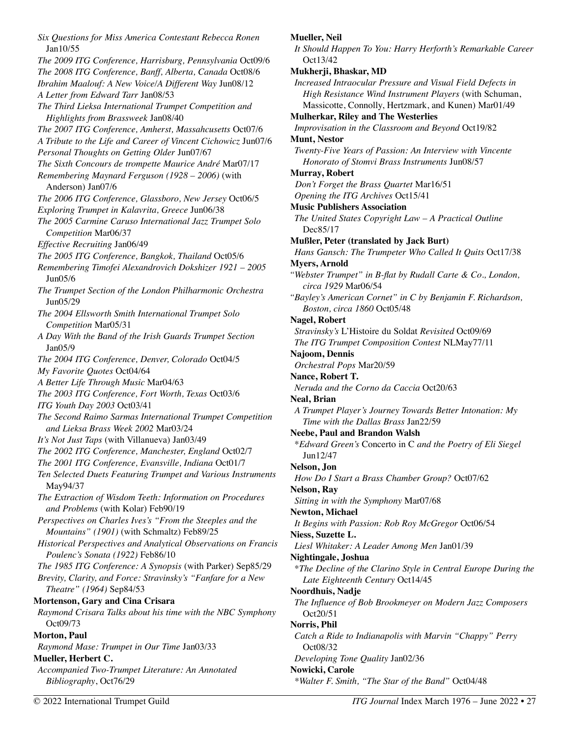*Six Questions for Miss America Contestant Rebecca Ronen* Jan10/55
*The 2009 ITG Conference, Harrisburg, Pennsylvania* Oct09/6
*The 2008 ITG Conference, Banff, Alberta, Canada* Oct08/6
*Ibrahim Maalouf: A New Voice/A Different Way* Jun08/12
*A Letter from Edward Tarr* Jan08/53
*The Third Lieksa International Trumpet Competition and Highlights from Brassweek* Jan08/40
*The 2007 ITG Conference, Amherst, Massahcusetts* Oct07/6
*A Tribute to the Life and Career of Vincent Cichowicz* Jun07/6
*Personal Thoughts on Getting Older* Jun07/67
*The Sixth Concours de trompette Maurice André* Mar07/17
*Remembering Maynard Ferguson (1928 – 2006)* (with Anderson) Jan07/6
*The 2006 ITG Conference, Glassboro, New Jersey* Oct06/5
*Exploring Trumpet in Kalavrita, Greece* Jun06/38
*The 2005 Carmine Caruso International Jazz Trumpet Solo Competition* Mar06/37
*Effective Recruiting* Jan06/49
*The 2005 ITG Conference, Bangkok, Thailand* Oct05/6
*Remembering Timofei Alexandrovich Dokshizer 1921 – 2005* Jun05/6
*The Trumpet Section of the London Philharmonic Orchestra* Jun05/29
*The 2004 Ellsworth Smith International Trumpet Solo Competition* Mar05/31
*A Day With the Band of the Irish Guards Trumpet Section* Jan05/9
*The 2004 ITG Conference, Denver, Colorado* Oct04/5
*My Favorite Quotes* Oct04/64
*A Better Life Through Music* Mar04/63
*The 2003 ITG Conference, Fort Worth, Texas* Oct03/6
*ITG Youth Day 2003* Oct03/41
*The Second Raimo Sarmas International Trumpet Competition and Lieksa Brass Week 2002* Mar03/24
*It's Not Just Taps* (with Villanueva) Jan03/49
*The 2002 ITG Conference, Manchester, England* Oct02/7
*The 2001 ITG Conference, Evansville, Indiana* Oct01/7
*Ten Selected Duets Featuring Trumpet and Various Instruments* May94/37
*The Extraction of Wisdom Teeth: Information on Procedures and Problems* (with Kolar) Feb90/19
*Perspectives on Charles Ives's "From the Steeples and the Mountains" (1901)* (with Schmaltz) Feb89/25
*Historical Perspectives and Analytical Observations on Francis Poulenc's Sonata (1922)* Feb86/10
*The 1985 ITG Conference: A Synopsis* (with Parker) Sep85/29
*Brevity, Clarity, and Force: Stravinsky's "Fanfare for a New Theatre" (1964)* Sep84/53

**Mortenson, Gary and Cina Crisara**
*Raymond Crisara Talks about his time with the NBC Symphony* Oct09/73

**Morton, Paul**
*Raymond Mase: Trumpet in Our Time* Jan03/33

**Mueller, Herbert C.**
*Accompanied Two-Trumpet Literature: An Annotated Bibliography*, Oct76/29

**Mueller, Neil**
*It Should Happen To You: Harry Herforth's Remarkable Career* Oct13/42

**Mukherji, Bhaskar, MD**
*Increased Intraocular Pressure and Visual Field Defects in High Resistance Wind Instrument Players* (with Schuman, Massicotte, Connolly, Hertzmark, and Kunen) Mar01/49

**Mulherkar, Riley and The Westerlies**
*Improvisation in the Classroom and Beyond* Oct19/82

**Munt, Nestor**
*Twenty-Five Years of Passion: An Interview with Vincente Honorato of Stomvi Brass Instruments* Jun08/57

**Murray, Robert**
*Don't Forget the Brass Quartet* Mar16/51
*Opening the ITG Archives* Oct15/41

**Music Publishers Association**
*The United States Copyright Law – A Practical Outline* Dec85/17

**Mußler, Peter (translated by Jack Burt)**
*Hans Gansch: The Trumpeter Who Called It Quits* Oct17/38

**Myers, Arnold**
*"Webster Trumpet" in B-flat by Rudall Carte & Co., London, circa 1929* Mar06/54
*"Bayley's American Cornet" in C by Benjamin F. Richardson, Boston, circa 1860* Oct05/48

**Nagel, Robert**
*Stravinsky's* L'Histoire du Soldat *Revisited* Oct09/69
*The ITG Trumpet Composition Contest* NLMay77/11

**Najoom, Dennis**
*Orchestral Pops* Mar20/59

**Nance, Robert T.**
*Neruda and the Corno da Caccia* Oct20/63

**Neal, Brian**
*A Trumpet Player's Journey Towards Better Intonation: My Time with the Dallas Brass* Jan22/59

**Neebe, Paul and Brandon Walsh**
*\*Edward Green's* Concerto in C *and the Poetry of Eli Siegel* Jun12/47

**Nelson, Jon**
*How Do I Start a Brass Chamber Group?* Oct07/62

**Nelson, Ray**
*Sitting in with the Symphony* Mar07/68

**Newton, Michael**
*It Begins with Passion: Rob Roy McGregor* Oct06/54

**Niess, Suzette L.**
*Liesl Whitaker: A Leader Among Men* Jan01/39

**Nightingale, Joshua**
*\*The Decline of the Clarino Style in Central Europe During the Late Eighteenth Century* Oct14/45

**Noordhuis, Nadje**
*The Influence of Bob Brookmeyer on Modern Jazz Composers* Oct20/51

**Norris, Phil**
*Catch a Ride to Indianapolis with Marvin "Chappy" Perry* Oct08/32
*Developing Tone Quality* Jan02/36

**Nowicki, Carole**
*\*Walter F. Smith, "The Star of the Band"* Oct04/48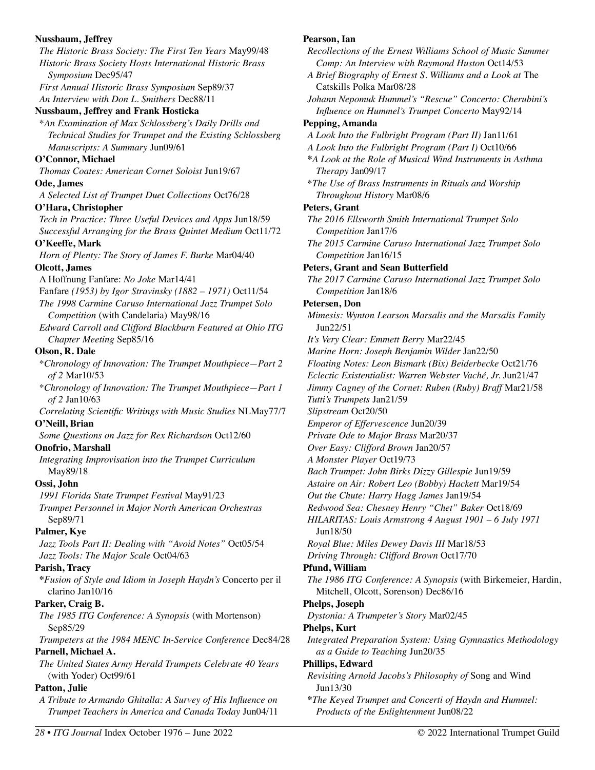**Nussbaum, Jeffrey**

*The Historic Brass Society: The First Ten Years* May99/48

*Historic Brass Society Hosts International Historic Brass Symposium* Dec95/47

*First Annual Historic Brass Symposium* Sep89/37

*An Interview with Don L. Smithers* Dec88/11

**Nussbaum, Jeffrey and Frank Hosticka**

*\*An Examination of Max Schlossberg's Daily Drills and Technical Studies for Trumpet and the Existing Schlossberg Manuscripts: A Summary* Jun09/61

**O'Connor, Michael**

*Thomas Coates: American Cornet Soloist* Jun19/67

**Ode, James**

*A Selected List of Trumpet Duet Collections* Oct76/28

**O'Hara, Christopher**

*Tech in Practice: Three Useful Devices and Apps* Jun18/59

*Successful Arranging for the Brass Quintet Medium* Oct11/72

**O'Keeffe, Mark**

*Horn of Plenty: The Story of James F. Burke* Mar04/40

**Olcott, James**

A Hoffnung Fanfare: *No Joke* Mar14/41

Fanfare *(1953) by Igor Stravinsky (1882 – 1971)* Oct11/54

*The 1998 Carmine Caruso International Jazz Trumpet Solo Competition* (with Candelaria) May98/16

*Edward Carroll and Clifford Blackburn Featured at Ohio ITG Chapter Meeting* Sep85/16

**Olson, R. Dale**

*\*Chronology of Innovation: The Trumpet Mouthpiece—Part 2 of 2* Mar10/53

*\*Chronology of Innovation: The Trumpet Mouthpiece—Part 1 of 2* Jan10/63

*Correlating Scientific Writings with Music Studies* NLMay77/7

**O'Neill, Brian**

*Some Questions on Jazz for Rex Richardson* Oct12/60

**Onofrio, Marshall**

*Integrating Improvisation into the Trumpet Curriculum* May89/18

**Ossi, John**

*1991 Florida State Trumpet Festival* May91/23

*Trumpet Personnel in Major North American Orchestras* Sep89/71

**Palmer, Kye**

*Jazz Tools Part II: Dealing with "Avoid Notes"* Oct05/54

*Jazz Tools: The Major Scale* Oct04/63

**Parish, Tracy**

*\*Fusion of Style and Idiom in Joseph Haydn's* Concerto per il clarino Jan10/16

**Parker, Craig B.**

*The 1985 ITG Conference: A Synopsis* (with Mortenson) Sep85/29

*Trumpeters at the 1984 MENC In-Service Conference* Dec84/28

**Parnell, Michael A.**

*The United States Army Herald Trumpets Celebrate 40 Years* (with Yoder) Oct99/61

**Patton, Julie**

*A Tribute to Armando Ghitalla: A Survey of His Influence on Trumpet Teachers in America and Canada Today* Jun04/11

**Pearson, Ian**

*Recollections of the Ernest Williams School of Music Summer Camp: An Interview with Raymond Huston* Oct14/53

*A Brief Biography of Ernest S. Williams and a Look at* The Catskills Polka Mar08/28

*Johann Nepomuk Hummel's "Rescue" Concerto: Cherubini's Influence on Hummel's Trumpet Concerto* May92/14

**Pepping, Amanda**

*A Look Into the Fulbright Program (Part II)* Jan11/61

*A Look Into the Fulbright Program (Part I)* Oct10/66

*\*A Look at the Role of Musical Wind Instruments in Asthma Therapy* Jan09/17

*\*The Use of Brass Instruments in Rituals and Worship Throughout History* Mar08/6

**Peters, Grant**

*The 2016 Ellsworth Smith International Trumpet Solo Competition* Jan17/6

*The 2015 Carmine Caruso International Jazz Trumpet Solo Competition* Jan16/15

**Peters, Grant and Sean Butterfield**

*The 2017 Carmine Caruso International Jazz Trumpet Solo Competition* Jan18/6

**Petersen, Don**

*Mimesis: Wynton Learson Marsalis and the Marsalis Family* Jun22/51

*It's Very Clear: Emmett Berry* Mar22/45

*Marine Horn: Joseph Benjamin Wilder* Jan22/50

*Floating Notes: Leon Bismark (Bix) Beiderbecke* Oct21/76

*Eclectic Existentialist: Warren Webster Vaché, Jr.* Jun21/47

*Jimmy Cagney of the Cornet: Ruben (Ruby) Braff* Mar21/58

*Tutti's Trumpets* Jan21/59

*Slipstream* Oct20/50

*Emperor of Effervescence* Jun20/39

*Private Ode to Major Brass* Mar20/37

*Over Easy: Clifford Brown* Jan20/57

*A Monster Player* Oct19/73

*Bach Trumpet: John Birks Dizzy Gillespie* Jun19/59

*Astaire on Air: Robert Leo (Bobby) Hackett* Mar19/54

*Out the Chute: Harry Hagg James* Jan19/54

*Redwood Sea: Chesney Henry "Chet" Baker* Oct18/69

*HILARITAS: Louis Armstrong 4 August 1901 – 6 July 1971* Jun18/50

*Royal Blue: Miles Dewey Davis III* Mar18/53

*Driving Through: Clifford Brown* Oct17/70

**Pfund, William**

*The 1986 ITG Conference: A Synopsis* (with Birkemeier, Hardin, Mitchell, Olcott, Sorenson) Dec86/16

**Phelps, Joseph**

*Dystonia: A Trumpeter's Story* Mar02/45

**Phelps, Kurt**

*Integrated Preparation System: Using Gymnastics Methodology as a Guide to Teaching* Jun20/35

**Phillips, Edward**

*Revisiting Arnold Jacobs's Philosophy of* Song and Wind Jun13/30

*\*The Keyed Trumpet and Concerti of Haydn and Hummel: Products of the Enlightenment* Jun08/22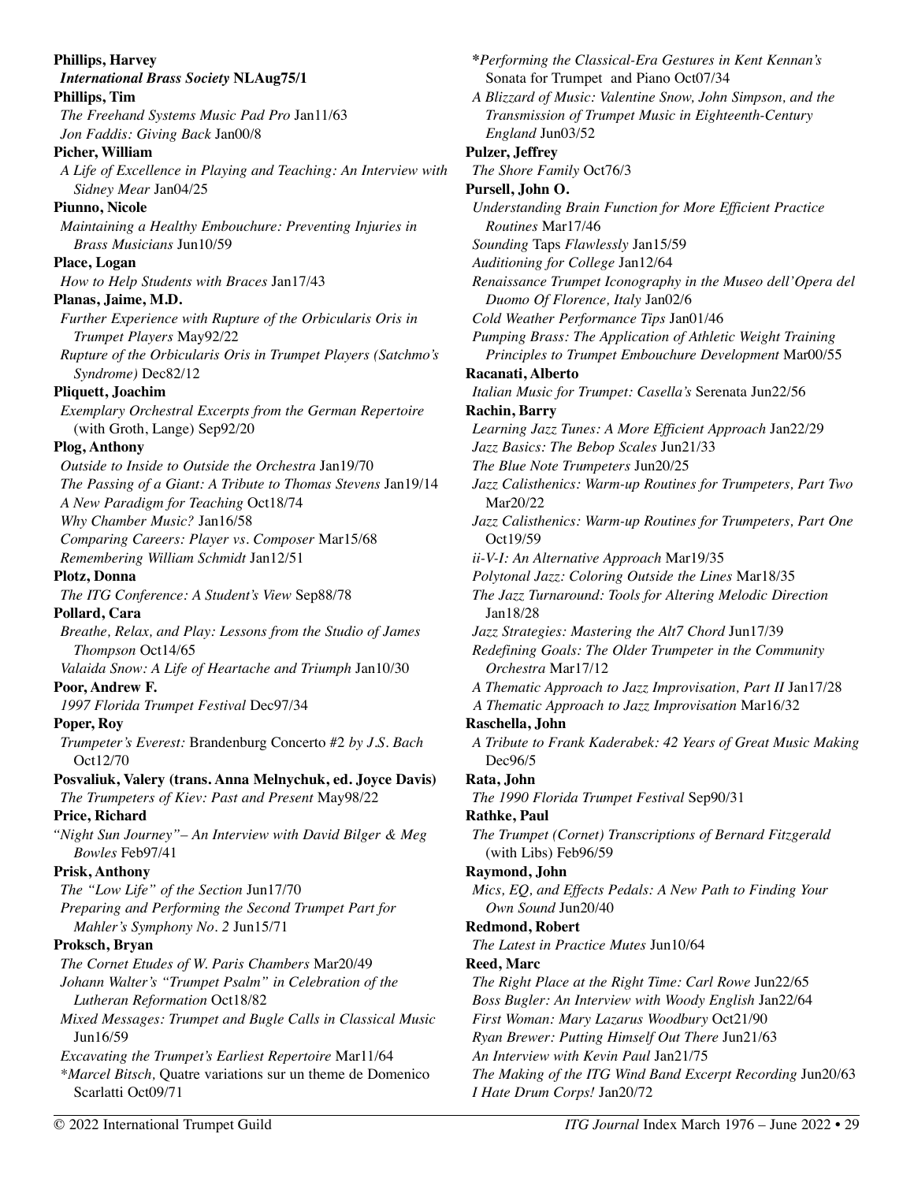**Phillips, Harvey**
***International Brass Society* NLAug75/1**

**Phillips, Tim**
*The Freehand Systems Music Pad Pro* Jan11/63
*Jon Faddis: Giving Back* Jan00/8

**Picher, William**
*A Life of Excellence in Playing and Teaching: An Interview with Sidney Mear* Jan04/25

**Piunno, Nicole**
*Maintaining a Healthy Embouchure: Preventing Injuries in Brass Musicians* Jun10/59

**Place, Logan**
*How to Help Students with Braces* Jan17/43

**Planas, Jaime, M.D.**
*Further Experience with Rupture of the Orbicularis Oris in Trumpet Players* May92/22
*Rupture of the Orbicularis Oris in Trumpet Players (Satchmo's Syndrome)* Dec82/12

**Pliquett, Joachim**
*Exemplary Orchestral Excerpts from the German Repertoire* (with Groth, Lange) Sep92/20

**Plog, Anthony**
*Outside to Inside to Outside the Orchestra* Jan19/70
*The Passing of a Giant: A Tribute to Thomas Stevens* Jan19/14
*A New Paradigm for Teaching* Oct18/74
*Why Chamber Music?* Jan16/58
*Comparing Careers: Player vs. Composer* Mar15/68
*Remembering William Schmidt* Jan12/51

**Plotz, Donna**
*The ITG Conference: A Student's View* Sep88/78

**Pollard, Cara**
*Breathe, Relax, and Play: Lessons from the Studio of James Thompson* Oct14/65
*Valaida Snow: A Life of Heartache and Triumph* Jan10/30

**Poor, Andrew F.**
*1997 Florida Trumpet Festival* Dec97/34

**Poper, Roy**
*Trumpeter's Everest:* Brandenburg Concerto #2 *by J.S. Bach* Oct12/70

**Posvaliuk, Valery (trans. Anna Melnychuk, ed. Joyce Davis)**
*The Trumpeters of Kiev: Past and Present* May98/22

**Price, Richard**
*"Night Sun Journey"– An Interview with David Bilger & Meg Bowles* Feb97/41

**Prisk, Anthony**
*The "Low Life" of the Section* Jun17/70
*Preparing and Performing the Second Trumpet Part for Mahler's Symphony No. 2* Jun15/71

**Proksch, Bryan**
*The Cornet Etudes of W. Paris Chambers* Mar20/49
*Johann Walter's "Trumpet Psalm" in Celebration of the Lutheran Reformation* Oct18/82
*Mixed Messages: Trumpet and Bugle Calls in Classical Music* Jun16/59
*Excavating the Trumpet's Earliest Repertoire* Mar11/64
**Marcel Bitsch,* Quatre variations sur un theme de Domenico Scarlatti Oct09/71
**Performing the Classical-Era Gestures in Kent Kennan's* Sonata for Trumpet and Piano Oct07/34
*A Blizzard of Music: Valentine Snow, John Simpson, and the Transmission of Trumpet Music in Eighteenth-Century England* Jun03/52

**Pulzer, Jeffrey**
*The Shore Family* Oct76/3

**Pursell, John O.**
*Understanding Brain Function for More Efficient Practice Routines* Mar17/46
*Sounding* Taps *Flawlessly* Jan15/59
*Auditioning for College* Jan12/64
*Renaissance Trumpet Iconography in the Museo dell'Opera del Duomo Of Florence, Italy* Jan02/6
*Cold Weather Performance Tips* Jan01/46
*Pumping Brass: The Application of Athletic Weight Training Principles to Trumpet Embouchure Development* Mar00/55

**Racanati, Alberto**
*Italian Music for Trumpet: Casella's* Serenata Jun22/56

**Rachin, Barry**
*Learning Jazz Tunes: A More Efficient Approach* Jan22/29
*Jazz Basics: The Bebop Scales* Jun21/33
*The Blue Note Trumpeters* Jun20/25
*Jazz Calisthenics: Warm-up Routines for Trumpeters, Part Two* Mar20/22
*Jazz Calisthenics: Warm-up Routines for Trumpeters, Part One* Oct19/59
*ii-V-I: An Alternative Approach* Mar19/35
*Polytonal Jazz: Coloring Outside the Lines* Mar18/35
*The Jazz Turnaround: Tools for Altering Melodic Direction* Jan18/28
*Jazz Strategies: Mastering the Alt7 Chord* Jun17/39
*Redefining Goals: The Older Trumpeter in the Community Orchestra* Mar17/12
*A Thematic Approach to Jazz Improvisation, Part II* Jan17/28
*A Thematic Approach to Jazz Improvisation* Mar16/32

**Raschella, John**
*A Tribute to Frank Kaderabek: 42 Years of Great Music Making* Dec96/5

**Rata, John**
*The 1990 Florida Trumpet Festival* Sep90/31

**Rathke, Paul**
*The Trumpet (Cornet) Transcriptions of Bernard Fitzgerald* (with Libs) Feb96/59

**Raymond, John**
*Mics, EQ, and Effects Pedals: A New Path to Finding Your Own Sound* Jun20/40

**Redmond, Robert**
*The Latest in Practice Mutes* Jun10/64

**Reed, Marc**
*The Right Place at the Right Time: Carl Rowe* Jun22/65
*Boss Bugler: An Interview with Woody English* Jan22/64
*First Woman: Mary Lazarus Woodbury* Oct21/90
*Ryan Brewer: Putting Himself Out There* Jun21/63
*An Interview with Kevin Paul* Jan21/75
*The Making of the ITG Wind Band Excerpt Recording* Jun20/63
*I Hate Drum Corps!* Jan20/72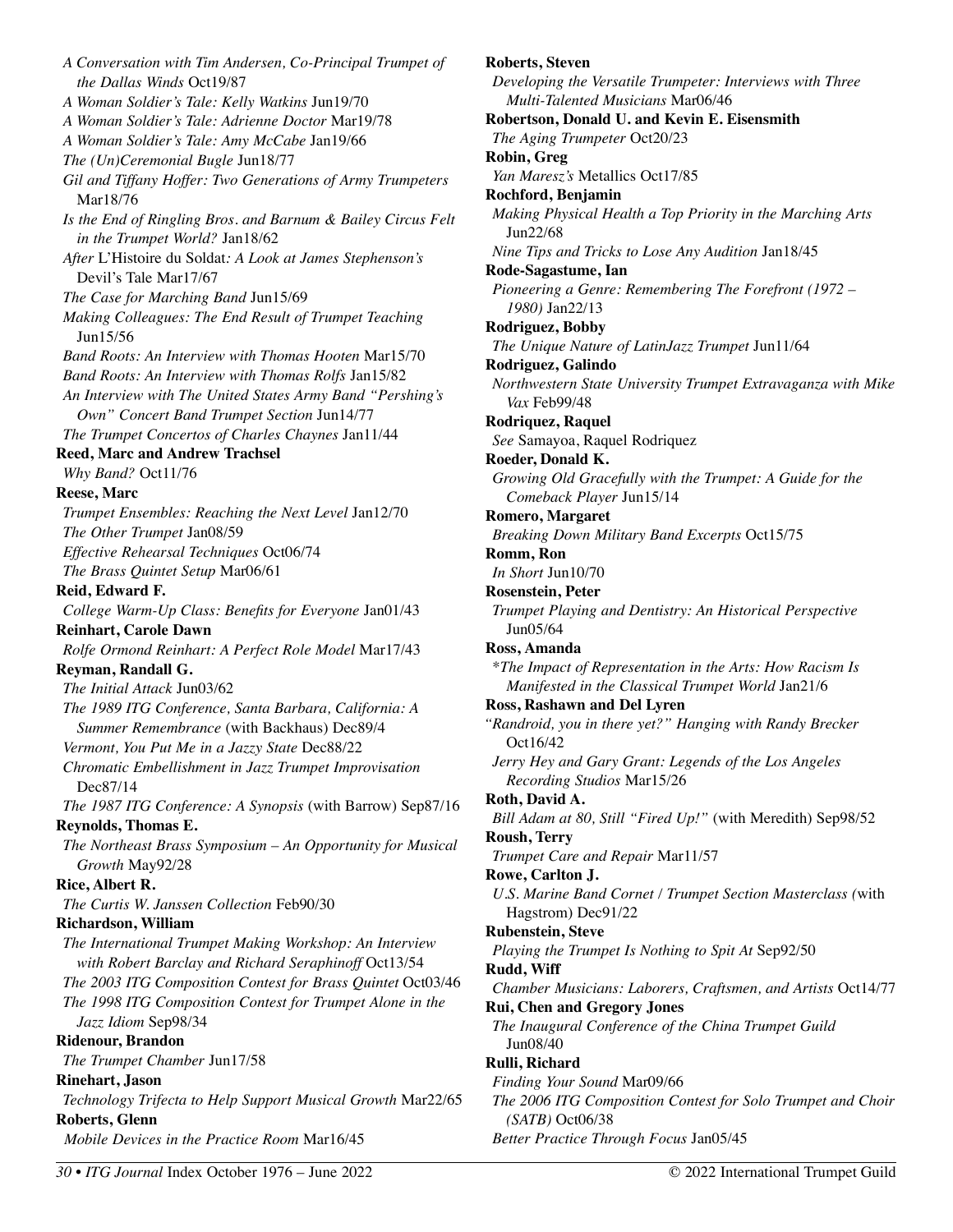*A Conversation with Tim Andersen, Co-Principal Trumpet of the Dallas Winds* Oct19/87
*A Woman Soldier's Tale: Kelly Watkins* Jun19/70
*A Woman Soldier's Tale: Adrienne Doctor* Mar19/78
*A Woman Soldier's Tale: Amy McCabe* Jan19/66
*The (Un)Ceremonial Bugle* Jun18/77
*Gil and Tiffany Hoffer: Two Generations of Army Trumpeters* Mar18/76
*Is the End of Ringling Bros. and Barnum & Bailey Circus Felt in the Trumpet World?* Jan18/62
*After* L'Histoire du Soldat*: A Look at James Stephenson's* Devil's Tale Mar17/67
*The Case for Marching Band* Jun15/69
*Making Colleagues: The End Result of Trumpet Teaching* Jun15/56
*Band Roots: An Interview with Thomas Hooten* Mar15/70
*Band Roots: An Interview with Thomas Rolfs* Jan15/82
*An Interview with The United States Army Band "Pershing's Own" Concert Band Trumpet Section* Jun14/77
*The Trumpet Concertos of Charles Chaynes* Jan11/44

**Reed, Marc and Andrew Trachsel**
*Why Band?* Oct11/76

**Reese, Marc**
*Trumpet Ensembles: Reaching the Next Level* Jan12/70
*The Other Trumpet* Jan08/59
*Effective Rehearsal Techniques* Oct06/74
*The Brass Quintet Setup* Mar06/61

**Reid, Edward F.**
*College Warm-Up Class: Benefits for Everyone* Jan01/43

**Reinhart, Carole Dawn**
*Rolfe Ormond Reinhart: A Perfect Role Model* Mar17/43

**Reyman, Randall G.**
*The Initial Attack* Jun03/62
*The 1989 ITG Conference, Santa Barbara, California: A Summer Remembrance* (with Backhaus) Dec89/4
*Vermont, You Put Me in a Jazzy State* Dec88/22
*Chromatic Embellishment in Jazz Trumpet Improvisation* Dec87/14
*The 1987 ITG Conference: A Synopsis* (with Barrow) Sep87/16

**Reynolds, Thomas E.**
*The Northeast Brass Symposium – An Opportunity for Musical Growth* May92/28

**Rice, Albert R.**
*The Curtis W. Janssen Collection* Feb90/30

**Richardson, William**
*The International Trumpet Making Workshop: An Interview with Robert Barclay and Richard Seraphinoff* Oct13/54
*The 2003 ITG Composition Contest for Brass Quintet* Oct03/46
*The 1998 ITG Composition Contest for Trumpet Alone in the Jazz Idiom* Sep98/34

**Ridenour, Brandon**
*The Trumpet Chamber* Jun17/58

**Rinehart, Jason**
*Technology Trifecta to Help Support Musical Growth* Mar22/65

**Roberts, Glenn**
*Mobile Devices in the Practice Room* Mar16/45

**Roberts, Steven**
*Developing the Versatile Trumpeter: Interviews with Three Multi-Talented Musicians* Mar06/46

**Robertson, Donald U. and Kevin E. Eisensmith**
*The Aging Trumpeter* Oct20/23

**Robin, Greg**
*Yan Maresz's* Metallics Oct17/85

**Rochford, Benjamin**
*Making Physical Health a Top Priority in the Marching Arts* Jun22/68
*Nine Tips and Tricks to Lose Any Audition* Jan18/45

**Rode-Sagastume, Ian**
*Pioneering a Genre: Remembering The Forefront (1972 – 1980)* Jan22/13

**Rodriguez, Bobby**
*The Unique Nature of LatinJazz Trumpet* Jun11/64

**Rodriguez, Galindo**
*Northwestern State University Trumpet Extravaganza with Mike Vax* Feb99/48

**Rodriquez, Raquel**
*See* Samayoa, Raquel Rodriquez

**Roeder, Donald K.**
*Growing Old Gracefully with the Trumpet: A Guide for the Comeback Player* Jun15/14

**Romero, Margaret**
*Breaking Down Military Band Excerpts* Oct15/75

**Romm, Ron**
*In Short* Jun10/70

**Rosenstein, Peter**
*Trumpet Playing and Dentistry: An Historical Perspective* Jun05/64

**Ross, Amanda**
*\*The Impact of Representation in the Arts: How Racism Is Manifested in the Classical Trumpet World* Jan21/6

**Ross, Rashawn and Del Lyren**
*"Randroid, you in there yet?" Hanging with Randy Brecker* Oct16/42
*Jerry Hey and Gary Grant: Legends of the Los Angeles Recording Studios* Mar15/26

**Roth, David A.**
*Bill Adam at 80, Still "Fired Up!"* (with Meredith) Sep98/52

**Roush, Terry**
*Trumpet Care and Repair* Mar11/57

**Rowe, Carlton J.**
*U.S. Marine Band Cornet / Trumpet Section Masterclass (*with Hagstrom) Dec91/22

**Rubenstein, Steve**
*Playing the Trumpet Is Nothing to Spit At* Sep92/50

**Rudd, Wiff**
*Chamber Musicians: Laborers, Craftsmen, and Artists* Oct14/77

**Rui, Chen and Gregory Jones**
*The Inaugural Conference of the China Trumpet Guild* Jun08/40

**Rulli, Richard**
*Finding Your Sound* Mar09/66
*The 2006 ITG Composition Contest for Solo Trumpet and Choir (SATB)* Oct06/38
*Better Practice Through Focus* Jan05/45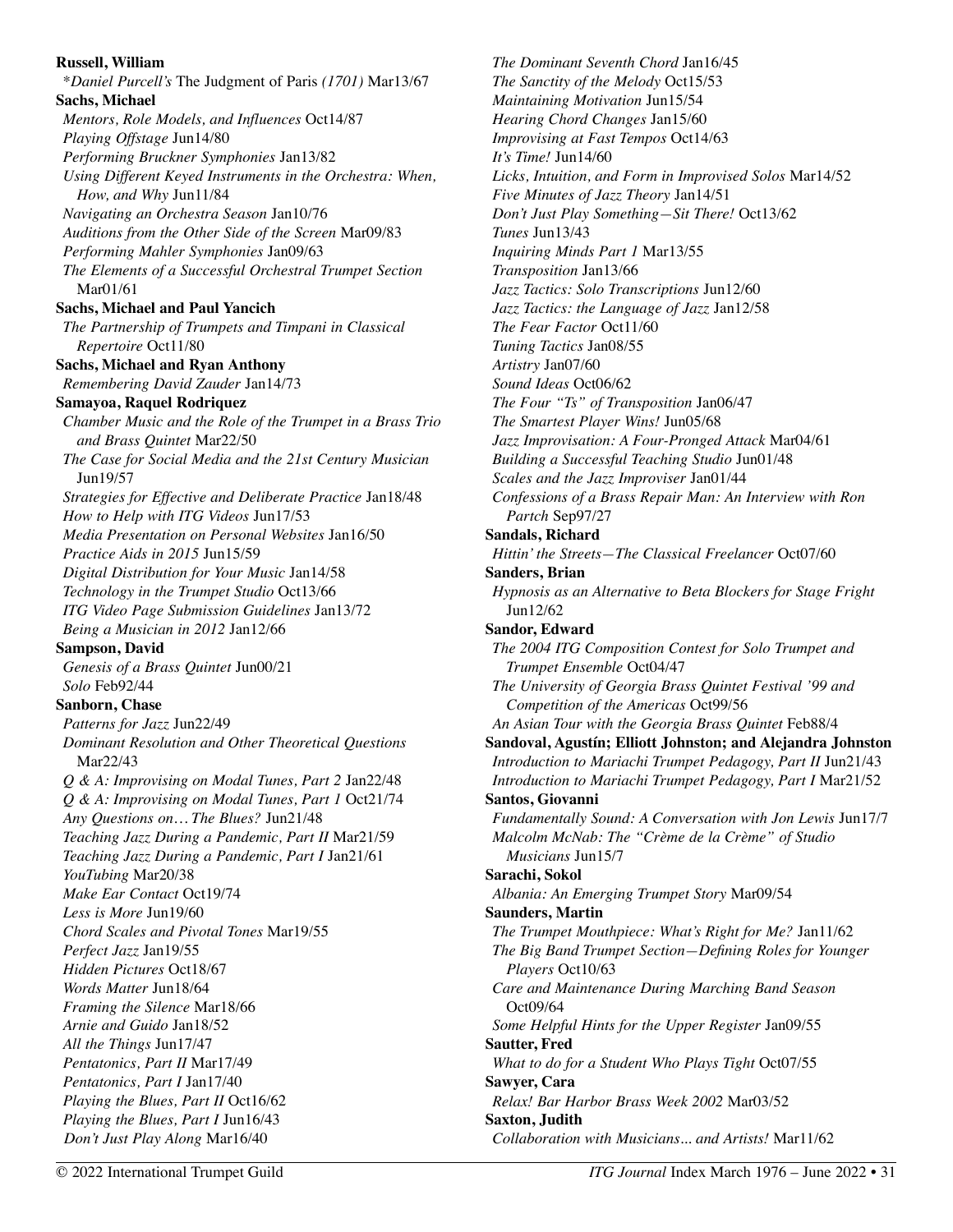**Russell, William**

\*_Daniel Purcell's_ The Judgment of Paris _(1701)_ Mar13/67

**Sachs, Michael**

_Mentors, Role Models, and Influences_ Oct14/87
_Playing Offstage_ Jun14/80
_Performing Bruckner Symphonies_ Jan13/82
_Using Different Keyed Instruments in the Orchestra: When, How, and Why_ Jun11/84
_Navigating an Orchestra Season_ Jan10/76
_Auditions from the Other Side of the Screen_ Mar09/83
_Performing Mahler Symphonies_ Jan09/63
_The Elements of a Successful Orchestral Trumpet Section_ Mar01/61

**Sachs, Michael and Paul Yancich**

_The Partnership of Trumpets and Timpani in Classical Repertoire_ Oct11/80

**Sachs, Michael and Ryan Anthony**

_Remembering David Zauder_ Jan14/73

**Samayoa, Raquel Rodriquez**

_Chamber Music and the Role of the Trumpet in a Brass Trio and Brass Quintet_ Mar22/50
_The Case for Social Media and the 21st Century Musician_ Jun19/57
_Strategies for Effective and Deliberate Practice_ Jan18/48
_How to Help with ITG Videos_ Jun17/53
_Media Presentation on Personal Websites_ Jan16/50
_Practice Aids in 2015_ Jun15/59
_Digital Distribution for Your Music_ Jan14/58
_Technology in the Trumpet Studio_ Oct13/66
_ITG Video Page Submission Guidelines_ Jan13/72
_Being a Musician in 2012_ Jan12/66

**Sampson, David**

_Genesis of a Brass Quintet_ Jun00/21
_Solo_ Feb92/44

**Sanborn, Chase**

_Patterns for Jazz_ Jun22/49
_Dominant Resolution and Other Theoretical Questions_ Mar22/43
_Q & A: Improvising on Modal Tunes, Part 2_ Jan22/48
_Q & A: Improvising on Modal Tunes, Part 1_ Oct21/74
_Any Questions on… The Blues?_ Jun21/48
_Teaching Jazz During a Pandemic, Part II_ Mar21/59
_Teaching Jazz During a Pandemic, Part I_ Jan21/61
_YouTubing_ Mar20/38
_Make Ear Contact_ Oct19/74
_Less is More_ Jun19/60
_Chord Scales and Pivotal Tones_ Mar19/55
_Perfect Jazz_ Jan19/55
_Hidden Pictures_ Oct18/67
_Words Matter_ Jun18/64
_Framing the Silence_ Mar18/66
_Arnie and Guido_ Jan18/52
_All the Things_ Jun17/47
_Pentatonics, Part II_ Mar17/49
_Pentatonics, Part I_ Jan17/40
_Playing the Blues, Part II_ Oct16/62
_Playing the Blues, Part I_ Jun16/43
_Don't Just Play Along_ Mar16/40
_The Dominant Seventh Chord_ Jan16/45
_The Sanctity of the Melody_ Oct15/53
_Maintaining Motivation_ Jun15/54
_Hearing Chord Changes_ Jan15/60
_Improvising at Fast Tempos_ Oct14/63
_It's Time!_ Jun14/60
_Licks, Intuition, and Form in Improvised Solos_ Mar14/52
_Five Minutes of Jazz Theory_ Jan14/51
_Don't Just Play Something—Sit There!_ Oct13/62
_Tunes_ Jun13/43
_Inquiring Minds Part 1_ Mar13/55
_Transposition_ Jan13/66
_Jazz Tactics: Solo Transcriptions_ Jun12/60
_Jazz Tactics: the Language of Jazz_ Jan12/58
_The Fear Factor_ Oct11/60
_Tuning Tactics_ Jan08/55
_Artistry_ Jan07/60
_Sound Ideas_ Oct06/62
_The Four "Ts" of Transposition_ Jan06/47
_The Smartest Player Wins!_ Jun05/68
_Jazz Improvisation: A Four-Pronged Attack_ Mar04/61
_Building a Successful Teaching Studio_ Jun01/48
_Scales and the Jazz Improviser_ Jan01/44
_Confessions of a Brass Repair Man: An Interview with Ron Partch_ Sep97/27

**Sandals, Richard**

_Hittin' the Streets—The Classical Freelancer_ Oct07/60

**Sanders, Brian**

_Hypnosis as an Alternative to Beta Blockers for Stage Fright_ Jun12/62

**Sandor, Edward**

_The 2004 ITG Composition Contest for Solo Trumpet and Trumpet Ensemble_ Oct04/47
_The University of Georgia Brass Quintet Festival '99 and Competition of the Americas_ Oct99/56
_An Asian Tour with the Georgia Brass Quintet_ Feb88/4

**Sandoval, Agustín; Elliott Johnston; and Alejandra Johnston**

_Introduction to Mariachi Trumpet Pedagogy, Part II_ Jun21/43
_Introduction to Mariachi Trumpet Pedagogy, Part I_ Mar21/52

**Santos, Giovanni**

_Fundamentally Sound: A Conversation with Jon Lewis_ Jun17/7
_Malcolm McNab: The "Crème de la Crème" of Studio Musicians_ Jun15/7

**Sarachi, Sokol**

_Albania: An Emerging Trumpet Story_ Mar09/54

**Saunders, Martin**

_The Trumpet Mouthpiece: What's Right for Me?_ Jan11/62
_The Big Band Trumpet Section—Defining Roles for Younger Players_ Oct10/63
_Care and Maintenance During Marching Band Season_ Oct09/64
_Some Helpful Hints for the Upper Register_ Jan09/55

**Sautter, Fred**

_What to do for a Student Who Plays Tight_ Oct07/55

**Sawyer, Cara**

_Relax! Bar Harbor Brass Week 2002_ Mar03/52

**Saxton, Judith**

_Collaboration with Musicians... and Artists!_ Mar11/62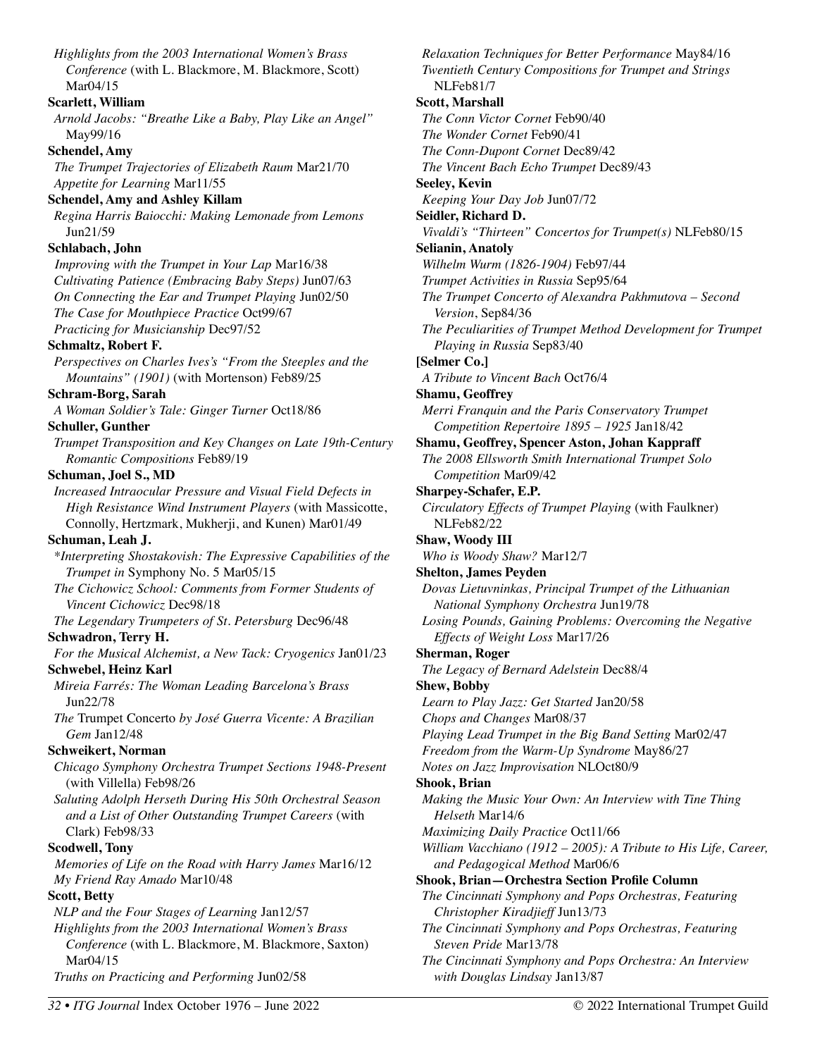*Highlights from the 2003 International Women's Brass Conference* (with L. Blackmore, M. Blackmore, Scott) Mar04/15

**Scarlett, William**

*Arnold Jacobs: "Breathe Like a Baby, Play Like an Angel"* May99/16

**Schendel, Amy**

*The Trumpet Trajectories of Elizabeth Raum* Mar21/70

*Appetite for Learning* Mar11/55

**Schendel, Amy and Ashley Killam**

*Regina Harris Baiocchi: Making Lemonade from Lemons* Jun21/59

**Schlabach, John**

*Improving with the Trumpet in Your Lap* Mar16/38

*Cultivating Patience (Embracing Baby Steps)* Jun07/63

*On Connecting the Ear and Trumpet Playing* Jun02/50

*The Case for Mouthpiece Practice* Oct99/67

*Practicing for Musicianship* Dec97/52

**Schmaltz, Robert F.**

*Perspectives on Charles Ives's "From the Steeples and the Mountains" (1901)* (with Mortenson) Feb89/25

**Schram-Borg, Sarah**

*A Woman Soldier's Tale: Ginger Turner* Oct18/86

**Schuller, Gunther**

*Trumpet Transposition and Key Changes on Late 19th-Century Romantic Compositions* Feb89/19

**Schuman, Joel S., MD**

*Increased Intraocular Pressure and Visual Field Defects in High Resistance Wind Instrument Players* (with Massicotte, Connolly, Hertzmark, Mukherji, and Kunen) Mar01/49

**Schuman, Leah J.**

*\*Interpreting Shostakovish: The Expressive Capabilities of the Trumpet in* Symphony No. 5 Mar05/15

*The Cichowicz School: Comments from Former Students of Vincent Cichowicz* Dec98/18

*The Legendary Trumpeters of St. Petersburg* Dec96/48

**Schwadron, Terry H.**

*For the Musical Alchemist, a New Tack: Cryogenics* Jan01/23

**Schwebel, Heinz Karl**

*Mireia Farrés: The Woman Leading Barcelona's Brass* Jun22/78

*The* Trumpet Concerto *by José Guerra Vicente: A Brazilian Gem* Jan12/48

**Schweikert, Norman**

*Chicago Symphony Orchestra Trumpet Sections 1948-Present* (with Villella) Feb98/26

*Saluting Adolph Herseth During His 50th Orchestral Season and a List of Other Outstanding Trumpet Careers* (with Clark) Feb98/33

**Scodwell, Tony**

*Memories of Life on the Road with Harry James* Mar16/12

*My Friend Ray Amado* Mar10/48

**Scott, Betty**

*NLP and the Four Stages of Learning* Jan12/57

*Highlights from the 2003 International Women's Brass Conference* (with L. Blackmore, M. Blackmore, Saxton) Mar04/15

*Truths on Practicing and Performing* Jun02/58

*Relaxation Techniques for Better Performance* May84/16

*Twentieth Century Compositions for Trumpet and Strings* NLFeb81/7

**Scott, Marshall**

*The Conn Victor Cornet* Feb90/40

*The Wonder Cornet* Feb90/41

*The Conn-Dupont Cornet* Dec89/42

*The Vincent Bach Echo Trumpet* Dec89/43

**Seeley, Kevin**

*Keeping Your Day Job* Jun07/72

**Seidler, Richard D.**

*Vivaldi's "Thirteen" Concertos for Trumpet(s)* NLFeb80/15

**Selianin, Anatoly**

*Wilhelm Wurm (1826-1904)* Feb97/44

*Trumpet Activities in Russia* Sep95/64

*The Trumpet Concerto of Alexandra Pakhmutova – Second Version*, Sep84/36

*The Peculiarities of Trumpet Method Development for Trumpet Playing in Russia* Sep83/40

**[Selmer Co.]**

*A Tribute to Vincent Bach* Oct76/4

**Shamu, Geoffrey**

*Merri Franquin and the Paris Conservatory Trumpet Competition Repertoire 1895 – 1925* Jan18/42

**Shamu, Geoffrey, Spencer Aston, Johan Kappraff**

*The 2008 Ellsworth Smith International Trumpet Solo Competition* Mar09/42

**Sharpey-Schafer, E.P.**

*Circulatory Effects of Trumpet Playing* (with Faulkner) NLFeb82/22

**Shaw, Woody III**

*Who is Woody Shaw?* Mar12/7

**Shelton, James Peyden**

*Dovas Lietuvninkas, Principal Trumpet of the Lithuanian National Symphony Orchestra* Jun19/78

*Losing Pounds, Gaining Problems: Overcoming the Negative Effects of Weight Loss* Mar17/26

**Sherman, Roger**

*The Legacy of Bernard Adelstein* Dec88/4

**Shew, Bobby**

*Learn to Play Jazz: Get Started* Jan20/58

*Chops and Changes* Mar08/37

*Playing Lead Trumpet in the Big Band Setting* Mar02/47

*Freedom from the Warm-Up Syndrome* May86/27

*Notes on Jazz Improvisation* NLOct80/9

**Shook, Brian**

*Making the Music Your Own: An Interview with Tine Thing Helseth* Mar14/6

*Maximizing Daily Practice* Oct11/66

*William Vacchiano (1912 – 2005): A Tribute to His Life, Career, and Pedagogical Method* Mar06/6

**Shook, Brian—Orchestra Section Profile Column**

*The Cincinnati Symphony and Pops Orchestras, Featuring Christopher Kiradjieff* Jun13/73

*The Cincinnati Symphony and Pops Orchestras, Featuring Steven Pride* Mar13/78

*The Cincinnati Symphony and Pops Orchestra: An Interview with Douglas Lindsay* Jan13/87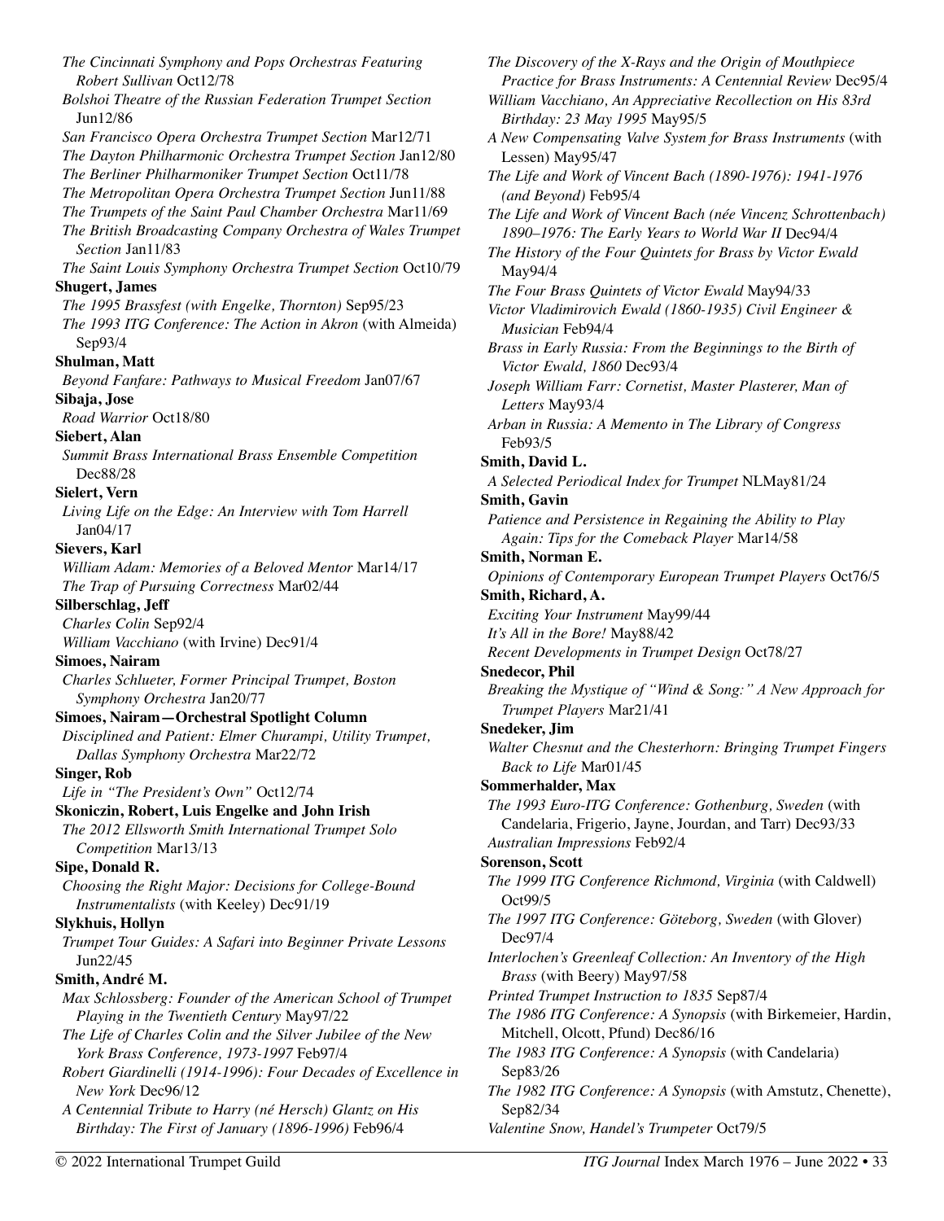*The Cincinnati Symphony and Pops Orchestras Featuring Robert Sullivan* Oct12/78
*Bolshoi Theatre of the Russian Federation Trumpet Section* Jun12/86
*San Francisco Opera Orchestra Trumpet Section* Mar12/71
*The Dayton Philharmonic Orchestra Trumpet Section* Jan12/80
*The Berliner Philharmoniker Trumpet Section* Oct11/78
*The Metropolitan Opera Orchestra Trumpet Section* Jun11/88
*The Trumpets of the Saint Paul Chamber Orchestra* Mar11/69
*The British Broadcasting Company Orchestra of Wales Trumpet Section* Jan11/83
*The Saint Louis Symphony Orchestra Trumpet Section* Oct10/79

**Shugert, James**
*The 1995 Brassfest (with Engelke, Thornton)* Sep95/23
*The 1993 ITG Conference: The Action in Akron* (with Almeida) Sep93/4

**Shulman, Matt**
*Beyond Fanfare: Pathways to Musical Freedom* Jan07/67

**Sibaja, Jose**
*Road Warrior* Oct18/80

**Siebert, Alan**
*Summit Brass International Brass Ensemble Competition* Dec88/28

**Sielert, Vern**
*Living Life on the Edge: An Interview with Tom Harrell* Jan04/17

**Sievers, Karl**
*William Adam: Memories of a Beloved Mentor* Mar14/17
*The Trap of Pursuing Correctness* Mar02/44

**Silberschlag, Jeff**
*Charles Colin* Sep92/4
*William Vacchiano* (with Irvine) Dec91/4

**Simoes, Nairam**
*Charles Schlueter, Former Principal Trumpet, Boston Symphony Orchestra* Jan20/77

**Simoes, Nairam—Orchestral Spotlight Column**
*Disciplined and Patient: Elmer Churampi, Utility Trumpet, Dallas Symphony Orchestra* Mar22/72

**Singer, Rob**
*Life in "The President's Own"* Oct12/74

**Skoniczin, Robert, Luis Engelke and John Irish**
*The 2012 Ellsworth Smith International Trumpet Solo Competition* Mar13/13

**Sipe, Donald R.**
*Choosing the Right Major: Decisions for College-Bound Instrumentalists* (with Keeley) Dec91/19

**Slykhuis, Hollyn**
*Trumpet Tour Guides: A Safari into Beginner Private Lessons* Jun22/45

**Smith, André M.**
*Max Schlossberg: Founder of the American School of Trumpet Playing in the Twentieth Century* May97/22
*The Life of Charles Colin and the Silver Jubilee of the New York Brass Conference, 1973-1997* Feb97/4
*Robert Giardinelli (1914-1996): Four Decades of Excellence in New York* Dec96/12
*A Centennial Tribute to Harry (né Hersch) Glantz on His Birthday: The First of January (1896-1996)* Feb96/4
*The Discovery of the X-Rays and the Origin of Mouthpiece Practice for Brass Instruments: A Centennial Review* Dec95/4
*William Vacchiano, An Appreciative Recollection on His 83rd Birthday: 23 May 1995* May95/5
*A New Compensating Valve System for Brass Instruments* (with Lessen) May95/47
*The Life and Work of Vincent Bach (1890-1976): 1941-1976 (and Beyond)* Feb95/4
*The Life and Work of Vincent Bach (née Vincenz Schrottenbach) 1890–1976: The Early Years to World War II* Dec94/4
*The History of the Four Quintets for Brass by Victor Ewald* May94/4
*The Four Brass Quintets of Victor Ewald* May94/33
*Victor Vladimirovich Ewald (1860-1935) Civil Engineer & Musician* Feb94/4
*Brass in Early Russia: From the Beginnings to the Birth of Victor Ewald, 1860* Dec93/4
*Joseph William Farr: Cornetist, Master Plasterer, Man of Letters* May93/4
*Arban in Russia: A Memento in The Library of Congress* Feb93/5

**Smith, David L.**
*A Selected Periodical Index for Trumpet* NLMay81/24

**Smith, Gavin**
*Patience and Persistence in Regaining the Ability to Play Again: Tips for the Comeback Player* Mar14/58

**Smith, Norman E.**
*Opinions of Contemporary European Trumpet Players* Oct76/5

**Smith, Richard, A.**
*Exciting Your Instrument* May99/44
*It's All in the Bore!* May88/42
*Recent Developments in Trumpet Design* Oct78/27

**Snedecor, Phil**
*Breaking the Mystique of "Wind & Song:" A New Approach for Trumpet Players* Mar21/41

**Snedeker, Jim**
*Walter Chesnut and the Chesterhorn: Bringing Trumpet Fingers Back to Life* Mar01/45

**Sommerhalder, Max**
*The 1993 Euro-ITG Conference: Gothenburg, Sweden* (with Candelaria, Frigerio, Jayne, Jourdan, and Tarr) Dec93/33
*Australian Impressions* Feb92/4

**Sorenson, Scott**
*The 1999 ITG Conference Richmond, Virginia* (with Caldwell) Oct99/5
*The 1997 ITG Conference: Göteborg, Sweden* (with Glover) Dec97/4
*Interlochen's Greenleaf Collection: An Inventory of the High Brass* (with Beery) May97/58
*Printed Trumpet Instruction to 1835* Sep87/4
*The 1986 ITG Conference: A Synopsis* (with Birkemeier, Hardin, Mitchell, Olcott, Pfund) Dec86/16
*The 1983 ITG Conference: A Synopsis* (with Candelaria) Sep83/26
*The 1982 ITG Conference: A Synopsis* (with Amstutz, Chenette), Sep82/34
*Valentine Snow, Handel's Trumpeter* Oct79/5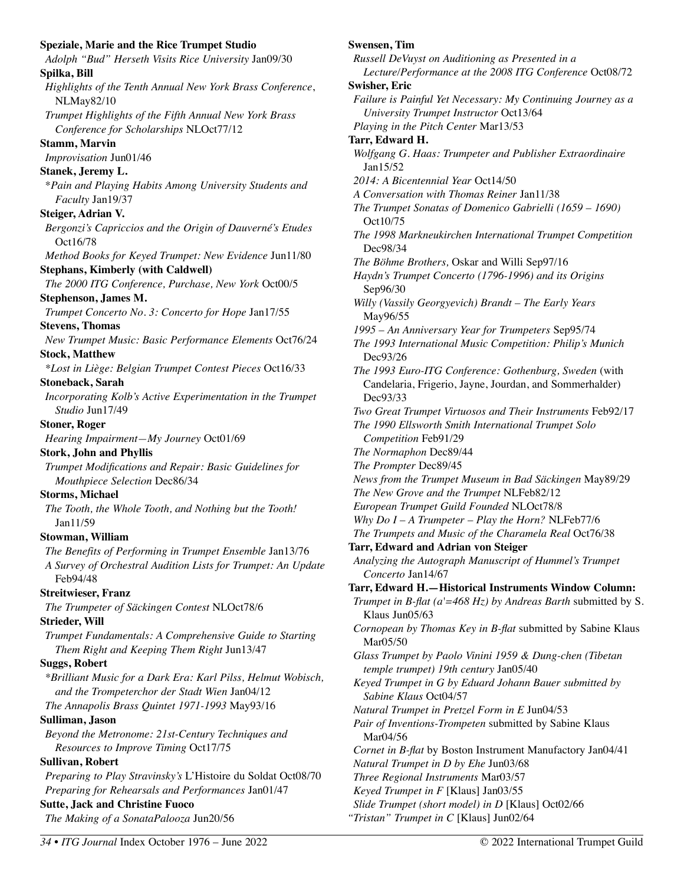**Speziale, Marie and the Rice Trumpet Studio**

*Adolph "Bud" Herseth Visits Rice University* Jan09/30

**Spilka, Bill**

*Highlights of the Tenth Annual New York Brass Conference*, NLMay82/10

*Trumpet Highlights of the Fifth Annual New York Brass Conference for Scholarships* NLOct77/12

**Stamm, Marvin**

*Improvisation* Jun01/46

**Stanek, Jeremy L.**

*Pain and Playing Habits Among University Students and Faculty* Jan19/37

**Steiger, Adrian V.**

*Bergonzi's Capriccios and the Origin of Dauverné's Etudes* Oct16/78

*Method Books for Keyed Trumpet: New Evidence* Jun11/80

**Stephans, Kimberly (with Caldwell)**

*The 2000 ITG Conference, Purchase, New York* Oct00/5

**Stephenson, James M.**

*Trumpet Concerto No. 3: Concerto for Hope* Jan17/55

**Stevens, Thomas**

*New Trumpet Music: Basic Performance Elements* Oct76/24

**Stock, Matthew**

*Lost in Liège: Belgian Trumpet Contest Pieces* Oct16/33

**Stoneback, Sarah**

*Incorporating Kolb's Active Experimentation in the Trumpet Studio* Jun17/49

**Stoner, Roger**

*Hearing Impairment—My Journey* Oct01/69

**Stork, John and Phyllis**

*Trumpet Modifications and Repair: Basic Guidelines for Mouthpiece Selection* Dec86/34

**Storms, Michael**

*The Tooth, the Whole Tooth, and Nothing but the Tooth!* Jan11/59

**Stowman, William**

*The Benefits of Performing in Trumpet Ensemble* Jan13/76

*A Survey of Orchestral Audition Lists for Trumpet: An Update* Feb94/48

**Streitwieser, Franz**

*The Trumpeter of Säckingen Contest* NLOct78/6

**Strieder, Will**

*Trumpet Fundamentals: A Comprehensive Guide to Starting Them Right and Keeping Them Right* Jun13/47

**Suggs, Robert**

*Brilliant Music for a Dark Era: Karl Pilss, Helmut Wobisch, and the Trompeterchor der Stadt Wien* Jan04/12

*The Annapolis Brass Quintet 1971-1993* May93/16

**Sulliman, Jason**

*Beyond the Metronome: 21st-Century Techniques and Resources to Improve Timing* Oct17/75

**Sullivan, Robert**

*Preparing to Play Stravinsky's* L'Histoire du Soldat Oct08/70

*Preparing for Rehearsals and Performances* Jan01/47

**Sutte, Jack and Christine Fuoco**

*The Making of a SonataPalooza* Jun20/56

**Swensen, Tim**

*Russell DeVuyst on Auditioning as Presented in a Lecture/Performance at the 2008 ITG Conference* Oct08/72

**Swisher, Eric**

*Failure is Painful Yet Necessary: My Continuing Journey as a University Trumpet Instructor* Oct13/64

*Playing in the Pitch Center* Mar13/53

**Tarr, Edward H.**

*Wolfgang G. Haas: Trumpeter and Publisher Extraordinaire* Jan15/52

*2014: A Bicentennial Year* Oct14/50

*A Conversation with Thomas Reiner* Jan11/38

*The Trumpet Sonatas of Domenico Gabrielli (1659 – 1690)* Oct10/75

*The 1998 Markneukirchen International Trumpet Competition* Dec98/34

*The Böhme Brothers,* Oskar and Willi Sep97/16

*Haydn's Trumpet Concerto (1796-1996) and its Origins* Sep96/30

*Willy (Vassily Georgyevich) Brandt – The Early Years* May96/55

*1995 – An Anniversary Year for Trumpeters* Sep95/74

*The 1993 International Music Competition: Philip's Munich* Dec93/26

*The 1993 Euro-ITG Conference: Gothenburg, Sweden* (with Candelaria, Frigerio, Jayne, Jourdan, and Sommerhalder) Dec93/33

*Two Great Trumpet Virtuosos and Their Instruments* Feb92/17

*The 1990 Ellsworth Smith International Trumpet Solo Competition* Feb91/29

*The Normaphon* Dec89/44

*The Prompter* Dec89/45

*News from the Trumpet Museum in Bad Säckingen* May89/29

*The New Grove and the Trumpet* NLFeb82/12

*European Trumpet Guild Founded* NLOct78/8

*Why Do I – A Trumpeter – Play the Horn?* NLFeb77/6

*The Trumpets and Music of the Charamela Real* Oct76/38

**Tarr, Edward and Adrian von Steiger**

*Analyzing the Autograph Manuscript of Hummel's Trumpet Concerto* Jan14/67

**Tarr, Edward H.—Historical Instruments Window Column:**

*Trumpet in B-flat (a'=468 Hz) by Andreas Barth* submitted by S. Klaus Jun05/63

*Cornopean by Thomas Key in B-flat* submitted by Sabine Klaus Mar05/50

*Glass Trumpet by Paolo Vinini 1959 & Dung-chen (Tibetan temple trumpet) 19th century* Jan05/40

*Keyed Trumpet in G by Eduard Johann Bauer submitted by Sabine Klaus* Oct04/57

*Natural Trumpet in Pretzel Form in E* Jun04/53

*Pair of Inventions-Trompeten* submitted by Sabine Klaus Mar04/56

*Cornet in B-flat* by Boston Instrument Manufactory Jan04/41

*Natural Trumpet in D by Ehe* Jun03/68

*Three Regional Instruments* Mar03/57

*Keyed Trumpet in F* [Klaus] Jan03/55

*Slide Trumpet (short model) in D* [Klaus] Oct02/66

*"Tristan" Trumpet in C* [Klaus] Jun02/64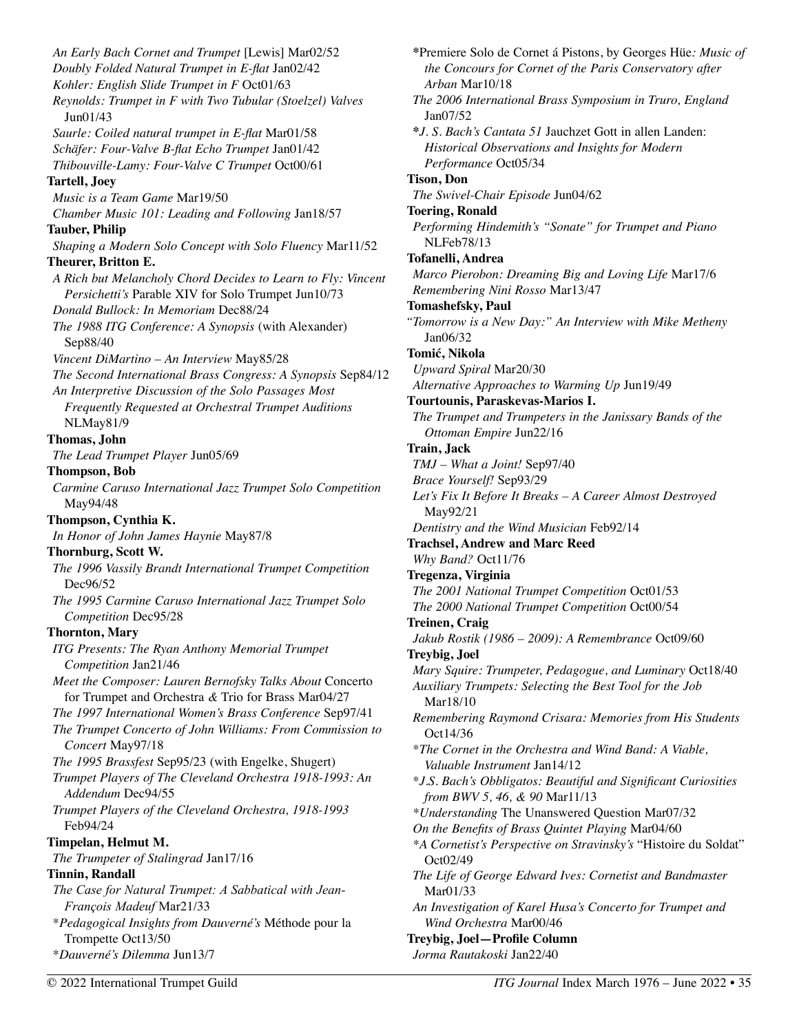*An Early Bach Cornet and Trumpet* [Lewis] Mar02/52
*Doubly Folded Natural Trumpet in E-flat* Jan02/42
*Kohler: English Slide Trumpet in F* Oct01/63
*Reynolds: Trumpet in F with Two Tubular (Stoelzel) Valves* Jun01/43
*Saurle: Coiled natural trumpet in E-flat* Mar01/58
*Schäfer: Four-Valve B-flat Echo Trumpet* Jan01/42
*Thibouville-Lamy: Four-Valve C Trumpet* Oct00/61

**Tartell, Joey**
*Music is a Team Game* Mar19/50
*Chamber Music 101: Leading and Following* Jan18/57

**Tauber, Philip**
*Shaping a Modern Solo Concept with Solo Fluency* Mar11/52

**Theurer, Britton E.**
*A Rich but Melancholy Chord Decides to Learn to Fly: Vincent Persichetti's* Parable XIV for Solo Trumpet Jun10/73
*Donald Bullock: In Memoriam* Dec88/24
*The 1988 ITG Conference: A Synopsis* (with Alexander) Sep88/40
*Vincent DiMartino – An Interview* May85/28
*The Second International Brass Congress: A Synopsis* Sep84/12
*An Interpretive Discussion of the Solo Passages Most Frequently Requested at Orchestral Trumpet Auditions* NLMay81/9

**Thomas, John**
*The Lead Trumpet Player* Jun05/69

**Thompson, Bob**
*Carmine Caruso International Jazz Trumpet Solo Competition* May94/48

**Thompson, Cynthia K.**
*In Honor of John James Haynie* May87/8

**Thornburg, Scott W.**
*The 1996 Vassily Brandt International Trumpet Competition* Dec96/52
*The 1995 Carmine Caruso International Jazz Trumpet Solo Competition* Dec95/28

**Thornton, Mary**
*ITG Presents: The Ryan Anthony Memorial Trumpet Competition* Jan21/46
*Meet the Composer: Lauren Bernofsky Talks About* Concerto for Trumpet and Orchestra *&* Trio for Brass Mar04/27
*The 1997 International Women's Brass Conference* Sep97/41
*The Trumpet Concerto of John Williams: From Commission to Concert* May97/18
*The 1995 Brassfest* Sep95/23 (with Engelke, Shugert)
*Trumpet Players of The Cleveland Orchestra 1918-1993: An Addendum* Dec94/55
*Trumpet Players of the Cleveland Orchestra, 1918-1993* Feb94/24

**Timpelan, Helmut M.**
*The Trumpeter of Stalingrad* Jan17/16

**Tinnin, Randall**
*The Case for Natural Trumpet: A Sabbatical with Jean-François Madeuf* Mar21/33
*\*Pedagogical Insights from Dauverné's* Méthode pour la Trompette Oct13/50
*\*Dauverné's Dilemma* Jun13/7
*Premiere Solo de Cornet á Pistons, by Georges Hüe*: Music of the Concours for Cornet of the Paris Conservatory after Arban* Mar10/18
*The 2006 International Brass Symposium in Truro, England* Jan07/52
**J. S. Bach's Cantata 51* Jauchzet Gott in allen Landen: *Historical Observations and Insights for Modern Performance* Oct05/34

**Tison, Don**
*The Swivel-Chair Episode* Jun04/62

**Toering, Ronald**
*Performing Hindemith's "Sonate" for Trumpet and Piano* NLFeb78/13

**Tofanelli, Andrea**
*Marco Pierobon: Dreaming Big and Loving Life* Mar17/6
*Remembering Nini Rosso* Mar13/47

**Tomashefsky, Paul**
*"Tomorrow is a New Day:" An Interview with Mike Metheny* Jan06/32

**Tomić, Nikola**
*Upward Spiral* Mar20/30
*Alternative Approaches to Warming Up* Jun19/49

**Tourtounis, Paraskevas-Marios I.**
*The Trumpet and Trumpeters in the Janissary Bands of the Ottoman Empire* Jun22/16

**Train, Jack**
*TMJ – What a Joint!* Sep97/40
*Brace Yourself!* Sep93/29
*Let's Fix It Before It Breaks – A Career Almost Destroyed* May92/21
*Dentistry and the Wind Musician* Feb92/14

**Trachsel, Andrew and Marc Reed**
*Why Band?* Oct11/76

**Tregenza, Virginia**
*The 2001 National Trumpet Competition* Oct01/53
*The 2000 National Trumpet Competition* Oct00/54

**Treinen, Craig**
*Jakub Rostik (1986 – 2009): A Remembrance* Oct09/60

**Treybig, Joel**
*Mary Squire: Trumpeter, Pedagogue, and Luminary* Oct18/40
*Auxiliary Trumpets: Selecting the Best Tool for the Job* Mar18/10
*Remembering Raymond Crisara: Memories from His Students* Oct14/36
*\*The Cornet in the Orchestra and Wind Band: A Viable, Valuable Instrument* Jan14/12
*\*J.S. Bach's Obbligatos: Beautiful and Significant Curiosities from BWV 5, 46, & 90* Mar11/13
*\*Understanding* The Unanswered Question Mar07/32
*On the Benefits of Brass Quintet Playing* Mar04/60
*\*A Cornetist's Perspective on Stravinsky's* "Histoire du Soldat" Oct02/49
*The Life of George Edward Ives: Cornetist and Bandmaster* Mar01/33
*An Investigation of Karel Husa's Concerto for Trumpet and Wind Orchestra* Mar00/46

**Treybig, Joel—Profile Column**
*Jorma Rautakoski* Jan22/40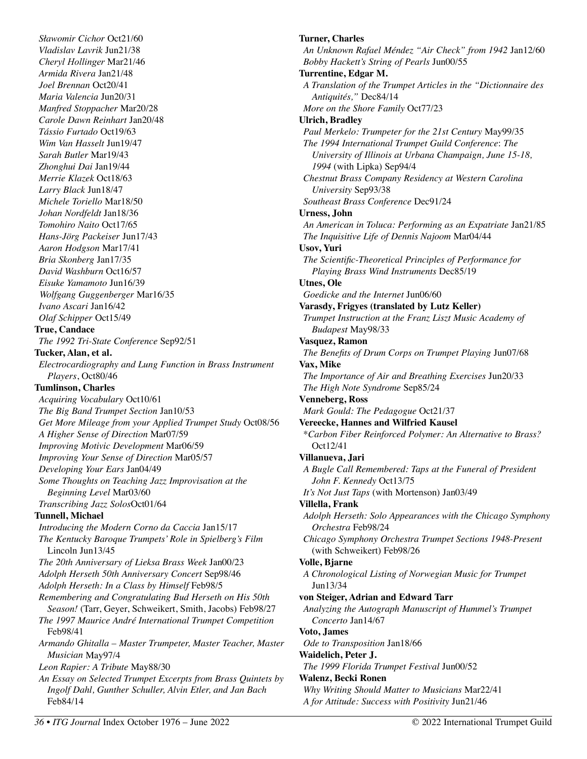*Sławomir Cichor* Oct21/60
*Vladislav Lavrik* Jun21/38
*Cheryl Hollinger* Mar21/46
*Armida Rivera* Jan21/48
*Joel Brennan* Oct20/41
*Maria Valencia* Jun20/31
*Manfred Stoppacher* Mar20/28
*Carole Dawn Reinhart* Jan20/48
*Tássio Furtado* Oct19/63
*Wim Van Hasselt* Jun19/47
*Sarah Butler* Mar19/43
*Zhonghui Dai* Jan19/44
*Merrie Klazek* Oct18/63
*Larry Black* Jun18/47
*Michele Toriello* Mar18/50
*Johan Nordfeldt* Jan18/36
*Tomohiro Naito* Oct17/65
*Hans-Jörg Packeiser* Jun17/43
*Aaron Hodgson* Mar17/41
*Bria Skonberg* Jan17/35
*David Washburn* Oct16/57
*Eisuke Yamamoto* Jun16/39
*Wolfgang Guggenberger* Mar16/35
*Ivano Ascari* Jan16/42
*Olaf Schipper* Oct15/49

**True, Candace**
*The 1992 Tri-State Conference* Sep92/51

**Tucker, Alan, et al.**
*Electrocardiography and Lung Function in Brass Instrument Players*, Oct80/46

**Tumlinson, Charles**
*Acquiring Vocabulary* Oct10/61
*The Big Band Trumpet Section* Jan10/53
*Get More Mileage from your Applied Trumpet Study* Oct08/56
*A Higher Sense of Direction* Mar07/59
*Improving Motivic Development* Mar06/59
*Improving Your Sense of Direction* Mar05/57
*Developing Your Ears* Jan04/49
*Some Thoughts on Teaching Jazz Improvisation at the Beginning Level* Mar03/60
*Transcribing Jazz Solos*Oct01/64

**Tunnell, Michael**
*Introducing the Modern Corno da Caccia* Jan15/17
*The Kentucky Baroque Trumpets' Role in Spielberg's Film* Lincoln Jun13/45
*The 20th Anniversary of Lieksa Brass Week* Jan00/23
*Adolph Herseth 50th Anniversary Concert* Sep98/46
*Adolph Herseth: In a Class by Himself* Feb98/5
*Remembering and Congratulating Bud Herseth on His 50th Season!* (Tarr, Geyer, Schweikert, Smith, Jacobs) Feb98/27
*The 1997 Maurice André International Trumpet Competition* Feb98/41
*Armando Ghitalla – Master Trumpeter, Master Teacher, Master Musician* May97/4
*Leon Rapier: A Tribute* May88/30
*An Essay on Selected Trumpet Excerpts from Brass Quintets by Ingolf Dahl, Gunther Schuller, Alvin Etler, and Jan Bach* Feb84/14

**Turner, Charles**
*An Unknown Rafael Méndez "Air Check" from 1942* Jan12/60
*Bobby Hackett's String of Pearls* Jun00/55

**Turrentine, Edgar M.**
*A Translation of the Trumpet Articles in the "Dictionnaire des Antiquités,"* Dec84/14
*More on the Shore Family* Oct77/23

**Ulrich, Bradley**
*Paul Merkelo: Trumpeter for the 21st Century* May99/35
*The 1994 International Trumpet Guild Conference: The University of Illinois at Urbana Champaign, June 15-18, 1994* (with Lipka) Sep94/4
*Chestnut Brass Company Residency at Western Carolina University* Sep93/38
*Southeast Brass Conference* Dec91/24

**Urness, John**
*An American in Toluca: Performing as an Expatriate* Jan21/85
*The Inquisitive Life of Dennis Najoom* Mar04/44

**Usov, Yuri**
*The Scientific-Theoretical Principles of Performance for Playing Brass Wind Instruments* Dec85/19

**Utnes, Ole**
*Goedicke and the Internet* Jun06/60

**Varasdy, Frigyes (translated by Lutz Keller)**
*Trumpet Instruction at the Franz Liszt Music Academy of Budapest* May98/33

**Vasquez, Ramon**
*The Benefits of Drum Corps on Trumpet Playing* Jun07/68

**Vax, Mike**
*The Importance of Air and Breathing Exercises* Jun20/33
*The High Note Syndrome* Sep85/24

**Venneberg, Ross**
*Mark Gould: The Pedagogue* Oct21/37

**Vereecke, Hannes and Wilfried Kausel**
**Carbon Fiber Reinforced Polymer: An Alternative to Brass?* Oct12/41

**Villanueva, Jari**
*A Bugle Call Remembered: Taps at the Funeral of President John F. Kennedy* Oct13/75
*It's Not Just Taps* (with Mortenson) Jan03/49

**Villella, Frank**
*Adolph Herseth: Solo Appearances with the Chicago Symphony Orchestra* Feb98/24
*Chicago Symphony Orchestra Trumpet Sections 1948-Present* (with Schweikert) Feb98/26

**Volle, Bjarne**
*A Chronological Listing of Norwegian Music for Trumpet* Jun13/34

**von Steiger, Adrian and Edward Tarr**
*Analyzing the Autograph Manuscript of Hummel's Trumpet Concerto* Jan14/67

**Voto, James**
*Ode to Transposition* Jan18/66

**Waidelich, Peter J.**
*The 1999 Florida Trumpet Festival* Jun00/52

**Walenz, Becki Ronen**
*Why Writing Should Matter to Musicians* Mar22/41
*A for Attitude: Success with Positivity* Jun21/46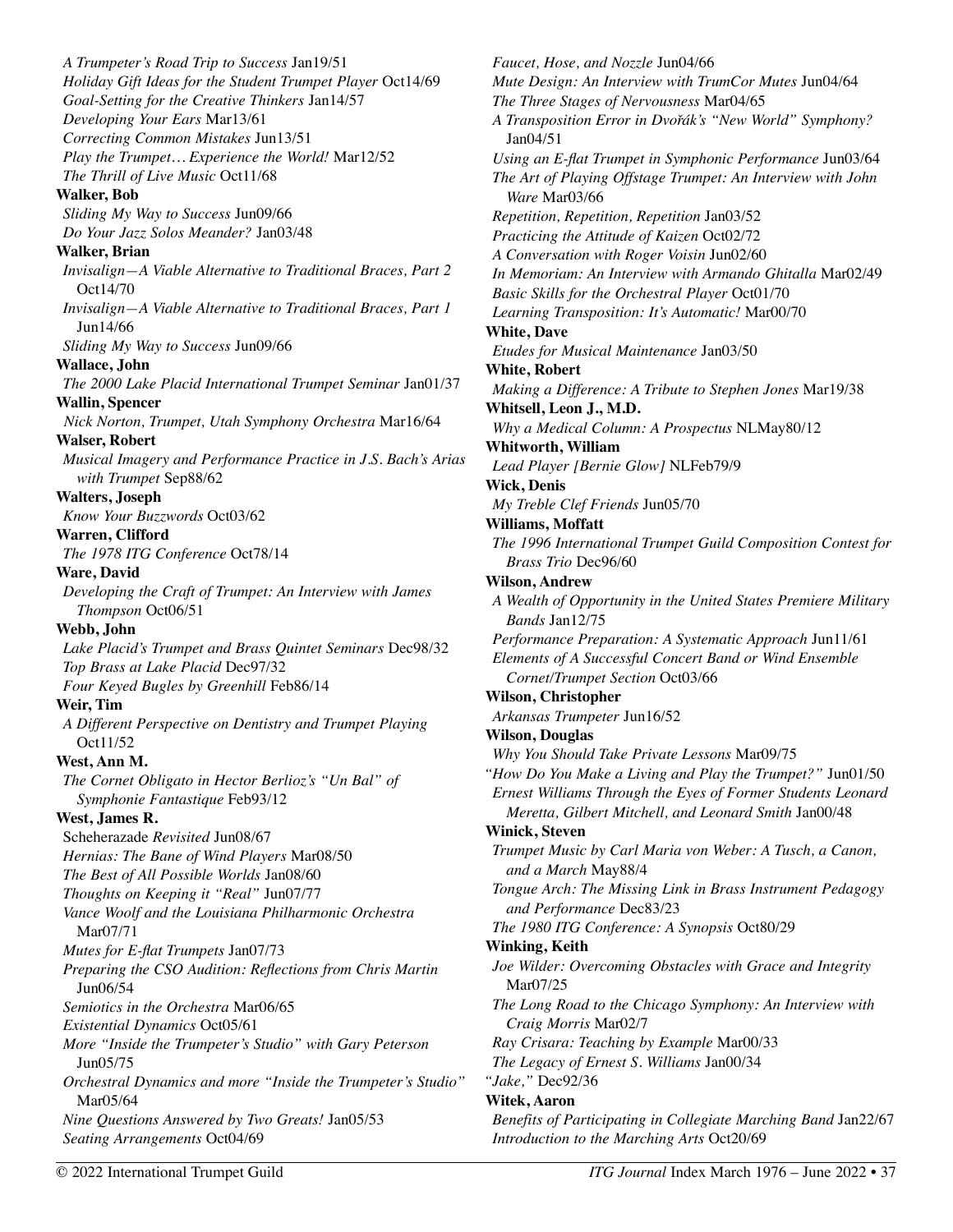*A Trumpeter's Road Trip to Success* Jan19/51
*Holiday Gift Ideas for the Student Trumpet Player* Oct14/69
*Goal-Setting for the Creative Thinkers* Jan14/57
*Developing Your Ears* Mar13/61
*Correcting Common Mistakes* Jun13/51
*Play the Trumpet… Experience the World!* Mar12/52
*The Thrill of Live Music* Oct11/68

**Walker, Bob**
*Sliding My Way to Success* Jun09/66
*Do Your Jazz Solos Meander?* Jan03/48

**Walker, Brian**
*Invisalign—A Viable Alternative to Traditional Braces, Part 2* Oct14/70
*Invisalign—A Viable Alternative to Traditional Braces, Part 1* Jun14/66
*Sliding My Way to Success* Jun09/66

**Wallace, John**
*The 2000 Lake Placid International Trumpet Seminar* Jan01/37

**Wallin, Spencer**
*Nick Norton, Trumpet, Utah Symphony Orchestra* Mar16/64

**Walser, Robert**
*Musical Imagery and Performance Practice in J.S. Bach's Arias with Trumpet* Sep88/62

**Walters, Joseph**
*Know Your Buzzwords* Oct03/62

**Warren, Clifford**
*The 1978 ITG Conference* Oct78/14

**Ware, David**
*Developing the Craft of Trumpet: An Interview with James Thompson* Oct06/51

**Webb, John**
*Lake Placid's Trumpet and Brass Quintet Seminars* Dec98/32
*Top Brass at Lake Placid* Dec97/32
*Four Keyed Bugles by Greenhill* Feb86/14

**Weir, Tim**
*A Different Perspective on Dentistry and Trumpet Playing* Oct11/52

**West, Ann M.**
*The Cornet Obligato in Hector Berlioz's "Un Bal" of Symphonie Fantastique* Feb93/12

**West, James R.**
Scheherazade *Revisited* Jun08/67
*Hernias: The Bane of Wind Players* Mar08/50
*The Best of All Possible Worlds* Jan08/60
*Thoughts on Keeping it "Real"* Jun07/77
*Vance Woolf and the Louisiana Philharmonic Orchestra* Mar07/71
*Mutes for E-flat Trumpets* Jan07/73
*Preparing the CSO Audition: Reflections from Chris Martin* Jun06/54
*Semiotics in the Orchestra* Mar06/65
*Existential Dynamics* Oct05/61
*More "Inside the Trumpeter's Studio" with Gary Peterson* Jun05/75
*Orchestral Dynamics and more "Inside the Trumpeter's Studio"* Mar05/64
*Nine Questions Answered by Two Greats!* Jan05/53
*Seating Arrangements* Oct04/69
*Faucet, Hose, and Nozzle* Jun04/66
*Mute Design: An Interview with TrumCor Mutes* Jun04/64
*The Three Stages of Nervousness* Mar04/65
*A Transposition Error in Dvořák's "New World" Symphony?* Jan04/51
*Using an E-flat Trumpet in Symphonic Performance* Jun03/64
*The Art of Playing Offstage Trumpet: An Interview with John Ware* Mar03/66
*Repetition, Repetition, Repetition* Jan03/52
*Practicing the Attitude of Kaizen* Oct02/72
*A Conversation with Roger Voisin* Jun02/60
*In Memoriam: An Interview with Armando Ghitalla* Mar02/49
*Basic Skills for the Orchestral Player* Oct01/70
*Learning Transposition: It's Automatic!* Mar00/70

**White, Dave**
*Etudes for Musical Maintenance* Jan03/50

**White, Robert**
*Making a Difference: A Tribute to Stephen Jones* Mar19/38

**Whitsell, Leon J., M.D.**
*Why a Medical Column: A Prospectus* NLMay80/12

**Whitworth, William**
*Lead Player [Bernie Glow]* NLFeb79/9

**Wick, Denis**
*My Treble Clef Friends* Jun05/70

**Williams, Moffatt**
*The 1996 International Trumpet Guild Composition Contest for Brass Trio* Dec96/60

**Wilson, Andrew**
*A Wealth of Opportunity in the United States Premiere Military Bands* Jan12/75
*Performance Preparation: A Systematic Approach* Jun11/61
*Elements of A Successful Concert Band or Wind Ensemble Cornet/Trumpet Section* Oct03/66

**Wilson, Christopher**
*Arkansas Trumpeter* Jun16/52

**Wilson, Douglas**
*Why You Should Take Private Lessons* Mar09/75
*"How Do You Make a Living and Play the Trumpet?"* Jun01/50
*Ernest Williams Through the Eyes of Former Students Leonard Meretta, Gilbert Mitchell, and Leonard Smith* Jan00/48

**Winick, Steven**
*Trumpet Music by Carl Maria von Weber: A Tusch, a Canon, and a March* May88/4
*Tongue Arch: The Missing Link in Brass Instrument Pedagogy and Performance* Dec83/23
*The 1980 ITG Conference: A Synopsis* Oct80/29

**Winking, Keith**
*Joe Wilder: Overcoming Obstacles with Grace and Integrity* Mar07/25
*The Long Road to the Chicago Symphony: An Interview with Craig Morris* Mar02/7
*Ray Crisara: Teaching by Example* Mar00/33
*The Legacy of Ernest S. Williams* Jan00/34
*"Jake,"* Dec92/36

**Witek, Aaron**
*Benefits of Participating in Collegiate Marching Band* Jan22/67
*Introduction to the Marching Arts* Oct20/69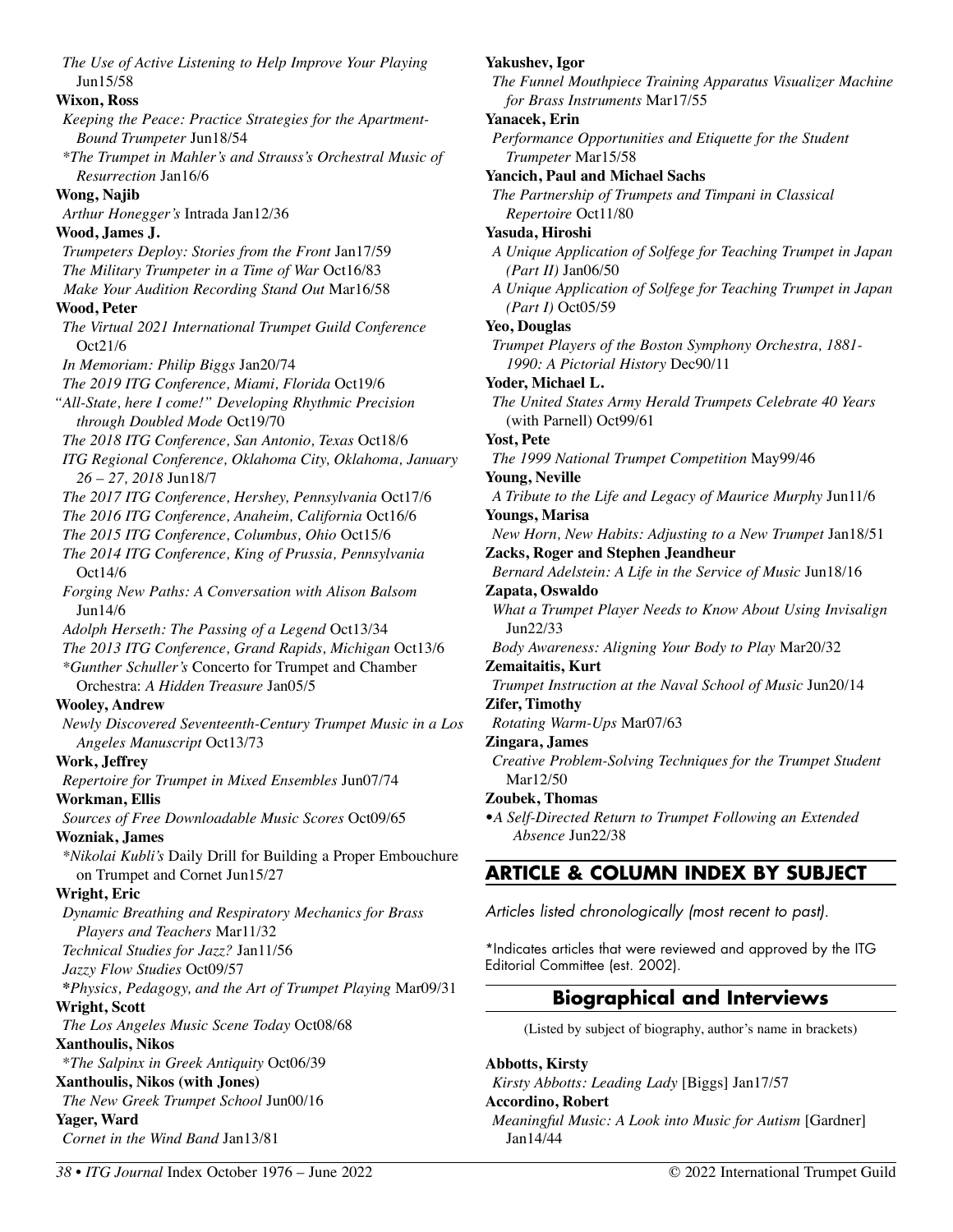*The Use of Active Listening to Help Improve Your Playing* Jun15/58

**Wixon, Ross**

*Keeping the Peace: Practice Strategies for the Apartment-Bound Trumpeter* Jun18/54

*\*The Trumpet in Mahler's and Strauss's Orchestral Music of Resurrection* Jan16/6

**Wong, Najib**

*Arthur Honegger's* Intrada Jan12/36

**Wood, James J.**

*Trumpeters Deploy: Stories from the Front* Jan17/59

*The Military Trumpeter in a Time of War* Oct16/83

*Make Your Audition Recording Stand Out* Mar16/58

**Wood, Peter**

*The Virtual 2021 International Trumpet Guild Conference* Oct21/6

*In Memoriam: Philip Biggs* Jan20/74

*The 2019 ITG Conference, Miami, Florida* Oct19/6

*"All-State, here I come!" Developing Rhythmic Precision through Doubled Mode* Oct19/70

*The 2018 ITG Conference, San Antonio, Texas* Oct18/6

*ITG Regional Conference, Oklahoma City, Oklahoma, January 26 – 27, 2018* Jun18/7

*The 2017 ITG Conference, Hershey, Pennsylvania* Oct17/6

*The 2016 ITG Conference, Anaheim, California* Oct16/6

*The 2015 ITG Conference, Columbus, Ohio* Oct15/6

*The 2014 ITG Conference, King of Prussia, Pennsylvania* Oct14/6

*Forging New Paths: A Conversation with Alison Balsom* Jun14/6

*Adolph Herseth: The Passing of a Legend* Oct13/34

*The 2013 ITG Conference, Grand Rapids, Michigan* Oct13/6

*\*Gunther Schuller's* Concerto for Trumpet and Chamber Orchestra: *A Hidden Treasure* Jan05/5

**Wooley, Andrew**

*Newly Discovered Seventeenth-Century Trumpet Music in a Los Angeles Manuscript* Oct13/73

**Work, Jeffrey**

*Repertoire for Trumpet in Mixed Ensembles* Jun07/74

**Workman, Ellis**

*Sources of Free Downloadable Music Scores* Oct09/65

**Wozniak, James**

*\*Nikolai Kubli's* Daily Drill for Building a Proper Embouchure on Trumpet and Cornet Jun15/27

**Wright, Eric**

*Dynamic Breathing and Respiratory Mechanics for Brass Players and Teachers* Mar11/32

*Technical Studies for Jazz?* Jan11/56

*Jazzy Flow Studies* Oct09/57

*\*Physics, Pedagogy, and the Art of Trumpet Playing* Mar09/31

**Wright, Scott**

*The Los Angeles Music Scene Today* Oct08/68

**Xanthoulis, Nikos**

*\*The Salpinx in Greek Antiquity* Oct06/39

**Xanthoulis, Nikos (with Jones)**

*The New Greek Trumpet School* Jun00/16

**Yager, Ward**

*Cornet in the Wind Band* Jan13/81

**Yakushev, Igor**

*The Funnel Mouthpiece Training Apparatus Visualizer Machine for Brass Instruments* Mar17/55

**Yanacek, Erin**

*Performance Opportunities and Etiquette for the Student Trumpeter* Mar15/58

**Yancich, Paul and Michael Sachs**

*The Partnership of Trumpets and Timpani in Classical Repertoire* Oct11/80

**Yasuda, Hiroshi**

*A Unique Application of Solfege for Teaching Trumpet in Japan (Part II)* Jan06/50

*A Unique Application of Solfege for Teaching Trumpet in Japan (Part I)* Oct05/59

**Yeo, Douglas**

*Trumpet Players of the Boston Symphony Orchestra, 1881-1990: A Pictorial History* Dec90/11

**Yoder, Michael L.**

*The United States Army Herald Trumpets Celebrate 40 Years* (with Parnell) Oct99/61

**Yost, Pete**

*The 1999 National Trumpet Competition* May99/46

**Young, Neville**

*A Tribute to the Life and Legacy of Maurice Murphy* Jun11/6

**Youngs, Marisa**

*New Horn, New Habits: Adjusting to a New Trumpet* Jan18/51

**Zacks, Roger and Stephen Jeandheur**

*Bernard Adelstein: A Life in the Service of Music* Jun18/16

**Zapata, Oswaldo**

*What a Trumpet Player Needs to Know About Using Invisalign* Jun22/33

*Body Awareness: Aligning Your Body to Play* Mar20/32

**Zemaitaitis, Kurt**

*Trumpet Instruction at the Naval School of Music* Jun20/14

**Zifer, Timothy**

*Rotating Warm-Ups* Mar07/63

**Zingara, James**

*Creative Problem-Solving Techniques for the Trumpet Student* Mar12/50

**Zoubek, Thomas**

*•A Self-Directed Return to Trumpet Following an Extended Absence* Jun22/38

## ARTICLE & COLUMN INDEX BY SUBJECT

*Articles listed chronologically (most recent to past).*

*Indicates articles that were reviewed and approved by the ITG Editorial Committee (est. 2002).

### Biographical and Interviews

(Listed by subject of biography, author's name in brackets)

**Abbotts, Kirsty**

*Kirsty Abbotts: Leading Lady* [Biggs] Jan17/57

**Accordino, Robert**

*Meaningful Music: A Look into Music for Autism* [Gardner] Jan14/44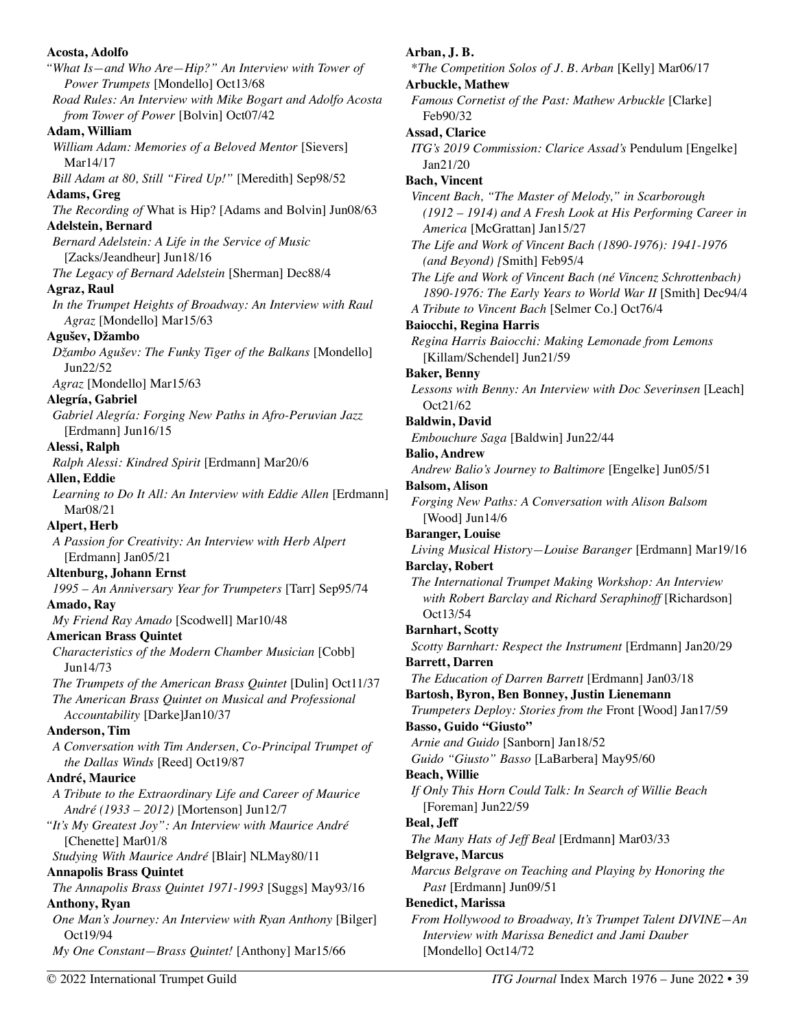**Acosta, Adolfo**

*"What Is—and Who Are—Hip?" An Interview with Tower of Power Trumpets* [Mondello] Oct13/68

*Road Rules: An Interview with Mike Bogart and Adolfo Acosta from Tower of Power* [Bolvin] Oct07/42

**Adam, William**

*William Adam: Memories of a Beloved Mentor* [Sievers] Mar14/17

*Bill Adam at 80, Still "Fired Up!"* [Meredith] Sep98/52

**Adams, Greg**

*The Recording of* What is Hip? [Adams and Bolvin] Jun08/63

**Adelstein, Bernard**

*Bernard Adelstein: A Life in the Service of Music* [Zacks/Jeandheur] Jun18/16

*The Legacy of Bernard Adelstein* [Sherman] Dec88/4

**Agraz, Raul**

*In the Trumpet Heights of Broadway: An Interview with Raul Agraz* [Mondello] Mar15/63

**Agušev, Džambo**

*Džambo Agušev: The Funky Tiger of the Balkans* [Mondello] Jun22/52

*Agraz* [Mondello] Mar15/63

**Alegría, Gabriel**

*Gabriel Alegría: Forging New Paths in Afro-Peruvian Jazz* [Erdmann] Jun16/15

**Alessi, Ralph**

*Ralph Alessi: Kindred Spirit* [Erdmann] Mar20/6

**Allen, Eddie**

*Learning to Do It All: An Interview with Eddie Allen* [Erdmann] Mar08/21

**Alpert, Herb**

*A Passion for Creativity: An Interview with Herb Alpert* [Erdmann] Jan05/21

**Altenburg, Johann Ernst**

*1995 – An Anniversary Year for Trumpeters* [Tarr] Sep95/74

**Amado, Ray**

*My Friend Ray Amado* [Scodwell] Mar10/48

**American Brass Quintet**

*Characteristics of the Modern Chamber Musician* [Cobb] Jun14/73

*The Trumpets of the American Brass Quintet* [Dulin] Oct11/37

*The American Brass Quintet on Musical and Professional Accountability* [Darke]Jan10/37

**Anderson, Tim**

*A Conversation with Tim Andersen, Co-Principal Trumpet of the Dallas Winds* [Reed] Oct19/87

**André, Maurice**

*A Tribute to the Extraordinary Life and Career of Maurice André (1933 – 2012)* [Mortenson] Jun12/7

*"It's My Greatest Joy": An Interview with Maurice André* [Chenette] Mar01/8

*Studying With Maurice André* [Blair] NLMay80/11

**Annapolis Brass Quintet**

*The Annapolis Brass Quintet 1971-1993* [Suggs] May93/16

**Anthony, Ryan**

*One Man's Journey: An Interview with Ryan Anthony* [Bilger] Oct19/94

*My One Constant—Brass Quintet!* [Anthony] Mar15/66

**Arban, J. B.**

*\*The Competition Solos of J. B. Arban* [Kelly] Mar06/17

**Arbuckle, Mathew**

*Famous Cornetist of the Past: Mathew Arbuckle* [Clarke] Feb90/32

**Assad, Clarice**

*ITG's 2019 Commission: Clarice Assad's* Pendulum [Engelke] Jan21/20

**Bach, Vincent**

*Vincent Bach, "The Master of Melody," in Scarborough (1912 – 1914) and A Fresh Look at His Performing Career in America* [McGrattan] Jan15/27

*The Life and Work of Vincent Bach (1890-1976): 1941-1976 (and Beyond) [*Smith] Feb95/4

*The Life and Work of Vincent Bach (né Vincenz Schrottenbach) 1890-1976: The Early Years to World War II* [Smith] Dec94/4

*A Tribute to Vincent Bach* [Selmer Co.] Oct76/4

**Baiocchi, Regina Harris**

*Regina Harris Baiocchi: Making Lemonade from Lemons* [Killam/Schendel] Jun21/59

**Baker, Benny**

*Lessons with Benny: An Interview with Doc Severinsen* [Leach] Oct21/62

**Baldwin, David**

*Embouchure Saga* [Baldwin] Jun22/44

**Balio, Andrew**

*Andrew Balio's Journey to Baltimore* [Engelke] Jun05/51

**Balsom, Alison**

*Forging New Paths: A Conversation with Alison Balsom* [Wood] Jun14/6

**Baranger, Louise**

*Living Musical History—Louise Baranger* [Erdmann] Mar19/16

**Barclay, Robert**

*The International Trumpet Making Workshop: An Interview with Robert Barclay and Richard Seraphinoff* [Richardson] Oct13/54

**Barnhart, Scotty**

*Scotty Barnhart: Respect the Instrument* [Erdmann] Jan20/29

**Barrett, Darren**

*The Education of Darren Barrett* [Erdmann] Jan03/18

**Bartosh, Byron, Ben Bonney, Justin Lienemann**

*Trumpeters Deploy: Stories from the* Front [Wood] Jan17/59

**Basso, Guido "Giusto"**

*Arnie and Guido* [Sanborn] Jan18/52

*Guido "Giusto" Basso* [LaBarbera] May95/60

**Beach, Willie**

*If Only This Horn Could Talk: In Search of Willie Beach* [Foreman] Jun22/59

**Beal, Jeff**

*The Many Hats of Jeff Beal* [Erdmann] Mar03/33

**Belgrave, Marcus**

*Marcus Belgrave on Teaching and Playing by Honoring the Past* [Erdmann] Jun09/51

**Benedict, Marissa**

*From Hollywood to Broadway, It's Trumpet Talent DIVINE—An Interview with Marissa Benedict and Jami Dauber* [Mondello] Oct14/72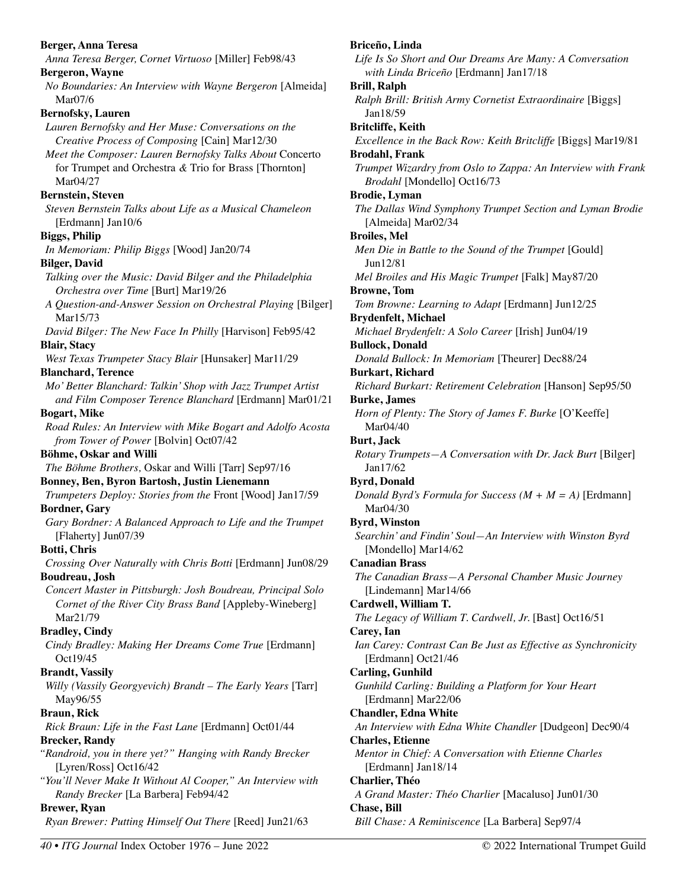**Berger, Anna Teresa**
*Anna Teresa Berger, Cornet Virtuoso* [Miller] Feb98/43

**Bergeron, Wayne**
*No Boundaries: An Interview with Wayne Bergeron* [Almeida] Mar07/6

**Bernofsky, Lauren**
*Lauren Bernofsky and Her Muse: Conversations on the Creative Process of Composing* [Cain] Mar12/30
*Meet the Composer: Lauren Bernofsky Talks About* Concerto for Trumpet and Orchestra *&* Trio for Brass [Thornton] Mar04/27

**Bernstein, Steven**
*Steven Bernstein Talks about Life as a Musical Chameleon* [Erdmann] Jan10/6

**Biggs, Philip**
*In Memoriam: Philip Biggs* [Wood] Jan20/74

**Bilger, David**
*Talking over the Music: David Bilger and the Philadelphia Orchestra over Time* [Burt] Mar19/26
*A Question-and-Answer Session on Orchestral Playing* [Bilger] Mar15/73
*David Bilger: The New Face In Philly* [Harvison] Feb95/42

**Blair, Stacy**
*West Texas Trumpeter Stacy Blair* [Hunsaker] Mar11/29

**Blanchard, Terence**
*Mo' Better Blanchard: Talkin' Shop with Jazz Trumpet Artist and Film Composer Terence Blanchard* [Erdmann] Mar01/21

**Bogart, Mike**
*Road Rules: An Interview with Mike Bogart and Adolfo Acosta from Tower of Power* [Bolvin] Oct07/42

**Böhme, Oskar and Willi**
*The Böhme Brothers,* Oskar and Willi [Tarr] Sep97/16

**Bonney, Ben, Byron Bartosh, Justin Lienemann**
*Trumpeters Deploy: Stories from the* Front [Wood] Jan17/59

**Bordner, Gary**
*Gary Bordner: A Balanced Approach to Life and the Trumpet* [Flaherty] Jun07/39

**Botti, Chris**
*Crossing Over Naturally with Chris Botti* [Erdmann] Jun08/29

**Boudreau, Josh**
*Concert Master in Pittsburgh: Josh Boudreau, Principal Solo Cornet of the River City Brass Band* [Appleby-Wineberg] Mar21/79

**Bradley, Cindy**
*Cindy Bradley: Making Her Dreams Come True* [Erdmann] Oct19/45

**Brandt, Vassily**
*Willy (Vassily Georgyevich) Brandt – The Early Years* [Tarr] May96/55

**Braun, Rick**
*Rick Braun: Life in the Fast Lane* [Erdmann] Oct01/44

**Brecker, Randy**
*"Randroid, you in there yet?" Hanging with Randy Brecker* [Lyren/Ross] Oct16/42
*"You'll Never Make It Without Al Cooper," An Interview with Randy Brecker* [La Barbera] Feb94/42

**Brewer, Ryan**
*Ryan Brewer: Putting Himself Out There* [Reed] Jun21/63

**Briceño, Linda**
*Life Is So Short and Our Dreams Are Many: A Conversation with Linda Briceño* [Erdmann] Jan17/18

**Brill, Ralph**
*Ralph Brill: British Army Cornetist Extraordinaire* [Biggs] Jan18/59

**Britcliffe, Keith**
*Excellence in the Back Row: Keith Britcliffe* [Biggs] Mar19/81

**Brodahl, Frank**
*Trumpet Wizardry from Oslo to Zappa: An Interview with Frank Brodahl* [Mondello] Oct16/73

**Brodie, Lyman**
*The Dallas Wind Symphony Trumpet Section and Lyman Brodie* [Almeida] Mar02/34

**Broiles, Mel**
*Men Die in Battle to the Sound of the Trumpet* [Gould] Jun12/81
*Mel Broiles and His Magic Trumpet* [Falk] May87/20

**Browne, Tom**
*Tom Browne: Learning to Adapt* [Erdmann] Jun12/25

**Brydenfelt, Michael**
*Michael Brydenfelt: A Solo Career* [Irish] Jun04/19

**Bullock, Donald**
*Donald Bullock: In Memoriam* [Theurer] Dec88/24

**Burkart, Richard**
*Richard Burkart: Retirement Celebration* [Hanson] Sep95/50

**Burke, James**
*Horn of Plenty: The Story of James F. Burke* [O'Keeffe] Mar04/40

**Burt, Jack**
*Rotary Trumpets—A Conversation with Dr. Jack Burt* [Bilger] Jan17/62

**Byrd, Donald**
*Donald Byrd's Formula for Success (M + M = A)* [Erdmann] Mar04/30

**Byrd, Winston**
*Searchin' and Findin' Soul—An Interview with Winston Byrd* [Mondello] Mar14/62

**Canadian Brass**
*The Canadian Brass—A Personal Chamber Music Journey* [Lindemann] Mar14/66

**Cardwell, William T.**
*The Legacy of William T. Cardwell, Jr.* [Bast] Oct16/51

**Carey, Ian**
*Ian Carey: Contrast Can Be Just as Effective as Synchronicity* [Erdmann] Oct21/46

**Carling, Gunhild**
*Gunhild Carling: Building a Platform for Your Heart* [Erdmann] Mar22/06

**Chandler, Edna White**
*An Interview with Edna White Chandler* [Dudgeon] Dec90/4

**Charles, Etienne**
*Mentor in Chief: A Conversation with Etienne Charles* [Erdmann] Jan18/14

**Charlier, Théo**
*A Grand Master: Théo Charlier* [Macaluso] Jun01/30

**Chase, Bill**
*Bill Chase: A Reminiscence* [La Barbera] Sep97/4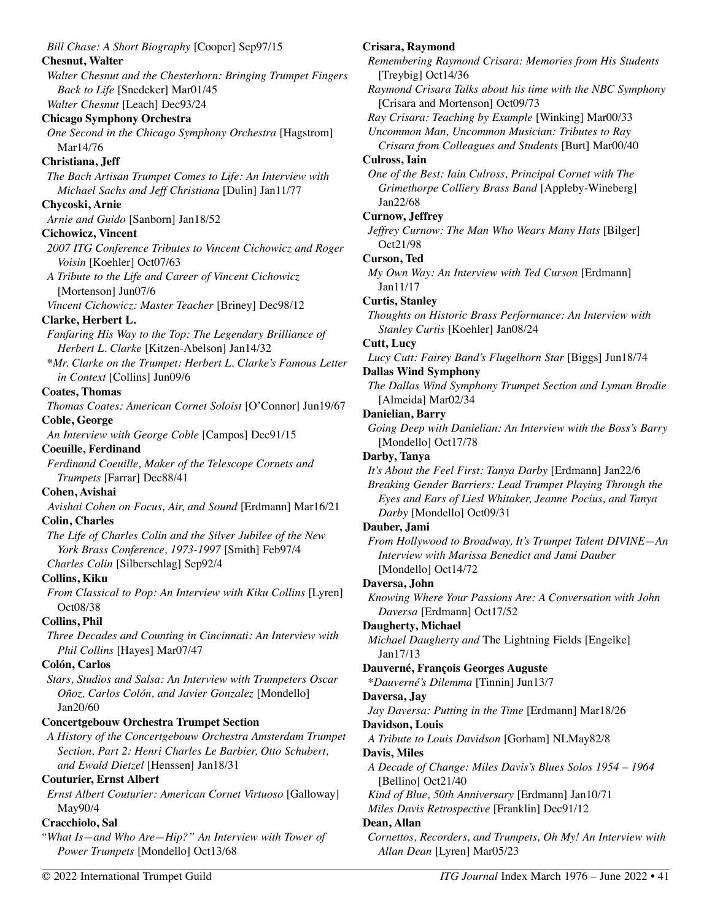*Bill Chase: A Short Biography* [Cooper] Sep97/15

**Chesnut, Walter**

*Walter Chesnut and the Chesterhorn: Bringing Trumpet Fingers Back to Life* [Snedeker] Mar01/45

*Walter Chesnut* [Leach] Dec93/24

**Chicago Symphony Orchestra**

*One Second in the Chicago Symphony Orchestra* [Hagstrom] Mar14/76

**Christiana, Jeff**

*The Bach Artisan Trumpet Comes to Life: An Interview with Michael Sachs and Jeff Christiana* [Dulin] Jan11/77

**Chycoski, Arnie**

*Arnie and Guido* [Sanborn] Jan18/52

**Cichowicz, Vincent**

*2007 ITG Conference Tributes to Vincent Cichowicz and Roger Voisin* [Koehler] Oct07/63

*A Tribute to the Life and Career of Vincent Cichowicz* [Mortenson] Jun07/6

*Vincent Cichowicz: Master Teacher* [Briney] Dec98/12

**Clarke, Herbert L.**

*Fanfaring His Way to the Top: The Legendary Brilliance of Herbert L. Clarke* [Kitzen-Abelson] Jan14/32

**Mr. Clarke on the Trumpet: Herbert L. Clarke's Famous Letter in Context* [Collins] Jun09/6

**Coates, Thomas**

*Thomas Coates: American Cornet Soloist* [O'Connor] Jun19/67

**Coble, George**

*An Interview with George Coble* [Campos] Dec91/15

**Coeuille, Ferdinand**

*Ferdinand Coeuille, Maker of the Telescope Cornets and Trumpets* [Farrar] Dec88/41

**Cohen, Avishai**

*Avishai Cohen on Focus, Air, and Sound* [Erdmann] Mar16/21

**Colin, Charles**

*The Life of Charles Colin and the Silver Jubilee of the New York Brass Conference, 1973-1997* [Smith] Feb97/4

*Charles Colin* [Silberschlag] Sep92/4

**Collins, Kiku**

*From Classical to Pop: An Interview with Kiku Collins* [Lyren] Oct08/38

**Collins, Phil**

*Three Decades and Counting in Cincinnati: An Interview with Phil Collins* [Hayes] Mar07/47

**Colón, Carlos**

*Stars, Studios and Salsa: An Interview with Trumpeters Oscar Oñoz, Carlos Colón, and Javier Gonzalez* [Mondello] Jan20/60

**Concertgebouw Orchestra Trumpet Section**

*A History of the Concertgebouw Orchestra Amsterdam Trumpet Section, Part 2: Henri Charles Le Barbier, Otto Schubert, and Ewald Dietzel* [Henssen] Jan18/31

**Couturier, Ernst Albert**

*Ernst Albert Couturier: American Cornet Virtuoso* [Galloway] May90/4

**Cracchiolo, Sal**

*"What Is—and Who Are—Hip?" An Interview with Tower of Power Trumpets* [Mondello] Oct13/68

**Crisara, Raymond**

*Remembering Raymond Crisara: Memories from His Students* [Treybig] Oct14/36

*Raymond Crisara Talks about his time with the NBC Symphony* [Crisara and Mortenson] Oct09/73

*Ray Crisara: Teaching by Example* [Winking] Mar00/33

*Uncommon Man, Uncommon Musician: Tributes to Ray Crisara from Colleagues and Students* [Burt] Mar00/40

**Culross, Iain**

*One of the Best: Iain Culross, Principal Cornet with The Grimethorpe Colliery Brass Band* [Appleby-Wineberg] Jan22/68

**Curnow, Jeffrey**

*Jeffrey Curnow: The Man Who Wears Many Hats* [Bilger] Oct21/98

**Curson, Ted**

*My Own Way: An Interview with Ted Curson* [Erdmann] Jan11/17

**Curtis, Stanley**

*Thoughts on Historic Brass Performance: An Interview with Stanley Curtis* [Koehler] Jan08/24

**Cutt, Lucy**

*Lucy Cutt: Fairey Band's Flugelhorn Star* [Biggs] Jun18/74

**Dallas Wind Symphony**

*The Dallas Wind Symphony Trumpet Section and Lyman Brodie* [Almeida] Mar02/34

**Danielian, Barry**

*Going Deep with Danielian: An Interview with the Boss's Barry* [Mondello] Oct17/78

**Darby, Tanya**

*It's About the Feel First: Tanya Darby* [Erdmann] Jan22/6

*Breaking Gender Barriers: Lead Trumpet Playing Through the Eyes and Ears of Liesl Whitaker, Jeanne Pocius, and Tanya Darby* [Mondello] Oct09/31

**Dauber, Jami**

*From Hollywood to Broadway, It's Trumpet Talent DIVINE—An Interview with Marissa Benedict and Jami Dauber* [Mondello] Oct14/72

**Daversa, John**

*Knowing Where Your Passions Are: A Conversation with John Daversa* [Erdmann] Oct17/52

**Daugherty, Michael**

*Michael Daugherty and* The Lightning Fields [Engelke] Jan17/13

**Dauverné, François Georges Auguste**

**Dauverné's Dilemma* [Tinnin] Jun13/7

**Daversa, Jay**

*Jay Daversa: Putting in the Time* [Erdmann] Mar18/26

**Davidson, Louis**

*A Tribute to Louis Davidson* [Gorham] NLMay82/8

**Davis, Miles**

*A Decade of Change: Miles Davis's Blues Solos 1954 – 1964* [Bellino] Oct21/40

*Kind of Blue, 50th Anniversary* [Erdmann] Jan10/71

*Miles Davis Retrospective* [Franklin] Dec91/12

**Dean, Allan**

*Cornettos, Recorders, and Trumpets, Oh My! An Interview with Allan Dean* [Lyren] Mar05/23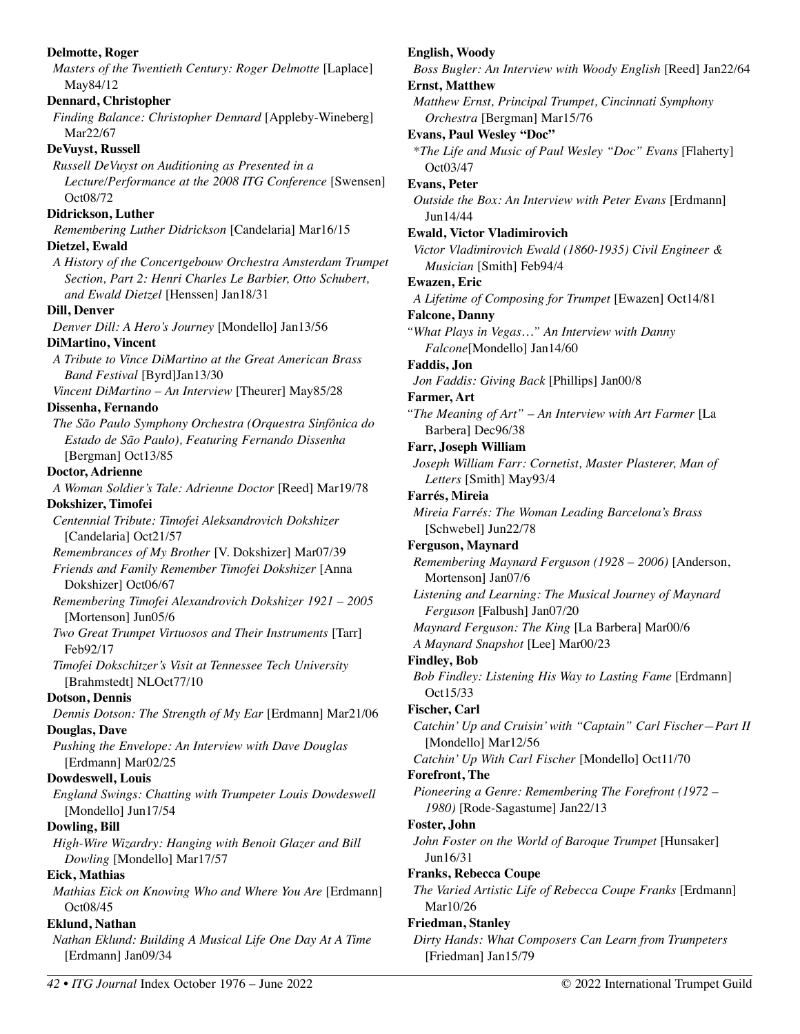**Delmotte, Roger**

*Masters of the Twentieth Century: Roger Delmotte* [Laplace] May84/12

**Dennard, Christopher**

*Finding Balance: Christopher Dennard* [Appleby-Wineberg] Mar22/67

**DeVuyst, Russell**

*Russell DeVuyst on Auditioning as Presented in a Lecture/Performance at the 2008 ITG Conference* [Swensen] Oct08/72

**Didrickson, Luther**

*Remembering Luther Didrickson* [Candelaria] Mar16/15

**Dietzel, Ewald**

*A History of the Concertgebouw Orchestra Amsterdam Trumpet Section, Part 2: Henri Charles Le Barbier, Otto Schubert, and Ewald Dietzel* [Henssen] Jan18/31

**Dill, Denver**

*Denver Dill: A Hero's Journey* [Mondello] Jan13/56

**DiMartino, Vincent**

*A Tribute to Vince DiMartino at the Great American Brass Band Festival* [Byrd]Jan13/30

*Vincent DiMartino – An Interview* [Theurer] May85/28

**Dissenha, Fernando**

*The São Paulo Symphony Orchestra (Orquestra Sinfônica do Estado de São Paulo), Featuring Fernando Dissenha* [Bergman] Oct13/85

**Doctor, Adrienne**

*A Woman Soldier's Tale: Adrienne Doctor* [Reed] Mar19/78

**Dokshizer, Timofei**

*Centennial Tribute: Timofei Aleksandrovich Dokshizer* [Candelaria] Oct21/57

*Remembrances of My Brother* [V. Dokshizer] Mar07/39

*Friends and Family Remember Timofei Dokshizer* [Anna Dokshizer] Oct06/67

*Remembering Timofei Alexandrovich Dokshizer 1921 – 2005* [Mortenson] Jun05/6

*Two Great Trumpet Virtuosos and Their Instruments* [Tarr] Feb92/17

*Timofei Dokschitzer's Visit at Tennessee Tech University* [Brahmstedt] NLOct77/10

**Dotson, Dennis**

*Dennis Dotson: The Strength of My Ear* [Erdmann] Mar21/06

**Douglas, Dave**

*Pushing the Envelope: An Interview with Dave Douglas* [Erdmann] Mar02/25

**Dowdeswell, Louis**

*England Swings: Chatting with Trumpeter Louis Dowdeswell* [Mondello] Jun17/54

**Dowling, Bill**

*High-Wire Wizardry: Hanging with Benoit Glazer and Bill Dowling* [Mondello] Mar17/57

**Eick, Mathias**

*Mathias Eick on Knowing Who and Where You Are* [Erdmann] Oct08/45

**Eklund, Nathan**

*Nathan Eklund: Building A Musical Life One Day At A Time* [Erdmann] Jan09/34

**English, Woody**

*Boss Bugler: An Interview with Woody English* [Reed] Jan22/64

**Ernst, Matthew**

*Matthew Ernst, Principal Trumpet, Cincinnati Symphony Orchestra* [Bergman] Mar15/76

**Evans, Paul Wesley "Doc"**

**The Life and Music of Paul Wesley "Doc" Evans* [Flaherty] Oct03/47

**Evans, Peter**

*Outside the Box: An Interview with Peter Evans* [Erdmann] Jun14/44

**Ewald, Victor Vladimirovich**

*Victor Vladimirovich Ewald (1860-1935) Civil Engineer & Musician* [Smith] Feb94/4

**Ewazen, Eric**

*A Lifetime of Composing for Trumpet* [Ewazen] Oct14/81

**Falcone, Danny**

*"What Plays in Vegas…" An Interview with Danny Falcone*[Mondello] Jan14/60

**Faddis, Jon**

*Jon Faddis: Giving Back* [Phillips] Jan00/8

**Farmer, Art**

*"The Meaning of Art" – An Interview with Art Farmer* [La Barbera] Dec96/38

**Farr, Joseph William**

*Joseph William Farr: Cornetist, Master Plasterer, Man of Letters* [Smith] May93/4

**Farrés, Mireia**

*Mireia Farrés: The Woman Leading Barcelona's Brass* [Schwebel] Jun22/78

**Ferguson, Maynard**

*Remembering Maynard Ferguson (1928 – 2006)* [Anderson, Mortenson] Jan07/6

*Listening and Learning: The Musical Journey of Maynard Ferguson* [Falbush] Jan07/20

*Maynard Ferguson: The King* [La Barbera] Mar00/6

*A Maynard Snapshot* [Lee] Mar00/23

**Findley, Bob**

*Bob Findley: Listening His Way to Lasting Fame* [Erdmann] Oct15/33

**Fischer, Carl**

*Catchin' Up and Cruisin' with "Captain" Carl Fischer—Part II* [Mondello] Mar12/56

*Catchin' Up With Carl Fischer* [Mondello] Oct11/70

**Forefront, The**

*Pioneering a Genre: Remembering The Forefront (1972 – 1980)* [Rode-Sagastume] Jan22/13

**Foster, John**

*John Foster on the World of Baroque Trumpet* [Hunsaker] Jun16/31

**Franks, Rebecca Coupe**

*The Varied Artistic Life of Rebecca Coupe Franks* [Erdmann] Mar10/26

**Friedman, Stanley**

*Dirty Hands: What Composers Can Learn from Trumpeters* [Friedman] Jan15/79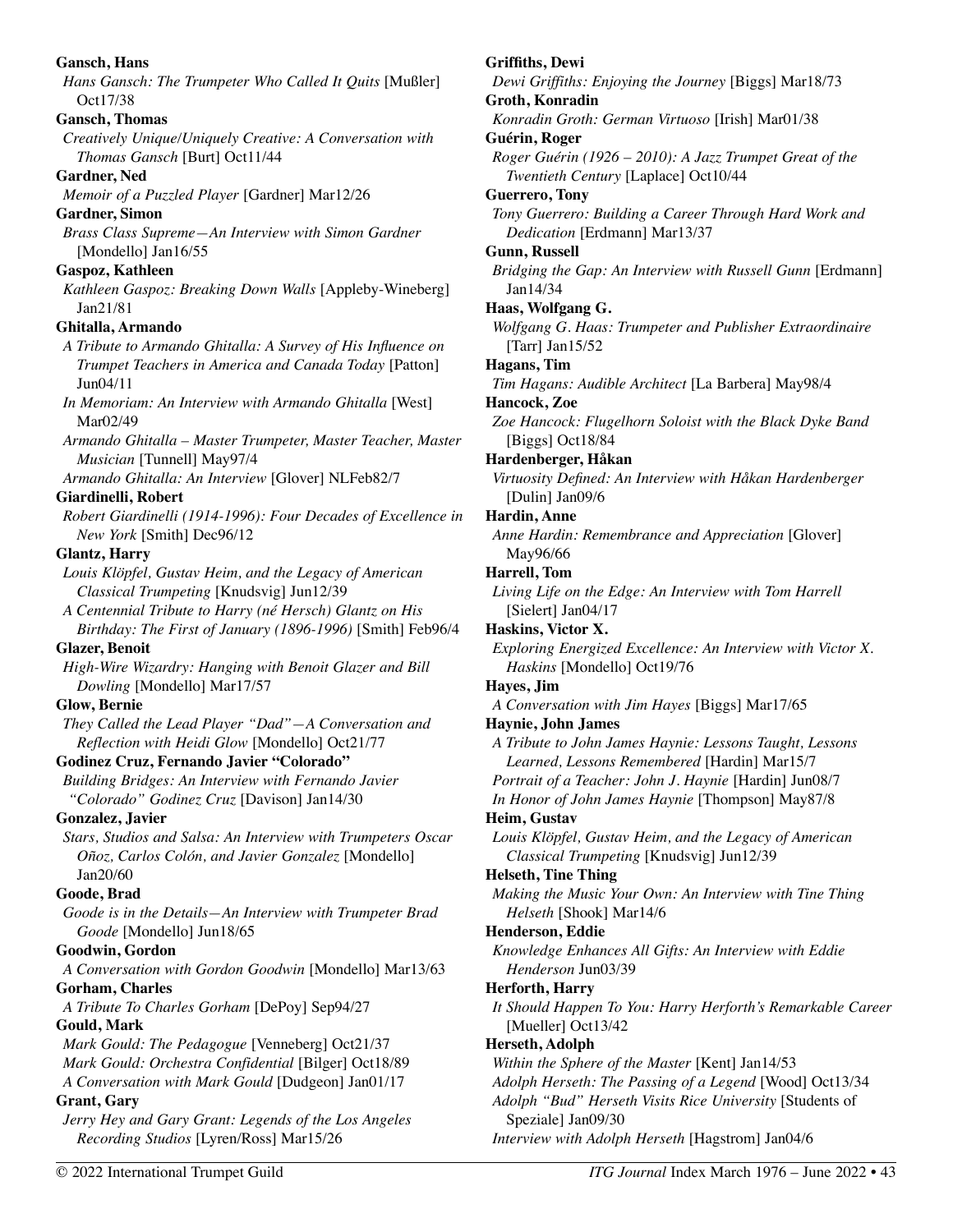**Gansch, Hans**

*Hans Gansch: The Trumpeter Who Called It Quits* [Mußler] Oct17/38

**Gansch, Thomas**

*Creatively Unique/Uniquely Creative: A Conversation with Thomas Gansch* [Burt] Oct11/44

**Gardner, Ned**

*Memoir of a Puzzled Player* [Gardner] Mar12/26

**Gardner, Simon**

*Brass Class Supreme—An Interview with Simon Gardner* [Mondello] Jan16/55

**Gaspoz, Kathleen**

*Kathleen Gaspoz: Breaking Down Walls* [Appleby-Wineberg] Jan21/81

**Ghitalla, Armando**

*A Tribute to Armando Ghitalla: A Survey of His Influence on Trumpet Teachers in America and Canada Today* [Patton] Jun04/11

*In Memoriam: An Interview with Armando Ghitalla* [West] Mar02/49

*Armando Ghitalla – Master Trumpeter, Master Teacher, Master Musician* [Tunnell] May97/4

*Armando Ghitalla: An Interview* [Glover] NLFeb82/7

**Giardinelli, Robert**

*Robert Giardinelli (1914-1996): Four Decades of Excellence in New York* [Smith] Dec96/12

**Glantz, Harry**

*Louis Klöpfel, Gustav Heim, and the Legacy of American Classical Trumpeting* [Knudsvig] Jun12/39

*A Centennial Tribute to Harry (né Hersch) Glantz on His Birthday: The First of January (1896-1996)* [Smith] Feb96/4

**Glazer, Benoit**

*High-Wire Wizardry: Hanging with Benoit Glazer and Bill Dowling* [Mondello] Mar17/57

**Glow, Bernie**

*They Called the Lead Player "Dad"—A Conversation and Reflection with Heidi Glow* [Mondello] Oct21/77

**Godinez Cruz, Fernando Javier "Colorado"**

*Building Bridges: An Interview with Fernando Javier "Colorado" Godinez Cruz* [Davison] Jan14/30

**Gonzalez, Javier**

*Stars, Studios and Salsa: An Interview with Trumpeters Oscar Oñoz, Carlos Colón, and Javier Gonzalez* [Mondello] Jan20/60

**Goode, Brad**

*Goode is in the Details—An Interview with Trumpeter Brad Goode* [Mondello] Jun18/65

**Goodwin, Gordon**

*A Conversation with Gordon Goodwin* [Mondello] Mar13/63

**Gorham, Charles**

*A Tribute To Charles Gorham* [DePoy] Sep94/27

**Gould, Mark**

*Mark Gould: The Pedagogue* [Venneberg] Oct21/37

*Mark Gould: Orchestra Confidential* [Bilger] Oct18/89

*A Conversation with Mark Gould* [Dudgeon] Jan01/17

**Grant, Gary**

*Jerry Hey and Gary Grant: Legends of the Los Angeles Recording Studios* [Lyren/Ross] Mar15/26

**Griffiths, Dewi**

*Dewi Griffiths: Enjoying the Journey* [Biggs] Mar18/73

**Groth, Konradin**

*Konradin Groth: German Virtuoso* [Irish] Mar01/38

**Guérin, Roger**

*Roger Guérin (1926 – 2010): A Jazz Trumpet Great of the Twentieth Century* [Laplace] Oct10/44

**Guerrero, Tony**

*Tony Guerrero: Building a Career Through Hard Work and Dedication* [Erdmann] Mar13/37

**Gunn, Russell**

*Bridging the Gap: An Interview with Russell Gunn* [Erdmann] Jan14/34

**Haas, Wolfgang G.**

*Wolfgang G. Haas: Trumpeter and Publisher Extraordinaire* [Tarr] Jan15/52

**Hagans, Tim**

*Tim Hagans: Audible Architect* [La Barbera] May98/4

**Hancock, Zoe**

*Zoe Hancock: Flugelhorn Soloist with the Black Dyke Band* [Biggs] Oct18/84

**Hardenberger, Håkan**

*Virtuosity Defined: An Interview with Håkan Hardenberger* [Dulin] Jan09/6

**Hardin, Anne**

*Anne Hardin: Remembrance and Appreciation* [Glover] May96/66

**Harrell, Tom**

*Living Life on the Edge: An Interview with Tom Harrell* [Sielert] Jan04/17

**Haskins, Victor X.**

*Exploring Energized Excellence: An Interview with Victor X. Haskins* [Mondello] Oct19/76

**Hayes, Jim**

*A Conversation with Jim Hayes* [Biggs] Mar17/65

**Haynie, John James**

*A Tribute to John James Haynie: Lessons Taught, Lessons Learned, Lessons Remembered* [Hardin] Mar15/7

*Portrait of a Teacher: John J. Haynie* [Hardin] Jun08/7

*In Honor of John James Haynie* [Thompson] May87/8

**Heim, Gustav**

*Louis Klöpfel, Gustav Heim, and the Legacy of American Classical Trumpeting* [Knudsvig] Jun12/39

**Helseth, Tine Thing**

*Making the Music Your Own: An Interview with Tine Thing Helseth* [Shook] Mar14/6

**Henderson, Eddie**

*Knowledge Enhances All Gifts: An Interview with Eddie Henderson* Jun03/39

**Herforth, Harry**

*It Should Happen To You: Harry Herforth's Remarkable Career* [Mueller] Oct13/42

**Herseth, Adolph**

*Within the Sphere of the Master* [Kent] Jan14/53

*Adolph Herseth: The Passing of a Legend* [Wood] Oct13/34

*Adolph "Bud" Herseth Visits Rice University* [Students of Speziale] Jan09/30

*Interview with Adolph Herseth* [Hagstrom] Jan04/6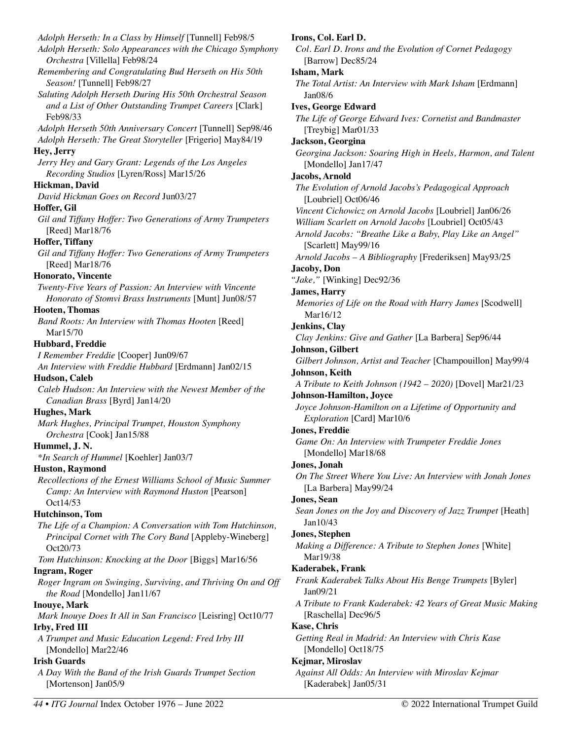*Adolph Herseth: In a Class by Himself* [Tunnell] Feb98/5
*Adolph Herseth: Solo Appearances with the Chicago Symphony Orchestra* [Villella] Feb98/24
*Remembering and Congratulating Bud Herseth on His 50th Season!* [Tunnell] Feb98/27
*Saluting Adolph Herseth During His 50th Orchestral Season and a List of Other Outstanding Trumpet Careers* [Clark] Feb98/33
*Adolph Herseth 50th Anniversary Concert* [Tunnell] Sep98/46
*Adolph Herseth: The Great Storyteller* [Frigerio] May84/19

**Hey, Jerry**
*Jerry Hey and Gary Grant: Legends of the Los Angeles Recording Studios* [Lyren/Ross] Mar15/26

**Hickman, David**
*David Hickman Goes on Record* Jun03/27

**Hoffer, Gil**
*Gil and Tiffany Hoffer: Two Generations of Army Trumpeters* [Reed] Mar18/76

**Hoffer, Tiffany**
*Gil and Tiffany Hoffer: Two Generations of Army Trumpeters* [Reed] Mar18/76

**Honorato, Vincente**
*Twenty-Five Years of Passion: An Interview with Vincente Honorato of Stomvi Brass Instruments* [Munt] Jun08/57

**Hooten, Thomas**
*Band Roots: An Interview with Thomas Hooten* [Reed] Mar15/70

**Hubbard, Freddie**
*I Remember Freddie* [Cooper] Jun09/67
*An Interview with Freddie Hubbard* [Erdmann] Jan02/15

**Hudson, Caleb**
*Caleb Hudson: An Interview with the Newest Member of the Canadian Brass* [Byrd] Jan14/20

**Hughes, Mark**
*Mark Hughes, Principal Trumpet, Houston Symphony Orchestra* [Cook] Jan15/88

**Hummel, J. N.**
**In Search of Hummel* [Koehler] Jan03/7

**Huston, Raymond**
*Recollections of the Ernest Williams School of Music Summer Camp: An Interview with Raymond Huston* [Pearson] Oct14/53

**Hutchinson, Tom**
*The Life of a Champion: A Conversation with Tom Hutchinson, Principal Cornet with The Cory Band* [Appleby-Wineberg] Oct20/73
*Tom Hutchinson: Knocking at the Door* [Biggs] Mar16/56

**Ingram, Roger**
*Roger Ingram on Swinging, Surviving, and Thriving On and Off the Road* [Mondello] Jan11/67

**Inouye, Mark**
*Mark Inouye Does It All in San Francisco* [Leisring] Oct10/77

**Irby, Fred III**
*A Trumpet and Music Education Legend: Fred Irby III* [Mondello] Mar22/46

**Irish Guards**
*A Day With the Band of the Irish Guards Trumpet Section* [Mortenson] Jan05/9

**Irons, Col. Earl D.**
*Col. Earl D. Irons and the Evolution of Cornet Pedagogy* [Barrow] Dec85/24

**Isham, Mark**
*The Total Artist: An Interview with Mark Isham* [Erdmann] Jan08/6

**Ives, George Edward**
*The Life of George Edward Ives: Cornetist and Bandmaster* [Treybig] Mar01/33

**Jackson, Georgina**
*Georgina Jackson: Soaring High in Heels, Harmon, and Talent* [Mondello] Jan17/47

**Jacobs, Arnold**
*The Evolution of Arnold Jacobs's Pedagogical Approach* [Loubriel] Oct06/46
*Vincent Cichowicz on Arnold Jacobs* [Loubriel] Jan06/26
*William Scarlett on Arnold Jacobs* [Loubriel] Oct05/43
*Arnold Jacobs: "Breathe Like a Baby, Play Like an Angel"* [Scarlett] May99/16
*Arnold Jacobs – A Bibliography* [Frederiksen] May93/25

**Jacoby, Don**
*"Jake,"* [Winking] Dec92/36

**James, Harry**
*Memories of Life on the Road with Harry James* [Scodwell] Mar16/12

**Jenkins, Clay**
*Clay Jenkins: Give and Gather* [La Barbera] Sep96/44

**Johnson, Gilbert**
*Gilbert Johnson, Artist and Teacher* [Champouillon] May99/4

**Johnson, Keith**
*A Tribute to Keith Johnson (1942 – 2020)* [Dovel] Mar21/23

**Johnson-Hamilton, Joyce**
*Joyce Johnson-Hamilton on a Lifetime of Opportunity and Exploration* [Card] Mar10/6

**Jones, Freddie**
*Game On: An Interview with Trumpeter Freddie Jones* [Mondello] Mar18/68

**Jones, Jonah**
*On The Street Where You Live: An Interview with Jonah Jones* [La Barbera] May99/24

**Jones, Sean**
*Sean Jones on the Joy and Discovery of Jazz Trumpet* [Heath] Jan10/43

**Jones, Stephen**
*Making a Difference: A Tribute to Stephen Jones* [White] Mar19/38

**Kaderabek, Frank**
*Frank Kaderabek Talks About His Benge Trumpets* [Byler] Jan09/21
*A Tribute to Frank Kaderabek: 42 Years of Great Music Making* [Raschella] Dec96/5

**Kase, Chris**
*Getting Real in Madrid: An Interview with Chris Kase* [Mondello] Oct18/75

**Kejmar, Miroslav**
*Against All Odds: An Interview with Miroslav Kejmar* [Kaderabek] Jan05/31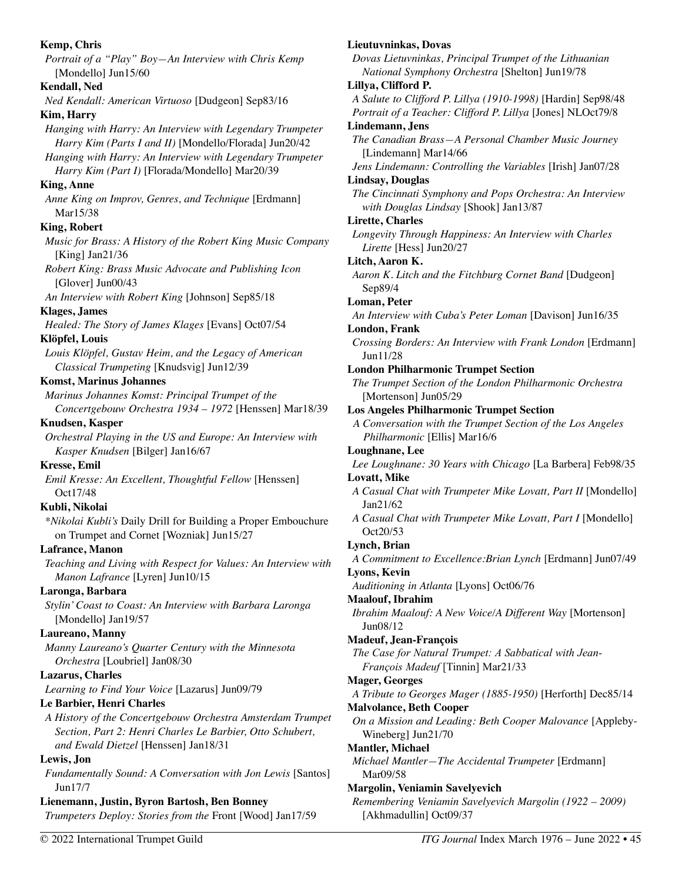**Kemp, Chris**
*Portrait of a "Play" Boy—An Interview with Chris Kemp* [Mondello] Jun15/60

**Kendall, Ned**
*Ned Kendall: American Virtuoso* [Dudgeon] Sep83/16

**Kim, Harry**
*Hanging with Harry: An Interview with Legendary Trumpeter Harry Kim (Parts I and II)* [Mondello/Florada] Jun20/42
*Hanging with Harry: An Interview with Legendary Trumpeter Harry Kim (Part I)* [Florada/Mondello] Mar20/39

**King, Anne**
*Anne King on Improv, Genres, and Technique* [Erdmann] Mar15/38

**King, Robert**
*Music for Brass: A History of the Robert King Music Company* [King] Jan21/36
*Robert King: Brass Music Advocate and Publishing Icon* [Glover] Jun00/43
*An Interview with Robert King* [Johnson] Sep85/18

**Klages, James**
*Healed: The Story of James Klages* [Evans] Oct07/54

**Klöpfel, Louis**
*Louis Klöpfel, Gustav Heim, and the Legacy of American Classical Trumpeting* [Knudsvig] Jun12/39

**Komst, Marinus Johannes**
*Marinus Johannes Komst: Principal Trumpet of the Concertgebouw Orchestra 1934 – 1972* [Henssen] Mar18/39

**Knudsen, Kasper**
*Orchestral Playing in the US and Europe: An Interview with Kasper Knudsen* [Bilger] Jan16/67

**Kresse, Emil**
*Emil Kresse: An Excellent, Thoughtful Fellow* [Henssen] Oct17/48

**Kubli, Nikolai**
**Nikolai Kubli's* Daily Drill for Building a Proper Embouchure on Trumpet and Cornet [Wozniak] Jun15/27

**Lafrance, Manon**
*Teaching and Living with Respect for Values: An Interview with Manon Lafrance* [Lyren] Jun10/15

**Laronga, Barbara**
*Stylin' Coast to Coast: An Interview with Barbara Laronga* [Mondello] Jan19/57

**Laureano, Manny**
*Manny Laureano's Quarter Century with the Minnesota Orchestra* [Loubriel] Jan08/30

**Lazarus, Charles**
*Learning to Find Your Voice* [Lazarus] Jun09/79

**Le Barbier, Henri Charles**
*A History of the Concertgebouw Orchestra Amsterdam Trumpet Section, Part 2: Henri Charles Le Barbier, Otto Schubert, and Ewald Dietzel* [Henssen] Jan18/31

**Lewis, Jon**
*Fundamentally Sound: A Conversation with Jon Lewis* [Santos] Jun17/7

**Lienemann, Justin, Byron Bartosh, Ben Bonney**
*Trumpeters Deploy: Stories from the* Front [Wood] Jan17/59

**Lieutuvninkas, Dovas**
*Dovas Lietuvninkas, Principal Trumpet of the Lithuanian National Symphony Orchestra* [Shelton] Jun19/78

**Lillya, Clifford P.**
*A Salute to Clifford P. Lillya (1910-1998)* [Hardin] Sep98/48
*Portrait of a Teacher: Clifford P. Lillya* [Jones] NLOct79/8

**Lindemann, Jens**
*The Canadian Brass—A Personal Chamber Music Journey* [Lindemann] Mar14/66
*Jens Lindemann: Controlling the Variables* [Irish] Jan07/28

**Lindsay, Douglas**
*The Cincinnati Symphony and Pops Orchestra: An Interview with Douglas Lindsay* [Shook] Jan13/87

**Lirette, Charles**
*Longevity Through Happiness: An Interview with Charles Lirette* [Hess] Jun20/27

**Litch, Aaron K.**
*Aaron K. Litch and the Fitchburg Cornet Band* [Dudgeon] Sep89/4

**Loman, Peter**
*An Interview with Cuba's Peter Loman* [Davison] Jun16/35

**London, Frank**
*Crossing Borders: An Interview with Frank London* [Erdmann] Jun11/28

**London Philharmonic Trumpet Section**
*The Trumpet Section of the London Philharmonic Orchestra* [Mortenson] Jun05/29

**Los Angeles Philharmonic Trumpet Section**
*A Conversation with the Trumpet Section of the Los Angeles Philharmonic* [Ellis] Mar16/6

**Loughnane, Lee**
*Lee Loughnane: 30 Years with Chicago* [La Barbera] Feb98/35

**Lovatt, Mike**
*A Casual Chat with Trumpeter Mike Lovatt, Part II* [Mondello] Jan21/62
*A Casual Chat with Trumpeter Mike Lovatt, Part I* [Mondello] Oct20/53

**Lynch, Brian**
*A Commitment to Excellence:Brian Lynch* [Erdmann] Jun07/49

**Lyons, Kevin**
*Auditioning in Atlanta* [Lyons] Oct06/76

**Maalouf, Ibrahim**
*Ibrahim Maalouf: A New Voice/A Different Way* [Mortenson] Jun08/12

**Madeuf, Jean-François**
*The Case for Natural Trumpet: A Sabbatical with Jean-François Madeuf* [Tinnin] Mar21/33

**Mager, Georges**
*A Tribute to Georges Mager (1885-1950)* [Herforth] Dec85/14

**Malvolance, Beth Cooper**
*On a Mission and Leading: Beth Cooper Malovance* [Appleby-Wineberg] Jun21/70

**Mantler, Michael**
*Michael Mantler—The Accidental Trumpeter* [Erdmann] Mar09/58

**Margolin, Veniamin Savelyevich**
*Remembering Veniamin Savelyevich Margolin (1922 – 2009)* [Akhmadullin] Oct09/37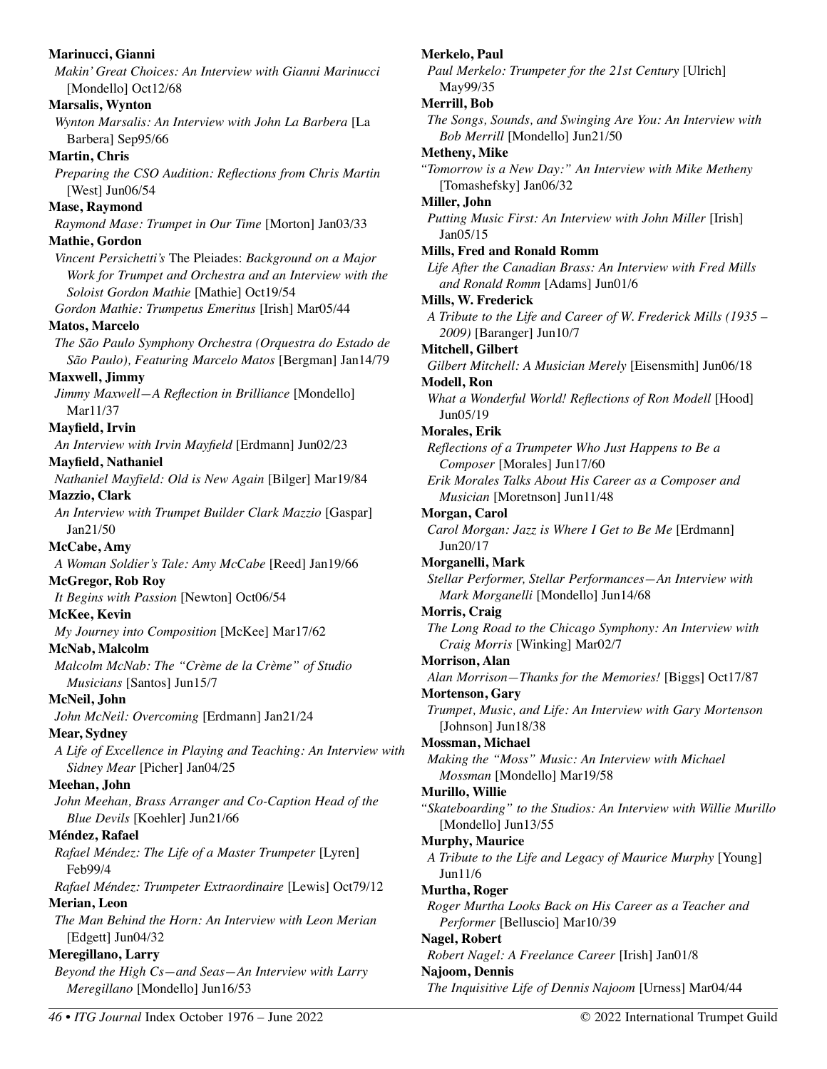**Marinucci, Gianni**
*Makin' Great Choices: An Interview with Gianni Marinucci* [Mondello] Oct12/68

**Marsalis, Wynton**
*Wynton Marsalis: An Interview with John La Barbera* [La Barbera] Sep95/66

**Martin, Chris**
*Preparing the CSO Audition: Reflections from Chris Martin* [West] Jun06/54

**Mase, Raymond**
*Raymond Mase: Trumpet in Our Time* [Morton] Jan03/33

**Mathie, Gordon**
*Vincent Persichetti's* The Pleiades: *Background on a Major Work for Trumpet and Orchestra and an Interview with the Soloist Gordon Mathie* [Mathie] Oct19/54
*Gordon Mathie: Trumpetus Emeritus* [Irish] Mar05/44

**Matos, Marcelo**
*The São Paulo Symphony Orchestra (Orquestra do Estado de São Paulo), Featuring Marcelo Matos* [Bergman] Jan14/79

**Maxwell, Jimmy**
*Jimmy Maxwell—A Reflection in Brilliance* [Mondello] Mar11/37

**Mayfield, Irvin**
*An Interview with Irvin Mayfield* [Erdmann] Jun02/23

**Mayfield, Nathaniel**
*Nathaniel Mayfield: Old is New Again* [Bilger] Mar19/84

**Mazzio, Clark**
*An Interview with Trumpet Builder Clark Mazzio* [Gaspar] Jan21/50

**McCabe, Amy**
*A Woman Soldier's Tale: Amy McCabe* [Reed] Jan19/66

**McGregor, Rob Roy**
*It Begins with Passion* [Newton] Oct06/54

**McKee, Kevin**
*My Journey into Composition* [McKee] Mar17/62

**McNab, Malcolm**
*Malcolm McNab: The "Crème de la Crème" of Studio Musicians* [Santos] Jun15/7

**McNeil, John**
*John McNeil: Overcoming* [Erdmann] Jan21/24

**Mear, Sydney**
*A Life of Excellence in Playing and Teaching: An Interview with Sidney Mear* [Picher] Jan04/25

**Meehan, John**
*John Meehan, Brass Arranger and Co-Caption Head of the Blue Devils* [Koehler] Jun21/66

**Méndez, Rafael**
*Rafael Méndez: The Life of a Master Trumpeter* [Lyren] Feb99/4
*Rafael Méndez: Trumpeter Extraordinaire* [Lewis] Oct79/12

**Merian, Leon**
*The Man Behind the Horn: An Interview with Leon Merian* [Edgett] Jun04/32

**Meregillano, Larry**
*Beyond the High Cs—and Seas—An Interview with Larry Meregillano* [Mondello] Jun16/53

**Merkelo, Paul**
*Paul Merkelo: Trumpeter for the 21st Century* [Ulrich] May99/35

**Merrill, Bob**
*The Songs, Sounds, and Swinging Are You: An Interview with Bob Merrill* [Mondello] Jun21/50

**Metheny, Mike**
*"Tomorrow is a New Day:" An Interview with Mike Metheny* [Tomashefsky] Jan06/32

**Miller, John**
*Putting Music First: An Interview with John Miller* [Irish] Jan05/15

**Mills, Fred and Ronald Romm**
*Life After the Canadian Brass: An Interview with Fred Mills and Ronald Romm* [Adams] Jun01/6

**Mills, W. Frederick**
*A Tribute to the Life and Career of W. Frederick Mills (1935 – 2009)* [Baranger] Jun10/7

**Mitchell, Gilbert**
*Gilbert Mitchell: A Musician Merely* [Eisensmith] Jun06/18

**Modell, Ron**
*What a Wonderful World! Reflections of Ron Modell* [Hood] Jun05/19

**Morales, Erik**
*Reflections of a Trumpeter Who Just Happens to Be a Composer* [Morales] Jun17/60
*Erik Morales Talks About His Career as a Composer and Musician* [Moretnson] Jun11/48

**Morgan, Carol**
*Carol Morgan: Jazz is Where I Get to Be Me* [Erdmann] Jun20/17

**Morganelli, Mark**
*Stellar Performer, Stellar Performances—An Interview with Mark Morganelli* [Mondello] Jun14/68

**Morris, Craig**
*The Long Road to the Chicago Symphony: An Interview with Craig Morris* [Winking] Mar02/7

**Morrison, Alan**
*Alan Morrison—Thanks for the Memories!* [Biggs] Oct17/87

**Mortenson, Gary**
*Trumpet, Music, and Life: An Interview with Gary Mortenson* [Johnson] Jun18/38

**Mossman, Michael**
*Making the "Moss" Music: An Interview with Michael Mossman* [Mondello] Mar19/58

**Murillo, Willie**
*"Skateboarding" to the Studios: An Interview with Willie Murillo* [Mondello] Jun13/55

**Murphy, Maurice**
*A Tribute to the Life and Legacy of Maurice Murphy* [Young] Jun11/6

**Murtha, Roger**
*Roger Murtha Looks Back on His Career as a Teacher and Performer* [Belluscio] Mar10/39

**Nagel, Robert**
*Robert Nagel: A Freelance Career* [Irish] Jan01/8

**Najoom, Dennis**
*The Inquisitive Life of Dennis Najoom* [Urness] Mar04/44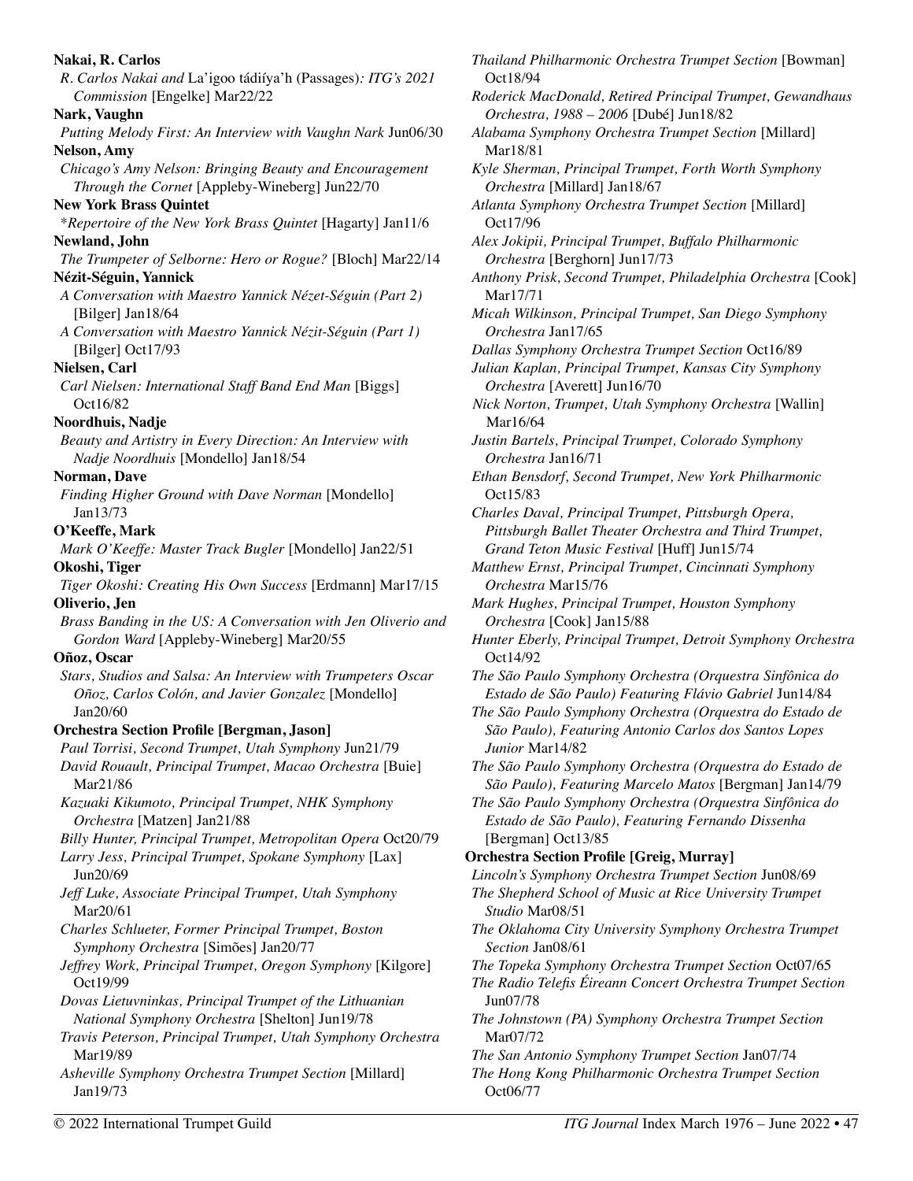**Nakai, R. Carlos**

*R. Carlos Nakai and* La'igoo tádiíya'h (Passages)*: ITG's 2021 Commission* [Engelke] Mar22/22

**Nark, Vaughn**

*Putting Melody First: An Interview with Vaughn Nark* Jun06/30

**Nelson, Amy**

*Chicago's Amy Nelson: Bringing Beauty and Encouragement Through the Cornet* [Appleby-Wineberg] Jun22/70

**New York Brass Quintet**

*\*Repertoire of the New York Brass Quintet* [Hagarty] Jan11/6

**Newland, John**

*The Trumpeter of Selborne: Hero or Rogue?* [Bloch] Mar22/14

**Nézit-Séguin, Yannick**

*A Conversation with Maestro Yannick Nézet-Séguin (Part 2)* [Bilger] Jan18/64

*A Conversation with Maestro Yannick Nézit-Séguin (Part 1)* [Bilger] Oct17/93

**Nielsen, Carl**

*Carl Nielsen: International Staff Band End Man* [Biggs] Oct16/82

**Noordhuis, Nadje**

*Beauty and Artistry in Every Direction: An Interview with Nadje Noordhuis* [Mondello] Jan18/54

**Norman, Dave**

*Finding Higher Ground with Dave Norman* [Mondello] Jan13/73

**O'Keeffe, Mark**

*Mark O'Keeffe: Master Track Bugler* [Mondello] Jan22/51

**Okoshi, Tiger**

*Tiger Okoshi: Creating His Own Success* [Erdmann] Mar17/15

**Oliverio, Jen**

*Brass Banding in the US: A Conversation with Jen Oliverio and Gordon Ward* [Appleby-Wineberg] Mar20/55

**Oñoz, Oscar**

*Stars, Studios and Salsa: An Interview with Trumpeters Oscar Oñoz, Carlos Colón, and Javier Gonzalez* [Mondello] Jan20/60

**Orchestra Section Profile [Bergman, Jason]**

*Paul Torrisi, Second Trumpet, Utah Symphony* Jun21/79

*David Rouault, Principal Trumpet, Macao Orchestra* [Buie] Mar21/86

*Kazuaki Kikumoto, Principal Trumpet, NHK Symphony Orchestra* [Matzen] Jan21/88

*Billy Hunter, Principal Trumpet, Metropolitan Opera* Oct20/79

*Larry Jess, Principal Trumpet, Spokane Symphony* [Lax] Jun20/69

*Jeff Luke, Associate Principal Trumpet, Utah Symphony* Mar20/61

*Charles Schlueter, Former Principal Trumpet, Boston Symphony Orchestra* [Simões] Jan20/77

*Jeffrey Work, Principal Trumpet, Oregon Symphony* [Kilgore] Oct19/99

*Dovas Lietuvninkas, Principal Trumpet of the Lithuanian National Symphony Orchestra* [Shelton] Jun19/78

*Travis Peterson, Principal Trumpet, Utah Symphony Orchestra* Mar19/89

*Asheville Symphony Orchestra Trumpet Section* [Millard] Jan19/73

*Thailand Philharmonic Orchestra Trumpet Section* [Bowman] Oct18/94

*Roderick MacDonald, Retired Principal Trumpet, Gewandhaus Orchestra, 1988 – 2006* [Dubé] Jun18/82

*Alabama Symphony Orchestra Trumpet Section* [Millard] Mar18/81

*Kyle Sherman, Principal Trumpet, Forth Worth Symphony Orchestra* [Millard] Jan18/67

*Atlanta Symphony Orchestra Trumpet Section* [Millard] Oct17/96

*Alex Jokipii, Principal Trumpet, Buffalo Philharmonic Orchestra* [Berghorn] Jun17/73

*Anthony Prisk, Second Trumpet, Philadelphia Orchestra* [Cook] Mar17/71

*Micah Wilkinson, Principal Trumpet, San Diego Symphony Orchestra* Jan17/65

*Dallas Symphony Orchestra Trumpet Section* Oct16/89

*Julian Kaplan, Principal Trumpet, Kansas City Symphony Orchestra* [Averett] Jun16/70

*Nick Norton, Trumpet, Utah Symphony Orchestra* [Wallin] Mar16/64

*Justin Bartels, Principal Trumpet, Colorado Symphony Orchestra* Jan16/71

*Ethan Bensdorf, Second Trumpet, New York Philharmonic* Oct15/83

*Charles Daval, Principal Trumpet, Pittsburgh Opera, Pittsburgh Ballet Theater Orchestra and Third Trumpet, Grand Teton Music Festival* [Huff] Jun15/74

*Matthew Ernst, Principal Trumpet, Cincinnati Symphony Orchestra* Mar15/76

*Mark Hughes, Principal Trumpet, Houston Symphony Orchestra* [Cook] Jan15/88

*Hunter Eberly, Principal Trumpet, Detroit Symphony Orchestra* Oct14/92

*The São Paulo Symphony Orchestra (Orquestra Sinfônica do Estado de São Paulo) Featuring Flávio Gabriel* Jun14/84

*The São Paulo Symphony Orchestra (Orquestra do Estado de São Paulo), Featuring Antonio Carlos dos Santos Lopes Junior* Mar14/82

*The São Paulo Symphony Orchestra (Orquestra do Estado de São Paulo), Featuring Marcelo Matos* [Bergman] Jan14/79

*The São Paulo Symphony Orchestra (Orquestra Sinfônica do Estado de São Paulo), Featuring Fernando Dissenha* [Bergman] Oct13/85

**Orchestra Section Profile [Greig, Murray]**

*Lincoln's Symphony Orchestra Trumpet Section* Jun08/69

*The Shepherd School of Music at Rice University Trumpet Studio* Mar08/51

*The Oklahoma City University Symphony Orchestra Trumpet Section* Jan08/61

*The Topeka Symphony Orchestra Trumpet Section* Oct07/65

*The Radio Telefis Éireann Concert Orchestra Trumpet Section* Jun07/78

*The Johnstown (PA) Symphony Orchestra Trumpet Section* Mar07/72

*The San Antonio Symphony Trumpet Section* Jan07/74

*The Hong Kong Philharmonic Orchestra Trumpet Section* Oct06/77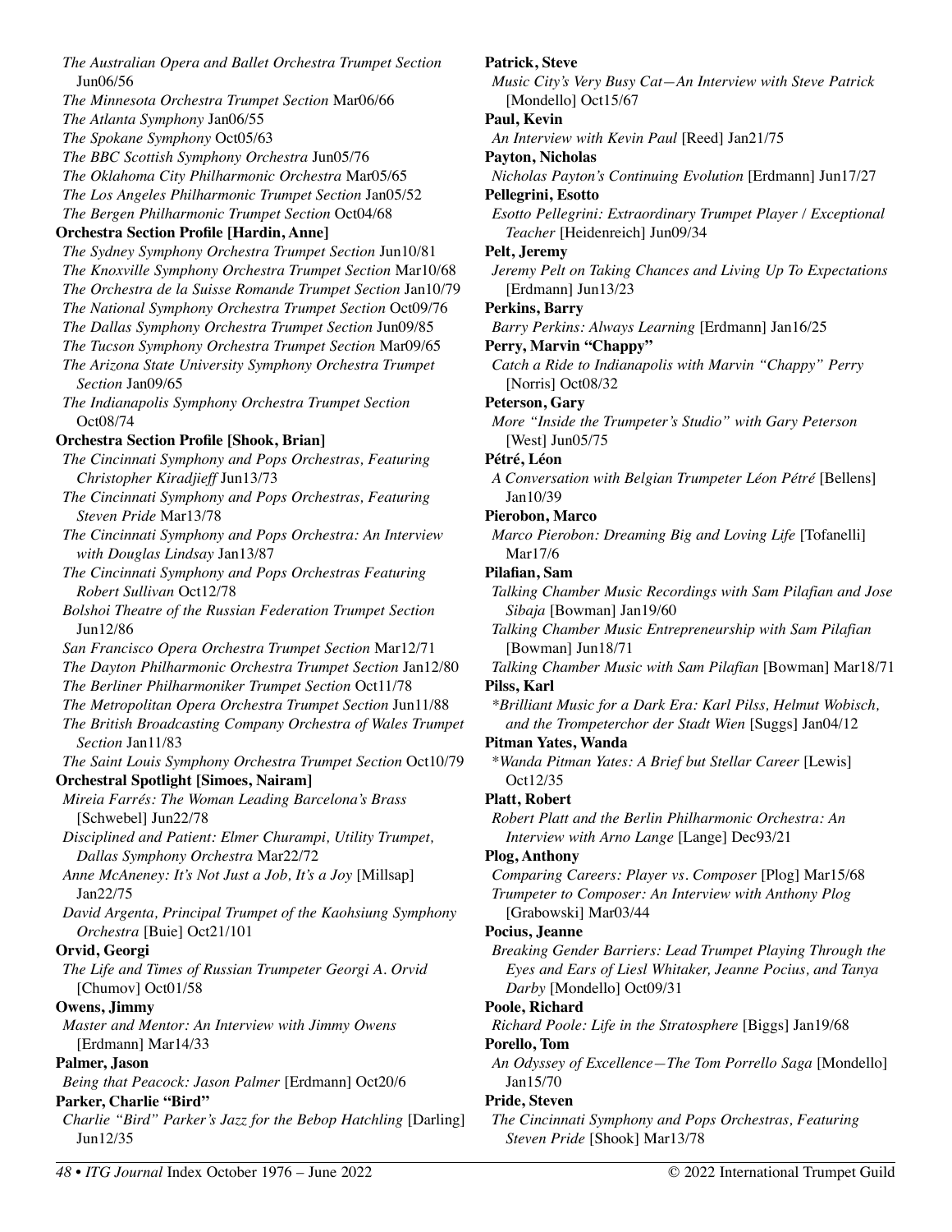*The Australian Opera and Ballet Orchestra Trumpet Section* Jun06/56
*The Minnesota Orchestra Trumpet Section* Mar06/66
*The Atlanta Symphony* Jan06/55
*The Spokane Symphony* Oct05/63
*The BBC Scottish Symphony Orchestra* Jun05/76
*The Oklahoma City Philharmonic Orchestra* Mar05/65
*The Los Angeles Philharmonic Trumpet Section* Jan05/52
*The Bergen Philharmonic Trumpet Section* Oct04/68

**Orchestra Section Profile [Hardin, Anne]**
*The Sydney Symphony Orchestra Trumpet Section* Jun10/81
*The Knoxville Symphony Orchestra Trumpet Section* Mar10/68
*The Orchestra de la Suisse Romande Trumpet Section* Jan10/79
*The National Symphony Orchestra Trumpet Section* Oct09/76
*The Dallas Symphony Orchestra Trumpet Section* Jun09/85
*The Tucson Symphony Orchestra Trumpet Section* Mar09/65
*The Arizona State University Symphony Orchestra Trumpet Section* Jan09/65
*The Indianapolis Symphony Orchestra Trumpet Section* Oct08/74

**Orchestra Section Profile [Shook, Brian]**
*The Cincinnati Symphony and Pops Orchestras, Featuring Christopher Kiradjieff* Jun13/73
*The Cincinnati Symphony and Pops Orchestras, Featuring Steven Pride* Mar13/78
*The Cincinnati Symphony and Pops Orchestra: An Interview with Douglas Lindsay* Jan13/87
*The Cincinnati Symphony and Pops Orchestras Featuring Robert Sullivan* Oct12/78
*Bolshoi Theatre of the Russian Federation Trumpet Section* Jun12/86
*San Francisco Opera Orchestra Trumpet Section* Mar12/71
*The Dayton Philharmonic Orchestra Trumpet Section* Jan12/80
*The Berliner Philharmoniker Trumpet Section* Oct11/78
*The Metropolitan Opera Orchestra Trumpet Section* Jun11/88
*The British Broadcasting Company Orchestra of Wales Trumpet Section* Jan11/83
*The Saint Louis Symphony Orchestra Trumpet Section* Oct10/79

**Orchestral Spotlight [Simoes, Nairam]**
*Mireia Farrés: The Woman Leading Barcelona's Brass* [Schwebel] Jun22/78
*Disciplined and Patient: Elmer Churampi, Utility Trumpet, Dallas Symphony Orchestra* Mar22/72
*Anne McAneney: It's Not Just a Job, It's a Joy* [Millsap] Jan22/75
*David Argenta, Principal Trumpet of the Kaohsiung Symphony Orchestra* [Buie] Oct21/101

**Orvid, Georgi**
*The Life and Times of Russian Trumpeter Georgi A. Orvid* [Chumov] Oct01/58

**Owens, Jimmy**
*Master and Mentor: An Interview with Jimmy Owens* [Erdmann] Mar14/33

**Palmer, Jason**
*Being that Peacock: Jason Palmer* [Erdmann] Oct20/6

**Parker, Charlie "Bird"**
*Charlie "Bird" Parker's Jazz for the Bebop Hatchling* [Darling] Jun12/35

**Patrick, Steve**
*Music City's Very Busy Cat—An Interview with Steve Patrick* [Mondello] Oct15/67

**Paul, Kevin**
*An Interview with Kevin Paul* [Reed] Jan21/75

**Payton, Nicholas**
*Nicholas Payton's Continuing Evolution* [Erdmann] Jun17/27

**Pellegrini, Esotto**
*Esotto Pellegrini: Extraordinary Trumpet Player / Exceptional Teacher* [Heidenreich] Jun09/34

**Pelt, Jeremy**
*Jeremy Pelt on Taking Chances and Living Up To Expectations* [Erdmann] Jun13/23

**Perkins, Barry**
*Barry Perkins: Always Learning* [Erdmann] Jan16/25

**Perry, Marvin "Chappy"**
*Catch a Ride to Indianapolis with Marvin "Chappy" Perry* [Norris] Oct08/32

**Peterson, Gary**
*More "Inside the Trumpeter's Studio" with Gary Peterson* [West] Jun05/75

**Pétré, Léon**
*A Conversation with Belgian Trumpeter Léon Pétré* [Bellens] Jan10/39

**Pierobon, Marco**
*Marco Pierobon: Dreaming Big and Loving Life* [Tofanelli] Mar17/6

**Pilafian, Sam**
*Talking Chamber Music Recordings with Sam Pilafian and Jose Sibaja* [Bowman] Jan19/60
*Talking Chamber Music Entrepreneurship with Sam Pilafian* [Bowman] Jun18/71
*Talking Chamber Music with Sam Pilafian* [Bowman] Mar18/71

**Pilss, Karl**
*\*Brilliant Music for a Dark Era: Karl Pilss, Helmut Wobisch, and the Trompeterchor der Stadt Wien* [Suggs] Jan04/12

**Pitman Yates, Wanda**
*\*Wanda Pitman Yates: A Brief but Stellar Career* [Lewis] Oct12/35

**Platt, Robert**
*Robert Platt and the Berlin Philharmonic Orchestra: An Interview with Arno Lange* [Lange] Dec93/21

**Plog, Anthony**
*Comparing Careers: Player vs. Composer* [Plog] Mar15/68
*Trumpeter to Composer: An Interview with Anthony Plog* [Grabowski] Mar03/44

**Pocius, Jeanne**
*Breaking Gender Barriers: Lead Trumpet Playing Through the Eyes and Ears of Liesl Whitaker, Jeanne Pocius, and Tanya Darby* [Mondello] Oct09/31

**Poole, Richard**
*Richard Poole: Life in the Stratosphere* [Biggs] Jan19/68

**Porello, Tom**
*An Odyssey of Excellence—The Tom Porrello Saga* [Mondello] Jan15/70

**Pride, Steven**
*The Cincinnati Symphony and Pops Orchestras, Featuring Steven Pride* [Shook] Mar13/78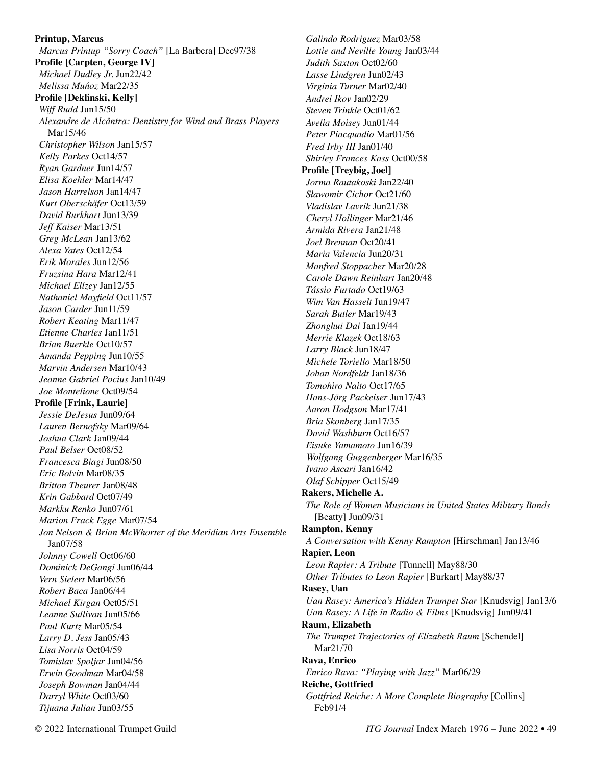**Printup, Marcus**
*Marcus Printup "Sorry Coach"* [La Barbera] Dec97/38

**Profile [Carpten, George IV]**
*Michael Dudley Jr.* Jun22/42
*Melissa Muńoz* Mar22/35

**Profile [Deklinski, Kelly]**
*Wiff Rudd* Jun15/50
*Alexandre de Alcântra: Dentistry for Wind and Brass Players* Mar15/46
*Christopher Wilson* Jan15/57
*Kelly Parkes* Oct14/57
*Ryan Gardner* Jun14/57
*Elisa Koehler* Mar14/47
*Jason Harrelson* Jan14/47
*Kurt Oberschäfer* Oct13/59
*David Burkhart* Jun13/39
*Jeff Kaiser* Mar13/51
*Greg McLean* Jan13/62
*Alexa Yates* Oct12/54
*Erik Morales* Jun12/56
*Fruzsina Hara* Mar12/41
*Michael Ellzey* Jan12/55
*Nathaniel Mayfield* Oct11/57
*Jason Carder* Jun11/59
*Robert Keating* Mar11/47
*Etienne Charles* Jan11/51
*Brian Buerkle* Oct10/57
*Amanda Pepping* Jun10/55
*Marvin Andersen* Mar10/43
*Jeanne Gabriel Pocius* Jan10/49
*Joe Montelione* Oct09/54

**Profile [Frink, Laurie]**
*Jessie DeJesus* Jun09/64
*Lauren Bernofsky* Mar09/64
*Joshua Clark* Jan09/44
*Paul Belser* Oct08/52
*Francesca Biagi* Jun08/50
*Eric Bolvin* Mar08/35
*Britton Theurer* Jan08/48
*Krin Gabbard* Oct07/49
*Markku Renko* Jun07/61
*Marion Frack Egge* Mar07/54
*Jon Nelson & Brian McWhorter of the Meridian Arts Ensemble* Jan07/58
*Johnny Cowell* Oct06/60
*Dominick DeGangi* Jun06/44
*Vern Sielert* Mar06/56
*Robert Baca* Jan06/44
*Michael Kirgan* Oct05/51
*Leanne Sullivan* Jun05/66
*Paul Kurtz* Mar05/54
*Larry D. Jess* Jan05/43
*Lisa Norris* Oct04/59
*Tomislav Spoljar* Jun04/56
*Erwin Goodman* Mar04/58
*Joseph Bowman* Jan04/44
*Darryl White* Oct03/60
*Tijuana Julian* Jun03/55
*Galindo Rodriguez* Mar03/58
*Lottie and Neville Young* Jan03/44
*Judith Saxton* Oct02/60
*Lasse Lindgren* Jun02/43
*Virginia Turner* Mar02/40
*Andrei Ikov* Jan02/29
*Steven Trinkle* Oct01/62
*Avelia Moisey* Jun01/44
*Peter Piacquadio* Mar01/56
*Fred Irby III* Jan01/40
*Shirley Frances Kass* Oct00/58

**Profile [Treybig, Joel]**
*Jorma Rautakoski* Jan22/40
*Sławomir Cichor* Oct21/60
*Vladislav Lavrik* Jun21/38
*Cheryl Hollinger* Mar21/46
*Armida Rivera* Jan21/48
*Joel Brennan* Oct20/41
*Maria Valencia* Jun20/31
*Manfred Stoppacher* Mar20/28
*Carole Dawn Reinhart* Jan20/48
*Tássio Furtado* Oct19/63
*Wim Van Hasselt* Jun19/47
*Sarah Butler* Mar19/43
*Zhonghui Dai* Jan19/44
*Merrie Klazek* Oct18/63
*Larry Black* Jun18/47
*Michele Toriello* Mar18/50
*Johan Nordfeldt* Jan18/36
*Tomohiro Naito* Oct17/65
*Hans-Jörg Packeiser* Jun17/43
*Aaron Hodgson* Mar17/41
*Bria Skonberg* Jan17/35
*David Washburn* Oct16/57
*Eisuke Yamamoto* Jun16/39
*Wolfgang Guggenberger* Mar16/35
*Ivano Ascari* Jan16/42
*Olaf Schipper* Oct15/49

**Rakers, Michelle A.**
*The Role of Women Musicians in United States Military Bands* [Beatty] Jun09/31

**Rampton, Kenny**
*A Conversation with Kenny Rampton* [Hirschman] Jan13/46

**Rapier, Leon**
*Leon Rapier: A Tribute* [Tunnell] May88/30
*Other Tributes to Leon Rapier* [Burkart] May88/37

**Rasey, Uan**
*Uan Rasey: America's Hidden Trumpet Star* [Knudsvig] Jan13/6
*Uan Rasey: A Life in Radio & Films* [Knudsvig] Jun09/41

**Raum, Elizabeth**
*The Trumpet Trajectories of Elizabeth Raum* [Schendel] Mar21/70

**Rava, Enrico**
*Enrico Rava: "Playing with Jazz"* Mar06/29

**Reiche, Gottfried**
*Gottfried Reiche: A More Complete Biography* [Collins] Feb91/4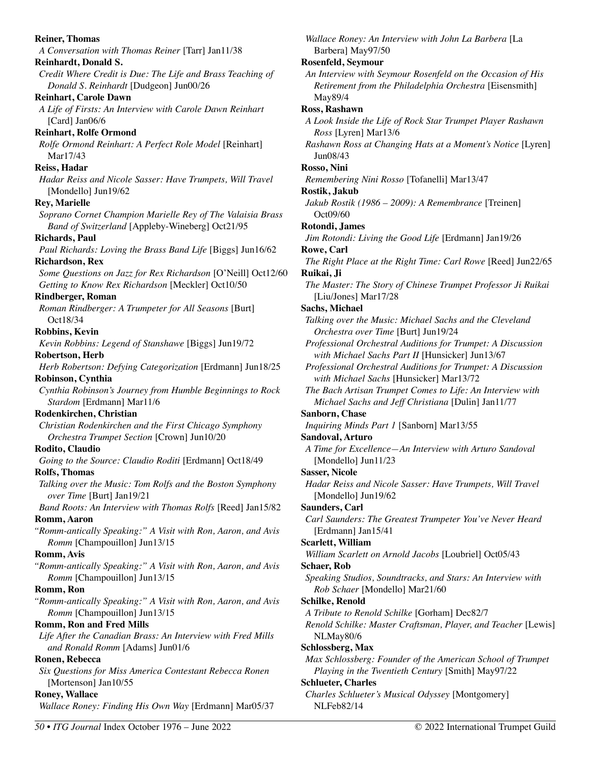**Reiner, Thomas**

*A Conversation with Thomas Reiner* [Tarr] Jan11/38

**Reinhardt, Donald S.**

*Credit Where Credit is Due: The Life and Brass Teaching of Donald S. Reinhardt* [Dudgeon] Jun00/26

**Reinhart, Carole Dawn**

*A Life of Firsts: An Interview with Carole Dawn Reinhart* [Card] Jan06/6

**Reinhart, Rolfe Ormond**

*Rolfe Ormond Reinhart: A Perfect Role Model* [Reinhart] Mar17/43

**Reiss, Hadar**

*Hadar Reiss and Nicole Sasser: Have Trumpets, Will Travel* [Mondello] Jun19/62

**Rey, Marielle**

*Soprano Cornet Champion Marielle Rey of The Valaisia Brass Band of Switzerland* [Appleby-Wineberg] Oct21/95

**Richards, Paul**

*Paul Richards: Loving the Brass Band Life* [Biggs] Jun16/62

**Richardson, Rex**

*Some Questions on Jazz for Rex Richardson* [O'Neill] Oct12/60

*Getting to Know Rex Richardson* [Meckler] Oct10/50

**Rindberger, Roman**

*Roman Rindberger: A Trumpeter for All Seasons* [Burt] Oct18/34

**Robbins, Kevin**

*Kevin Robbins: Legend of Stanshawe* [Biggs] Jun19/72

**Robertson, Herb**

*Herb Robertson: Defying Categorization* [Erdmann] Jun18/25

**Robinson, Cynthia**

*Cynthia Robinson's Journey from Humble Beginnings to Rock Stardom* [Erdmann] Mar11/6

**Rodenkirchen, Christian**

*Christian Rodenkirchen and the First Chicago Symphony Orchestra Trumpet Section* [Crown] Jun10/20

**Rodito, Claudio**

*Going to the Source: Claudio Roditi* [Erdmann] Oct18/49

**Rolfs, Thomas**

*Talking over the Music: Tom Rolfs and the Boston Symphony over Time* [Burt] Jan19/21

*Band Roots: An Interview with Thomas Rolfs* [Reed] Jan15/82

**Romm, Aaron**

*"Romm-antically Speaking:" A Visit with Ron, Aaron, and Avis Romm* [Champouillon] Jun13/15

**Romm, Avis**

*"Romm-antically Speaking:" A Visit with Ron, Aaron, and Avis Romm* [Champouillon] Jun13/15

**Romm, Ron**

*"Romm-antically Speaking:" A Visit with Ron, Aaron, and Avis Romm* [Champouillon] Jun13/15

**Romm, Ron and Fred Mills**

*Life After the Canadian Brass: An Interview with Fred Mills and Ronald Romm* [Adams] Jun01/6

**Ronen, Rebecca**

*Six Questions for Miss America Contestant Rebecca Ronen* [Mortenson] Jan10/55

**Roney, Wallace**

*Wallace Roney: Finding His Own Way* [Erdmann] Mar05/37

*Wallace Roney: An Interview with John La Barbera* [La Barbera] May97/50

**Rosenfeld, Seymour**

*An Interview with Seymour Rosenfeld on the Occasion of His Retirement from the Philadelphia Orchestra* [Eisensmith] May89/4

**Ross, Rashawn**

*A Look Inside the Life of Rock Star Trumpet Player Rashawn Ross* [Lyren] Mar13/6

*Rashawn Ross at Changing Hats at a Moment's Notice* [Lyren] Jun08/43

**Rosso, Nini**

*Remembering Nini Rosso* [Tofanelli] Mar13/47

**Rostik, Jakub**

*Jakub Rostik (1986 – 2009): A Remembrance* [Treinen] Oct09/60

**Rotondi, James**

*Jim Rotondi: Living the Good Life* [Erdmann] Jan19/26

**Rowe, Carl**

*The Right Place at the Right Time: Carl Rowe* [Reed] Jun22/65

**Ruikai, Ji**

*The Master: The Story of Chinese Trumpet Professor Ji Ruikai* [Liu/Jones] Mar17/28

**Sachs, Michael**

*Talking over the Music: Michael Sachs and the Cleveland Orchestra over Time* [Burt] Jun19/24

*Professional Orchestral Auditions for Trumpet: A Discussion with Michael Sachs Part II* [Hunsicker] Jun13/67

*Professional Orchestral Auditions for Trumpet: A Discussion with Michael Sachs* [Hunsicker] Mar13/72

*The Bach Artisan Trumpet Comes to Life: An Interview with Michael Sachs and Jeff Christiana* [Dulin] Jan11/77

**Sanborn, Chase**

*Inquiring Minds Part 1* [Sanborn] Mar13/55

**Sandoval, Arturo**

*A Time for Excellence—An Interview with Arturo Sandoval* [Mondello] Jun11/23

**Sasser, Nicole**

*Hadar Reiss and Nicole Sasser: Have Trumpets, Will Travel* [Mondello] Jun19/62

**Saunders, Carl**

*Carl Saunders: The Greatest Trumpeter You've Never Heard* [Erdmann] Jan15/41

**Scarlett, William**

*William Scarlett on Arnold Jacobs* [Loubriel] Oct05/43

**Schaer, Rob**

*Speaking Studios, Soundtracks, and Stars: An Interview with Rob Schaer* [Mondello] Mar21/60

**Schilke, Renold**

*A Tribute to Renold Schilke* [Gorham] Dec82/7

*Renold Schilke: Master Craftsman, Player, and Teacher* [Lewis] NLMay80/6

**Schlossberg, Max**

*Max Schlossberg: Founder of the American School of Trumpet Playing in the Twentieth Century* [Smith] May97/22

**Schlueter, Charles**

*Charles Schlueter's Musical Odyssey* [Montgomery] NLFeb82/14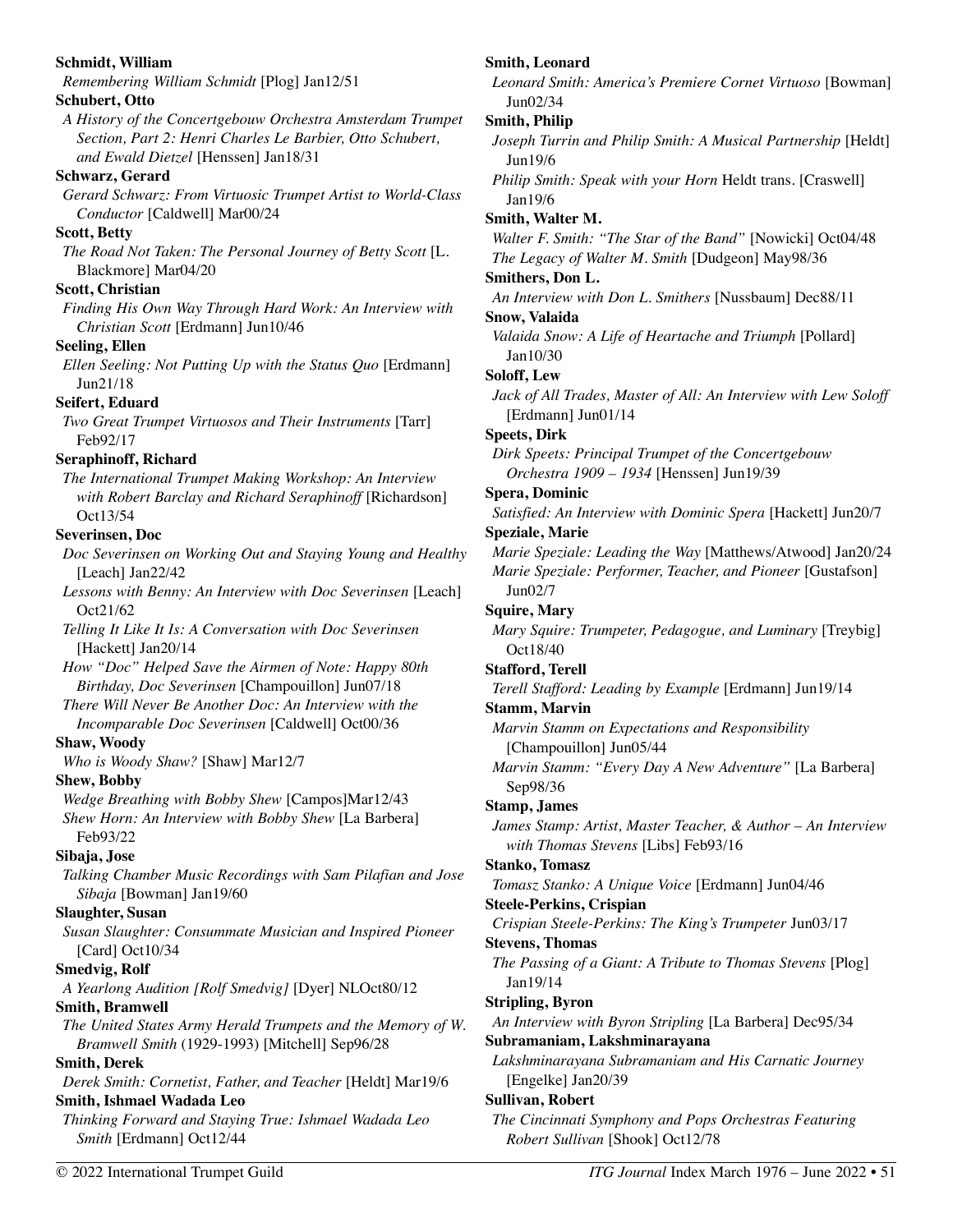**Schmidt, William**

*Remembering William Schmidt* [Plog] Jan12/51

**Schubert, Otto**

*A History of the Concertgebouw Orchestra Amsterdam Trumpet Section, Part 2: Henri Charles Le Barbier, Otto Schubert, and Ewald Dietzel* [Henssen] Jan18/31

**Schwarz, Gerard**

*Gerard Schwarz: From Virtuosic Trumpet Artist to World-Class Conductor* [Caldwell] Mar00/24

**Scott, Betty**

*The Road Not Taken: The Personal Journey of Betty Scott* [L. Blackmore] Mar04/20

**Scott, Christian**

*Finding His Own Way Through Hard Work: An Interview with Christian Scott* [Erdmann] Jun10/46

**Seeling, Ellen**

*Ellen Seeling: Not Putting Up with the Status Quo* [Erdmann] Jun21/18

**Seifert, Eduard**

*Two Great Trumpet Virtuosos and Their Instruments* [Tarr] Feb92/17

**Seraphinoff, Richard**

*The International Trumpet Making Workshop: An Interview with Robert Barclay and Richard Seraphinoff* [Richardson] Oct13/54

**Severinsen, Doc**

*Doc Severinsen on Working Out and Staying Young and Healthy* [Leach] Jan22/42

*Lessons with Benny: An Interview with Doc Severinsen* [Leach] Oct21/62

*Telling It Like It Is: A Conversation with Doc Severinsen* [Hackett] Jan20/14

*How "Doc" Helped Save the Airmen of Note: Happy 80th Birthday, Doc Severinsen* [Champouillon] Jun07/18

*There Will Never Be Another Doc: An Interview with the Incomparable Doc Severinsen* [Caldwell] Oct00/36

**Shaw, Woody**

*Who is Woody Shaw?* [Shaw] Mar12/7

**Shew, Bobby**

*Wedge Breathing with Bobby Shew* [Campos]Mar12/43

*Shew Horn: An Interview with Bobby Shew* [La Barbera] Feb93/22

**Sibaja, Jose**

*Talking Chamber Music Recordings with Sam Pilafian and Jose Sibaja* [Bowman] Jan19/60

**Slaughter, Susan**

*Susan Slaughter: Consummate Musician and Inspired Pioneer* [Card] Oct10/34

**Smedvig, Rolf**

*A Yearlong Audition [Rolf Smedvig]* [Dyer] NLOct80/12

**Smith, Bramwell**

*The United States Army Herald Trumpets and the Memory of W. Bramwell Smith* (1929-1993) [Mitchell] Sep96/28

**Smith, Derek**

*Derek Smith: Cornetist, Father, and Teacher* [Heldt] Mar19/6

**Smith, Ishmael Wadada Leo**

*Thinking Forward and Staying True: Ishmael Wadada Leo Smith* [Erdmann] Oct12/44

**Smith, Leonard**

*Leonard Smith: America's Premiere Cornet Virtuoso* [Bowman] Jun02/34

**Smith, Philip**

*Joseph Turrin and Philip Smith: A Musical Partnership* [Heldt] Jun19/6

*Philip Smith: Speak with your Horn* Heldt trans. [Craswell] Jan19/6

**Smith, Walter M.**

*Walter F. Smith: "The Star of the Band"* [Nowicki] Oct04/48

*The Legacy of Walter M. Smith* [Dudgeon] May98/36

**Smithers, Don L.**

*An Interview with Don L. Smithers* [Nussbaum] Dec88/11

**Snow, Valaida**

*Valaida Snow: A Life of Heartache and Triumph* [Pollard] Jan10/30

**Soloff, Lew**

*Jack of All Trades, Master of All: An Interview with Lew Soloff* [Erdmann] Jun01/14

**Speets, Dirk**

*Dirk Speets: Principal Trumpet of the Concertgebouw Orchestra 1909 – 1934* [Henssen] Jun19/39

**Spera, Dominic**

*Satisfied: An Interview with Dominic Spera* [Hackett] Jun20/7

**Speziale, Marie**

*Marie Speziale: Leading the Way* [Matthews/Atwood] Jan20/24

*Marie Speziale: Performer, Teacher, and Pioneer* [Gustafson] Jun02/7

**Squire, Mary**

*Mary Squire: Trumpeter, Pedagogue, and Luminary* [Treybig] Oct18/40

**Stafford, Terell**

*Terell Stafford: Leading by Example* [Erdmann] Jun19/14

**Stamm, Marvin**

*Marvin Stamm on Expectations and Responsibility* [Champouillon] Jun05/44

*Marvin Stamm: "Every Day A New Adventure"* [La Barbera] Sep98/36

**Stamp, James**

*James Stamp: Artist, Master Teacher, & Author – An Interview with Thomas Stevens* [Libs] Feb93/16

**Stanko, Tomasz**

*Tomasz Stanko: A Unique Voice* [Erdmann] Jun04/46

**Steele-Perkins, Crispian**

*Crispian Steele-Perkins: The King's Trumpeter* Jun03/17

**Stevens, Thomas**

*The Passing of a Giant: A Tribute to Thomas Stevens* [Plog] Jan19/14

**Stripling, Byron**

*An Interview with Byron Stripling* [La Barbera] Dec95/34

**Subramaniam, Lakshminarayana**

*Lakshminarayana Subramaniam and His Carnatic Journey* [Engelke] Jan20/39

**Sullivan, Robert**

*The Cincinnati Symphony and Pops Orchestras Featuring Robert Sullivan* [Shook] Oct12/78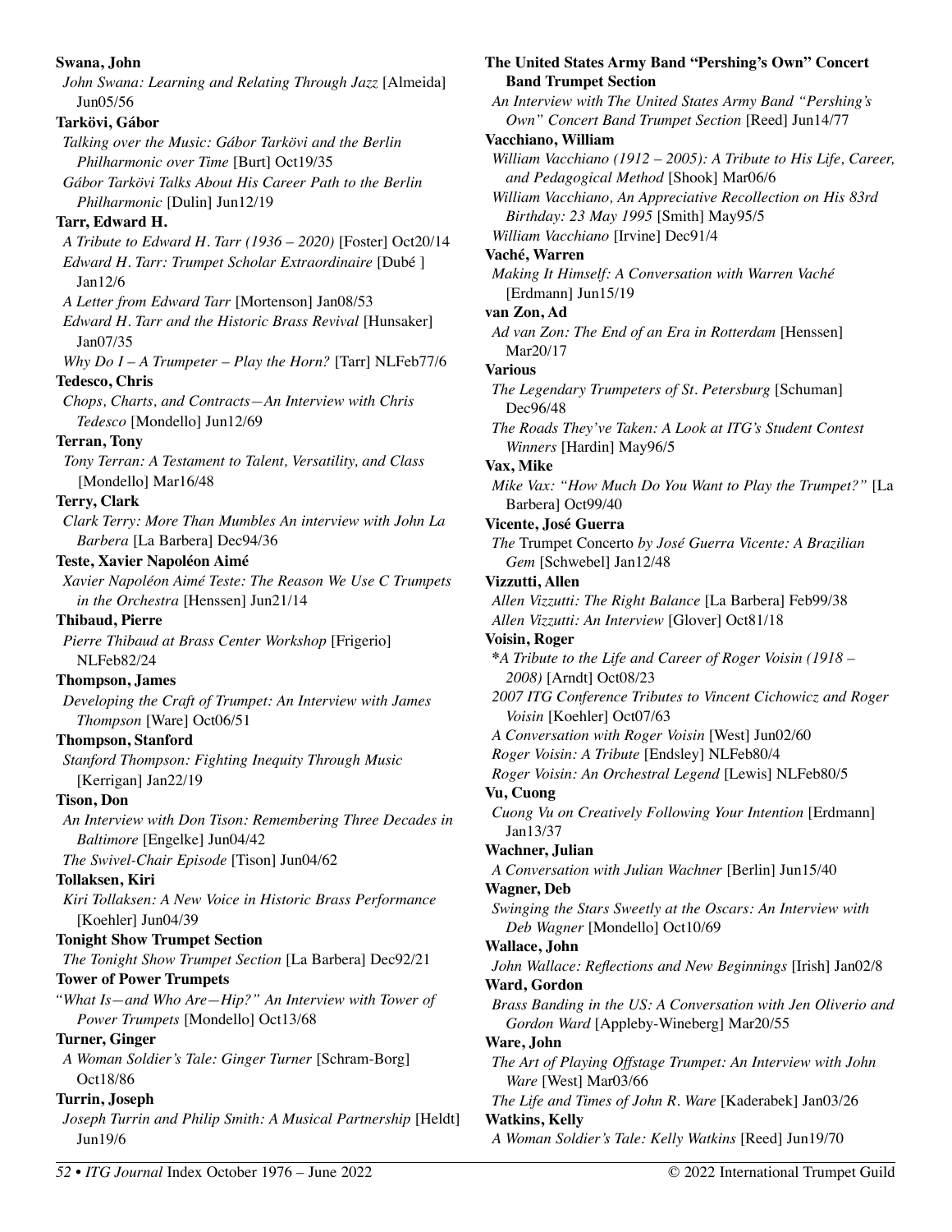**Swana, John**

*John Swana: Learning and Relating Through Jazz* [Almeida] Jun05/56

**Tarkövi, Gábor**

*Talking over the Music: Gábor Tarkövi and the Berlin Philharmonic over Time* [Burt] Oct19/35

*Gábor Tarkövi Talks About His Career Path to the Berlin Philharmonic* [Dulin] Jun12/19

**Tarr, Edward H.**

*A Tribute to Edward H. Tarr (1936 – 2020)* [Foster] Oct20/14

*Edward H. Tarr: Trumpet Scholar Extraordinaire* [Dubé ] Jan12/6

*A Letter from Edward Tarr* [Mortenson] Jan08/53

*Edward H. Tarr and the Historic Brass Revival* [Hunsaker] Jan07/35

*Why Do I – A Trumpeter – Play the Horn?* [Tarr] NLFeb77/6

**Tedesco, Chris**

*Chops, Charts, and Contracts—An Interview with Chris Tedesco* [Mondello] Jun12/69

**Terran, Tony**

*Tony Terran: A Testament to Talent, Versatility, and Class* [Mondello] Mar16/48

**Terry, Clark**

*Clark Terry: More Than Mumbles An interview with John La Barbera* [La Barbera] Dec94/36

**Teste, Xavier Napoléon Aimé**

*Xavier Napoléon Aimé Teste: The Reason We Use C Trumpets in the Orchestra* [Henssen] Jun21/14

**Thibaud, Pierre**

*Pierre Thibaud at Brass Center Workshop* [Frigerio] NLFeb82/24

**Thompson, James**

*Developing the Craft of Trumpet: An Interview with James Thompson* [Ware] Oct06/51

**Thompson, Stanford**

*Stanford Thompson: Fighting Inequity Through Music* [Kerrigan] Jan22/19

**Tison, Don**

*An Interview with Don Tison: Remembering Three Decades in Baltimore* [Engelke] Jun04/42

*The Swivel-Chair Episode* [Tison] Jun04/62

**Tollaksen, Kiri**

*Kiri Tollaksen: A New Voice in Historic Brass Performance* [Koehler] Jun04/39

**Tonight Show Trumpet Section**

*The Tonight Show Trumpet Section* [La Barbera] Dec92/21

**Tower of Power Trumpets**

*"What Is—and Who Are—Hip?" An Interview with Tower of Power Trumpets* [Mondello] Oct13/68

**Turner, Ginger**

*A Woman Soldier's Tale: Ginger Turner* [Schram-Borg] Oct18/86

**Turrin, Joseph**

*Joseph Turrin and Philip Smith: A Musical Partnership* [Heldt] Jun19/6

**The United States Army Band "Pershing's Own" Concert Band Trumpet Section**

*An Interview with The United States Army Band "Pershing's Own" Concert Band Trumpet Section* [Reed] Jun14/77

**Vacchiano, William**

*William Vacchiano (1912 – 2005): A Tribute to His Life, Career, and Pedagogical Method* [Shook] Mar06/6

*William Vacchiano, An Appreciative Recollection on His 83rd Birthday: 23 May 1995* [Smith] May95/5

*William Vacchiano* [Irvine] Dec91/4

**Vaché, Warren**

*Making It Himself: A Conversation with Warren Vaché* [Erdmann] Jun15/19

**van Zon, Ad**

*Ad van Zon: The End of an Era in Rotterdam* [Henssen] Mar20/17

**Various**

*The Legendary Trumpeters of St. Petersburg* [Schuman] Dec96/48

*The Roads They've Taken: A Look at ITG's Student Contest Winners* [Hardin] May96/5

**Vax, Mike**

*Mike Vax: "How Much Do You Want to Play the Trumpet?"* [La Barbera] Oct99/40

**Vicente, José Guerra**

*The* Trumpet Concerto *by José Guerra Vicente: A Brazilian Gem* [Schwebel] Jan12/48

**Vizzutti, Allen**

*Allen Vizzutti: The Right Balance* [La Barbera] Feb99/38

*Allen Vizzutti: An Interview* [Glover] Oct81/18

**Voisin, Roger**

**A Tribute to the Life and Career of Roger Voisin (1918 – 2008)* [Arndt] Oct08/23

*2007 ITG Conference Tributes to Vincent Cichowicz and Roger Voisin* [Koehler] Oct07/63

*A Conversation with Roger Voisin* [West] Jun02/60

*Roger Voisin: A Tribute* [Endsley] NLFeb80/4

*Roger Voisin: An Orchestral Legend* [Lewis] NLFeb80/5

**Vu, Cuong**

*Cuong Vu on Creatively Following Your Intention* [Erdmann] Jan13/37

**Wachner, Julian**

*A Conversation with Julian Wachner* [Berlin] Jun15/40

**Wagner, Deb**

*Swinging the Stars Sweetly at the Oscars: An Interview with Deb Wagner* [Mondello] Oct10/69

**Wallace, John**

*John Wallace: Reflections and New Beginnings* [Irish] Jan02/8

**Ward, Gordon**

*Brass Banding in the US: A Conversation with Jen Oliverio and Gordon Ward* [Appleby-Wineberg] Mar20/55

**Ware, John**

*The Art of Playing Offstage Trumpet: An Interview with John Ware* [West] Mar03/66

*The Life and Times of John R. Ware* [Kaderabek] Jan03/26

**Watkins, Kelly**

*A Woman Soldier's Tale: Kelly Watkins* [Reed] Jun19/70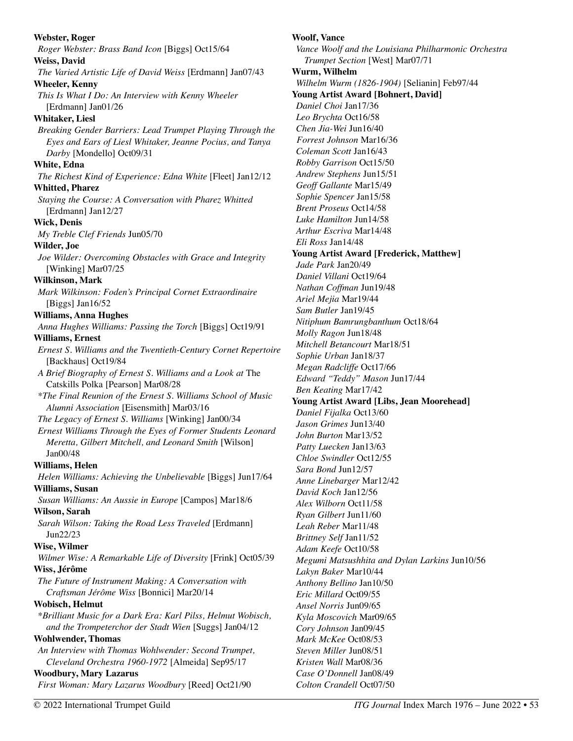**Webster, Roger**
*Roger Webster: Brass Band Icon* [Biggs] Oct15/64

**Weiss, David**
*The Varied Artistic Life of David Weiss* [Erdmann] Jan07/43

**Wheeler, Kenny**
*This Is What I Do: An Interview with Kenny Wheeler* [Erdmann] Jan01/26

**Whitaker, Liesl**
*Breaking Gender Barriers: Lead Trumpet Playing Through the Eyes and Ears of Liesl Whitaker, Jeanne Pocius, and Tanya Darby* [Mondello] Oct09/31

**White, Edna**
*The Richest Kind of Experience: Edna White* [Fleet] Jan12/12

**Whitted, Pharez**
*Staying the Course: A Conversation with Pharez Whitted* [Erdmann] Jan12/27

**Wick, Denis**
*My Treble Clef Friends* Jun05/70

**Wilder, Joe**
*Joe Wilder: Overcoming Obstacles with Grace and Integrity* [Winking] Mar07/25

**Wilkinson, Mark**
*Mark Wilkinson: Foden's Principal Cornet Extraordinaire* [Biggs] Jan16/52

**Williams, Anna Hughes**
*Anna Hughes Williams: Passing the Torch* [Biggs] Oct19/91

**Williams, Ernest**
*Ernest S. Williams and the Twentieth-Century Cornet Repertoire* [Backhaus] Oct19/84
*A Brief Biography of Ernest S. Williams and a Look at* The Catskills Polka [Pearson] Mar08/28
**The Final Reunion of the Ernest S. Williams School of Music Alumni Association* [Eisensmith] Mar03/16
*The Legacy of Ernest S. Williams* [Winking] Jan00/34
*Ernest Williams Through the Eyes of Former Students Leonard Meretta, Gilbert Mitchell, and Leonard Smith* [Wilson] Jan00/48

**Williams, Helen**
*Helen Williams: Achieving the Unbelievable* [Biggs] Jun17/64

**Williams, Susan**
*Susan Williams: An Aussie in Europe* [Campos] Mar18/6

**Wilson, Sarah**
*Sarah Wilson: Taking the Road Less Traveled* [Erdmann] Jun22/23

**Wise, Wilmer**
*Wilmer Wise: A Remarkable Life of Diversity* [Frink] Oct05/39

**Wiss, Jérôme**
*The Future of Instrument Making: A Conversation with Craftsman Jérôme Wiss* [Bonnici] Mar20/14

**Wobisch, Helmut**
**Brilliant Music for a Dark Era: Karl Pilss, Helmut Wobisch, and the Trompeterchor der Stadt Wien* [Suggs] Jan04/12

**Wohlwender, Thomas**
*An Interview with Thomas Wohlwender: Second Trumpet, Cleveland Orchestra 1960-1972* [Almeida] Sep95/17

**Woodbury, Mary Lazarus**
*First Woman: Mary Lazarus Woodbury* [Reed] Oct21/90

**Woolf, Vance**
*Vance Woolf and the Louisiana Philharmonic Orchestra Trumpet Section* [West] Mar07/71

**Wurm, Wilhelm**
*Wilhelm Wurm (1826-1904)* [Selianin] Feb97/44

**Young Artist Award [Bohnert, David]**
*Daniel Choi* Jan17/36
*Leo Brychta* Oct16/58
*Chen Jia-Wei* Jun16/40
*Forrest Johnson* Mar16/36
*Coleman Scott* Jan16/43
*Robby Garrison* Oct15/50
*Andrew Stephens* Jun15/51
*Geoff Gallante* Mar15/49
*Sophie Spencer* Jan15/58
*Brent Proseus* Oct14/58
*Luke Hamilton* Jun14/58
*Arthur Escriva* Mar14/48
*Eli Ross* Jan14/48

**Young Artist Award [Frederick, Matthew]**
*Jade Park* Jan20/49
*Daniel Villani* Oct19/64
*Nathan Coffman* Jun19/48
*Ariel Mejia* Mar19/44
*Sam Butler* Jan19/45
*Nitiphum Bamrungbanthum* Oct18/64
*Molly Ragon* Jun18/48
*Mitchell Betancourt* Mar18/51
*Sophie Urban* Jan18/37
*Megan Radcliffe* Oct17/66
*Edward "Teddy" Mason* Jun17/44
*Ben Keating* Mar17/42

**Young Artist Award [Libs, Jean Moorehead]**
*Daniel Fijalka* Oct13/60
*Jason Grimes* Jun13/40
*John Burton* Mar13/52
*Patty Luecken* Jan13/63
*Chloe Swindler* Oct12/55
*Sara Bond* Jun12/57
*Anne Linebarger* Mar12/42
*David Koch* Jan12/56
*Alex Wilborn* Oct11/58
*Ryan Gilbert* Jun11/60
*Leah Reber* Mar11/48
*Brittney Self* Jan11/52
*Adam Keefe* Oct10/58
*Megumi Matsushhita and Dylan Larkins* Jun10/56
*Lakyn Baker* Mar10/44
*Anthony Bellino* Jan10/50
*Eric Millard* Oct09/55
*Ansel Norris* Jun09/65
*Kyla Moscovich* Mar09/65
*Cory Johnson* Jan09/45
*Mark McKee* Oct08/53
*Steven Miller* Jun08/51
*Kristen Wall* Mar08/36
*Case O'Donnell* Jan08/49
*Colton Crandell* Oct07/50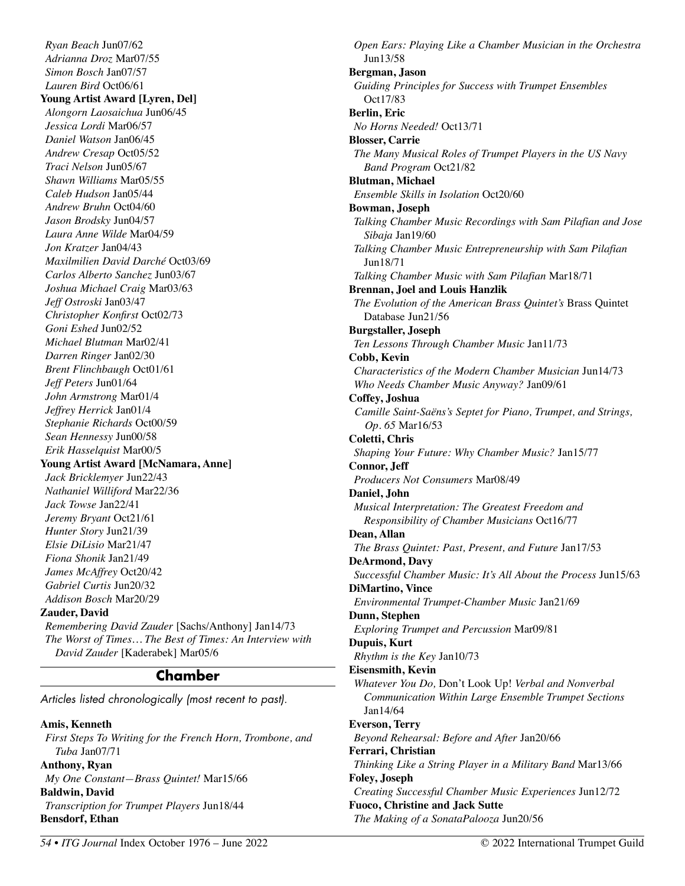*Ryan Beach* Jun07/62
*Adrianna Droz* Mar07/55
*Simon Bosch* Jan07/57
*Lauren Bird* Oct06/61

**Young Artist Award [Lyren, Del]**
*Alongorn Laosaichua* Jun06/45
*Jessica Lordi* Mar06/57
*Daniel Watson* Jan06/45
*Andrew Cresap* Oct05/52
*Traci Nelson* Jun05/67
*Shawn Williams* Mar05/55
*Caleb Hudson* Jan05/44
*Andrew Bruhn* Oct04/60
*Jason Brodsky* Jun04/57
*Laura Anne Wilde* Mar04/59
*Jon Kratzer* Jan04/43
*Maxilmilien David Darché* Oct03/69
*Carlos Alberto Sanchez* Jun03/67
*Joshua Michael Craig* Mar03/63
*Jeff Ostroski* Jan03/47
*Christopher Konfirst* Oct02/73
*Goni Eshed* Jun02/52
*Michael Blutman* Mar02/41
*Darren Ringer* Jan02/30
*Brent Flinchbaugh* Oct01/61
*Jeff Peters* Jun01/64
*John Armstrong* Mar01/4
*Jeffrey Herrick* Jan01/4
*Stephanie Richards* Oct00/59
*Sean Hennessy* Jun00/58
*Erik Hasselquist* Mar00/5

**Young Artist Award [McNamara, Anne]**
*Jack Bricklemyer* Jun22/43
*Nathaniel Williford* Mar22/36
*Jack Towse* Jan22/41
*Jeremy Bryant* Oct21/61
*Hunter Story* Jun21/39
*Elsie DiLisio* Mar21/47
*Fiona Shonik* Jan21/49
*James McAffrey* Oct20/42
*Gabriel Curtis* Jun20/32
*Addison Bosch* Mar20/29

**Zauder, David**
*Remembering David Zauder* [Sachs/Anthony] Jan14/73
*The Worst of Times… The Best of Times: An Interview with David Zauder* [Kaderabek] Mar05/6

## Chamber

*Articles listed chronologically (most recent to past).*

**Amis, Kenneth**
*First Steps To Writing for the French Horn, Trombone, and Tuba* Jan07/71

**Anthony, Ryan**
*My One Constant—Brass Quintet!* Mar15/66

**Baldwin, David**
*Transcription for Trumpet Players* Jun18/44

**Bensdorf, Ethan**
*Open Ears: Playing Like a Chamber Musician in the Orchestra* Jun13/58

**Bergman, Jason**
*Guiding Principles for Success with Trumpet Ensembles* Oct17/83

**Berlin, Eric**
*No Horns Needed!* Oct13/71

**Blosser, Carrie**
*The Many Musical Roles of Trumpet Players in the US Navy Band Program* Oct21/82

**Blutman, Michael**
*Ensemble Skills in Isolation* Oct20/60

**Bowman, Joseph**
*Talking Chamber Music Recordings with Sam Pilafian and Jose Sibaja* Jan19/60
*Talking Chamber Music Entrepreneurship with Sam Pilafian* Jun18/71
*Talking Chamber Music with Sam Pilafian* Mar18/71

**Brennan, Joel and Louis Hanzlik**
*The Evolution of the American Brass Quintet's* Brass Quintet Database Jun21/56

**Burgstaller, Joseph**
*Ten Lessons Through Chamber Music* Jan11/73

**Cobb, Kevin**
*Characteristics of the Modern Chamber Musician* Jun14/73
*Who Needs Chamber Music Anyway?* Jan09/61

**Coffey, Joshua**
*Camille Saint-Saëns's Septet for Piano, Trumpet, and Strings, Op. 65* Mar16/53

**Coletti, Chris**
*Shaping Your Future: Why Chamber Music?* Jan15/77

**Connor, Jeff**
*Producers Not Consumers* Mar08/49

**Daniel, John**
*Musical Interpretation: The Greatest Freedom and Responsibility of Chamber Musicians* Oct16/77

**Dean, Allan**
*The Brass Quintet: Past, Present, and Future* Jan17/53

**DeArmond, Davy**
*Successful Chamber Music: It's All About the Process* Jun15/63

**DiMartino, Vince**
*Environmental Trumpet-Chamber Music* Jan21/69

**Dunn, Stephen**
*Exploring Trumpet and Percussion* Mar09/81

**Dupuis, Kurt**
*Rhythm is the Key* Jan10/73

**Eisensmith, Kevin**
*Whatever You Do,* Don't Look Up! *Verbal and Nonverbal Communication Within Large Ensemble Trumpet Sections* Jan14/64

**Everson, Terry**
*Beyond Rehearsal: Before and After* Jan20/66

**Ferrari, Christian**
*Thinking Like a String Player in a Military Band* Mar13/66

**Foley, Joseph**
*Creating Successful Chamber Music Experiences* Jun12/72

**Fuoco, Christine and Jack Sutte**
*The Making of a SonataPalooza* Jun20/56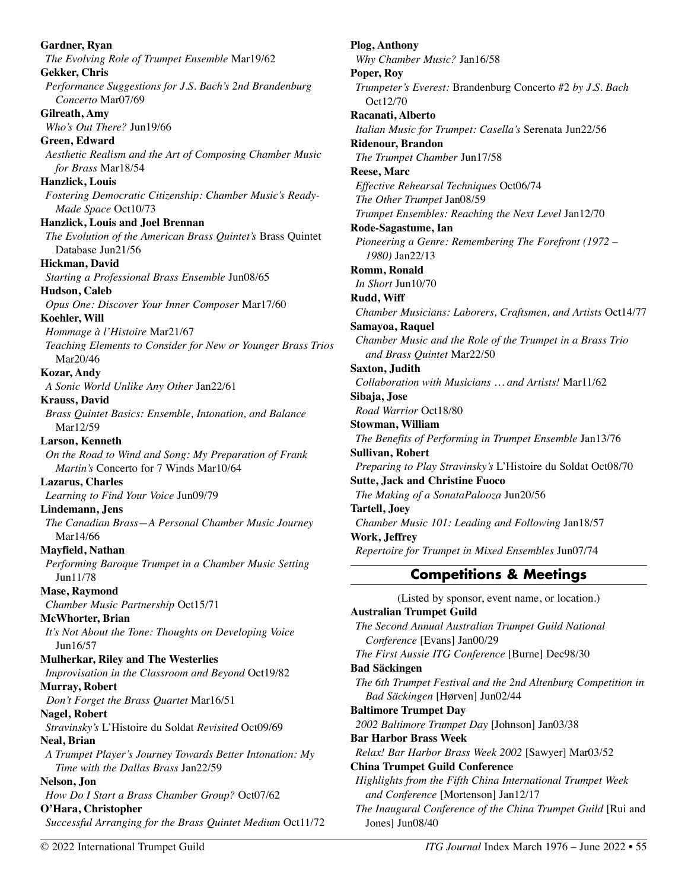**Gardner, Ryan**
*The Evolving Role of Trumpet Ensemble* Mar19/62

**Gekker, Chris**
*Performance Suggestions for J.S. Bach's 2nd Brandenburg Concerto* Mar07/69

**Gilreath, Amy**
*Who's Out There?* Jun19/66

**Green, Edward**
*Aesthetic Realism and the Art of Composing Chamber Music for Brass* Mar18/54

**Hanzlick, Louis**
*Fostering Democratic Citizenship: Chamber Music's Ready-Made Space* Oct10/73

**Hanzlick, Louis and Joel Brennan**
*The Evolution of the American Brass Quintet's* Brass Quintet Database Jun21/56

**Hickman, David**
*Starting a Professional Brass Ensemble* Jun08/65

**Hudson, Caleb**
*Opus One: Discover Your Inner Composer* Mar17/60

**Koehler, Will**
*Hommage à l'Histoire* Mar21/67
*Teaching Elements to Consider for New or Younger Brass Trios* Mar20/46

**Kozar, Andy**
*A Sonic World Unlike Any Other* Jan22/61

**Krauss, David**
*Brass Quintet Basics: Ensemble, Intonation, and Balance* Mar12/59

**Larson, Kenneth**
*On the Road to Wind and Song: My Preparation of Frank Martin's* Concerto for 7 Winds Mar10/64

**Lazarus, Charles**
*Learning to Find Your Voice* Jun09/79

**Lindemann, Jens**
*The Canadian Brass—A Personal Chamber Music Journey* Mar14/66

**Mayfield, Nathan**
*Performing Baroque Trumpet in a Chamber Music Setting* Jun11/78

**Mase, Raymond**
*Chamber Music Partnership* Oct15/71

**McWhorter, Brian**
*It's Not About the Tone: Thoughts on Developing Voice* Jun16/57

**Mulherkar, Riley and The Westerlies**
*Improvisation in the Classroom and Beyond* Oct19/82

**Murray, Robert**
*Don't Forget the Brass Quartet* Mar16/51

**Nagel, Robert**
*Stravinsky's* L'Histoire du Soldat *Revisited* Oct09/69

**Neal, Brian**
*A Trumpet Player's Journey Towards Better Intonation: My Time with the Dallas Brass* Jan22/59

**Nelson, Jon**
*How Do I Start a Brass Chamber Group?* Oct07/62

**O'Hara, Christopher**
*Successful Arranging for the Brass Quintet Medium* Oct11/72

**Plog, Anthony**
*Why Chamber Music?* Jan16/58

**Poper, Roy**
*Trumpeter's Everest:* Brandenburg Concerto #2 *by J.S. Bach* Oct12/70

**Racanati, Alberto**
*Italian Music for Trumpet: Casella's* Serenata Jun22/56

**Ridenour, Brandon**
*The Trumpet Chamber* Jun17/58

**Reese, Marc**
*Effective Rehearsal Techniques* Oct06/74
*The Other Trumpet* Jan08/59
*Trumpet Ensembles: Reaching the Next Level* Jan12/70

**Rode-Sagastume, Ian**
*Pioneering a Genre: Remembering The Forefront (1972 – 1980)* Jan22/13

**Romm, Ronald**
*In Short* Jun10/70

**Rudd, Wiff**
*Chamber Musicians: Laborers, Craftsmen, and Artists* Oct14/77

**Samayoa, Raquel**
*Chamber Music and the Role of the Trumpet in a Brass Trio and Brass Quintet* Mar22/50

**Saxton, Judith**
*Collaboration with Musicians … and Artists!* Mar11/62

**Sibaja, Jose**
*Road Warrior* Oct18/80

**Stowman, William**
*The Benefits of Performing in Trumpet Ensemble* Jan13/76

**Sullivan, Robert**
*Preparing to Play Stravinsky's* L'Histoire du Soldat Oct08/70

**Sutte, Jack and Christine Fuoco**
*The Making of a SonataPalooza* Jun20/56

**Tartell, Joey**
*Chamber Music 101: Leading and Following* Jan18/57

**Work, Jeffrey**
*Repertoire for Trumpet in Mixed Ensembles* Jun07/74

## Competitions & Meetings

(Listed by sponsor, event name, or location.)

**Australian Trumpet Guild**
*The Second Annual Australian Trumpet Guild National Conference* [Evans] Jan00/29
*The First Aussie ITG Conference* [Burne] Dec98/30

**Bad Säckingen**
*The 6th Trumpet Festival and the 2nd Altenburg Competition in Bad Säckingen* [Hørven] Jun02/44

**Baltimore Trumpet Day**
*2002 Baltimore Trumpet Day* [Johnson] Jan03/38

**Bar Harbor Brass Week**
*Relax! Bar Harbor Brass Week 2002* [Sawyer] Mar03/52

**China Trumpet Guild Conference**
*Highlights from the Fifth China International Trumpet Week and Conference* [Mortenson] Jan12/17
*The Inaugural Conference of the China Trumpet Guild* [Rui and Jones] Jun08/40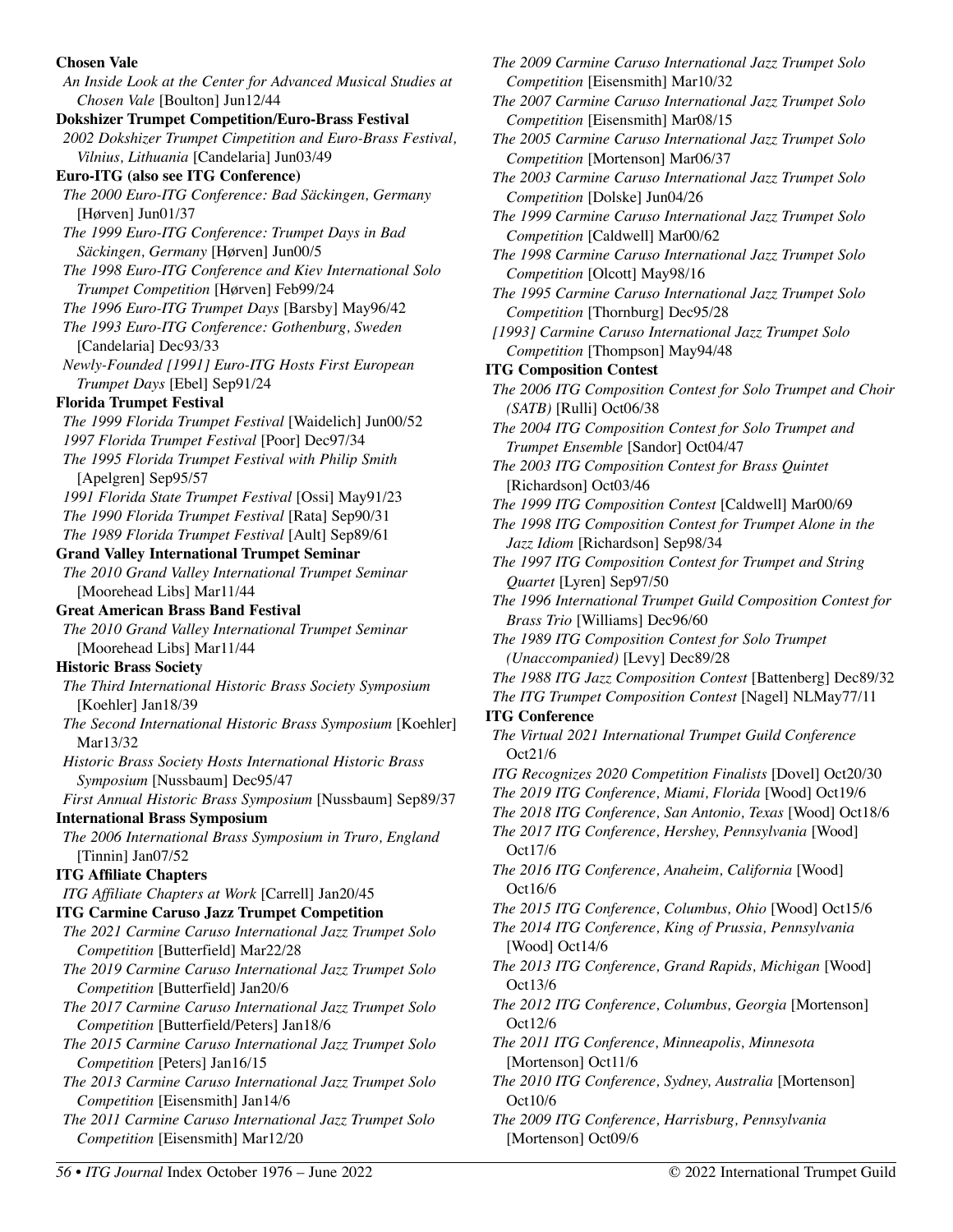**Chosen Vale**

*An Inside Look at the Center for Advanced Musical Studies at Chosen Vale* [Boulton] Jun12/44

**Dokshizer Trumpet Competition/Euro-Brass Festival**

*2002 Dokshizer Trumpet Cimpetition and Euro-Brass Festival, Vilnius, Lithuania* [Candelaria] Jun03/49

**Euro-ITG (also see ITG Conference)**

*The 2000 Euro-ITG Conference: Bad Säckingen, Germany* [Hørven] Jun01/37

*The 1999 Euro-ITG Conference: Trumpet Days in Bad Säckingen, Germany* [Hørven] Jun00/5

*The 1998 Euro-ITG Conference and Kiev International Solo Trumpet Competition* [Hørven] Feb99/24

*The 1996 Euro-ITG Trumpet Days* [Barsby] May96/42

*The 1993 Euro-ITG Conference: Gothenburg, Sweden* [Candelaria] Dec93/33

*Newly-Founded [1991] Euro-ITG Hosts First European Trumpet Days* [Ebel] Sep91/24

**Florida Trumpet Festival**

*The 1999 Florida Trumpet Festival* [Waidelich] Jun00/52

*1997 Florida Trumpet Festival* [Poor] Dec97/34

*The 1995 Florida Trumpet Festival with Philip Smith* [Apelgren] Sep95/57

*1991 Florida State Trumpet Festival* [Ossi] May91/23

*The 1990 Florida Trumpet Festival* [Rata] Sep90/31

*The 1989 Florida Trumpet Festival* [Ault] Sep89/61

**Grand Valley International Trumpet Seminar**

*The 2010 Grand Valley International Trumpet Seminar* [Moorehead Libs] Mar11/44

**Great American Brass Band Festival**

*The 2010 Grand Valley International Trumpet Seminar* [Moorehead Libs] Mar11/44

**Historic Brass Society**

*The Third International Historic Brass Society Symposium* [Koehler] Jan18/39

*The Second International Historic Brass Symposium* [Koehler] Mar13/32

*Historic Brass Society Hosts International Historic Brass Symposium* [Nussbaum] Dec95/47

*First Annual Historic Brass Symposium* [Nussbaum] Sep89/37

**International Brass Symposium**

*The 2006 International Brass Symposium in Truro, England* [Tinnin] Jan07/52

**ITG Affiliate Chapters**

*ITG Affiliate Chapters at Work* [Carrell] Jan20/45

**ITG Carmine Caruso Jazz Trumpet Competition**

*The 2021 Carmine Caruso International Jazz Trumpet Solo Competition* [Butterfield] Mar22/28

*The 2019 Carmine Caruso International Jazz Trumpet Solo Competition* [Butterfield] Jan20/6

*The 2017 Carmine Caruso International Jazz Trumpet Solo Competition* [Butterfield/Peters] Jan18/6

*The 2015 Carmine Caruso International Jazz Trumpet Solo Competition* [Peters] Jan16/15

*The 2013 Carmine Caruso International Jazz Trumpet Solo Competition* [Eisensmith] Jan14/6

*The 2011 Carmine Caruso International Jazz Trumpet Solo Competition* [Eisensmith] Mar12/20

*The 2009 Carmine Caruso International Jazz Trumpet Solo Competition* [Eisensmith] Mar10/32

*The 2007 Carmine Caruso International Jazz Trumpet Solo Competition* [Eisensmith] Mar08/15

*The 2005 Carmine Caruso International Jazz Trumpet Solo Competition* [Mortenson] Mar06/37

*The 2003 Carmine Caruso International Jazz Trumpet Solo Competition* [Dolske] Jun04/26

*The 1999 Carmine Caruso International Jazz Trumpet Solo Competition* [Caldwell] Mar00/62

*The 1998 Carmine Caruso International Jazz Trumpet Solo Competition* [Olcott] May98/16

*The 1995 Carmine Caruso International Jazz Trumpet Solo Competition* [Thornburg] Dec95/28

*[1993] Carmine Caruso International Jazz Trumpet Solo Competition* [Thompson] May94/48

**ITG Composition Contest**

*The 2006 ITG Composition Contest for Solo Trumpet and Choir (SATB)* [Rulli] Oct06/38

*The 2004 ITG Composition Contest for Solo Trumpet and Trumpet Ensemble* [Sandor] Oct04/47

*The 2003 ITG Composition Contest for Brass Quintet* [Richardson] Oct03/46

*The 1999 ITG Composition Contest* [Caldwell] Mar00/69

*The 1998 ITG Composition Contest for Trumpet Alone in the Jazz Idiom* [Richardson] Sep98/34

*The 1997 ITG Composition Contest for Trumpet and String Quartet* [Lyren] Sep97/50

*The 1996 International Trumpet Guild Composition Contest for Brass Trio* [Williams] Dec96/60

*The 1989 ITG Composition Contest for Solo Trumpet (Unaccompanied)* [Levy] Dec89/28

*The 1988 ITG Jazz Composition Contest* [Battenberg] Dec89/32

*The ITG Trumpet Composition Contest* [Nagel] NLMay77/11

**ITG Conference**

*The Virtual 2021 International Trumpet Guild Conference* Oct21/6

*ITG Recognizes 2020 Competition Finalists* [Dovel] Oct20/30

*The 2019 ITG Conference, Miami, Florida* [Wood] Oct19/6

*The 2018 ITG Conference, San Antonio, Texas* [Wood] Oct18/6

*The 2017 ITG Conference, Hershey, Pennsylvania* [Wood] Oct17/6

*The 2016 ITG Conference, Anaheim, California* [Wood] Oct16/6

*The 2015 ITG Conference, Columbus, Ohio* [Wood] Oct15/6

*The 2014 ITG Conference, King of Prussia, Pennsylvania* [Wood] Oct14/6

*The 2013 ITG Conference, Grand Rapids, Michigan* [Wood] Oct13/6

*The 2012 ITG Conference, Columbus, Georgia* [Mortenson] Oct12/6

*The 2011 ITG Conference, Minneapolis, Minnesota* [Mortenson] Oct11/6

*The 2010 ITG Conference, Sydney, Australia* [Mortenson] Oct10/6

*The 2009 ITG Conference, Harrisburg, Pennsylvania* [Mortenson] Oct09/6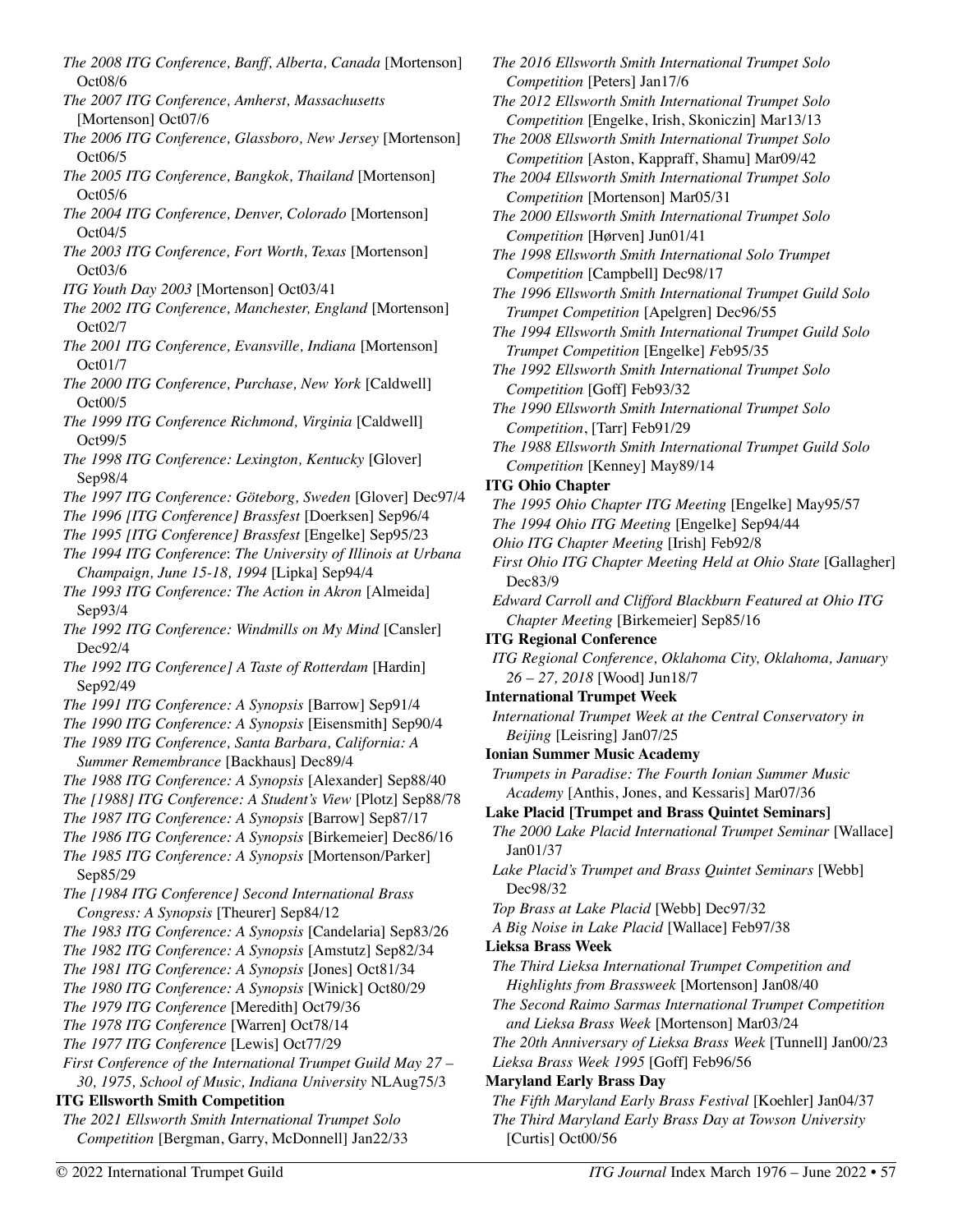*The 2008 ITG Conference, Banff, Alberta, Canada* [Mortenson] Oct08/6

*The 2007 ITG Conference, Amherst, Massachusetts* [Mortenson] Oct07/6

*The 2006 ITG Conference, Glassboro, New Jersey* [Mortenson] Oct06/5

*The 2005 ITG Conference, Bangkok, Thailand* [Mortenson] Oct05/6

*The 2004 ITG Conference, Denver, Colorado* [Mortenson] Oct04/5

*The 2003 ITG Conference, Fort Worth, Texas* [Mortenson] Oct03/6

*ITG Youth Day 2003* [Mortenson] Oct03/41

*The 2002 ITG Conference, Manchester, England* [Mortenson] Oct02/7

*The 2001 ITG Conference, Evansville, Indiana* [Mortenson] Oct01/7

*The 2000 ITG Conference, Purchase, New York* [Caldwell] Oct00/5

*The 1999 ITG Conference Richmond, Virginia* [Caldwell] Oct99/5

*The 1998 ITG Conference: Lexington, Kentucky* [Glover] Sep98/4

*The 1997 ITG Conference: Göteborg, Sweden* [Glover] Dec97/4

*The 1996 [ITG Conference] Brassfest* [Doerksen] Sep96/4

*The 1995 [ITG Conference] Brassfest* [Engelke] Sep95/23

*The 1994 ITG Conference: The University of Illinois at Urbana Champaign, June 15-18, 1994* [Lipka] Sep94/4

*The 1993 ITG Conference: The Action in Akron* [Almeida] Sep93/4

*The 1992 ITG Conference: Windmills on My Mind* [Cansler] Dec92/4

*The 1992 ITG Conference] A Taste of Rotterdam* [Hardin] Sep92/49

*The 1991 ITG Conference: A Synopsis* [Barrow] Sep91/4

*The 1990 ITG Conference: A Synopsis* [Eisensmith] Sep90/4

*The 1989 ITG Conference, Santa Barbara, California: A Summer Remembrance* [Backhaus] Dec89/4

*The 1988 ITG Conference: A Synopsis* [Alexander] Sep88/40

*The [1988] ITG Conference: A Student's View* [Plotz] Sep88/78

*The 1987 ITG Conference: A Synopsis* [Barrow] Sep87/17

*The 1986 ITG Conference: A Synopsis* [Birkemeier] Dec86/16

*The 1985 ITG Conference: A Synopsis* [Mortenson/Parker] Sep85/29

*The [1984 ITG Conference] Second International Brass Congress: A Synopsis* [Theurer] Sep84/12

*The 1983 ITG Conference: A Synopsis* [Candelaria] Sep83/26

*The 1982 ITG Conference: A Synopsis* [Amstutz] Sep82/34

*The 1981 ITG Conference: A Synopsis* [Jones] Oct81/34

*The 1980 ITG Conference: A Synopsis* [Winick] Oct80/29

*The 1979 ITG Conference* [Meredith] Oct79/36

*The 1978 ITG Conference* [Warren] Oct78/14

*The 1977 ITG Conference* [Lewis] Oct77/29

*First Conference of the International Trumpet Guild May 27 – 30, 1975, School of Music, Indiana University* NLAug75/3

**ITG Ellsworth Smith Competition**

*The 2021 Ellsworth Smith International Trumpet Solo Competition* [Bergman, Garry, McDonnell] Jan22/33

*The 2016 Ellsworth Smith International Trumpet Solo Competition* [Peters] Jan17/6

*The 2012 Ellsworth Smith International Trumpet Solo Competition* [Engelke, Irish, Skoniczin] Mar13/13

*The 2008 Ellsworth Smith International Trumpet Solo Competition* [Aston, Kappraff, Shamu] Mar09/42

*The 2004 Ellsworth Smith International Trumpet Solo Competition* [Mortenson] Mar05/31

*The 2000 Ellsworth Smith International Trumpet Solo Competition* [Hørven] Jun01/41

*The 1998 Ellsworth Smith International Solo Trumpet Competition* [Campbell] Dec98/17

*The 1996 Ellsworth Smith International Trumpet Guild Solo Trumpet Competition* [Apelgren] Dec96/55

*The 1994 Ellsworth Smith International Trumpet Guild Solo Trumpet Competition* [Engelke] Feb95/35

*The 1992 Ellsworth Smith International Trumpet Solo Competition* [Goff] Feb93/32

*The 1990 Ellsworth Smith International Trumpet Solo Competition*, [Tarr] Feb91/29

*The 1988 Ellsworth Smith International Trumpet Guild Solo Competition* [Kenney] May89/14

**ITG Ohio Chapter**

*The 1995 Ohio Chapter ITG Meeting* [Engelke] May95/57

*The 1994 Ohio ITG Meeting* [Engelke] Sep94/44

*Ohio ITG Chapter Meeting* [Irish] Feb92/8

*First Ohio ITG Chapter Meeting Held at Ohio State* [Gallagher] Dec83/9

*Edward Carroll and Clifford Blackburn Featured at Ohio ITG Chapter Meeting* [Birkemeier] Sep85/16

**ITG Regional Conference**

*ITG Regional Conference, Oklahoma City, Oklahoma, January 26 – 27, 2018* [Wood] Jun18/7

**International Trumpet Week**

*International Trumpet Week at the Central Conservatory in Beijing* [Leisring] Jan07/25

**Ionian Summer Music Academy**

*Trumpets in Paradise: The Fourth Ionian Summer Music Academy* [Anthis, Jones, and Kessaris] Mar07/36

**Lake Placid [Trumpet and Brass Quintet Seminars]**

*The 2000 Lake Placid International Trumpet Seminar* [Wallace] Jan01/37

*Lake Placid's Trumpet and Brass Quintet Seminars* [Webb] Dec98/32

*Top Brass at Lake Placid* [Webb] Dec97/32

*A Big Noise in Lake Placid* [Wallace] Feb97/38

**Lieksa Brass Week**

*The Third Lieksa International Trumpet Competition and Highlights from Brassweek* [Mortenson] Jan08/40

*The Second Raimo Sarmas International Trumpet Competition and Lieksa Brass Week* [Mortenson] Mar03/24

*The 20th Anniversary of Lieksa Brass Week* [Tunnell] Jan00/23

*Lieksa Brass Week 1995* [Goff] Feb96/56

**Maryland Early Brass Day**

*The Fifth Maryland Early Brass Festival* [Koehler] Jan04/37

*The Third Maryland Early Brass Day at Towson University* [Curtis] Oct00/56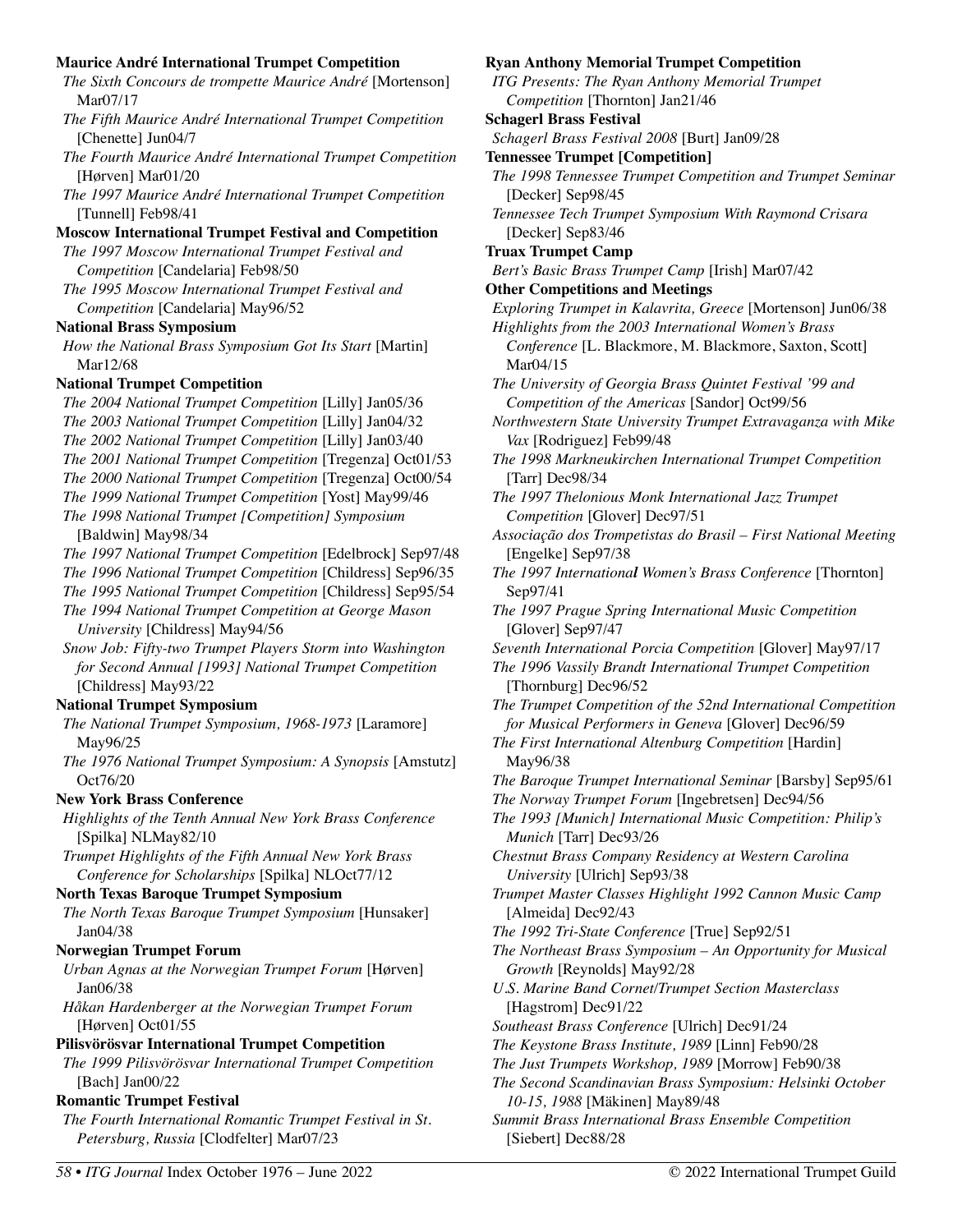**Maurice André International Trumpet Competition**

*The Sixth Concours de trompette Maurice André* [Mortenson] Mar07/17

*The Fifth Maurice André International Trumpet Competition* [Chenette] Jun04/7

*The Fourth Maurice André International Trumpet Competition* [Hørven] Mar01/20

*The 1997 Maurice André International Trumpet Competition* [Tunnell] Feb98/41

**Moscow International Trumpet Festival and Competition**

*The 1997 Moscow International Trumpet Festival and Competition* [Candelaria] Feb98/50

*The 1995 Moscow International Trumpet Festival and Competition* [Candelaria] May96/52

**National Brass Symposium**

*How the National Brass Symposium Got Its Start* [Martin] Mar12/68

**National Trumpet Competition**

*The 2004 National Trumpet Competition* [Lilly] Jan05/36

*The 2003 National Trumpet Competition* [Lilly] Jan04/32

*The 2002 National Trumpet Competition* [Lilly] Jan03/40

*The 2001 National Trumpet Competition* [Tregenza] Oct01/53

*The 2000 National Trumpet Competition* [Tregenza] Oct00/54

*The 1999 National Trumpet Competition* [Yost] May99/46

*The 1998 National Trumpet [Competition] Symposium* [Baldwin] May98/34

*The 1997 National Trumpet Competition* [Edelbrock] Sep97/48

*The 1996 National Trumpet Competition* [Childress] Sep96/35

*The 1995 National Trumpet Competition* [Childress] Sep95/54

*The 1994 National Trumpet Competition at George Mason University* [Childress] May94/56

*Snow Job: Fifty-two Trumpet Players Storm into Washington for Second Annual [1993] National Trumpet Competition* [Childress] May93/22

**National Trumpet Symposium**

*The National Trumpet Symposium, 1968-1973* [Laramore] May96/25

*The 1976 National Trumpet Symposium: A Synopsis* [Amstutz] Oct76/20

**New York Brass Conference**

*Highlights of the Tenth Annual New York Brass Conference* [Spilka] NLMay82/10

*Trumpet Highlights of the Fifth Annual New York Brass Conference for Scholarships* [Spilka] NLOct77/12

**North Texas Baroque Trumpet Symposium**

*The North Texas Baroque Trumpet Symposium* [Hunsaker] Jan04/38

**Norwegian Trumpet Forum**

*Urban Agnas at the Norwegian Trumpet Forum* [Hørven] Jan06/38

*Håkan Hardenberger at the Norwegian Trumpet Forum* [Hørven] Oct01/55

**Pilisvörösvar International Trumpet Competition**

*The 1999 Pilisvörösvar International Trumpet Competition* [Bach] Jan00/22

**Romantic Trumpet Festival**

*The Fourth International Romantic Trumpet Festival in St. Petersburg, Russia* [Clodfelter] Mar07/23

**Ryan Anthony Memorial Trumpet Competition**

*ITG Presents: The Ryan Anthony Memorial Trumpet Competition* [Thornton] Jan21/46

**Schagerl Brass Festival**

*Schagerl Brass Festival 2008* [Burt] Jan09/28

**Tennessee Trumpet [Competition]**

*The 1998 Tennessee Trumpet Competition and Trumpet Seminar* [Decker] Sep98/45

*Tennessee Tech Trumpet Symposium With Raymond Crisara* [Decker] Sep83/46

**Truax Trumpet Camp**

*Bert's Basic Brass Trumpet Camp* [Irish] Mar07/42

**Other Competitions and Meetings**

*Exploring Trumpet in Kalavrita, Greece* [Mortenson] Jun06/38

*Highlights from the 2003 International Women's Brass Conference* [L. Blackmore, M. Blackmore, Saxton, Scott] Mar04/15

*The University of Georgia Brass Quintet Festival '99 and Competition of the Americas* [Sandor] Oct99/56

*Northwestern State University Trumpet Extravaganza with Mike Vax* [Rodriguez] Feb99/48

*The 1998 Markneukirchen International Trumpet Competition* [Tarr] Dec98/34

*The 1997 Thelonious Monk International Jazz Trumpet Competition* [Glover] Dec97/51

*Associação dos Trompetistas do Brasil – First National Meeting* [Engelke] Sep97/38

*The 1997 International Women's Brass Conference* [Thornton] Sep97/41

*The 1997 Prague Spring International Music Competition* [Glover] Sep97/47

*Seventh International Porcia Competition* [Glover] May97/17

*The 1996 Vassily Brandt International Trumpet Competition* [Thornburg] Dec96/52

*The Trumpet Competition of the 52nd International Competition for Musical Performers in Geneva* [Glover] Dec96/59

*The First International Altenburg Competition* [Hardin] May96/38

*The Baroque Trumpet International Seminar* [Barsby] Sep95/61

*The Norway Trumpet Forum* [Ingebretsen] Dec94/56

*The 1993 [Munich] International Music Competition: Philip's Munich* [Tarr] Dec93/26

*Chestnut Brass Company Residency at Western Carolina University* [Ulrich] Sep93/38

*Trumpet Master Classes Highlight 1992 Cannon Music Camp* [Almeida] Dec92/43

*The 1992 Tri-State Conference* [True] Sep92/51

*The Northeast Brass Symposium – An Opportunity for Musical Growth* [Reynolds] May92/28

*U.S. Marine Band Cornet/Trumpet Section Masterclass* [Hagstrom] Dec91/22

*Southeast Brass Conference* [Ulrich] Dec91/24

*The Keystone Brass Institute, 1989* [Linn] Feb90/28

*The Just Trumpets Workshop, 1989* [Morrow] Feb90/38

*The Second Scandinavian Brass Symposium: Helsinki October 10-15, 1988* [Mäkinen] May89/48

*Summit Brass International Brass Ensemble Competition* [Siebert] Dec88/28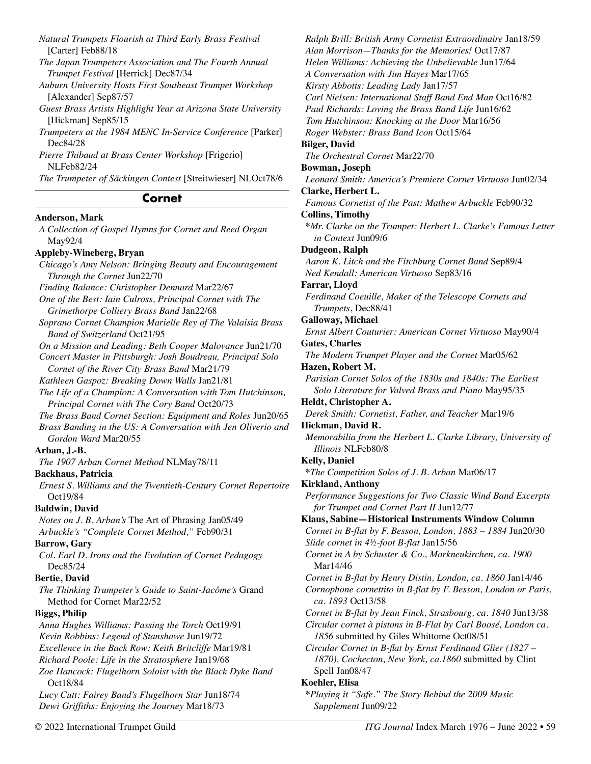*Natural Trumpets Flourish at Third Early Brass Festival* [Carter] Feb88/18

*The Japan Trumpeters Association and The Fourth Annual Trumpet Festival* [Herrick] Dec87/34

*Auburn University Hosts First Southeast Trumpet Workshop* [Alexander] Sep87/57

*Guest Brass Artists Highlight Year at Arizona State University* [Hickman] Sep85/15

*Trumpeters at the 1984 MENC In-Service Conference* [Parker] Dec84/28

*Pierre Thibaud at Brass Center Workshop* [Frigerio] NLFeb82/24

*The Trumpeter of Säckingen Contest* [Streitwieser] NLOct78/6

## Cornet

**Anderson, Mark**

*A Collection of Gospel Hymns for Cornet and Reed Organ* May92/4

**Appleby-Wineberg, Bryan**

*Chicago's Amy Nelson: Bringing Beauty and Encouragement Through the Cornet* Jun22/70

*Finding Balance: Christopher Dennard* Mar22/67

*One of the Best: Iain Culross, Principal Cornet with The Grimethorpe Colliery Brass Band* Jan22/68

*Soprano Cornet Champion Marielle Rey of The Valaisia Brass Band of Switzerland* Oct21/95

*On a Mission and Leading: Beth Cooper Malovance* Jun21/70

*Concert Master in Pittsburgh: Josh Boudreau, Principal Solo Cornet of the River City Brass Band* Mar21/79

*Kathleen Gaspoz: Breaking Down Walls* Jan21/81

*The Life of a Champion: A Conversation with Tom Hutchinson, Principal Cornet with The Cory Band* Oct20/73

*The Brass Band Cornet Section: Equipment and Roles* Jun20/65

*Brass Banding in the US: A Conversation with Jen Oliverio and Gordon Ward* Mar20/55

**Arban, J.-B.**

*The 1907 Arban Cornet Method* NLMay78/11

**Backhaus, Patricia**

*Ernest S. Williams and the Twentieth-Century Cornet Repertoire* Oct19/84

**Baldwin, David**

*Notes on J. B. Arban's* The Art of Phrasing Jan05/49

*Arbuckle's "Complete Cornet Method,"* Feb90/31

**Barrow, Gary**

*Col. Earl D. Irons and the Evolution of Cornet Pedagogy* Dec85/24

**Bertie, David**

*The Thinking Trumpeter's Guide to Saint-Jacôme's* Grand Method for Cornet Mar22/52

**Biggs, Philip**

*Anna Hughes Williams: Passing the Torch* Oct19/91

*Kevin Robbins: Legend of Stanshawe* Jun19/72

*Excellence in the Back Row: Keith Britcliffe* Mar19/81

*Richard Poole: Life in the Stratosphere* Jan19/68

*Zoe Hancock: Flugelhorn Soloist with the Black Dyke Band* Oct18/84

*Lucy Cutt: Fairey Band's Flugelhorn Star* Jun18/74

*Dewi Griffiths: Enjoying the Journey* Mar18/73

*Ralph Brill: British Army Cornetist Extraordinaire* Jan18/59

*Alan Morrison—Thanks for the Memories!* Oct17/87

*Helen Williams: Achieving the Unbelievable* Jun17/64

*A Conversation with Jim Hayes* Mar17/65

*Kirsty Abbotts: Leading Lady* Jan17/57

*Carl Nielsen: International Staff Band End Man* Oct16/82

*Paul Richards: Loving the Brass Band Life* Jun16/62

*Tom Hutchinson: Knocking at the Door* Mar16/56

*Roger Webster: Brass Band Icon* Oct15/64

**Bilger, David**

*The Orchestral Cornet* Mar22/70

**Bowman, Joseph**

*Leonard Smith: America's Premiere Cornet Virtuoso* Jun02/34

**Clarke, Herbert L.**

*Famous Cornetist of the Past: Mathew Arbuckle* Feb90/32

**Collins, Timothy**

**Mr. Clarke on the Trumpet: Herbert L. Clarke's Famous Letter in Context* Jun09/6

**Dudgeon, Ralph**

*Aaron K. Litch and the Fitchburg Cornet Band* Sep89/4

*Ned Kendall: American Virtuoso* Sep83/16

**Farrar, Lloyd**

*Ferdinand Coeuille, Maker of the Telescope Cornets and Trumpets*, Dec88/41

**Galloway, Michael**

*Ernst Albert Couturier: American Cornet Virtuoso* May90/4

**Gates, Charles**

*The Modern Trumpet Player and the Cornet* Mar05/62

**Hazen, Robert M.**

*Parisian Cornet Solos of the 1830s and 1840s: The Earliest Solo Literature for Valved Brass and Piano* May95/35

**Heldt, Christopher A.**

*Derek Smith: Cornetist, Father, and Teacher* Mar19/6

**Hickman, David R.**

*Memorabilia from the Herbert L. Clarke Library, University of Illinois* NLFeb80/8

**Kelly, Daniel**

**The Competition Solos of J. B. Arban* Mar06/17

**Kirkland, Anthony**

*Performance Suggestions for Two Classic Wind Band Excerpts for Trumpet and Cornet Part II* Jun12/77

**Klaus, Sabine—Historical Instruments Window Column**

*Cornet in B-flat by F. Besson, London, 1883 – 1884* Jun20/30

*Slide cornet in 4½-foot B-flat* Jan15/56

*Cornet in A by Schuster & Co., Markneukirchen, ca. 1900* Mar14/46

*Cornet in B-flat by Henry Distin, London, ca. 1860* Jan14/46

*Cornophone cornettito in B-flat by F. Besson, London or Paris, ca. 1893* Oct13/58

*Cornet in B-flat by Jean Finck, Strasbourg, ca. 1840* Jun13/38

*Circular cornet à pistons in B-Flat by Carl Boosé, London ca. 1856* submitted by Giles Whittome Oct08/51

*Circular Cornet in B-flat by Ernst Ferdinand Glier (1827 – 1870), Cochecton, New York, ca.1860* submitted by Clint Spell Jan08/47

**Koehler, Elisa**

**Playing it "Safe." The Story Behind the 2009 Music Supplement* Jun09/22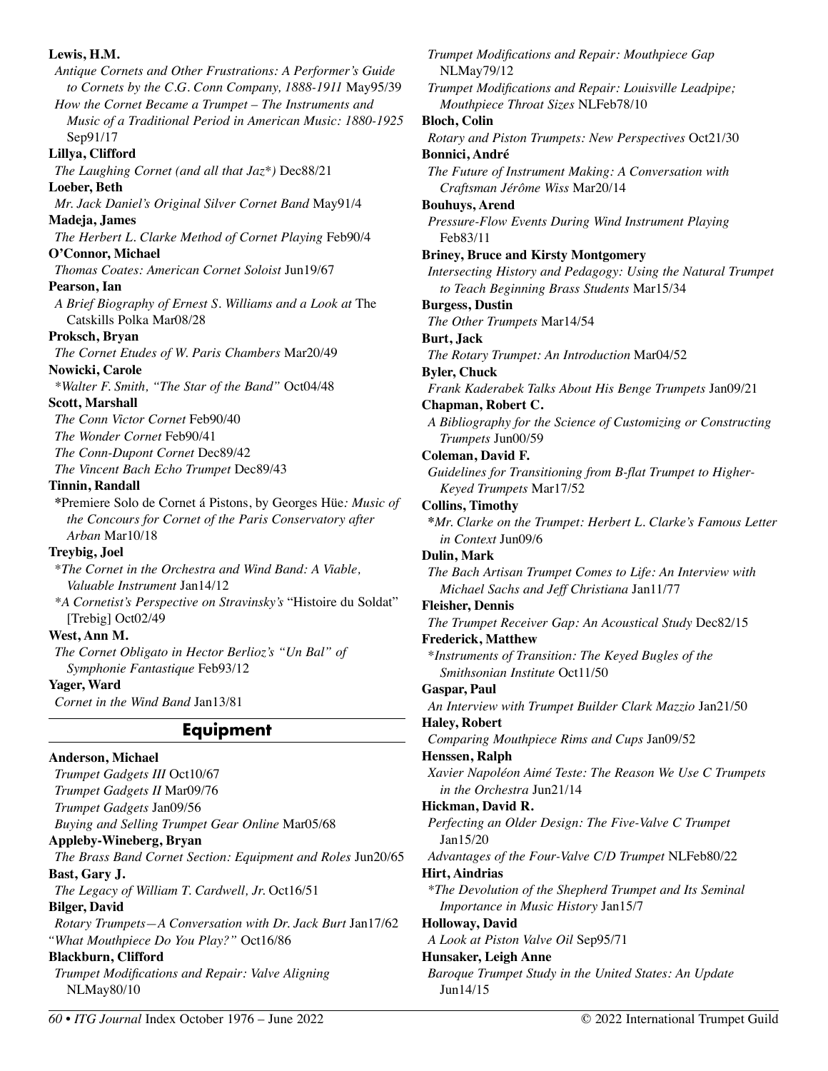**Lewis, H.M.**

*Antique Cornets and Other Frustrations: A Performer's Guide to Cornets by the C.G. Conn Company, 1888-1911* May95/39

*How the Cornet Became a Trumpet – The Instruments and Music of a Traditional Period in American Music: 1880-1925* Sep91/17

**Lillya, Clifford**

*The Laughing Cornet (and all that Jaz*)* Dec88/21

**Loeber, Beth**

*Mr. Jack Daniel's Original Silver Cornet Band* May91/4

**Madeja, James**

*The Herbert L. Clarke Method of Cornet Playing* Feb90/4

**O'Connor, Michael**

*Thomas Coates: American Cornet Soloist* Jun19/67

**Pearson, Ian**

*A Brief Biography of Ernest S. Williams and a Look at* The Catskills Polka Mar08/28

**Proksch, Bryan**

*The Cornet Etudes of W. Paris Chambers* Mar20/49

**Nowicki, Carole**

**Walter F. Smith, "The Star of the Band"* Oct04/48

**Scott, Marshall**

*The Conn Victor Cornet* Feb90/40

*The Wonder Cornet* Feb90/41

*The Conn-Dupont Cornet* Dec89/42

*The Vincent Bach Echo Trumpet* Dec89/43

**Tinnin, Randall**

**Premiere Solo de Cornet á Pistons, by Georges Hüe*: Music of the Concours for Cornet of the Paris Conservatory after Arban* Mar10/18

**Treybig, Joel**

**The Cornet in the Orchestra and Wind Band: A Viable, Valuable Instrument* Jan14/12

**A Cornetist's Perspective on Stravinsky's* "Histoire du Soldat" [Trebig] Oct02/49

**West, Ann M.**

*The Cornet Obligato in Hector Berlioz's "Un Bal" of Symphonie Fantastique* Feb93/12

**Yager, Ward**

*Cornet in the Wind Band* Jan13/81

## Equipment

**Anderson, Michael**

*Trumpet Gadgets III* Oct10/67

*Trumpet Gadgets II* Mar09/76

*Trumpet Gadgets* Jan09/56

*Buying and Selling Trumpet Gear Online* Mar05/68

**Appleby-Wineberg, Bryan**

*The Brass Band Cornet Section: Equipment and Roles* Jun20/65

**Bast, Gary J.**

*The Legacy of William T. Cardwell, Jr.* Oct16/51

**Bilger, David**

*Rotary Trumpets—A Conversation with Dr. Jack Burt* Jan17/62

*"What Mouthpiece Do You Play?"* Oct16/86

**Blackburn, Clifford**

*Trumpet Modifications and Repair: Valve Aligning* NLMay80/10

*Trumpet Modifications and Repair: Mouthpiece Gap* NLMay79/12

*Trumpet Modifications and Repair: Louisville Leadpipe; Mouthpiece Throat Sizes* NLFeb78/10

**Bloch, Colin**

*Rotary and Piston Trumpets: New Perspectives* Oct21/30

**Bonnici, André**

*The Future of Instrument Making: A Conversation with Craftsman Jérôme Wiss* Mar20/14

**Bouhuys, Arend**

*Pressure-Flow Events During Wind Instrument Playing* Feb83/11

**Briney, Bruce and Kirsty Montgomery**

*Intersecting History and Pedagogy: Using the Natural Trumpet to Teach Beginning Brass Students* Mar15/34

**Burgess, Dustin**

*The Other Trumpets* Mar14/54

**Burt, Jack**

*The Rotary Trumpet: An Introduction* Mar04/52

**Byler, Chuck**

*Frank Kaderabek Talks About His Benge Trumpets* Jan09/21

**Chapman, Robert C.**

*A Bibliography for the Science of Customizing or Constructing Trumpets* Jun00/59

**Coleman, David F.**

*Guidelines for Transitioning from B-flat Trumpet to Higher-Keyed Trumpets* Mar17/52

**Collins, Timothy**

**Mr. Clarke on the Trumpet: Herbert L. Clarke's Famous Letter in Context* Jun09/6

**Dulin, Mark**

*The Bach Artisan Trumpet Comes to Life: An Interview with Michael Sachs and Jeff Christiana* Jan11/77

**Fleisher, Dennis**

*The Trumpet Receiver Gap: An Acoustical Study* Dec82/15

**Frederick, Matthew**

**Instruments of Transition: The Keyed Bugles of the Smithsonian Institute* Oct11/50

**Gaspar, Paul**

*An Interview with Trumpet Builder Clark Mazzio* Jan21/50

**Haley, Robert**

*Comparing Mouthpiece Rims and Cups* Jan09/52

**Henssen, Ralph**

*Xavier Napoléon Aimé Teste: The Reason We Use C Trumpets in the Orchestra* Jun21/14

**Hickman, David R.**

*Perfecting an Older Design: The Five-Valve C Trumpet* Jan15/20

*Advantages of the Four-Valve C/D Trumpet* NLFeb80/22

**Hirt, Aindrias**

**The Devolution of the Shepherd Trumpet and Its Seminal Importance in Music History* Jan15/7

**Holloway, David**

*A Look at Piston Valve Oil* Sep95/71

**Hunsaker, Leigh Anne**

*Baroque Trumpet Study in the United States: An Update* Jun14/15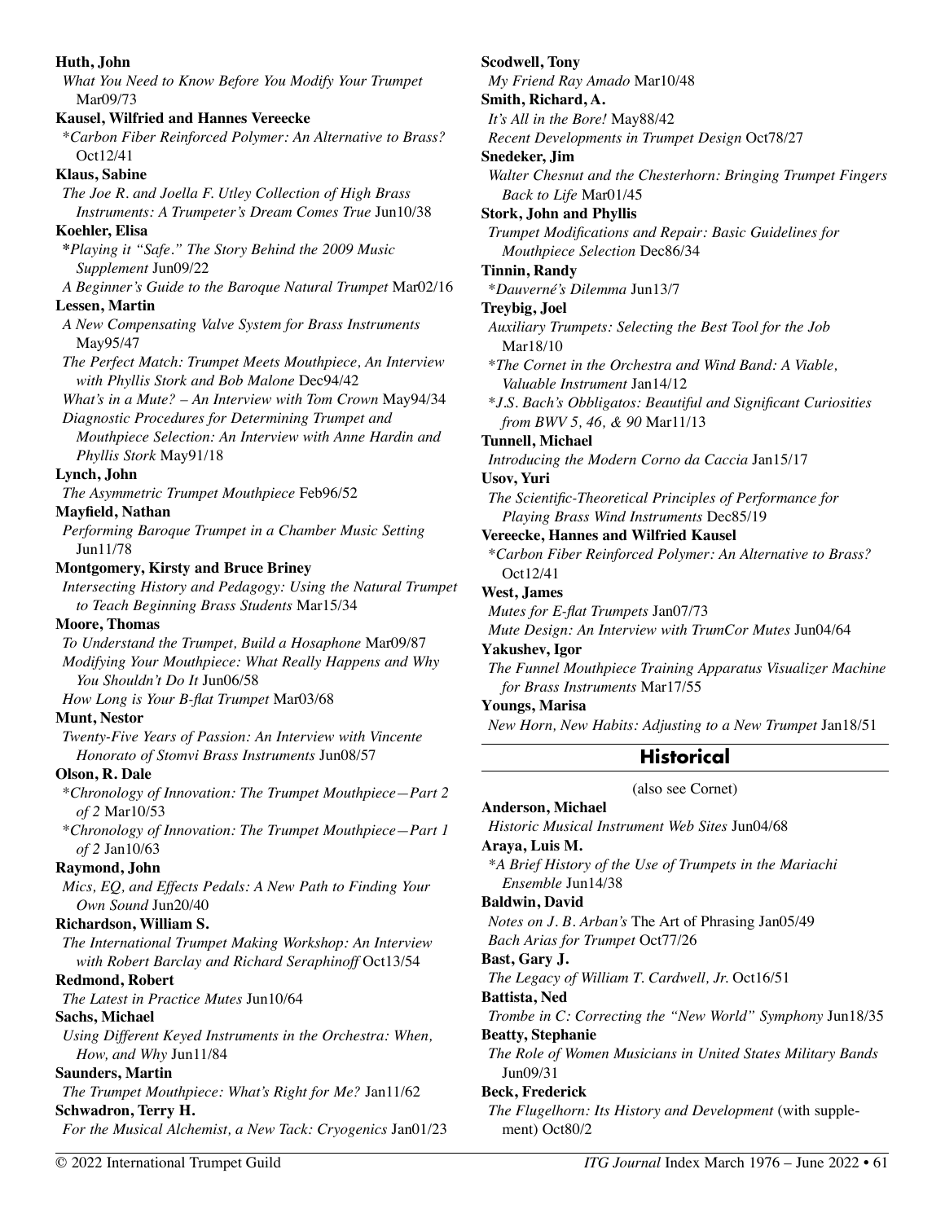**Huth, John**

*What You Need to Know Before You Modify Your Trumpet* Mar09/73

**Kausel, Wilfried and Hannes Vereecke**

*Carbon Fiber Reinforced Polymer: An Alternative to Brass?* Oct12/41

**Klaus, Sabine**

*The Joe R. and Joella F. Utley Collection of High Brass Instruments: A Trumpeter's Dream Comes True* Jun10/38

**Koehler, Elisa**

*Playing it "Safe." The Story Behind the 2009 Music Supplement* Jun09/22

*A Beginner's Guide to the Baroque Natural Trumpet* Mar02/16

**Lessen, Martin**

*A New Compensating Valve System for Brass Instruments* May95/47

*The Perfect Match: Trumpet Meets Mouthpiece, An Interview with Phyllis Stork and Bob Malone* Dec94/42

*What's in a Mute? – An Interview with Tom Crown* May94/34

*Diagnostic Procedures for Determining Trumpet and Mouthpiece Selection: An Interview with Anne Hardin and Phyllis Stork* May91/18

**Lynch, John**

*The Asymmetric Trumpet Mouthpiece* Feb96/52

**Mayfield, Nathan**

*Performing Baroque Trumpet in a Chamber Music Setting* Jun11/78

**Montgomery, Kirsty and Bruce Briney**

*Intersecting History and Pedagogy: Using the Natural Trumpet to Teach Beginning Brass Students* Mar15/34

**Moore, Thomas**

*To Understand the Trumpet, Build a Hosaphone* Mar09/87

*Modifying Your Mouthpiece: What Really Happens and Why You Shouldn't Do It* Jun06/58

*How Long is Your B-flat Trumpet* Mar03/68

**Munt, Nestor**

*Twenty-Five Years of Passion: An Interview with Vincente Honorato of Stomvi Brass Instruments* Jun08/57

**Olson, R. Dale**

*Chronology of Innovation: The Trumpet Mouthpiece—Part 2 of 2* Mar10/53

*Chronology of Innovation: The Trumpet Mouthpiece—Part 1 of 2* Jan10/63

**Raymond, John**

*Mics, EQ, and Effects Pedals: A New Path to Finding Your Own Sound* Jun20/40

**Richardson, William S.**

*The International Trumpet Making Workshop: An Interview with Robert Barclay and Richard Seraphinoff* Oct13/54

**Redmond, Robert**

*The Latest in Practice Mutes* Jun10/64

**Sachs, Michael**

*Using Different Keyed Instruments in the Orchestra: When, How, and Why* Jun11/84

**Saunders, Martin**

*The Trumpet Mouthpiece: What's Right for Me?* Jan11/62

**Schwadron, Terry H.**

*For the Musical Alchemist, a New Tack: Cryogenics* Jan01/23

**Scodwell, Tony**

*My Friend Ray Amado* Mar10/48

**Smith, Richard, A.**

*It's All in the Bore!* May88/42

*Recent Developments in Trumpet Design* Oct78/27

**Snedeker, Jim**

*Walter Chesnut and the Chesterhorn: Bringing Trumpet Fingers Back to Life* Mar01/45

**Stork, John and Phyllis**

*Trumpet Modifications and Repair: Basic Guidelines for Mouthpiece Selection* Dec86/34

**Tinnin, Randy**

*Dauverné's Dilemma* Jun13/7

**Treybig, Joel**

*Auxiliary Trumpets: Selecting the Best Tool for the Job* Mar18/10

*The Cornet in the Orchestra and Wind Band: A Viable, Valuable Instrument* Jan14/12

*J.S. Bach's Obbligatos: Beautiful and Significant Curiosities from BWV 5, 46, & 90* Mar11/13

**Tunnell, Michael**

*Introducing the Modern Corno da Caccia* Jan15/17

**Usov, Yuri**

*The Scientific-Theoretical Principles of Performance for Playing Brass Wind Instruments* Dec85/19

**Vereecke, Hannes and Wilfried Kausel**

*Carbon Fiber Reinforced Polymer: An Alternative to Brass?* Oct12/41

**West, James**

*Mutes for E-flat Trumpets* Jan07/73

*Mute Design: An Interview with TrumCor Mutes* Jun04/64

**Yakushev, Igor**

*The Funnel Mouthpiece Training Apparatus Visualizer Machine for Brass Instruments* Mar17/55

**Youngs, Marisa**

*New Horn, New Habits: Adjusting to a New Trumpet* Jan18/51

## Historical

(also see Cornet)

**Anderson, Michael**

*Historic Musical Instrument Web Sites* Jun04/68

**Araya, Luis M.**

*A Brief History of the Use of Trumpets in the Mariachi Ensemble* Jun14/38

**Baldwin, David**

*Notes on J. B. Arban's* The Art of Phrasing Jan05/49

*Bach Arias for Trumpet* Oct77/26

**Bast, Gary J.**

*The Legacy of William T. Cardwell, Jr.* Oct16/51

**Battista, Ned**

*Trombe in C: Correcting the "New World" Symphony* Jun18/35

**Beatty, Stephanie**

*The Role of Women Musicians in United States Military Bands* Jun09/31

**Beck, Frederick**

*The Flugelhorn: Its History and Development* (with supplement) Oct80/2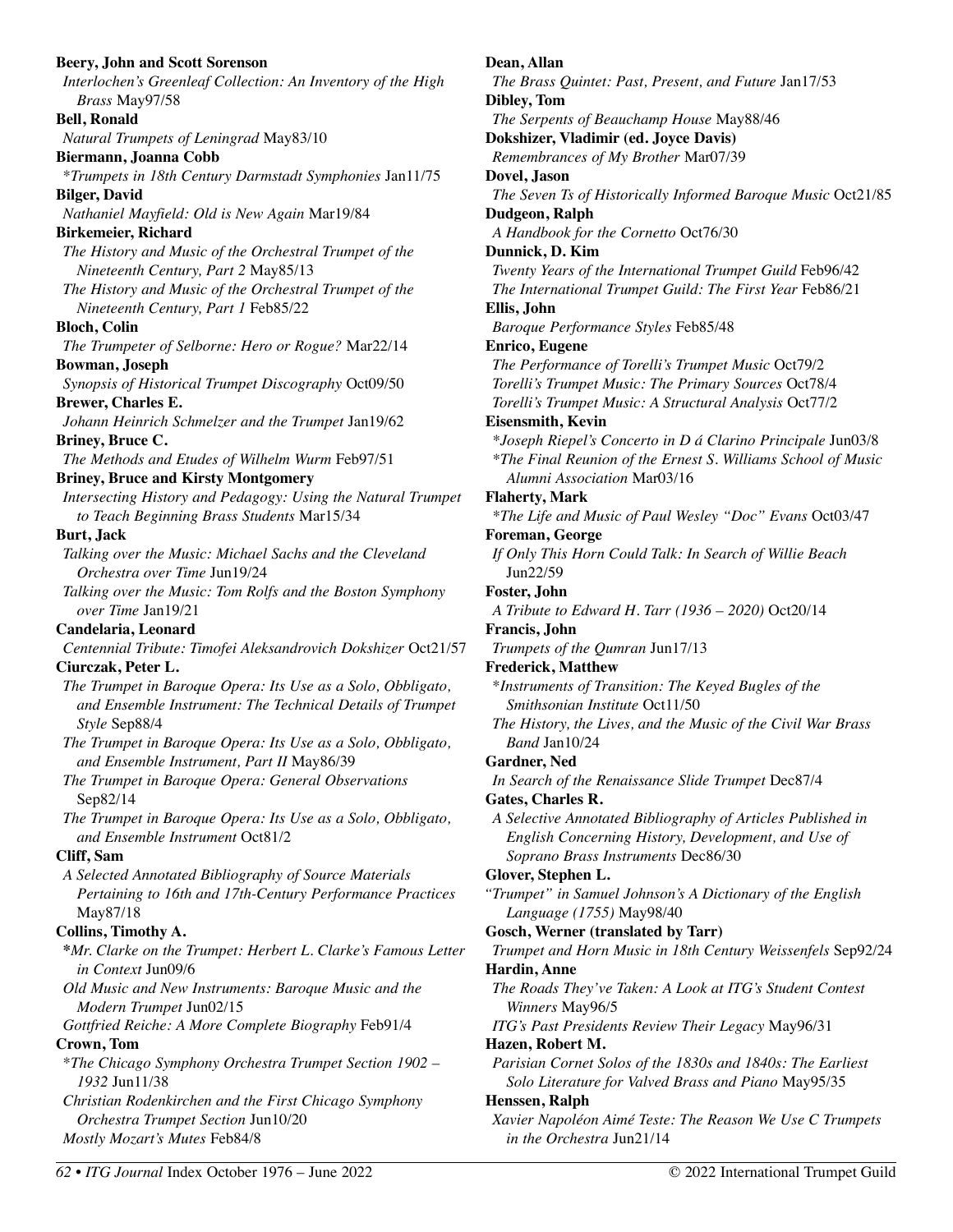**Beery, John and Scott Sorenson**
*Interlochen's Greenleaf Collection: An Inventory of the High Brass* May97/58

**Bell, Ronald**
*Natural Trumpets of Leningrad* May83/10

**Biermann, Joanna Cobb**
*\*Trumpets in 18th Century Darmstadt Symphonies* Jan11/75

**Bilger, David**
*Nathaniel Mayfield: Old is New Again* Mar19/84

**Birkemeier, Richard**
*The History and Music of the Orchestral Trumpet of the Nineteenth Century, Part 2* May85/13
*The History and Music of the Orchestral Trumpet of the Nineteenth Century, Part 1* Feb85/22

**Bloch, Colin**
*The Trumpeter of Selborne: Hero or Rogue?* Mar22/14

**Bowman, Joseph**
*Synopsis of Historical Trumpet Discography* Oct09/50

**Brewer, Charles E.**
*Johann Heinrich Schmelzer and the Trumpet* Jan19/62

**Briney, Bruce C.**
*The Methods and Etudes of Wilhelm Wurm* Feb97/51

**Briney, Bruce and Kirsty Montgomery**
*Intersecting History and Pedagogy: Using the Natural Trumpet to Teach Beginning Brass Students* Mar15/34

**Burt, Jack**
*Talking over the Music: Michael Sachs and the Cleveland Orchestra over Time* Jun19/24
*Talking over the Music: Tom Rolfs and the Boston Symphony over Time* Jan19/21

**Candelaria, Leonard**
*Centennial Tribute: Timofei Aleksandrovich Dokshizer* Oct21/57

**Ciurczak, Peter L.**
*The Trumpet in Baroque Opera: Its Use as a Solo, Obbligato, and Ensemble Instrument: The Technical Details of Trumpet Style* Sep88/4
*The Trumpet in Baroque Opera: Its Use as a Solo, Obbligato, and Ensemble Instrument, Part II* May86/39
*The Trumpet in Baroque Opera: General Observations* Sep82/14
*The Trumpet in Baroque Opera: Its Use as a Solo, Obbligato, and Ensemble Instrument* Oct81/2

**Cliff, Sam**
*A Selected Annotated Bibliography of Source Materials Pertaining to 16th and 17th-Century Performance Practices* May87/18

**Collins, Timothy A.**
*\*Mr. Clarke on the Trumpet: Herbert L. Clarke's Famous Letter in Context* Jun09/6
*Old Music and New Instruments: Baroque Music and the Modern Trumpet* Jun02/15
*Gottfried Reiche: A More Complete Biography* Feb91/4

**Crown, Tom**
*\*The Chicago Symphony Orchestra Trumpet Section 1902 – 1932* Jun11/38
*Christian Rodenkirchen and the First Chicago Symphony Orchestra Trumpet Section* Jun10/20
*Mostly Mozart's Mutes* Feb84/8

**Dean, Allan**
*The Brass Quintet: Past, Present, and Future* Jan17/53

**Dibley, Tom**
*The Serpents of Beauchamp House* May88/46

**Dokshizer, Vladimir (ed. Joyce Davis)**
*Remembrances of My Brother* Mar07/39

**Dovel, Jason**
*The Seven Ts of Historically Informed Baroque Music* Oct21/85

**Dudgeon, Ralph**
*A Handbook for the Cornetto* Oct76/30

**Dunnick, D. Kim**
*Twenty Years of the International Trumpet Guild* Feb96/42
*The International Trumpet Guild: The First Year* Feb86/21

**Ellis, John**
*Baroque Performance Styles* Feb85/48

**Enrico, Eugene**
*The Performance of Torelli's Trumpet Music* Oct79/2
*Torelli's Trumpet Music: The Primary Sources* Oct78/4
*Torelli's Trumpet Music: A Structural Analysis* Oct77/2

**Eisensmith, Kevin**
*\*Joseph Riepel's Concerto in D á Clarino Principale* Jun03/8
*\*The Final Reunion of the Ernest S. Williams School of Music Alumni Association* Mar03/16

**Flaherty, Mark**
*\*The Life and Music of Paul Wesley "Doc" Evans* Oct03/47

**Foreman, George**
*If Only This Horn Could Talk: In Search of Willie Beach* Jun22/59

**Foster, John**
*A Tribute to Edward H. Tarr (1936 – 2020)* Oct20/14

**Francis, John**
*Trumpets of the Qumran* Jun17/13

**Frederick, Matthew**
*\*Instruments of Transition: The Keyed Bugles of the Smithsonian Institute* Oct11/50
*The History, the Lives, and the Music of the Civil War Brass Band* Jan10/24

**Gardner, Ned**
*In Search of the Renaissance Slide Trumpet* Dec87/4

**Gates, Charles R.**
*A Selective Annotated Bibliography of Articles Published in English Concerning History, Development, and Use of Soprano Brass Instruments* Dec86/30

**Glover, Stephen L.**
*"Trumpet" in Samuel Johnson's A Dictionary of the English Language (1755)* May98/40

**Gosch, Werner (translated by Tarr)**
*Trumpet and Horn Music in 18th Century Weissenfels* Sep92/24

**Hardin, Anne**
*The Roads They've Taken: A Look at ITG's Student Contest Winners* May96/5
*ITG's Past Presidents Review Their Legacy* May96/31

**Hazen, Robert M.**
*Parisian Cornet Solos of the 1830s and 1840s: The Earliest Solo Literature for Valved Brass and Piano* May95/35

**Henssen, Ralph**
*Xavier Napoléon Aimé Teste: The Reason We Use C Trumpets in the Orchestra* Jun21/14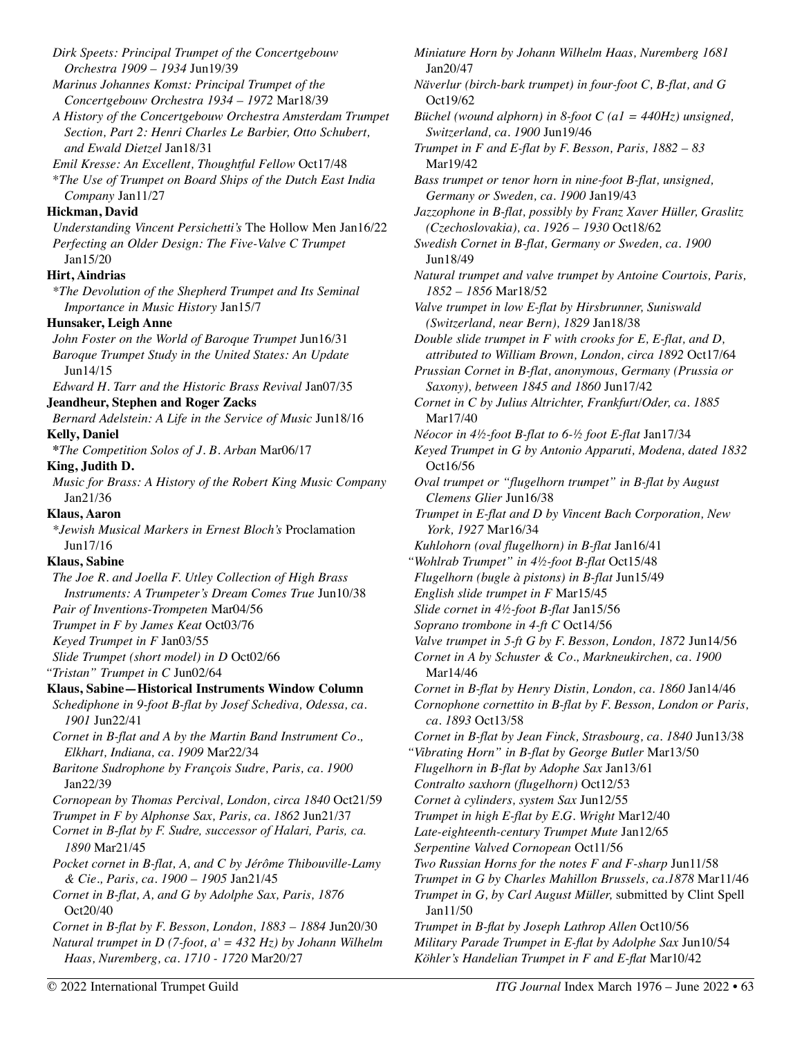*Dirk Speets: Principal Trumpet of the Concertgebouw Orchestra 1909 – 1934* Jun19/39
*Marinus Johannes Komst: Principal Trumpet of the Concertgebouw Orchestra 1934 – 1972* Mar18/39
*A History of the Concertgebouw Orchestra Amsterdam Trumpet Section, Part 2: Henri Charles Le Barbier, Otto Schubert, and Ewald Dietzel* Jan18/31
*Emil Kresse: An Excellent, Thoughtful Fellow* Oct17/48
*\*The Use of Trumpet on Board Ships of the Dutch East India Company* Jan11/27

**Hickman, David**
*Understanding Vincent Persichetti's* The Hollow Men Jan16/22
*Perfecting an Older Design: The Five-Valve C Trumpet* Jan15/20

**Hirt, Aindrias**
*\*The Devolution of the Shepherd Trumpet and Its Seminal Importance in Music History* Jan15/7

**Hunsaker, Leigh Anne**
*John Foster on the World of Baroque Trumpet* Jun16/31
*Baroque Trumpet Study in the United States: An Update* Jun14/15
*Edward H. Tarr and the Historic Brass Revival* Jan07/35

**Jeandheur, Stephen and Roger Zacks**
*Bernard Adelstein: A Life in the Service of Music* Jun18/16

**Kelly, Daniel**
*\*The Competition Solos of J. B. Arban* Mar06/17

**King, Judith D.**
*Music for Brass: A History of the Robert King Music Company* Jan21/36

**Klaus, Aaron**
*\*Jewish Musical Markers in Ernest Bloch's* Proclamation Jun17/16

**Klaus, Sabine**
*The Joe R. and Joella F. Utley Collection of High Brass Instruments: A Trumpeter's Dream Comes True* Jun10/38
*Pair of Inventions-Trompeten* Mar04/56
*Trumpet in F by James Keat* Oct03/76
*Keyed Trumpet in F* Jan03/55
*Slide Trumpet (short model) in D* Oct02/66
*"Tristan" Trumpet in C* Jun02/64

**Klaus, Sabine—Historical Instruments Window Column**
*Schediphone in 9-foot B-flat by Josef Schediva, Odessa, ca. 1901* Jun22/41
*Cornet in B-flat and A by the Martin Band Instrument Co., Elkhart, Indiana, ca. 1909* Mar22/34
*Baritone Sudrophone by François Sudre, Paris, ca. 1900* Jan22/39
*Cornopean by Thomas Percival, London, circa 1840* Oct21/59
*Trumpet in F by Alphonse Sax, Paris, ca. 1862* Jun21/37
*Cornet in B-flat by F. Sudre, successor of Halari, Paris, ca. 1890* Mar21/45
*Pocket cornet in B-flat, A, and C by Jérôme Thibouville-Lamy & Cie., Paris, ca. 1900 – 1905* Jan21/45
*Cornet in B-flat, A, and G by Adolphe Sax, Paris, 1876* Oct20/40
*Cornet in B-flat by F. Besson, London, 1883 – 1884* Jun20/30
*Natural trumpet in D (7-foot, a' = 432 Hz) by Johann Wilhelm Haas, Nuremberg, ca. 1710 - 1720* Mar20/27
*Miniature Horn by Johann Wilhelm Haas, Nuremberg 1681* Jan20/47
*Näverlur (birch-bark trumpet) in four-foot C, B-flat, and G* Oct19/62
*Büchel (wound alphorn) in 8-foot C (a1 = 440Hz) unsigned, Switzerland, ca. 1900* Jun19/46
*Trumpet in F and E-flat by F. Besson, Paris, 1882 – 83* Mar19/42
*Bass trumpet or tenor horn in nine-foot B-flat, unsigned, Germany or Sweden, ca. 1900* Jan19/43
*Jazzophone in B-flat, possibly by Franz Xaver Hüller, Graslitz (Czechoslovakia), ca. 1926 – 1930* Oct18/62
*Swedish Cornet in B-flat, Germany or Sweden, ca. 1900* Jun18/49
*Natural trumpet and valve trumpet by Antoine Courtois, Paris, 1852 – 1856* Mar18/52
*Valve trumpet in low E-flat by Hirsbrunner, Suniswald (Switzerland, near Bern), 1829* Jan18/38
*Double slide trumpet in F with crooks for E, E-flat, and D, attributed to William Brown, London, circa 1892* Oct17/64
*Prussian Cornet in B-flat, anonymous, Germany (Prussia or Saxony), between 1845 and 1860* Jun17/42
*Cornet in C by Julius Altrichter, Frankfurt/Oder, ca. 1885* Mar17/40
*Néocor in 4½-foot B-flat to 6-½ foot E-flat* Jan17/34
*Keyed Trumpet in G by Antonio Apparuti, Modena, dated 1832* Oct16/56
*Oval trumpet or "flugelhorn trumpet" in B-flat by August Clemens Glier* Jun16/38
*Trumpet in E-flat and D by Vincent Bach Corporation, New York, 1927* Mar16/34
*Kuhlohorn (oval flugelhorn) in B-flat* Jan16/41
*"Wohlrab Trumpet" in 4½-foot B-flat* Oct15/48
*Flugelhorn (bugle à pistons) in B-flat* Jun15/49
*English slide trumpet in F* Mar15/45
*Slide cornet in 4½-foot B-flat* Jan15/56
*Soprano trombone in 4-ft C* Oct14/56
*Valve trumpet in 5-ft G by F. Besson, London, 1872* Jun14/56
*Cornet in A by Schuster & Co., Markneukirchen, ca. 1900* Mar14/46
*Cornet in B-flat by Henry Distin, London, ca. 1860* Jan14/46
*Cornophone cornettito in B-flat by F. Besson, London or Paris, ca. 1893* Oct13/58
*Cornet in B-flat by Jean Finck, Strasbourg, ca. 1840* Jun13/38
*"Vibrating Horn" in B-flat by George Butler* Mar13/50
*Flugelhorn in B-flat by Adophe Sax* Jan13/61
*Contralto saxhorn (flugelhorn)* Oct12/53
*Cornet à cylinders, system Sax* Jun12/55
*Trumpet in high E-flat by E.G. Wright* Mar12/40
*Late-eighteenth-century Trumpet Mute* Jan12/65
*Serpentine Valved Cornopean* Oct11/56
*Two Russian Horns for the notes F and F-sharp* Jun11/58
*Trumpet in G by Charles Mahillon Brussels, ca.1878* Mar11/46
*Trumpet in G, by Carl August Müller,* submitted by Clint Spell Jan11/50
*Trumpet in B-flat by Joseph Lathrop Allen* Oct10/56
*Military Parade Trumpet in E-flat by Adolphe Sax* Jun10/54
*Köhler's Handelian Trumpet in F and E-flat* Mar10/42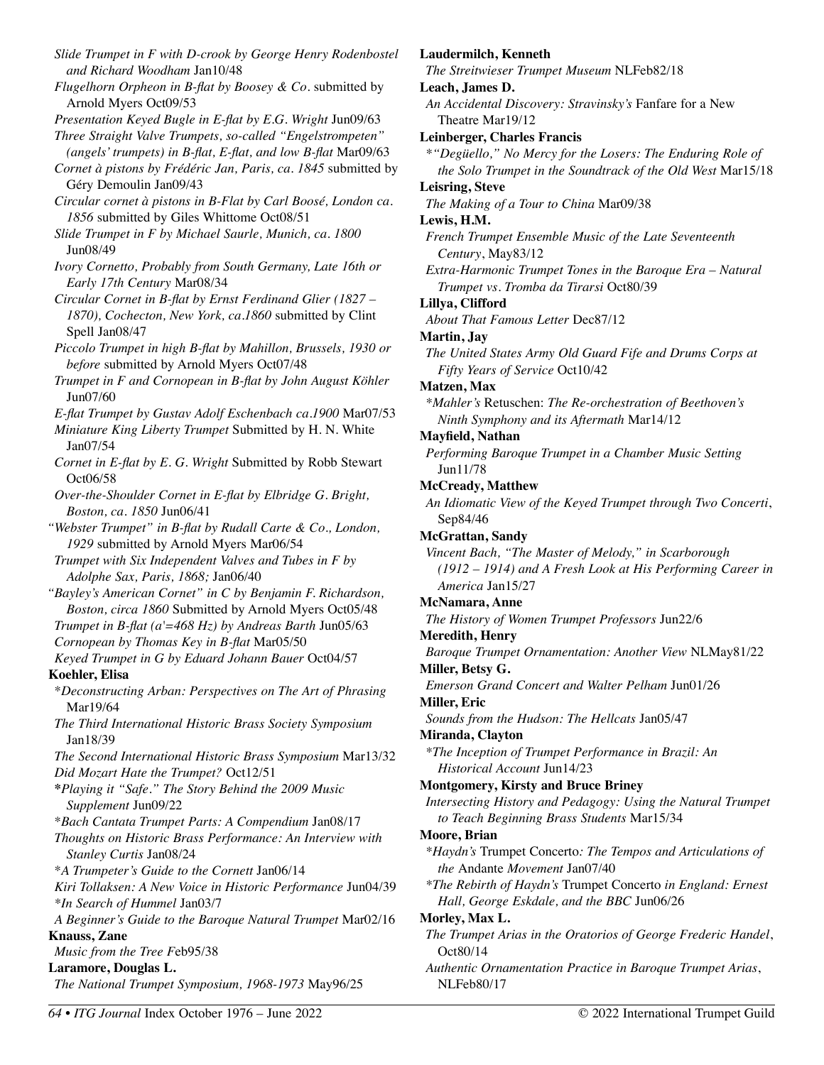*Slide Trumpet in F with D-crook by George Henry Rodenbostel and Richard Woodham* Jan10/48

*Flugelhorn Orpheon in B-flat by Boosey & Co.* submitted by Arnold Myers Oct09/53

*Presentation Keyed Bugle in E-flat by E.G. Wright* Jun09/63

*Three Straight Valve Trumpets, so-called "Engelstrompeten" (angels' trumpets) in B-flat, E-flat, and low B-flat* Mar09/63

*Cornet à pistons by Frédéric Jan, Paris, ca. 1845* submitted by Géry Demoulin Jan09/43

*Circular cornet à pistons in B-Flat by Carl Boosé, London ca. 1856* submitted by Giles Whittome Oct08/51

*Slide Trumpet in F by Michael Saurle, Munich, ca. 1800* Jun08/49

*Ivory Cornetto, Probably from South Germany, Late 16th or Early 17th Century* Mar08/34

*Circular Cornet in B-flat by Ernst Ferdinand Glier (1827 – 1870), Cochecton, New York, ca.1860* submitted by Clint Spell Jan08/47

*Piccolo Trumpet in high B-flat by Mahillon, Brussels, 1930 or before* submitted by Arnold Myers Oct07/48

*Trumpet in F and Cornopean in B-flat by John August Köhler* Jun07/60

*E-flat Trumpet by Gustav Adolf Eschenbach ca.1900* Mar07/53

*Miniature King Liberty Trumpet* Submitted by H. N. White Jan07/54

*Cornet in E-flat by E. G. Wright* Submitted by Robb Stewart Oct06/58

*Over-the-Shoulder Cornet in E-flat by Elbridge G. Bright, Boston, ca. 1850* Jun06/41

*"Webster Trumpet" in B-flat by Rudall Carte & Co., London, 1929* submitted by Arnold Myers Mar06/54

*Trumpet with Six Independent Valves and Tubes in F by Adolphe Sax, Paris, 1868;* Jan06/40

*"Bayley's American Cornet" in C by Benjamin F. Richardson, Boston, circa 1860* Submitted by Arnold Myers Oct05/48

*Trumpet in B-flat (a'=468 Hz) by Andreas Barth* Jun05/63

*Cornopean by Thomas Key in B-flat* Mar05/50

*Keyed Trumpet in G by Eduard Johann Bauer* Oct04/57

**Koehler, Elisa**

*\*Deconstructing Arban: Perspectives on The Art of Phrasing* Mar19/64

*The Third International Historic Brass Society Symposium* Jan18/39

*The Second International Historic Brass Symposium* Mar13/32

*Did Mozart Hate the Trumpet?* Oct12/51

**\****Playing it "Safe." The Story Behind the 2009 Music Supplement* Jun09/22

*\*Bach Cantata Trumpet Parts: A Compendium* Jan08/17

*Thoughts on Historic Brass Performance: An Interview with Stanley Curtis* Jan08/24

*\*A Trumpeter's Guide to the Cornett* Jan06/14

*Kiri Tollaksen: A New Voice in Historic Performance* Jun04/39

*\*In Search of Hummel* Jan03/7

*A Beginner's Guide to the Baroque Natural Trumpet* Mar02/16

**Knauss, Zane**

*Music from the Tree F*eb95/38

**Laramore, Douglas L.**

*The National Trumpet Symposium, 1968-1973* May96/25

**Laudermilch, Kenneth**

*The Streitwieser Trumpet Museum* NLFeb82/18

**Leach, James D.**

*An Accidental Discovery: Stravinsky's* Fanfare for a New Theatre Mar19/12

**Leinberger, Charles Francis**

*\*"Degüello," No Mercy for the Losers: The Enduring Role of the Solo Trumpet in the Soundtrack of the Old West* Mar15/18

**Leisring, Steve**

*The Making of a Tour to China* Mar09/38

**Lewis, H.M.**

*French Trumpet Ensemble Music of the Late Seventeenth Century*, May83/12

*Extra-Harmonic Trumpet Tones in the Baroque Era – Natural Trumpet vs. Tromba da Tirarsi* Oct80/39

**Lillya, Clifford**

*About That Famous Letter* Dec87/12

**Martin, Jay**

*The United States Army Old Guard Fife and Drums Corps at Fifty Years of Service* Oct10/42

**Matzen, Max**

*\*Mahler's* Retuschen: *The Re-orchestration of Beethoven's Ninth Symphony and its Aftermath* Mar14/12

**Mayfield, Nathan**

*Performing Baroque Trumpet in a Chamber Music Setting* Jun11/78

**McCready, Matthew**

*An Idiomatic View of the Keyed Trumpet through Two Concerti*, Sep84/46

**McGrattan, Sandy**

*Vincent Bach, "The Master of Melody," in Scarborough (1912 – 1914) and A Fresh Look at His Performing Career in America* Jan15/27

**McNamara, Anne**

*The History of Women Trumpet Professors* Jun22/6

**Meredith, Henry**

*Baroque Trumpet Ornamentation: Another View* NLMay81/22

**Miller, Betsy G.**

*Emerson Grand Concert and Walter Pelham* Jun01/26

**Miller, Eric**

*Sounds from the Hudson: The Hellcats* Jan05/47

**Miranda, Clayton**

*\*The Inception of Trumpet Performance in Brazil: An Historical Account* Jun14/23

**Montgomery, Kirsty and Bruce Briney**

*Intersecting History and Pedagogy: Using the Natural Trumpet to Teach Beginning Brass Students* Mar15/34

**Moore, Brian**

*\*Haydn's* Trumpet Concerto*: The Tempos and Articulations of the* Andante *Movement* Jan07/40

*\*The Rebirth of Haydn's* Trumpet Concerto *in England: Ernest Hall, George Eskdale, and the BBC* Jun06/26

**Morley, Max L.**

*The Trumpet Arias in the Oratorios of George Frederic Handel*, Oct80/14

*Authentic Ornamentation Practice in Baroque Trumpet Arias*, NLFeb80/17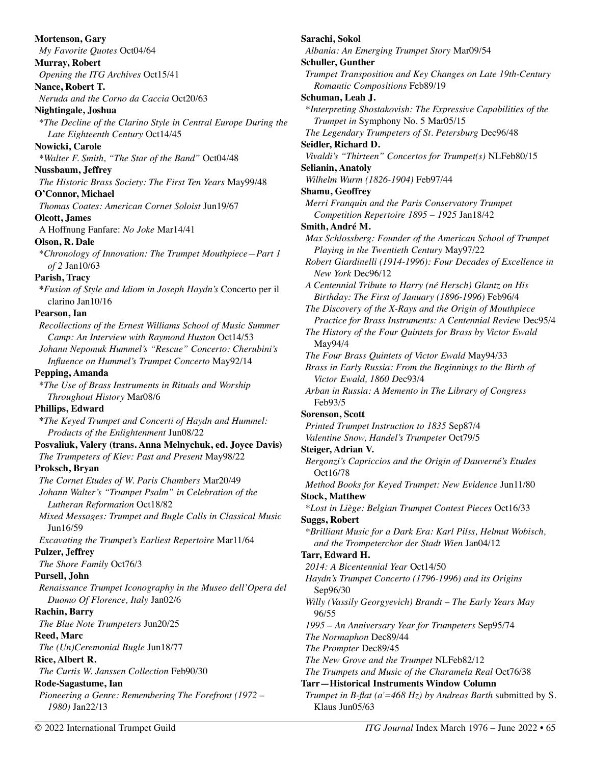**Mortenson, Gary**
*My Favorite Quotes* Oct04/64

**Murray, Robert**
*Opening the ITG Archives* Oct15/41

**Nance, Robert T.**
*Neruda and the Corno da Caccia* Oct20/63

**Nightingale, Joshua**
**The Decline of the Clarino Style in Central Europe During the Late Eighteenth Century* Oct14/45

**Nowicki, Carole**
**Walter F. Smith, "The Star of the Band"* Oct04/48

**Nussbaum, Jeffrey**
*The Historic Brass Society: The First Ten Years* May99/48

**O'Connor, Michael**
*Thomas Coates: American Cornet Soloist* Jun19/67

**Olcott, James**
A Hoffnung Fanfare: *No Joke* Mar14/41

**Olson, R. Dale**
**Chronology of Innovation: The Trumpet Mouthpiece—Part 1 of 2* Jan10/63

**Parish, Tracy**
**Fusion of Style and Idiom in Joseph Haydn's* Concerto per il clarino Jan10/16

**Pearson, Ian**
*Recollections of the Ernest Williams School of Music Summer Camp: An Interview with Raymond Huston* Oct14/53
*Johann Nepomuk Hummel's "Rescue" Concerto: Cherubini's Influence on Hummel's Trumpet Concerto* May92/14

**Pepping, Amanda**
**The Use of Brass Instruments in Rituals and Worship Throughout History* Mar08/6

**Phillips, Edward**
**The Keyed Trumpet and Concerti of Haydn and Hummel: Products of the Enlightenment* Jun08/22

**Posvaliuk, Valery (trans. Anna Melnychuk, ed. Joyce Davis)**
*The Trumpeters of Kiev: Past and Present* May98/22

**Proksch, Bryan**
*The Cornet Etudes of W. Paris Chambers* Mar20/49
*Johann Walter's "Trumpet Psalm" in Celebration of the Lutheran Reformation* Oct18/82
*Mixed Messages: Trumpet and Bugle Calls in Classical Music* Jun16/59
*Excavating the Trumpet's Earliest Repertoire* Mar11/64

**Pulzer, Jeffrey**
*The Shore Family* Oct76/3

**Pursell, John**
*Renaissance Trumpet Iconography in the Museo dell'Opera del Duomo Of Florence, Italy* Jan02/6

**Rachin, Barry**
*The Blue Note Trumpeters* Jun20/25

**Reed, Marc**
*The (Un)Ceremonial Bugle* Jun18/77

**Rice, Albert R.**
*The Curtis W. Janssen Collection* Feb90/30

**Rode-Sagastume, Ian**
*Pioneering a Genre: Remembering The Forefront (1972 – 1980)* Jan22/13

**Sarachi, Sokol**
*Albania: An Emerging Trumpet Story* Mar09/54

**Schuller, Gunther**
*Trumpet Transposition and Key Changes on Late 19th-Century Romantic Compositions* Feb89/19

**Schuman, Leah J.**
**Interpreting Shostakovish: The Expressive Capabilities of the Trumpet in* Symphony No. 5 Mar05/15
*The Legendary Trumpeters of St. Petersburg* Dec96/48

**Seidler, Richard D.**
*Vivaldi's "Thirteen" Concertos for Trumpet(s)* NLFeb80/15

**Selianin, Anatoly**
*Wilhelm Wurm (1826-1904)* Feb97/44

**Shamu, Geoffrey**
*Merri Franquin and the Paris Conservatory Trumpet Competition Repertoire 1895 – 1925* Jan18/42

**Smith, André M.**
*Max Schlossberg: Founder of the American School of Trumpet Playing in the Twentieth Century* May97/22
*Robert Giardinelli (1914-1996): Four Decades of Excellence in New York* Dec96/12
*A Centennial Tribute to Harry (né Hersch) Glantz on His Birthday: The First of January (1896-1996)* Feb96/4
*The Discovery of the X-Rays and the Origin of Mouthpiece Practice for Brass Instruments: A Centennial Review* Dec95/4
*The History of the Four Quintets for Brass by Victor Ewald* May94/4
*The Four Brass Quintets of Victor Ewald* May94/33
*Brass in Early Russia: From the Beginnings to the Birth of Victor Ewald, 1860* Dec93/4
*Arban in Russia: A Memento in The Library of Congress* Feb93/5

**Sorenson, Scott**
*Printed Trumpet Instruction to 1835* Sep87/4
*Valentine Snow, Handel's Trumpeter* Oct79/5

**Steiger, Adrian V.**
*Bergonzi's Capriccios and the Origin of Dauverné's Etudes* Oct16/78
*Method Books for Keyed Trumpet: New Evidence* Jun11/80

**Stock, Matthew**
**Lost in Liège: Belgian Trumpet Contest Pieces* Oct16/33

**Suggs, Robert**
**Brilliant Music for a Dark Era: Karl Pilss, Helmut Wobisch, and the Trompeterchor der Stadt Wien* Jan04/12

**Tarr, Edward H.**
*2014: A Bicentennial Year* Oct14/50
*Haydn's Trumpet Concerto (1796-1996) and its Origins* Sep96/30
*Willy (Vassily Georgyevich) Brandt – The Early Years May* 96/55
*1995 – An Anniversary Year for Trumpeters* Sep95/74
*The Normaphon* Dec89/44
*The Prompter* Dec89/45
*The New Grove and the Trumpet* NLFeb82/12
*The Trumpets and Music of the Charamela Real* Oct76/38

**Tarr—Historical Instruments Window Column**
*Trumpet in B-flat (a'=468 Hz) by Andreas Barth* submitted by S. Klaus Jun05/63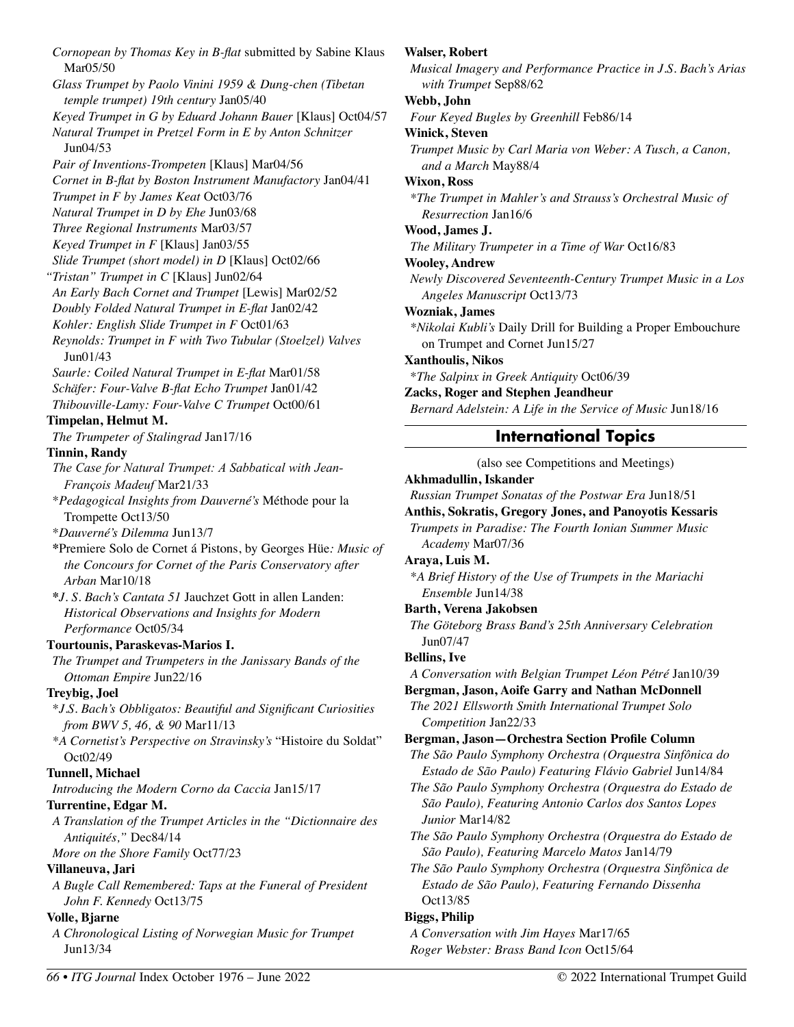*Cornopean by Thomas Key in B-flat* submitted by Sabine Klaus Mar05/50
*Glass Trumpet by Paolo Vinini 1959 & Dung-chen (Tibetan temple trumpet) 19th century* Jan05/40
*Keyed Trumpet in G by Eduard Johann Bauer* [Klaus] Oct04/57
*Natural Trumpet in Pretzel Form in E by Anton Schnitzer* Jun04/53
*Pair of Inventions-Trompeten* [Klaus] Mar04/56
*Cornet in B-flat by Boston Instrument Manufactory* Jan04/41
*Trumpet in F by James Keat* Oct03/76
*Natural Trumpet in D by Ehe* Jun03/68
*Three Regional Instruments* Mar03/57
*Keyed Trumpet in F* [Klaus] Jan03/55
*Slide Trumpet (short model) in D* [Klaus] Oct02/66
*"Tristan" Trumpet in C* [Klaus] Jun02/64
*An Early Bach Cornet and Trumpet* [Lewis] Mar02/52
*Doubly Folded Natural Trumpet in E-flat* Jan02/42
*Kohler: English Slide Trumpet in F* Oct01/63
*Reynolds: Trumpet in F with Two Tubular (Stoelzel) Valves* Jun01/43
*Saurle: Coiled Natural Trumpet in E-flat* Mar01/58
*Schäfer: Four-Valve B-flat Echo Trumpet* Jan01/42
*Thibouville-Lamy: Four-Valve C Trumpet* Oct00/61

**Timpelan, Helmut M.**
*The Trumpeter of Stalingrad* Jan17/16

**Tinnin, Randy**
*The Case for Natural Trumpet: A Sabbatical with Jean-François Madeuf* Mar21/33
**Pedagogical Insights from Dauverné's* Méthode pour la Trompette Oct13/50
**Dauverné's Dilemma* Jun13/7
*Premiere Solo de Cornet á Pistons, by Georges Hüe*: Music of the Concours for Cornet of the Paris Conservatory after Arban* Mar10/18
**J. S. Bach's Cantata 51* Jauchzet Gott in allen Landen: *Historical Observations and Insights for Modern Performance* Oct05/34

**Tourtounis, Paraskevas-Marios I.**
*The Trumpet and Trumpeters in the Janissary Bands of the Ottoman Empire* Jun22/16

**Treybig, Joel**
**J.S. Bach's Obbligatos: Beautiful and Significant Curiosities from BWV 5, 46, & 90* Mar11/13
**A Cornetist's Perspective on Stravinsky's* "Histoire du Soldat" Oct02/49

**Tunnell, Michael**
*Introducing the Modern Corno da Caccia* Jan15/17

**Turrentine, Edgar M.**
*A Translation of the Trumpet Articles in the "Dictionnaire des Antiquités,"* Dec84/14
*More on the Shore Family* Oct77/23

**Villaneuva, Jari**
*A Bugle Call Remembered: Taps at the Funeral of President John F. Kennedy* Oct13/75

**Volle, Bjarne**
*A Chronological Listing of Norwegian Music for Trumpet* Jun13/34

**Walser, Robert**
*Musical Imagery and Performance Practice in J.S. Bach's Arias with Trumpet* Sep88/62

**Webb, John**
*Four Keyed Bugles by Greenhill* Feb86/14

**Winick, Steven**
*Trumpet Music by Carl Maria von Weber: A Tusch, a Canon, and a March* May88/4

**Wixon, Ross**
**The Trumpet in Mahler's and Strauss's Orchestral Music of Resurrection* Jan16/6

**Wood, James J.**
*The Military Trumpeter in a Time of War* Oct16/83

**Wooley, Andrew**
*Newly Discovered Seventeenth-Century Trumpet Music in a Los Angeles Manuscript* Oct13/73

**Wozniak, James**
**Nikolai Kubli's* Daily Drill for Building a Proper Embouchure on Trumpet and Cornet Jun15/27

**Xanthoulis, Nikos**
**The Salpinx in Greek Antiquity* Oct06/39

**Zacks, Roger and Stephen Jeandheur**
*Bernard Adelstein: A Life in the Service of Music* Jun18/16

## International Topics

(also see Competitions and Meetings)

**Akhmadullin, Iskander**
*Russian Trumpet Sonatas of the Postwar Era* Jun18/51

**Anthis, Sokratis, Gregory Jones, and Panoyotis Kessaris**
*Trumpets in Paradise: The Fourth Ionian Summer Music Academy* Mar07/36

**Araya, Luis M.**
**A Brief History of the Use of Trumpets in the Mariachi Ensemble* Jun14/38

**Barth, Verena Jakobsen**
*The Göteborg Brass Band's 25th Anniversary Celebration* Jun07/47

**Bellins, Ive**
*A Conversation with Belgian Trumpet Léon Pétré* Jan10/39

**Bergman, Jason, Aoife Garry and Nathan McDonnell**
*The 2021 Ellsworth Smith International Trumpet Solo Competition* Jan22/33

**Bergman, Jason—Orchestra Section Profile Column**
*The São Paulo Symphony Orchestra (Orquestra Sinfônica do Estado de São Paulo) Featuring Flávio Gabriel* Jun14/84
*The São Paulo Symphony Orchestra (Orquestra do Estado de São Paulo), Featuring Antonio Carlos dos Santos Lopes Junior* Mar14/82
*The São Paulo Symphony Orchestra (Orquestra do Estado de São Paulo), Featuring Marcelo Matos* Jan14/79
*The São Paulo Symphony Orchestra (Orquestra Sinfônica de Estado de São Paulo), Featuring Fernando Dissenha* Oct13/85

**Biggs, Philip**
*A Conversation with Jim Hayes* Mar17/65
*Roger Webster: Brass Band Icon* Oct15/64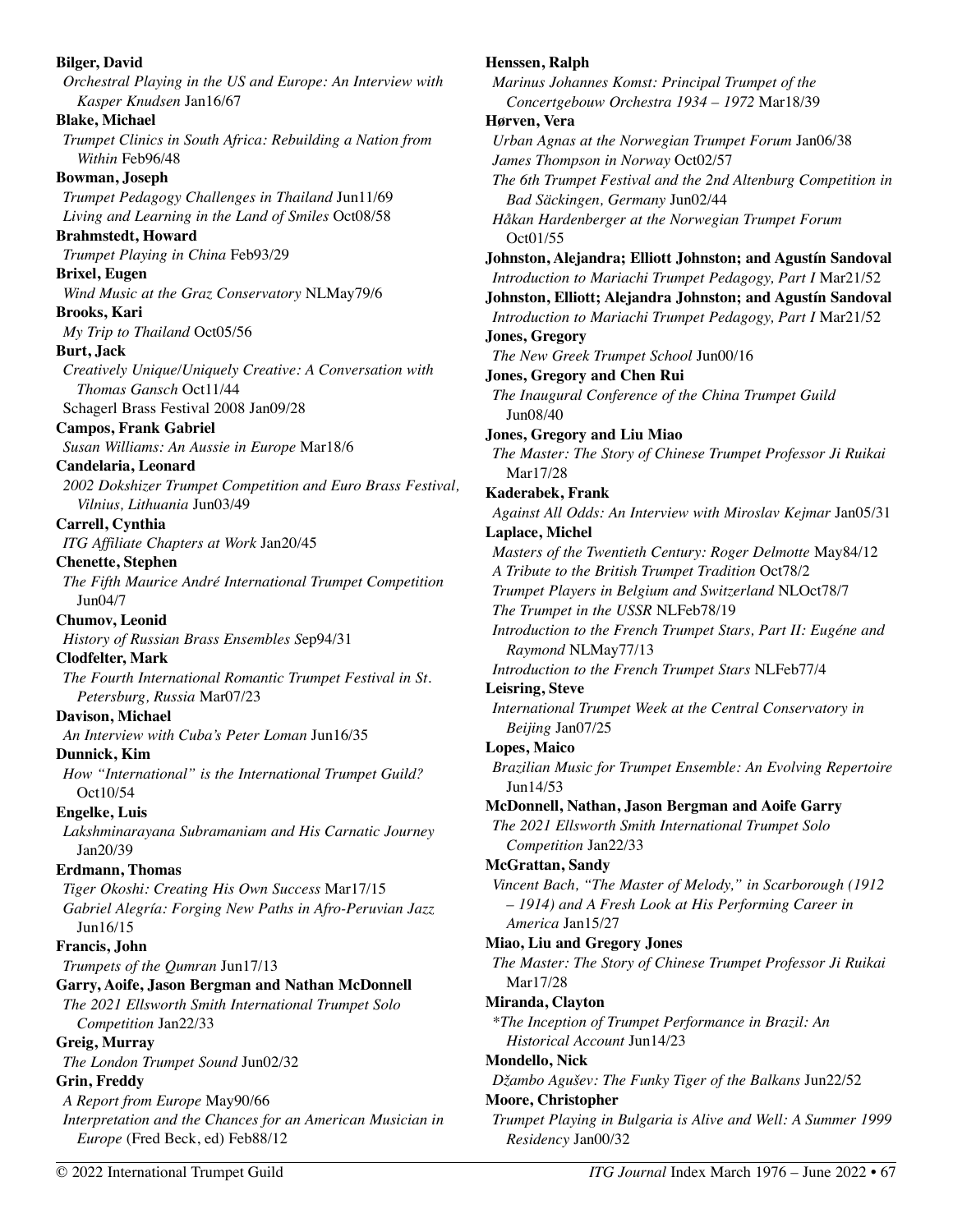**Bilger, David**
*Orchestral Playing in the US and Europe: An Interview with Kasper Knudsen* Jan16/67

**Blake, Michael**
*Trumpet Clinics in South Africa: Rebuilding a Nation from Within* Feb96/48

**Bowman, Joseph**
*Trumpet Pedagogy Challenges in Thailand* Jun11/69
*Living and Learning in the Land of Smiles* Oct08/58

**Brahmstedt, Howard**
*Trumpet Playing in China* Feb93/29

**Brixel, Eugen**
*Wind Music at the Graz Conservatory* NLMay79/6

**Brooks, Kari**
*My Trip to Thailand* Oct05/56

**Burt, Jack**
*Creatively Unique/Uniquely Creative: A Conversation with Thomas Gansch* Oct11/44
Schagerl Brass Festival 2008 Jan09/28

**Campos, Frank Gabriel**
*Susan Williams: An Aussie in Europe* Mar18/6

**Candelaria, Leonard**
*2002 Dokshizer Trumpet Competition and Euro Brass Festival, Vilnius, Lithuania* Jun03/49

**Carrell, Cynthia**
*ITG Affiliate Chapters at Work* Jan20/45

**Chenette, Stephen**
*The Fifth Maurice André International Trumpet Competition* Jun04/7

**Chumov, Leonid**
*History of Russian Brass Ensembles S*ep94/31

**Clodfelter, Mark**
*The Fourth International Romantic Trumpet Festival in St. Petersburg, Russia* Mar07/23

**Davison, Michael**
*An Interview with Cuba's Peter Loman* Jun16/35

**Dunnick, Kim**
*How "International" is the International Trumpet Guild?* Oct10/54

**Engelke, Luis**
*Lakshminarayana Subramaniam and His Carnatic Journey* Jan20/39

**Erdmann, Thomas**
*Tiger Okoshi: Creating His Own Success* Mar17/15
*Gabriel Alegría: Forging New Paths in Afro-Peruvian Jazz* Jun16/15

**Francis, John**
*Trumpets of the Qumran* Jun17/13

**Garry, Aoife, Jason Bergman and Nathan McDonnell**
*The 2021 Ellsworth Smith International Trumpet Solo Competition* Jan22/33

**Greig, Murray**
*The London Trumpet Sound* Jun02/32

**Grin, Freddy**
*A Report from Europe* May90/66
*Interpretation and the Chances for an American Musician in Europe* (Fred Beck, ed) Feb88/12

**Henssen, Ralph**
*Marinus Johannes Komst: Principal Trumpet of the Concertgebouw Orchestra 1934 – 1972* Mar18/39

**Hørven, Vera**
*Urban Agnas at the Norwegian Trumpet Forum* Jan06/38
*James Thompson in Norway* Oct02/57
*The 6th Trumpet Festival and the 2nd Altenburg Competition in Bad Säckingen, Germany* Jun02/44
*Håkan Hardenberger at the Norwegian Trumpet Forum* Oct01/55

**Johnston, Alejandra; Elliott Johnston; and Agustín Sandoval**
*Introduction to Mariachi Trumpet Pedagogy, Part I* Mar21/52

**Johnston, Elliott; Alejandra Johnston; and Agustín Sandoval**
*Introduction to Mariachi Trumpet Pedagogy, Part I* Mar21/52

**Jones, Gregory**
*The New Greek Trumpet School* Jun00/16

**Jones, Gregory and Chen Rui**
*The Inaugural Conference of the China Trumpet Guild* Jun08/40

**Jones, Gregory and Liu Miao**
*The Master: The Story of Chinese Trumpet Professor Ji Ruikai* Mar17/28

**Kaderabek, Frank**
*Against All Odds: An Interview with Miroslav Kejmar* Jan05/31

**Laplace, Michel**
*Masters of the Twentieth Century: Roger Delmotte* May84/12
*A Tribute to the British Trumpet Tradition* Oct78/2
*Trumpet Players in Belgium and Switzerland* NLOct78/7
*The Trumpet in the USSR* NLFeb78/19
*Introduction to the French Trumpet Stars, Part II: Eugéne and Raymond* NLMay77/13
*Introduction to the French Trumpet Stars* NLFeb77/4

**Leisring, Steve**
*International Trumpet Week at the Central Conservatory in Beijing* Jan07/25

**Lopes, Maico**
*Brazilian Music for Trumpet Ensemble: An Evolving Repertoire* Jun14/53

**McDonnell, Nathan, Jason Bergman and Aoife Garry**
*The 2021 Ellsworth Smith International Trumpet Solo Competition* Jan22/33

**McGrattan, Sandy**
*Vincent Bach, "The Master of Melody," in Scarborough (1912 – 1914) and A Fresh Look at His Performing Career in America* Jan15/27

**Miao, Liu and Gregory Jones**
*The Master: The Story of Chinese Trumpet Professor Ji Ruikai* Mar17/28

**Miranda, Clayton**
*\*The Inception of Trumpet Performance in Brazil: An Historical Account* Jun14/23

**Mondello, Nick**
*Džambo Agušev: The Funky Tiger of the Balkans* Jun22/52

**Moore, Christopher**
*Trumpet Playing in Bulgaria is Alive and Well: A Summer 1999 Residency* Jan00/32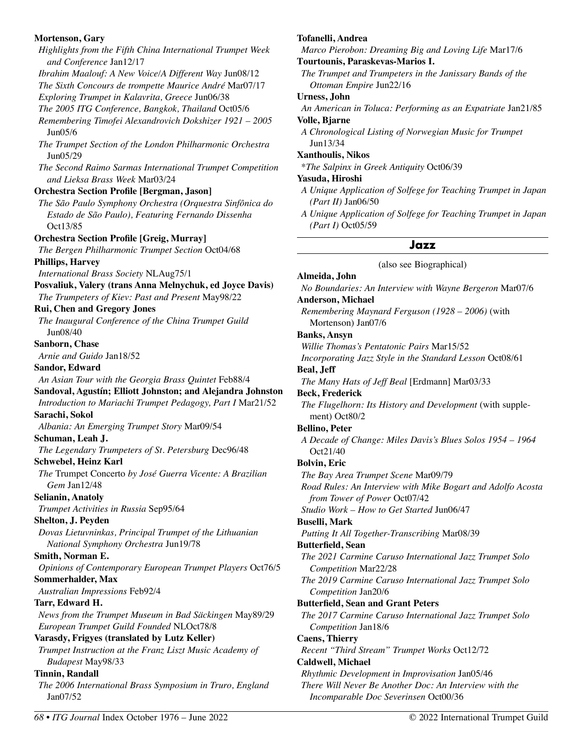**Mortenson, Gary**

*Highlights from the Fifth China International Trumpet Week and Conference* Jan12/17

*Ibrahim Maalouf: A New Voice/A Different Way* Jun08/12

*The Sixth Concours de trompette Maurice André* Mar07/17

*Exploring Trumpet in Kalavrita, Greece* Jun06/38

*The 2005 ITG Conference, Bangkok, Thailand* Oct05/6

*Remembering Timofei Alexandrovich Dokshizer 1921 – 2005* Jun05/6

*The Trumpet Section of the London Philharmonic Orchestra* Jun05/29

*The Second Raimo Sarmas International Trumpet Competition and Lieksa Brass Week* Mar03/24

**Orchestra Section Profile [Bergman, Jason]**

*The São Paulo Symphony Orchestra (Orquestra Sinfônica do Estado de São Paulo), Featuring Fernando Dissenha* Oct13/85

**Orchestra Section Profile [Greig, Murray]**

*The Bergen Philharmonic Trumpet Section* Oct04/68

**Phillips, Harvey**

*International Brass Society* NLAug75/1

**Posvaliuk, Valery (trans Anna Melnychuk, ed Joyce Davis)**

*The Trumpeters of Kiev: Past and Present* May98/22

**Rui, Chen and Gregory Jones**

*The Inaugural Conference of the China Trumpet Guild* Jun08/40

**Sanborn, Chase**

*Arnie and Guido* Jan18/52

**Sandor, Edward**

*An Asian Tour with the Georgia Brass Quintet* Feb88/4

**Sandoval, Agustín; Elliott Johnston; and Alejandra Johnston**

*Introduction to Mariachi Trumpet Pedagogy, Part I* Mar21/52

**Sarachi, Sokol**

*Albania: An Emerging Trumpet Story* Mar09/54

**Schuman, Leah J.**

*The Legendary Trumpeters of St. Petersburg* Dec96/48

**Schwebel, Heinz Karl**

*The* Trumpet Concerto *by José Guerra Vicente: A Brazilian Gem* Jan12/48

**Selianin, Anatoly**

*Trumpet Activities in Russia* Sep95/64

**Shelton, J. Peyden**

*Dovas Lietuvninkas, Principal Trumpet of the Lithuanian National Symphony Orchestra* Jun19/78

**Smith, Norman E.**

*Opinions of Contemporary European Trumpet Players* Oct76/5

**Sommerhalder, Max**

*Australian Impressions* Feb92/4

**Tarr, Edward H.**

*News from the Trumpet Museum in Bad Säckingen* May89/29

*European Trumpet Guild Founded* NLOct78/8

**Varasdy, Frigyes (translated by Lutz Keller)**

*Trumpet Instruction at the Franz Liszt Music Academy of Budapest* May98/33

**Tinnin, Randall**

*The 2006 International Brass Symposium in Truro, England* Jan07/52

**Tofanelli, Andrea**

*Marco Pierobon: Dreaming Big and Loving Life* Mar17/6

**Tourtounis, Paraskevas-Marios I.**

*The Trumpet and Trumpeters in the Janissary Bands of the Ottoman Empire* Jun22/16

**Urness, John**

*An American in Toluca: Performing as an Expatriate* Jan21/85

**Volle, Bjarne**

*A Chronological Listing of Norwegian Music for Trumpet* Jun13/34

**Xanthoulis, Nikos**

*\*The Salpinx in Greek Antiquity* Oct06/39

**Yasuda, Hiroshi**

*A Unique Application of Solfege for Teaching Trumpet in Japan (Part II)* Jan06/50

*A Unique Application of Solfege for Teaching Trumpet in Japan (Part I)* Oct05/59

## Jazz

(also see Biographical)

**Almeida, John**

*No Boundaries: An Interview with Wayne Bergeron* Mar07/6

**Anderson, Michael**

*Remembering Maynard Ferguson (1928 – 2006)* (with Mortenson) Jan07/6

**Banks, Ansyn**

*Willie Thomas's Pentatonic Pairs* Mar15/52

*Incorporating Jazz Style in the Standard Lesson* Oct08/61

**Beal, Jeff**

*The Many Hats of Jeff Beal* [Erdmann] Mar03/33

**Beck, Frederick**

*The Flugelhorn: Its History and Development* (with supplement) Oct80/2

**Bellino, Peter**

*A Decade of Change: Miles Davis's Blues Solos 1954 – 1964* Oct21/40

**Bolvin, Eric**

*The Bay Area Trumpet Scene* Mar09/79

*Road Rules: An Interview with Mike Bogart and Adolfo Acosta from Tower of Power* Oct07/42

*Studio Work – How to Get Started* Jun06/47

**Buselli, Mark**

*Putting It All Together-Transcribing* Mar08/39

**Butterfield, Sean**

*The 2021 Carmine Caruso International Jazz Trumpet Solo Competition* Mar22/28

*The 2019 Carmine Caruso International Jazz Trumpet Solo Competition* Jan20/6

**Butterfield, Sean and Grant Peters**

*The 2017 Carmine Caruso International Jazz Trumpet Solo Competition* Jan18/6

**Caens, Thierry**

*Recent "Third Stream" Trumpet Works* Oct12/72

**Caldwell, Michael**

*Rhythmic Development in Improvisation* Jan05/46

*There Will Never Be Another Doc: An Interview with the Incomparable Doc Severinsen* Oct00/36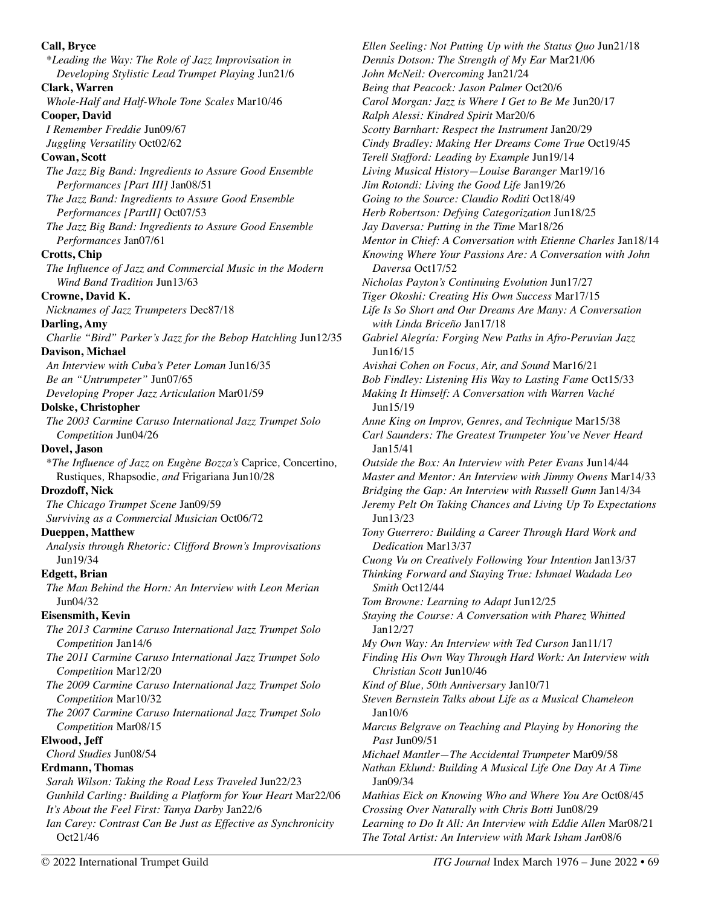**Call, Bryce**

*\*Leading the Way: The Role of Jazz Improvisation in Developing Stylistic Lead Trumpet Playing* Jun21/6

**Clark, Warren**

*Whole-Half and Half-Whole Tone Scales* Mar10/46

**Cooper, David**

*I Remember Freddie* Jun09/67

*Juggling Versatility* Oct02/62

**Cowan, Scott**

*The Jazz Big Band: Ingredients to Assure Good Ensemble Performances [Part III]* Jan08/51

*The Jazz Band: Ingredients to Assure Good Ensemble Performances [PartII]* Oct07/53

*The Jazz Big Band: Ingredients to Assure Good Ensemble Performances* Jan07/61

**Crotts, Chip**

*The Influence of Jazz and Commercial Music in the Modern Wind Band Tradition* Jun13/63

**Crowne, David K.**

*Nicknames of Jazz Trumpeters* Dec87/18

**Darling, Amy**

*Charlie "Bird" Parker's Jazz for the Bebop Hatchling* Jun12/35

**Davison, Michael**

*An Interview with Cuba's Peter Loman* Jun16/35

*Be an "Untrumpeter"* Jun07/65

*Developing Proper Jazz Articulation* Mar01/59

**Dolske, Christopher**

*The 2003 Carmine Caruso International Jazz Trumpet Solo Competition* Jun04/26

**Dovel, Jason**

*\*The Influence of Jazz on Eugène Bozza's* Caprice*,* Concertino*,* Rustiques*,* Rhapsodie*, and* Frigariana Jun10/28

**Drozdoff, Nick**

*The Chicago Trumpet Scene* Jan09/59

*Surviving as a Commercial Musician* Oct06/72

**Dueppen, Matthew**

*Analysis through Rhetoric: Clifford Brown's Improvisations* Jun19/34

**Edgett, Brian**

*The Man Behind the Horn: An Interview with Leon Merian* Jun04/32

**Eisensmith, Kevin**

*The 2013 Carmine Caruso International Jazz Trumpet Solo Competition* Jan14/6

*The 2011 Carmine Caruso International Jazz Trumpet Solo Competition* Mar12/20

*The 2009 Carmine Caruso International Jazz Trumpet Solo Competition* Mar10/32

*The 2007 Carmine Caruso International Jazz Trumpet Solo Competition* Mar08/15

**Elwood, Jeff**

*Chord Studies* Jun08/54

**Erdmann, Thomas**

*Sarah Wilson: Taking the Road Less Traveled* Jun22/23

*Gunhild Carling: Building a Platform for Your Heart* Mar22/06

*It's About the Feel First: Tanya Darby* Jan22/6

*Ian Carey: Contrast Can Be Just as Effective as Synchronicity* Oct21/46

*Ellen Seeling: Not Putting Up with the Status Quo* Jun21/18

*Dennis Dotson: The Strength of My Ear* Mar21/06

*John McNeil: Overcoming* Jan21/24

*Being that Peacock: Jason Palmer* Oct20/6

*Carol Morgan: Jazz is Where I Get to Be Me* Jun20/17

*Ralph Alessi: Kindred Spirit* Mar20/6

*Scotty Barnhart: Respect the Instrument* Jan20/29

*Cindy Bradley: Making Her Dreams Come True* Oct19/45

*Terell Stafford: Leading by Example* Jun19/14

*Living Musical History—Louise Baranger* Mar19/16

*Jim Rotondi: Living the Good Life* Jan19/26

*Going to the Source: Claudio Roditi* Oct18/49

*Herb Robertson: Defying Categorization* Jun18/25

*Jay Daversa: Putting in the Time* Mar18/26

*Mentor in Chief: A Conversation with Etienne Charles* Jan18/14

*Knowing Where Your Passions Are: A Conversation with John Daversa* Oct17/52

*Nicholas Payton's Continuing Evolution* Jun17/27

*Tiger Okoshi: Creating His Own Success* Mar17/15

*Life Is So Short and Our Dreams Are Many: A Conversation with Linda Briceño* Jan17/18

*Gabriel Alegría: Forging New Paths in Afro-Peruvian Jazz* Jun16/15

*Avishai Cohen on Focus, Air, and Sound* Mar16/21

*Bob Findley: Listening His Way to Lasting Fame* Oct15/33

*Making It Himself: A Conversation with Warren Vaché* Jun15/19

*Anne King on Improv, Genres, and Technique* Mar15/38

*Carl Saunders: The Greatest Trumpeter You've Never Heard* Jan15/41

*Outside the Box: An Interview with Peter Evans* Jun14/44

*Master and Mentor: An Interview with Jimmy Owens* Mar14/33

*Bridging the Gap: An Interview with Russell Gunn* Jan14/34

*Jeremy Pelt On Taking Chances and Living Up To Expectations* Jun13/23

*Tony Guerrero: Building a Career Through Hard Work and Dedication* Mar13/37

*Cuong Vu on Creatively Following Your Intention* Jan13/37

*Thinking Forward and Staying True: Ishmael Wadada Leo Smith* Oct12/44

*Tom Browne: Learning to Adapt* Jun12/25

*Staying the Course: A Conversation with Pharez Whitted* Jan12/27

*My Own Way: An Interview with Ted Curson* Jan11/17

*Finding His Own Way Through Hard Work: An Interview with Christian Scott* Jun10/46

*Kind of Blue, 50th Anniversary* Jan10/71

*Steven Bernstein Talks about Life as a Musical Chameleon* Jan10/6

*Marcus Belgrave on Teaching and Playing by Honoring the Past* Jun09/51

*Michael Mantler—The Accidental Trumpeter* Mar09/58

*Nathan Eklund: Building A Musical Life One Day At A Time* Jan09/34

*Mathias Eick on Knowing Who and Where You Are* Oct08/45

*Crossing Over Naturally with Chris Botti* Jun08/29

*Learning to Do It All: An Interview with Eddie Allen* Mar08/21

*The Total Artist: An Interview with Mark Isham Jan*08/6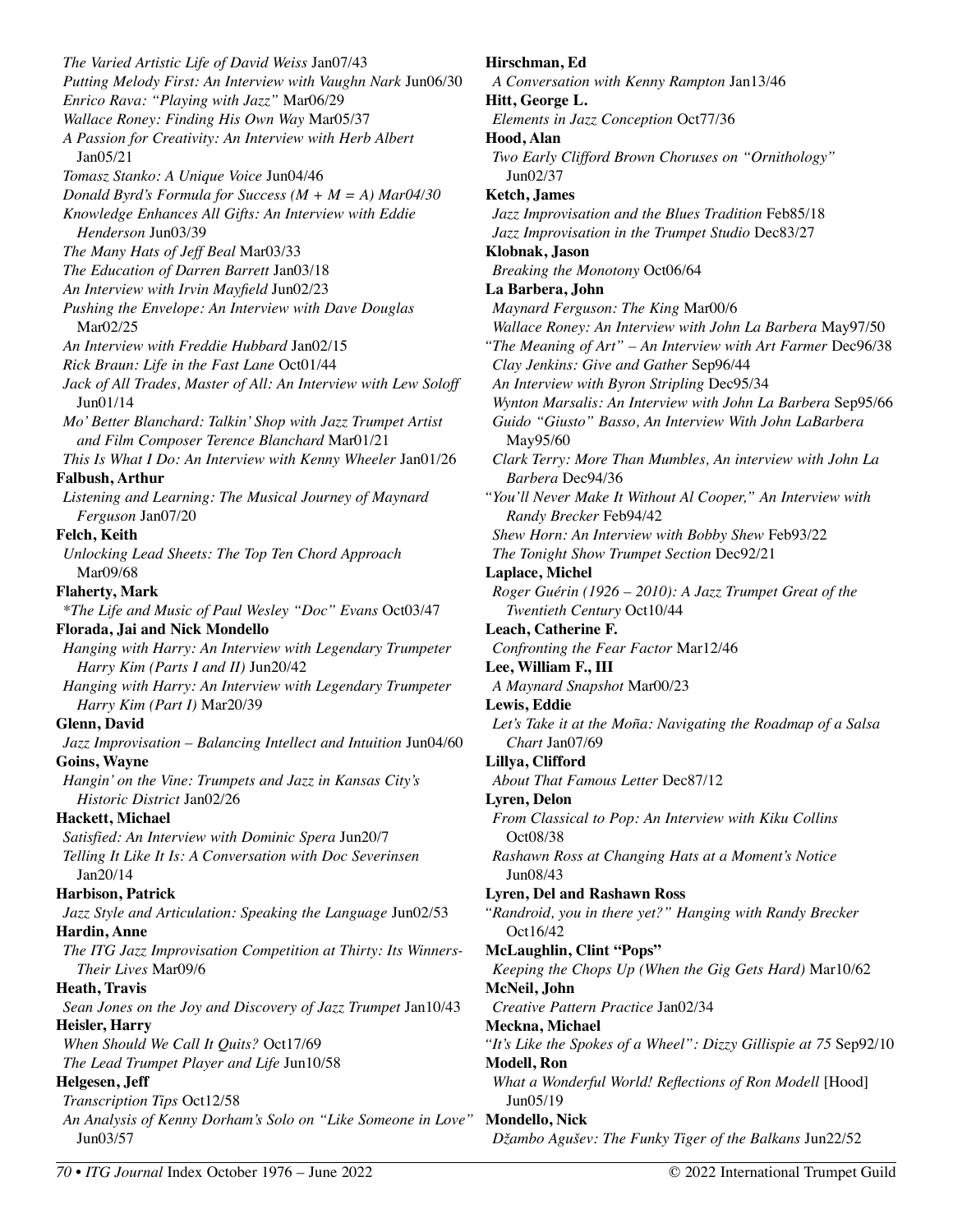*The Varied Artistic Life of David Weiss* Jan07/43
*Putting Melody First: An Interview with Vaughn Nark* Jun06/30
*Enrico Rava: "Playing with Jazz"* Mar06/29
*Wallace Roney: Finding His Own Way* Mar05/37
*A Passion for Creativity: An Interview with Herb Albert* Jan05/21
*Tomasz Stanko: A Unique Voice* Jun04/46
*Donald Byrd's Formula for Success (M + M = A) Mar04/30*
*Knowledge Enhances All Gifts: An Interview with Eddie Henderson* Jun03/39
*The Many Hats of Jeff Beal* Mar03/33
*The Education of Darren Barrett* Jan03/18
*An Interview with Irvin Mayfield* Jun02/23
*Pushing the Envelope: An Interview with Dave Douglas* Mar02/25
*An Interview with Freddie Hubbard* Jan02/15
*Rick Braun: Life in the Fast Lane* Oct01/44
*Jack of All Trades, Master of All: An Interview with Lew Soloff* Jun01/14
*Mo' Better Blanchard: Talkin' Shop with Jazz Trumpet Artist and Film Composer Terence Blanchard* Mar01/21
*This Is What I Do: An Interview with Kenny Wheeler* Jan01/26

**Falbush, Arthur**
*Listening and Learning: The Musical Journey of Maynard Ferguson* Jan07/20

**Felch, Keith**
*Unlocking Lead Sheets: The Top Ten Chord Approach* Mar09/68

**Flaherty, Mark**
*\*The Life and Music of Paul Wesley "Doc" Evans* Oct03/47

**Florada, Jai and Nick Mondello**
*Hanging with Harry: An Interview with Legendary Trumpeter Harry Kim (Parts I and II)* Jun20/42
*Hanging with Harry: An Interview with Legendary Trumpeter Harry Kim (Part I)* Mar20/39

**Glenn, David**
*Jazz Improvisation – Balancing Intellect and Intuition* Jun04/60

**Goins, Wayne**
*Hangin' on the Vine: Trumpets and Jazz in Kansas City's Historic District* Jan02/26

**Hackett, Michael**
*Satisfied: An Interview with Dominic Spera* Jun20/7
*Telling It Like It Is: A Conversation with Doc Severinsen* Jan20/14

**Harbison, Patrick**
*Jazz Style and Articulation: Speaking the Language* Jun02/53

**Hardin, Anne**
*The ITG Jazz Improvisation Competition at Thirty: Its Winners-Their Lives* Mar09/6

**Heath, Travis**
*Sean Jones on the Joy and Discovery of Jazz Trumpet* Jan10/43

**Heisler, Harry**
*When Should We Call It Quits?* Oct17/69
*The Lead Trumpet Player and Life* Jun10/58

**Helgesen, Jeff**
*Transcription Tips* Oct12/58
*An Analysis of Kenny Dorham's Solo on "Like Someone in Love"* Jun03/57

**Hirschman, Ed**
*A Conversation with Kenny Rampton* Jan13/46

**Hitt, George L.**
*Elements in Jazz Conception* Oct77/36

**Hood, Alan**
*Two Early Clifford Brown Choruses on "Ornithology"* Jun02/37

**Ketch, James**
*Jazz Improvisation and the Blues Tradition* Feb85/18
*Jazz Improvisation in the Trumpet Studio* Dec83/27

**Klobnak, Jason**
*Breaking the Monotony* Oct06/64

**La Barbera, John**
*Maynard Ferguson: The King* Mar00/6
*Wallace Roney: An Interview with John La Barbera* May97/50
*"The Meaning of Art" – An Interview with Art Farmer* Dec96/38
*Clay Jenkins: Give and Gather* Sep96/44
*An Interview with Byron Stripling* Dec95/34
*Wynton Marsalis: An Interview with John La Barbera* Sep95/66
*Guido "Giusto" Basso, An Interview With John LaBarbera* May95/60
*Clark Terry: More Than Mumbles, An interview with John La Barbera* Dec94/36
*"You'll Never Make It Without Al Cooper," An Interview with Randy Brecker* Feb94/42
*Shew Horn: An Interview with Bobby Shew* Feb93/22
*The Tonight Show Trumpet Section* Dec92/21

**Laplace, Michel**
*Roger Guérin (1926 – 2010): A Jazz Trumpet Great of the Twentieth Century* Oct10/44

**Leach, Catherine F.**
*Confronting the Fear Factor* Mar12/46

**Lee, William F., III**
*A Maynard Snapshot* Mar00/23

**Lewis, Eddie**
*Let's Take it at the Moña: Navigating the Roadmap of a Salsa Chart* Jan07/69

**Lillya, Clifford**
*About That Famous Letter* Dec87/12

**Lyren, Delon**
*From Classical to Pop: An Interview with Kiku Collins* Oct08/38
*Rashawn Ross at Changing Hats at a Moment's Notice* Jun08/43

**Lyren, Del and Rashawn Ross**
*"Randroid, you in there yet?" Hanging with Randy Brecker* Oct16/42

**McLaughlin, Clint "Pops"**
*Keeping the Chops Up (When the Gig Gets Hard)* Mar10/62

**McNeil, John**
*Creative Pattern Practice* Jan02/34

**Meckna, Michael**
*"It's Like the Spokes of a Wheel": Dizzy Gillispie at 75* Sep92/10

**Modell, Ron**
*What a Wonderful World! Reflections of Ron Modell* [Hood] Jun05/19

**Mondello, Nick**
*Džambo Agušev: The Funky Tiger of the Balkans* Jun22/52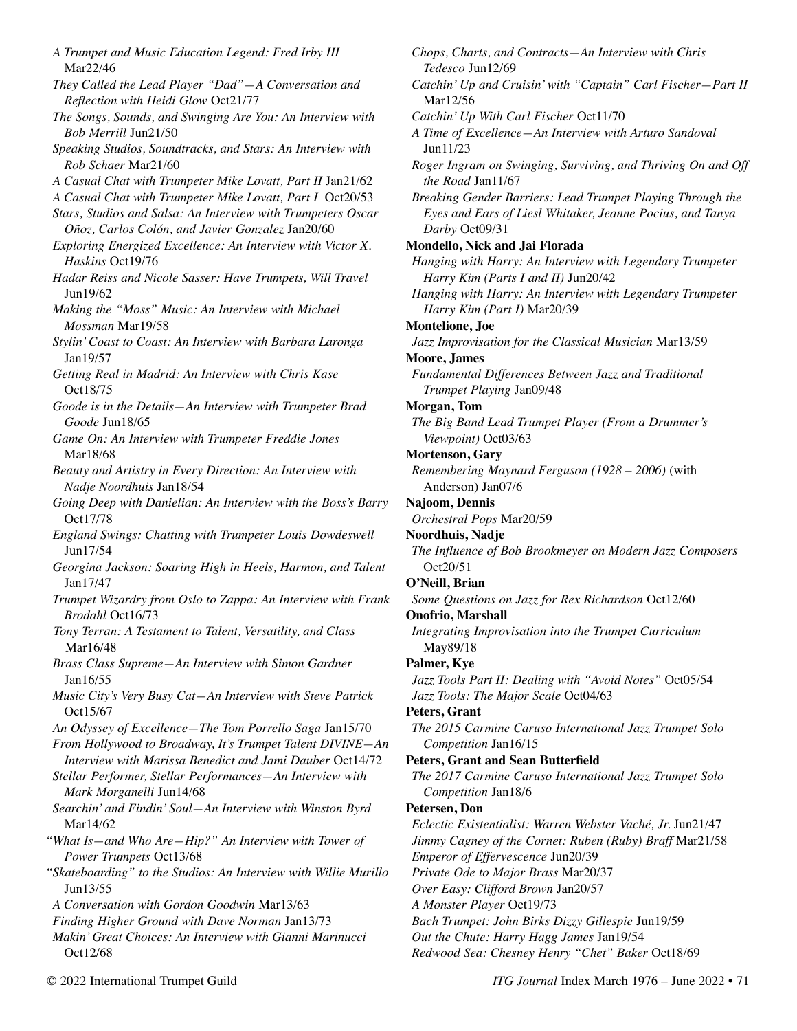*A Trumpet and Music Education Legend: Fred Irby III* Mar22/46
*They Called the Lead Player "Dad"—A Conversation and Reflection with Heidi Glow* Oct21/77
*The Songs, Sounds, and Swinging Are You: An Interview with Bob Merrill* Jun21/50
*Speaking Studios, Soundtracks, and Stars: An Interview with Rob Schaer* Mar21/60
*A Casual Chat with Trumpeter Mike Lovatt, Part II* Jan21/62
*A Casual Chat with Trumpeter Mike Lovatt, Part I* Oct20/53
*Stars, Studios and Salsa: An Interview with Trumpeters Oscar Oñoz, Carlos Colón, and Javier Gonzalez* Jan20/60
*Exploring Energized Excellence: An Interview with Victor X. Haskins* Oct19/76
*Hadar Reiss and Nicole Sasser: Have Trumpets, Will Travel* Jun19/62
*Making the "Moss" Music: An Interview with Michael Mossman* Mar19/58
*Stylin' Coast to Coast: An Interview with Barbara Laronga* Jan19/57
*Getting Real in Madrid: An Interview with Chris Kase* Oct18/75
*Goode is in the Details—An Interview with Trumpeter Brad Goode* Jun18/65
*Game On: An Interview with Trumpeter Freddie Jones* Mar18/68
*Beauty and Artistry in Every Direction: An Interview with Nadje Noordhuis* Jan18/54
*Going Deep with Danielian: An Interview with the Boss's Barry* Oct17/78
*England Swings: Chatting with Trumpeter Louis Dowdeswell* Jun17/54
*Georgina Jackson: Soaring High in Heels, Harmon, and Talent* Jan17/47
*Trumpet Wizardry from Oslo to Zappa: An Interview with Frank Brodahl* Oct16/73
*Tony Terran: A Testament to Talent, Versatility, and Class* Mar16/48
*Brass Class Supreme—An Interview with Simon Gardner* Jan16/55
*Music City's Very Busy Cat—An Interview with Steve Patrick* Oct15/67
*An Odyssey of Excellence—The Tom Porrello Saga* Jan15/70
*From Hollywood to Broadway, It's Trumpet Talent DIVINE—An Interview with Marissa Benedict and Jami Dauber* Oct14/72
*Stellar Performer, Stellar Performances—An Interview with Mark Morganelli* Jun14/68
*Searchin' and Findin' Soul—An Interview with Winston Byrd* Mar14/62
*"What Is—and Who Are—Hip?" An Interview with Tower of Power Trumpets* Oct13/68
*"Skateboarding" to the Studios: An Interview with Willie Murillo* Jun13/55
*A Conversation with Gordon Goodwin* Mar13/63
*Finding Higher Ground with Dave Norman* Jan13/73
*Makin' Great Choices: An Interview with Gianni Marinucci* Oct12/68
*Chops, Charts, and Contracts—An Interview with Chris Tedesco* Jun12/69
*Catchin' Up and Cruisin' with "Captain" Carl Fischer—Part II* Mar12/56
*Catchin' Up With Carl Fischer* Oct11/70
*A Time of Excellence—An Interview with Arturo Sandoval* Jun11/23
*Roger Ingram on Swinging, Surviving, and Thriving On and Off the Road* Jan11/67
*Breaking Gender Barriers: Lead Trumpet Playing Through the Eyes and Ears of Liesl Whitaker, Jeanne Pocius, and Tanya Darby* Oct09/31

**Mondello, Nick and Jai Florada**
*Hanging with Harry: An Interview with Legendary Trumpeter Harry Kim (Parts I and II)* Jun20/42
*Hanging with Harry: An Interview with Legendary Trumpeter Harry Kim (Part I)* Mar20/39

**Montelione, Joe**
*Jazz Improvisation for the Classical Musician* Mar13/59

**Moore, James**
*Fundamental Differences Between Jazz and Traditional Trumpet Playing* Jan09/48

**Morgan, Tom**
*The Big Band Lead Trumpet Player (From a Drummer's Viewpoint)* Oct03/63

**Mortenson, Gary**
*Remembering Maynard Ferguson (1928 – 2006)* (with Anderson) Jan07/6

**Najoom, Dennis**
*Orchestral Pops* Mar20/59

**Noordhuis, Nadje**
*The Influence of Bob Brookmeyer on Modern Jazz Composers* Oct20/51

**O'Neill, Brian**
*Some Questions on Jazz for Rex Richardson* Oct12/60

**Onofrio, Marshall**
*Integrating Improvisation into the Trumpet Curriculum* May89/18

**Palmer, Kye**
*Jazz Tools Part II: Dealing with "Avoid Notes"* Oct05/54
*Jazz Tools: The Major Scale* Oct04/63

**Peters, Grant**
*The 2015 Carmine Caruso International Jazz Trumpet Solo Competition* Jan16/15

**Peters, Grant and Sean Butterfield**
*The 2017 Carmine Caruso International Jazz Trumpet Solo Competition* Jan18/6

**Petersen, Don**
*Eclectic Existentialist: Warren Webster Vaché, Jr.* Jun21/47
*Jimmy Cagney of the Cornet: Ruben (Ruby) Braff* Mar21/58
*Emperor of Effervescence* Jun20/39
*Private Ode to Major Brass* Mar20/37
*Over Easy: Clifford Brown* Jan20/57
*A Monster Player* Oct19/73
*Bach Trumpet: John Birks Dizzy Gillespie* Jun19/59
*Out the Chute: Harry Hagg James* Jan19/54
*Redwood Sea: Chesney Henry "Chet" Baker* Oct18/69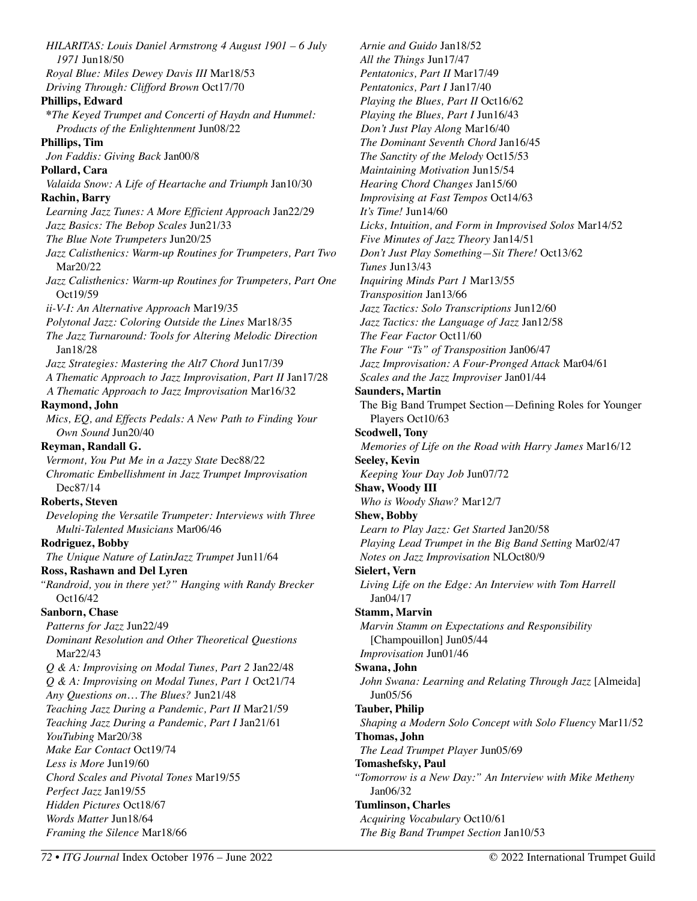*HILARITAS: Louis Daniel Armstrong 4 August 1901 – 6 July 1971* Jun18/50
*Royal Blue: Miles Dewey Davis III* Mar18/53
*Driving Through: Clifford Brown* Oct17/70

**Phillips, Edward**
*\*The Keyed Trumpet and Concerti of Haydn and Hummel: Products of the Enlightenment* Jun08/22

**Phillips, Tim**
*Jon Faddis: Giving Back* Jan00/8

**Pollard, Cara**
*Valaida Snow: A Life of Heartache and Triumph* Jan10/30

**Rachin, Barry**
*Learning Jazz Tunes: A More Efficient Approach* Jan22/29
*Jazz Basics: The Bebop Scales* Jun21/33
*The Blue Note Trumpeters* Jun20/25
*Jazz Calisthenics: Warm-up Routines for Trumpeters, Part Two* Mar20/22
*Jazz Calisthenics: Warm-up Routines for Trumpeters, Part One* Oct19/59
*ii-V-I: An Alternative Approach* Mar19/35
*Polytonal Jazz: Coloring Outside the Lines* Mar18/35
*The Jazz Turnaround: Tools for Altering Melodic Direction* Jan18/28
*Jazz Strategies: Mastering the Alt7 Chord* Jun17/39
*A Thematic Approach to Jazz Improvisation, Part II* Jan17/28
*A Thematic Approach to Jazz Improvisation* Mar16/32

**Raymond, John**
*Mics, EQ, and Effects Pedals: A New Path to Finding Your Own Sound* Jun20/40

**Reyman, Randall G.**
*Vermont, You Put Me in a Jazzy State* Dec88/22
*Chromatic Embellishment in Jazz Trumpet Improvisation* Dec87/14

**Roberts, Steven**
*Developing the Versatile Trumpeter: Interviews with Three Multi-Talented Musicians* Mar06/46

**Rodriguez, Bobby**
*The Unique Nature of LatinJazz Trumpet* Jun11/64

**Ross, Rashawn and Del Lyren**
*"Randroid, you in there yet?" Hanging with Randy Brecker* Oct16/42

**Sanborn, Chase**
*Patterns for Jazz* Jun22/49
*Dominant Resolution and Other Theoretical Questions* Mar22/43
*Q & A: Improvising on Modal Tunes, Part 2* Jan22/48
*Q & A: Improvising on Modal Tunes, Part 1* Oct21/74
*Any Questions on… The Blues?* Jun21/48
*Teaching Jazz During a Pandemic, Part II* Mar21/59
*Teaching Jazz During a Pandemic, Part I* Jan21/61
*YouTubing* Mar20/38
*Make Ear Contact* Oct19/74
*Less is More* Jun19/60
*Chord Scales and Pivotal Tones* Mar19/55
*Perfect Jazz* Jan19/55
*Hidden Pictures* Oct18/67
*Words Matter* Jun18/64
*Framing the Silence* Mar18/66
*Arnie and Guido* Jan18/52
*All the Things* Jun17/47
*Pentatonics, Part II* Mar17/49
*Pentatonics, Part I* Jan17/40
*Playing the Blues, Part II* Oct16/62
*Playing the Blues, Part I* Jun16/43
*Don't Just Play Along* Mar16/40
*The Dominant Seventh Chord* Jan16/45
*The Sanctity of the Melody* Oct15/53
*Maintaining Motivation* Jun15/54
*Hearing Chord Changes* Jan15/60
*Improvising at Fast Tempos* Oct14/63
*It's Time!* Jun14/60
*Licks, Intuition, and Form in Improvised Solos* Mar14/52
*Five Minutes of Jazz Theory* Jan14/51
*Don't Just Play Something—Sit There!* Oct13/62
*Tunes* Jun13/43
*Inquiring Minds Part 1* Mar13/55
*Transposition* Jan13/66
*Jazz Tactics: Solo Transcriptions* Jun12/60
*Jazz Tactics: the Language of Jazz* Jan12/58
*The Fear Factor* Oct11/60
*The Four "Ts" of Transposition* Jan06/47
*Jazz Improvisation: A Four-Pronged Attack* Mar04/61
*Scales and the Jazz Improviser* Jan01/44

**Saunders, Martin**
The Big Band Trumpet Section—Defining Roles for Younger Players Oct10/63

**Scodwell, Tony**
*Memories of Life on the Road with Harry James* Mar16/12

**Seeley, Kevin**
*Keeping Your Day Job* Jun07/72

**Shaw, Woody III**
*Who is Woody Shaw?* Mar12/7

**Shew, Bobby**
*Learn to Play Jazz: Get Started* Jan20/58
*Playing Lead Trumpet in the Big Band Setting* Mar02/47
*Notes on Jazz Improvisation* NLOct80/9

**Sielert, Vern**
*Living Life on the Edge: An Interview with Tom Harrell* Jan04/17

**Stamm, Marvin**
*Marvin Stamm on Expectations and Responsibility* [Champouillon] Jun05/44
*Improvisation* Jun01/46

**Swana, John**
*John Swana: Learning and Relating Through Jazz* [Almeida] Jun05/56

**Tauber, Philip**
*Shaping a Modern Solo Concept with Solo Fluency* Mar11/52

**Thomas, John**
*The Lead Trumpet Player* Jun05/69

**Tomashefsky, Paul**
*"Tomorrow is a New Day:" An Interview with Mike Metheny* Jan06/32

**Tumlinson, Charles**
*Acquiring Vocabulary* Oct10/61
*The Big Band Trumpet Section* Jan10/53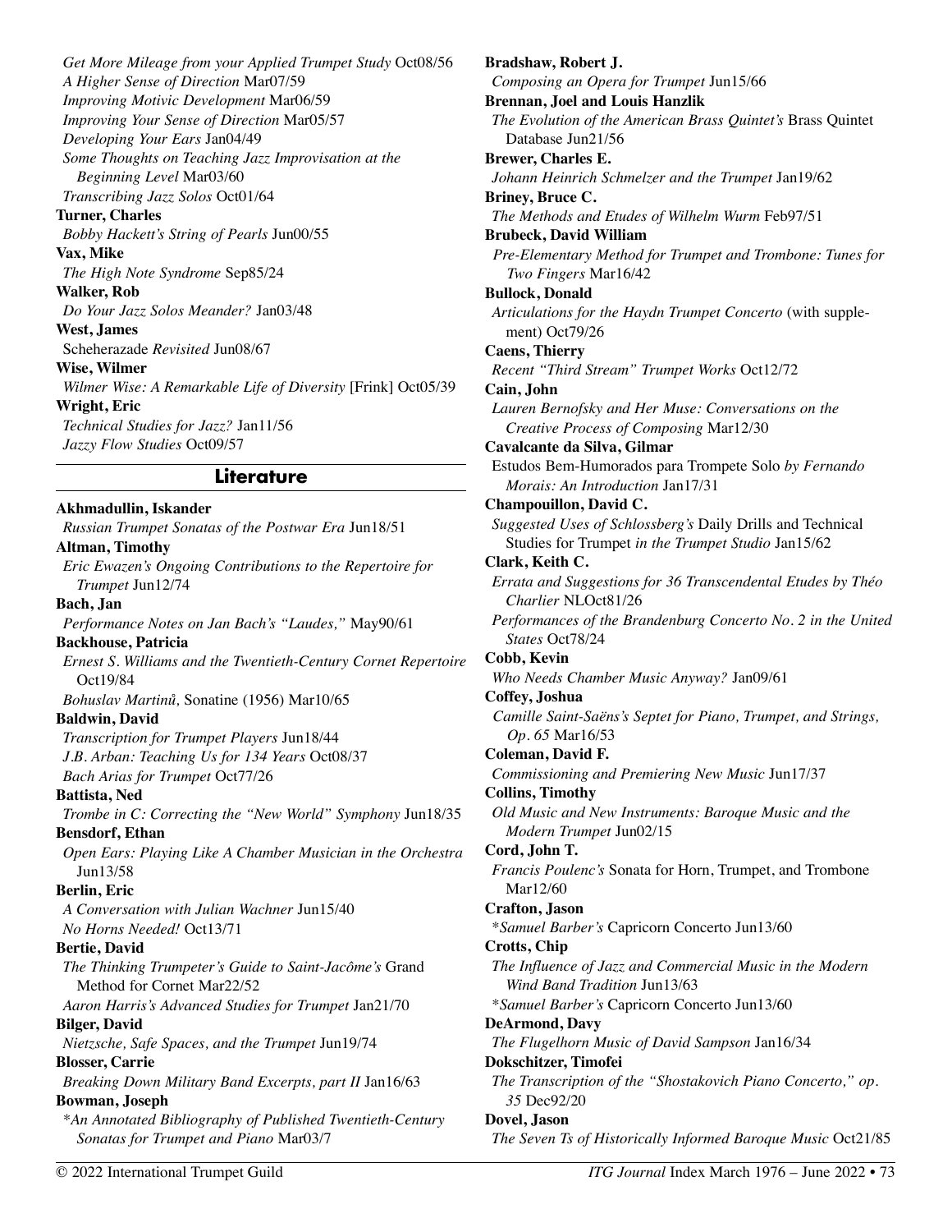*Get More Mileage from your Applied Trumpet Study* Oct08/56
*A Higher Sense of Direction* Mar07/59
*Improving Motivic Development* Mar06/59
*Improving Your Sense of Direction* Mar05/57
*Developing Your Ears* Jan04/49
*Some Thoughts on Teaching Jazz Improvisation at the Beginning Level* Mar03/60
*Transcribing Jazz Solos* Oct01/64

**Turner, Charles**
*Bobby Hackett's String of Pearls* Jun00/55

**Vax, Mike**
*The High Note Syndrome* Sep85/24

**Walker, Rob**
*Do Your Jazz Solos Meander?* Jan03/48

**West, James**
Scheherazade *Revisited* Jun08/67

**Wise, Wilmer**
*Wilmer Wise: A Remarkable Life of Diversity* [Frink] Oct05/39

**Wright, Eric**
*Technical Studies for Jazz?* Jan11/56
*Jazzy Flow Studies* Oct09/57

## Literature

**Akhmadullin, Iskander**
*Russian Trumpet Sonatas of the Postwar Era* Jun18/51

**Altman, Timothy**
*Eric Ewazen's Ongoing Contributions to the Repertoire for Trumpet* Jun12/74

**Bach, Jan**
*Performance Notes on Jan Bach's "Laudes,"* May90/61

**Backhouse, Patricia**
*Ernest S. Williams and the Twentieth-Century Cornet Repertoire* Oct19/84
*Bohuslav Martinů,* Sonatine (1956) Mar10/65

**Baldwin, David**
*Transcription for Trumpet Players* Jun18/44
*J.B. Arban: Teaching Us for 134 Years* Oct08/37
*Bach Arias for Trumpet* Oct77/26

**Battista, Ned**
*Trombe in C: Correcting the "New World" Symphony* Jun18/35

**Bensdorf, Ethan**
*Open Ears: Playing Like A Chamber Musician in the Orchestra* Jun13/58

**Berlin, Eric**
*A Conversation with Julian Wachner* Jun15/40
*No Horns Needed!* Oct13/71

**Bertie, David**
*The Thinking Trumpeter's Guide to Saint-Jacôme's* Grand Method for Cornet Mar22/52
*Aaron Harris's Advanced Studies for Trumpet* Jan21/70

**Bilger, David**
*Nietzsche, Safe Spaces, and the Trumpet* Jun19/74

**Blosser, Carrie**
*Breaking Down Military Band Excerpts, part II* Jan16/63

**Bowman, Joseph**
*\*An Annotated Bibliography of Published Twentieth-Century Sonatas for Trumpet and Piano* Mar03/7

**Bradshaw, Robert J.**
*Composing an Opera for Trumpet* Jun15/66

**Brennan, Joel and Louis Hanzlik**
*The Evolution of the American Brass Quintet's* Brass Quintet Database Jun21/56

**Brewer, Charles E.**
*Johann Heinrich Schmelzer and the Trumpet* Jan19/62

**Briney, Bruce C.**
*The Methods and Etudes of Wilhelm Wurm* Feb97/51

**Brubeck, David William**
*Pre-Elementary Method for Trumpet and Trombone: Tunes for Two Fingers* Mar16/42

**Bullock, Donald**
*Articulations for the Haydn Trumpet Concerto* (with supplement) Oct79/26

**Caens, Thierry**
*Recent "Third Stream" Trumpet Works* Oct12/72

**Cain, John**
*Lauren Bernofsky and Her Muse: Conversations on the Creative Process of Composing* Mar12/30

**Cavalcante da Silva, Gilmar**
Estudos Bem-Humorados para Trompete Solo *by Fernando Morais: An Introduction* Jan17/31

**Champouillon, David C.**
*Suggested Uses of Schlossberg's* Daily Drills and Technical Studies for Trumpet *in the Trumpet Studio* Jan15/62

**Clark, Keith C.**
*Errata and Suggestions for 36 Transcendental Etudes by Théo Charlier* NLOct81/26
*Performances of the Brandenburg Concerto No. 2 in the United States* Oct78/24

**Cobb, Kevin**
*Who Needs Chamber Music Anyway?* Jan09/61

**Coffey, Joshua**
*Camille Saint-Saëns's Septet for Piano, Trumpet, and Strings, Op. 65* Mar16/53

**Coleman, David F.**
*Commissioning and Premiering New Music* Jun17/37

**Collins, Timothy**
*Old Music and New Instruments: Baroque Music and the Modern Trumpet* Jun02/15

**Cord, John T.**
*Francis Poulenc's* Sonata for Horn, Trumpet, and Trombone Mar12/60

**Crafton, Jason**
*\*Samuel Barber's* Capricorn Concerto Jun13/60

**Crotts, Chip**
*The Influence of Jazz and Commercial Music in the Modern Wind Band Tradition* Jun13/63
*\*Samuel Barber's* Capricorn Concerto Jun13/60

**DeArmond, Davy**
*The Flugelhorn Music of David Sampson* Jan16/34

**Dokschitzer, Timofei**
*The Transcription of the "Shostakovich Piano Concerto," op. 35* Dec92/20

**Dovel, Jason**
*The Seven Ts of Historically Informed Baroque Music* Oct21/85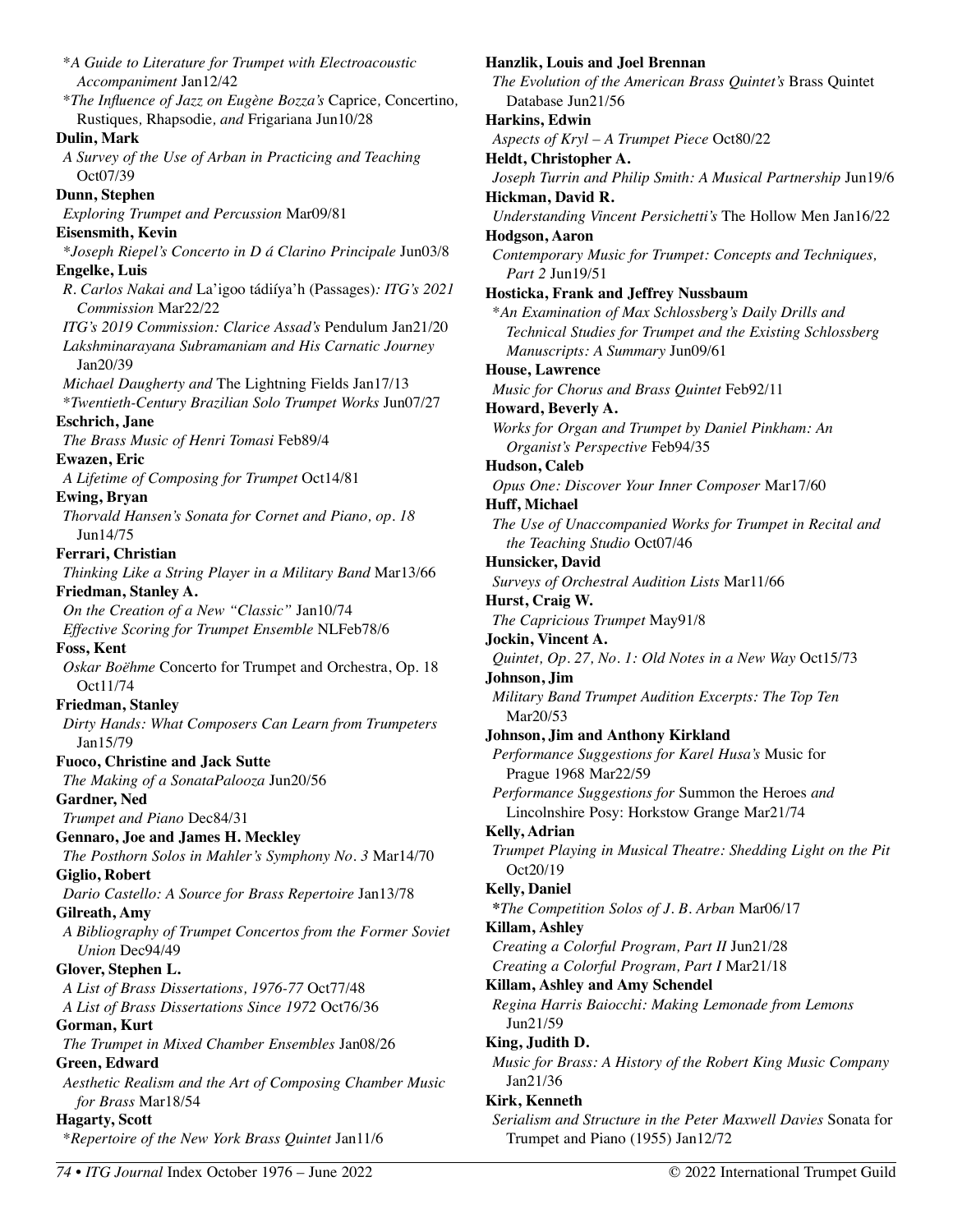*A Guide to Literature for Trumpet with Electroacoustic Accompaniment* Jan12/42
*The Influence of Jazz on Eugène Bozza's* Caprice, Concertino, Rustiques, Rhapsodie, *and* Frigariana Jun10/28

**Dulin, Mark**
*A Survey of the Use of Arban in Practicing and Teaching* Oct07/39

**Dunn, Stephen**
*Exploring Trumpet and Percussion* Mar09/81

**Eisensmith, Kevin**
*Joseph Riepel's Concerto in D á Clarino Principale* Jun03/8

**Engelke, Luis**
*R. Carlos Nakai and* La'igoo tádiíya'h (Passages)*: ITG's 2021 Commission* Mar22/22
*ITG's 2019 Commission: Clarice Assad's* Pendulum Jan21/20
*Lakshminarayana Subramaniam and His Carnatic Journey* Jan20/39
*Michael Daugherty and* The Lightning Fields Jan17/13
*Twentieth-Century Brazilian Solo Trumpet Works* Jun07/27

**Eschrich, Jane**
*The Brass Music of Henri Tomasi* Feb89/4

**Ewazen, Eric**
*A Lifetime of Composing for Trumpet* Oct14/81

**Ewing, Bryan**
*Thorvald Hansen's Sonata for Cornet and Piano, op. 18* Jun14/75

**Ferrari, Christian**
*Thinking Like a String Player in a Military Band* Mar13/66

**Friedman, Stanley A.**
*On the Creation of a New "Classic"* Jan10/74
*Effective Scoring for Trumpet Ensemble* NLFeb78/6

**Foss, Kent**
*Oskar Boëhme* Concerto for Trumpet and Orchestra, Op. 18 Oct11/74

**Friedman, Stanley**
*Dirty Hands: What Composers Can Learn from Trumpeters* Jan15/79

**Fuoco, Christine and Jack Sutte**
*The Making of a SonataPalooza* Jun20/56

**Gardner, Ned**
*Trumpet and Piano* Dec84/31

**Gennaro, Joe and James H. Meckley**
*The Posthorn Solos in Mahler's Symphony No. 3* Mar14/70

**Giglio, Robert**
*Dario Castello: A Source for Brass Repertoire* Jan13/78

**Gilreath, Amy**
*A Bibliography of Trumpet Concertos from the Former Soviet Union* Dec94/49

**Glover, Stephen L.**
*A List of Brass Dissertations, 1976-77* Oct77/48
*A List of Brass Dissertations Since 1972* Oct76/36

**Gorman, Kurt**
*The Trumpet in Mixed Chamber Ensembles* Jan08/26

**Green, Edward**
*Aesthetic Realism and the Art of Composing Chamber Music for Brass* Mar18/54

**Hagarty, Scott**
*Repertoire of the New York Brass Quintet* Jan11/6

**Hanzlik, Louis and Joel Brennan**
*The Evolution of the American Brass Quintet's* Brass Quintet Database Jun21/56

**Harkins, Edwin**
*Aspects of Kryl – A Trumpet Piece* Oct80/22

**Heldt, Christopher A.**
*Joseph Turrin and Philip Smith: A Musical Partnership* Jun19/6

**Hickman, David R.**
*Understanding Vincent Persichetti's* The Hollow Men Jan16/22

**Hodgson, Aaron**
*Contemporary Music for Trumpet: Concepts and Techniques, Part 2* Jun19/51

**Hosticka, Frank and Jeffrey Nussbaum**
*An Examination of Max Schlossberg's Daily Drills and Technical Studies for Trumpet and the Existing Schlossberg Manuscripts: A Summary* Jun09/61

**House, Lawrence**
*Music for Chorus and Brass Quintet* Feb92/11

**Howard, Beverly A.**
*Works for Organ and Trumpet by Daniel Pinkham: An Organist's Perspective* Feb94/35

**Hudson, Caleb**
*Opus One: Discover Your Inner Composer* Mar17/60

**Huff, Michael**
*The Use of Unaccompanied Works for Trumpet in Recital and the Teaching Studio* Oct07/46

**Hunsicker, David**
*Surveys of Orchestral Audition Lists* Mar11/66

**Hurst, Craig W.**
*The Capricious Trumpet* May91/8

**Jockin, Vincent A.**
*Quintet, Op. 27, No. 1: Old Notes in a New Way* Oct15/73

**Johnson, Jim**
*Military Band Trumpet Audition Excerpts: The Top Ten* Mar20/53

**Johnson, Jim and Anthony Kirkland**
*Performance Suggestions for Karel Husa's* Music for Prague 1968 Mar22/59
*Performance Suggestions for* Summon the Heroes *and* Lincolnshire Posy: Horkstow Grange Mar21/74

**Kelly, Adrian**
*Trumpet Playing in Musical Theatre: Shedding Light on the Pit* Oct20/19

**Kelly, Daniel**
*The Competition Solos of J. B. Arban* Mar06/17

**Killam, Ashley**
*Creating a Colorful Program, Part II* Jun21/28
*Creating a Colorful Program, Part I* Mar21/18

**Killam, Ashley and Amy Schendel**
*Regina Harris Baiocchi: Making Lemonade from Lemons* Jun21/59

**King, Judith D.**
*Music for Brass: A History of the Robert King Music Company* Jan21/36

**Kirk, Kenneth**
*Serialism and Structure in the Peter Maxwell Davies* Sonata for Trumpet and Piano (1955) Jan12/72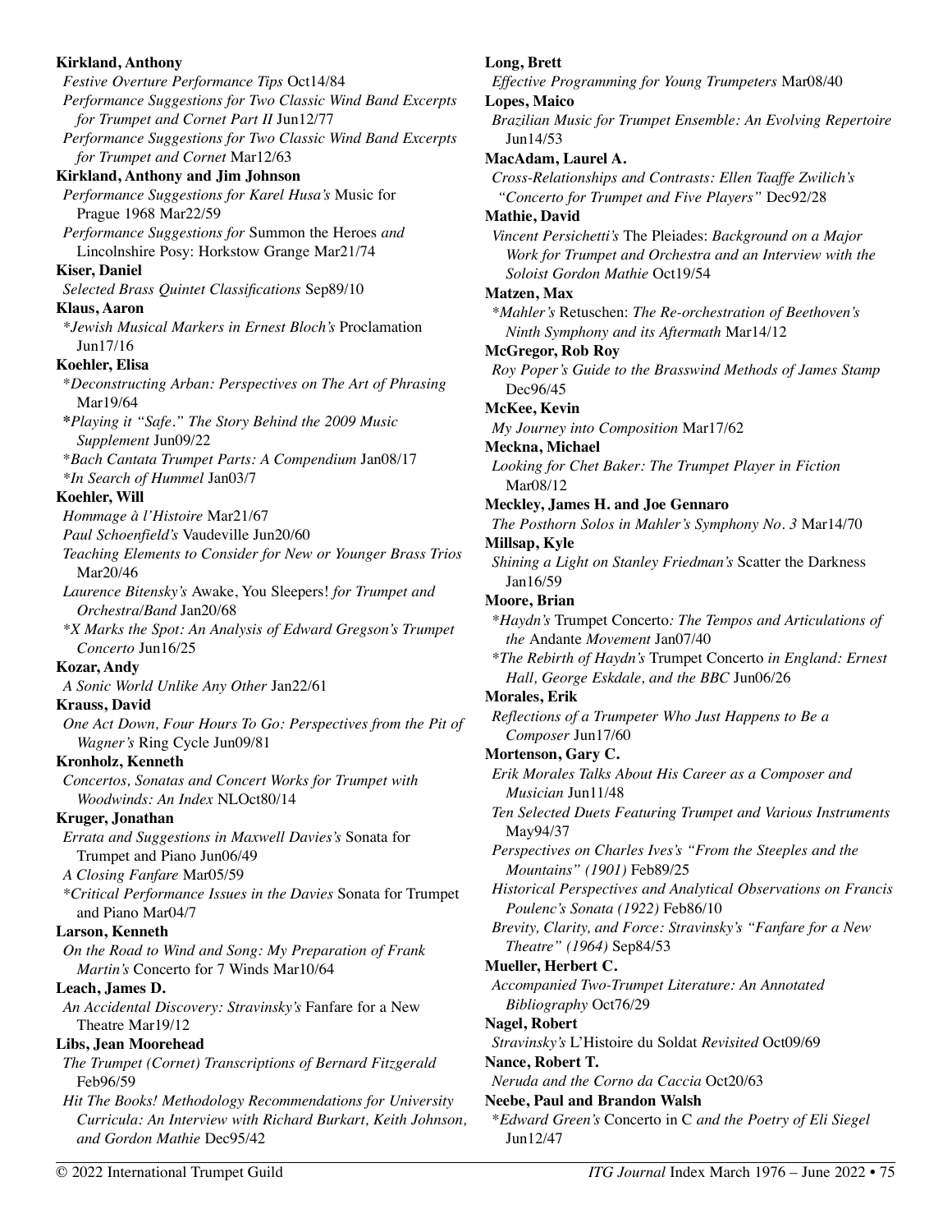**Kirkland, Anthony**

*Festive Overture Performance Tips* Oct14/84

*Performance Suggestions for Two Classic Wind Band Excerpts for Trumpet and Cornet Part II* Jun12/77

*Performance Suggestions for Two Classic Wind Band Excerpts for Trumpet and Cornet* Mar12/63

**Kirkland, Anthony and Jim Johnson**

*Performance Suggestions for Karel Husa's* Music for Prague 1968 Mar22/59

*Performance Suggestions for* Summon the Heroes *and* Lincolnshire Posy: Horkstow Grange Mar21/74

**Kiser, Daniel**

*Selected Brass Quintet Classifications* Sep89/10

**Klaus, Aaron**

*\*Jewish Musical Markers in Ernest Bloch's* Proclamation Jun17/16

**Koehler, Elisa**

*\*Deconstructing Arban: Perspectives on The Art of Phrasing* Mar19/64

**\****Playing it "Safe." The Story Behind the 2009 Music Supplement* Jun09/22

*\*Bach Cantata Trumpet Parts: A Compendium* Jan08/17

*\*In Search of Hummel* Jan03/7

**Koehler, Will**

*Hommage à l'Histoire* Mar21/67

*Paul Schoenfield's* Vaudeville Jun20/60

*Teaching Elements to Consider for New or Younger Brass Trios* Mar20/46

*Laurence Bitensky's* Awake, You Sleepers! *for Trumpet and Orchestra/Band* Jan20/68

*\*X Marks the Spot: An Analysis of Edward Gregson's Trumpet Concerto* Jun16/25

**Kozar, Andy**

*A Sonic World Unlike Any Other* Jan22/61

**Krauss, David**

*One Act Down, Four Hours To Go: Perspectives from the Pit of Wagner's* Ring Cycle Jun09/81

**Kronholz, Kenneth**

*Concertos, Sonatas and Concert Works for Trumpet with Woodwinds: An Index* NLOct80/14

**Kruger, Jonathan**

*Errata and Suggestions in Maxwell Davies's* Sonata for Trumpet and Piano Jun06/49

*A Closing Fanfare* Mar05/59

*\*Critical Performance Issues in the Davies* Sonata for Trumpet and Piano Mar04/7

**Larson, Kenneth**

*On the Road to Wind and Song: My Preparation of Frank Martin's* Concerto for 7 Winds Mar10/64

**Leach, James D.**

*An Accidental Discovery: Stravinsky's* Fanfare for a New Theatre Mar19/12

**Libs, Jean Moorehead**

*The Trumpet (Cornet) Transcriptions of Bernard Fitzgerald* Feb96/59

*Hit The Books! Methodology Recommendations for University Curricula: An Interview with Richard Burkart, Keith Johnson, and Gordon Mathie* Dec95/42

**Long, Brett**

*Effective Programming for Young Trumpeters* Mar08/40

**Lopes, Maico**

*Brazilian Music for Trumpet Ensemble: An Evolving Repertoire* Jun14/53

**MacAdam, Laurel A.**

*Cross-Relationships and Contrasts: Ellen Taaffe Zwilich's "Concerto for Trumpet and Five Players"* Dec92/28

**Mathie, David**

*Vincent Persichetti's* The Pleiades: *Background on a Major Work for Trumpet and Orchestra and an Interview with the Soloist Gordon Mathie* Oct19/54

**Matzen, Max**

*\*Mahler's* Retuschen: *The Re-orchestration of Beethoven's Ninth Symphony and its Aftermath* Mar14/12

**McGregor, Rob Roy**

*Roy Poper's Guide to the Brasswind Methods of James Stamp* Dec96/45

**McKee, Kevin**

*My Journey into Composition* Mar17/62

**Meckna, Michael**

*Looking for Chet Baker: The Trumpet Player in Fiction* Mar08/12

**Meckley, James H. and Joe Gennaro**

*The Posthorn Solos in Mahler's Symphony No. 3* Mar14/70

**Millsap, Kyle**

*Shining a Light on Stanley Friedman's* Scatter the Darkness Jan16/59

**Moore, Brian**

*\*Haydn's* Trumpet Concerto*: The Tempos and Articulations of the* Andante *Movement* Jan07/40

*\*The Rebirth of Haydn's* Trumpet Concerto *in England: Ernest Hall, George Eskdale, and the BBC* Jun06/26

**Morales, Erik**

*Reflections of a Trumpeter Who Just Happens to Be a Composer* Jun17/60

**Mortenson, Gary C.**

*Erik Morales Talks About His Career as a Composer and Musician* Jun11/48

*Ten Selected Duets Featuring Trumpet and Various Instruments* May94/37

*Perspectives on Charles Ives's "From the Steeples and the Mountains" (1901)* Feb89/25

*Historical Perspectives and Analytical Observations on Francis Poulenc's Sonata (1922)* Feb86/10

*Brevity, Clarity, and Force: Stravinsky's "Fanfare for a New Theatre" (1964)* Sep84/53

**Mueller, Herbert C.**

*Accompanied Two-Trumpet Literature: An Annotated Bibliography* Oct76/29

**Nagel, Robert**

*Stravinsky's* L'Histoire du Soldat *Revisited* Oct09/69

**Nance, Robert T.**

*Neruda and the Corno da Caccia* Oct20/63

**Neebe, Paul and Brandon Walsh**

*\*Edward Green's* Concerto in C *and the Poetry of Eli Siegel* Jun12/47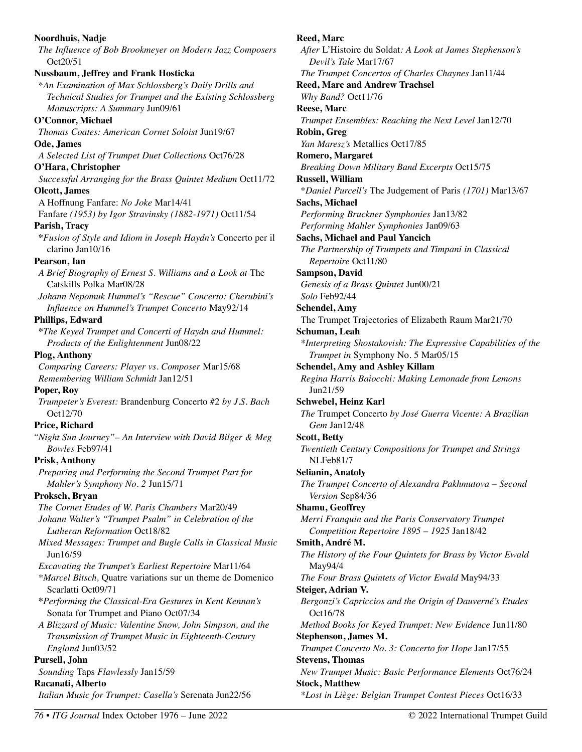**Noordhuis, Nadje**
*The Influence of Bob Brookmeyer on Modern Jazz Composers* Oct20/51

**Nussbaum, Jeffrey and Frank Hosticka**
*\*An Examination of Max Schlossberg's Daily Drills and Technical Studies for Trumpet and the Existing Schlossberg Manuscripts: A Summary* Jun09/61

**O'Connor, Michael**
*Thomas Coates: American Cornet Soloist* Jun19/67

**Ode, James**
*A Selected List of Trumpet Duet Collections* Oct76/28

**O'Hara, Christopher**
*Successful Arranging for the Brass Quintet Medium* Oct11/72

**Olcott, James**
A Hoffnung Fanfare: *No Joke* Mar14/41
Fanfare *(1953) by Igor Stravinsky (1882-1971)* Oct11/54

**Parish, Tracy**
**\****Fusion of Style and Idiom in Joseph Haydn's* Concerto per il clarino Jan10/16

**Pearson, Ian**
*A Brief Biography of Ernest S. Williams and a Look at* The Catskills Polka Mar08/28
*Johann Nepomuk Hummel's "Rescue" Concerto: Cherubini's Influence on Hummel's Trumpet Concerto* May92/14

**Phillips, Edward**
**\****The Keyed Trumpet and Concerti of Haydn and Hummel: Products of the Enlightenment* Jun08/22

**Plog, Anthony**
*Comparing Careers: Player vs. Composer* Mar15/68
*Remembering William Schmidt* Jan12/51

**Poper, Roy**
*Trumpeter's Everest:* Brandenburg Concerto #2 *by J.S. Bach* Oct12/70

**Price, Richard**
*"Night Sun Journey"– An Interview with David Bilger & Meg Bowles* Feb97/41

**Prisk, Anthony**
*Preparing and Performing the Second Trumpet Part for Mahler's Symphony No. 2* Jun15/71

**Proksch, Bryan**
*The Cornet Etudes of W. Paris Chambers* Mar20/49
*Johann Walter's "Trumpet Psalm" in Celebration of the Lutheran Reformation* Oct18/82
*Mixed Messages: Trumpet and Bugle Calls in Classical Music* Jun16/59
*Excavating the Trumpet's Earliest Repertoire* Mar11/64
\**Marcel Bitsch,* Quatre variations sur un theme de Domenico Scarlatti Oct09/71
**\****Performing the Classical-Era Gestures in Kent Kennan's* Sonata for Trumpet and Piano Oct07/34
*A Blizzard of Music: Valentine Snow, John Simpson, and the Transmission of Trumpet Music in Eighteenth-Century England* Jun03/52

**Pursell, John**
*Sounding* Taps *Flawlessly* Jan15/59

**Racanati, Alberto**
*Italian Music for Trumpet: Casella's* Serenata Jun22/56

**Reed, Marc**
*After* L'Histoire du Soldat*: A Look at James Stephenson's Devil's Tale* Mar17/67
*The Trumpet Concertos of Charles Chaynes* Jan11/44

**Reed, Marc and Andrew Trachsel**
*Why Band?* Oct11/76

**Reese, Marc**
*Trumpet Ensembles: Reaching the Next Level* Jan12/70

**Robin, Greg**
*Yan Maresz's* Metallics Oct17/85

**Romero, Margaret**
*Breaking Down Military Band Excerpts* Oct15/75

**Russell, William**
\**Daniel Purcell's* The Judgement of Paris *(1701)* Mar13/67

**Sachs, Michael**
*Performing Bruckner Symphonies* Jan13/82
*Performing Mahler Symphonies* Jan09/63

**Sachs, Michael and Paul Yancich**
*The Partnership of Trumpets and Timpani in Classical Repertoire* Oct11/80

**Sampson, David**
*Genesis of a Brass Quintet* Jun00/21
*Solo* Feb92/44

**Schendel, Amy**
The Trumpet Trajectories of Elizabeth Raum Mar21/70

**Schuman, Leah**
\**Interpreting Shostakovish: The Expressive Capabilities of the Trumpet in* Symphony No. 5 Mar05/15

**Schendel, Amy and Ashley Killam**
*Regina Harris Baiocchi: Making Lemonade from Lemons* Jun21/59

**Schwebel, Heinz Karl**
*The* Trumpet Concerto *by José Guerra Vicente: A Brazilian Gem* Jan12/48

**Scott, Betty**
*Twentieth Century Compositions for Trumpet and Strings* NLFeb81/7

**Selianin, Anatoly**
*The Trumpet Concerto of Alexandra Pakhmutova – Second Version* Sep84/36

**Shamu, Geoffrey**
*Merri Franquin and the Paris Conservatory Trumpet Competition Repertoire 1895 – 1925* Jan18/42

**Smith, André M.**
*The History of the Four Quintets for Brass by Victor Ewald* May94/4
*The Four Brass Quintets of Victor Ewald* May94/33

**Steiger, Adrian V.**
*Bergonzi's Capriccios and the Origin of Dauverné's Etudes* Oct16/78
*Method Books for Keyed Trumpet: New Evidence* Jun11/80

**Stephenson, James M.**
*Trumpet Concerto No. 3: Concerto for Hope* Jan17/55

**Stevens, Thomas**
*New Trumpet Music: Basic Performance Elements* Oct76/24

**Stock, Matthew**
\**Lost in Liège: Belgian Trumpet Contest Pieces* Oct16/33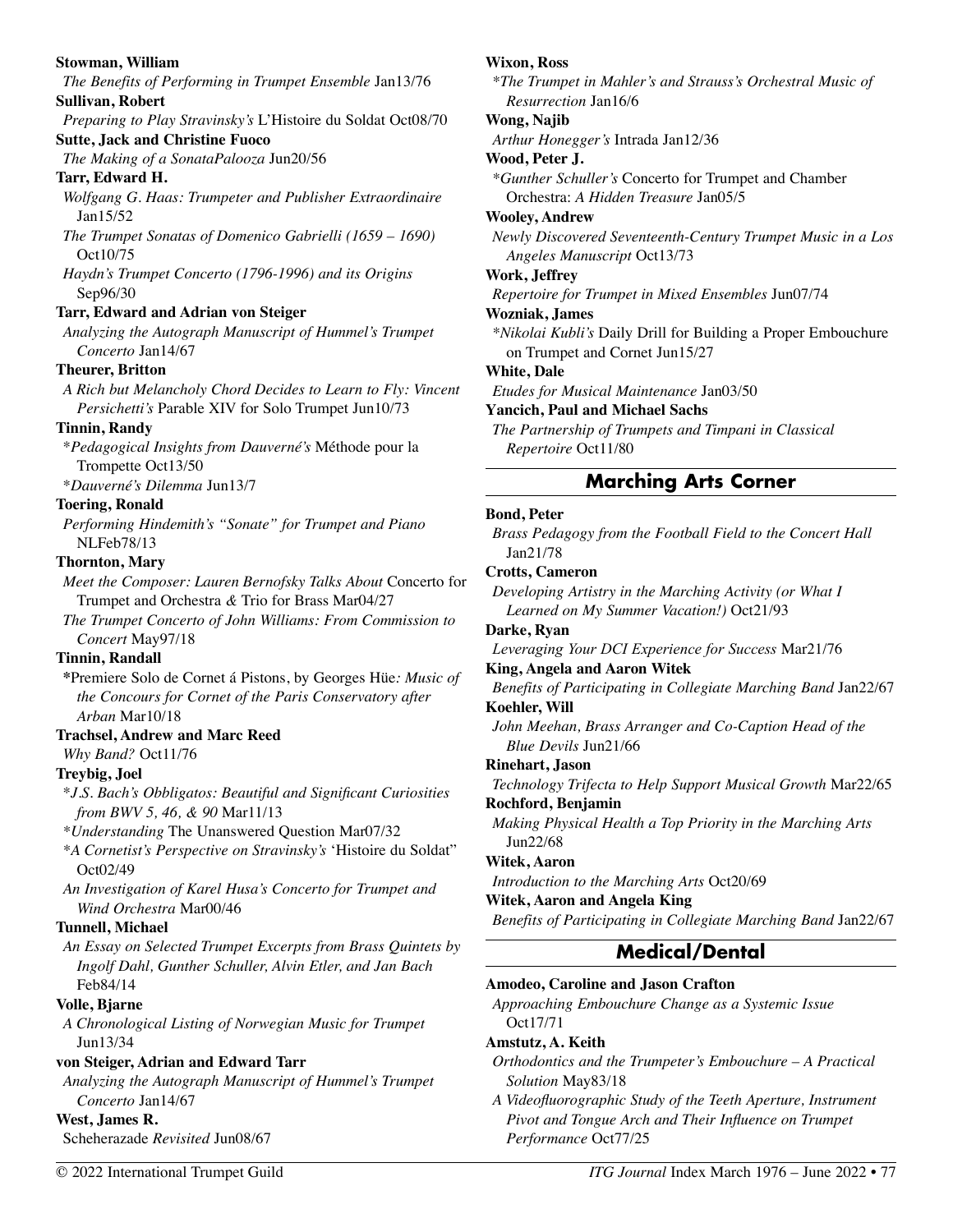**Stowman, William**
*The Benefits of Performing in Trumpet Ensemble* Jan13/76

**Sullivan, Robert**
*Preparing to Play Stravinsky's* L'Histoire du Soldat Oct08/70

**Sutte, Jack and Christine Fuoco**
*The Making of a SonataPalooza* Jun20/56

**Tarr, Edward H.**
*Wolfgang G. Haas: Trumpeter and Publisher Extraordinaire* Jan15/52
*The Trumpet Sonatas of Domenico Gabrielli (1659 – 1690)* Oct10/75
*Haydn's Trumpet Concerto (1796-1996) and its Origins* Sep96/30

**Tarr, Edward and Adrian von Steiger**
*Analyzing the Autograph Manuscript of Hummel's Trumpet Concerto* Jan14/67

**Theurer, Britton**
*A Rich but Melancholy Chord Decides to Learn to Fly: Vincent Persichetti's* Parable XIV for Solo Trumpet Jun10/73

**Tinnin, Randy**
*Pedagogical Insights from Dauverné's* Méthode pour la Trompette Oct13/50
*Dauverné's Dilemma* Jun13/7

**Toering, Ronald**
*Performing Hindemith's "Sonate" for Trumpet and Piano* NLFeb78/13

**Thornton, Mary**
*Meet the Composer: Lauren Bernofsky Talks About* Concerto for Trumpet and Orchestra *&* Trio for Brass Mar04/27
*The Trumpet Concerto of John Williams: From Commission to Concert* May97/18

**Tinnin, Randall**
*Premiere Solo de Cornet á Pistons, by Georges Hüe*: Music of the Concours for Cornet of the Paris Conservatory after Arban* Mar10/18

**Trachsel, Andrew and Marc Reed**
*Why Band?* Oct11/76

**Treybig, Joel**
*J.S. Bach's Obbligatos: Beautiful and Significant Curiosities from BWV 5, 46, & 90* Mar11/13
*Understanding* The Unanswered Question Mar07/32
*A Cornetist's Perspective on Stravinsky's* 'Histoire du Soldat" Oct02/49
*An Investigation of Karel Husa's Concerto for Trumpet and Wind Orchestra* Mar00/46

**Tunnell, Michael**
*An Essay on Selected Trumpet Excerpts from Brass Quintets by Ingolf Dahl, Gunther Schuller, Alvin Etler, and Jan Bach* Feb84/14

**Volle, Bjarne**
*A Chronological Listing of Norwegian Music for Trumpet* Jun13/34

**von Steiger, Adrian and Edward Tarr**
*Analyzing the Autograph Manuscript of Hummel's Trumpet Concerto* Jan14/67

**West, James R.**
Scheherazade *Revisited* Jun08/67

**Wixon, Ross**
*The Trumpet in Mahler's and Strauss's Orchestral Music of Resurrection* Jan16/6

**Wong, Najib**
*Arthur Honegger's* Intrada Jan12/36

**Wood, Peter J.**
*Gunther Schuller's* Concerto for Trumpet and Chamber Orchestra: *A Hidden Treasure* Jan05/5

**Wooley, Andrew**
*Newly Discovered Seventeenth-Century Trumpet Music in a Los Angeles Manuscript* Oct13/73

**Work, Jeffrey**
*Repertoire for Trumpet in Mixed Ensembles* Jun07/74

**Wozniak, James**
*Nikolai Kubli's* Daily Drill for Building a Proper Embouchure on Trumpet and Cornet Jun15/27

**White, Dale**
*Etudes for Musical Maintenance* Jan03/50

**Yancich, Paul and Michael Sachs**
*The Partnership of Trumpets and Timpani in Classical Repertoire* Oct11/80

## Marching Arts Corner

**Bond, Peter**
*Brass Pedagogy from the Football Field to the Concert Hall* Jan21/78

**Crotts, Cameron**
*Developing Artistry in the Marching Activity (or What I Learned on My Summer Vacation!)* Oct21/93

**Darke, Ryan**
*Leveraging Your DCI Experience for Success* Mar21/76

**King, Angela and Aaron Witek**
*Benefits of Participating in Collegiate Marching Band* Jan22/67

**Koehler, Will**
*John Meehan, Brass Arranger and Co-Caption Head of the Blue Devils* Jun21/66

**Rinehart, Jason**
*Technology Trifecta to Help Support Musical Growth* Mar22/65

**Rochford, Benjamin**
*Making Physical Health a Top Priority in the Marching Arts* Jun22/68

**Witek, Aaron**
*Introduction to the Marching Arts* Oct20/69

**Witek, Aaron and Angela King**
*Benefits of Participating in Collegiate Marching Band* Jan22/67

## Medical/Dental

**Amodeo, Caroline and Jason Crafton**
*Approaching Embouchure Change as a Systemic Issue* Oct17/71

**Amstutz, A. Keith**
*Orthodontics and the Trumpeter's Embouchure – A Practical Solution* May83/18
*A Videofluorographic Study of the Teeth Aperture, Instrument Pivot and Tongue Arch and Their Influence on Trumpet Performance* Oct77/25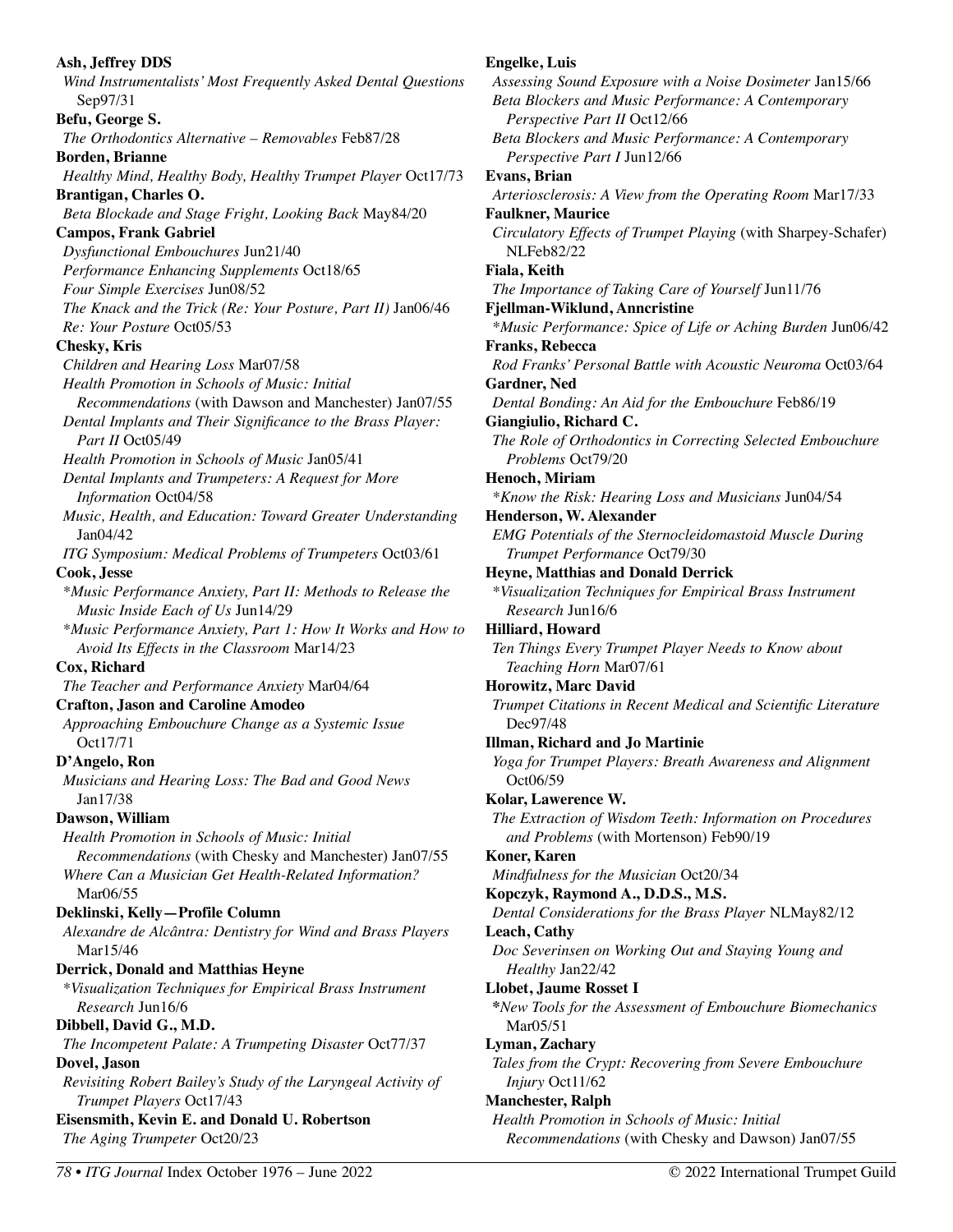**Ash, Jeffrey DDS**
*Wind Instrumentalists' Most Frequently Asked Dental Questions* Sep97/31

**Befu, George S.**
*The Orthodontics Alternative – Removables* Feb87/28

**Borden, Brianne**
*Healthy Mind, Healthy Body, Healthy Trumpet Player* Oct17/73

**Brantigan, Charles O.**
*Beta Blockade and Stage Fright, Looking Back* May84/20

**Campos, Frank Gabriel**
*Dysfunctional Embouchures* Jun21/40
*Performance Enhancing Supplements* Oct18/65
*Four Simple Exercises* Jun08/52
*The Knack and the Trick (Re: Your Posture, Part II)* Jan06/46
*Re: Your Posture* Oct05/53

**Chesky, Kris**
*Children and Hearing Loss* Mar07/58
*Health Promotion in Schools of Music: Initial Recommendations* (with Dawson and Manchester) Jan07/55
*Dental Implants and Their Significance to the Brass Player: Part II* Oct05/49
*Health Promotion in Schools of Music* Jan05/41
*Dental Implants and Trumpeters: A Request for More Information* Oct04/58
*Music, Health, and Education: Toward Greater Understanding* Jan04/42
*ITG Symposium: Medical Problems of Trumpeters* Oct03/61

**Cook, Jesse**
**Music Performance Anxiety, Part II: Methods to Release the Music Inside Each of Us* Jun14/29
**Music Performance Anxiety, Part 1: How It Works and How to Avoid Its Effects in the Classroom* Mar14/23

**Cox, Richard**
*The Teacher and Performance Anxiety* Mar04/64

**Crafton, Jason and Caroline Amodeo**
*Approaching Embouchure Change as a Systemic Issue* Oct17/71

**D'Angelo, Ron**
*Musicians and Hearing Loss: The Bad and Good News* Jan17/38

**Dawson, William**
*Health Promotion in Schools of Music: Initial Recommendations* (with Chesky and Manchester) Jan07/55
*Where Can a Musician Get Health-Related Information?* Mar06/55

**Deklinski, Kelly—Profile Column**
*Alexandre de Alcântra: Dentistry for Wind and Brass Players* Mar15/46

**Derrick, Donald and Matthias Heyne**
**Visualization Techniques for Empirical Brass Instrument Research* Jun16/6

**Dibbell, David G., M.D.**
*The Incompetent Palate: A Trumpeting Disaster* Oct77/37

**Dovel, Jason**
*Revisiting Robert Bailey's Study of the Laryngeal Activity of Trumpet Players* Oct17/43

**Eisensmith, Kevin E. and Donald U. Robertson**
*The Aging Trumpeter* Oct20/23

**Engelke, Luis**
*Assessing Sound Exposure with a Noise Dosimeter* Jan15/66
*Beta Blockers and Music Performance: A Contemporary Perspective Part II* Oct12/66
*Beta Blockers and Music Performance: A Contemporary Perspective Part I* Jun12/66

**Evans, Brian**
*Arteriosclerosis: A View from the Operating Room* Mar17/33

**Faulkner, Maurice**
*Circulatory Effects of Trumpet Playing* (with Sharpey-Schafer) NLFeb82/22

**Fiala, Keith**
*The Importance of Taking Care of Yourself* Jun11/76

**Fjellman-Wiklund, Anncristine**
**Music Performance: Spice of Life or Aching Burden* Jun06/42

**Franks, Rebecca**
*Rod Franks' Personal Battle with Acoustic Neuroma* Oct03/64

**Gardner, Ned**
*Dental Bonding: An Aid for the Embouchure* Feb86/19

**Giangiulio, Richard C.**
*The Role of Orthodontics in Correcting Selected Embouchure Problems* Oct79/20

**Henoch, Miriam**
**Know the Risk: Hearing Loss and Musicians* Jun04/54

**Henderson, W. Alexander**
*EMG Potentials of the Sternocleidomastoid Muscle During Trumpet Performance* Oct79/30

**Heyne, Matthias and Donald Derrick**
**Visualization Techniques for Empirical Brass Instrument Research* Jun16/6

**Hilliard, Howard**
*Ten Things Every Trumpet Player Needs to Know about Teaching Horn* Mar07/61

**Horowitz, Marc David**
*Trumpet Citations in Recent Medical and Scientific Literature* Dec97/48

**Illman, Richard and Jo Martinie**
*Yoga for Trumpet Players: Breath Awareness and Alignment* Oct06/59

**Kolar, Lawerence W.**
*The Extraction of Wisdom Teeth: Information on Procedures and Problems* (with Mortenson) Feb90/19

**Koner, Karen**
*Mindfulness for the Musician* Oct20/34

**Kopczyk, Raymond A., D.D.S., M.S.**
*Dental Considerations for the Brass Player* NLMay82/12

**Leach, Cathy**
*Doc Severinsen on Working Out and Staying Young and Healthy* Jan22/42

**Llobet, Jaume Rosset I**
**New Tools for the Assessment of Embouchure Biomechanics* Mar05/51

**Lyman, Zachary**
*Tales from the Crypt: Recovering from Severe Embouchure Injury* Oct11/62

**Manchester, Ralph**
*Health Promotion in Schools of Music: Initial Recommendations* (with Chesky and Dawson) Jan07/55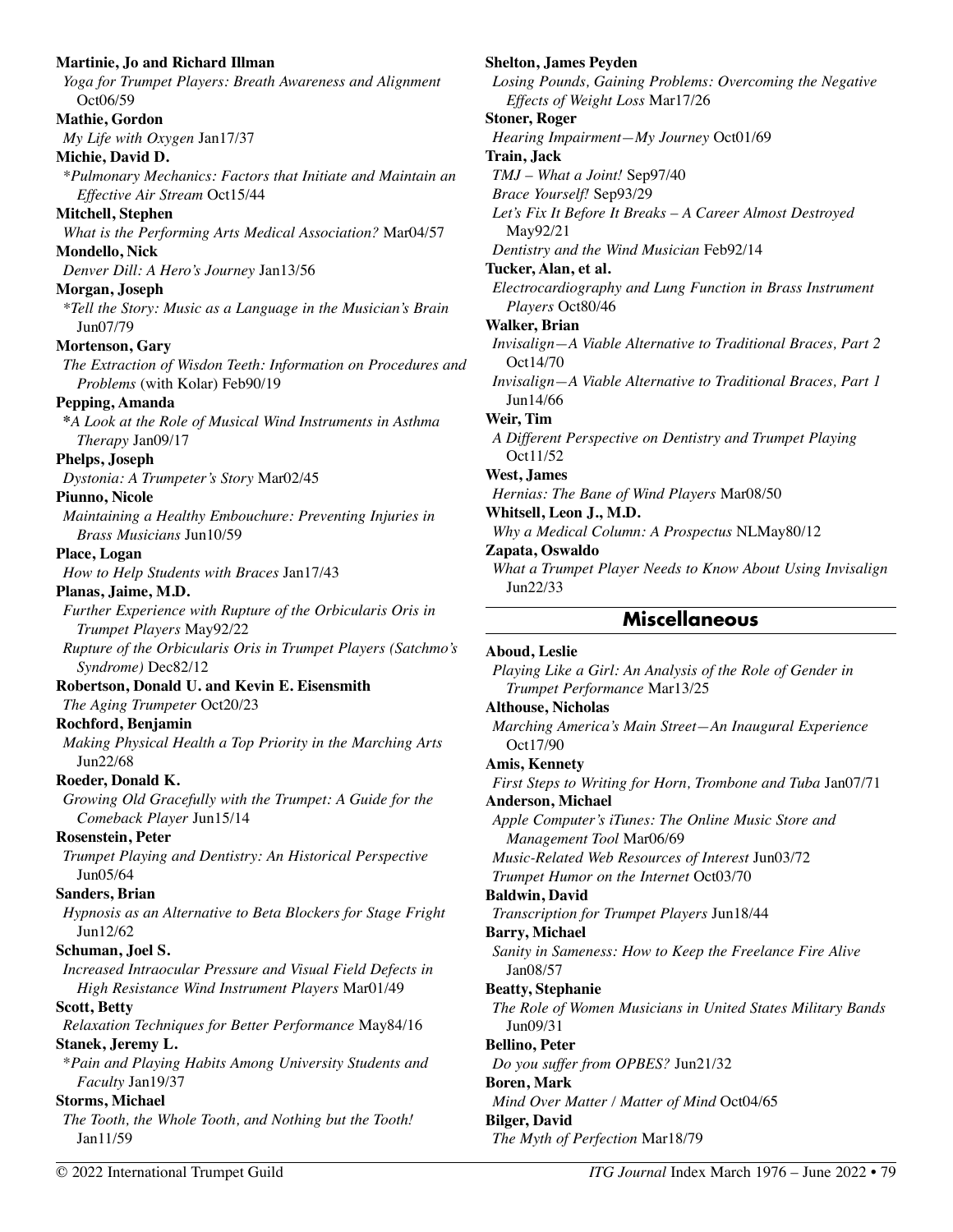**Martinie, Jo and Richard Illman**
*Yoga for Trumpet Players: Breath Awareness and Alignment* Oct06/59

**Mathie, Gordon**
*My Life with Oxygen* Jan17/37

**Michie, David D.**
*Pulmonary Mechanics: Factors that Initiate and Maintain an Effective Air Stream* Oct15/44

**Mitchell, Stephen**
*What is the Performing Arts Medical Association?* Mar04/57

**Mondello, Nick**
*Denver Dill: A Hero's Journey* Jan13/56

**Morgan, Joseph**
*Tell the Story: Music as a Language in the Musician's Brain* Jun07/79

**Mortenson, Gary**
*The Extraction of Wisdon Teeth: Information on Procedures and Problems* (with Kolar) Feb90/19

**Pepping, Amanda**
**\***A Look at the Role of Musical Wind Instruments in Asthma Therapy* Jan09/17

**Phelps, Joseph**
*Dystonia: A Trumpeter's Story* Mar02/45

**Piunno, Nicole**
*Maintaining a Healthy Embouchure: Preventing Injuries in Brass Musicians* Jun10/59

**Place, Logan**
*How to Help Students with Braces* Jan17/43

**Planas, Jaime, M.D.**
*Further Experience with Rupture of the Orbicularis Oris in Trumpet Players* May92/22
*Rupture of the Orbicularis Oris in Trumpet Players (Satchmo's Syndrome)* Dec82/12

**Robertson, Donald U. and Kevin E. Eisensmith**
*The Aging Trumpeter* Oct20/23

**Rochford, Benjamin**
*Making Physical Health a Top Priority in the Marching Arts* Jun22/68

**Roeder, Donald K.**
*Growing Old Gracefully with the Trumpet: A Guide for the Comeback Player* Jun15/14

**Rosenstein, Peter**
*Trumpet Playing and Dentistry: An Historical Perspective* Jun05/64

**Sanders, Brian**
*Hypnosis as an Alternative to Beta Blockers for Stage Fright* Jun12/62

**Schuman, Joel S.**
*Increased Intraocular Pressure and Visual Field Defects in High Resistance Wind Instrument Players* Mar01/49

**Scott, Betty**
*Relaxation Techniques for Better Performance* May84/16

**Stanek, Jeremy L.**
*Pain and Playing Habits Among University Students and Faculty* Jan19/37

**Storms, Michael**
*The Tooth, the Whole Tooth, and Nothing but the Tooth!* Jan11/59

**Shelton, James Peyden**
*Losing Pounds, Gaining Problems: Overcoming the Negative Effects of Weight Loss* Mar17/26

**Stoner, Roger**
*Hearing Impairment—My Journey* Oct01/69

**Train, Jack**
*TMJ – What a Joint!* Sep97/40
*Brace Yourself!* Sep93/29
*Let's Fix It Before It Breaks – A Career Almost Destroyed* May92/21
*Dentistry and the Wind Musician* Feb92/14

**Tucker, Alan, et al.**
*Electrocardiography and Lung Function in Brass Instrument Players* Oct80/46

**Walker, Brian**
*Invisalign—A Viable Alternative to Traditional Braces, Part 2* Oct14/70
*Invisalign—A Viable Alternative to Traditional Braces, Part 1* Jun14/66

**Weir, Tim**
*A Different Perspective on Dentistry and Trumpet Playing* Oct11/52

**West, James**
*Hernias: The Bane of Wind Players* Mar08/50

**Whitsell, Leon J., M.D.**
*Why a Medical Column: A Prospectus* NLMay80/12

**Zapata, Oswaldo**
*What a Trumpet Player Needs to Know About Using Invisalign* Jun22/33

## Miscellaneous

**Aboud, Leslie**
*Playing Like a Girl: An Analysis of the Role of Gender in Trumpet Performance* Mar13/25

**Althouse, Nicholas**
*Marching America's Main Street—An Inaugural Experience* Oct17/90

**Amis, Kennety**
*First Steps to Writing for Horn, Trombone and Tuba* Jan07/71

**Anderson, Michael**
*Apple Computer's iTunes: The Online Music Store and Management Tool* Mar06/69
*Music-Related Web Resources of Interest* Jun03/72
*Trumpet Humor on the Internet* Oct03/70

**Baldwin, David**
*Transcription for Trumpet Players* Jun18/44

**Barry, Michael**
*Sanity in Sameness: How to Keep the Freelance Fire Alive* Jan08/57

**Beatty, Stephanie**
*The Role of Women Musicians in United States Military Bands* Jun09/31

**Bellino, Peter**
*Do you suffer from OPBES?* Jun21/32

**Boren, Mark**
*Mind Over Matter / Matter of Mind* Oct04/65

**Bilger, David**
*The Myth of Perfection* Mar18/79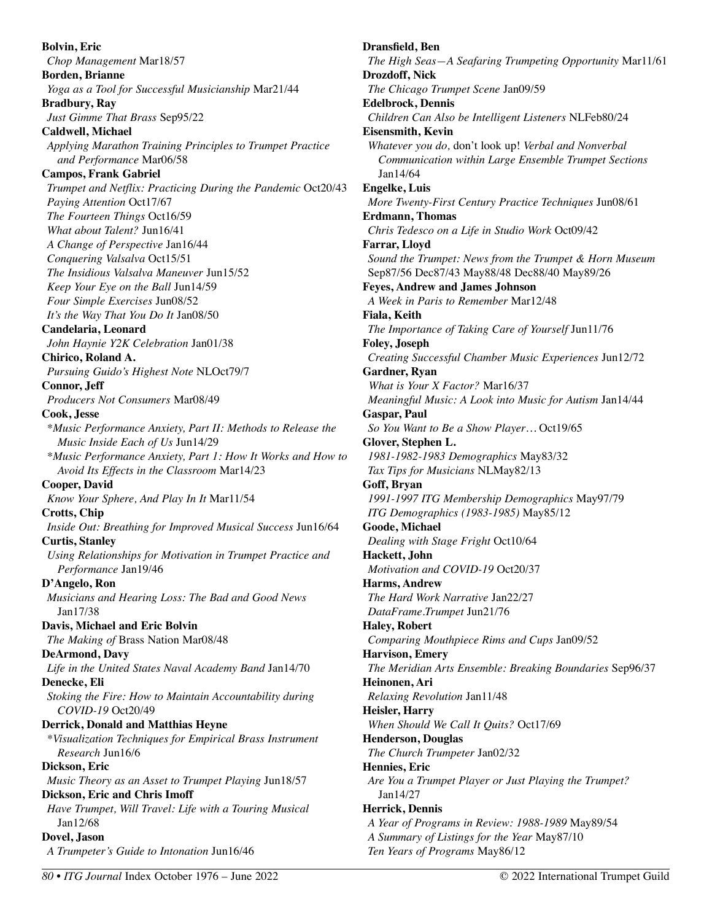**Bolvin, Eric**
*Chop Management* Mar18/57

**Borden, Brianne**
*Yoga as a Tool for Successful Musicianship* Mar21/44

**Bradbury, Ray**
*Just Gimme That Brass* Sep95/22

**Caldwell, Michael**
*Applying Marathon Training Principles to Trumpet Practice and Performance* Mar06/58

**Campos, Frank Gabriel**
*Trumpet and Netflix: Practicing During the Pandemic* Oct20/43
*Paying Attention* Oct17/67
*The Fourteen Things* Oct16/59
*What about Talent?* Jun16/41
*A Change of Perspective* Jan16/44
*Conquering Valsalva* Oct15/51
*The Insidious Valsalva Maneuver* Jun15/52
*Keep Your Eye on the Ball* Jun14/59
*Four Simple Exercises* Jun08/52
*It's the Way That You Do It* Jan08/50

**Candelaria, Leonard**
*John Haynie Y2K Celebration* Jan01/38

**Chirico, Roland A.**
*Pursuing Guido's Highest Note* NLOct79/7

**Connor, Jeff**
*Producers Not Consumers* Mar08/49

**Cook, Jesse**
*Music Performance Anxiety, Part II: Methods to Release the Music Inside Each of Us* Jun14/29
*Music Performance Anxiety, Part 1: How It Works and How to Avoid Its Effects in the Classroom* Mar14/23

**Cooper, David**
*Know Your Sphere, And Play In It* Mar11/54

**Crotts, Chip**
*Inside Out: Breathing for Improved Musical Success* Jun16/64

**Curtis, Stanley**
*Using Relationships for Motivation in Trumpet Practice and Performance* Jan19/46

**D'Angelo, Ron**
*Musicians and Hearing Loss: The Bad and Good News* Jan17/38

**Davis, Michael and Eric Bolvin**
*The Making of* Brass Nation Mar08/48

**DeArmond, Davy**
*Life in the United States Naval Academy Band* Jan14/70

**Denecke, Eli**
*Stoking the Fire: How to Maintain Accountability during COVID-19* Oct20/49

**Derrick, Donald and Matthias Heyne**
*Visualization Techniques for Empirical Brass Instrument Research* Jun16/6

**Dickson, Eric**
*Music Theory as an Asset to Trumpet Playing* Jun18/57

**Dickson, Eric and Chris Imoff**
*Have Trumpet, Will Travel: Life with a Touring Musical* Jan12/68

**Dovel, Jason**
*A Trumpeter's Guide to Intonation* Jun16/46

**Dransfield, Ben**
*The High Seas—A Seafaring Trumpeting Opportunity* Mar11/61

**Drozdoff, Nick**
*The Chicago Trumpet Scene* Jan09/59

**Edelbrock, Dennis**
*Children Can Also be Intelligent Listeners* NLFeb80/24

**Eisensmith, Kevin**
*Whatever you do,* don't look up! *Verbal and Nonverbal Communication within Large Ensemble Trumpet Sections* Jan14/64

**Engelke, Luis**
*More Twenty-First Century Practice Techniques* Jun08/61

**Erdmann, Thomas**
*Chris Tedesco on a Life in Studio Work* Oct09/42

**Farrar, Lloyd**
*Sound the Trumpet: News from the Trumpet & Horn Museum* Sep87/56 Dec87/43 May88/48 Dec88/40 May89/26

**Feyes, Andrew and James Johnson**
*A Week in Paris to Remember* Mar12/48

**Fiala, Keith**
*The Importance of Taking Care of Yourself* Jun11/76

**Foley, Joseph**
*Creating Successful Chamber Music Experiences* Jun12/72

**Gardner, Ryan**
*What is Your X Factor?* Mar16/37
*Meaningful Music: A Look into Music for Autism* Jan14/44

**Gaspar, Paul**
*So You Want to Be a Show Player…* Oct19/65

**Glover, Stephen L.**
*1981-1982-1983 Demographics* May83/32
*Tax Tips for Musicians* NLMay82/13

**Goff, Bryan**
*1991-1997 ITG Membership Demographics* May97/79
*ITG Demographics (1983-1985)* May85/12

**Goode, Michael**
*Dealing with Stage Fright* Oct10/64

**Hackett, John**
*Motivation and COVID-19* Oct20/37

**Harms, Andrew**
*The Hard Work Narrative* Jan22/27
*DataFrame.Trumpet* Jun21/76

**Haley, Robert**
*Comparing Mouthpiece Rims and Cups* Jan09/52

**Harvison, Emery**
*The Meridian Arts Ensemble: Breaking Boundaries* Sep96/37

**Heinonen, Ari**
*Relaxing Revolution* Jan11/48

**Heisler, Harry**
*When Should We Call It Quits?* Oct17/69

**Henderson, Douglas**
*The Church Trumpeter* Jan02/32

**Hennies, Eric**
*Are You a Trumpet Player or Just Playing the Trumpet?* Jan14/27

**Herrick, Dennis**
*A Year of Programs in Review: 1988-1989* May89/54
*A Summary of Listings for the Year* May87/10
*Ten Years of Programs* May86/12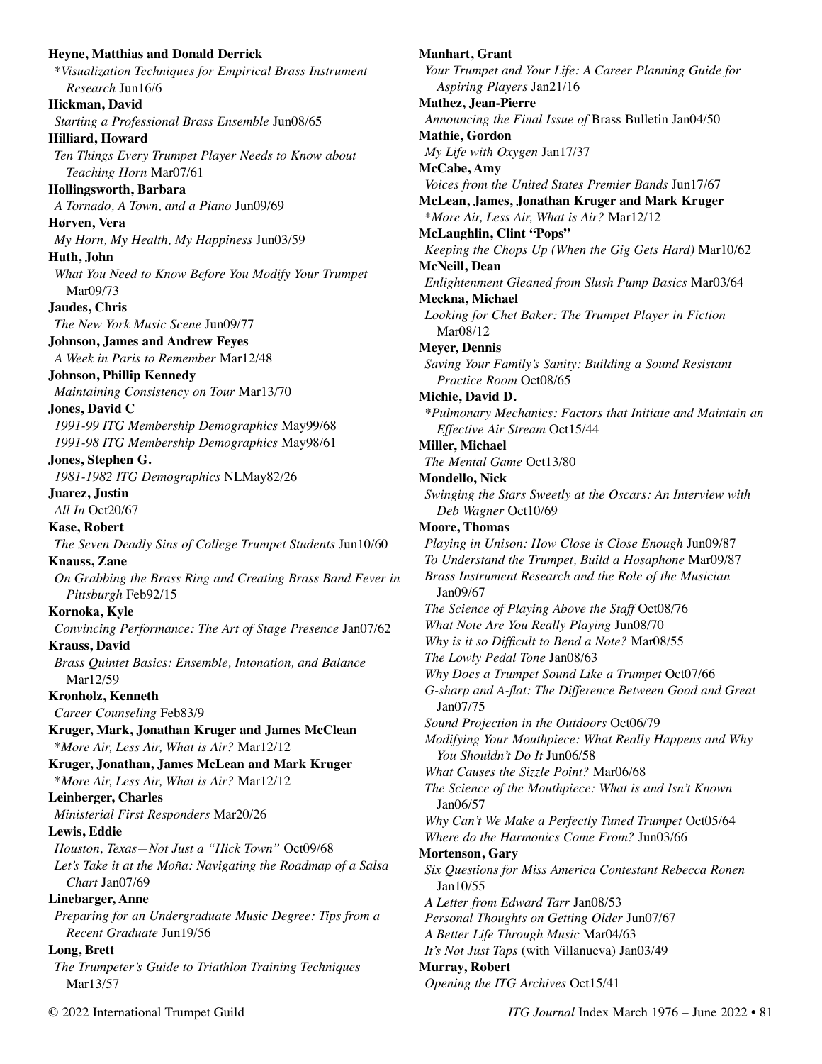**Heyne, Matthias and Donald Derrick**
*Visualization Techniques for Empirical Brass Instrument Research* Jun16/6

**Hickman, David**
*Starting a Professional Brass Ensemble* Jun08/65

**Hilliard, Howard**
*Ten Things Every Trumpet Player Needs to Know about Teaching Horn* Mar07/61

**Hollingsworth, Barbara**
*A Tornado, A Town, and a Piano* Jun09/69

**Hørven, Vera**
*My Horn, My Health, My Happiness* Jun03/59

**Huth, John**
*What You Need to Know Before You Modify Your Trumpet* Mar09/73

**Jaudes, Chris**
*The New York Music Scene* Jun09/77

**Johnson, James and Andrew Feyes**
*A Week in Paris to Remember* Mar12/48

**Johnson, Phillip Kennedy**
*Maintaining Consistency on Tour* Mar13/70

**Jones, David C**
*1991-99 ITG Membership Demographics* May99/68
*1991-98 ITG Membership Demographics* May98/61

**Jones, Stephen G.**
*1981-1982 ITG Demographics* NLMay82/26

**Juarez, Justin**
*All In* Oct20/67

**Kase, Robert**
*The Seven Deadly Sins of College Trumpet Students* Jun10/60

**Knauss, Zane**
*On Grabbing the Brass Ring and Creating Brass Band Fever in Pittsburgh* Feb92/15

**Kornoka, Kyle**
*Convincing Performance: The Art of Stage Presence* Jan07/62

**Krauss, David**
*Brass Quintet Basics: Ensemble, Intonation, and Balance* Mar12/59

**Kronholz, Kenneth**
*Career Counseling* Feb83/9

**Kruger, Mark, Jonathan Kruger and James McClean**
*More Air, Less Air, What is Air?* Mar12/12

**Kruger, Jonathan, James McLean and Mark Kruger**
*More Air, Less Air, What is Air?* Mar12/12

**Leinberger, Charles**
*Ministerial First Responders* Mar20/26

**Lewis, Eddie**
*Houston, Texas—Not Just a "Hick Town"* Oct09/68
*Let's Take it at the Moña: Navigating the Roadmap of a Salsa Chart* Jan07/69

**Linebarger, Anne**
*Preparing for an Undergraduate Music Degree: Tips from a Recent Graduate* Jun19/56

**Long, Brett**
*The Trumpeter's Guide to Triathlon Training Techniques* Mar13/57

**Manhart, Grant**
*Your Trumpet and Your Life: A Career Planning Guide for Aspiring Players* Jan21/16

**Mathez, Jean-Pierre**
*Announcing the Final Issue of* Brass Bulletin Jan04/50

**Mathie, Gordon**
*My Life with Oxygen* Jan17/37

**McCabe, Amy**
*Voices from the United States Premier Bands* Jun17/67

**McLean, James, Jonathan Kruger and Mark Kruger**
*More Air, Less Air, What is Air?* Mar12/12

**McLaughlin, Clint "Pops"**
*Keeping the Chops Up (When the Gig Gets Hard)* Mar10/62

**McNeill, Dean**
*Enlightenment Gleaned from Slush Pump Basics* Mar03/64

**Meckna, Michael**
*Looking for Chet Baker: The Trumpet Player in Fiction* Mar08/12

**Meyer, Dennis**
*Saving Your Family's Sanity: Building a Sound Resistant Practice Room* Oct08/65

**Michie, David D.**
*Pulmonary Mechanics: Factors that Initiate and Maintain an Effective Air Stream* Oct15/44

**Miller, Michael**
*The Mental Game* Oct13/80

**Mondello, Nick**
*Swinging the Stars Sweetly at the Oscars: An Interview with Deb Wagner* Oct10/69

**Moore, Thomas**
*Playing in Unison: How Close is Close Enough* Jun09/87
*To Understand the Trumpet, Build a Hosaphone* Mar09/87
*Brass Instrument Research and the Role of the Musician* Jan09/67
*The Science of Playing Above the Staff* Oct08/76
*What Note Are You Really Playing* Jun08/70
*Why is it so Difficult to Bend a Note?* Mar08/55
*The Lowly Pedal Tone* Jan08/63
*Why Does a Trumpet Sound Like a Trumpet* Oct07/66
*G-sharp and A-flat: The Difference Between Good and Great* Jan07/75
*Sound Projection in the Outdoors* Oct06/79
*Modifying Your Mouthpiece: What Really Happens and Why You Shouldn't Do It* Jun06/58
*What Causes the Sizzle Point?* Mar06/68
*The Science of the Mouthpiece: What is and Isn't Known* Jan06/57
*Why Can't We Make a Perfectly Tuned Trumpet* Oct05/64
*Where do the Harmonics Come From?* Jun03/66

**Mortenson, Gary**
*Six Questions for Miss America Contestant Rebecca Ronen* Jan10/55
*A Letter from Edward Tarr* Jan08/53
*Personal Thoughts on Getting Older* Jun07/67
*A Better Life Through Music* Mar04/63
*It's Not Just Taps* (with Villanueva) Jan03/49

**Murray, Robert**
*Opening the ITG Archives* Oct15/41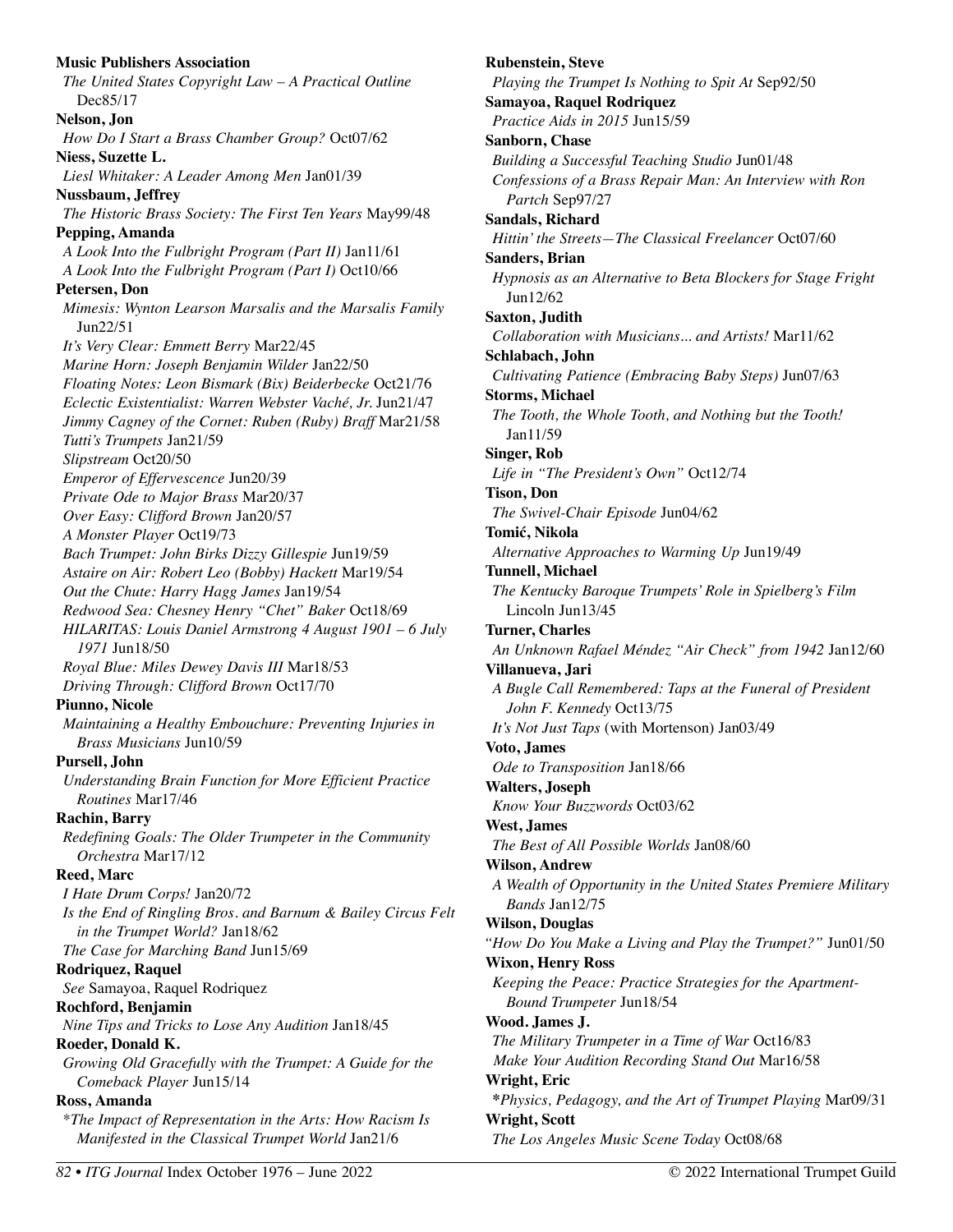**Music Publishers Association**
*The United States Copyright Law – A Practical Outline* Dec85/17

**Nelson, Jon**
*How Do I Start a Brass Chamber Group?* Oct07/62

**Niess, Suzette L.**
*Liesl Whitaker: A Leader Among Men* Jan01/39

**Nussbaum, Jeffrey**
*The Historic Brass Society: The First Ten Years* May99/48

**Pepping, Amanda**
*A Look Into the Fulbright Program (Part II)* Jan11/61
*A Look Into the Fulbright Program (Part I)* Oct10/66

**Petersen, Don**
*Mimesis: Wynton Learson Marsalis and the Marsalis Family* Jun22/51
*It's Very Clear: Emmett Berry* Mar22/45
*Marine Horn: Joseph Benjamin Wilder* Jan22/50
*Floating Notes: Leon Bismark (Bix) Beiderbecke* Oct21/76
*Eclectic Existentialist: Warren Webster Vaché, Jr.* Jun21/47
*Jimmy Cagney of the Cornet: Ruben (Ruby) Braff* Mar21/58
*Tutti's Trumpets* Jan21/59
*Slipstream* Oct20/50
*Emperor of Effervescence* Jun20/39
*Private Ode to Major Brass* Mar20/37
*Over Easy: Clifford Brown* Jan20/57
*A Monster Player* Oct19/73
*Bach Trumpet: John Birks Dizzy Gillespie* Jun19/59
*Astaire on Air: Robert Leo (Bobby) Hackett* Mar19/54
*Out the Chute: Harry Hagg James* Jan19/54
*Redwood Sea: Chesney Henry "Chet" Baker* Oct18/69
*HILARITAS: Louis Daniel Armstrong 4 August 1901 – 6 July 1971* Jun18/50
*Royal Blue: Miles Dewey Davis III* Mar18/53
*Driving Through: Clifford Brown* Oct17/70

**Piunno, Nicole**
*Maintaining a Healthy Embouchure: Preventing Injuries in Brass Musicians* Jun10/59

**Pursell, John**
*Understanding Brain Function for More Efficient Practice Routines* Mar17/46

**Rachin, Barry**
*Redefining Goals: The Older Trumpeter in the Community Orchestra* Mar17/12

**Reed, Marc**
*I Hate Drum Corps!* Jan20/72
*Is the End of Ringling Bros. and Barnum & Bailey Circus Felt in the Trumpet World?* Jan18/62
*The Case for Marching Band* Jun15/69

**Rodriquez, Raquel**
*See* Samayoa, Raquel Rodriquez

**Rochford, Benjamin**
*Nine Tips and Tricks to Lose Any Audition* Jan18/45

**Roeder, Donald K.**
*Growing Old Gracefully with the Trumpet: A Guide for the Comeback Player* Jun15/14

**Ross, Amanda**
**The Impact of Representation in the Arts: How Racism Is Manifested in the Classical Trumpet World* Jan21/6

**Rubenstein, Steve**
*Playing the Trumpet Is Nothing to Spit At* Sep92/50

**Samayoa, Raquel Rodriquez**
*Practice Aids in 2015* Jun15/59

**Sanborn, Chase**
*Building a Successful Teaching Studio* Jun01/48
*Confessions of a Brass Repair Man: An Interview with Ron Partch* Sep97/27

**Sandals, Richard**
*Hittin' the Streets—The Classical Freelancer* Oct07/60

**Sanders, Brian**
*Hypnosis as an Alternative to Beta Blockers for Stage Fright* Jun12/62

**Saxton, Judith**
*Collaboration with Musicians... and Artists!* Mar11/62

**Schlabach, John**
*Cultivating Patience (Embracing Baby Steps)* Jun07/63

**Storms, Michael**
*The Tooth, the Whole Tooth, and Nothing but the Tooth!* Jan11/59

**Singer, Rob**
*Life in "The President's Own"* Oct12/74

**Tison, Don**
*The Swivel-Chair Episode* Jun04/62

**Tomić, Nikola**
*Alternative Approaches to Warming Up* Jun19/49

**Tunnell, Michael**
*The Kentucky Baroque Trumpets' Role in Spielberg's Film* Lincoln Jun13/45

**Turner, Charles**
*An Unknown Rafael Méndez "Air Check" from 1942* Jan12/60

**Villanueva, Jari**
*A Bugle Call Remembered: Taps at the Funeral of President John F. Kennedy* Oct13/75
*It's Not Just Taps* (with Mortenson) Jan03/49

**Voto, James**
*Ode to Transposition* Jan18/66

**Walters, Joseph**
*Know Your Buzzwords* Oct03/62

**West, James**
*The Best of All Possible Worlds* Jan08/60

**Wilson, Andrew**
*A Wealth of Opportunity in the United States Premiere Military Bands* Jan12/75

**Wilson, Douglas**
*"How Do You Make a Living and Play the Trumpet?"* Jun01/50

**Wixon, Henry Ross**
*Keeping the Peace: Practice Strategies for the Apartment-Bound Trumpeter* Jun18/54

**Wood. James J.**
*The Military Trumpeter in a Time of War* Oct16/83
*Make Your Audition Recording Stand Out* Mar16/58

**Wright, Eric**
**Physics, Pedagogy, and the Art of Trumpet Playing* Mar09/31

**Wright, Scott**
*The Los Angeles Music Scene Today* Oct08/68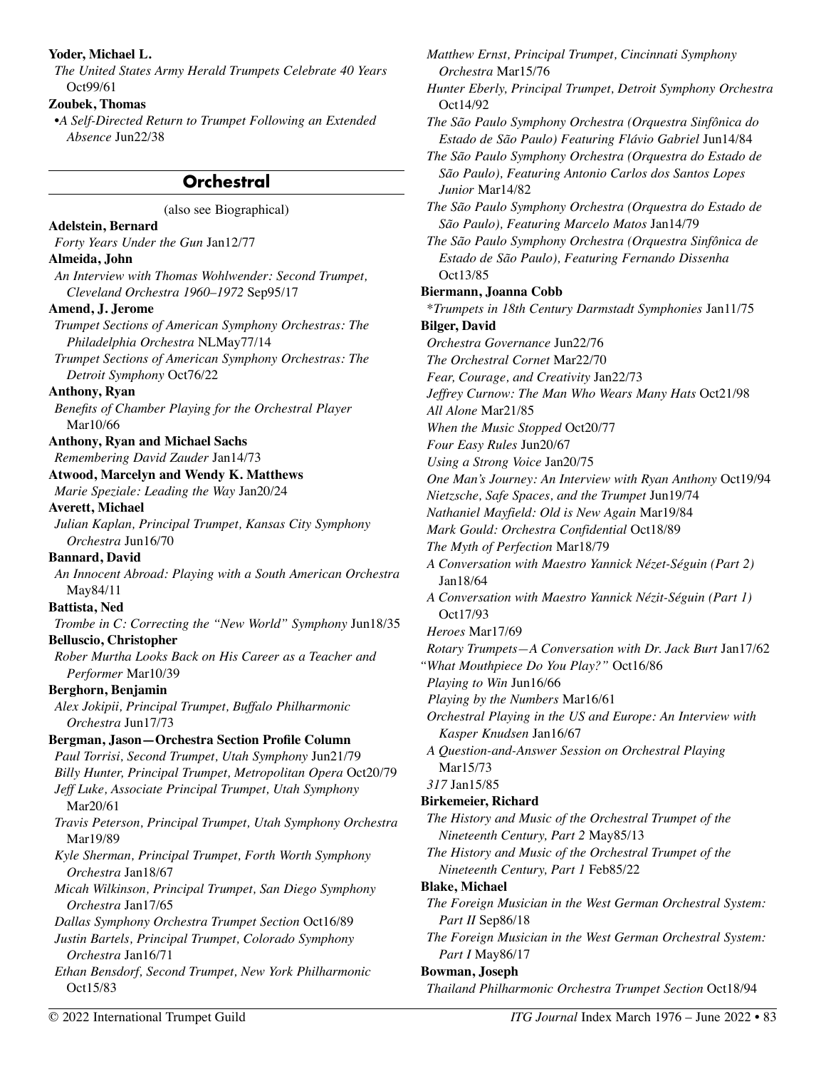**Yoder, Michael L.**

*The United States Army Herald Trumpets Celebrate 40 Years* Oct99/61

**Zoubek, Thomas**

•*A Self-Directed Return to Trumpet Following an Extended Absence* Jun22/38

## Orchestral

(also see Biographical)

**Adelstein, Bernard**

*Forty Years Under the Gun* Jan12/77

**Almeida, John**

*An Interview with Thomas Wohlwender: Second Trumpet, Cleveland Orchestra 1960–1972* Sep95/17

**Amend, J. Jerome**

*Trumpet Sections of American Symphony Orchestras: The Philadelphia Orchestra* NLMay77/14

*Trumpet Sections of American Symphony Orchestras: The Detroit Symphony* Oct76/22

**Anthony, Ryan**

*Benefits of Chamber Playing for the Orchestral Player* Mar10/66

**Anthony, Ryan and Michael Sachs**

*Remembering David Zauder* Jan14/73

**Atwood, Marcelyn and Wendy K. Matthews**

*Marie Speziale: Leading the Way* Jan20/24

**Averett, Michael**

*Julian Kaplan, Principal Trumpet, Kansas City Symphony Orchestra* Jun16/70

**Bannard, David**

*An Innocent Abroad: Playing with a South American Orchestra* May84/11

**Battista, Ned**

*Trombe in C: Correcting the "New World" Symphony* Jun18/35

**Belluscio, Christopher**

*Rober Murtha Looks Back on His Career as a Teacher and Performer* Mar10/39

**Berghorn, Benjamin**

*Alex Jokipii, Principal Trumpet, Buffalo Philharmonic Orchestra* Jun17/73

**Bergman, Jason—Orchestra Section Profile Column**

*Paul Torrisi, Second Trumpet, Utah Symphony* Jun21/79

*Billy Hunter, Principal Trumpet, Metropolitan Opera* Oct20/79

*Jeff Luke, Associate Principal Trumpet, Utah Symphony* Mar20/61

*Travis Peterson, Principal Trumpet, Utah Symphony Orchestra* Mar19/89

*Kyle Sherman, Principal Trumpet, Forth Worth Symphony Orchestra* Jan18/67

*Micah Wilkinson, Principal Trumpet, San Diego Symphony Orchestra* Jan17/65

*Dallas Symphony Orchestra Trumpet Section* Oct16/89

*Justin Bartels, Principal Trumpet, Colorado Symphony Orchestra* Jan16/71

*Ethan Bensdorf, Second Trumpet, New York Philharmonic* Oct15/83

*Matthew Ernst, Principal Trumpet, Cincinnati Symphony Orchestra* Mar15/76

*Hunter Eberly, Principal Trumpet, Detroit Symphony Orchestra* Oct14/92

*The São Paulo Symphony Orchestra (Orquestra Sinfônica do Estado de São Paulo) Featuring Flávio Gabriel* Jun14/84

*The São Paulo Symphony Orchestra (Orquestra do Estado de São Paulo), Featuring Antonio Carlos dos Santos Lopes Junior* Mar14/82

*The São Paulo Symphony Orchestra (Orquestra do Estado de São Paulo), Featuring Marcelo Matos* Jan14/79

*The São Paulo Symphony Orchestra (Orquestra Sinfônica de Estado de São Paulo), Featuring Fernando Dissenha* Oct13/85

**Biermann, Joanna Cobb**

*Trumpets in 18th Century Darmstadt Symphonies* Jan11/75

**Bilger, David**

*Orchestra Governance* Jun22/76

*The Orchestral Cornet* Mar22/70

*Fear, Courage, and Creativity* Jan22/73

*Jeffrey Curnow: The Man Who Wears Many Hats* Oct21/98

*All Alone* Mar21/85

*When the Music Stopped* Oct20/77

*Four Easy Rules* Jun20/67

*Using a Strong Voice* Jan20/75

*One Man's Journey: An Interview with Ryan Anthony* Oct19/94

*Nietzsche, Safe Spaces, and the Trumpet* Jun19/74

*Nathaniel Mayfield: Old is New Again* Mar19/84

*Mark Gould: Orchestra Confidential* Oct18/89

*The Myth of Perfection* Mar18/79

*A Conversation with Maestro Yannick Nézet-Séguin (Part 2)* Jan18/64

*A Conversation with Maestro Yannick Nézit-Séguin (Part 1)* Oct17/93

*Heroes* Mar17/69

*Rotary Trumpets—A Conversation with Dr. Jack Burt* Jan17/62

*"What Mouthpiece Do You Play?"* Oct16/86

*Playing to Win* Jun16/66

*Playing by the Numbers* Mar16/61

*Orchestral Playing in the US and Europe: An Interview with Kasper Knudsen* Jan16/67

*A Question-and-Answer Session on Orchestral Playing* Mar15/73

*317* Jan15/85

**Birkemeier, Richard**

*The History and Music of the Orchestral Trumpet of the Nineteenth Century, Part 2* May85/13

*The History and Music of the Orchestral Trumpet of the Nineteenth Century, Part 1* Feb85/22

**Blake, Michael**

*The Foreign Musician in the West German Orchestral System: Part II* Sep86/18

*The Foreign Musician in the West German Orchestral System: Part I* May86/17

**Bowman, Joseph**

*Thailand Philharmonic Orchestra Trumpet Section* Oct18/94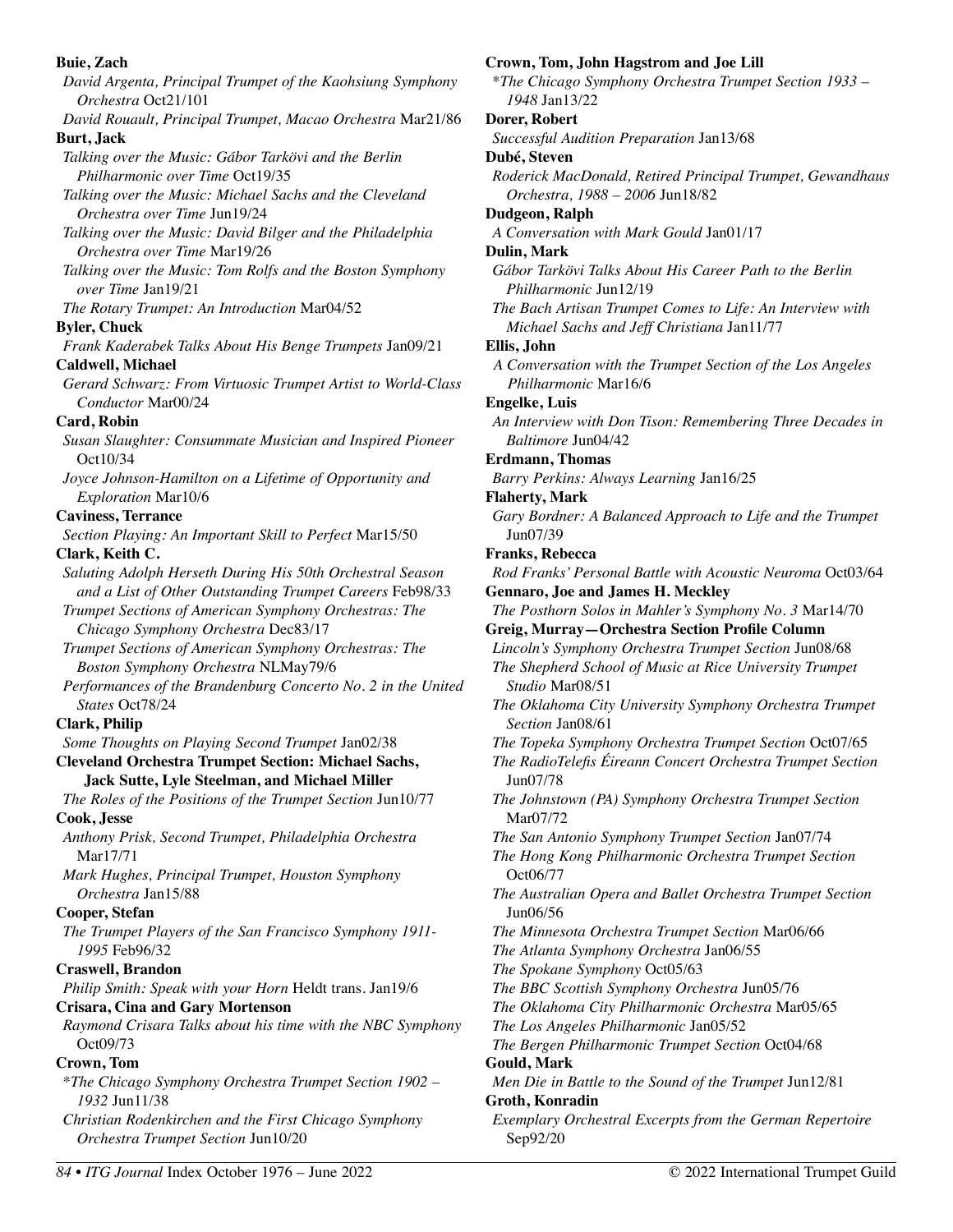**Buie, Zach**

*David Argenta, Principal Trumpet of the Kaohsiung Symphony Orchestra* Oct21/101

*David Rouault, Principal Trumpet, Macao Orchestra* Mar21/86

**Burt, Jack**

*Talking over the Music: Gábor Tarkövi and the Berlin Philharmonic over Time* Oct19/35

*Talking over the Music: Michael Sachs and the Cleveland Orchestra over Time* Jun19/24

*Talking over the Music: David Bilger and the Philadelphia Orchestra over Time* Mar19/26

*Talking over the Music: Tom Rolfs and the Boston Symphony over Time* Jan19/21

*The Rotary Trumpet: An Introduction* Mar04/52

**Byler, Chuck**

*Frank Kaderabek Talks About His Benge Trumpets* Jan09/21

**Caldwell, Michael**

*Gerard Schwarz: From Virtuosic Trumpet Artist to World-Class Conductor* Mar00/24

**Card, Robin**

*Susan Slaughter: Consummate Musician and Inspired Pioneer* Oct10/34

*Joyce Johnson-Hamilton on a Lifetime of Opportunity and Exploration* Mar10/6

**Caviness, Terrance**

*Section Playing: An Important Skill to Perfect* Mar15/50

**Clark, Keith C.**

*Saluting Adolph Herseth During His 50th Orchestral Season and a List of Other Outstanding Trumpet Careers* Feb98/33

*Trumpet Sections of American Symphony Orchestras: The Chicago Symphony Orchestra* Dec83/17

*Trumpet Sections of American Symphony Orchestras: The Boston Symphony Orchestra* NLMay79/6

*Performances of the Brandenburg Concerto No. 2 in the United States* Oct78/24

**Clark, Philip**

*Some Thoughts on Playing Second Trumpet* Jan02/38

**Cleveland Orchestra Trumpet Section: Michael Sachs, Jack Sutte, Lyle Steelman, and Michael Miller**

*The Roles of the Positions of the Trumpet Section* Jun10/77

**Cook, Jesse**

*Anthony Prisk, Second Trumpet, Philadelphia Orchestra* Mar17/71

*Mark Hughes, Principal Trumpet, Houston Symphony Orchestra* Jan15/88

**Cooper, Stefan**

*The Trumpet Players of the San Francisco Symphony 1911-1995* Feb96/32

**Craswell, Brandon**

*Philip Smith: Speak with your Horn* Heldt trans. Jan19/6

**Crisara, Cina and Gary Mortenson**

*Raymond Crisara Talks about his time with the NBC Symphony* Oct09/73

**Crown, Tom**

*\*The Chicago Symphony Orchestra Trumpet Section 1902 – 1932* Jun11/38

*Christian Rodenkirchen and the First Chicago Symphony Orchestra Trumpet Section* Jun10/20

**Crown, Tom, John Hagstrom and Joe Lill**

*\*The Chicago Symphony Orchestra Trumpet Section 1933 – 1948* Jan13/22

**Dorer, Robert**

*Successful Audition Preparation* Jan13/68

**Dubé, Steven**

*Roderick MacDonald, Retired Principal Trumpet, Gewandhaus Orchestra, 1988 – 2006* Jun18/82

**Dudgeon, Ralph**

*A Conversation with Mark Gould* Jan01/17

**Dulin, Mark**

*Gábor Tarkövi Talks About His Career Path to the Berlin Philharmonic* Jun12/19

*The Bach Artisan Trumpet Comes to Life: An Interview with Michael Sachs and Jeff Christiana* Jan11/77

**Ellis, John**

*A Conversation with the Trumpet Section of the Los Angeles Philharmonic* Mar16/6

**Engelke, Luis**

*An Interview with Don Tison: Remembering Three Decades in Baltimore* Jun04/42

**Erdmann, Thomas**

*Barry Perkins: Always Learning* Jan16/25

**Flaherty, Mark**

*Gary Bordner: A Balanced Approach to Life and the Trumpet* Jun07/39

**Franks, Rebecca**

*Rod Franks' Personal Battle with Acoustic Neuroma* Oct03/64

**Gennaro, Joe and James H. Meckley**

*The Posthorn Solos in Mahler's Symphony No. 3* Mar14/70

**Greig, Murray—Orchestra Section Profile Column**

*Lincoln's Symphony Orchestra Trumpet Section* Jun08/68

*The Shepherd School of Music at Rice University Trumpet Studio* Mar08/51

*The Oklahoma City University Symphony Orchestra Trumpet Section* Jan08/61

*The Topeka Symphony Orchestra Trumpet Section* Oct07/65

*The RadioTelefis Éireann Concert Orchestra Trumpet Section* Jun07/78

*The Johnstown (PA) Symphony Orchestra Trumpet Section* Mar07/72

*The San Antonio Symphony Trumpet Section* Jan07/74

*The Hong Kong Philharmonic Orchestra Trumpet Section* Oct06/77

*The Australian Opera and Ballet Orchestra Trumpet Section* Jun06/56

*The Minnesota Orchestra Trumpet Section* Mar06/66

*The Atlanta Symphony Orchestra* Jan06/55

*The Spokane Symphony* Oct05/63

*The BBC Scottish Symphony Orchestra* Jun05/76

*The Oklahoma City Philharmonic Orchestra* Mar05/65

*The Los Angeles Philharmonic* Jan05/52

*The Bergen Philharmonic Trumpet Section* Oct04/68

**Gould, Mark**

*Men Die in Battle to the Sound of the Trumpet* Jun12/81

**Groth, Konradin**

*Exemplary Orchestral Excerpts from the German Repertoire* Sep92/20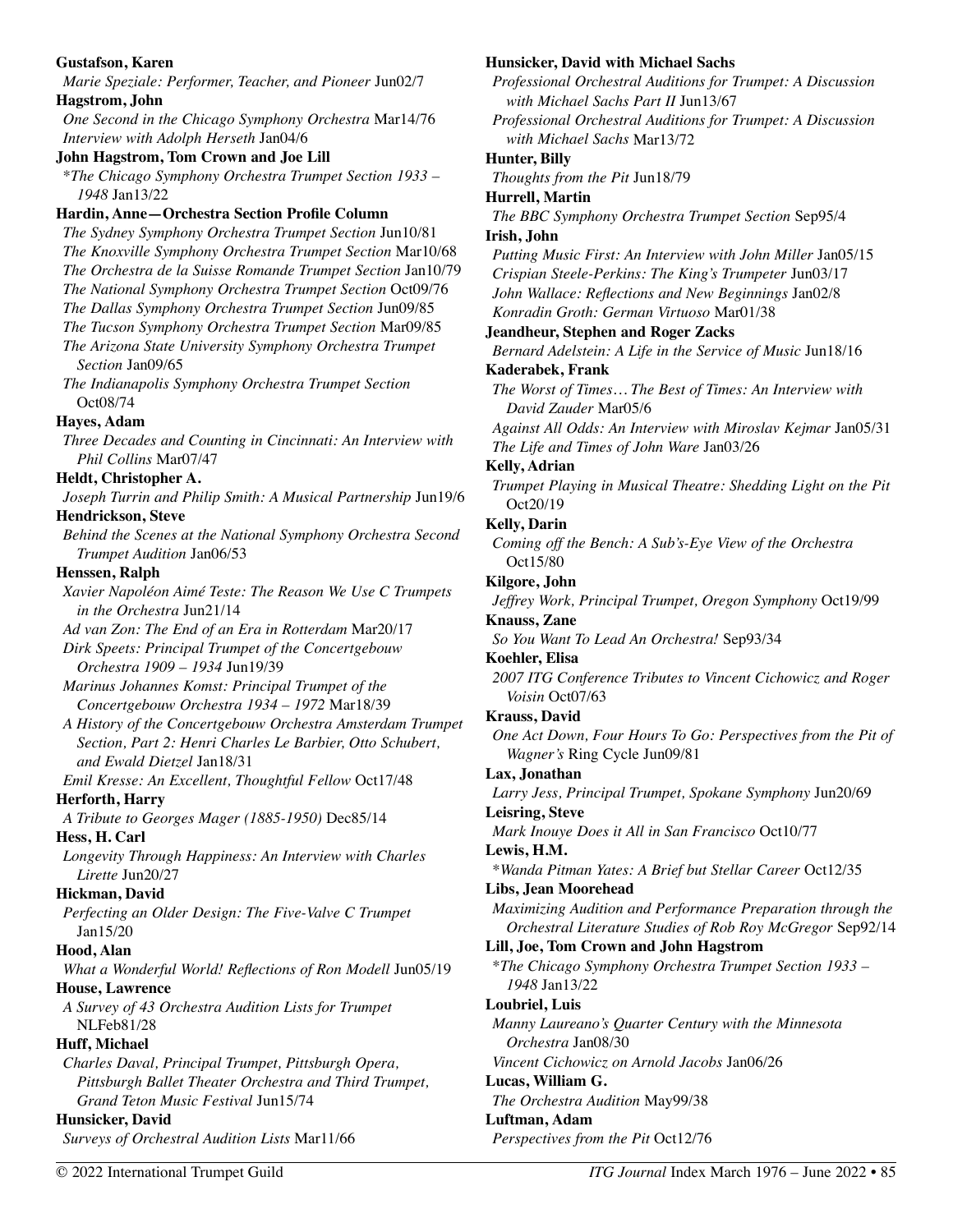**Gustafson, Karen**
*Marie Speziale: Performer, Teacher, and Pioneer* Jun02/7

**Hagstrom, John**
*One Second in the Chicago Symphony Orchestra* Mar14/76
*Interview with Adolph Herseth* Jan04/6

**John Hagstrom, Tom Crown and Joe Lill**
*\*The Chicago Symphony Orchestra Trumpet Section 1933 – 1948* Jan13/22

**Hardin, Anne—Orchestra Section Profile Column**
*The Sydney Symphony Orchestra Trumpet Section* Jun10/81
*The Knoxville Symphony Orchestra Trumpet Section* Mar10/68
*The Orchestra de la Suisse Romande Trumpet Section* Jan10/79
*The National Symphony Orchestra Trumpet Section* Oct09/76
*The Dallas Symphony Orchestra Trumpet Section* Jun09/85
*The Tucson Symphony Orchestra Trumpet Section* Mar09/85
*The Arizona State University Symphony Orchestra Trumpet Section* Jan09/65
*The Indianapolis Symphony Orchestra Trumpet Section* Oct08/74

**Hayes, Adam**
*Three Decades and Counting in Cincinnati: An Interview with Phil Collins* Mar07/47

**Heldt, Christopher A.**
*Joseph Turrin and Philip Smith: A Musical Partnership* Jun19/6

**Hendrickson, Steve**
*Behind the Scenes at the National Symphony Orchestra Second Trumpet Audition* Jan06/53

**Henssen, Ralph**
*Xavier Napoléon Aimé Teste: The Reason We Use C Trumpets in the Orchestra* Jun21/14
*Ad van Zon: The End of an Era in Rotterdam* Mar20/17
*Dirk Speets: Principal Trumpet of the Concertgebouw Orchestra 1909 – 1934* Jun19/39
*Marinus Johannes Komst: Principal Trumpet of the Concertgebouw Orchestra 1934 – 1972* Mar18/39
*A History of the Concertgebouw Orchestra Amsterdam Trumpet Section, Part 2: Henri Charles Le Barbier, Otto Schubert, and Ewald Dietzel* Jan18/31
*Emil Kresse: An Excellent, Thoughtful Fellow* Oct17/48

**Herforth, Harry**
*A Tribute to Georges Mager (1885-1950)* Dec85/14

**Hess, H. Carl**
*Longevity Through Happiness: An Interview with Charles Lirette* Jun20/27

**Hickman, David**
*Perfecting an Older Design: The Five-Valve C Trumpet* Jan15/20

**Hood, Alan**
*What a Wonderful World! Reflections of Ron Modell* Jun05/19

**House, Lawrence**
*A Survey of 43 Orchestra Audition Lists for Trumpet* NLFeb81/28

**Huff, Michael**
*Charles Daval, Principal Trumpet, Pittsburgh Opera, Pittsburgh Ballet Theater Orchestra and Third Trumpet, Grand Teton Music Festival* Jun15/74

**Hunsicker, David**
*Surveys of Orchestral Audition Lists* Mar11/66

**Hunsicker, David with Michael Sachs**
*Professional Orchestral Auditions for Trumpet: A Discussion with Michael Sachs Part II* Jun13/67
*Professional Orchestral Auditions for Trumpet: A Discussion with Michael Sachs* Mar13/72

**Hunter, Billy**
*Thoughts from the Pit* Jun18/79

**Hurrell, Martin**
*The BBC Symphony Orchestra Trumpet Section* Sep95/4

**Irish, John**
*Putting Music First: An Interview with John Miller* Jan05/15
*Crispian Steele-Perkins: The King's Trumpeter* Jun03/17
*John Wallace: Reflections and New Beginnings* Jan02/8
*Konradin Groth: German Virtuoso* Mar01/38

**Jeandheur, Stephen and Roger Zacks**
*Bernard Adelstein: A Life in the Service of Music* Jun18/16

**Kaderabek, Frank**
*The Worst of Times… The Best of Times: An Interview with David Zauder* Mar05/6
*Against All Odds: An Interview with Miroslav Kejmar* Jan05/31
*The Life and Times of John Ware* Jan03/26

**Kelly, Adrian**
*Trumpet Playing in Musical Theatre: Shedding Light on the Pit* Oct20/19

**Kelly, Darin**
*Coming off the Bench: A Sub's-Eye View of the Orchestra* Oct15/80

**Kilgore, John**
*Jeffrey Work, Principal Trumpet, Oregon Symphony* Oct19/99

**Knauss, Zane**
*So You Want To Lead An Orchestra!* Sep93/34

**Koehler, Elisa**
*2007 ITG Conference Tributes to Vincent Cichowicz and Roger Voisin* Oct07/63

**Krauss, David**
*One Act Down, Four Hours To Go: Perspectives from the Pit of Wagner's* Ring Cycle Jun09/81

**Lax, Jonathan**
*Larry Jess, Principal Trumpet, Spokane Symphony* Jun20/69

**Leisring, Steve**
*Mark Inouye Does it All in San Francisco* Oct10/77

**Lewis, H.M.**
*\*Wanda Pitman Yates: A Brief but Stellar Career* Oct12/35

**Libs, Jean Moorehead**
*Maximizing Audition and Performance Preparation through the Orchestral Literature Studies of Rob Roy McGregor* Sep92/14

**Lill, Joe, Tom Crown and John Hagstrom**
*\*The Chicago Symphony Orchestra Trumpet Section 1933 – 1948* Jan13/22

**Loubriel, Luis**
*Manny Laureano's Quarter Century with the Minnesota Orchestra* Jan08/30
*Vincent Cichowicz on Arnold Jacobs* Jan06/26

**Lucas, William G.**
*The Orchestra Audition* May99/38

**Luftman, Adam**
*Perspectives from the Pit* Oct12/76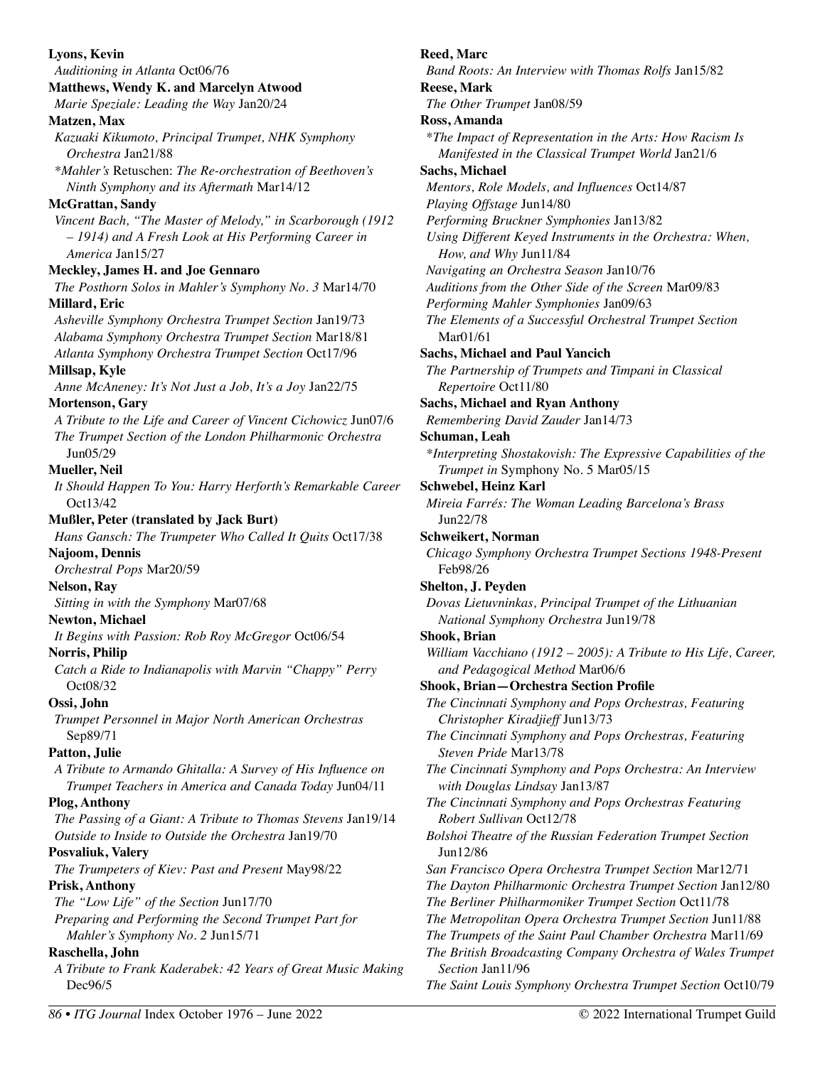**Lyons, Kevin**
*Auditioning in Atlanta* Oct06/76

**Matthews, Wendy K. and Marcelyn Atwood**
*Marie Speziale: Leading the Way* Jan20/24

**Matzen, Max**
*Kazuaki Kikumoto, Principal Trumpet, NHK Symphony Orchestra* Jan21/88
*\*Mahler's* Retuschen: *The Re-orchestration of Beethoven's Ninth Symphony and its Aftermath* Mar14/12

**McGrattan, Sandy**
*Vincent Bach, "The Master of Melody," in Scarborough (1912 – 1914) and A Fresh Look at His Performing Career in America* Jan15/27

**Meckley, James H. and Joe Gennaro**
*The Posthorn Solos in Mahler's Symphony No. 3* Mar14/70

**Millard, Eric**
*Asheville Symphony Orchestra Trumpet Section* Jan19/73
*Alabama Symphony Orchestra Trumpet Section* Mar18/81
*Atlanta Symphony Orchestra Trumpet Section* Oct17/96

**Millsap, Kyle**
*Anne McAneney: It's Not Just a Job, It's a Joy* Jan22/75

**Mortenson, Gary**
*A Tribute to the Life and Career of Vincent Cichowicz* Jun07/6
*The Trumpet Section of the London Philharmonic Orchestra* Jun05/29

**Mueller, Neil**
*It Should Happen To You: Harry Herforth's Remarkable Career* Oct13/42

**Mußler, Peter (translated by Jack Burt)**
*Hans Gansch: The Trumpeter Who Called It Quits* Oct17/38

**Najoom, Dennis**
*Orchestral Pops* Mar20/59

**Nelson, Ray**
*Sitting in with the Symphony* Mar07/68

**Newton, Michael**
*It Begins with Passion: Rob Roy McGregor* Oct06/54

**Norris, Philip**
*Catch a Ride to Indianapolis with Marvin "Chappy" Perry* Oct08/32

**Ossi, John**
*Trumpet Personnel in Major North American Orchestras* Sep89/71

**Patton, Julie**
*A Tribute to Armando Ghitalla: A Survey of His Influence on Trumpet Teachers in America and Canada Today* Jun04/11

**Plog, Anthony**
*The Passing of a Giant: A Tribute to Thomas Stevens* Jan19/14
*Outside to Inside to Outside the Orchestra* Jan19/70

**Posvaliuk, Valery**
*The Trumpeters of Kiev: Past and Present* May98/22

**Prisk, Anthony**
*The "Low Life" of the Section* Jun17/70
*Preparing and Performing the Second Trumpet Part for Mahler's Symphony No. 2* Jun15/71

**Raschella, John**
*A Tribute to Frank Kaderabek: 42 Years of Great Music Making* Dec96/5

**Reed, Marc**
*Band Roots: An Interview with Thomas Rolfs* Jan15/82

**Reese, Mark**
*The Other Trumpet* Jan08/59

**Ross, Amanda**
*\*The Impact of Representation in the Arts: How Racism Is Manifested in the Classical Trumpet World* Jan21/6

**Sachs, Michael**
*Mentors, Role Models, and Influences* Oct14/87
*Playing Offstage* Jun14/80
*Performing Bruckner Symphonies* Jan13/82
*Using Different Keyed Instruments in the Orchestra: When, How, and Why* Jun11/84
*Navigating an Orchestra Season* Jan10/76
*Auditions from the Other Side of the Screen* Mar09/83
*Performing Mahler Symphonies* Jan09/63
*The Elements of a Successful Orchestral Trumpet Section* Mar01/61

**Sachs, Michael and Paul Yancich**
*The Partnership of Trumpets and Timpani in Classical Repertoire* Oct11/80

**Sachs, Michael and Ryan Anthony**
*Remembering David Zauder* Jan14/73

**Schuman, Leah**
*\*Interpreting Shostakovish: The Expressive Capabilities of the Trumpet in* Symphony No. 5 Mar05/15

**Schwebel, Heinz Karl**
*Mireia Farrés: The Woman Leading Barcelona's Brass* Jun22/78

**Schweikert, Norman**
*Chicago Symphony Orchestra Trumpet Sections 1948-Present* Feb98/26

**Shelton, J. Peyden**
*Dovas Lietuvninkas, Principal Trumpet of the Lithuanian National Symphony Orchestra* Jun19/78

**Shook, Brian**
*William Vacchiano (1912 – 2005): A Tribute to His Life, Career, and Pedagogical Method* Mar06/6

**Shook, Brian—Orchestra Section Profile**
*The Cincinnati Symphony and Pops Orchestras, Featuring Christopher Kiradjieff* Jun13/73
*The Cincinnati Symphony and Pops Orchestras, Featuring Steven Pride* Mar13/78
*The Cincinnati Symphony and Pops Orchestra: An Interview with Douglas Lindsay* Jan13/87
*The Cincinnati Symphony and Pops Orchestras Featuring Robert Sullivan* Oct12/78
*Bolshoi Theatre of the Russian Federation Trumpet Section* Jun12/86
*San Francisco Opera Orchestra Trumpet Section* Mar12/71
*The Dayton Philharmonic Orchestra Trumpet Section* Jan12/80
*The Berliner Philharmoniker Trumpet Section* Oct11/78
*The Metropolitan Opera Orchestra Trumpet Section* Jun11/88
*The Trumpets of the Saint Paul Chamber Orchestra* Mar11/69
*The British Broadcasting Company Orchestra of Wales Trumpet Section* Jan11/96
*The Saint Louis Symphony Orchestra Trumpet Section* Oct10/79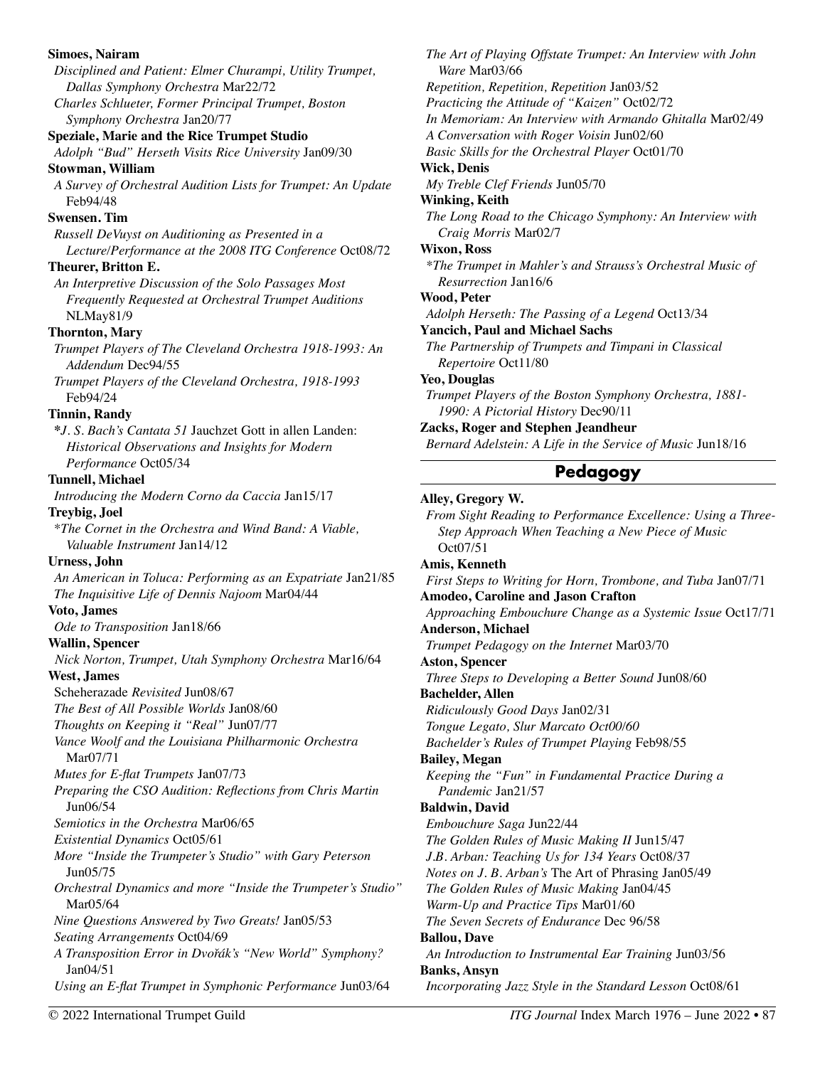**Simoes, Nairam**
*Disciplined and Patient: Elmer Churampi, Utility Trumpet, Dallas Symphony Orchestra* Mar22/72
*Charles Schlueter, Former Principal Trumpet, Boston Symphony Orchestra* Jan20/77

**Speziale, Marie and the Rice Trumpet Studio**
*Adolph "Bud" Herseth Visits Rice University* Jan09/30

**Stowman, William**
*A Survey of Orchestral Audition Lists for Trumpet: An Update* Feb94/48

**Swensen. Tim**
*Russell DeVuyst on Auditioning as Presented in a Lecture/Performance at the 2008 ITG Conference* Oct08/72

**Theurer, Britton E.**
*An Interpretive Discussion of the Solo Passages Most Frequently Requested at Orchestral Trumpet Auditions* NLMay81/9

**Thornton, Mary**
*Trumpet Players of The Cleveland Orchestra 1918-1993: An Addendum* Dec94/55
*Trumpet Players of the Cleveland Orchestra, 1918-1993* Feb94/24

**Tinnin, Randy**
*\*J. S. Bach's Cantata 51* Jauchzet Gott in allen Landen: *Historical Observations and Insights for Modern Performance* Oct05/34

**Tunnell, Michael**
*Introducing the Modern Corno da Caccia* Jan15/17

**Treybig, Joel**
*\*The Cornet in the Orchestra and Wind Band: A Viable, Valuable Instrument* Jan14/12

**Urness, John**
*An American in Toluca: Performing as an Expatriate* Jan21/85
*The Inquisitive Life of Dennis Najoom* Mar04/44

**Voto, James**
*Ode to Transposition* Jan18/66

**Wallin, Spencer**
*Nick Norton, Trumpet, Utah Symphony Orchestra* Mar16/64

**West, James**
Scheherazade *Revisited* Jun08/67
*The Best of All Possible Worlds* Jan08/60
*Thoughts on Keeping it "Real"* Jun07/77
*Vance Woolf and the Louisiana Philharmonic Orchestra* Mar07/71
*Mutes for E-flat Trumpets* Jan07/73
*Preparing the CSO Audition: Reflections from Chris Martin* Jun06/54
*Semiotics in the Orchestra* Mar06/65
*Existential Dynamics* Oct05/61
*More "Inside the Trumpeter's Studio" with Gary Peterson* Jun05/75
*Orchestral Dynamics and more "Inside the Trumpeter's Studio"* Mar05/64
*Nine Questions Answered by Two Greats!* Jan05/53
*Seating Arrangements* Oct04/69
*A Transposition Error in Dvořák's "New World" Symphony?* Jan04/51
*Using an E-flat Trumpet in Symphonic Performance* Jun03/64
*The Art of Playing Offstate Trumpet: An Interview with John Ware* Mar03/66
*Repetition, Repetition, Repetition* Jan03/52
*Practicing the Attitude of "Kaizen"* Oct02/72
*In Memoriam: An Interview with Armando Ghitalla* Mar02/49
*A Conversation with Roger Voisin* Jun02/60
*Basic Skills for the Orchestral Player* Oct01/70

**Wick, Denis**
*My Treble Clef Friends* Jun05/70

**Winking, Keith**
*The Long Road to the Chicago Symphony: An Interview with Craig Morris* Mar02/7

**Wixon, Ross**
*\*The Trumpet in Mahler's and Strauss's Orchestral Music of Resurrection* Jan16/6

**Wood, Peter**
*Adolph Herseth: The Passing of a Legend* Oct13/34

**Yancich, Paul and Michael Sachs**
*The Partnership of Trumpets and Timpani in Classical Repertoire* Oct11/80

**Yeo, Douglas**
*Trumpet Players of the Boston Symphony Orchestra, 1881-1990: A Pictorial History* Dec90/11

**Zacks, Roger and Stephen Jeandheur**
*Bernard Adelstein: A Life in the Service of Music* Jun18/16

## Pedagogy

**Alley, Gregory W.**
*From Sight Reading to Performance Excellence: Using a Three-Step Approach When Teaching a New Piece of Music* Oct07/51

**Amis, Kenneth**
*First Steps to Writing for Horn, Trombone, and Tuba* Jan07/71

**Amodeo, Caroline and Jason Crafton**
*Approaching Embouchure Change as a Systemic Issue* Oct17/71

**Anderson, Michael**
*Trumpet Pedagogy on the Internet* Mar03/70

**Aston, Spencer**
*Three Steps to Developing a Better Sound* Jun08/60

**Bachelder, Allen**
*Ridiculously Good Days* Jan02/31
*Tongue Legato, Slur Marcato Oct00/60*
*Bachelder's Rules of Trumpet Playing* Feb98/55

**Bailey, Megan**
*Keeping the "Fun" in Fundamental Practice During a Pandemic* Jan21/57

**Baldwin, David**
*Embouchure Saga* Jun22/44
*The Golden Rules of Music Making II* Jun15/47
*J.B. Arban: Teaching Us for 134 Years* Oct08/37
*Notes on J. B. Arban's* The Art of Phrasing Jan05/49
*The Golden Rules of Music Making* Jan04/45
*Warm-Up and Practice Tips* Mar01/60
*The Seven Secrets of Endurance* Dec 96/58

**Ballou, Dave**
*An Introduction to Instrumental Ear Training* Jun03/56

**Banks, Ansyn**
*Incorporating Jazz Style in the Standard Lesson* Oct08/61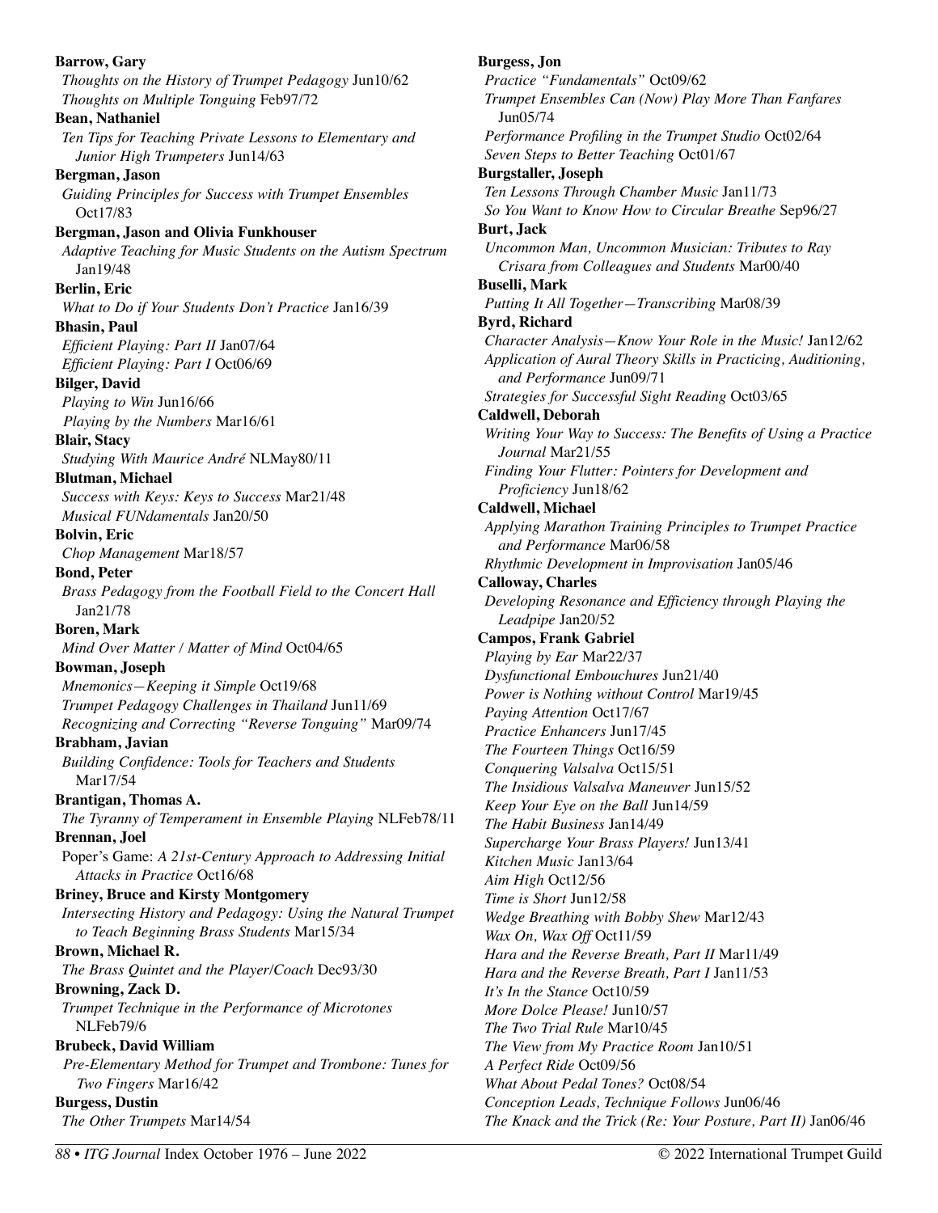**Barrow, Gary**
*Thoughts on the History of Trumpet Pedagogy* Jun10/62
*Thoughts on Multiple Tonguing* Feb97/72

**Bean, Nathaniel**
*Ten Tips for Teaching Private Lessons to Elementary and Junior High Trumpeters* Jun14/63

**Bergman, Jason**
*Guiding Principles for Success with Trumpet Ensembles* Oct17/83

**Bergman, Jason and Olivia Funkhouser**
*Adaptive Teaching for Music Students on the Autism Spectrum* Jan19/48

**Berlin, Eric**
*What to Do if Your Students Don't Practice* Jan16/39

**Bhasin, Paul**
*Efficient Playing: Part II* Jan07/64
*Efficient Playing: Part I* Oct06/69

**Bilger, David**
*Playing to Win* Jun16/66
*Playing by the Numbers* Mar16/61

**Blair, Stacy**
*Studying With Maurice André* NLMay80/11

**Blutman, Michael**
*Success with Keys: Keys to Success* Mar21/48
*Musical FUNdamentals* Jan20/50

**Bolvin, Eric**
*Chop Management* Mar18/57

**Bond, Peter**
*Brass Pedagogy from the Football Field to the Concert Hall* Jan21/78

**Boren, Mark**
*Mind Over Matter / Matter of Mind* Oct04/65

**Bowman, Joseph**
*Mnemonics—Keeping it Simple* Oct19/68
*Trumpet Pedagogy Challenges in Thailand* Jun11/69
*Recognizing and Correcting "Reverse Tonguing"* Mar09/74

**Brabham, Javian**
*Building Confidence: Tools for Teachers and Students* Mar17/54

**Brantigan, Thomas A.**
*The Tyranny of Temperament in Ensemble Playing* NLFeb78/11

**Brennan, Joel**
Poper's Game: *A 21st-Century Approach to Addressing Initial Attacks in Practice* Oct16/68

**Briney, Bruce and Kirsty Montgomery**
*Intersecting History and Pedagogy: Using the Natural Trumpet to Teach Beginning Brass Students* Mar15/34

**Brown, Michael R.**
*The Brass Quintet and the Player/Coach* Dec93/30

**Browning, Zack D.**
*Trumpet Technique in the Performance of Microtones* NLFeb79/6

**Brubeck, David William**
*Pre-Elementary Method for Trumpet and Trombone: Tunes for Two Fingers* Mar16/42

**Burgess, Dustin**
*The Other Trumpets* Mar14/54

**Burgess, Jon**
*Practice "Fundamentals"* Oct09/62
*Trumpet Ensembles Can (Now) Play More Than Fanfares* Jun05/74
*Performance Profiling in the Trumpet Studio* Oct02/64
*Seven Steps to Better Teaching* Oct01/67

**Burgstaller, Joseph**
*Ten Lessons Through Chamber Music* Jan11/73
*So You Want to Know How to Circular Breathe* Sep96/27

**Burt, Jack**
*Uncommon Man, Uncommon Musician: Tributes to Ray Crisara from Colleagues and Students* Mar00/40

**Buselli, Mark**
*Putting It All Together—Transcribing* Mar08/39

**Byrd, Richard**
*Character Analysis—Know Your Role in the Music!* Jan12/62
*Application of Aural Theory Skills in Practicing, Auditioning, and Performance* Jun09/71
*Strategies for Successful Sight Reading* Oct03/65

**Caldwell, Deborah**
*Writing Your Way to Success: The Benefits of Using a Practice Journal* Mar21/55
*Finding Your Flutter: Pointers for Development and Proficiency* Jun18/62

**Caldwell, Michael**
*Applying Marathon Training Principles to Trumpet Practice and Performance* Mar06/58
*Rhythmic Development in Improvisation* Jan05/46

**Calloway, Charles**
*Developing Resonance and Efficiency through Playing the Leadpipe* Jan20/52

**Campos, Frank Gabriel**
*Playing by Ear* Mar22/37
*Dysfunctional Embouchures* Jun21/40
*Power is Nothing without Control* Mar19/45
*Paying Attention* Oct17/67
*Practice Enhancers* Jun17/45
*The Fourteen Things* Oct16/59
*Conquering Valsalva* Oct15/51
*The Insidious Valsalva Maneuver* Jun15/52
*Keep Your Eye on the Ball* Jun14/59
*The Habit Business* Jan14/49
*Supercharge Your Brass Players!* Jun13/41
*Kitchen Music* Jan13/64
*Aim High* Oct12/56
*Time is Short* Jun12/58
*Wedge Breathing with Bobby Shew* Mar12/43
*Wax On, Wax Off* Oct11/59
*Hara and the Reverse Breath, Part II* Mar11/49
*Hara and the Reverse Breath, Part I* Jan11/53
*It's In the Stance* Oct10/59
*More Dolce Please!* Jun10/57
*The Two Trial Rule* Mar10/45
*The View from My Practice Room* Jan10/51
*A Perfect Ride* Oct09/56
*What About Pedal Tones?* Oct08/54
*Conception Leads, Technique Follows* Jun06/46
*The Knack and the Trick (Re: Your Posture, Part II)* Jan06/46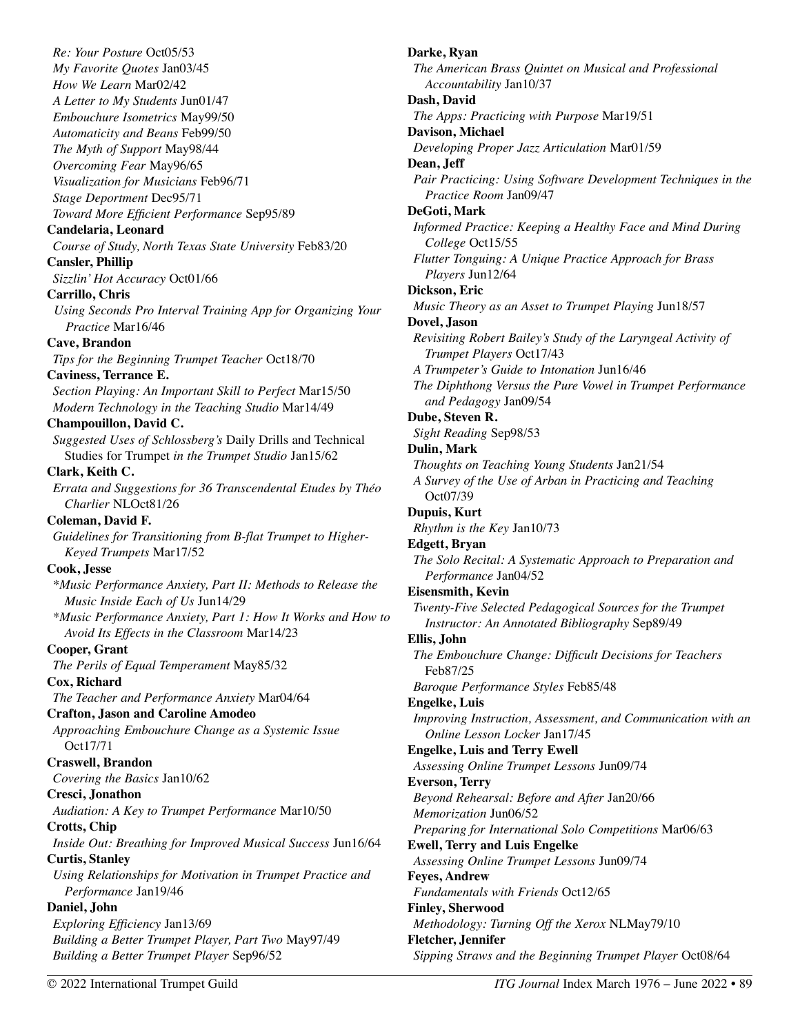*Re: Your Posture* Oct05/53
*My Favorite Quotes* Jan03/45
*How We Learn* Mar02/42
*A Letter to My Students* Jun01/47
*Embouchure Isometrics* May99/50
*Automaticity and Beans* Feb99/50
*The Myth of Support* May98/44
*Overcoming Fear* May96/65
*Visualization for Musicians* Feb96/71
*Stage Deportment* Dec95/71
*Toward More Efficient Performance* Sep95/89

**Candelaria, Leonard**
*Course of Study, North Texas State University* Feb83/20

**Cansler, Phillip**
*Sizzlin' Hot Accuracy* Oct01/66

**Carrillo, Chris**
*Using Seconds Pro Interval Training App for Organizing Your Practice* Mar16/46

**Cave, Brandon**
*Tips for the Beginning Trumpet Teacher* Oct18/70

**Caviness, Terrance E.**
*Section Playing: An Important Skill to Perfect* Mar15/50
*Modern Technology in the Teaching Studio* Mar14/49

**Champouillon, David C.**
*Suggested Uses of Schlossberg's* Daily Drills and Technical Studies for Trumpet *in the Trumpet Studio* Jan15/62

**Clark, Keith C.**
*Errata and Suggestions for 36 Transcendental Etudes by Théo Charlier* NLOct81/26

**Coleman, David F.**
*Guidelines for Transitioning from B-flat Trumpet to Higher-Keyed Trumpets* Mar17/52

**Cook, Jesse**
*\*Music Performance Anxiety, Part II: Methods to Release the Music Inside Each of Us* Jun14/29
*\*Music Performance Anxiety, Part 1: How It Works and How to Avoid Its Effects in the Classroom* Mar14/23

**Cooper, Grant**
*The Perils of Equal Temperament* May85/32

**Cox, Richard**
*The Teacher and Performance Anxiety* Mar04/64

**Crafton, Jason and Caroline Amodeo**
*Approaching Embouchure Change as a Systemic Issue* Oct17/71

**Craswell, Brandon**
*Covering the Basics* Jan10/62

**Cresci, Jonathon**
*Audiation: A Key to Trumpet Performance* Mar10/50

**Crotts, Chip**
*Inside Out: Breathing for Improved Musical Success* Jun16/64

**Curtis, Stanley**
*Using Relationships for Motivation in Trumpet Practice and Performance* Jan19/46

**Daniel, John**
*Exploring Efficiency* Jan13/69
*Building a Better Trumpet Player, Part Two* May97/49
*Building a Better Trumpet Player* Sep96/52

**Darke, Ryan**
*The American Brass Quintet on Musical and Professional Accountability* Jan10/37

**Dash, David**
*The Apps: Practicing with Purpose* Mar19/51

**Davison, Michael**
*Developing Proper Jazz Articulation* Mar01/59

**Dean, Jeff**
*Pair Practicing: Using Software Development Techniques in the Practice Room* Jan09/47

**DeGoti, Mark**
*Informed Practice: Keeping a Healthy Face and Mind During College* Oct15/55
*Flutter Tonguing: A Unique Practice Approach for Brass Players* Jun12/64

**Dickson, Eric**
*Music Theory as an Asset to Trumpet Playing* Jun18/57

**Dovel, Jason**
*Revisiting Robert Bailey's Study of the Laryngeal Activity of Trumpet Players* Oct17/43
*A Trumpeter's Guide to Intonation* Jun16/46
*The Diphthong Versus the Pure Vowel in Trumpet Performance and Pedagogy* Jan09/54

**Dube, Steven R.**
*Sight Reading* Sep98/53

**Dulin, Mark**
*Thoughts on Teaching Young Students* Jan21/54
*A Survey of the Use of Arban in Practicing and Teaching* Oct07/39

**Dupuis, Kurt**
*Rhythm is the Key* Jan10/73

**Edgett, Bryan**
*The Solo Recital: A Systematic Approach to Preparation and Performance* Jan04/52

**Eisensmith, Kevin**
*Twenty-Five Selected Pedagogical Sources for the Trumpet Instructor: An Annotated Bibliography* Sep89/49

**Ellis, John**
*The Embouchure Change: Difficult Decisions for Teachers* Feb87/25
*Baroque Performance Styles* Feb85/48

**Engelke, Luis**
*Improving Instruction, Assessment, and Communication with an Online Lesson Locker* Jan17/45

**Engelke, Luis and Terry Ewell**
*Assessing Online Trumpet Lessons* Jun09/74

**Everson, Terry**
*Beyond Rehearsal: Before and After* Jan20/66
*Memorization* Jun06/52
*Preparing for International Solo Competitions* Mar06/63

**Ewell, Terry and Luis Engelke**
*Assessing Online Trumpet Lessons* Jun09/74

**Feyes, Andrew**
*Fundamentals with Friends* Oct12/65

**Finley, Sherwood**
*Methodology: Turning Off the Xerox* NLMay79/10

**Fletcher, Jennifer**
*Sipping Straws and the Beginning Trumpet Player* Oct08/64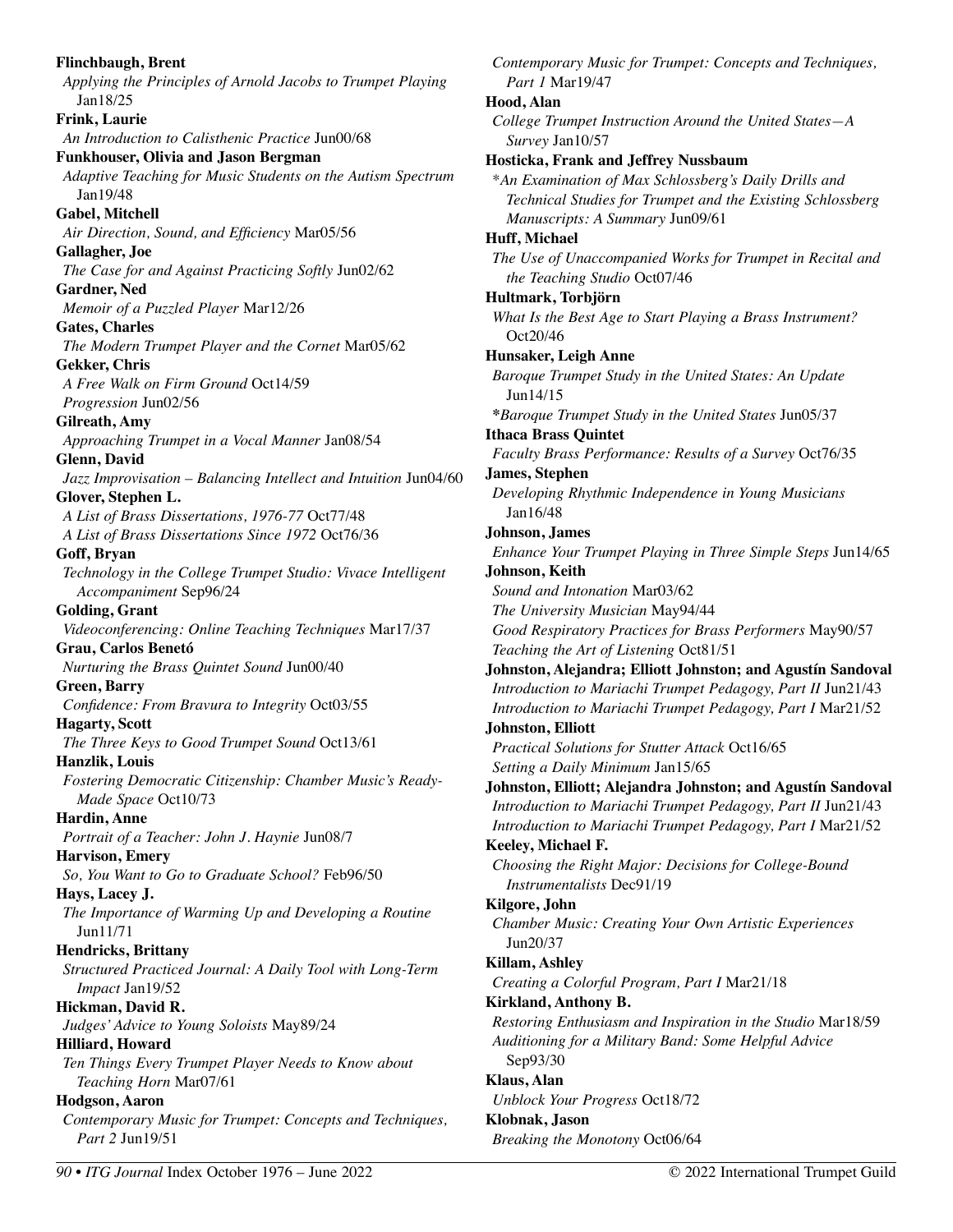**Flinchbaugh, Brent**
*Applying the Principles of Arnold Jacobs to Trumpet Playing* Jan18/25

**Frink, Laurie**
*An Introduction to Calisthenic Practice* Jun00/68

**Funkhouser, Olivia and Jason Bergman**
*Adaptive Teaching for Music Students on the Autism Spectrum* Jan19/48

**Gabel, Mitchell**
*Air Direction, Sound, and Efficiency* Mar05/56

**Gallagher, Joe**
*The Case for and Against Practicing Softly* Jun02/62

**Gardner, Ned**
*Memoir of a Puzzled Player* Mar12/26

**Gates, Charles**
*The Modern Trumpet Player and the Cornet* Mar05/62

**Gekker, Chris**
*A Free Walk on Firm Ground* Oct14/59
*Progression* Jun02/56

**Gilreath, Amy**
*Approaching Trumpet in a Vocal Manner* Jan08/54

**Glenn, David**
*Jazz Improvisation – Balancing Intellect and Intuition* Jun04/60

**Glover, Stephen L.**
*A List of Brass Dissertations, 1976-77* Oct77/48
*A List of Brass Dissertations Since 1972* Oct76/36

**Goff, Bryan**
*Technology in the College Trumpet Studio: Vivace Intelligent Accompaniment* Sep96/24

**Golding, Grant**
*Videoconferencing: Online Teaching Techniques* Mar17/37

**Grau, Carlos Benetó**
*Nurturing the Brass Quintet Sound* Jun00/40

**Green, Barry**
*Confidence: From Bravura to Integrity* Oct03/55

**Hagarty, Scott**
*The Three Keys to Good Trumpet Sound* Oct13/61

**Hanzlik, Louis**
*Fostering Democratic Citizenship: Chamber Music's Ready-Made Space* Oct10/73

**Hardin, Anne**
*Portrait of a Teacher: John J. Haynie* Jun08/7

**Harvison, Emery**
*So, You Want to Go to Graduate School?* Feb96/50

**Hays, Lacey J.**
*The Importance of Warming Up and Developing a Routine* Jun11/71

**Hendricks, Brittany**
*Structured Practiced Journal: A Daily Tool with Long-Term Impact* Jan19/52

**Hickman, David R.**
*Judges' Advice to Young Soloists* May89/24

**Hilliard, Howard**
*Ten Things Every Trumpet Player Needs to Know about Teaching Horn* Mar07/61

**Hodgson, Aaron**
*Contemporary Music for Trumpet: Concepts and Techniques, Part 2* Jun19/51
*Contemporary Music for Trumpet: Concepts and Techniques, Part 1* Mar19/47

**Hood, Alan**
*College Trumpet Instruction Around the United States—A Survey* Jan10/57

**Hosticka, Frank and Jeffrey Nussbaum**
**An Examination of Max Schlossberg's Daily Drills and Technical Studies for Trumpet and the Existing Schlossberg Manuscripts: A Summary* Jun09/61

**Huff, Michael**
*The Use of Unaccompanied Works for Trumpet in Recital and the Teaching Studio* Oct07/46

**Hultmark, Torbjörn**
*What Is the Best Age to Start Playing a Brass Instrument?* Oct20/46

**Hunsaker, Leigh Anne**
*Baroque Trumpet Study in the United States: An Update* Jun14/15
**Baroque Trumpet Study in the United States* Jun05/37

**Ithaca Brass Quintet**
*Faculty Brass Performance: Results of a Survey* Oct76/35

**James, Stephen**
*Developing Rhythmic Independence in Young Musicians* Jan16/48

**Johnson, James**
*Enhance Your Trumpet Playing in Three Simple Steps* Jun14/65

**Johnson, Keith**
*Sound and Intonation* Mar03/62
*The University Musician* May94/44
*Good Respiratory Practices for Brass Performers* May90/57
*Teaching the Art of Listening* Oct81/51

**Johnston, Alejandra; Elliott Johnston; and Agustín Sandoval**
*Introduction to Mariachi Trumpet Pedagogy, Part II* Jun21/43
*Introduction to Mariachi Trumpet Pedagogy, Part I* Mar21/52

**Johnston, Elliott**
*Practical Solutions for Stutter Attack* Oct16/65
*Setting a Daily Minimum* Jan15/65

**Johnston, Elliott; Alejandra Johnston; and Agustín Sandoval**
*Introduction to Mariachi Trumpet Pedagogy, Part II* Jun21/43
*Introduction to Mariachi Trumpet Pedagogy, Part I* Mar21/52

**Keeley, Michael F.**
*Choosing the Right Major: Decisions for College-Bound Instrumentalists* Dec91/19

**Kilgore, John**
*Chamber Music: Creating Your Own Artistic Experiences* Jun20/37

**Killam, Ashley**
*Creating a Colorful Program, Part I* Mar21/18

**Kirkland, Anthony B.**
*Restoring Enthusiasm and Inspiration in the Studio* Mar18/59
*Auditioning for a Military Band: Some Helpful Advice* Sep93/30

**Klaus, Alan**
*Unblock Your Progress* Oct18/72

**Klobnak, Jason**
*Breaking the Monotony* Oct06/64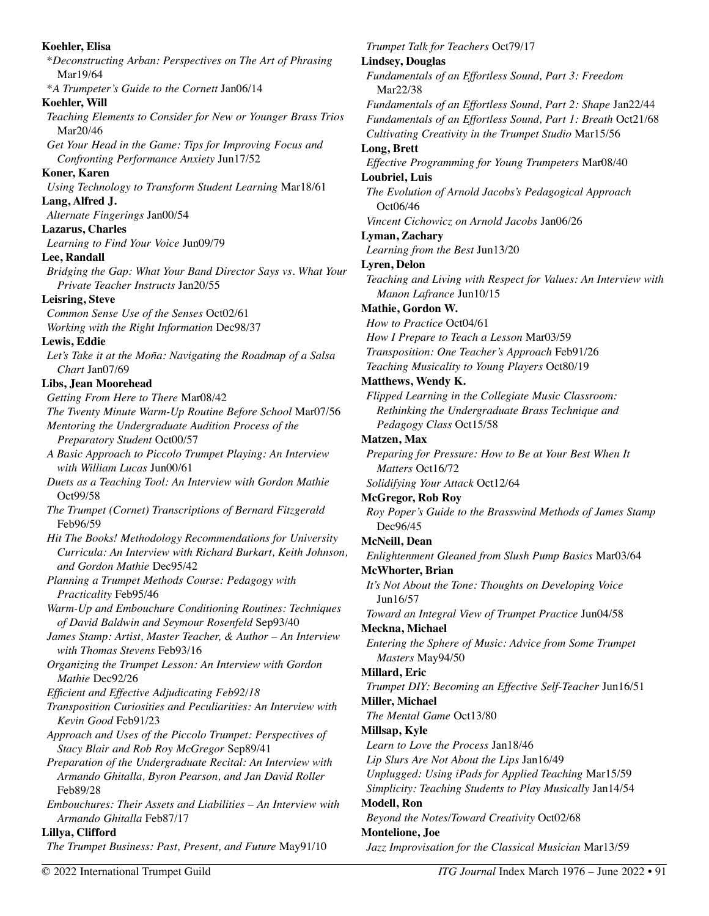**Koehler, Elisa**

*\*Deconstructing Arban: Perspectives on The Art of Phrasing* Mar19/64

*\*A Trumpeter's Guide to the Cornett* Jan06/14

**Koehler, Will**

*Teaching Elements to Consider for New or Younger Brass Trios* Mar20/46

*Get Your Head in the Game: Tips for Improving Focus and Confronting Performance Anxiety* Jun17/52

**Koner, Karen**

*Using Technology to Transform Student Learning* Mar18/61

**Lang, Alfred J.**

*Alternate Fingerings* Jan00/54

**Lazarus, Charles**

*Learning to Find Your Voice* Jun09/79

**Lee, Randall**

*Bridging the Gap: What Your Band Director Says vs. What Your Private Teacher Instructs* Jan20/55

**Leisring, Steve**

*Common Sense Use of the Senses* Oct02/61

*Working with the Right Information* Dec98/37

**Lewis, Eddie**

*Let's Take it at the Moña: Navigating the Roadmap of a Salsa Chart* Jan07/69

**Libs, Jean Moorehead**

*Getting From Here to There* Mar08/42

*The Twenty Minute Warm-Up Routine Before School* Mar07/56

*Mentoring the Undergraduate Audition Process of the Preparatory Student* Oct00/57

*A Basic Approach to Piccolo Trumpet Playing: An Interview with William Lucas* Jun00/61

*Duets as a Teaching Tool: An Interview with Gordon Mathie* Oct99/58

*The Trumpet (Cornet) Transcriptions of Bernard Fitzgerald* Feb96/59

*Hit The Books! Methodology Recommendations for University Curricula: An Interview with Richard Burkart, Keith Johnson, and Gordon Mathie* Dec95/42

*Planning a Trumpet Methods Course: Pedagogy with Practicality* Feb95/46

*Warm-Up and Embouchure Conditioning Routines: Techniques of David Baldwin and Seymour Rosenfeld* Sep93/40

*James Stamp: Artist, Master Teacher, & Author – An Interview with Thomas Stevens* Feb93/16

*Organizing the Trumpet Lesson: An Interview with Gordon Mathie* Dec92/26

*Efficient and Effective Adjudicating Feb92/18*

*Transposition Curiosities and Peculiarities: An Interview with Kevin Good* Feb91/23

*Approach and Uses of the Piccolo Trumpet: Perspectives of Stacy Blair and Rob Roy McGregor* Sep89/41

*Preparation of the Undergraduate Recital: An Interview with Armando Ghitalla, Byron Pearson, and Jan David Roller* Feb89/28

*Embouchures: Their Assets and Liabilities – An Interview with Armando Ghitalla* Feb87/17

**Lillya, Clifford**

*The Trumpet Business: Past, Present, and Future* May91/10

*Trumpet Talk for Teachers* Oct79/17

**Lindsey, Douglas**

*Fundamentals of an Effortless Sound, Part 3: Freedom* Mar22/38

*Fundamentals of an Effortless Sound, Part 2: Shape* Jan22/44

*Fundamentals of an Effortless Sound, Part 1: Breath* Oct21/68

*Cultivating Creativity in the Trumpet Studio* Mar15/56

**Long, Brett**

*Effective Programming for Young Trumpeters* Mar08/40

**Loubriel, Luis**

*The Evolution of Arnold Jacobs's Pedagogical Approach* Oct06/46

*Vincent Cichowicz on Arnold Jacobs* Jan06/26

**Lyman, Zachary**

*Learning from the Best* Jun13/20

**Lyren, Delon**

*Teaching and Living with Respect for Values: An Interview with Manon Lafrance* Jun10/15

**Mathie, Gordon W.**

*How to Practice* Oct04/61

*How I Prepare to Teach a Lesson* Mar03/59

*Transposition: One Teacher's Approach* Feb91/26

*Teaching Musicality to Young Players* Oct80/19

**Matthews, Wendy K.**

*Flipped Learning in the Collegiate Music Classroom: Rethinking the Undergraduate Brass Technique and Pedagogy Class* Oct15/58

**Matzen, Max**

*Preparing for Pressure: How to Be at Your Best When It Matters* Oct16/72

*Solidifying Your Attack* Oct12/64

**McGregor, Rob Roy**

*Roy Poper's Guide to the Brasswind Methods of James Stamp* Dec96/45

**McNeill, Dean**

*Enlightenment Gleaned from Slush Pump Basics* Mar03/64

**McWhorter, Brian**

*It's Not About the Tone: Thoughts on Developing Voice* Jun16/57

*Toward an Integral View of Trumpet Practice* Jun04/58

**Meckna, Michael**

*Entering the Sphere of Music: Advice from Some Trumpet Masters* May94/50

**Millard, Eric**

*Trumpet DIY: Becoming an Effective Self-Teacher* Jun16/51

**Miller, Michael**

*The Mental Game* Oct13/80

**Millsap, Kyle**

*Learn to Love the Process* Jan18/46

*Lip Slurs Are Not About the Lips* Jan16/49

*Unplugged: Using iPads for Applied Teaching* Mar15/59

*Simplicity: Teaching Students to Play Musically* Jan14/54

**Modell, Ron**

*Beyond the Notes/Toward Creativity* Oct02/68

**Montelione, Joe**

*Jazz Improvisation for the Classical Musician* Mar13/59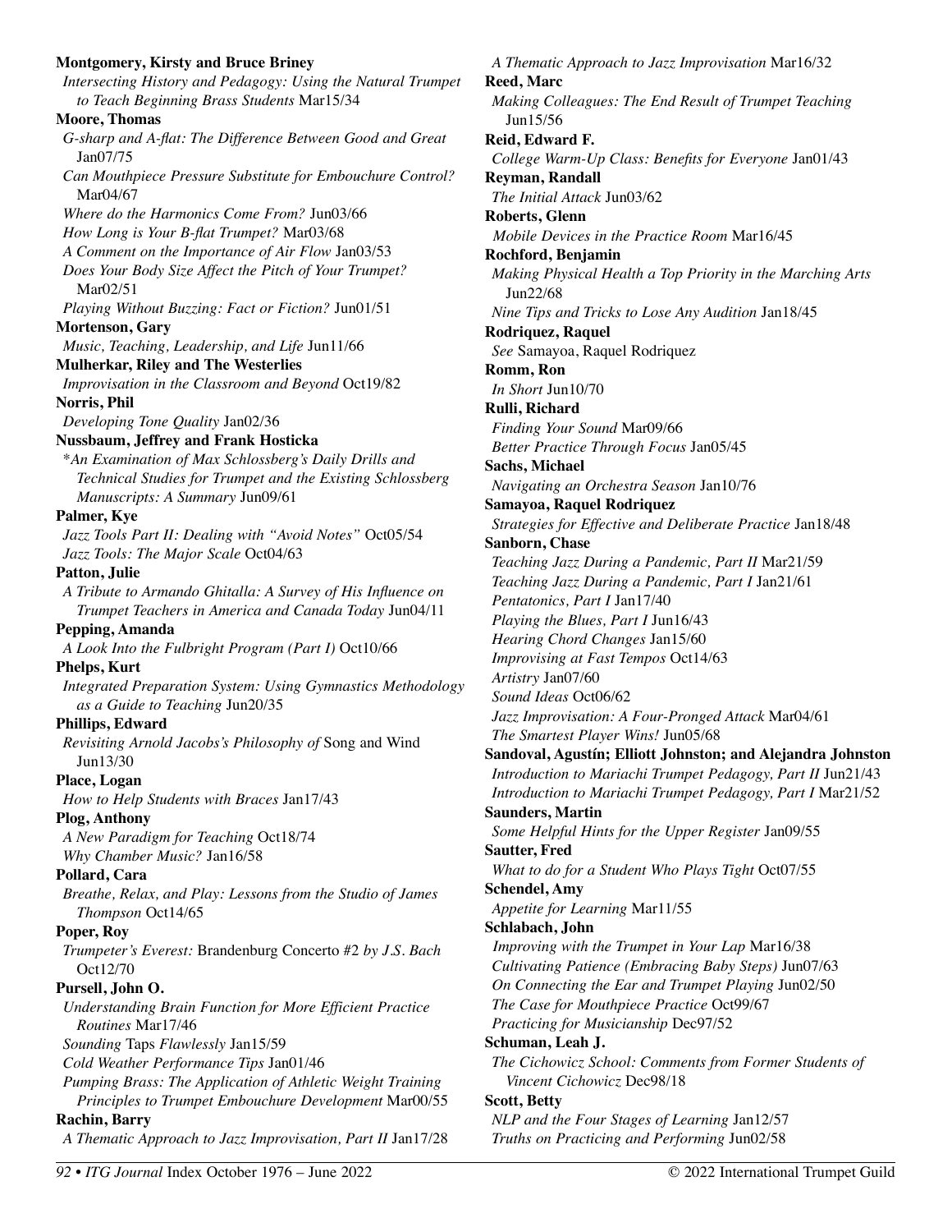**Montgomery, Kirsty and Bruce Briney**
*Intersecting History and Pedagogy: Using the Natural Trumpet to Teach Beginning Brass Students* Mar15/34

**Moore, Thomas**
*G-sharp and A-flat: The Difference Between Good and Great* Jan07/75
*Can Mouthpiece Pressure Substitute for Embouchure Control?* Mar04/67
*Where do the Harmonics Come From?* Jun03/66
*How Long is Your B-flat Trumpet?* Mar03/68
*A Comment on the Importance of Air Flow* Jan03/53
*Does Your Body Size Affect the Pitch of Your Trumpet?* Mar02/51
*Playing Without Buzzing: Fact or Fiction?* Jun01/51

**Mortenson, Gary**
*Music, Teaching, Leadership, and Life* Jun11/66

**Mulherkar, Riley and The Westerlies**
*Improvisation in the Classroom and Beyond* Oct19/82

**Norris, Phil**
*Developing Tone Quality* Jan02/36

**Nussbaum, Jeffrey and Frank Hosticka**
**An Examination of Max Schlossberg's Daily Drills and Technical Studies for Trumpet and the Existing Schlossberg Manuscripts: A Summary* Jun09/61

**Palmer, Kye**
*Jazz Tools Part II: Dealing with "Avoid Notes"* Oct05/54
*Jazz Tools: The Major Scale* Oct04/63

**Patton, Julie**
*A Tribute to Armando Ghitalla: A Survey of His Influence on Trumpet Teachers in America and Canada Today* Jun04/11

**Pepping, Amanda**
*A Look Into the Fulbright Program (Part I)* Oct10/66

**Phelps, Kurt**
*Integrated Preparation System: Using Gymnastics Methodology as a Guide to Teaching* Jun20/35

**Phillips, Edward**
*Revisiting Arnold Jacobs's Philosophy of* Song and Wind Jun13/30

**Place, Logan**
*How to Help Students with Braces* Jan17/43

**Plog, Anthony**
*A New Paradigm for Teaching* Oct18/74
*Why Chamber Music?* Jan16/58

**Pollard, Cara**
*Breathe, Relax, and Play: Lessons from the Studio of James Thompson* Oct14/65

**Poper, Roy**
*Trumpeter's Everest:* Brandenburg Concerto #2 *by J.S. Bach* Oct12/70

**Pursell, John O.**
*Understanding Brain Function for More Efficient Practice Routines* Mar17/46
*Sounding* Taps *Flawlessly* Jan15/59
*Cold Weather Performance Tips* Jan01/46
*Pumping Brass: The Application of Athletic Weight Training Principles to Trumpet Embouchure Development* Mar00/55

**Rachin, Barry**
*A Thematic Approach to Jazz Improvisation, Part II* Jan17/28
*A Thematic Approach to Jazz Improvisation* Mar16/32

**Reed, Marc**
*Making Colleagues: The End Result of Trumpet Teaching* Jun15/56

**Reid, Edward F.**
*College Warm-Up Class: Benefits for Everyone* Jan01/43

**Reyman, Randall**
*The Initial Attack* Jun03/62

**Roberts, Glenn**
*Mobile Devices in the Practice Room* Mar16/45

**Rochford, Benjamin**
*Making Physical Health a Top Priority in the Marching Arts* Jun22/68
*Nine Tips and Tricks to Lose Any Audition* Jan18/45

**Rodriquez, Raquel**
*See* Samayoa, Raquel Rodriquez

**Romm, Ron**
*In Short* Jun10/70

**Rulli, Richard**
*Finding Your Sound* Mar09/66
*Better Practice Through Focus* Jan05/45

**Sachs, Michael**
*Navigating an Orchestra Season* Jan10/76

**Samayoa, Raquel Rodriquez**
*Strategies for Effective and Deliberate Practice* Jan18/48

**Sanborn, Chase**
*Teaching Jazz During a Pandemic, Part II* Mar21/59
*Teaching Jazz During a Pandemic, Part I* Jan21/61
*Pentatonics, Part I* Jan17/40
*Playing the Blues, Part I* Jun16/43
*Hearing Chord Changes* Jan15/60
*Improvising at Fast Tempos* Oct14/63
*Artistry* Jan07/60
*Sound Ideas* Oct06/62
*Jazz Improvisation: A Four-Pronged Attack* Mar04/61
*The Smartest Player Wins!* Jun05/68

**Sandoval, Agustín; Elliott Johnston; and Alejandra Johnston**
*Introduction to Mariachi Trumpet Pedagogy, Part II* Jun21/43
*Introduction to Mariachi Trumpet Pedagogy, Part I* Mar21/52

**Saunders, Martin**
*Some Helpful Hints for the Upper Register* Jan09/55

**Sautter, Fred**
*What to do for a Student Who Plays Tight* Oct07/55

**Schendel, Amy**
*Appetite for Learning* Mar11/55

**Schlabach, John**
*Improving with the Trumpet in Your Lap* Mar16/38
*Cultivating Patience (Embracing Baby Steps)* Jun07/63
*On Connecting the Ear and Trumpet Playing* Jun02/50
*The Case for Mouthpiece Practice* Oct99/67
*Practicing for Musicianship* Dec97/52

**Schuman, Leah J.**
*The Cichowicz School: Comments from Former Students of Vincent Cichowicz* Dec98/18

**Scott, Betty**
*NLP and the Four Stages of Learning* Jan12/57
*Truths on Practicing and Performing* Jun02/58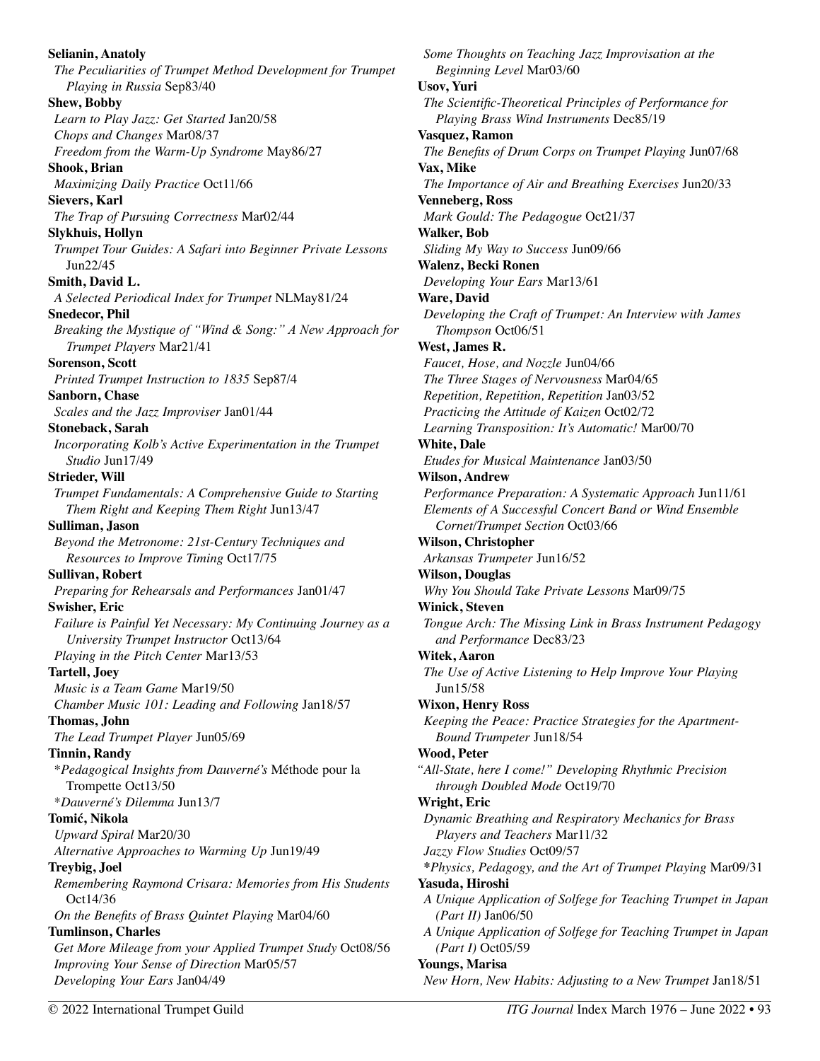**Selianin, Anatoly**
*The Peculiarities of Trumpet Method Development for Trumpet Playing in Russia* Sep83/40

**Shew, Bobby**
*Learn to Play Jazz: Get Started* Jan20/58
*Chops and Changes* Mar08/37
*Freedom from the Warm-Up Syndrome* May86/27

**Shook, Brian**
*Maximizing Daily Practice* Oct11/66

**Sievers, Karl**
*The Trap of Pursuing Correctness* Mar02/44

**Slykhuis, Hollyn**
*Trumpet Tour Guides: A Safari into Beginner Private Lessons* Jun22/45

**Smith, David L.**
*A Selected Periodical Index for Trumpet* NLMay81/24

**Snedecor, Phil**
*Breaking the Mystique of "Wind & Song:" A New Approach for Trumpet Players* Mar21/41

**Sorenson, Scott**
*Printed Trumpet Instruction to 1835* Sep87/4

**Sanborn, Chase**
*Scales and the Jazz Improviser* Jan01/44

**Stoneback, Sarah**
*Incorporating Kolb's Active Experimentation in the Trumpet Studio* Jun17/49

**Strieder, Will**
*Trumpet Fundamentals: A Comprehensive Guide to Starting Them Right and Keeping Them Right* Jun13/47

**Sulliman, Jason**
*Beyond the Metronome: 21st-Century Techniques and Resources to Improve Timing* Oct17/75

**Sullivan, Robert**
*Preparing for Rehearsals and Performances* Jan01/47

**Swisher, Eric**
*Failure is Painful Yet Necessary: My Continuing Journey as a University Trumpet Instructor* Oct13/64
*Playing in the Pitch Center* Mar13/53

**Tartell, Joey**
*Music is a Team Game* Mar19/50
*Chamber Music 101: Leading and Following* Jan18/57

**Thomas, John**
*The Lead Trumpet Player* Jun05/69

**Tinnin, Randy**
\**Pedagogical Insights from Dauverné's* Méthode pour la Trompette Oct13/50
\**Dauverné's Dilemma* Jun13/7

**Tomić, Nikola**
*Upward Spiral* Mar20/30
*Alternative Approaches to Warming Up* Jun19/49

**Treybig, Joel**
*Remembering Raymond Crisara: Memories from His Students* Oct14/36
*On the Benefits of Brass Quintet Playing* Mar04/60

**Tumlinson, Charles**
*Get More Mileage from your Applied Trumpet Study* Oct08/56
*Improving Your Sense of Direction* Mar05/57
*Developing Your Ears* Jan04/49
*Some Thoughts on Teaching Jazz Improvisation at the Beginning Level* Mar03/60

**Usov, Yuri**
*The Scientific-Theoretical Principles of Performance for Playing Brass Wind Instruments* Dec85/19

**Vasquez, Ramon**
*The Benefits of Drum Corps on Trumpet Playing* Jun07/68

**Vax, Mike**
*The Importance of Air and Breathing Exercises* Jun20/33

**Venneberg, Ross**
*Mark Gould: The Pedagogue* Oct21/37

**Walker, Bob**
*Sliding My Way to Success* Jun09/66

**Walenz, Becki Ronen**
*Developing Your Ears* Mar13/61

**Ware, David**
*Developing the Craft of Trumpet: An Interview with James Thompson* Oct06/51

**West, James R.**
*Faucet, Hose, and Nozzle* Jun04/66
*The Three Stages of Nervousness* Mar04/65
*Repetition, Repetition, Repetition* Jan03/52
*Practicing the Attitude of Kaizen* Oct02/72
*Learning Transposition: It's Automatic!* Mar00/70

**White, Dale**
*Etudes for Musical Maintenance* Jan03/50

**Wilson, Andrew**
*Performance Preparation: A Systematic Approach* Jun11/61
*Elements of A Successful Concert Band or Wind Ensemble Cornet/Trumpet Section* Oct03/66

**Wilson, Christopher**
*Arkansas Trumpeter* Jun16/52

**Wilson, Douglas**
*Why You Should Take Private Lessons* Mar09/75

**Winick, Steven**
*Tongue Arch: The Missing Link in Brass Instrument Pedagogy and Performance* Dec83/23

**Witek, Aaron**
*The Use of Active Listening to Help Improve Your Playing* Jun15/58

**Wixon, Henry Ross**
*Keeping the Peace: Practice Strategies for the Apartment-Bound Trumpeter* Jun18/54

**Wood, Peter**
*"All-State, here I come!" Developing Rhythmic Precision through Doubled Mode* Oct19/70

**Wright, Eric**
*Dynamic Breathing and Respiratory Mechanics for Brass Players and Teachers* Mar11/32
*Jazzy Flow Studies* Oct09/57
\**Physics, Pedagogy, and the Art of Trumpet Playing* Mar09/31

**Yasuda, Hiroshi**
*A Unique Application of Solfege for Teaching Trumpet in Japan (Part II)* Jan06/50
*A Unique Application of Solfege for Teaching Trumpet in Japan (Part I)* Oct05/59

**Youngs, Marisa**
*New Horn, New Habits: Adjusting to a New Trumpet* Jan18/51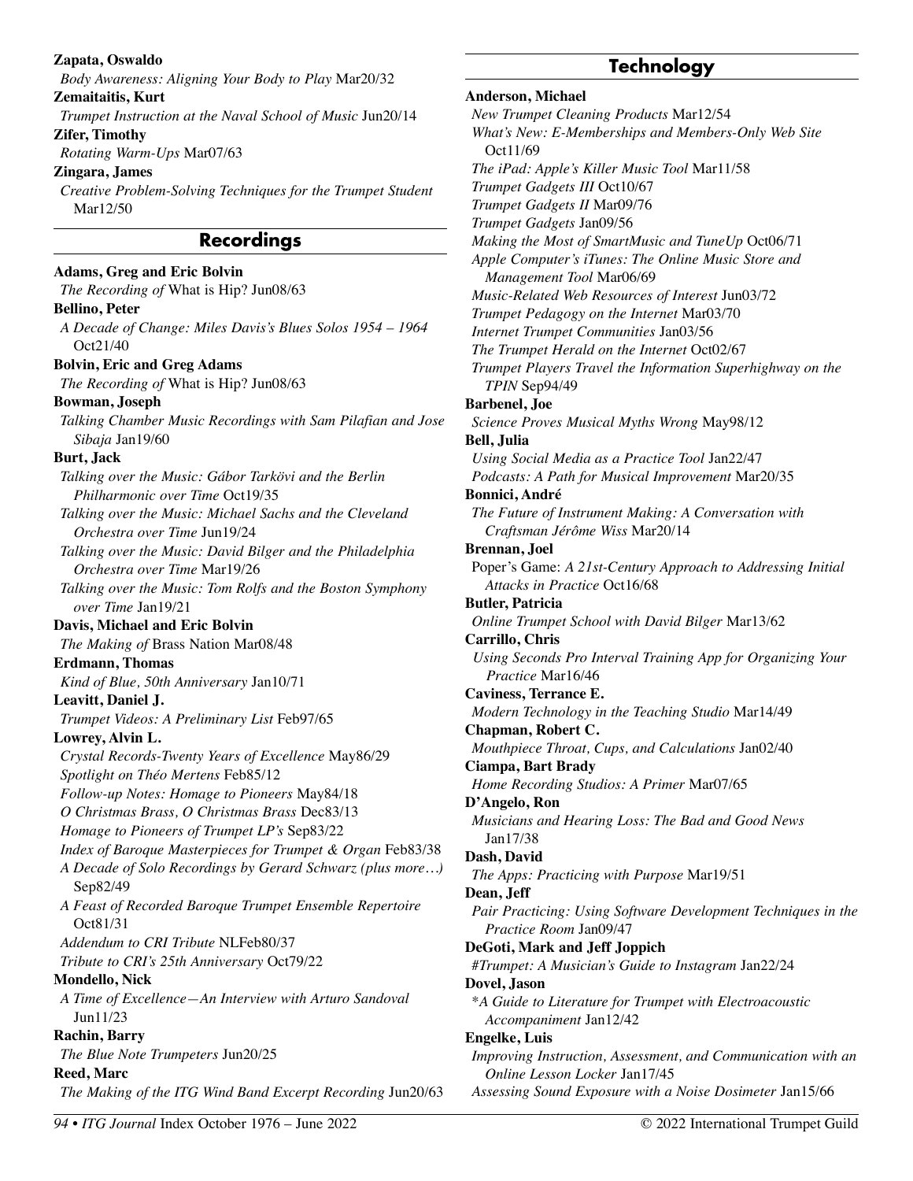**Zapata, Oswaldo**
*Body Awareness: Aligning Your Body to Play* Mar20/32
**Zemaitaitis, Kurt**
*Trumpet Instruction at the Naval School of Music* Jun20/14
**Zifer, Timothy**
*Rotating Warm-Ups* Mar07/63
**Zingara, James**
*Creative Problem-Solving Techniques for the Trumpet Student* Mar12/50

## Recordings

**Adams, Greg and Eric Bolvin**
*The Recording of* What is Hip? Jun08/63
**Bellino, Peter**
*A Decade of Change: Miles Davis's Blues Solos 1954 – 1964* Oct21/40
**Bolvin, Eric and Greg Adams**
*The Recording of* What is Hip? Jun08/63
**Bowman, Joseph**
*Talking Chamber Music Recordings with Sam Pilafian and Jose Sibaja* Jan19/60
**Burt, Jack**
*Talking over the Music: Gábor Tarkövi and the Berlin Philharmonic over Time* Oct19/35
*Talking over the Music: Michael Sachs and the Cleveland Orchestra over Time* Jun19/24
*Talking over the Music: David Bilger and the Philadelphia Orchestra over Time* Mar19/26
*Talking over the Music: Tom Rolfs and the Boston Symphony over Time* Jan19/21
**Davis, Michael and Eric Bolvin**
*The Making of* Brass Nation Mar08/48
**Erdmann, Thomas**
*Kind of Blue, 50th Anniversary* Jan10/71
**Leavitt, Daniel J.**
*Trumpet Videos: A Preliminary List* Feb97/65
**Lowrey, Alvin L.**
*Crystal Records-Twenty Years of Excellence* May86/29
*Spotlight on Théo Mertens* Feb85/12
*Follow-up Notes: Homage to Pioneers* May84/18
*O Christmas Brass, O Christmas Brass* Dec83/13
*Homage to Pioneers of Trumpet LP's* Sep83/22
*Index of Baroque Masterpieces for Trumpet & Organ* Feb83/38
*A Decade of Solo Recordings by Gerard Schwarz (plus more…)* Sep82/49
*A Feast of Recorded Baroque Trumpet Ensemble Repertoire* Oct81/31
*Addendum to CRI Tribute* NLFeb80/37
*Tribute to CRI's 25th Anniversary* Oct79/22
**Mondello, Nick**
*A Time of Excellence—An Interview with Arturo Sandoval* Jun11/23
**Rachin, Barry**
*The Blue Note Trumpeters* Jun20/25
**Reed, Marc**
*The Making of the ITG Wind Band Excerpt Recording* Jun20/63

## Technology

**Anderson, Michael**
*New Trumpet Cleaning Products* Mar12/54
*What's New: E-Memberships and Members-Only Web Site* Oct11/69
*The iPad: Apple's Killer Music Tool* Mar11/58
*Trumpet Gadgets III* Oct10/67
*Trumpet Gadgets II* Mar09/76
*Trumpet Gadgets* Jan09/56
*Making the Most of SmartMusic and TuneUp* Oct06/71
*Apple Computer's iTunes: The Online Music Store and Management Tool* Mar06/69
*Music-Related Web Resources of Interest* Jun03/72
*Trumpet Pedagogy on the Internet* Mar03/70
*Internet Trumpet Communities* Jan03/56
*The Trumpet Herald on the Internet* Oct02/67
*Trumpet Players Travel the Information Superhighway on the TPIN* Sep94/49
**Barbenel, Joe**
*Science Proves Musical Myths Wrong* May98/12
**Bell, Julia**
*Using Social Media as a Practice Tool* Jan22/47
*Podcasts: A Path for Musical Improvement* Mar20/35
**Bonnici, André**
*The Future of Instrument Making: A Conversation with Craftsman Jérôme Wiss* Mar20/14
**Brennan, Joel**
Poper's Game: *A 21st-Century Approach to Addressing Initial Attacks in Practice* Oct16/68
**Butler, Patricia**
*Online Trumpet School with David Bilger* Mar13/62
**Carrillo, Chris**
*Using Seconds Pro Interval Training App for Organizing Your Practice* Mar16/46
**Caviness, Terrance E.**
*Modern Technology in the Teaching Studio* Mar14/49
**Chapman, Robert C.**
*Mouthpiece Throat, Cups, and Calculations* Jan02/40
**Ciampa, Bart Brady**
*Home Recording Studios: A Primer* Mar07/65
**D'Angelo, Ron**
*Musicians and Hearing Loss: The Bad and Good News* Jan17/38
**Dash, David**
*The Apps: Practicing with Purpose* Mar19/51
**Dean, Jeff**
*Pair Practicing: Using Software Development Techniques in the Practice Room* Jan09/47
**DeGoti, Mark and Jeff Joppich**
*#Trumpet: A Musician's Guide to Instagram* Jan22/24
**Dovel, Jason**
*\*A Guide to Literature for Trumpet with Electroacoustic Accompaniment* Jan12/42
**Engelke, Luis**
*Improving Instruction, Assessment, and Communication with an Online Lesson Locker* Jan17/45
*Assessing Sound Exposure with a Noise Dosimeter* Jan15/66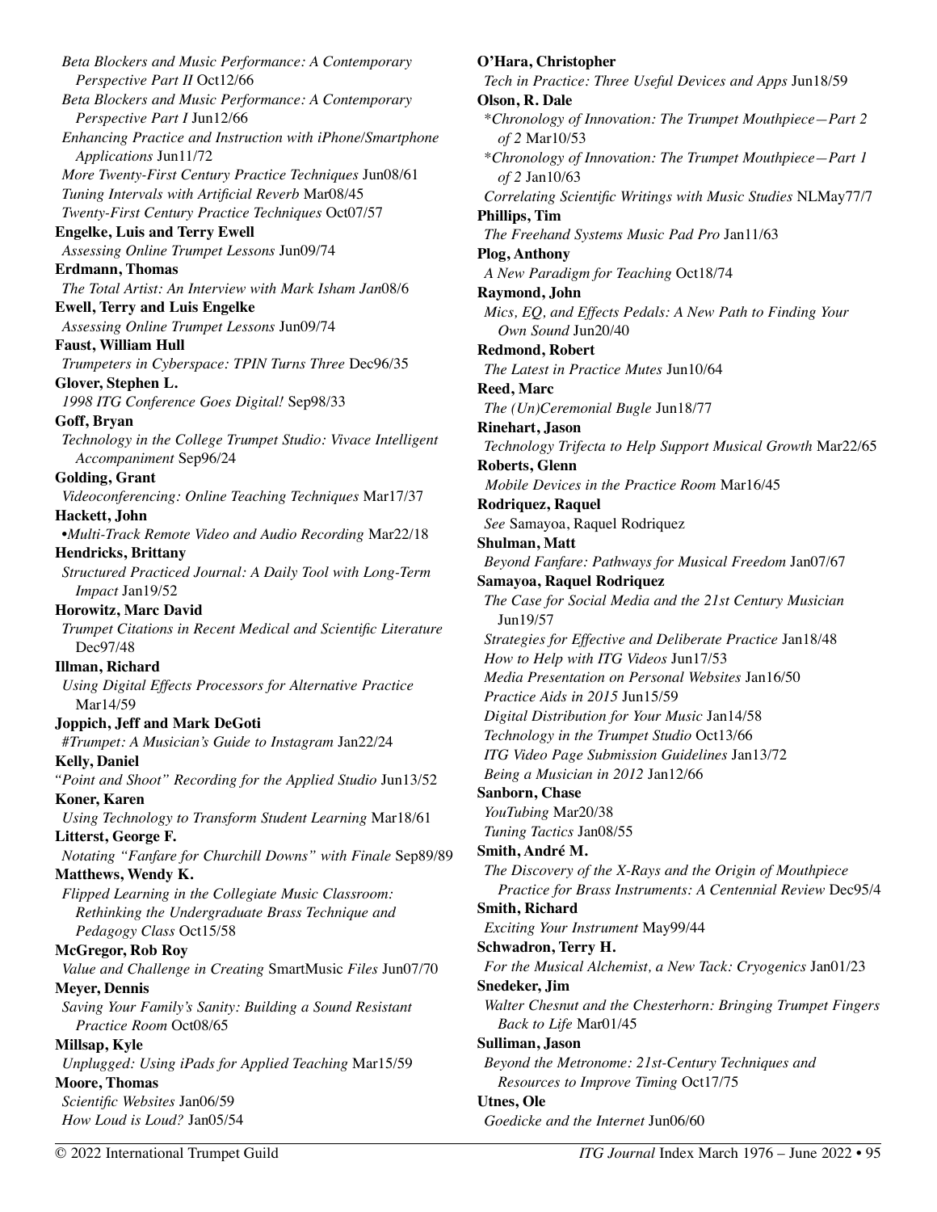*Beta Blockers and Music Performance: A Contemporary Perspective Part II* Oct12/66
*Beta Blockers and Music Performance: A Contemporary Perspective Part I* Jun12/66
*Enhancing Practice and Instruction with iPhone/Smartphone Applications* Jun11/72
*More Twenty-First Century Practice Techniques* Jun08/61
*Tuning Intervals with Artificial Reverb* Mar08/45
*Twenty-First Century Practice Techniques* Oct07/57

**Engelke, Luis and Terry Ewell**
*Assessing Online Trumpet Lessons* Jun09/74

**Erdmann, Thomas**
*The Total Artist: An Interview with Mark Isham Jan*08/6

**Ewell, Terry and Luis Engelke**
*Assessing Online Trumpet Lessons* Jun09/74

**Faust, William Hull**
*Trumpeters in Cyberspace: TPIN Turns Three* Dec96/35

**Glover, Stephen L.**
*1998 ITG Conference Goes Digital!* Sep98/33

**Goff, Bryan**
*Technology in the College Trumpet Studio: Vivace Intelligent Accompaniment* Sep96/24

**Golding, Grant**
*Videoconferencing: Online Teaching Techniques* Mar17/37

**Hackett, John**
•*Multi-Track Remote Video and Audio Recording* Mar22/18

**Hendricks, Brittany**
*Structured Practiced Journal: A Daily Tool with Long-Term Impact* Jan19/52

**Horowitz, Marc David**
*Trumpet Citations in Recent Medical and Scientific Literature* Dec97/48

**Illman, Richard**
*Using Digital Effects Processors for Alternative Practice* Mar14/59

**Joppich, Jeff and Mark DeGoti**
*#Trumpet: A Musician's Guide to Instagram* Jan22/24

**Kelly, Daniel**
*"Point and Shoot" Recording for the Applied Studio* Jun13/52

**Koner, Karen**
*Using Technology to Transform Student Learning* Mar18/61

**Litterst, George F.**
*Notating "Fanfare for Churchill Downs" with Finale* Sep89/89

**Matthews, Wendy K.**
*Flipped Learning in the Collegiate Music Classroom: Rethinking the Undergraduate Brass Technique and Pedagogy Class* Oct15/58

**McGregor, Rob Roy**
*Value and Challenge in Creating* SmartMusic *Files* Jun07/70

**Meyer, Dennis**
*Saving Your Family's Sanity: Building a Sound Resistant Practice Room* Oct08/65

**Millsap, Kyle**
*Unplugged: Using iPads for Applied Teaching* Mar15/59

**Moore, Thomas**
*Scientific Websites* Jan06/59
*How Loud is Loud?* Jan05/54

**O'Hara, Christopher**
*Tech in Practice: Three Useful Devices and Apps* Jun18/59

**Olson, R. Dale**
**Chronology of Innovation: The Trumpet Mouthpiece—Part 2 of 2* Mar10/53
**Chronology of Innovation: The Trumpet Mouthpiece—Part 1 of 2* Jan10/63
*Correlating Scientific Writings with Music Studies* NLMay77/7

**Phillips, Tim**
*The Freehand Systems Music Pad Pro* Jan11/63

**Plog, Anthony**
*A New Paradigm for Teaching* Oct18/74

**Raymond, John**
*Mics, EQ, and Effects Pedals: A New Path to Finding Your Own Sound* Jun20/40

**Redmond, Robert**
*The Latest in Practice Mutes* Jun10/64

**Reed, Marc**
*The (Un)Ceremonial Bugle* Jun18/77

**Rinehart, Jason**
*Technology Trifecta to Help Support Musical Growth* Mar22/65

**Roberts, Glenn**
*Mobile Devices in the Practice Room* Mar16/45

**Rodriquez, Raquel**
*See* Samayoa, Raquel Rodriquez

**Shulman, Matt**
*Beyond Fanfare: Pathways for Musical Freedom* Jan07/67

**Samayoa, Raquel Rodriquez**
*The Case for Social Media and the 21st Century Musician* Jun19/57
*Strategies for Effective and Deliberate Practice* Jan18/48
*How to Help with ITG Videos* Jun17/53
*Media Presentation on Personal Websites* Jan16/50
*Practice Aids in 2015* Jun15/59
*Digital Distribution for Your Music* Jan14/58
*Technology in the Trumpet Studio* Oct13/66
*ITG Video Page Submission Guidelines* Jan13/72
*Being a Musician in 2012* Jan12/66

**Sanborn, Chase**
*YouTubing* Mar20/38
*Tuning Tactics* Jan08/55

**Smith, André M.**
*The Discovery of the X-Rays and the Origin of Mouthpiece Practice for Brass Instruments: A Centennial Review* Dec95/4

**Smith, Richard**
*Exciting Your Instrument* May99/44

**Schwadron, Terry H.**
*For the Musical Alchemist, a New Tack: Cryogenics* Jan01/23

**Snedeker, Jim**
*Walter Chesnut and the Chesterhorn: Bringing Trumpet Fingers Back to Life* Mar01/45

**Sulliman, Jason**
*Beyond the Metronome: 21st-Century Techniques and Resources to Improve Timing* Oct17/75

**Utnes, Ole**
*Goedicke and the Internet* Jun06/60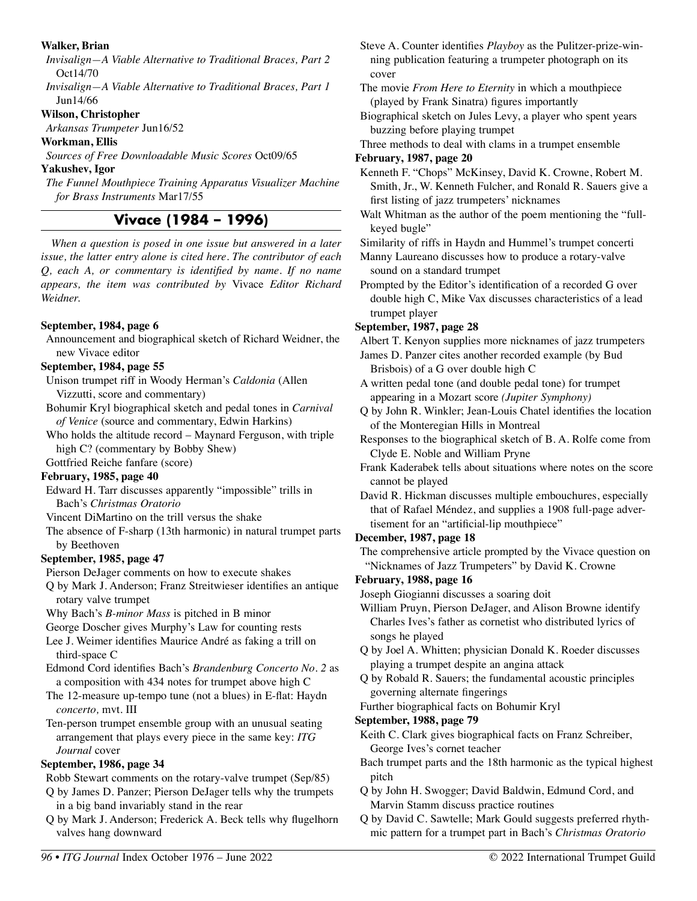**Walker, Brian**

*Invisalign—A Viable Alternative to Traditional Braces, Part 2* Oct14/70

*Invisalign—A Viable Alternative to Traditional Braces, Part 1* Jun14/66

**Wilson, Christopher**

*Arkansas Trumpeter* Jun16/52

**Workman, Ellis**

*Sources of Free Downloadable Music Scores* Oct09/65

**Yakushev, Igor**

*The Funnel Mouthpiece Training Apparatus Visualizer Machine for Brass Instruments* Mar17/55

## Vivace (1984 – 1996)

*When a question is posed in one issue but answered in a later issue, the latter entry alone is cited here. The contributor of each Q, each A, or commentary is identified by name. If no name appears, the item was contributed by* Vivace *Editor Richard Weidner.*

**September, 1984, page 6**

Announcement and biographical sketch of Richard Weidner, the new Vivace editor

**September, 1984, page 55**

Unison trumpet riff in Woody Herman's *Caldonia* (Allen Vizzutti, score and commentary)

Bohumir Kryl biographical sketch and pedal tones in *Carnival of Venice* (source and commentary, Edwin Harkins)

Who holds the altitude record – Maynard Ferguson, with triple high C? (commentary by Bobby Shew)

Gottfried Reiche fanfare (score)

**February, 1985, page 40**

Edward H. Tarr discusses apparently "impossible" trills in Bach's *Christmas Oratorio*

Vincent DiMartino on the trill versus the shake

The absence of F-sharp (13th harmonic) in natural trumpet parts by Beethoven

**September, 1985, page 47**

Pierson DeJager comments on how to execute shakes

Q by Mark J. Anderson; Franz Streitwieser identifies an antique rotary valve trumpet

Why Bach's *B-minor Mass* is pitched in B minor

George Doscher gives Murphy's Law for counting rests

Lee J. Weimer identifies Maurice André as faking a trill on third-space C

Edmond Cord identifies Bach's *Brandenburg Concerto No. 2* as a composition with 434 notes for trumpet above high C

The 12-measure up-tempo tune (not a blues) in E-flat: Haydn *concerto,* mvt. III

Ten-person trumpet ensemble group with an unusual seating arrangement that plays every piece in the same key: *ITG Journal* cover

**September, 1986, page 34**

Robb Stewart comments on the rotary-valve trumpet (Sep/85)

Q by James D. Panzer; Pierson DeJager tells why the trumpets in a big band invariably stand in the rear

Q by Mark J. Anderson; Frederick A. Beck tells why flugelhorn valves hang downward

Steve A. Counter identifies *Playboy* as the Pulitzer-prize-winning publication featuring a trumpeter photograph on its cover

The movie *From Here to Eternity* in which a mouthpiece (played by Frank Sinatra) figures importantly

Biographical sketch on Jules Levy, a player who spent years buzzing before playing trumpet

Three methods to deal with clams in a trumpet ensemble

**February, 1987, page 20**

Kenneth F. "Chops" McKinsey, David K. Crowne, Robert M. Smith, Jr., W. Kenneth Fulcher, and Ronald R. Sauers give a first listing of jazz trumpeters' nicknames

Walt Whitman as the author of the poem mentioning the "full-keyed bugle"

Similarity of riffs in Haydn and Hummel's trumpet concerti

Manny Laureano discusses how to produce a rotary-valve sound on a standard trumpet

Prompted by the Editor's identification of a recorded G over double high C, Mike Vax discusses characteristics of a lead trumpet player

**September, 1987, page 28**

Albert T. Kenyon supplies more nicknames of jazz trumpeters

James D. Panzer cites another recorded example (by Bud Brisbois) of a G over double high C

A written pedal tone (and double pedal tone) for trumpet appearing in a Mozart score *(Jupiter Symphony)*

Q by John R. Winkler; Jean-Louis Chatel identifies the location of the Monteregian Hills in Montreal

Responses to the biographical sketch of B. A. Rolfe come from Clyde E. Noble and William Pryne

Frank Kaderabek tells about situations where notes on the score cannot be played

David R. Hickman discusses multiple embouchures, especially that of Rafael Méndez, and supplies a 1908 full-page advertisement for an "artificial-lip mouthpiece"

**December, 1987, page 18**

The comprehensive article prompted by the Vivace question on "Nicknames of Jazz Trumpeters" by David K. Crowne

**February, 1988, page 16**

Joseph Giogianni discusses a soaring doit

William Pruyn, Pierson DeJager, and Alison Browne identify Charles Ives's father as cornetist who distributed lyrics of songs he played

Q by Joel A. Whitten; physician Donald K. Roeder discusses playing a trumpet despite an angina attack

Q by Robald R. Sauers; the fundamental acoustic principles governing alternate fingerings

Further biographical facts on Bohumir Kryl

**September, 1988, page 79**

Keith C. Clark gives biographical facts on Franz Schreiber, George Ives's cornet teacher

Bach trumpet parts and the 18th harmonic as the typical highest pitch

Q by John H. Swogger; David Baldwin, Edmund Cord, and Marvin Stamm discuss practice routines

Q by David C. Sawtelle; Mark Gould suggests preferred rhythmic pattern for a trumpet part in Bach's *Christmas Oratorio*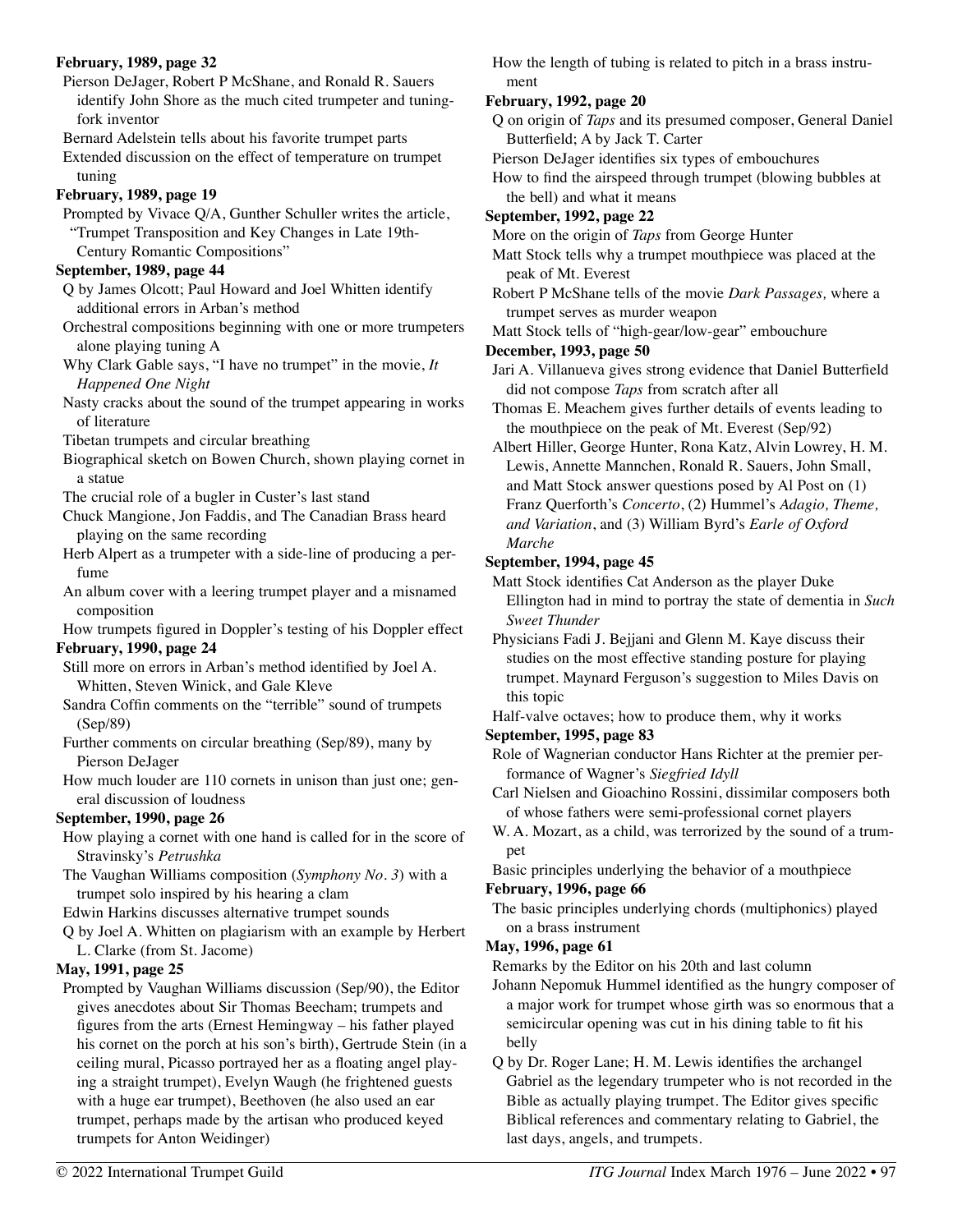**February, 1989, page 32**

Pierson DeJager, Robert P McShane, and Ronald R. Sauers identify John Shore as the much cited trumpeter and tuning-fork inventor

Bernard Adelstein tells about his favorite trumpet parts

Extended discussion on the effect of temperature on trumpet tuning

**February, 1989, page 19**

Prompted by Vivace Q/A, Gunther Schuller writes the article, "Trumpet Transposition and Key Changes in Late 19th-Century Romantic Compositions"

**September, 1989, page 44**

Q by James Olcott; Paul Howard and Joel Whitten identify additional errors in Arban's method

Orchestral compositions beginning with one or more trumpeters alone playing tuning A

Why Clark Gable says, "I have no trumpet" in the movie, *It Happened One Night*

Nasty cracks about the sound of the trumpet appearing in works of literature

Tibetan trumpets and circular breathing

Biographical sketch on Bowen Church, shown playing cornet in a statue

The crucial role of a bugler in Custer's last stand

Chuck Mangione, Jon Faddis, and The Canadian Brass heard playing on the same recording

Herb Alpert as a trumpeter with a side-line of producing a perfume

An album cover with a leering trumpet player and a misnamed composition

How trumpets figured in Doppler's testing of his Doppler effect

**February, 1990, page 24**

Still more on errors in Arban's method identified by Joel A. Whitten, Steven Winick, and Gale Kleve

Sandra Coffin comments on the "terrible" sound of trumpets (Sep/89)

Further comments on circular breathing (Sep/89), many by Pierson DeJager

How much louder are 110 cornets in unison than just one; general discussion of loudness

**September, 1990, page 26**

How playing a cornet with one hand is called for in the score of Stravinsky's *Petrushka*

The Vaughan Williams composition (*Symphony No. 3*) with a trumpet solo inspired by his hearing a clam

Edwin Harkins discusses alternative trumpet sounds

Q by Joel A. Whitten on plagiarism with an example by Herbert L. Clarke (from St. Jacome)

**May, 1991, page 25**

Prompted by Vaughan Williams discussion (Sep/90), the Editor gives anecdotes about Sir Thomas Beecham; trumpets and figures from the arts (Ernest Hemingway – his father played his cornet on the porch at his son's birth), Gertrude Stein (in a ceiling mural, Picasso portrayed her as a floating angel playing a straight trumpet), Evelyn Waugh (he frightened guests with a huge ear trumpet), Beethoven (he also used an ear trumpet, perhaps made by the artisan who produced keyed trumpets for Anton Weidinger)

How the length of tubing is related to pitch in a brass instrument

**February, 1992, page 20**

Q on origin of *Taps* and its presumed composer, General Daniel Butterfield; A by Jack T. Carter

Pierson DeJager identifies six types of embouchures

How to find the airspeed through trumpet (blowing bubbles at the bell) and what it means

**September, 1992, page 22**

More on the origin of *Taps* from George Hunter

Matt Stock tells why a trumpet mouthpiece was placed at the peak of Mt. Everest

Robert P McShane tells of the movie *Dark Passages,* where a trumpet serves as murder weapon

Matt Stock tells of "high-gear/low-gear" embouchure

**December, 1993, page 50**

Jari A. Villanueva gives strong evidence that Daniel Butterfield did not compose *Taps* from scratch after all

Thomas E. Meachem gives further details of events leading to the mouthpiece on the peak of Mt. Everest (Sep/92)

Albert Hiller, George Hunter, Rona Katz, Alvin Lowrey, H. M. Lewis, Annette Mannchen, Ronald R. Sauers, John Small, and Matt Stock answer questions posed by Al Post on (1) Franz Querforth's *Concerto*, (2) Hummel's *Adagio, Theme, and Variation*, and (3) William Byrd's *Earle of Oxford Marche*

**September, 1994, page 45**

Matt Stock identifies Cat Anderson as the player Duke Ellington had in mind to portray the state of dementia in *Such Sweet Thunder*

Physicians Fadi J. Bejjani and Glenn M. Kaye discuss their studies on the most effective standing posture for playing trumpet. Maynard Ferguson's suggestion to Miles Davis on this topic

Half-valve octaves; how to produce them, why it works

**September, 1995, page 83**

Role of Wagnerian conductor Hans Richter at the premier performance of Wagner's *Siegfried Idyll*

Carl Nielsen and Gioachino Rossini, dissimilar composers both of whose fathers were semi-professional cornet players

W. A. Mozart, as a child, was terrorized by the sound of a trumpet

Basic principles underlying the behavior of a mouthpiece

**February, 1996, page 66**

The basic principles underlying chords (multiphonics) played on a brass instrument

**May, 1996, page 61**

Remarks by the Editor on his 20th and last column

Johann Nepomuk Hummel identified as the hungry composer of a major work for trumpet whose girth was so enormous that a semicircular opening was cut in his dining table to fit his belly

Q by Dr. Roger Lane; H. M. Lewis identifies the archangel Gabriel as the legendary trumpeter who is not recorded in the Bible as actually playing trumpet. The Editor gives specific Biblical references and commentary relating to Gabriel, the last days, angels, and trumpets.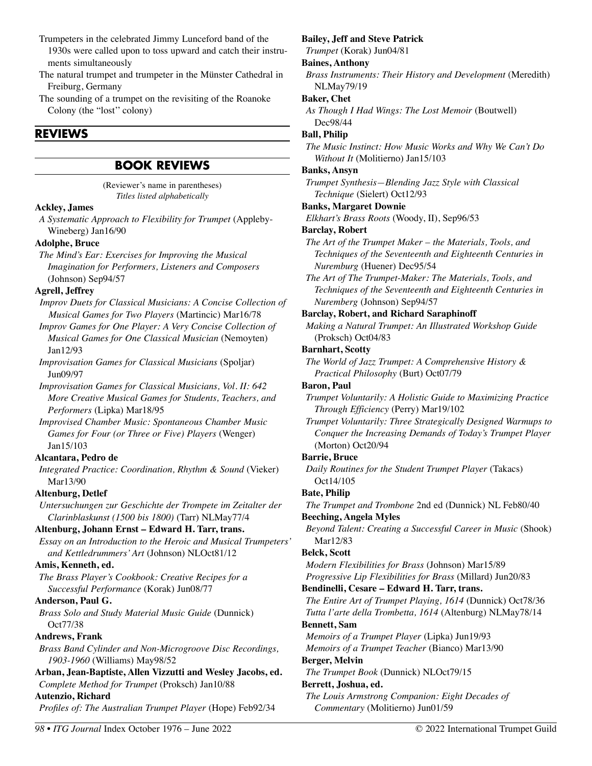Trumpeters in the celebrated Jimmy Lunceford band of the 1930s were called upon to toss upward and catch their instruments simultaneously

The natural trumpet and trumpeter in the Münster Cathedral in Freiburg, Germany

The sounding of a trumpet on the revisiting of the Roanoke Colony (the "lost" colony)

## REVIEWS

### BOOK REVIEWS

(Reviewer's name in parentheses)
*Titles listed alphabetically*

**Ackley, James**
*A Systematic Approach to Flexibility for Trumpet* (Appleby-Wineberg) Jan16/90

**Adolphe, Bruce**
*The Mind's Ear: Exercises for Improving the Musical Imagination for Performers, Listeners and Composers* (Johnson) Sep94/57

**Agrell, Jeffrey**
*Improv Duets for Classical Musicians: A Concise Collection of Musical Games for Two Players* (Martincic) Mar16/78
*Improv Games for One Player: A Very Concise Collection of Musical Games for One Classical Musician* (Nemoyten) Jan12/93
*Improvisation Games for Classical Musicians* (Spoljar) Jun09/97
*Improvisation Games for Classical Musicians, Vol. II: 642 More Creative Musical Games for Students, Teachers, and Performers* (Lipka) Mar18/95
*Improvised Chamber Music: Spontaneous Chamber Music Games for Four (or Three or Five) Players* (Wenger) Jan15/103

**Alcantara, Pedro de**
*Integrated Practice: Coordination, Rhythm & Sound* (Vieker) Mar13/90

**Altenburg, Detlef**
*Untersuchungen zur Geschichte der Trompete im Zeitalter der Clarinblaskunst (1500 bis 1800)* (Tarr) NLMay77/4

**Altenburg, Johann Ernst – Edward H. Tarr, trans.**
*Essay on an Introduction to the Heroic and Musical Trumpeters' and Kettledrummers' Art* (Johnson) NLOct81/12

**Amis, Kenneth, ed.**
*The Brass Player's Cookbook: Creative Recipes for a Successful Performance* (Korak) Jun08/77

**Anderson, Paul G.**
*Brass Solo and Study Material Music Guide* (Dunnick) Oct77/38

**Andrews, Frank**
*Brass Band Cylinder and Non-Microgroove Disc Recordings, 1903-1960* (Williams) May98/52

**Arban, Jean-Baptiste, Allen Vizzutti and Wesley Jacobs, ed.**
*Complete Method for Trumpet* (Proksch) Jan10/88

**Autenzio, Richard**
*Profiles of: The Australian Trumpet Player* (Hope) Feb92/34

**Bailey, Jeff and Steve Patrick**
*Trumpet* (Korak) Jun04/81

**Baines, Anthony**
*Brass Instruments: Their History and Development* (Meredith) NLMay79/19

**Baker, Chet**
*As Though I Had Wings: The Lost Memoir* (Boutwell) Dec98/44

**Ball, Philip**
*The Music Instinct: How Music Works and Why We Can't Do Without It* (Molitierno) Jan15/103

**Banks, Ansyn**
*Trumpet Synthesis—Blending Jazz Style with Classical Technique* (Sielert) Oct12/93

**Banks, Margaret Downie**
*Elkhart's Brass Roots* (Woody, II), Sep96/53

**Barclay, Robert**
*The Art of the Trumpet Maker – the Materials, Tools, and Techniques of the Seventeenth and Eighteenth Centuries in Nuremburg* (Huener) Dec95/54
*The Art of The Trumpet-Maker: The Materials, Tools, and Techniques of the Seventeenth and Eighteenth Centuries in Nuremberg* (Johnson) Sep94/57

**Barclay, Robert, and Richard Saraphinoff**
*Making a Natural Trumpet: An Illustrated Workshop Guide* (Proksch) Oct04/83

**Barnhart, Scotty**
*The World of Jazz Trumpet: A Comprehensive History & Practical Philosophy* (Burt) Oct07/79

**Baron, Paul**
*Trumpet Voluntarily: A Holistic Guide to Maximizing Practice Through Efficiency* (Perry) Mar19/102
*Trumpet Voluntarily: Three Strategically Designed Warmups to Conquer the Increasing Demands of Today's Trumpet Player* (Morton) Oct20/94

**Barrie, Bruce**
*Daily Routines for the Student Trumpet Player* (Takacs) Oct14/105

**Bate, Philip**
*The Trumpet and Trombone* 2nd ed (Dunnick) NL Feb80/40

**Beeching, Angela Myles**
*Beyond Talent: Creating a Successful Career in Music* (Shook) Mar12/83

**Belck, Scott**
*Modern Flexibilities for Brass* (Johnson) Mar15/89
*Progressive Lip Flexibilities for Brass* (Millard) Jun20/83

**Bendinelli, Cesare – Edward H. Tarr, trans.**
*The Entire Art of Trumpet Playing, 1614* (Dunnick) Oct78/36
*Tutta l'arte della Trombetta, 1614* (Altenburg) NLMay78/14

**Bennett, Sam**
*Memoirs of a Trumpet Player* (Lipka) Jun19/93
*Memoirs of a Trumpet Teacher* (Bianco) Mar13/90

**Berger, Melvin**
*The Trumpet Book* (Dunnick) NLOct79/15

**Berrett, Joshua, ed.**
*The Louis Armstrong Companion: Eight Decades of Commentary* (Molitierno) Jun01/59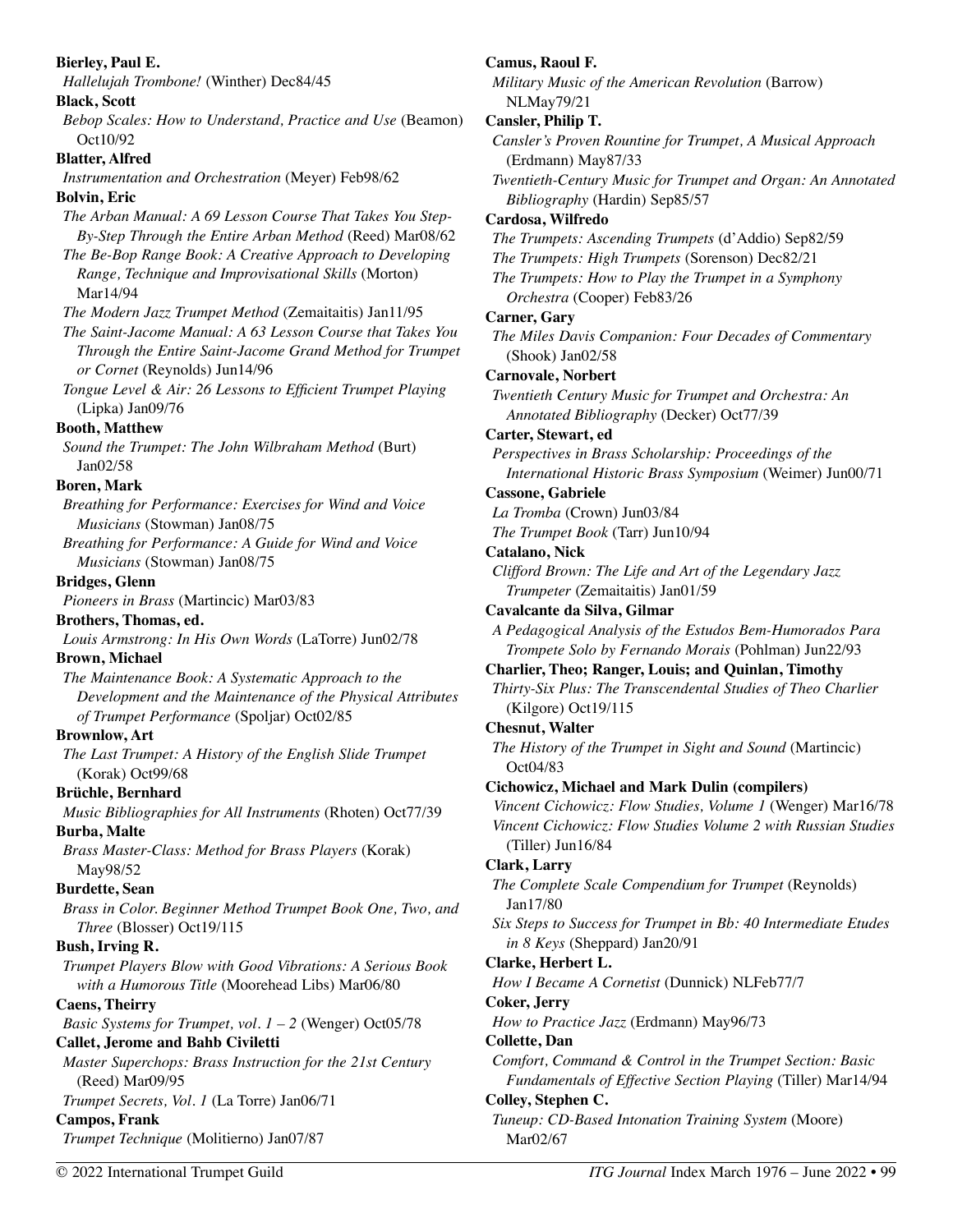**Bierley, Paul E.**
*Hallelujah Trombone!* (Winther) Dec84/45

**Black, Scott**
*Bebop Scales: How to Understand, Practice and Use* (Beamon) Oct10/92

**Blatter, Alfred**
*Instrumentation and Orchestration* (Meyer) Feb98/62

**Bolvin, Eric**
*The Arban Manual: A 69 Lesson Course That Takes You Step-By-Step Through the Entire Arban Method* (Reed) Mar08/62
*The Be-Bop Range Book: A Creative Approach to Developing Range, Technique and Improvisational Skills* (Morton) Mar14/94
*The Modern Jazz Trumpet Method* (Zemaitaitis) Jan11/95
*The Saint-Jacome Manual: A 63 Lesson Course that Takes You Through the Entire Saint-Jacome Grand Method for Trumpet or Cornet* (Reynolds) Jun14/96
*Tongue Level & Air: 26 Lessons to Efficient Trumpet Playing* (Lipka) Jan09/76

**Booth, Matthew**
*Sound the Trumpet: The John Wilbraham Method* (Burt) Jan02/58

**Boren, Mark**
*Breathing for Performance: Exercises for Wind and Voice Musicians* (Stowman) Jan08/75
*Breathing for Performance: A Guide for Wind and Voice Musicians* (Stowman) Jan08/75

**Bridges, Glenn**
*Pioneers in Brass* (Martincic) Mar03/83

**Brothers, Thomas, ed.**
*Louis Armstrong: In His Own Words* (LaTorre) Jun02/78

**Brown, Michael**
*The Maintenance Book: A Systematic Approach to the Development and the Maintenance of the Physical Attributes of Trumpet Performance* (Spoljar) Oct02/85

**Brownlow, Art**
*The Last Trumpet: A History of the English Slide Trumpet* (Korak) Oct99/68

**Brüchle, Bernhard**
*Music Bibliographies for All Instruments* (Rhoten) Oct77/39

**Burba, Malte**
*Brass Master-Class: Method for Brass Players* (Korak) May98/52

**Burdette, Sean**
*Brass in Color. Beginner Method Trumpet Book One, Two, and Three* (Blosser) Oct19/115

**Bush, Irving R.**
*Trumpet Players Blow with Good Vibrations: A Serious Book with a Humorous Title* (Moorehead Libs) Mar06/80

**Caens, Theirry**
*Basic Systems for Trumpet, vol. 1 – 2* (Wenger) Oct05/78

**Callet, Jerome and Bahb Civiletti**
*Master Superchops: Brass Instruction for the 21st Century* (Reed) Mar09/95
*Trumpet Secrets, Vol. 1* (La Torre) Jan06/71

**Campos, Frank**
*Trumpet Technique* (Molitierno) Jan07/87

**Camus, Raoul F.**
*Military Music of the American Revolution* (Barrow) NLMay79/21

**Cansler, Philip T.**
*Cansler's Proven Rountine for Trumpet, A Musical Approach* (Erdmann) May87/33
*Twentieth-Century Music for Trumpet and Organ: An Annotated Bibliography* (Hardin) Sep85/57

**Cardosa, Wilfredo**
*The Trumpets: Ascending Trumpets* (d'Addio) Sep82/59
*The Trumpets: High Trumpets* (Sorenson) Dec82/21
*The Trumpets: How to Play the Trumpet in a Symphony Orchestra* (Cooper) Feb83/26

**Carner, Gary**
*The Miles Davis Companion: Four Decades of Commentary* (Shook) Jan02/58

**Carnovale, Norbert**
*Twentieth Century Music for Trumpet and Orchestra: An Annotated Bibliography* (Decker) Oct77/39

**Carter, Stewart, ed**
*Perspectives in Brass Scholarship: Proceedings of the International Historic Brass Symposium* (Weimer) Jun00/71

**Cassone, Gabriele**
*La Tromba* (Crown) Jun03/84
*The Trumpet Book* (Tarr) Jun10/94

**Catalano, Nick**
*Clifford Brown: The Life and Art of the Legendary Jazz Trumpeter* (Zemaitaitis) Jan01/59

**Cavalcante da Silva, Gilmar**
*A Pedagogical Analysis of the Estudos Bem-Humorados Para Trompete Solo by Fernando Morais* (Pohlman) Jun22/93

**Charlier, Theo; Ranger, Louis; and Quinlan, Timothy**
*Thirty-Six Plus: The Transcendental Studies of Theo Charlier* (Kilgore) Oct19/115

**Chesnut, Walter**
*The History of the Trumpet in Sight and Sound* (Martincic) Oct04/83

**Cichowicz, Michael and Mark Dulin (compilers)**
*Vincent Cichowicz: Flow Studies, Volume 1* (Wenger) Mar16/78
*Vincent Cichowicz: Flow Studies Volume 2 with Russian Studies* (Tiller) Jun16/84

**Clark, Larry**
*The Complete Scale Compendium for Trumpet* (Reynolds) Jan17/80
*Six Steps to Success for Trumpet in Bb: 40 Intermediate Etudes in 8 Keys* (Sheppard) Jan20/91

**Clarke, Herbert L.**
*How I Became A Cornetist* (Dunnick) NLFeb77/7

**Coker, Jerry**
*How to Practice Jazz* (Erdmann) May96/73

**Collette, Dan**
*Comfort, Command & Control in the Trumpet Section: Basic Fundamentals of Effective Section Playing* (Tiller) Mar14/94

**Colley, Stephen C.**
*Tuneup: CD-Based Intonation Training System* (Moore) Mar02/67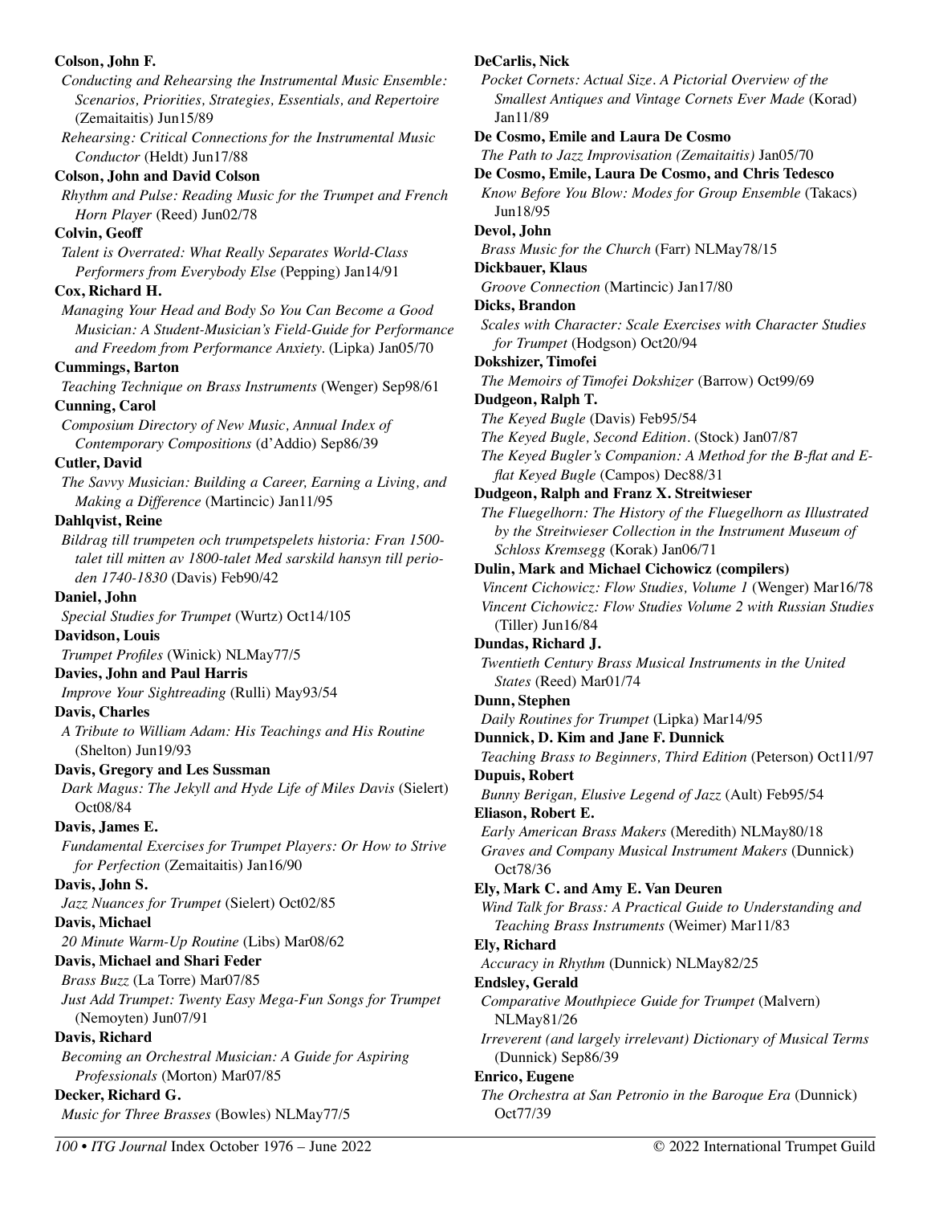**Colson, John F.**

*Conducting and Rehearsing the Instrumental Music Ensemble: Scenarios, Priorities, Strategies, Essentials, and Repertoire* (Zemaitaitis) Jun15/89

*Rehearsing: Critical Connections for the Instrumental Music Conductor* (Heldt) Jun17/88

**Colson, John and David Colson**

*Rhythm and Pulse: Reading Music for the Trumpet and French Horn Player* (Reed) Jun02/78

**Colvin, Geoff**

*Talent is Overrated: What Really Separates World-Class Performers from Everybody Else* (Pepping) Jan14/91

**Cox, Richard H.**

*Managing Your Head and Body So You Can Become a Good Musician: A Student-Musician's Field-Guide for Performance and Freedom from Performance Anxiety.* (Lipka) Jan05/70

**Cummings, Barton**

*Teaching Technique on Brass Instruments* (Wenger) Sep98/61

**Cunning, Carol**

*Composium Directory of New Music, Annual Index of Contemporary Compositions* (d'Addio) Sep86/39

**Cutler, David**

*The Savvy Musician: Building a Career, Earning a Living, and Making a Difference* (Martincic) Jan11/95

**Dahlqvist, Reine**

*Bildrag till trumpeten och trumpetspelets historia: Fran 1500-talet till mitten av 1800-talet Med sarskild hansyn till perioden 1740-1830* (Davis) Feb90/42

**Daniel, John**

*Special Studies for Trumpet* (Wurtz) Oct14/105

**Davidson, Louis**

*Trumpet Profiles* (Winick) NLMay77/5

**Davies, John and Paul Harris**

*Improve Your Sightreading* (Rulli) May93/54

**Davis, Charles**

*A Tribute to William Adam: His Teachings and His Routine* (Shelton) Jun19/93

**Davis, Gregory and Les Sussman**

*Dark Magus: The Jekyll and Hyde Life of Miles Davis* (Sielert) Oct08/84

**Davis, James E.**

*Fundamental Exercises for Trumpet Players: Or How to Strive for Perfection* (Zemaitaitis) Jan16/90

**Davis, John S.**

*Jazz Nuances for Trumpet* (Sielert) Oct02/85

**Davis, Michael**

*20 Minute Warm-Up Routine* (Libs) Mar08/62

**Davis, Michael and Shari Feder**

*Brass Buzz* (La Torre) Mar07/85

*Just Add Trumpet: Twenty Easy Mega-Fun Songs for Trumpet* (Nemoyten) Jun07/91

**Davis, Richard**

*Becoming an Orchestral Musician: A Guide for Aspiring Professionals* (Morton) Mar07/85

**Decker, Richard G.**

*Music for Three Brasses* (Bowles) NLMay77/5

**DeCarlis, Nick**

*Pocket Cornets: Actual Size. A Pictorial Overview of the Smallest Antiques and Vintage Cornets Ever Made* (Korad) Jan11/89

**De Cosmo, Emile and Laura De Cosmo**

*The Path to Jazz Improvisation (Zemaitaitis)* Jan05/70

**De Cosmo, Emile, Laura De Cosmo, and Chris Tedesco**

*Know Before You Blow: Modes for Group Ensemble* (Takacs) Jun18/95

**Devol, John**

*Brass Music for the Church* (Farr) NLMay78/15

**Dickbauer, Klaus**

*Groove Connection* (Martincic) Jan17/80

**Dicks, Brandon**

*Scales with Character: Scale Exercises with Character Studies for Trumpet* (Hodgson) Oct20/94

**Dokshizer, Timofei**

*The Memoirs of Timofei Dokshizer* (Barrow) Oct99/69

**Dudgeon, Ralph T.**

*The Keyed Bugle* (Davis) Feb95/54

*The Keyed Bugle, Second Edition.* (Stock) Jan07/87

*The Keyed Bugler's Companion: A Method for the B-flat and E-flat Keyed Bugle* (Campos) Dec88/31

**Dudgeon, Ralph and Franz X. Streitwieser**

*The Fluegelhorn: The History of the Fluegelhorn as Illustrated by the Streitwieser Collection in the Instrument Museum of Schloss Kremsegg* (Korak) Jan06/71

**Dulin, Mark and Michael Cichowicz (compilers)**

*Vincent Cichowicz: Flow Studies, Volume 1* (Wenger) Mar16/78

*Vincent Cichowicz: Flow Studies Volume 2 with Russian Studies* (Tiller) Jun16/84

**Dundas, Richard J.**

*Twentieth Century Brass Musical Instruments in the United States* (Reed) Mar01/74

**Dunn, Stephen**

*Daily Routines for Trumpet* (Lipka) Mar14/95

**Dunnick, D. Kim and Jane F. Dunnick**

*Teaching Brass to Beginners, Third Edition* (Peterson) Oct11/97

**Dupuis, Robert**

*Bunny Berigan, Elusive Legend of Jazz* (Ault) Feb95/54

**Eliason, Robert E.**

*Early American Brass Makers* (Meredith) NLMay80/18

*Graves and Company Musical Instrument Makers* (Dunnick) Oct78/36

**Ely, Mark C. and Amy E. Van Deuren**

*Wind Talk for Brass: A Practical Guide to Understanding and Teaching Brass Instruments* (Weimer) Mar11/83

**Ely, Richard**

*Accuracy in Rhythm* (Dunnick) NLMay82/25

**Endsley, Gerald**

*Comparative Mouthpiece Guide for Trumpet* (Malvern) NLMay81/26

*Irreverent (and largely irrelevant) Dictionary of Musical Terms* (Dunnick) Sep86/39

**Enrico, Eugene**

*The Orchestra at San Petronio in the Baroque Era* (Dunnick) Oct77/39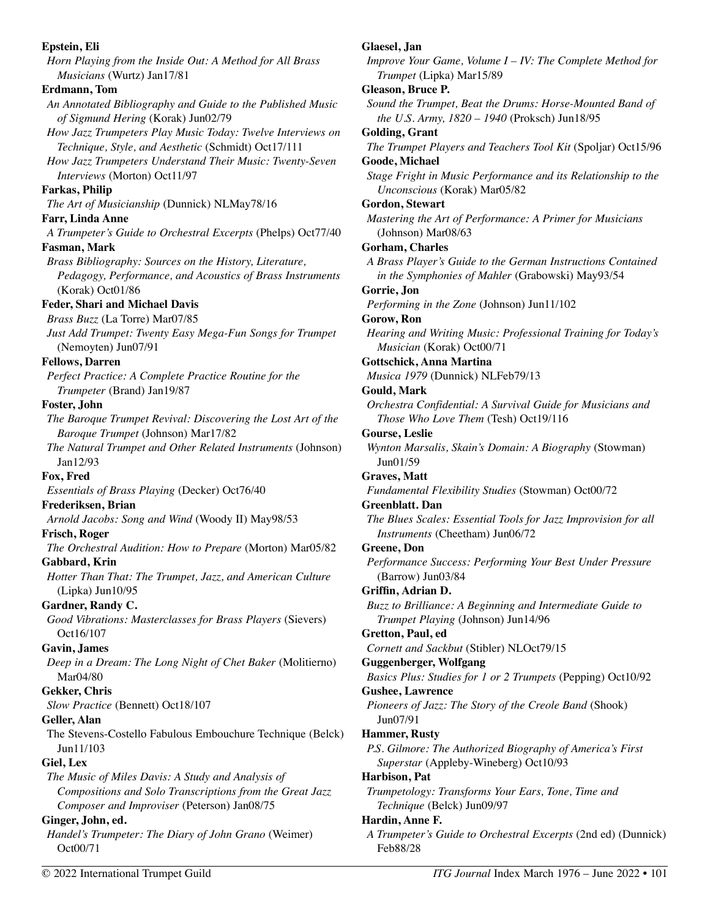**Epstein, Eli**
*Horn Playing from the Inside Out: A Method for All Brass Musicians* (Wurtz) Jan17/81

**Erdmann, Tom**
*An Annotated Bibliography and Guide to the Published Music of Sigmund Hering* (Korak) Jun02/79
*How Jazz Trumpeters Play Music Today: Twelve Interviews on Technique, Style, and Aesthetic* (Schmidt) Oct17/111
*How Jazz Trumpeters Understand Their Music: Twenty-Seven Interviews* (Morton) Oct11/97

**Farkas, Philip**
*The Art of Musicianship* (Dunnick) NLMay78/16

**Farr, Linda Anne**
*A Trumpeter's Guide to Orchestral Excerpts* (Phelps) Oct77/40

**Fasman, Mark**
*Brass Bibliography: Sources on the History, Literature, Pedagogy, Performance, and Acoustics of Brass Instruments* (Korak) Oct01/86

**Feder, Shari and Michael Davis**
*Brass Buzz* (La Torre) Mar07/85
*Just Add Trumpet: Twenty Easy Mega-Fun Songs for Trumpet* (Nemoyten) Jun07/91

**Fellows, Darren**
*Perfect Practice: A Complete Practice Routine for the Trumpeter* (Brand) Jan19/87

**Foster, John**
*The Baroque Trumpet Revival: Discovering the Lost Art of the Baroque Trumpet* (Johnson) Mar17/82
*The Natural Trumpet and Other Related Instruments* (Johnson) Jan12/93

**Fox, Fred**
*Essentials of Brass Playing* (Decker) Oct76/40

**Frederiksen, Brian**
*Arnold Jacobs: Song and Wind* (Woody II) May98/53

**Frisch, Roger**
*The Orchestral Audition: How to Prepare* (Morton) Mar05/82

**Gabbard, Krin**
*Hotter Than That: The Trumpet, Jazz, and American Culture* (Lipka) Jun10/95

**Gardner, Randy C.**
*Good Vibrations: Masterclasses for Brass Players* (Sievers) Oct16/107

**Gavin, James**
*Deep in a Dream: The Long Night of Chet Baker* (Molitierno) Mar04/80

**Gekker, Chris**
*Slow Practice* (Bennett) Oct18/107

**Geller, Alan**
The Stevens-Costello Fabulous Embouchure Technique (Belck) Jun11/103

**Giel, Lex**
*The Music of Miles Davis: A Study and Analysis of Compositions and Solo Transcriptions from the Great Jazz Composer and Improviser* (Peterson) Jan08/75

**Ginger, John, ed.**
*Handel's Trumpeter: The Diary of John Grano* (Weimer) Oct00/71

**Glaesel, Jan**
*Improve Your Game, Volume I – IV: The Complete Method for Trumpet* (Lipka) Mar15/89

**Gleason, Bruce P.**
*Sound the Trumpet, Beat the Drums: Horse-Mounted Band of the U.S. Army, 1820 – 1940* (Proksch) Jun18/95

**Golding, Grant**
*The Trumpet Players and Teachers Tool Kit* (Spoljar) Oct15/96

**Goode, Michael**
*Stage Fright in Music Performance and its Relationship to the Unconscious* (Korak) Mar05/82

**Gordon, Stewart**
*Mastering the Art of Performance: A Primer for Musicians* (Johnson) Mar08/63

**Gorham, Charles**
*A Brass Player's Guide to the German Instructions Contained in the Symphonies of Mahler* (Grabowski) May93/54

**Gorrie, Jon**
*Performing in the Zone* (Johnson) Jun11/102

**Gorow, Ron**
*Hearing and Writing Music: Professional Training for Today's Musician* (Korak) Oct00/71

**Gottschick, Anna Martina**
*Musica 1979* (Dunnick) NLFeb79/13

**Gould, Mark**
*Orchestra Confidential: A Survival Guide for Musicians and Those Who Love Them* (Tesh) Oct19/116

**Gourse, Leslie**
*Wynton Marsalis, Skain's Domain: A Biography* (Stowman) Jun01/59

**Graves, Matt**
*Fundamental Flexibility Studies* (Stowman) Oct00/72

**Greenblatt. Dan**
*The Blues Scales: Essential Tools for Jazz Improvision for all Instruments* (Cheetham) Jun06/72

**Greene, Don**
*Performance Success: Performing Your Best Under Pressure* (Barrow) Jun03/84

**Griffin, Adrian D.**
*Buzz to Brilliance: A Beginning and Intermediate Guide to Trumpet Playing* (Johnson) Jun14/96

**Gretton, Paul, ed**
*Cornett and Sackbut* (Stibler) NLOct79/15

**Guggenberger, Wolfgang**
*Basics Plus: Studies for 1 or 2 Trumpets* (Pepping) Oct10/92

**Gushee, Lawrence**
*Pioneers of Jazz: The Story of the Creole Band* (Shook) Jun07/91

**Hammer, Rusty**
*P.S. Gilmore: The Authorized Biography of America's First Superstar* (Appleby-Wineberg) Oct10/93

**Harbison, Pat**
*Trumpetology: Transforms Your Ears, Tone, Time and Technique* (Belck) Jun09/97

**Hardin, Anne F.**
*A Trumpeter's Guide to Orchestral Excerpts* (2nd ed) (Dunnick) Feb88/28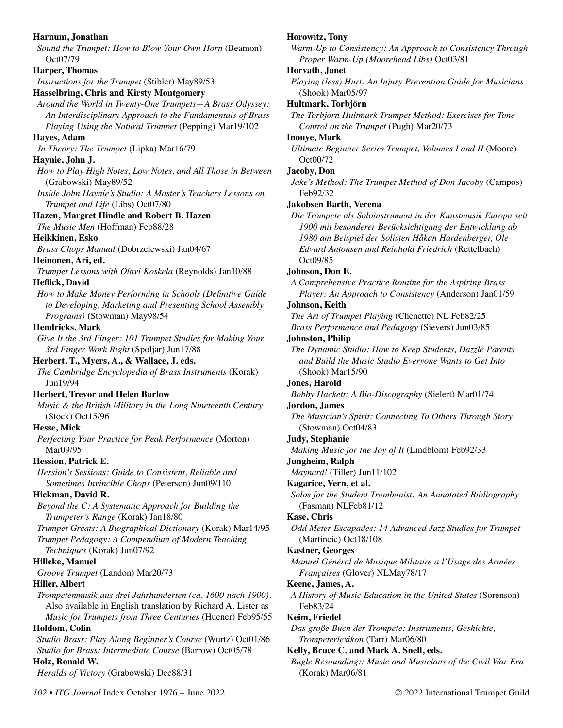**Harnum, Jonathan**
*Sound the Trumpet: How to Blow Your Own Horn* (Beamon) Oct07/79

**Harper, Thomas**
*Instructions for the Trumpet* (Stibler) May89/53

**Hasselbring, Chris and Kirsty Montgomery**
*Around the World in Twenty-One Trumpets—A Brass Odyssey: An Interdisciplinary Approach to the Fundamentals of Brass Playing Using the Natural Trumpet* (Pepping) Mar19/102

**Hayes, Adam**
*In Theory: The Trumpet* (Lipka) Mar16/79

**Haynie, John J.**
*How to Play High Notes, Low Notes, and All Those in Between* (Grabowski) May89/52
*Inside John Haynie's Studio: A Master's Teachers Lessons on Trumpet and Life* (Libs) Oct07/80

**Hazen, Margret Hindle and Robert B. Hazen**
*The Music Men* (Hoffman) Feb88/28

**Heikkinen, Esko**
*Brass Chops Manual* (Dobrzelewski) Jan04/67

**Heinonen, Ari, ed.**
*Trumpet Lessons with Olavi Koskela* (Reynolds) Jan10/88

**Heflick, David**
*How to Make Money Performing in Schools (Definitive Guide to Developing, Marketing and Presenting School Assembly Programs)* (Stowman) May98/54

**Hendricks, Mark**
*Give It the 3rd Finger: 101 Trumpet Studies for Making Your 3rd Finger Work Right* (Spoljar) Jun17/88

**Herbert, T., Myers, A., & Wallace, J. eds.**
*The Cambridge Encyclopedia of Brass Instruments* (Korak) Jun19/94

**Herbert, Trevor and Helen Barlow**
*Music & the British Military in the Long Nineteenth Century* (Stock) Oct15/96

**Hesse, Mick**
*Perfecting Your Practice for Peak Performance* (Morton) Mar09/95

**Hession, Patrick E.**
*Hession's Sessions: Guide to Consistent, Reliable and Sometimes Invincible Chops* (Peterson) Jun09/110

**Hickman, David R.**
*Beyond the C: A Systematic Approach for Building the Trumpeter's Range* (Korak) Jan18/80
*Trumpet Greats: A Biographical Dictionary* (Korak) Mar14/95
*Trumpet Pedagogy: A Compendium of Modern Teaching Techniques* (Korak) Jun07/92

**Hilleke, Manuel**
*Groove Trumpet* (Landon) Mar20/73

**Hiller, Albert**
*Trompetenmusik aus drei Jahrhunderten (ca. 1600-nach 1900).* Also available in English translation by Richard A. Lister as *Music for Trumpets from Three Centuries* (Huener) Feb95/55

**Holdom, Colin**
*Studio Brass: Play Along Beginner's Course* (Wurtz) Oct01/86
*Studio for Brass: Intermediate Course* (Barrow) Oct05/78

**Holz, Ronald W.**
*Heralds of Victory* (Grabowski) Dec88/31

**Horowitz, Tony**
*Warm-Up to Consistency: An Approach to Consistency Through Proper Warm-Up (Moorehead Libs)* Oct03/81

**Horvath, Janet**
*Playing (less) Hurt: An Injury Prevention Guide for Musicians* (Shook) Mar05/97

**Hultmark, Torbjörn**
*The Torbjörn Hultmark Trumpet Method: Exercises for Tone Control on the Trumpet* (Pugh) Mar20/73

**Inouye, Mark**
*Ultimate Beginner Series Trumpet, Volumes I and II* (Moore) Oct00/72

**Jacoby, Don**
*Jake's Method: The Trumpet Method of Don Jacoby* (Campos) Feb92/32

**Jakobsen Barth, Verena**
*Die Trompete als Soloinstrument in der Kunstmusik Europa seit 1900 mit besonderer Berücksichtigung der Entwicklung ab 1980 am Beispiel der Solisten Håkan Hardenberger, Ole Edvard Antonsen und Reinhold Friedrich* (Rettelbach) Oct09/85

**Johnson, Don E.**
*A Comprehensive Practice Routine for the Aspiring Brass Player: An Approach to Consistency* (Anderson) Jan01/59

**Johnson, Keith**
*The Art of Trumpet Playing* (Chenette) NL Feb82/25
*Brass Performance and Pedagogy* (Sievers) Jun03/85

**Johnston, Philip**
*The Dynamic Studio: How to Keep Students, Dazzle Parents and Build the Music Studio Everyone Wants to Get Into* (Shook) Mar15/90

**Jones, Harold**
*Bobby Hackett: A Bio-Discography* (Sielert) Mar01/74

**Jordon, James**
*The Musician's Spirit: Connecting To Others Through Story* (Stowman) Oct04/83

**Judy, Stephanie**
*Making Music for the Joy of It* (Lindblom) Feb92/33

**Jungheim, Ralph**
*Maynard!* (Tiller) Jun11/102

**Kagarice, Vern, et al.**
*Solos for the Student Trombonist: An Annotated Bibliography* (Fasman) NLFeb81/12

**Kase, Chris**
*Odd Meter Escapades: 14 Advanced Jazz Studies for Trumpet* (Martincic) Oct18/108

**Kastner, Georges**
*Manuel Général de Musique Militaire a l'Usage des Armées Françaises* (Glover) NLMay78/17

**Keene, James, A.**
*A History of Music Education in the United States* (Sorenson) Feb83/24

**Keim, Friedel**
*Das große Buch der Trompete: Instruments, Geshichte, Trompeterlexikon* (Tarr) Mar06/80

**Kelly, Bruce C. and Mark A. Snell, eds.**
*Bugle Resounding:: Music and Musicians of the Civil War Era* (Korak) Mar06/81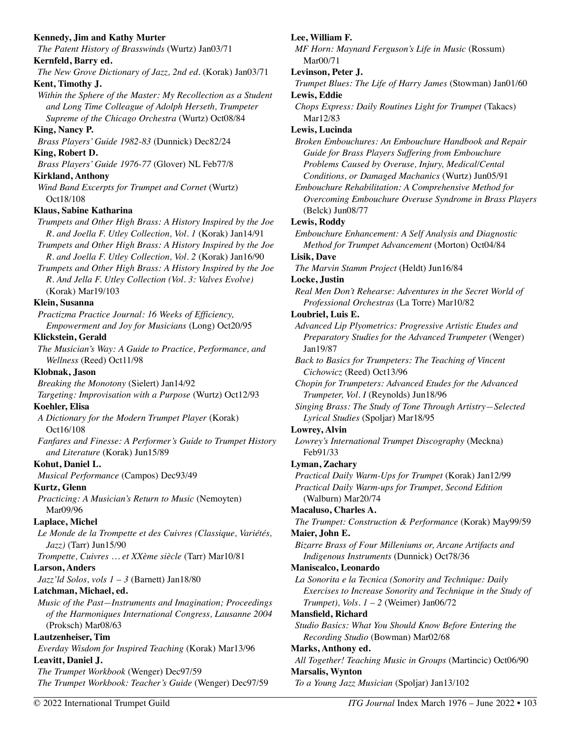**Kennedy, Jim and Kathy Murter**
*The Patent History of Brasswinds* (Wurtz) Jan03/71

**Kernfeld, Barry ed.**
*The New Grove Dictionary of Jazz, 2nd ed.* (Korak) Jan03/71

**Kent, Timothy J.**
*Within the Sphere of the Master: My Recollection as a Student and Long Time Colleague of Adolph Herseth, Trumpeter Supreme of the Chicago Orchestra* (Wurtz) Oct08/84

**King, Nancy P.**
*Brass Players' Guide 1982-83* (Dunnick) Dec82/24

**King, Robert D.**
*Brass Players' Guide 1976-77* (Glover) NL Feb77/8

**Kirkland, Anthony**
*Wind Band Excerpts for Trumpet and Cornet* (Wurtz) Oct18/108

**Klaus, Sabine Katharina**
*Trumpets and Other High Brass: A History Inspired by the Joe R. and Joella F. Utley Collection, Vol. 1* (Korak) Jan14/91
*Trumpets and Other High Brass: A History Inspired by the Joe R. and Joella F. Utley Collection, Vol. 2* (Korak) Jan16/90
*Trumpets and Other High Brass: A History Inspired by the Joe R. And Jella F. Utley Collection (Vol. 3: Valves Evolve)* (Korak) Mar19/103

**Klein, Susanna**
*Practizma Practice Journal: 16 Weeks of Efficiency, Empowerment and Joy for Musicians* (Long) Oct20/95

**Klickstein, Gerald**
*The Musician's Way: A Guide to Practice, Performance, and Wellness* (Reed) Oct11/98

**Klobnak, Jason**
*Breaking the Monotony* (Sielert) Jan14/92
*Targeting: Improvisation with a Purpose* (Wurtz) Oct12/93

**Koehler, Elisa**
*A Dictionary for the Modern Trumpet Player* (Korak) Oct16/108
*Fanfares and Finesse: A Performer's Guide to Trumpet History and Literature* (Korak) Jun15/89

**Kohut, Daniel L.**
*Musical Performance* (Campos) Dec93/49

**Kurtz, Glenn**
*Practicing: A Musician's Return to Music* (Nemoyten) Mar09/96

**Laplace, Michel**
*Le Monde de la Trompette et des Cuivres (Classique, Variétés, Jazz)* (Tarr) Jun15/90
*Trompette, Cuivres … et XXème siècle* (Tarr) Mar10/81

**Larson, Anders**
*Jazz'ld Solos, vols 1 – 3* (Barnett) Jan18/80

**Latchman, Michael, ed.**
*Music of the Past—Instruments and Imagination; Proceedings of the Harmoniques International Congress, Lausanne 2004* (Proksch) Mar08/63

**Lautzenheiser, Tim**
*Everday Wisdom for Inspired Teaching* (Korak) Mar13/96

**Leavitt, Daniel J.**
*The Trumpet Workbook* (Wenger) Dec97/59
*The Trumpet Workbook: Teacher's Guide* (Wenger) Dec97/59

**Lee, William F.**
*MF Horn: Maynard Ferguson's Life in Music* (Rossum) Mar00/71

**Levinson, Peter J.**
*Trumpet Blues: The Life of Harry James* (Stowman) Jan01/60

**Lewis, Eddie**
*Chops Express: Daily Routines Light for Trumpet* (Takacs) Mar12/83

**Lewis, Lucinda**
*Broken Embouchures: An Embouchure Handbook and Repair Guide for Brass Players Suffering from Embouchure Problems Caused by Overuse, Injury, Medical/Cental Conditions, or Damaged Machanics* (Wurtz) Jun05/91
*Embouchure Rehabilitation: A Comprehensive Method for Overcoming Embouchure Overuse Syndrome in Brass Players* (Belck) Jun08/77

**Lewis, Roddy**
*Embouchure Enhancement: A Self Analysis and Diagnostic Method for Trumpet Advancement* (Morton) Oct04/84

**Lisik, Dave**
*The Marvin Stamm Project* (Heldt) Jun16/84

**Locke, Justin**
*Real Men Don't Rehearse: Adventures in the Secret World of Professional Orchestras* (La Torre) Mar10/82

**Loubriel, Luis E.**
*Advanced Lip Plyometrics: Progressive Artistic Etudes and Preparatory Studies for the Advanced Trumpeter* (Wenger) Jan19/87
*Back to Basics for Trumpeters: The Teaching of Vincent Cichowicz* (Reed) Oct13/96
*Chopin for Trumpeters: Advanced Etudes for the Advanced Trumpeter, Vol. I* (Reynolds) Jun18/96
*Singing Brass: The Study of Tone Through Artistry—Selected Lyrical Studies* (Spoljar) Mar18/95

**Lowrey, Alvin**
*Lowrey's International Trumpet Discography* (Meckna) Feb91/33

**Lyman, Zachary**
*Practical Daily Warm-Ups for Trumpet* (Korak) Jan12/99
*Practical Daily Warm-ups for Trumpet, Second Edition* (Walburn) Mar20/74

**Macaluso, Charles A.**
*The Trumpet: Construction & Performance* (Korak) May99/59

**Maier, John E.**
*Bizarre Brass of Four Milleniums or, Arcane Artifacts and Indigenous Instruments* (Dunnick) Oct78/36

**Maniscalco, Leonardo**
*La Sonorita e la Tecnica (Sonority and Technique: Daily Exercises to Increase Sonority and Technique in the Study of Trumpet), Vols. 1 – 2* (Weimer) Jan06/72

**Mansfield, Richard**
*Studio Basics: What You Should Know Before Entering the Recording Studio* (Bowman) Mar02/68

**Marks, Anthony ed.**
*All Together! Teaching Music in Groups* (Martincic) Oct06/90

**Marsalis, Wynton**
*To a Young Jazz Musician* (Spoljar) Jan13/102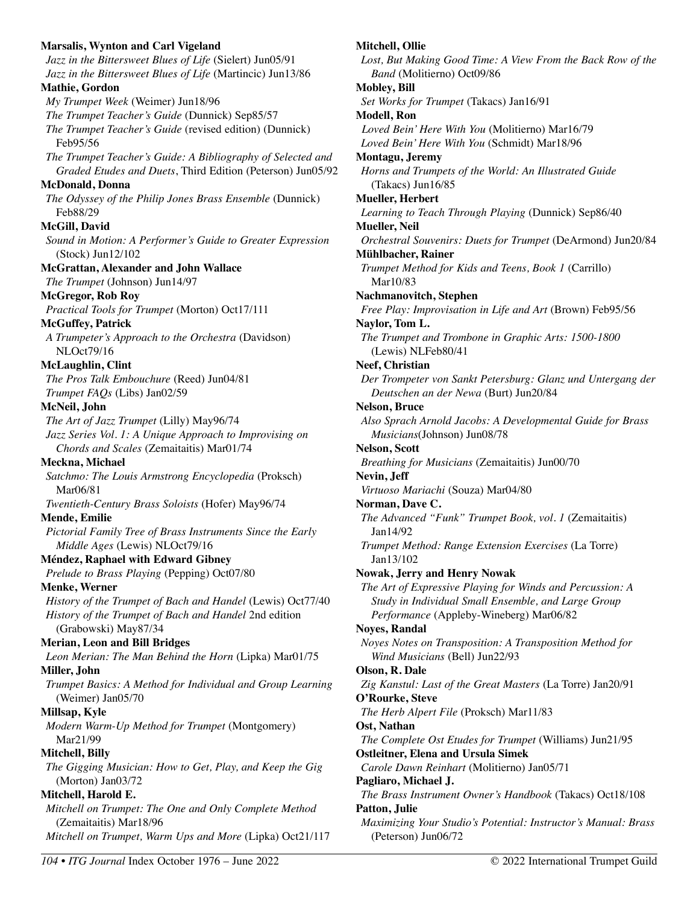**Marsalis, Wynton and Carl Vigeland**
*Jazz in the Bittersweet Blues of Life* (Sielert) Jun05/91
*Jazz in the Bittersweet Blues of Life* (Martincic) Jun13/86

**Mathie, Gordon**
*My Trumpet Week* (Weimer) Jun18/96
*The Trumpet Teacher's Guide* (Dunnick) Sep85/57
*The Trumpet Teacher's Guide* (revised edition) (Dunnick) Feb95/56
*The Trumpet Teacher's Guide: A Bibliography of Selected and Graded Etudes and Duets*, Third Edition (Peterson) Jun05/92

**McDonald, Donna**
*The Odyssey of the Philip Jones Brass Ensemble* (Dunnick) Feb88/29

**McGill, David**
*Sound in Motion: A Performer's Guide to Greater Expression* (Stock) Jun12/102

**McGrattan, Alexander and John Wallace**
*The Trumpet* (Johnson) Jun14/97

**McGregor, Rob Roy**
*Practical Tools for Trumpet* (Morton) Oct17/111

**McGuffey, Patrick**
*A Trumpeter's Approach to the Orchestra* (Davidson) NLOct79/16

**McLaughlin, Clint**
*The Pros Talk Embouchure* (Reed) Jun04/81
*Trumpet FAQs* (Libs) Jan02/59

**McNeil, John**
*The Art of Jazz Trumpet* (Lilly) May96/74
*Jazz Series Vol. 1: A Unique Approach to Improvising on Chords and Scales* (Zemaitaitis) Mar01/74

**Meckna, Michael**
*Satchmo: The Louis Armstrong Encyclopedia* (Proksch) Mar06/81
*Twentieth-Century Brass Soloists* (Hofer) May96/74

**Mende, Emilie**
*Pictorial Family Tree of Brass Instruments Since the Early Middle Ages* (Lewis) NLOct79/16

**Méndez, Raphael with Edward Gibney**
*Prelude to Brass Playing* (Pepping) Oct07/80

**Menke, Werner**
*History of the Trumpet of Bach and Handel* (Lewis) Oct77/40
*History of the Trumpet of Bach and Handel* 2nd edition (Grabowski) May87/34

**Merian, Leon and Bill Bridges**
*Leon Merian: The Man Behind the Horn* (Lipka) Mar01/75

**Miller, John**
*Trumpet Basics: A Method for Individual and Group Learning* (Weimer) Jan05/70

**Millsap, Kyle**
*Modern Warm-Up Method for Trumpet* (Montgomery) Mar21/99

**Mitchell, Billy**
*The Gigging Musician: How to Get, Play, and Keep the Gig* (Morton) Jan03/72

**Mitchell, Harold E.**
*Mitchell on Trumpet: The One and Only Complete Method* (Zemaitaitis) Mar18/96
*Mitchell on Trumpet, Warm Ups and More* (Lipka) Oct21/117

**Mitchell, Ollie**
*Lost, But Making Good Time: A View From the Back Row of the Band* (Molitierno) Oct09/86

**Mobley, Bill**
*Set Works for Trumpet* (Takacs) Jan16/91

**Modell, Ron**
*Loved Bein' Here With You* (Molitierno) Mar16/79
*Loved Bein' Here With You* (Schmidt) Mar18/96

**Montagu, Jeremy**
*Horns and Trumpets of the World: An Illustrated Guide* (Takacs) Jun16/85

**Mueller, Herbert**
*Learning to Teach Through Playing* (Dunnick) Sep86/40

**Mueller, Neil**
*Orchestral Souvenirs: Duets for Trumpet* (DeArmond) Jun20/84

**Mühlbacher, Rainer**
*Trumpet Method for Kids and Teens, Book 1* (Carrillo) Mar10/83

**Nachmanovitch, Stephen**
*Free Play: Improvisation in Life and Art* (Brown) Feb95/56

**Naylor, Tom L.**
*The Trumpet and Trombone in Graphic Arts: 1500-1800* (Lewis) NLFeb80/41

**Neef, Christian**
*Der Trompeter von Sankt Petersburg: Glanz und Untergang der Deutschen an der Newa* (Burt) Jun20/84

**Nelson, Bruce**
*Also Sprach Arnold Jacobs: A Developmental Guide for Brass Musicians*(Johnson) Jun08/78

**Nelson, Scott**
*Breathing for Musicians* (Zemaitaitis) Jun00/70

**Nevin, Jeff**
*Virtuoso Mariachi* (Souza) Mar04/80

**Norman, Dave C.**
*The Advanced "Funk" Trumpet Book, vol. 1* (Zemaitaitis) Jan14/92
*Trumpet Method: Range Extension Exercises* (La Torre) Jan13/102

**Nowak, Jerry and Henry Nowak**
*The Art of Expressive Playing for Winds and Percussion: A Study in Individual Small Ensemble, and Large Group Performance* (Appleby-Wineberg) Mar06/82

**Noyes, Randal**
*Noyes Notes on Transposition: A Transposition Method for Wind Musicians* (Bell) Jun22/93

**Olson, R. Dale**
*Zig Kanstul: Last of the Great Masters* (La Torre) Jan20/91

**O'Rourke, Steve**
*The Herb Alpert File* (Proksch) Mar11/83

**Ost, Nathan**
*The Complete Ost Etudes for Trumpet* (Williams) Jun21/95

**Ostleitner, Elena and Ursula Simek**
*Carole Dawn Reinhart* (Molitierno) Jan05/71

**Pagliaro, Michael J.**
*The Brass Instrument Owner's Handbook* (Takacs) Oct18/108

**Patton, Julie**
*Maximizing Your Studio's Potential: Instructor's Manual: Brass* (Peterson) Jun06/72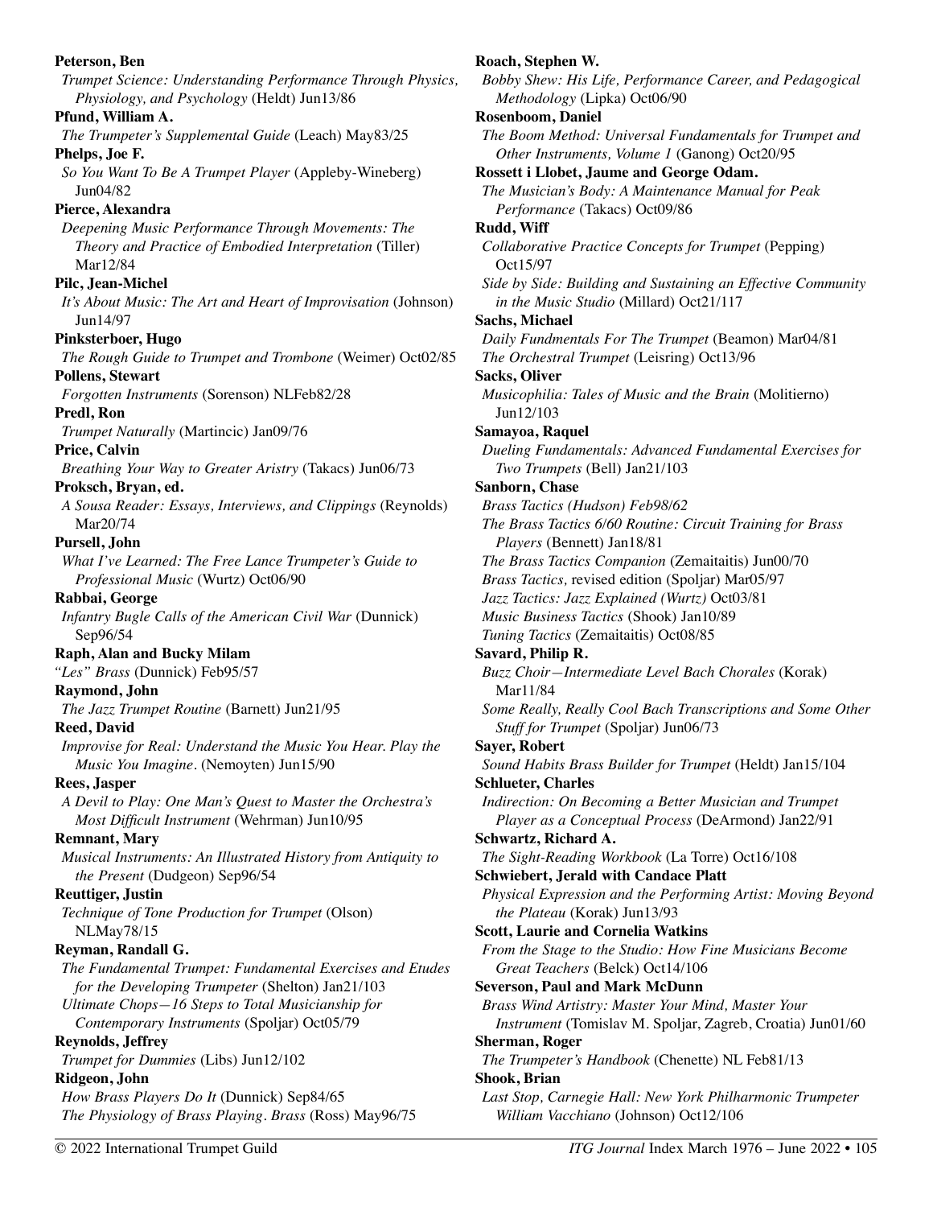**Peterson, Ben**
*Trumpet Science: Understanding Performance Through Physics, Physiology, and Psychology* (Heldt) Jun13/86

**Pfund, William A.**
*The Trumpeter's Supplemental Guide* (Leach) May83/25

**Phelps, Joe F.**
*So You Want To Be A Trumpet Player* (Appleby-Wineberg) Jun04/82

**Pierce, Alexandra**
*Deepening Music Performance Through Movements: The Theory and Practice of Embodied Interpretation* (Tiller) Mar12/84

**Pilc, Jean-Michel**
*It's About Music: The Art and Heart of Improvisation* (Johnson) Jun14/97

**Pinksterboer, Hugo**
*The Rough Guide to Trumpet and Trombone* (Weimer) Oct02/85

**Pollens, Stewart**
*Forgotten Instruments* (Sorenson) NLFeb82/28

**Predl, Ron**
*Trumpet Naturally* (Martincic) Jan09/76

**Price, Calvin**
*Breathing Your Way to Greater Aristry* (Takacs) Jun06/73

**Proksch, Bryan, ed.**
*A Sousa Reader: Essays, Interviews, and Clippings* (Reynolds) Mar20/74

**Pursell, John**
*What I've Learned: The Free Lance Trumpeter's Guide to Professional Music* (Wurtz) Oct06/90

**Rabbai, George**
*Infantry Bugle Calls of the American Civil War* (Dunnick) Sep96/54

**Raph, Alan and Bucky Milam**
*"Les" Brass* (Dunnick) Feb95/57

**Raymond, John**
*The Jazz Trumpet Routine* (Barnett) Jun21/95

**Reed, David**
*Improvise for Real: Understand the Music You Hear. Play the Music You Imagine.* (Nemoyten) Jun15/90

**Rees, Jasper**
*A Devil to Play: One Man's Quest to Master the Orchestra's Most Difficult Instrument* (Wehrman) Jun10/95

**Remnant, Mary**
*Musical Instruments: An Illustrated History from Antiquity to the Present* (Dudgeon) Sep96/54

**Reuttiger, Justin**
*Technique of Tone Production for Trumpet* (Olson) NLMay78/15

**Reyman, Randall G.**
*The Fundamental Trumpet: Fundamental Exercises and Etudes for the Developing Trumpeter* (Shelton) Jan21/103
*Ultimate Chops—16 Steps to Total Musicianship for Contemporary Instruments* (Spoljar) Oct05/79

**Reynolds, Jeffrey**
*Trumpet for Dummies* (Libs) Jun12/102

**Ridgeon, John**
*How Brass Players Do It* (Dunnick) Sep84/65
*The Physiology of Brass Playing. Brass* (Ross) May96/75

**Roach, Stephen W.**
*Bobby Shew: His Life, Performance Career, and Pedagogical Methodology* (Lipka) Oct06/90

**Rosenboom, Daniel**
*The Boom Method: Universal Fundamentals for Trumpet and Other Instruments, Volume 1* (Ganong) Oct20/95

**Rossett i Llobet, Jaume and George Odam.**
*The Musician's Body: A Maintenance Manual for Peak Performance* (Takacs) Oct09/86

**Rudd, Wiff**
*Collaborative Practice Concepts for Trumpet* (Pepping) Oct15/97
*Side by Side: Building and Sustaining an Effective Community in the Music Studio* (Millard) Oct21/117

**Sachs, Michael**
*Daily Fundments For The Trumpet* (Beamon) Mar04/81
*The Orchestral Trumpet* (Leisring) Oct13/96

**Sacks, Oliver**
*Musicophilia: Tales of Music and the Brain* (Molitierno) Jun12/103

**Samayoa, Raquel**
*Dueling Fundamentals: Advanced Fundamental Exercises for Two Trumpets* (Bell) Jan21/103

**Sanborn, Chase**
*Brass Tactics (Hudson) Feb98/62*
*The Brass Tactics 6/60 Routine: Circuit Training for Brass Players* (Bennett) Jan18/81
*The Brass Tactics Companion* (Zemaitaitis) Jun00/70
*Brass Tactics,* revised edition (Spoljar) Mar05/97
*Jazz Tactics: Jazz Explained (Wurtz)* Oct03/81
*Music Business Tactics* (Shook) Jan10/89
*Tuning Tactics* (Zemaitaitis) Oct08/85

**Savard, Philip R.**
*Buzz Choir—Intermediate Level Bach Chorales* (Korak) Mar11/84
*Some Really, Really Cool Bach Transcriptions and Some Other Stuff for Trumpet* (Spoljar) Jun06/73

**Sayer, Robert**
*Sound Habits Brass Builder for Trumpet* (Heldt) Jan15/104

**Schlueter, Charles**
*Indirection: On Becoming a Better Musician and Trumpet Player as a Conceptual Process* (DeArmond) Jan22/91

**Schwartz, Richard A.**
*The Sight-Reading Workbook* (La Torre) Oct16/108

**Schwiebert, Jerald with Candace Platt**
*Physical Expression and the Performing Artist: Moving Beyond the Plateau* (Korak) Jun13/93

**Scott, Laurie and Cornelia Watkins**
*From the Stage to the Studio: How Fine Musicians Become Great Teachers* (Belck) Oct14/106

**Severson, Paul and Mark McDunn**
*Brass Wind Artistry: Master Your Mind, Master Your Instrument* (Tomislav M. Spoljar, Zagreb, Croatia) Jun01/60

**Sherman, Roger**
*The Trumpeter's Handbook* (Chenette) NL Feb81/13

**Shook, Brian**
*Last Stop, Carnegie Hall: New York Philharmonic Trumpeter William Vacchiano* (Johnson) Oct12/106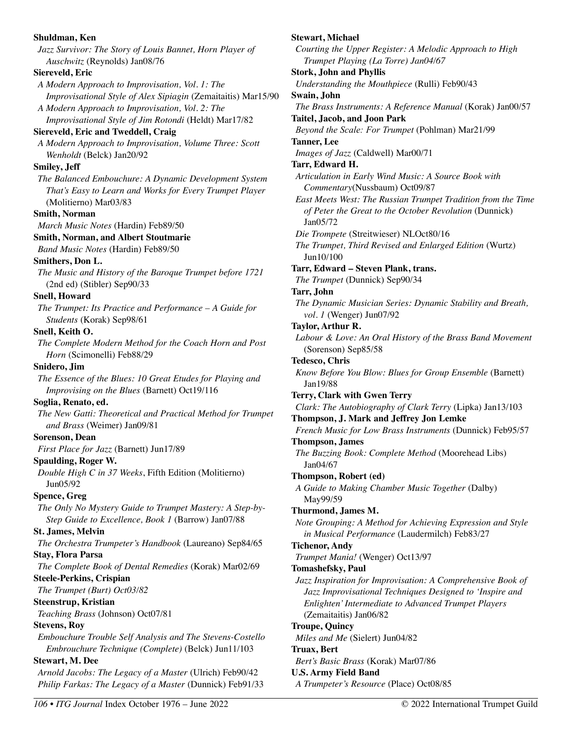**Shuldman, Ken**
*Jazz Survivor: The Story of Louis Bannet, Horn Player of Auschwitz* (Reynolds) Jan08/76

**Siereveld, Eric**
*A Modern Approach to Improvisation, Vol. 1: The Improvisational Style of Alex Sipiagin* (Zemaitaitis) Mar15/90
*A Modern Approach to Improvisation, Vol. 2: The Improvisational Style of Jim Rotondi* (Heldt) Mar17/82

**Siereveld, Eric and Tweddell, Craig**
*A Modern Approach to Improvisation, Volume Three: Scott Wenholdt* (Belck) Jan20/92

**Smiley, Jeff**
*The Balanced Embouchure: A Dynamic Development System That's Easy to Learn and Works for Every Trumpet Player* (Molitierno) Mar03/83

**Smith, Norman**
*March Music Notes* (Hardin) Feb89/50

**Smith, Norman, and Albert Stoutmarie**
*Band Music Notes* (Hardin) Feb89/50

**Smithers, Don L.**
*The Music and History of the Baroque Trumpet before 1721* (2nd ed) (Stibler) Sep90/33

**Snell, Howard**
*The Trumpet: Its Practice and Performance – A Guide for Students* (Korak) Sep98/61

**Snell, Keith O.**
*The Complete Modern Method for the Coach Horn and Post Horn* (Scimonelli) Feb88/29

**Snidero, Jim**
*The Essence of the Blues: 10 Great Etudes for Playing and Improvising on the Blues* (Barnett) Oct19/116

**Soglia, Renato, ed.**
*The New Gatti: Theoretical and Practical Method for Trumpet and Brass* (Weimer) Jan09/81

**Sorenson, Dean**
*First Place for Jazz* (Barnett) Jun17/89

**Spaulding, Roger W.**
*Double High C in 37 Weeks*, Fifth Edition (Molitierno) Jun05/92

**Spence, Greg**
*The Only No Mystery Guide to Trumpet Mastery: A Step-by-Step Guide to Excellence, Book 1* (Barrow) Jan07/88

**St. James, Melvin**
*The Orchestra Trumpeter's Handbook* (Laureano) Sep84/65

**Stay, Flora Parsa**
*The Complete Book of Dental Remedies* (Korak) Mar02/69

**Steele-Perkins, Crispian**
*The Trumpet (Burt) Oct03/82*

**Steenstrup, Kristian**
*Teaching Brass* (Johnson) Oct07/81

**Stevens, Roy**
*Embouchure Trouble Self Analysis and The Stevens-Costello Embrouchure Technique (Complete)* (Belck) Jun11/103

**Stewart, M. Dee**
*Arnold Jacobs: The Legacy of a Master* (Ulrich) Feb90/42
*Philip Farkas: The Legacy of a Master* (Dunnick) Feb91/33

**Stewart, Michael**
*Courting the Upper Register: A Melodic Approach to High Trumpet Playing (La Torre) Jan04/67*

**Stork, John and Phyllis**
*Understanding the Mouthpiece* (Rulli) Feb90/43

**Swain, John**
*The Brass Instruments: A Reference Manual* (Korak) Jan00/57

**Taitel, Jacob, and Joon Park**
*Beyond the Scale: For Trumpet* (Pohlman) Mar21/99

**Tanner, Lee**
*Images of Jazz* (Caldwell) Mar00/71

**Tarr, Edward H.**
*Articulation in Early Wind Music: A Source Book with Commentary*(Nussbaum) Oct09/87
*East Meets West: The Russian Trumpet Tradition from the Time of Peter the Great to the October Revolution* (Dunnick) Jan05/72
*Die Trompete* (Streitwieser) NLOct80/16
*The Trumpet, Third Revised and Enlarged Edition* (Wurtz) Jun10/100

**Tarr, Edward – Steven Plank, trans.**
*The Trumpet* (Dunnick) Sep90/34

**Tarr, John**
*The Dynamic Musician Series: Dynamic Stability and Breath, vol. 1* (Wenger) Jun07/92

**Taylor, Arthur R.**
*Labour & Love: An Oral History of the Brass Band Movement* (Sorenson) Sep85/58

**Tedesco, Chris**
*Know Before You Blow: Blues for Group Ensemble* (Barnett) Jan19/88

**Terry, Clark with Gwen Terry**
*Clark: The Autobiography of Clark Terry* (Lipka) Jan13/103

**Thompson, J. Mark and Jeffrey Jon Lemke**
*French Music for Low Brass Instruments* (Dunnick) Feb95/57

**Thompson, James**
*The Buzzing Book: Complete Method* (Moorehead Libs) Jan04/67

**Thompson, Robert (ed)**
*A Guide to Making Chamber Music Together* (Dalby) May99/59

**Thurmond, James M.**
*Note Grouping: A Method for Achieving Expression and Style in Musical Performance* (Laudermilch) Feb83/27

**Tichenor, Andy**
*Trumpet Mania!* (Wenger) Oct13/97

**Tomashefsky, Paul**
*Jazz Inspiration for Improvisation: A Comprehensive Book of Jazz Improvisational Techniques Designed to 'Inspire and Enlighten' Intermediate to Advanced Trumpet Players* (Zemaitaitis) Jan06/82

**Troupe, Quincy**
*Miles and Me* (Sielert) Jun04/82

**Truax, Bert**
*Bert's Basic Brass* (Korak) Mar07/86

**U.S. Army Field Band**
*A Trumpeter's Resource* (Place) Oct08/85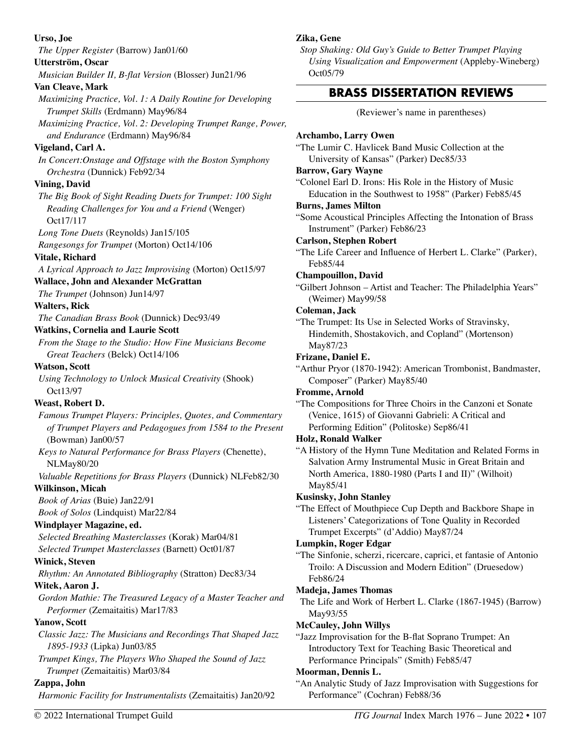**Urso, Joe**

*The Upper Register* (Barrow) Jan01/60

**Utterström, Oscar**

*Musician Builder II, B-flat Version* (Blosser) Jun21/96

**Van Cleave, Mark**

*Maximizing Practice, Vol. 1: A Daily Routine for Developing Trumpet Skills* (Erdmann) May96/84

*Maximizing Practice, Vol. 2: Developing Trumpet Range, Power, and Endurance* (Erdmann) May96/84

**Vigeland, Carl A.**

*In Concert:Onstage and Offstage with the Boston Symphony Orchestra* (Dunnick) Feb92/34

**Vining, David**

*The Big Book of Sight Reading Duets for Trumpet: 100 Sight Reading Challenges for You and a Friend* (Wenger) Oct17/117

*Long Tone Duets* (Reynolds) Jan15/105

*Rangesongs for Trumpet* (Morton) Oct14/106

**Vitale, Richard**

*A Lyrical Approach to Jazz Improvising* (Morton) Oct15/97

**Wallace, John and Alexander McGrattan**

*The Trumpet* (Johnson) Jun14/97

**Walters, Rick**

*The Canadian Brass Book* (Dunnick) Dec93/49

**Watkins, Cornelia and Laurie Scott**

*From the Stage to the Studio: How Fine Musicians Become Great Teachers* (Belck) Oct14/106

**Watson, Scott**

*Using Technology to Unlock Musical Creativity* (Shook) Oct13/97

**Weast, Robert D.**

*Famous Trumpet Players: Principles, Quotes, and Commentary of Trumpet Players and Pedagogues from 1584 to the Present* (Bowman) Jan00/57

*Keys to Natural Performance for Brass Players* (Chenette), NLMay80/20

*Valuable Repetitions for Brass Players* (Dunnick) NLFeb82/30

**Wilkinson, Micah**

*Book of Arias* (Buie) Jan22/91

*Book of Solos* (Lindquist) Mar22/84

**Windplayer Magazine, ed.**

*Selected Breathing Masterclasses* (Korak) Mar04/81

*Selected Trumpet Masterclasses* (Barnett) Oct01/87

**Winick, Steven**

*Rhythm: An Annotated Bibliography* (Stratton) Dec83/34

**Witek, Aaron J.**

*Gordon Mathie: The Treasured Legacy of a Master Teacher and Performer* (Zemaitaitis) Mar17/83

**Yanow, Scott**

*Classic Jazz: The Musicians and Recordings That Shaped Jazz 1895-1933* (Lipka) Jun03/85

*Trumpet Kings, The Players Who Shaped the Sound of Jazz Trumpet* (Zemaitaitis) Mar03/84

**Zappa, John**

*Harmonic Facility for Instrumentalists* (Zemaitaitis) Jan20/92

**Zika, Gene**

*Stop Shaking: Old Guy's Guide to Better Trumpet Playing Using Visualization and Empowerment* (Appleby-Wineberg) Oct05/79

## BRASS DISSERTATION REVIEWS

(Reviewer's name in parentheses)

**Archambo, Larry Owen**

"The Lumir C. Havlicek Band Music Collection at the University of Kansas" (Parker) Dec85/33

**Barrow, Gary Wayne**

"Colonel Earl D. Irons: His Role in the History of Music Education in the Southwest to 1958" (Parker) Feb85/45

**Burns, James Milton**

"Some Acoustical Principles Affecting the Intonation of Brass Instrument" (Parker) Feb86/23

**Carlson, Stephen Robert**

"The Life Career and Influence of Herbert L. Clarke" (Parker), Feb85/44

**Champouillon, David**

"Gilbert Johnson – Artist and Teacher: The Philadelphia Years" (Weimer) May99/58

**Coleman, Jack**

"The Trumpet: Its Use in Selected Works of Stravinsky, Hindemith, Shostakovich, and Copland" (Mortenson) May87/23

**Frizane, Daniel E.**

"Arthur Pryor (1870-1942): American Trombonist, Bandmaster, Composer" (Parker) May85/40

**Fromme, Arnold**

"The Compositions for Three Choirs in the Canzoni et Sonate (Venice, 1615) of Giovanni Gabrieli: A Critical and Performing Edition" (Politoske) Sep86/41

**Holz, Ronald Walker**

"A History of the Hymn Tune Meditation and Related Forms in Salvation Army Instrumental Music in Great Britain and North America, 1880-1980 (Parts I and II)" (Wilhoit) May85/41

**Kusinsky, John Stanley**

"The Effect of Mouthpiece Cup Depth and Backbore Shape in Listeners' Categorizations of Tone Quality in Recorded Trumpet Excerpts" (d'Addio) May87/24

**Lumpkin, Roger Edgar**

"The Sinfonie, scherzi, ricercare, caprici, et fantasie of Antonio Troilo: A Discussion and Modern Edition" (Druesedow) Feb86/24

**Madeja, James Thomas**

The Life and Work of Herbert L. Clarke (1867-1945) (Barrow) May93/55

**McCauley, John Willys**

"Jazz Improvisation for the B-flat Soprano Trumpet: An Introductory Text for Teaching Basic Theoretical and Performance Principals" (Smith) Feb85/47

**Moorman, Dennis L.**

"An Analytic Study of Jazz Improvisation with Suggestions for Performance" (Cochran) Feb88/36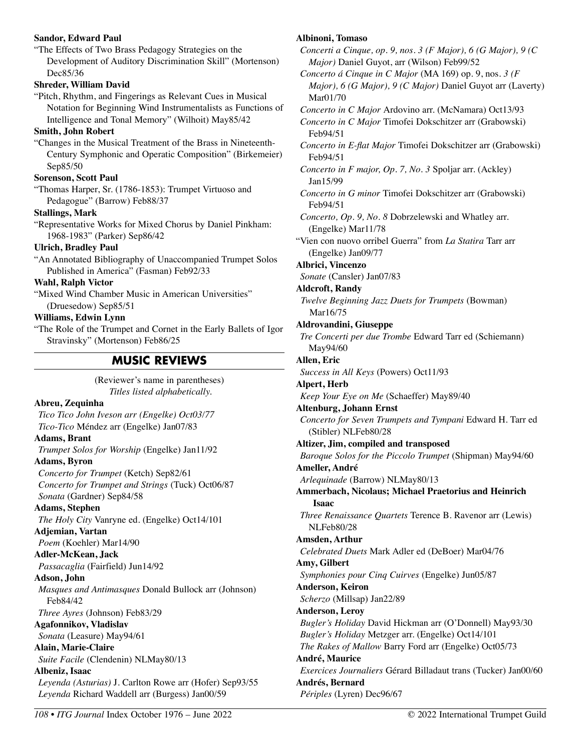**Sandor, Edward Paul**

"The Effects of Two Brass Pedagogy Strategies on the Development of Auditory Discrimination Skill" (Mortenson) Dec85/36

**Shreder, William David**

"Pitch, Rhythm, and Fingerings as Relevant Cues in Musical Notation for Beginning Wind Instrumentalists as Functions of Intelligence and Tonal Memory" (Wilhoit) May85/42

**Smith, John Robert**

"Changes in the Musical Treatment of the Brass in Nineteenth-Century Symphonic and Operatic Composition" (Birkemeier) Sep85/50

**Sorenson, Scott Paul**

"Thomas Harper, Sr. (1786-1853): Trumpet Virtuoso and Pedagogue" (Barrow) Feb88/37

**Stallings, Mark**

"Representative Works for Mixed Chorus by Daniel Pinkham: 1968-1983" (Parker) Sep86/42

**Ulrich, Bradley Paul**

"An Annotated Bibliography of Unaccompanied Trumpet Solos Published in America" (Fasman) Feb92/33

**Wahl, Ralph Victor**

"Mixed Wind Chamber Music in American Universities" (Druesedow) Sep85/51

**Williams, Edwin Lynn**

"The Role of the Trumpet and Cornet in the Early Ballets of Igor Stravinsky" (Mortenson) Feb86/25

## MUSIC REVIEWS

(Reviewer's name in parentheses)
*Titles listed alphabetically.*

**Abreu, Zequinha**

*Tico Tico John Iveson arr (Engelke) Oct03/77*
*Tico-Tico* Méndez arr (Engelke) Jan07/83

**Adams, Brant**

*Trumpet Solos for Worship* (Engelke) Jan11/92

**Adams, Byron**

*Concerto for Trumpet* (Ketch) Sep82/61
*Concerto for Trumpet and Strings* (Tuck) Oct06/87
*Sonata* (Gardner) Sep84/58

**Adams, Stephen**

*The Holy City* Vanryne ed. (Engelke) Oct14/101

**Adjemian, Vartan**

*Poem* (Koehler) Mar14/90

**Adler-McKean, Jack**

*Passacaglia* (Fairfield) Jun14/92

**Adson, John**

*Masques and Antimasques* Donald Bullock arr (Johnson) Feb84/42
*Three Ayres* (Johnson) Feb83/29

**Agafonnikov, Vladislav**

*Sonata* (Leasure) May94/61

**Alain, Marie-Claire**

*Suite Facile* (Clendenin) NLMay80/13

**Albeniz, Isaac**

*Leyenda (Asturias)* J. Carlton Rowe arr (Hofer) Sep93/55
*Leyenda* Richard Waddell arr (Burgess) Jan00/59

**Albinoni, Tomaso**

*Concerti a Cinque, op. 9, nos. 3 (F Major), 6 (G Major), 9 (C Major)* Daniel Guyot, arr (Wilson) Feb99/52
*Concerto á Cinque in C Major* (MA 169) op. 9, nos. *3 (F Major), 6 (G Major), 9 (C Major)* Daniel Guyot arr (Laverty) Mar01/70
*Concerto in C Major* Ardovino arr. (McNamara) Oct13/93
*Concerto in C Major* Timofei Dokschitzer arr (Grabowski) Feb94/51
*Concerto in E-flat Major* Timofei Dokschitzer arr (Grabowski) Feb94/51
*Concerto in F major, Op. 7, No. 3* Spoljar arr. (Ackley) Jan15/99
*Concerto in G minor* Timofei Dokschitzer arr (Grabowski) Feb94/51
*Concerto, Op. 9, No. 8* Dobrzelewski and Whatley arr. (Engelke) Mar11/78
"Vien con nuovo orribel Guerra" from *La Statira* Tarr arr (Engelke) Jan09/77

**Albrici, Vincenzo**

*Sonate* (Cansler) Jan07/83

**Aldcroft, Randy**

*Twelve Beginning Jazz Duets for Trumpets* (Bowman) Mar16/75

**Aldrovandini, Giuseppe**

*Tre Concerti per due Trombe* Edward Tarr ed (Schiemann) May94/60

**Allen, Eric**

*Success in All Keys* (Powers) Oct11/93

**Alpert, Herb**

*Keep Your Eye on Me* (Schaeffer) May89/40

**Altenburg, Johann Ernst**

*Concerto for Seven Trumpets and Tympani* Edward H. Tarr ed (Stibler) NLFeb80/28

**Altizer, Jim, compiled and transposed**

*Baroque Solos for the Piccolo Trumpet* (Shipman) May94/60

**Ameller, André**

*Arlequinade* (Barrow) NLMay80/13

**Ammerbach, Nicolaus; Michael Praetorius and Heinrich Isaac**

*Three Renaissance Quartets* Terence B. Ravenor arr (Lewis) NLFeb80/28

**Amsden, Arthur**

*Celebrated Duets* Mark Adler ed (DeBoer) Mar04/76

**Amy, Gilbert**

*Symphonies pour Cinq Cuirves* (Engelke) Jun05/87

**Anderson, Keiron**

*Scherzo* (Millsap) Jan22/89

**Anderson, Leroy**

*Bugler's Holiday* David Hickman arr (O'Donnell) May93/30
*Bugler's Holiday* Metzger arr. (Engelke) Oct14/101
*The Rakes of Mallow* Barry Ford arr (Engelke) Oct05/73

**André, Maurice**

*Exercices Journaliers* Gérard Billadaut trans (Tucker) Jan00/60

**Andrés, Bernard**

*Périples* (Lyren) Dec96/67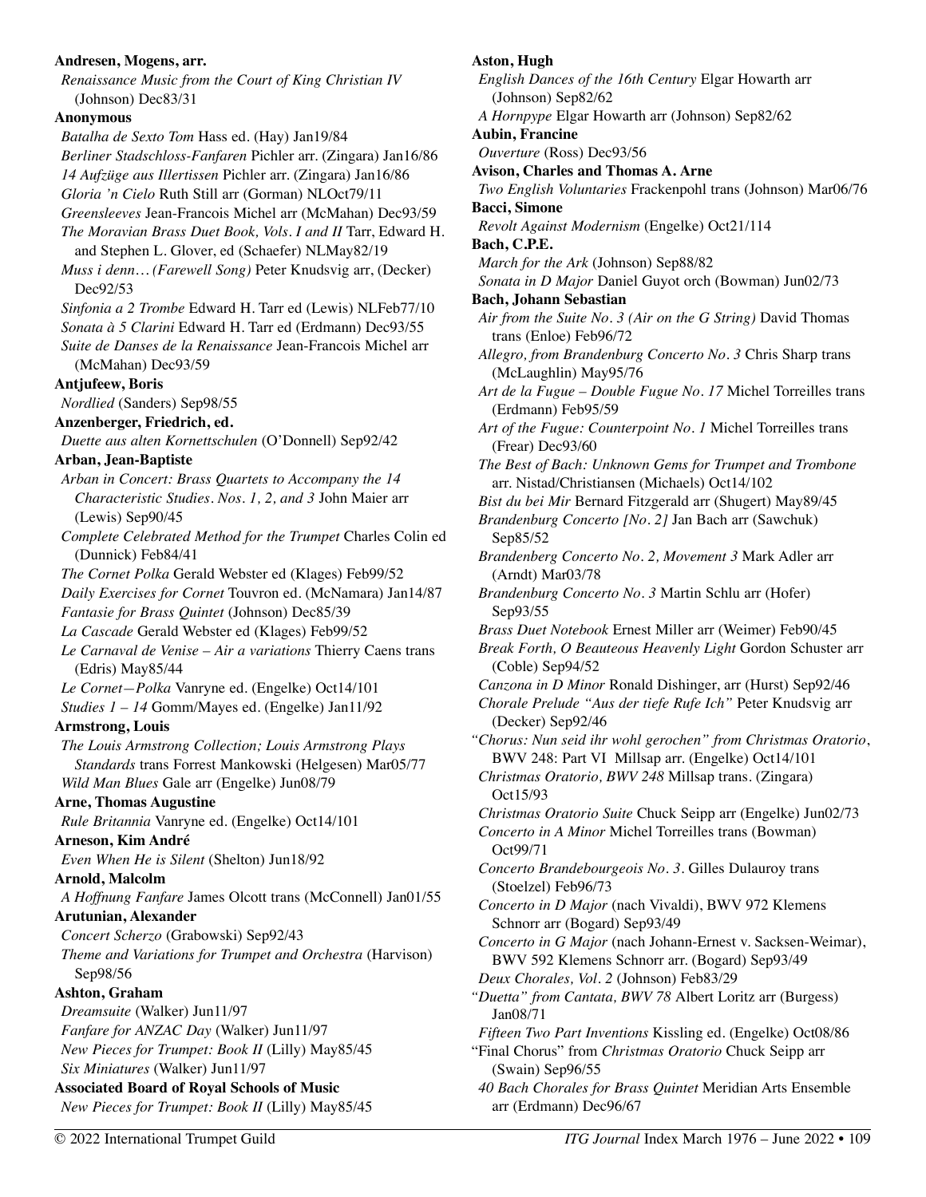**Andresen, Mogens, arr.**

*Renaissance Music from the Court of King Christian IV* (Johnson) Dec83/31

**Anonymous**

*Batalha de Sexto Tom* Hass ed. (Hay) Jan19/84

*Berliner Stadschloss-Fanfaren* Pichler arr. (Zingara) Jan16/86

*14 Aufzüge aus Illertissen* Pichler arr. (Zingara) Jan16/86

*Gloria 'n Cielo* Ruth Still arr (Gorman) NLOct79/11

*Greensleeves* Jean-Francois Michel arr (McMahan) Dec93/59

*The Moravian Brass Duet Book, Vols. I and II* Tarr, Edward H. and Stephen L. Glover, ed (Schaefer) NLMay82/19

*Muss i denn… (Farewell Song)* Peter Knudsvig arr, (Decker) Dec92/53

*Sinfonia a 2 Trombe* Edward H. Tarr ed (Lewis) NLFeb77/10

*Sonata à 5 Clarini* Edward H. Tarr ed (Erdmann) Dec93/55

*Suite de Danses de la Renaissance* Jean-Francois Michel arr (McMahan) Dec93/59

**Antjufeew, Boris**

*Nordlied* (Sanders) Sep98/55

**Anzenberger, Friedrich, ed.**

*Duette aus alten Kornettschulen* (O'Donnell) Sep92/42

**Arban, Jean-Baptiste**

*Arban in Concert: Brass Quartets to Accompany the 14 Characteristic Studies. Nos. 1, 2, and 3* John Maier arr (Lewis) Sep90/45

*Complete Celebrated Method for the Trumpet* Charles Colin ed (Dunnick) Feb84/41

*The Cornet Polka* Gerald Webster ed (Klages) Feb99/52

*Daily Exercises for Cornet* Touvron ed. (McNamara) Jan14/87

*Fantasie for Brass Quintet* (Johnson) Dec85/39

*La Cascade* Gerald Webster ed (Klages) Feb99/52

*Le Carnaval de Venise – Air a variations* Thierry Caens trans (Edris) May85/44

*Le Cornet—Polka* Vanryne ed. (Engelke) Oct14/101

*Studies 1 – 14* Gomm/Mayes ed. (Engelke) Jan11/92

**Armstrong, Louis**

*The Louis Armstrong Collection; Louis Armstrong Plays Standards* trans Forrest Mankowski (Helgesen) Mar05/77

*Wild Man Blues* Gale arr (Engelke) Jun08/79

**Arne, Thomas Augustine**

*Rule Britannia* Vanryne ed. (Engelke) Oct14/101

**Arneson, Kim André**

*Even When He is Silent* (Shelton) Jun18/92

**Arnold, Malcolm**

*A Hoffnung Fanfare* James Olcott trans (McConnell) Jan01/55

**Arutunian, Alexander**

*Concert Scherzo* (Grabowski) Sep92/43

*Theme and Variations for Trumpet and Orchestra* (Harvison) Sep98/56

**Ashton, Graham**

*Dreamsuite* (Walker) Jun11/97

*Fanfare for ANZAC Day* (Walker) Jun11/97

*New Pieces for Trumpet: Book II* (Lilly) May85/45

*Six Miniatures* (Walker) Jun11/97

**Associated Board of Royal Schools of Music**

*New Pieces for Trumpet: Book II* (Lilly) May85/45

**Aston, Hugh**

*English Dances of the 16th Century* Elgar Howarth arr (Johnson) Sep82/62

*A Hornpype* Elgar Howarth arr (Johnson) Sep82/62

**Aubin, Francine**

*Ouverture* (Ross) Dec93/56

**Avison, Charles and Thomas A. Arne**

*Two English Voluntaries* Frackenpohl trans (Johnson) Mar06/76

**Bacci, Simone**

*Revolt Against Modernism* (Engelke) Oct21/114

**Bach, C.P.E.**

*March for the Ark* (Johnson) Sep88/82

*Sonata in D Major* Daniel Guyot orch (Bowman) Jun02/73

**Bach, Johann Sebastian**

*Air from the Suite No. 3 (Air on the G String)* David Thomas trans (Enloe) Feb96/72

*Allegro, from Brandenburg Concerto No. 3* Chris Sharp trans (McLaughlin) May95/76

*Art de la Fugue – Double Fugue No. 17* Michel Torreilles trans (Erdmann) Feb95/59

*Art of the Fugue: Counterpoint No. 1* Michel Torreilles trans (Frear) Dec93/60

*The Best of Bach: Unknown Gems for Trumpet and Trombone* arr. Nistad/Christiansen (Michaels) Oct14/102

*Bist du bei Mir* Bernard Fitzgerald arr (Shugert) May89/45

*Brandenburg Concerto [No. 2]* Jan Bach arr (Sawchuk) Sep85/52

*Brandenberg Concerto No. 2, Movement 3* Mark Adler arr (Arndt) Mar03/78

*Brandenburg Concerto No. 3* Martin Schlu arr (Hofer) Sep93/55

*Brass Duet Notebook* Ernest Miller arr (Weimer) Feb90/45

*Break Forth, O Beauteous Heavenly Light* Gordon Schuster arr (Coble) Sep94/52

*Canzona in D Minor* Ronald Dishinger, arr (Hurst) Sep92/46

*Chorale Prelude "Aus der tiefe Rufe Ich"* Peter Knudsvig arr (Decker) Sep92/46

*"Chorus: Nun seid ihr wohl gerochen" from Christmas Oratorio*, BWV 248: Part VI Millsap arr. (Engelke) Oct14/101

*Christmas Oratorio, BWV 248* Millsap trans. (Zingara) Oct15/93

*Christmas Oratorio Suite* Chuck Seipp arr (Engelke) Jun02/73

*Concerto in A Minor* Michel Torreilles trans (Bowman) Oct99/71

*Concerto Brandebourgeois No. 3.* Gilles Dulauroy trans (Stoelzel) Feb96/73

*Concerto in D Major* (nach Vivaldi), BWV 972 Klemens Schnorr arr (Bogard) Sep93/49

*Concerto in G Major* (nach Johann-Ernest v. Sacksen-Weimar), BWV 592 Klemens Schnorr arr. (Bogard) Sep93/49

*Deux Chorales, Vol. 2* (Johnson) Feb83/29

*"Duetta" from Cantata, BWV 78* Albert Loritz arr (Burgess) Jan08/71

*Fifteen Two Part Inventions* Kissling ed. (Engelke) Oct08/86

"Final Chorus" from *Christmas Oratorio* Chuck Seipp arr (Swain) Sep96/55

*40 Bach Chorales for Brass Quintet* Meridian Arts Ensemble arr (Erdmann) Dec96/67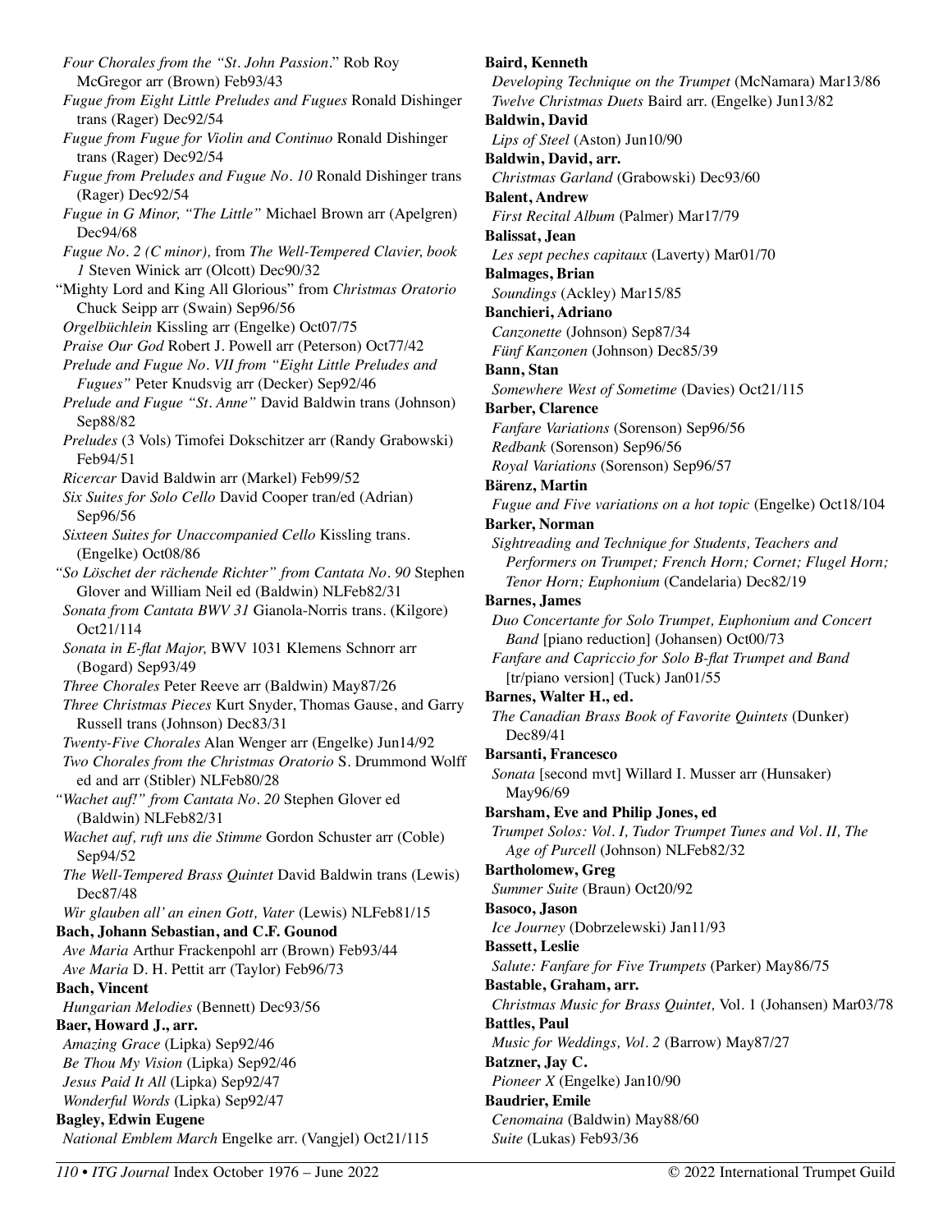*Four Chorales from the "St. John Passion."* Rob Roy McGregor arr (Brown) Feb93/43
*Fugue from Eight Little Preludes and Fugues* Ronald Dishinger trans (Rager) Dec92/54
*Fugue from Fugue for Violin and Continuo* Ronald Dishinger trans (Rager) Dec92/54
*Fugue from Preludes and Fugue No. 10* Ronald Dishinger trans (Rager) Dec92/54
*Fugue in G Minor, "The Little"* Michael Brown arr (Apelgren) Dec94/68
*Fugue No. 2 (C minor),* from *The Well-Tempered Clavier, book 1* Steven Winick arr (Olcott) Dec90/32
"Mighty Lord and King All Glorious" from *Christmas Oratorio* Chuck Seipp arr (Swain) Sep96/56
*Orgelbüchlein* Kissling arr (Engelke) Oct07/75
*Praise Our God* Robert J. Powell arr (Peterson) Oct77/42
*Prelude and Fugue No. VII from "Eight Little Preludes and Fugues"* Peter Knudsvig arr (Decker) Sep92/46
*Prelude and Fugue "St. Anne"* David Baldwin trans (Johnson) Sep88/82
*Preludes* (3 Vols) Timofei Dokschitzer arr (Randy Grabowski) Feb94/51
*Ricercar* David Baldwin arr (Markel) Feb99/52
*Six Suites for Solo Cello* David Cooper tran/ed (Adrian) Sep96/56
*Sixteen Suites for Unaccompanied Cello* Kissling trans. (Engelke) Oct08/86
*"So Löschet der rächende Richter" from Cantata No. 90* Stephen Glover and William Neil ed (Baldwin) NLFeb82/31
*Sonata from Cantata BWV 31* Gianola-Norris trans. (Kilgore) Oct21/114
*Sonata in E-flat Major,* BWV 1031 Klemens Schnorr arr (Bogard) Sep93/49
*Three Chorales* Peter Reeve arr (Baldwin) May87/26
*Three Christmas Pieces* Kurt Snyder, Thomas Gause, and Garry Russell trans (Johnson) Dec83/31
*Twenty-Five Chorales* Alan Wenger arr (Engelke) Jun14/92
*Two Chorales from the Christmas Oratorio* S. Drummond Wolff ed and arr (Stibler) NLFeb80/28
*"Wachet auf!" from Cantata No. 20* Stephen Glover ed (Baldwin) NLFeb82/31
*Wachet auf, ruft uns die Stimme* Gordon Schuster arr (Coble) Sep94/52
*The Well-Tempered Brass Quintet* David Baldwin trans (Lewis) Dec87/48
*Wir glauben all' an einen Gott, Vater* (Lewis) NLFeb81/15

**Bach, Johann Sebastian, and C.F. Gounod**
*Ave Maria* Arthur Frackenpohl arr (Brown) Feb93/44
*Ave Maria* D. H. Pettit arr (Taylor) Feb96/73

**Bach, Vincent**
*Hungarian Melodies* (Bennett) Dec93/56

**Baer, Howard J., arr.**
*Amazing Grace* (Lipka) Sep92/46
*Be Thou My Vision* (Lipka) Sep92/46
*Jesus Paid It All* (Lipka) Sep92/47
*Wonderful Words* (Lipka) Sep92/47

**Bagley, Edwin Eugene**
*National Emblem March* Engelke arr. (Vangjel) Oct21/115

**Baird, Kenneth**
*Developing Technique on the Trumpet* (McNamara) Mar13/86
*Twelve Christmas Duets* Baird arr. (Engelke) Jun13/82

**Baldwin, David**
*Lips of Steel* (Aston) Jun10/90

**Baldwin, David, arr.**
*Christmas Garland* (Grabowski) Dec93/60

**Balent, Andrew**
*First Recital Album* (Palmer) Mar17/79

**Balissat, Jean**
*Les sept peches capitaux* (Laverty) Mar01/70

**Balmages, Brian**
*Soundings* (Ackley) Mar15/85

**Banchieri, Adriano**
*Canzonette* (Johnson) Sep87/34
*Fünf Kanzonen* (Johnson) Dec85/39

**Bann, Stan**
*Somewhere West of Sometime* (Davies) Oct21/115

**Barber, Clarence**
*Fanfare Variations* (Sorenson) Sep96/56
*Redbank* (Sorenson) Sep96/56
*Royal Variations* (Sorenson) Sep96/57

**Bärenz, Martin**
*Fugue and Five variations on a hot topic* (Engelke) Oct18/104

**Barker, Norman**
*Sightreading and Technique for Students, Teachers and Performers on Trumpet; French Horn; Cornet; Flugel Horn; Tenor Horn; Euphonium* (Candelaria) Dec82/19

**Barnes, James**
*Duo Concertante for Solo Trumpet, Euphonium and Concert Band* [piano reduction] (Johansen) Oct00/73
*Fanfare and Capriccio for Solo B-flat Trumpet and Band* [tr/piano version] (Tuck) Jan01/55

**Barnes, Walter H., ed.**
*The Canadian Brass Book of Favorite Quintets* (Dunker) Dec89/41

**Barsanti, Francesco**
*Sonata* [second mvt] Willard I. Musser arr (Hunsaker) May96/69

**Barsham, Eve and Philip Jones, ed**
*Trumpet Solos: Vol. I, Tudor Trumpet Tunes and Vol. II, The Age of Purcell* (Johnson) NLFeb82/32

**Bartholomew, Greg**
*Summer Suite* (Braun) Oct20/92

**Basoco, Jason**
*Ice Journey* (Dobrzelewski) Jan11/93

**Bassett, Leslie**
*Salute: Fanfare for Five Trumpets* (Parker) May86/75

**Bastable, Graham, arr.**
*Christmas Music for Brass Quintet,* Vol. 1 (Johansen) Mar03/78

**Battles, Paul**
*Music for Weddings, Vol. 2* (Barrow) May87/27

**Batzner, Jay C.**
*Pioneer X* (Engelke) Jan10/90

**Baudrier, Emile**
*Cenomaina* (Baldwin) May88/60
*Suite* (Lukas) Feb93/36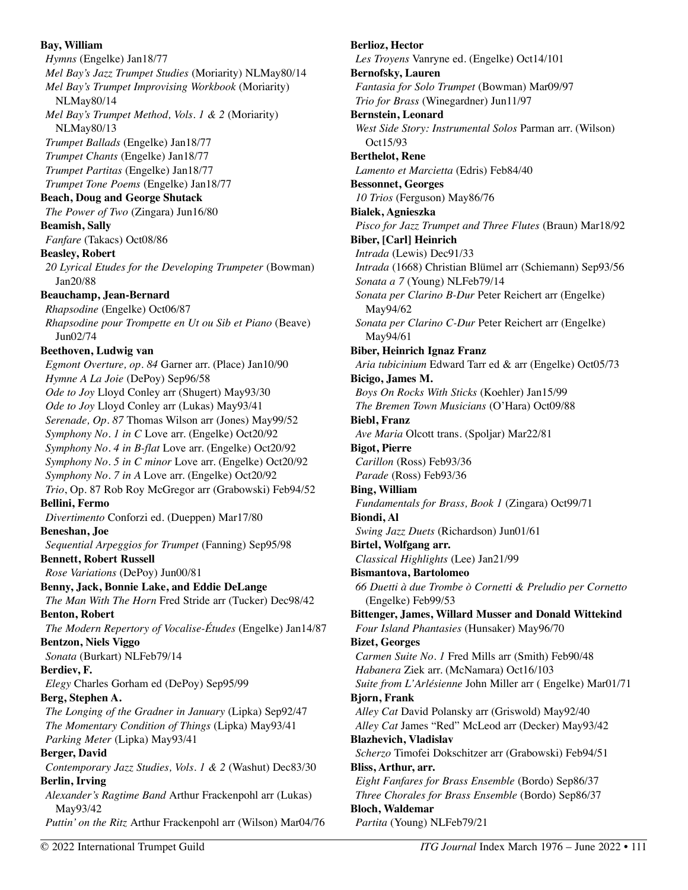**Bay, William**
*Hymns* (Engelke) Jan18/77
*Mel Bay's Jazz Trumpet Studies* (Moriarity) NLMay80/14
*Mel Bay's Trumpet Improvising Workbook* (Moriarity) NLMay80/14
*Mel Bay's Trumpet Method, Vols. 1 & 2* (Moriarity) NLMay80/13
*Trumpet Ballads* (Engelke) Jan18/77
*Trumpet Chants* (Engelke) Jan18/77
*Trumpet Partitas* (Engelke) Jan18/77
*Trumpet Tone Poems* (Engelke) Jan18/77

**Beach, Doug and George Shutack**
*The Power of Two* (Zingara) Jun16/80

**Beamish, Sally**
*Fanfare* (Takacs) Oct08/86

**Beasley, Robert**
*20 Lyrical Etudes for the Developing Trumpeter* (Bowman) Jan20/88

**Beauchamp, Jean-Bernard**
*Rhapsodine* (Engelke) Oct06/87
*Rhapsodine pour Trompette en Ut ou Sib et Piano* (Beave) Jun02/74

**Beethoven, Ludwig van**
*Egmont Overture, op. 84* Garner arr. (Place) Jan10/90
*Hymne A La Joie* (DePoy) Sep96/58
*Ode to Joy* Lloyd Conley arr (Shugert) May93/30
*Ode to Joy* Lloyd Conley arr (Lukas) May93/41
*Serenade, Op. 87* Thomas Wilson arr (Jones) May99/52
*Symphony No. 1 in C* Love arr. (Engelke) Oct20/92
*Symphony No. 4 in B-flat* Love arr. (Engelke) Oct20/92
*Symphony No. 5 in C minor* Love arr. (Engelke) Oct20/92
*Symphony No. 7 in A* Love arr. (Engelke) Oct20/92
*Trio*, Op. 87 Rob Roy McGregor arr (Grabowski) Feb94/52

**Bellini, Fermo**
*Divertimento* Conforzi ed. (Dueppen) Mar17/80

**Beneshan, Joe**
*Sequential Arpeggios for Trumpet* (Fanning) Sep95/98

**Bennett, Robert Russell**
*Rose Variations* (DePoy) Jun00/81

**Benny, Jack, Bonnie Lake, and Eddie DeLange**
*The Man With The Horn* Fred Stride arr (Tucker) Dec98/42

**Benton, Robert**
*The Modern Repertory of Vocalise-Études* (Engelke) Jan14/87

**Bentzon, Niels Viggo**
*Sonata* (Burkart) NLFeb79/14

**Berdiev, F.**
*Elegy* Charles Gorham ed (DePoy) Sep95/99

**Berg, Stephen A.**
*The Longing of the Gradner in January* (Lipka) Sep92/47
*The Momentary Condition of Things* (Lipka) May93/41
*Parking Meter* (Lipka) May93/41

**Berger, David**
*Contemporary Jazz Studies, Vols. 1 & 2* (Washut) Dec83/30

**Berlin, Irving**
*Alexander's Ragtime Band* Arthur Frackenpohl arr (Lukas) May93/42
*Puttin' on the Ritz* Arthur Frackenpohl arr (Wilson) Mar04/76

**Berlioz, Hector**
*Les Troyens* Vanryne ed. (Engelke) Oct14/101

**Bernofsky, Lauren**
*Fantasia for Solo Trumpet* (Bowman) Mar09/97
*Trio for Brass* (Winegardner) Jun11/97

**Bernstein, Leonard**
*West Side Story: Instrumental Solos* Parman arr. (Wilson) Oct15/93

**Berthelot, Rene**
*Lamento et Marcietta* (Edris) Feb84/40

**Bessonnet, Georges**
*10 Trios* (Ferguson) May86/76

**Bialek, Agnieszka**
*Pisco for Jazz Trumpet and Three Flutes* (Braun) Mar18/92

**Biber, [Carl] Heinrich**
*Intrada* (Lewis) Dec91/33
*Intrada* (1668) Christian Blümel arr (Schiemann) Sep93/56
*Sonata a 7* (Young) NLFeb79/14
*Sonata per Clarino B-Dur* Peter Reichert arr (Engelke) May94/62
*Sonata per Clarino C-Dur* Peter Reichert arr (Engelke) May94/61

**Biber, Heinrich Ignaz Franz**
*Aria tubicinium* Edward Tarr ed & arr (Engelke) Oct05/73

**Bicigo, James M.**
*Boys On Rocks With Sticks* (Koehler) Jan15/99
*The Bremen Town Musicians* (O'Hara) Oct09/88

**Biebl, Franz**
*Ave Maria* Olcott trans. (Spoljar) Mar22/81

**Bigot, Pierre**
*Carillon* (Ross) Feb93/36
*Parade* (Ross) Feb93/36

**Bing, William**
*Fundamentals for Brass, Book 1* (Zingara) Oct99/71

**Biondi, Al**
*Swing Jazz Duets* (Richardson) Jun01/61

**Birtel, Wolfgang arr.**
*Classical Highlights* (Lee) Jan21/99

**Bismantova, Bartolomeo**
*66 Duetti à due Trombe ò Cornetti & Preludio per Cornetto* (Engelke) Feb99/53

**Bittenger, James, Willard Musser and Donald Wittekind**
*Four Island Phantasies* (Hunsaker) May96/70

**Bizet, Georges**
*Carmen Suite No. 1* Fred Mills arr (Smith) Feb90/48
*Habanera* Ziek arr. (McNamara) Oct16/103
*Suite from L'Arlésienne* John Miller arr ( Engelke) Mar01/71

**Bjorn, Frank**
*Alley Cat* David Polansky arr (Griswold) May92/40
*Alley Cat* James "Red" McLeod arr (Decker) May93/42

**Blazhevich, Vladislav**
*Scherzo* Timofei Dokschitzer arr (Grabowski) Feb94/51

**Bliss, Arthur, arr.**
*Eight Fanfares for Brass Ensemble* (Bordo) Sep86/37
*Three Chorales for Brass Ensemble* (Bordo) Sep86/37

**Bloch, Waldemar**
*Partita* (Young) NLFeb79/21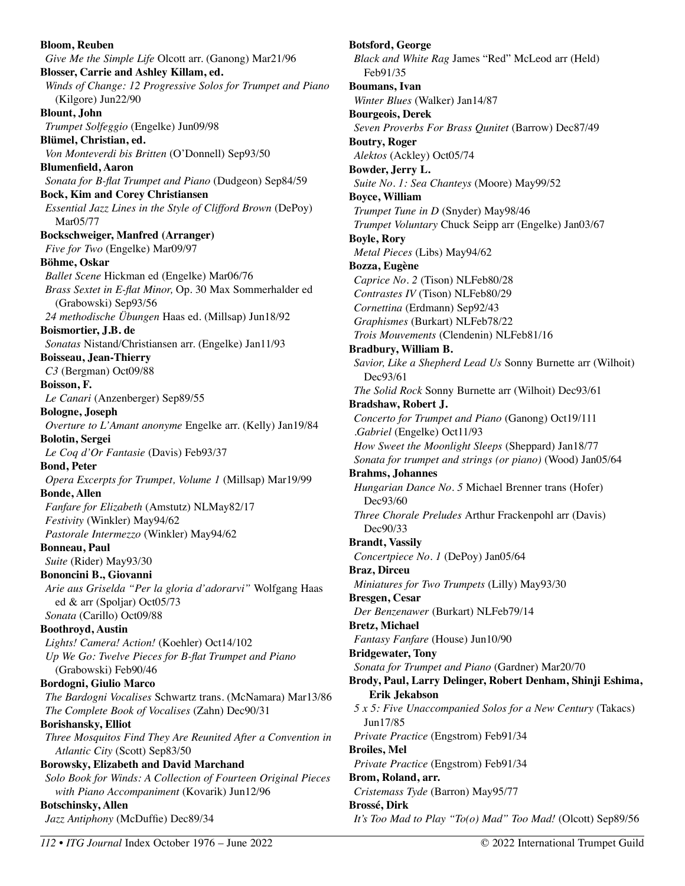**Bloom, Reuben**
*Give Me the Simple Life* Olcott arr. (Ganong) Mar21/96

**Blosser, Carrie and Ashley Killam, ed.**
*Winds of Change: 12 Progressive Solos for Trumpet and Piano* (Kilgore) Jun22/90

**Blount, John**
*Trumpet Solfeggio* (Engelke) Jun09/98

**Blümel, Christian, ed.**
*Von Monteverdi bis Britten* (O'Donnell) Sep93/50

**Blumenfield, Aaron**
*Sonata for B-flat Trumpet and Piano* (Dudgeon) Sep84/59

**Bock, Kim and Corey Christiansen**
*Essential Jazz Lines in the Style of Clifford Brown* (DePoy) Mar05/77

**Bockschweiger, Manfred (Arranger)**
*Five for Two* (Engelke) Mar09/97

**Böhme, Oskar**
*Ballet Scene* Hickman ed (Engelke) Mar06/76
*Brass Sextet in E-flat Minor,* Op. 30 Max Sommerhalder ed (Grabowski) Sep93/56
*24 methodische Übungen* Haas ed. (Millsap) Jun18/92

**Boismortier, J.B. de**
*Sonatas* Nistand/Christiansen arr. (Engelke) Jan11/93

**Boisseau, Jean-Thierry**
*C3* (Bergman) Oct09/88

**Boisson, F.**
*Le Canari* (Anzenberger) Sep89/55

**Bologne, Joseph**
*Overture to L'Amant anonyme* Engelke arr. (Kelly) Jan19/84

**Bolotin, Sergei**
*Le Coq d'Or Fantasie* (Davis) Feb93/37

**Bond, Peter**
*Opera Excerpts for Trumpet, Volume 1* (Millsap) Mar19/99

**Bonde, Allen**
*Fanfare for Elizabeth* (Amstutz) NLMay82/17
*Festivity* (Winkler) May94/62
*Pastorale Intermezzo* (Winkler) May94/62

**Bonneau, Paul**
*Suite* (Rider) May93/30

**Bononcini B., Giovanni**
*Arie aus Griselda "Per la gloria d'adorarvi"* Wolfgang Haas ed & arr (Spoljar) Oct05/73
*Sonata* (Carillo) Oct09/88

**Boothroyd, Austin**
*Lights! Camera! Action!* (Koehler) Oct14/102
*Up We Go: Twelve Pieces for B-flat Trumpet and Piano* (Grabowski) Feb90/46

**Bordogni, Giulio Marco**
*The Bardogni Vocalises* Schwartz trans. (McNamara) Mar13/86
*The Complete Book of Vocalises* (Zahn) Dec90/31

**Borishansky, Elliot**
*Three Mosquitos Find They Are Reunited After a Convention in Atlantic City* (Scott) Sep83/50

**Borowsky, Elizabeth and David Marchand**
*Solo Book for Winds: A Collection of Fourteen Original Pieces with Piano Accompaniment* (Kovarik) Jun12/96

**Botschinsky, Allen**
*Jazz Antiphony* (McDuffie) Dec89/34

**Botsford, George**
*Black and White Rag* James "Red" McLeod arr (Held) Feb91/35

**Boumans, Ivan**
*Winter Blues* (Walker) Jan14/87

**Bourgeois, Derek**
*Seven Proverbs For Brass Quitet* (Barrow) Dec87/49

**Boutry, Roger**
*Alektos* (Ackley) Oct05/74

**Bowder, Jerry L.**
*Suite No. 1: Sea Chanteys* (Moore) May99/52

**Boyce, William**
*Trumpet Tune in D* (Snyder) May98/46
*Trumpet Voluntary* Chuck Seipp arr (Engelke) Jan03/67

**Boyle, Rory**
*Metal Pieces* (Libs) May94/62

**Bozza, Eugène**
*Caprice No. 2* (Tison) NLFeb80/28
*Contrastes IV* (Tison) NLFeb80/29
*Cornettina* (Erdmann) Sep92/43
*Graphismes* (Burkart) NLFeb78/22
*Trois Mouvements* (Clendenin) NLFeb81/16

**Bradbury, William B.**
*Savior, Like a Shepherd Lead Us* Sonny Burnette arr (Wilhoit) Dec93/61
*The Solid Rock* Sonny Burnette arr (Wilhoit) Dec93/61

**Bradshaw, Robert J.**
*Concerto for Trumpet and Piano* (Ganong) Oct19/111
*.Gabriel* (Engelke) Oct11/93
*How Sweet the Moonlight Sleeps* (Sheppard) Jan18/77
*Sonata for trumpet and strings (or piano)* (Wood) Jan05/64

**Brahms, Johannes**
*Hungarian Dance No. 5* Michael Brenner trans (Hofer) Dec93/60
*Three Chorale Preludes* Arthur Frackenpohl arr (Davis) Dec90/33

**Brandt, Vassily**
*Concertpiece No. 1* (DePoy) Jan05/64

**Braz, Dirceu**
*Miniatures for Two Trumpets* (Lilly) May93/30

**Bresgen, Cesar**
*Der Benzenawer* (Burkart) NLFeb79/14

**Bretz, Michael**
*Fantasy Fanfare* (House) Jun10/90

**Bridgewater, Tony**
*Sonata for Trumpet and Piano* (Gardner) Mar20/70

**Brody, Paul, Larry Delinger, Robert Denham, Shinji Eshima, Erik Jekabson**
*5 x 5: Five Unaccompanied Solos for a New Century* (Takacs) Jun17/85
*Private Practice* (Engstrom) Feb91/34

**Broiles, Mel**
*Private Practice* (Engstrom) Feb91/34

**Brom, Roland, arr.**
*Cristemass Tyde* (Barron) May95/77

**Brossé, Dirk**
*It's Too Mad to Play "To(o) Mad" Too Mad!* (Olcott) Sep89/56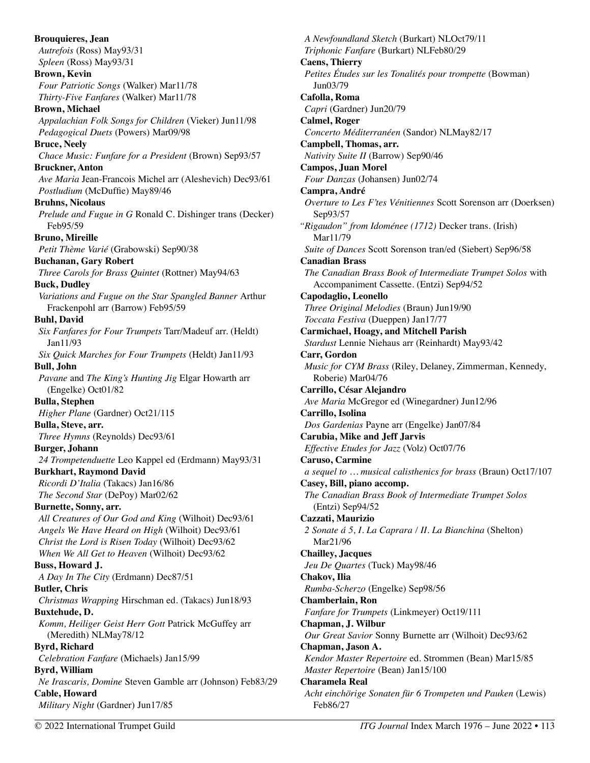**Brouquieres, Jean**
*Autrefois* (Ross) May93/31
*Spleen* (Ross) May93/31

**Brown, Kevin**
*Four Patriotic Songs* (Walker) Mar11/78
*Thirty-Five Fanfares* (Walker) Mar11/78

**Brown, Michael**
*Appalachian Folk Songs for Children* (Vieker) Jun11/98
*Pedagogical Duets* (Powers) Mar09/98

**Bruce, Neely**
*Chace Music: Funfare for a President* (Brown) Sep93/57

**Bruckner, Anton**
*Ave Maria* Jean-Francois Michel arr (Aleshevich) Dec93/61
*Postludium* (McDuffie) May89/46

**Bruhns, Nicolaus**
*Prelude and Fugue in G* Ronald C. Dishinger trans (Decker) Feb95/59

**Bruno, Mireille**
*Petit Thème Varié* (Grabowski) Sep90/38

**Buchanan, Gary Robert**
*Three Carols for Brass Quintet* (Rottner) May94/63

**Buck, Dudley**
*Variations and Fugue on the Star Spangled Banner* Arthur Frackenpohl arr (Barrow) Feb95/59

**Buhl, David**
*Six Fanfares for Four Trumpets* Tarr/Madeuf arr. (Heldt) Jan11/93
*Six Quick Marches for Four Trumpets* (Heldt) Jan11/93

**Bull, John**
*Pavane* and *The King's Hunting Jig* Elgar Howarth arr (Engelke) Oct01/82

**Bulla, Stephen**
*Higher Plane* (Gardner) Oct21/115

**Bulla, Steve, arr.**
*Three Hymns* (Reynolds) Dec93/61

**Burger, Johann**
*24 Trompetenduette* Leo Kappel ed (Erdmann) May93/31

**Burkhart, Raymond David**
*Ricordi D'Italia* (Takacs) Jan16/86
*The Second Star* (DePoy) Mar02/62

**Burnette, Sonny, arr.**
*All Creatures of Our God and King* (Wilhoit) Dec93/61
*Angels We Have Heard on High* (Wilhoit) Dec93/61
*Christ the Lord is Risen Today* (Wilhoit) Dec93/62
*When We All Get to Heaven* (Wilhoit) Dec93/62

**Buss, Howard J.**
*A Day In The City* (Erdmann) Dec87/51

**Butler, Chris**
*Christmas Wrapping* Hirschman ed. (Takacs) Jun18/93

**Buxtehude, D.**
*Komm, Heiliger Geist Herr Gott* Patrick McGuffey arr (Meredith) NLMay78/12

**Byrd, Richard**
*Celebration Fanfare* (Michaels) Jan15/99

**Byrd, William**
*Ne Irascaris, Domine* Steven Gamble arr (Johnson) Feb83/29

**Cable, Howard**
*Military Night* (Gardner) Jun17/85
*A Newfoundland Sketch* (Burkart) NLOct79/11
*Triphonic Fanfare* (Burkart) NLFeb80/29

**Caens, Thierry**
*Petites Études sur les Tonalités pour trompette* (Bowman) Jun03/79

**Cafolla, Roma**
*Capri* (Gardner) Jun20/79

**Calmel, Roger**
*Concerto Méditerranéen* (Sandor) NLMay82/17

**Campbell, Thomas, arr.**
*Nativity Suite II* (Barrow) Sep90/46

**Campos, Juan Morel**
*Four Danzas* (Johansen) Jun02/74

**Campra, André**
*Overture to Les F'tes Vénitiennes* Scott Sorenson arr (Doerksen) Sep93/57
*"Rigaudon" from Idoménee (1712)* Decker trans. (Irish) Mar11/79
*Suite of Dances* Scott Sorenson tran/ed (Siebert) Sep96/58

**Canadian Brass**
*The Canadian Brass Book of Intermediate Trumpet Solos* with Accompaniment Cassette. (Entzi) Sep94/52

**Capodaglio, Leonello**
*Three Original Melodies* (Braun) Jun19/90
*Toccata Festiva* (Dueppen) Jan17/77

**Carmichael, Hoagy, and Mitchell Parish**
*Stardust* Lennie Niehaus arr (Reinhardt) May93/42

**Carr, Gordon**
*Music for CYM Brass* (Riley, Delaney, Zimmerman, Kennedy, Roberie) Mar04/76

**Carrillo, César Alejandro**
*Ave Maria* McGregor ed (Winegardner) Jun12/96

**Carrillo, Isolina**
*Dos Gardenias* Payne arr (Engelke) Jan07/84

**Carubia, Mike and Jeff Jarvis**
*Effective Etudes for Jazz* (Volz) Oct07/76

**Caruso, Carmine**
*a sequel to … musical calisthenics for brass* (Braun) Oct17/107

**Casey, Bill, piano accomp.**
*The Canadian Brass Book of Intermediate Trumpet Solos* (Entzi) Sep94/52

**Cazzati, Maurizio**
*2 Sonate á 5, I. La Caprara / II. La Bianchina* (Shelton) Mar21/96

**Chailley, Jacques**
*Jeu De Quartes* (Tuck) May98/46

**Chakov, Ilia**
*Rumba-Scherzo* (Engelke) Sep98/56

**Chamberlain, Ron**
*Fanfare for Trumpets* (Linkmeyer) Oct19/111

**Chapman, J. Wilbur**
*Our Great Savior* Sonny Burnette arr (Wilhoit) Dec93/62

**Chapman, Jason A.**
*Kendor Master Repertoire* ed. Strommen (Bean) Mar15/85
*Master Repertoire* (Bean) Jan15/100

**Charamela Real**
*Acht einchörige Sonaten für 6 Trompeten und Pauken* (Lewis) Feb86/27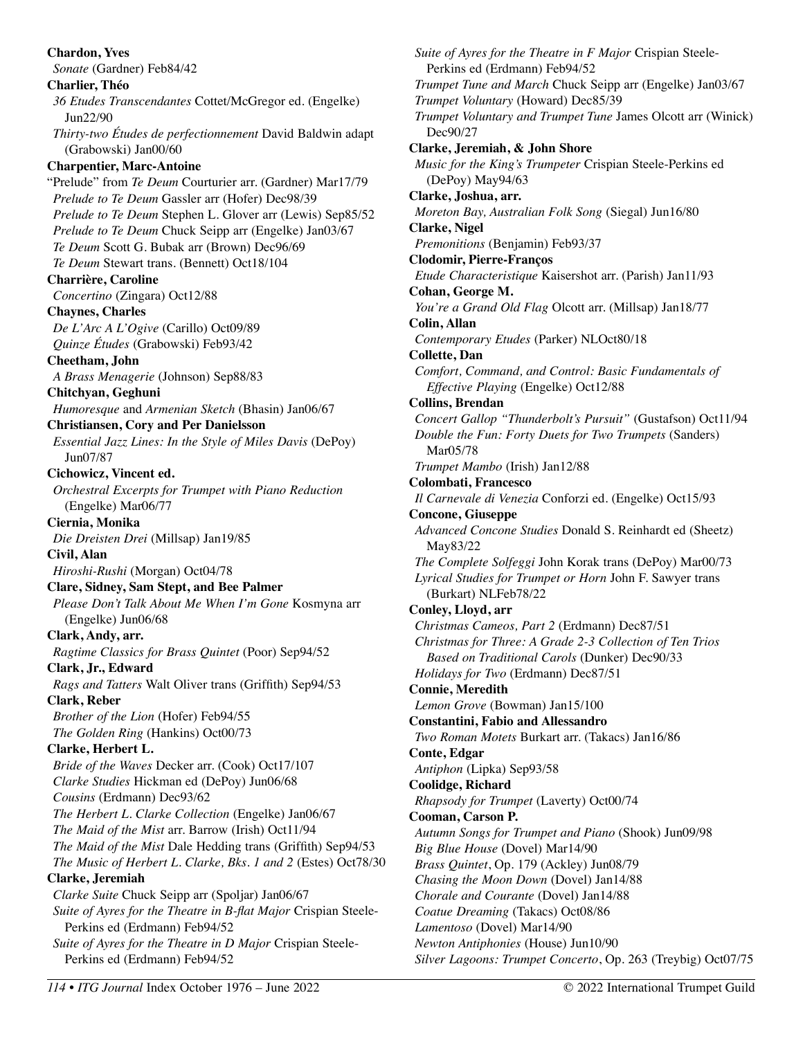**Chardon, Yves**
*Sonate* (Gardner) Feb84/42

**Charlier, Théo**
*36 Etudes Transcendantes* Cottet/McGregor ed. (Engelke) Jun22/90
*Thirty-two Études de perfectionnement* David Baldwin adapt (Grabowski) Jan00/60

**Charpentier, Marc-Antoine**
"Prelude" from *Te Deum* Courturier arr. (Gardner) Mar17/79
*Prelude to Te Deum* Gassler arr (Hofer) Dec98/39
*Prelude to Te Deum* Stephen L. Glover arr (Lewis) Sep85/52
*Prelude to Te Deum* Chuck Seipp arr (Engelke) Jan03/67
*Te Deum* Scott G. Bubak arr (Brown) Dec96/69
*Te Deum* Stewart trans. (Bennett) Oct18/104

**Charrière, Caroline**
*Concertino* (Zingara) Oct12/88

**Chaynes, Charles**
*De L'Arc A L'Ogive* (Carillo) Oct09/89
*Quinze Études* (Grabowski) Feb93/42

**Cheetham, John**
*A Brass Menagerie* (Johnson) Sep88/83

**Chitchyan, Geghuni**
*Humoresque* and *Armenian Sketch* (Bhasin) Jan06/67

**Christiansen, Cory and Per Danielsson**
*Essential Jazz Lines: In the Style of Miles Davis* (DePoy) Jun07/87

**Cichowicz, Vincent ed.**
*Orchestral Excerpts for Trumpet with Piano Reduction* (Engelke) Mar06/77

**Ciernia, Monika**
*Die Dreisten Drei* (Millsap) Jan19/85

**Civil, Alan**
*Hiroshi-Rushi* (Morgan) Oct04/78

**Clare, Sidney, Sam Stept, and Bee Palmer**
*Please Don't Talk About Me When I'm Gone* Kosmyna arr (Engelke) Jun06/68

**Clark, Andy, arr.**
*Ragtime Classics for Brass Quintet* (Poor) Sep94/52

**Clark, Jr., Edward**
*Rags and Tatters* Walt Oliver trans (Griffith) Sep94/53

**Clark, Reber**
*Brother of the Lion* (Hofer) Feb94/55
*The Golden Ring* (Hankins) Oct00/73

**Clarke, Herbert L.**
*Bride of the Waves* Decker arr. (Cook) Oct17/107
*Clarke Studies* Hickman ed (DePoy) Jun06/68
*Cousins* (Erdmann) Dec93/62
*The Herbert L. Clarke Collection* (Engelke) Jan06/67
*The Maid of the Mist* arr. Barrow (Irish) Oct11/94
*The Maid of the Mist* Dale Hedding trans (Griffith) Sep94/53
*The Music of Herbert L. Clarke, Bks. 1 and 2* (Estes) Oct78/30

**Clarke, Jeremiah**
*Clarke Suite* Chuck Seipp arr (Spoljar) Jan06/67
*Suite of Ayres for the Theatre in B-flat Major* Crispian Steele-Perkins ed (Erdmann) Feb94/52
*Suite of Ayres for the Theatre in D Major* Crispian Steele-Perkins ed (Erdmann) Feb94/52
*Suite of Ayres for the Theatre in F Major* Crispian Steele-Perkins ed (Erdmann) Feb94/52
*Trumpet Tune and March* Chuck Seipp arr (Engelke) Jan03/67
*Trumpet Voluntary* (Howard) Dec85/39
*Trumpet Voluntary and Trumpet Tune* James Olcott arr (Winick) Dec90/27

**Clarke, Jeremiah, & John Shore**
*Music for the King's Trumpeter* Crispian Steele-Perkins ed (DePoy) May94/63

**Clarke, Joshua, arr.**
*Moreton Bay, Australian Folk Song* (Siegal) Jun16/80

**Clarke, Nigel**
*Premonitions* (Benjamin) Feb93/37

**Clodomir, Pierre-Franços**
*Etude Characteristique* Kaisershot arr. (Parish) Jan11/93

**Cohan, George M.**
*You're a Grand Old Flag* Olcott arr. (Millsap) Jan18/77

**Colin, Allan**
*Contemporary Etudes* (Parker) NLOct80/18

**Collette, Dan**
*Comfort, Command, and Control: Basic Fundamentals of Effective Playing* (Engelke) Oct12/88

**Collins, Brendan**
*Concert Gallop "Thunderbolt's Pursuit"* (Gustafson) Oct11/94
*Double the Fun: Forty Duets for Two Trumpets* (Sanders) Mar05/78
*Trumpet Mambo* (Irish) Jan12/88

**Colombati, Francesco**
*Il Carnevale di Venezia* Conforzi ed. (Engelke) Oct15/93

**Concone, Giuseppe**
*Advanced Concone Studies* Donald S. Reinhardt ed (Sheetz) May83/22
*The Complete Solfeggi* John Korak trans (DePoy) Mar00/73
*Lyrical Studies for Trumpet or Horn* John F. Sawyer trans (Burkart) NLFeb78/22

**Conley, Lloyd, arr**
*Christmas Cameos, Part 2* (Erdmann) Dec87/51
*Christmas for Three: A Grade 2-3 Collection of Ten Trios Based on Traditional Carols* (Dunker) Dec90/33
*Holidays for Two* (Erdmann) Dec87/51

**Connie, Meredith**
*Lemon Grove* (Bowman) Jan15/100

**Constantini, Fabio and Allessandro**
*Two Roman Motets* Burkart arr. (Takacs) Jan16/86

**Conte, Edgar**
*Antiphon* (Lipka) Sep93/58

**Coolidge, Richard**
*Rhapsody for Trumpet* (Laverty) Oct00/74

**Cooman, Carson P.**
*Autumn Songs for Trumpet and Piano* (Shook) Jun09/98
*Big Blue House* (Dovel) Mar14/90
*Brass Quintet*, Op. 179 (Ackley) Jun08/79
*Chasing the Moon Down* (Dovel) Jan14/88
*Chorale and Courante* (Dovel) Jan14/88
*Coatue Dreaming* (Takacs) Oct08/86
*Lamentoso* (Dovel) Mar14/90
*Newton Antiphonies* (House) Jun10/90
*Silver Lagoons: Trumpet Concerto*, Op. 263 (Treybig) Oct07/75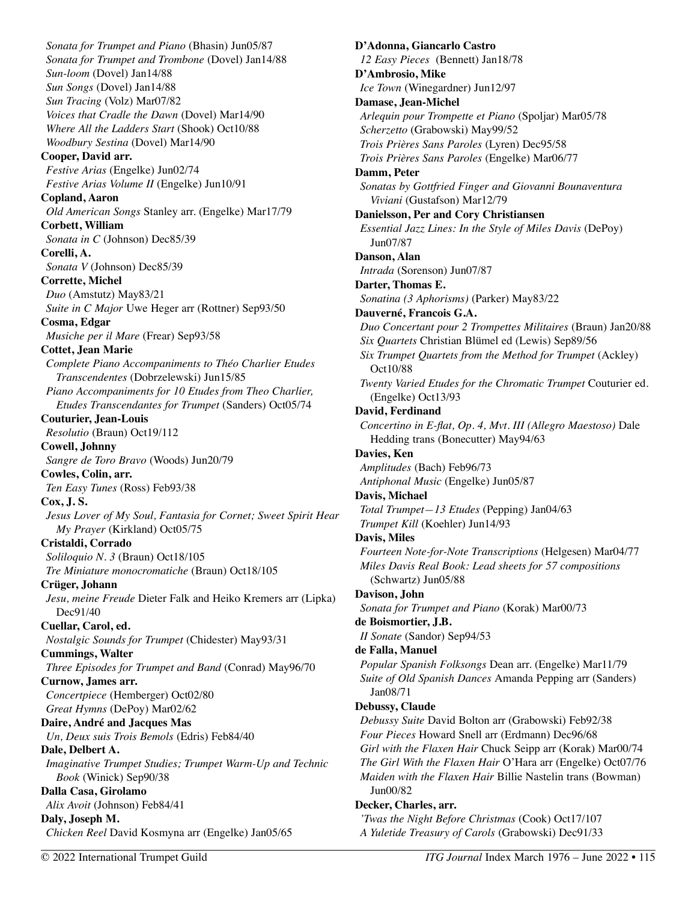*Sonata for Trumpet and Piano* (Bhasin) Jun05/87
*Sonata for Trumpet and Trombone* (Dovel) Jan14/88
*Sun-loom* (Dovel) Jan14/88
*Sun Songs* (Dovel) Jan14/88
*Sun Tracing* (Volz) Mar07/82
*Voices that Cradle the Dawn* (Dovel) Mar14/90
*Where All the Ladders Start* (Shook) Oct10/88
*Woodbury Sestina* (Dovel) Mar14/90

**Cooper, David arr.**
*Festive Arias* (Engelke) Jun02/74
*Festive Arias Volume II* (Engelke) Jun10/91

**Copland, Aaron**
*Old American Songs* Stanley arr. (Engelke) Mar17/79

**Corbett, William**
*Sonata in C* (Johnson) Dec85/39

**Corelli, A.**
*Sonata V* (Johnson) Dec85/39

**Corrette, Michel**
*Duo* (Amstutz) May83/21
*Suite in C Major* Uwe Heger arr (Rottner) Sep93/50

**Cosma, Edgar**
*Musiche per il Mare* (Frear) Sep93/58

**Cottet, Jean Marie**
*Complete Piano Accompaniments to Théo Charlier Etudes Transcendentes* (Dobrzelewski) Jun15/85
*Piano Accompaniments for 10 Etudes from Theo Charlier, Etudes Transcendantes for Trumpet* (Sanders) Oct05/74

**Couturier, Jean-Louis**
*Resolutio* (Braun) Oct19/112

**Cowell, Johnny**
*Sangre de Toro Bravo* (Woods) Jun20/79

**Cowles, Colin, arr.**
*Ten Easy Tunes* (Ross) Feb93/38

**Cox, J. S.**
*Jesus Lover of My Soul, Fantasia for Cornet; Sweet Spirit Hear My Prayer* (Kirkland) Oct05/75

**Cristaldi, Corrado**
*Soliloquio N. 3* (Braun) Oct18/105
*Tre Miniature monocromatiche* (Braun) Oct18/105

**Crüger, Johann**
*Jesu, meine Freude* Dieter Falk and Heiko Kremers arr (Lipka) Dec91/40

**Cuellar, Carol, ed.**
*Nostalgic Sounds for Trumpet* (Chidester) May93/31

**Cummings, Walter**
*Three Episodes for Trumpet and Band* (Conrad) May96/70

**Curnow, James arr.**
*Concertpiece* (Hemberger) Oct02/80
*Great Hymns* (DePoy) Mar02/62

**Daire, André and Jacques Mas**
*Un, Deux suis Trois Bemols* (Edris) Feb84/40

**Dale, Delbert A.**
*Imaginative Trumpet Studies; Trumpet Warm-Up and Technic Book* (Winick) Sep90/38

**Dalla Casa, Girolamo**
*Alix Avoit* (Johnson) Feb84/41

**Daly, Joseph M.**
*Chicken Reel* David Kosmyna arr (Engelke) Jan05/65

**D'Adonna, Giancarlo Castro**
*12 Easy Pieces* (Bennett) Jan18/78

**D'Ambrosio, Mike**
*Ice Town* (Winegardner) Jun12/97

**Damase, Jean-Michel**
*Arlequin pour Trompette et Piano* (Spoljar) Mar05/78
*Scherzetto* (Grabowski) May99/52
*Trois Prières Sans Paroles* (Lyren) Dec95/58
*Trois Prières Sans Paroles* (Engelke) Mar06/77

**Damm, Peter**
*Sonatas by Gottfried Finger and Giovanni Bounaventura Viviani* (Gustafson) Mar12/79

**Danielsson, Per and Cory Christiansen**
*Essential Jazz Lines: In the Style of Miles Davis* (DePoy) Jun07/87

**Danson, Alan**
*Intrada* (Sorenson) Jun07/87

**Darter, Thomas E.**
*Sonatina (3 Aphorisms)* (Parker) May83/22

**Dauverné, Francois G.A.**
*Duo Concertant pour 2 Trompettes Militaires* (Braun) Jan20/88
*Six Quartets* Christian Blümel ed (Lewis) Sep89/56
*Six Trumpet Quartets from the Method for Trumpet* (Ackley) Oct10/88
*Twenty Varied Etudes for the Chromatic Trumpet* Couturier ed. (Engelke) Oct13/93

**David, Ferdinand**
*Concertino in E-flat, Op. 4, Mvt. III (Allegro Maestoso)* Dale Hedding trans (Bonecutter) May94/63

**Davies, Ken**
*Amplitudes* (Bach) Feb96/73
*Antiphonal Music* (Engelke) Jun05/87

**Davis, Michael**
*Total Trumpet—13 Etudes* (Pepping) Jan04/63
*Trumpet Kill* (Koehler) Jun14/93

**Davis, Miles**
*Fourteen Note-for-Note Transcriptions* (Helgesen) Mar04/77
*Miles Davis Real Book: Lead sheets for 57 compositions* (Schwartz) Jun05/88

**Davison, John**
*Sonata for Trumpet and Piano* (Korak) Mar00/73

**de Boismortier, J.B.**
*II Sonate* (Sandor) Sep94/53

**de Falla, Manuel**
*Popular Spanish Folksongs* Dean arr. (Engelke) Mar11/79
*Suite of Old Spanish Dances* Amanda Pepping arr (Sanders) Jan08/71

**Debussy, Claude**
*Debussy Suite* David Bolton arr (Grabowski) Feb92/38
*Four Pieces* Howard Snell arr (Erdmann) Dec96/68
*Girl with the Flaxen Hair* Chuck Seipp arr (Korak) Mar00/74
*The Girl With the Flaxen Hair* O'Hara arr (Engelke) Oct07/76
*Maiden with the Flaxen Hair* Billie Nastelin trans (Bowman) Jun00/82

**Decker, Charles, arr.**
*'Twas the Night Before Christmas* (Cook) Oct17/107
*A Yuletide Treasury of Carols* (Grabowski) Dec91/33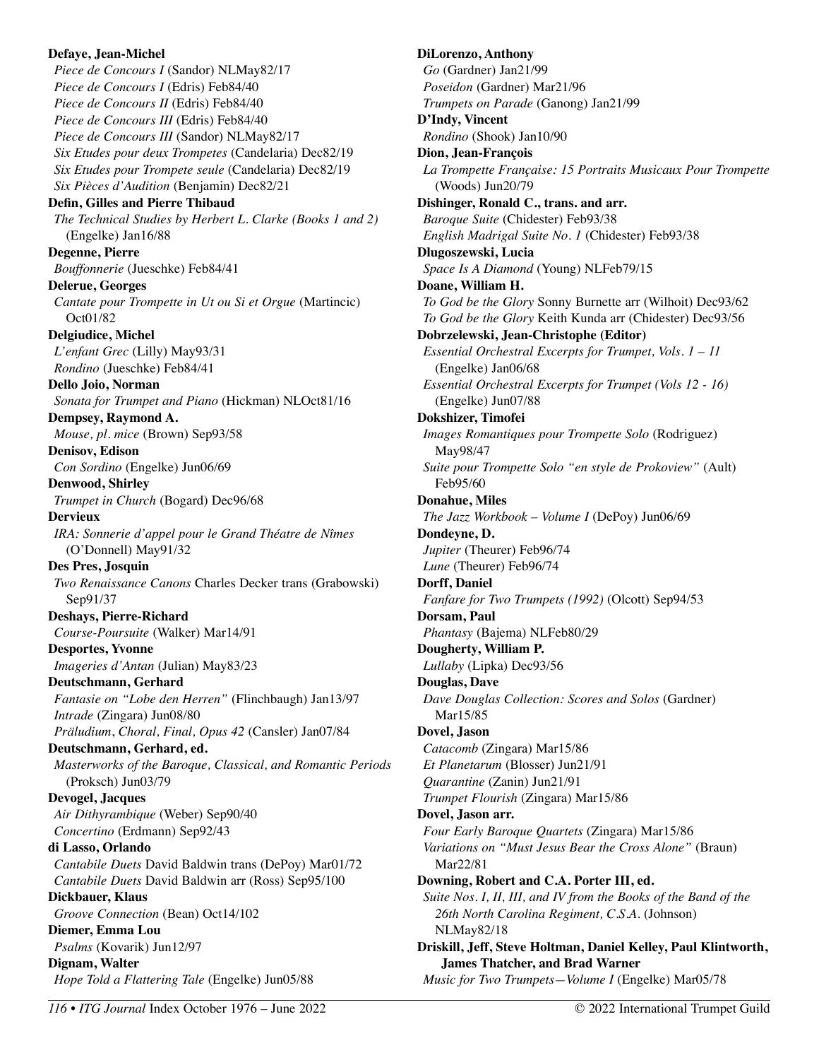**Defaye, Jean-Michel**
*Piece de Concours I* (Sandor) NLMay82/17
*Piece de Concours I* (Edris) Feb84/40
*Piece de Concours II* (Edris) Feb84/40
*Piece de Concours III* (Edris) Feb84/40
*Piece de Concours III* (Sandor) NLMay82/17
*Six Etudes pour deux Trompetes* (Candelaria) Dec82/19
*Six Etudes pour Trompete seule* (Candelaria) Dec82/19
*Six Pièces d'Audition* (Benjamin) Dec82/21

**Defin, Gilles and Pierre Thibaud**
*The Technical Studies by Herbert L. Clarke (Books 1 and 2)* (Engelke) Jan16/88

**Degenne, Pierre**
*Bouffonnerie* (Jueschke) Feb84/41

**Delerue, Georges**
*Cantate pour Trompette in Ut ou Si et Orgue* (Martincic) Oct01/82

**Delgiudice, Michel**
*L'enfant Grec* (Lilly) May93/31
*Rondino* (Jueschke) Feb84/41

**Dello Joio, Norman**
*Sonata for Trumpet and Piano* (Hickman) NLOct81/16

**Dempsey, Raymond A.**
*Mouse, pl. mice* (Brown) Sep93/58

**Denisov, Edison**
*Con Sordino* (Engelke) Jun06/69

**Denwood, Shirley**
*Trumpet in Church* (Bogard) Dec96/68

**Dervieux**
*IRA: Sonnerie d'appel pour le Grand Théatre de Nîmes* (O'Donnell) May91/32

**Des Pres, Josquin**
*Two Renaissance Canons* Charles Decker trans (Grabowski) Sep91/37

**Deshays, Pierre-Richard**
*Course-Poursuite* (Walker) Mar14/91

**Desportes, Yvonne**
*Imageries d'Antan* (Julian) May83/23

**Deutschmann, Gerhard**
*Fantasie on "Lobe den Herren"* (Flinchbaugh) Jan13/97
*Intrade* (Zingara) Jun08/80
*Präludium, Choral, Final, Opus 42* (Cansler) Jan07/84

**Deutschmann, Gerhard, ed.**
*Masterworks of the Baroque, Classical, and Romantic Periods* (Proksch) Jun03/79

**Devogel, Jacques**
*Air Dithyrambique* (Weber) Sep90/40
*Concertino* (Erdmann) Sep92/43

**di Lasso, Orlando**
*Cantabile Duets* David Baldwin trans (DePoy) Mar01/72
*Cantabile Duets* David Baldwin arr (Ross) Sep95/100

**Dickbauer, Klaus**
*Groove Connection* (Bean) Oct14/102

**Diemer, Emma Lou**
*Psalms* (Kovarik) Jun12/97

**Dignam, Walter**
*Hope Told a Flattering Tale* (Engelke) Jun05/88

**DiLorenzo, Anthony**
*Go* (Gardner) Jan21/99
*Poseidon* (Gardner) Mar21/96
*Trumpets on Parade* (Ganong) Jan21/99

**D'Indy, Vincent**
*Rondino* (Shook) Jan10/90

**Dion, Jean-François**
*La Trompette Française: 15 Portraits Musicaux Pour Trompette* (Woods) Jun20/79

**Dishinger, Ronald C., trans. and arr.**
*Baroque Suite* (Chidester) Feb93/38
*English Madrigal Suite No. 1* (Chidester) Feb93/38

**Dlugoszewski, Lucia**
*Space Is A Diamond* (Young) NLFeb79/15

**Doane, William H.**
*To God be the Glory* Sonny Burnette arr (Wilhoit) Dec93/62
*To God be the Glory* Keith Kunda arr (Chidester) Dec93/56

**Dobrzelewski, Jean-Christophe (Editor)**
*Essential Orchestral Excerpts for Trumpet, Vols. 1 – 11* (Engelke) Jan06/68
*Essential Orchestral Excerpts for Trumpet (Vols 12 - 16)* (Engelke) Jun07/88

**Dokshizer, Timofei**
*Images Romantiques pour Trompette Solo* (Rodriguez) May98/47
*Suite pour Trompette Solo "en style de Prokoview"* (Ault) Feb95/60

**Donahue, Miles**
*The Jazz Workbook – Volume I* (DePoy) Jun06/69

**Dondeyne, D.**
*Jupiter* (Theurer) Feb96/74
*Lune* (Theurer) Feb96/74

**Dorff, Daniel**
*Fanfare for Two Trumpets (1992)* (Olcott) Sep94/53

**Dorsam, Paul**
*Phantasy* (Bajema) NLFeb80/29

**Dougherty, William P.**
*Lullaby* (Lipka) Dec93/56

**Douglas, Dave**
*Dave Douglas Collection: Scores and Solos* (Gardner) Mar15/85

**Dovel, Jason**
*Catacomb* (Zingara) Mar15/86
*Et Planetarum* (Blosser) Jun21/91
*Quarantine* (Zanin) Jun21/91
*Trumpet Flourish* (Zingara) Mar15/86

**Dovel, Jason arr.**
*Four Early Baroque Quartets* (Zingara) Mar15/86
*Variations on "Must Jesus Bear the Cross Alone"* (Braun) Mar22/81

**Downing, Robert and C.A. Porter III, ed.**
*Suite Nos. I, II, III, and IV from the Books of the Band of the 26th North Carolina Regiment, C.S.A.* (Johnson) NLMay82/18

**Driskill, Jeff, Steve Holtman, Daniel Kelley, Paul Klintworth, James Thatcher, and Brad Warner**
*Music for Two Trumpets—Volume I* (Engelke) Mar05/78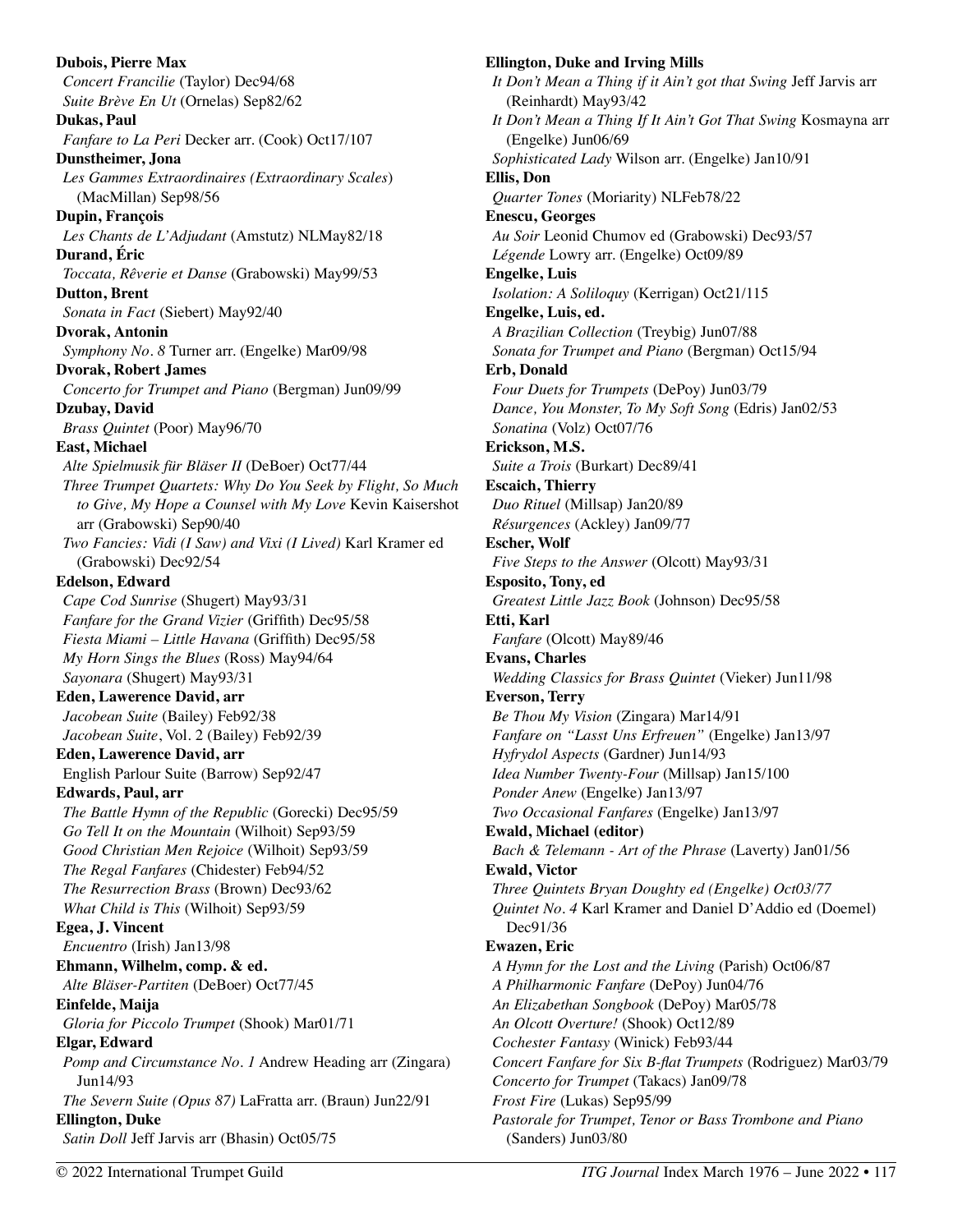**Dubois, Pierre Max**
*Concert Francilie* (Taylor) Dec94/68
*Suite Brève En Ut* (Ornelas) Sep82/62
**Dukas, Paul**
*Fanfare to La Peri* Decker arr. (Cook) Oct17/107
**Dunstheimer, Jona**
*Les Gammes Extraordinaires (Extraordinary Scales*) (MacMillan) Sep98/56
**Dupin, François**
*Les Chants de L'Adjudant* (Amstutz) NLMay82/18
**Durand, Éric**
*Toccata, Rêverie et Danse* (Grabowski) May99/53
**Dutton, Brent**
*Sonata in Fact* (Siebert) May92/40
**Dvorak, Antonin**
*Symphony No. 8* Turner arr. (Engelke) Mar09/98
**Dvorak, Robert James**
*Concerto for Trumpet and Piano* (Bergman) Jun09/99
**Dzubay, David**
*Brass Quintet* (Poor) May96/70
**East, Michael**
*Alte Spielmusik für Bläser II* (DeBoer) Oct77/44
*Three Trumpet Quartets: Why Do You Seek by Flight, So Much to Give, My Hope a Counsel with My Love* Kevin Kaisershot arr (Grabowski) Sep90/40
*Two Fancies: Vidi (I Saw) and Vixi (I Lived)* Karl Kramer ed (Grabowski) Dec92/54
**Edelson, Edward**
*Cape Cod Sunrise* (Shugert) May93/31
*Fanfare for the Grand Vizier* (Griffith) Dec95/58
*Fiesta Miami – Little Havana* (Griffith) Dec95/58
*My Horn Sings the Blues* (Ross) May94/64
*Sayonara* (Shugert) May93/31
**Eden, Lawerence David, arr**
*Jacobean Suite* (Bailey) Feb92/38
*Jacobean Suite*, Vol. 2 (Bailey) Feb92/39
**Eden, Lawerence David, arr**
English Parlour Suite (Barrow) Sep92/47
**Edwards, Paul, arr**
*The Battle Hymn of the Republic* (Gorecki) Dec95/59
*Go Tell It on the Mountain* (Wilhoit) Sep93/59
*Good Christian Men Rejoice* (Wilhoit) Sep93/59
*The Regal Fanfares* (Chidester) Feb94/52
*The Resurrection Brass* (Brown) Dec93/62
*What Child is This* (Wilhoit) Sep93/59
**Egea, J. Vincent**
*Encuentro* (Irish) Jan13/98
**Ehmann, Wilhelm, comp. & ed.**
*Alte Bläser-Partiten* (DeBoer) Oct77/45
**Einfelde, Maija**
*Gloria for Piccolo Trumpet* (Shook) Mar01/71
**Elgar, Edward**
*Pomp and Circumstance No. 1* Andrew Heading arr (Zingara) Jun14/93
*The Severn Suite (Opus 87)* LaFratta arr. (Braun) Jun22/91
**Ellington, Duke**
*Satin Doll* Jeff Jarvis arr (Bhasin) Oct05/75
**Ellington, Duke and Irving Mills**
*It Don't Mean a Thing if it Ain't got that Swing* Jeff Jarvis arr (Reinhardt) May93/42
*It Don't Mean a Thing If It Ain't Got That Swing* Kosmayna arr (Engelke) Jun06/69
*Sophisticated Lady* Wilson arr. (Engelke) Jan10/91
**Ellis, Don**
*Quarter Tones* (Moriarity) NLFeb78/22
**Enescu, Georges**
*Au Soir* Leonid Chumov ed (Grabowski) Dec93/57
*Légende* Lowry arr. (Engelke) Oct09/89
**Engelke, Luis**
*Isolation: A Soliloquy* (Kerrigan) Oct21/115
**Engelke, Luis, ed.**
*A Brazilian Collection* (Treybig) Jun07/88
*Sonata for Trumpet and Piano* (Bergman) Oct15/94
**Erb, Donald**
*Four Duets for Trumpets* (DePoy) Jun03/79
*Dance, You Monster, To My Soft Song* (Edris) Jan02/53
*Sonatina* (Volz) Oct07/76
**Erickson, M.S.**
*Suite a Trois* (Burkart) Dec89/41
**Escaich, Thierry**
*Duo Rituel* (Millsap) Jan20/89
*Résurgences* (Ackley) Jan09/77
**Escher, Wolf**
*Five Steps to the Answer* (Olcott) May93/31
**Esposito, Tony, ed**
*Greatest Little Jazz Book* (Johnson) Dec95/58
**Etti, Karl**
*Fanfare* (Olcott) May89/46
**Evans, Charles**
*Wedding Classics for Brass Quintet* (Vieker) Jun11/98
**Everson, Terry**
*Be Thou My Vision* (Zingara) Mar14/91
*Fanfare on "Lasst Uns Erfreuen"* (Engelke) Jan13/97
*Hyfrydol Aspects* (Gardner) Jun14/93
*Idea Number Twenty-Four* (Millsap) Jan15/100
*Ponder Anew* (Engelke) Jan13/97
*Two Occasional Fanfares* (Engelke) Jan13/97
**Ewald, Michael (editor)**
*Bach & Telemann - Art of the Phrase* (Laverty) Jan01/56
**Ewald, Victor**
*Three Quintets Bryan Doughty ed (Engelke) Oct03/77*
*Quintet No. 4* Karl Kramer and Daniel D'Addio ed (Doemel) Dec91/36
**Ewazen, Eric**
*A Hymn for the Lost and the Living* (Parish) Oct06/87
*A Philharmonic Fanfare* (DePoy) Jun04/76
*An Elizabethan Songbook* (DePoy) Mar05/78
*An Olcott Overture!* (Shook) Oct12/89
*Cochester Fantasy* (Winick) Feb93/44
*Concert Fanfare for Six B-flat Trumpets* (Rodriguez) Mar03/79
*Concerto for Trumpet* (Takacs) Jan09/78
*Frost Fire* (Lukas) Sep95/99
*Pastorale for Trumpet, Tenor or Bass Trombone and Piano* (Sanders) Jun03/80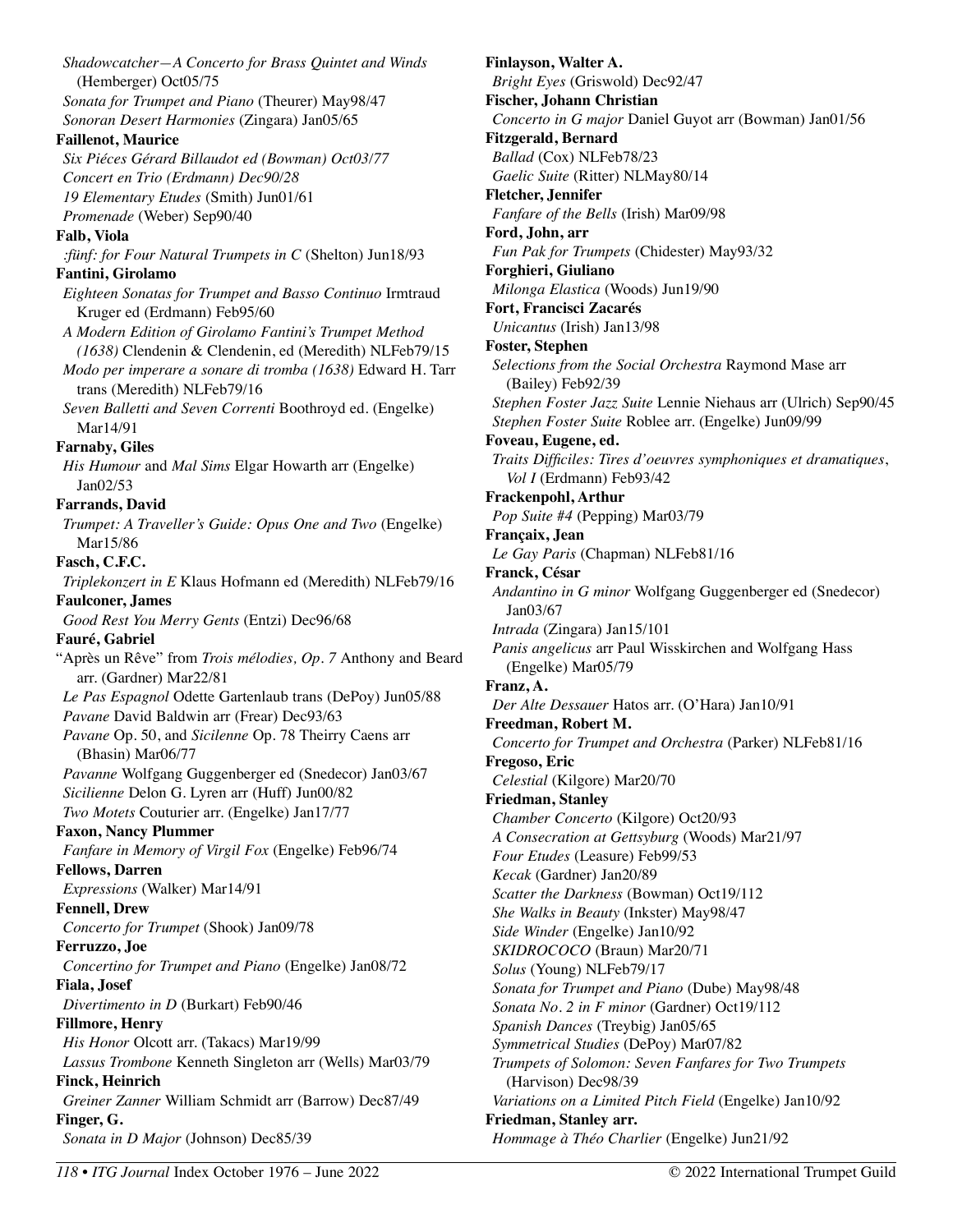*Shadowcatcher—A Concerto for Brass Quintet and Winds* (Hemberger) Oct05/75
*Sonata for Trumpet and Piano* (Theurer) May98/47
*Sonoran Desert Harmonies* (Zingara) Jan05/65

**Faillenot, Maurice**
*Six Piéces Gérard Billaudot ed (Bowman) Oct03/77*
*Concert en Trio (Erdmann) Dec90/28*
*19 Elementary Etudes* (Smith) Jun01/61
*Promenade* (Weber) Sep90/40

**Falb, Viola**
*:fünf: for Four Natural Trumpets in C* (Shelton) Jun18/93

**Fantini, Girolamo**
*Eighteen Sonatas for Trumpet and Basso Continuo* Irmtraud Kruger ed (Erdmann) Feb95/60
*A Modern Edition of Girolamo Fantini's Trumpet Method (1638)* Clendenin & Clendenin, ed (Meredith) NLFeb79/15
*Modo per imperare a sonare di tromba (1638)* Edward H. Tarr trans (Meredith) NLFeb79/16
*Seven Balletti and Seven Correnti* Boothroyd ed. (Engelke) Mar14/91

**Farnaby, Giles**
*His Humour* and *Mal Sims* Elgar Howarth arr (Engelke) Jan02/53

**Farrands, David**
*Trumpet: A Traveller's Guide: Opus One and Two* (Engelke) Mar15/86

**Fasch, C.F.C.**
*Triplekonzert in E* Klaus Hofmann ed (Meredith) NLFeb79/16

**Faulconer, James**
*Good Rest You Merry Gents* (Entzi) Dec96/68

**Fauré, Gabriel**
"Après un Rêve" from *Trois mélodies, Op. 7* Anthony and Beard arr. (Gardner) Mar22/81
*Le Pas Espagnol* Odette Gartenlaub trans (DePoy) Jun05/88
*Pavane* David Baldwin arr (Frear) Dec93/63
*Pavane* Op. 50, and *Sicilenne* Op. 78 Theirry Caens arr (Bhasin) Mar06/77
*Pavanne* Wolfgang Guggenberger ed (Snedecor) Jan03/67
*Sicilienne* Delon G. Lyren arr (Huff) Jun00/82
*Two Motets* Couturier arr. (Engelke) Jan17/77

**Faxon, Nancy Plummer**
*Fanfare in Memory of Virgil Fox* (Engelke) Feb96/74

**Fellows, Darren**
*Expressions* (Walker) Mar14/91

**Fennell, Drew**
*Concerto for Trumpet* (Shook) Jan09/78

**Ferruzzo, Joe**
*Concertino for Trumpet and Piano* (Engelke) Jan08/72

**Fiala, Josef**
*Divertimento in D* (Burkart) Feb90/46

**Fillmore, Henry**
*His Honor* Olcott arr. (Takacs) Mar19/99
*Lassus Trombone* Kenneth Singleton arr (Wells) Mar03/79

**Finck, Heinrich**
*Greiner Zanner* William Schmidt arr (Barrow) Dec87/49

**Finger, G.**
*Sonata in D Major* (Johnson) Dec85/39

**Finlayson, Walter A.**
*Bright Eyes* (Griswold) Dec92/47

**Fischer, Johann Christian**
*Concerto in G major* Daniel Guyot arr (Bowman) Jan01/56

**Fitzgerald, Bernard**
*Ballad* (Cox) NLFeb78/23
*Gaelic Suite* (Ritter) NLMay80/14

**Fletcher, Jennifer**
*Fanfare of the Bells* (Irish) Mar09/98

**Ford, John, arr**
*Fun Pak for Trumpets* (Chidester) May93/32

**Forghieri, Giuliano**
*Milonga Elastica* (Woods) Jun19/90

**Fort, Francisci Zacarés**
*Unicantus* (Irish) Jan13/98

**Foster, Stephen**
*Selections from the Social Orchestra* Raymond Mase arr (Bailey) Feb92/39
*Stephen Foster Jazz Suite* Lennie Niehaus arr (Ulrich) Sep90/45
*Stephen Foster Suite* Roblee arr. (Engelke) Jun09/99

**Foveau, Eugene, ed.**
*Traits Difficiles: Tires d'oeuvres symphoniques et dramatiques, Vol I* (Erdmann) Feb93/42

**Frackenpohl, Arthur**
*Pop Suite #4* (Pepping) Mar03/79

**Françaix, Jean**
*Le Gay Paris* (Chapman) NLFeb81/16

**Franck, César**
*Andantino in G minor* Wolfgang Guggenberger ed (Snedecor) Jan03/67
*Intrada* (Zingara) Jan15/101
*Panis angelicus* arr Paul Wisskirchen and Wolfgang Hass (Engelke) Mar05/79

**Franz, A.**
*Der Alte Dessauer* Hatos arr. (O'Hara) Jan10/91

**Freedman, Robert M.**
*Concerto for Trumpet and Orchestra* (Parker) NLFeb81/16

**Fregoso, Eric**
*Celestial* (Kilgore) Mar20/70

**Friedman, Stanley**
*Chamber Concerto* (Kilgore) Oct20/93
*A Consecration at Gettsyburg* (Woods) Mar21/97
*Four Etudes* (Leasure) Feb99/53
*Kecak* (Gardner) Jan20/89
*Scatter the Darkness* (Bowman) Oct19/112
*She Walks in Beauty* (Inkster) May98/47
*Side Winder* (Engelke) Jan10/92
*SKIDROCOCO* (Braun) Mar20/71
*Solus* (Young) NLFeb79/17
*Sonata for Trumpet and Piano* (Dube) May98/48
*Sonata No. 2 in F minor* (Gardner) Oct19/112
*Spanish Dances* (Treybig) Jan05/65
*Symmetrical Studies* (DePoy) Mar07/82
*Trumpets of Solomon: Seven Fanfares for Two Trumpets* (Harvison) Dec98/39
*Variations on a Limited Pitch Field* (Engelke) Jan10/92

**Friedman, Stanley arr.**
*Hommage à Théo Charlier* (Engelke) Jun21/92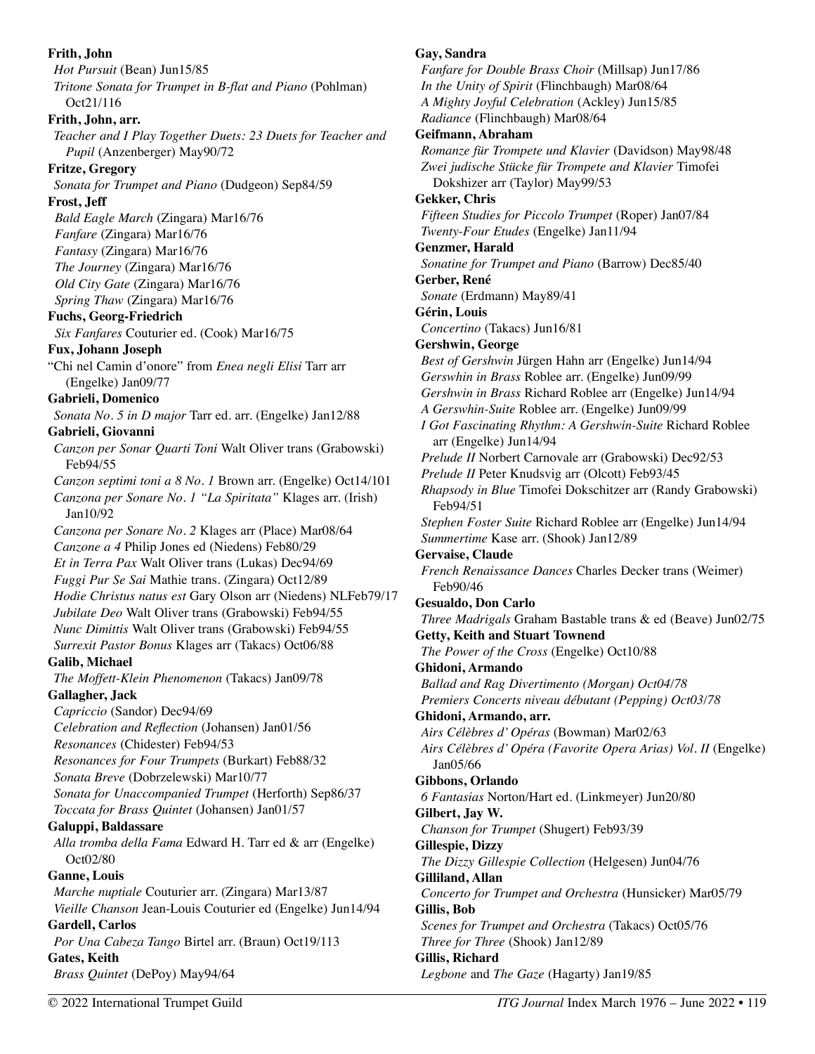**Frith, John**
*Hot Pursuit* (Bean) Jun15/85
*Tritone Sonata for Trumpet in B-flat and Piano* (Pohlman) Oct21/116

**Frith, John, arr.**
*Teacher and I Play Together Duets: 23 Duets for Teacher and Pupil* (Anzenberger) May90/72

**Fritze, Gregory**
*Sonata for Trumpet and Piano* (Dudgeon) Sep84/59

**Frost, Jeff**
*Bald Eagle March* (Zingara) Mar16/76
*Fanfare* (Zingara) Mar16/76
*Fantasy* (Zingara) Mar16/76
*The Journey* (Zingara) Mar16/76
*Old City Gate* (Zingara) Mar16/76
*Spring Thaw* (Zingara) Mar16/76

**Fuchs, Georg-Friedrich**
*Six Fanfares* Couturier ed. (Cook) Mar16/75

**Fux, Johann Joseph**
"Chi nel Camin d'onore" from *Enea negli Elisi* Tarr arr (Engelke) Jan09/77

**Gabrieli, Domenico**
*Sonata No. 5 in D major* Tarr ed. arr. (Engelke) Jan12/88

**Gabrieli, Giovanni**
*Canzon per Sonar Quarti Toni* Walt Oliver trans (Grabowski) Feb94/55
*Canzon septimi toni a 8 No. 1* Brown arr. (Engelke) Oct14/101
*Canzona per Sonare No. 1 "La Spiritata"* Klages arr. (Irish) Jan10/92
*Canzona per Sonare No. 2* Klages arr (Place) Mar08/64
*Canzone a 4* Philip Jones ed (Niedens) Feb80/29
*Et in Terra Pax* Walt Oliver trans (Lukas) Dec94/69
*Fuggi Pur Se Sai* Mathie trans. (Zingara) Oct12/89
*Hodie Christus natus est* Gary Olson arr (Niedens) NLFeb79/17
*Jubilate Deo* Walt Oliver trans (Grabowski) Feb94/55
*Nunc Dimittis* Walt Oliver trans (Grabowski) Feb94/55
*Surrexit Pastor Bonus* Klages arr (Takacs) Oct06/88

**Galib, Michael**
*The Moffett-Klein Phenomenon* (Takacs) Jan09/78

**Gallagher, Jack**
*Capriccio* (Sandor) Dec94/69
*Celebration and Reflection* (Johansen) Jan01/56
*Resonances* (Chidester) Feb94/53
*Resonances for Four Trumpets* (Burkart) Feb88/32
*Sonata Breve* (Dobrzelewski) Mar10/77
*Sonata for Unaccompanied Trumpet* (Herforth) Sep86/37
*Toccata for Brass Quintet* (Johansen) Jan01/57

**Galuppi, Baldassare**
*Alla tromba della Fama* Edward H. Tarr ed & arr (Engelke) Oct02/80

**Ganne, Louis**
*Marche nuptiale* Couturier arr. (Zingara) Mar13/87
*Vieille Chanson* Jean-Louis Couturier ed (Engelke) Jun14/94

**Gardell, Carlos**
*Por Una Cabeza Tango* Birtel arr. (Braun) Oct19/113

**Gates, Keith**
*Brass Quintet* (DePoy) May94/64

**Gay, Sandra**
*Fanfare for Double Brass Choir* (Millsap) Jun17/86
*In the Unity of Spirit* (Flinchbaugh) Mar08/64
*A Mighty Joyful Celebration* (Ackley) Jun15/85
*Radiance* (Flinchbaugh) Mar08/64

**Geifmann, Abraham**
*Romanze für Trompete und Klavier* (Davidson) May98/48
*Zwei judische Stücke für Trompete and Klavier* Timofei Dokshizer arr (Taylor) May99/53

**Gekker, Chris**
*Fifteen Studies for Piccolo Trumpet* (Roper) Jan07/84
*Twenty-Four Etudes* (Engelke) Jan11/94

**Genzmer, Harald**
*Sonatine for Trumpet and Piano* (Barrow) Dec85/40

**Gerber, René**
*Sonate* (Erdmann) May89/41

**Gérin, Louis**
*Concertino* (Takacs) Jun16/81

**Gershwin, George**
*Best of Gershwin* Jürgen Hahn arr (Engelke) Jun14/94
*Gerswhin in Brass* Roblee arr. (Engelke) Jun09/99
*Gershwin in Brass* Richard Roblee arr (Engelke) Jun14/94
*A Gerswhin-Suite* Roblee arr. (Engelke) Jun09/99
*I Got Fascinating Rhythm: A Gershwin-Suite* Richard Roblee arr (Engelke) Jun14/94
*Prelude II* Norbert Carnovale arr (Grabowski) Dec92/53
*Prelude II* Peter Knudsvig arr (Olcott) Feb93/45
*Rhapsody in Blue* Timofei Dokschitzer arr (Randy Grabowski) Feb94/51
*Stephen Foster Suite* Richard Roblee arr (Engelke) Jun14/94
*Summertime* Kase arr. (Shook) Jan12/89

**Gervaise, Claude**
*French Renaissance Dances* Charles Decker trans (Weimer) Feb90/46

**Gesualdo, Don Carlo**
*Three Madrigals* Graham Bastable trans & ed (Beave) Jun02/75

**Getty, Keith and Stuart Townend**
*The Power of the Cross* (Engelke) Oct10/88

**Ghidoni, Armando**
*Ballad and Rag Divertimento (Morgan) Oct04/78*
*Premiers Concerts niveau débutant (Pepping) Oct03/78*

**Ghidoni, Armando, arr.**
*Airs Célèbres d' Opéras* (Bowman) Mar02/63
*Airs Célèbres d' Opéra (Favorite Opera Arias) Vol. II* (Engelke) Jan05/66

**Gibbons, Orlando**
*6 Fantasias* Norton/Hart ed. (Linkmeyer) Jun20/80

**Gilbert, Jay W.**
*Chanson for Trumpet* (Shugert) Feb93/39

**Gillespie, Dizzy**
*The Dizzy Gillespie Collection* (Helgesen) Jun04/76

**Gilliland, Allan**
*Concerto for Trumpet and Orchestra* (Hunsicker) Mar05/79

**Gillis, Bob**
*Scenes for Trumpet and Orchestra* (Takacs) Oct05/76
*Three for Three* (Shook) Jan12/89

**Gillis, Richard**
*Legbone* and *The Gaze* (Hagarty) Jan19/85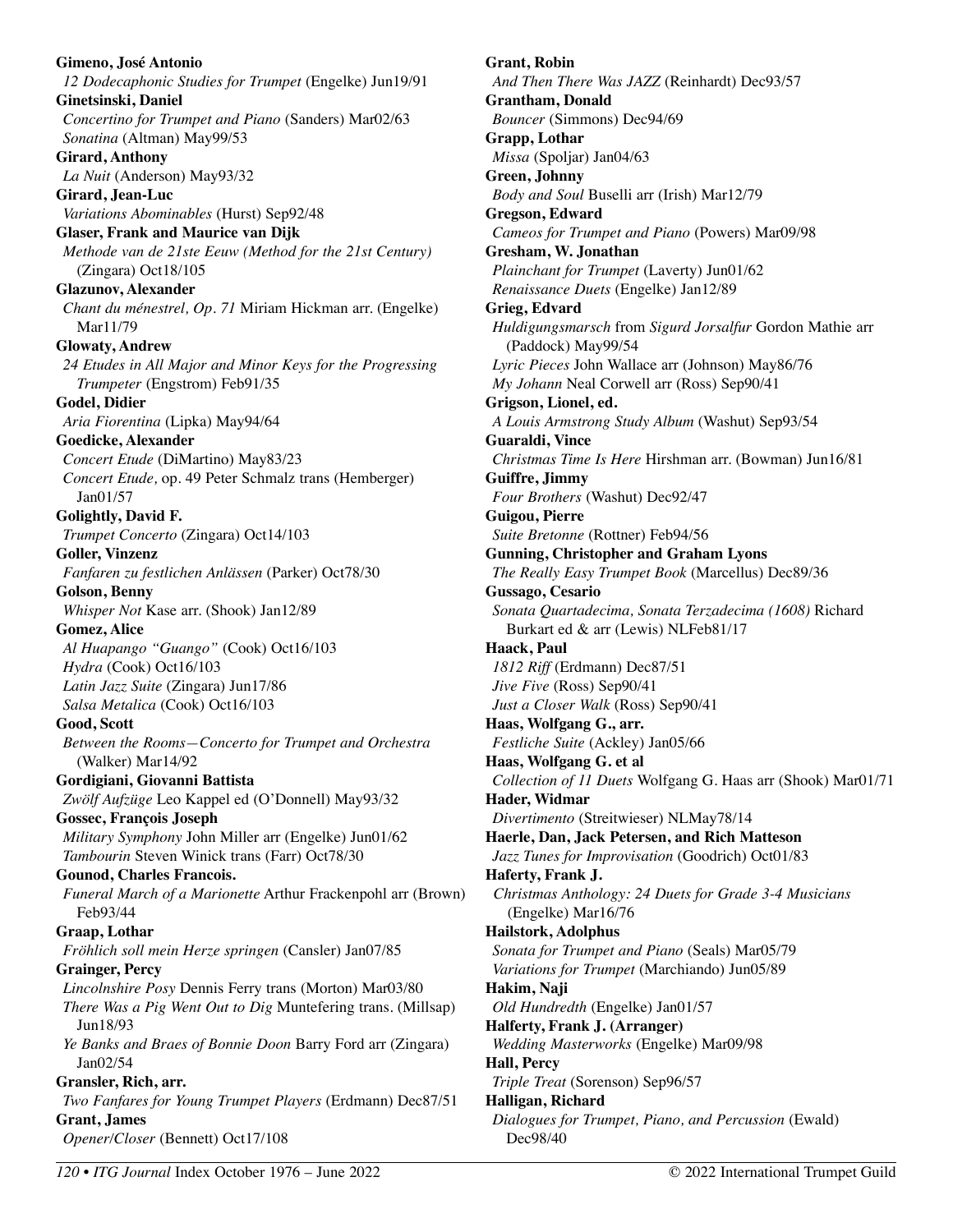**Gimeno, José Antonio**
*12 Dodecaphonic Studies for Trumpet* (Engelke) Jun19/91

**Ginetsinski, Daniel**
*Concertino for Trumpet and Piano* (Sanders) Mar02/63
*Sonatina* (Altman) May99/53

**Girard, Anthony**
*La Nuit* (Anderson) May93/32

**Girard, Jean-Luc**
*Variations Abominables* (Hurst) Sep92/48

**Glaser, Frank and Maurice van Dijk**
*Methode van de 21ste Eeuw (Method for the 21st Century)* (Zingara) Oct18/105

**Glazunov, Alexander**
*Chant du ménestrel, Op. 71* Miriam Hickman arr. (Engelke) Mar11/79

**Glowaty, Andrew**
*24 Etudes in All Major and Minor Keys for the Progressing Trumpeter* (Engstrom) Feb91/35

**Godel, Didier**
*Aria Fiorentina* (Lipka) May94/64

**Goedicke, Alexander**
*Concert Etude* (DiMartino) May83/23
*Concert Etude,* op. 49 Peter Schmalz trans (Hemberger) Jan01/57

**Golightly, David F.**
*Trumpet Concerto* (Zingara) Oct14/103

**Goller, Vinzenz**
*Fanfaren zu festlichen Anlässen* (Parker) Oct78/30

**Golson, Benny**
*Whisper Not* Kase arr. (Shook) Jan12/89

**Gomez, Alice**
*Al Huapango "Guango"* (Cook) Oct16/103
*Hydra* (Cook) Oct16/103
*Latin Jazz Suite* (Zingara) Jun17/86
*Salsa Metalica* (Cook) Oct16/103

**Good, Scott**
*Between the Rooms—Concerto for Trumpet and Orchestra* (Walker) Mar14/92

**Gordigiani, Giovanni Battista**
*Zwölf Aufzüge* Leo Kappel ed (O'Donnell) May93/32

**Gossec, François Joseph**
*Military Symphony* John Miller arr (Engelke) Jun01/62
*Tambourin* Steven Winick trans (Farr) Oct78/30

**Gounod, Charles Francois.**
*Funeral March of a Marionette* Arthur Frackenpohl arr (Brown) Feb93/44

**Graap, Lothar**
*Fröhlich soll mein Herze springen* (Cansler) Jan07/85

**Grainger, Percy**
*Lincolnshire Posy* Dennis Ferry trans (Morton) Mar03/80
*There Was a Pig Went Out to Dig* Muntefering trans. (Millsap) Jun18/93
*Ye Banks and Braes of Bonnie Doon* Barry Ford arr (Zingara) Jan02/54

**Gransler, Rich, arr.**
*Two Fanfares for Young Trumpet Players* (Erdmann) Dec87/51

**Grant, James**
*Opener/Closer* (Bennett) Oct17/108

**Grant, Robin**
*And Then There Was JAZZ* (Reinhardt) Dec93/57

**Grantham, Donald**
*Bouncer* (Simmons) Dec94/69

**Grapp, Lothar**
*Missa* (Spoljar) Jan04/63

**Green, Johnny**
*Body and Soul* Buselli arr (Irish) Mar12/79

**Gregson, Edward**
*Cameos for Trumpet and Piano* (Powers) Mar09/98

**Gresham, W. Jonathan**
*Plainchant for Trumpet* (Laverty) Jun01/62
*Renaissance Duets* (Engelke) Jan12/89

**Grieg, Edvard**
*Huldigungsmarsch* from *Sigurd Jorsalfur* Gordon Mathie arr (Paddock) May99/54
*Lyric Pieces* John Wallace arr (Johnson) May86/76
*My Johann* Neal Corwell arr (Ross) Sep90/41

**Grigson, Lionel, ed.**
*A Louis Armstrong Study Album* (Washut) Sep93/54

**Guaraldi, Vince**
*Christmas Time Is Here* Hirshman arr. (Bowman) Jun16/81

**Guiffre, Jimmy**
*Four Brothers* (Washut) Dec92/47

**Guigou, Pierre**
*Suite Bretonne* (Rottner) Feb94/56

**Gunning, Christopher and Graham Lyons**
*The Really Easy Trumpet Book* (Marcellus) Dec89/36

**Gussago, Cesario**
*Sonata Quartadecima, Sonata Terzadecima (1608)* Richard Burkart ed & arr (Lewis) NLFeb81/17

**Haack, Paul**
*1812 Riff* (Erdmann) Dec87/51
*Jive Five* (Ross) Sep90/41
*Just a Closer Walk* (Ross) Sep90/41

**Haas, Wolfgang G., arr.**
*Festliche Suite* (Ackley) Jan05/66

**Haas, Wolfgang G. et al**
*Collection of 11 Duets* Wolfgang G. Haas arr (Shook) Mar01/71

**Hader, Widmar**
*Divertimento* (Streitwieser) NLMay78/14

**Haerle, Dan, Jack Petersen, and Rich Matteson**
*Jazz Tunes for Improvisation* (Goodrich) Oct01/83

**Haferty, Frank J.**
*Christmas Anthology: 24 Duets for Grade 3-4 Musicians* (Engelke) Mar16/76

**Hailstork, Adolphus**
*Sonata for Trumpet and Piano* (Seals) Mar05/79
*Variations for Trumpet* (Marchiando) Jun05/89

**Hakim, Naji**
*Old Hundredth* (Engelke) Jan01/57

**Halferty, Frank J. (Arranger)**
*Wedding Masterworks* (Engelke) Mar09/98

**Hall, Percy**
*Triple Treat* (Sorenson) Sep96/57

**Halligan, Richard**
*Dialogues for Trumpet, Piano, and Percussion* (Ewald) Dec98/40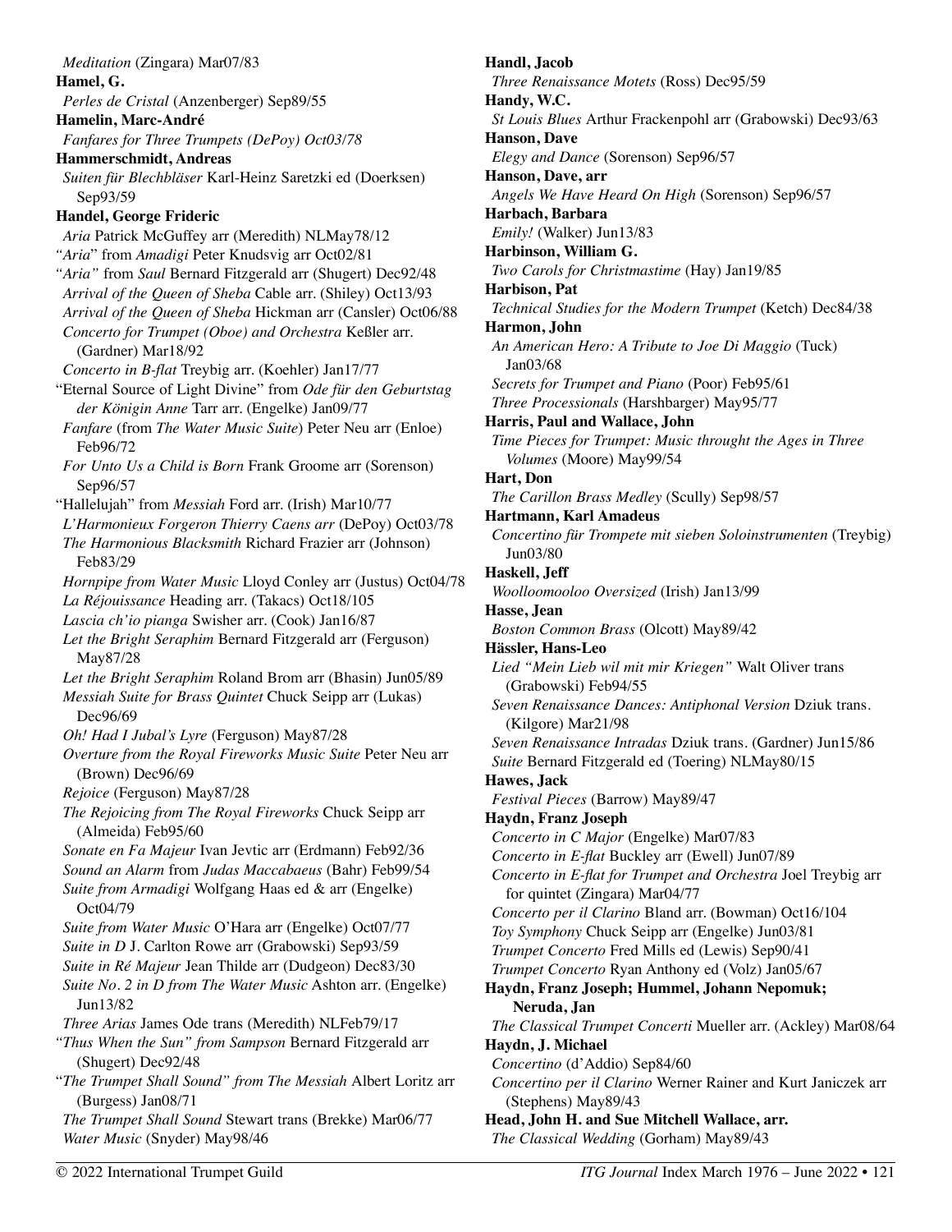*Meditation* (Zingara) Mar07/83

**Hamel, G.**

*Perles de Cristal* (Anzenberger) Sep89/55

**Hamelin, Marc-André**

*Fanfares for Three Trumpets (DePoy) Oct03/78*

**Hammerschmidt, Andreas**

*Suiten für Blechbläser* Karl-Heinz Saretzki ed (Doerksen) Sep93/59

**Handel, George Frideric**

*Aria* Patrick McGuffey arr (Meredith) NLMay78/12

*"Aria"* from *Amadigi* Peter Knudsvig arr Oct02/81

*"Aria"* from *Saul* Bernard Fitzgerald arr (Shugert) Dec92/48

*Arrival of the Queen of Sheba* Cable arr. (Shiley) Oct13/93

*Arrival of the Queen of Sheba* Hickman arr (Cansler) Oct06/88

*Concerto for Trumpet (Oboe) and Orchestra* Keßler arr. (Gardner) Mar18/92

*Concerto in B-flat* Treybig arr. (Koehler) Jan17/77

"Eternal Source of Light Divine" from *Ode für den Geburtstag der Königin Anne* Tarr arr. (Engelke) Jan09/77

*Fanfare* (from *The Water Music Suite*) Peter Neu arr (Enloe) Feb96/72

*For Unto Us a Child is Born* Frank Groome arr (Sorenson) Sep96/57

"Hallelujah" from *Messiah* Ford arr. (Irish) Mar10/77

*L'Harmonieux Forgeron Thierry Caens arr* (DePoy) Oct03/78

*The Harmonious Blacksmith* Richard Frazier arr (Johnson) Feb83/29

*Hornpipe from Water Music* Lloyd Conley arr (Justus) Oct04/78

*La Réjouissance* Heading arr. (Takacs) Oct18/105

*Lascia ch'io pianga* Swisher arr. (Cook) Jan16/87

*Let the Bright Seraphim* Bernard Fitzgerald arr (Ferguson) May87/28

*Let the Bright Seraphim* Roland Brom arr (Bhasin) Jun05/89

*Messiah Suite for Brass Quintet* Chuck Seipp arr (Lukas) Dec96/69

*Oh! Had I Jubal's Lyre* (Ferguson) May87/28

*Overture from the Royal Fireworks Music Suite* Peter Neu arr (Brown) Dec96/69

*Rejoice* (Ferguson) May87/28

*The Rejoicing from The Royal Fireworks* Chuck Seipp arr (Almeida) Feb95/60

*Sonate en Fa Majeur* Ivan Jevtic arr (Erdmann) Feb92/36

*Sound an Alarm* from *Judas Maccabaeus* (Bahr) Feb99/54

*Suite from Armadigi* Wolfgang Haas ed & arr (Engelke) Oct04/79

*Suite from Water Music* O'Hara arr (Engelke) Oct07/77

*Suite in D* J. Carlton Rowe arr (Grabowski) Sep93/59

*Suite in Ré Majeur* Jean Thilde arr (Dudgeon) Dec83/30

*Suite No. 2 in D from The Water Music* Ashton arr. (Engelke) Jun13/82

*Three Arias* James Ode trans (Meredith) NLFeb79/17

*"Thus When the Sun" from Sampson* Bernard Fitzgerald arr (Shugert) Dec92/48

"*The Trumpet Shall Sound" from The Messiah* Albert Loritz arr (Burgess) Jan08/71

*The Trumpet Shall Sound* Stewart trans (Brekke) Mar06/77

*Water Music* (Snyder) May98/46

**Handl, Jacob**

*Three Renaissance Motets* (Ross) Dec95/59

**Handy, W.C.**

*St Louis Blues* Arthur Frackenpohl arr (Grabowski) Dec93/63

**Hanson, Dave**

*Elegy and Dance* (Sorenson) Sep96/57

**Hanson, Dave, arr**

*Angels We Have Heard On High* (Sorenson) Sep96/57

**Harbach, Barbara**

*Emily!* (Walker) Jun13/83

**Harbinson, William G.**

*Two Carols for Christmastime* (Hay) Jan19/85

**Harbison, Pat**

*Technical Studies for the Modern Trumpet* (Ketch) Dec84/38

**Harmon, John**

*An American Hero: A Tribute to Joe Di Maggio* (Tuck) Jan03/68

*Secrets for Trumpet and Piano* (Poor) Feb95/61

*Three Processionals* (Harshbarger) May95/77

**Harris, Paul and Wallace, John**

*Time Pieces for Trumpet: Music throught the Ages in Three Volumes* (Moore) May99/54

**Hart, Don**

*The Carillon Brass Medley* (Scully) Sep98/57

**Hartmann, Karl Amadeus**

*Concertino für Trompete mit sieben Soloinstrumenten* (Treybig) Jun03/80

**Haskell, Jeff**

*Woolloomooloo Oversized* (Irish) Jan13/99

**Hasse, Jean**

*Boston Common Brass* (Olcott) May89/42

**Hässler, Hans-Leo**

*Lied "Mein Lieb wil mit mir Kriegen"* Walt Oliver trans (Grabowski) Feb94/55

*Seven Renaissance Dances: Antiphonal Version* Dziuk trans. (Kilgore) Mar21/98

*Seven Renaissance Intradas* Dziuk trans. (Gardner) Jun15/86

*Suite* Bernard Fitzgerald ed (Toering) NLMay80/15

**Hawes, Jack**

*Festival Pieces* (Barrow) May89/47

**Haydn, Franz Joseph**

*Concerto in C Major* (Engelke) Mar07/83

*Concerto in E-flat* Buckley arr (Ewell) Jun07/89

*Concerto in E-flat for Trumpet and Orchestra* Joel Treybig arr for quintet (Zingara) Mar04/77

*Concerto per il Clarino* Bland arr. (Bowman) Oct16/104

*Toy Symphony* Chuck Seipp arr (Engelke) Jun03/81

*Trumpet Concerto* Fred Mills ed (Lewis) Sep90/41

*Trumpet Concerto* Ryan Anthony ed (Volz) Jan05/67

**Haydn, Franz Joseph; Hummel, Johann Nepomuk; Neruda, Jan**

*The Classical Trumpet Concerti* Mueller arr. (Ackley) Mar08/64

**Haydn, J. Michael**

*Concertino* (d'Addio) Sep84/60

*Concertino per il Clarino* Werner Rainer and Kurt Janiczek arr (Stephens) May89/43

**Head, John H. and Sue Mitchell Wallace, arr.**

*The Classical Wedding* (Gorham) May89/43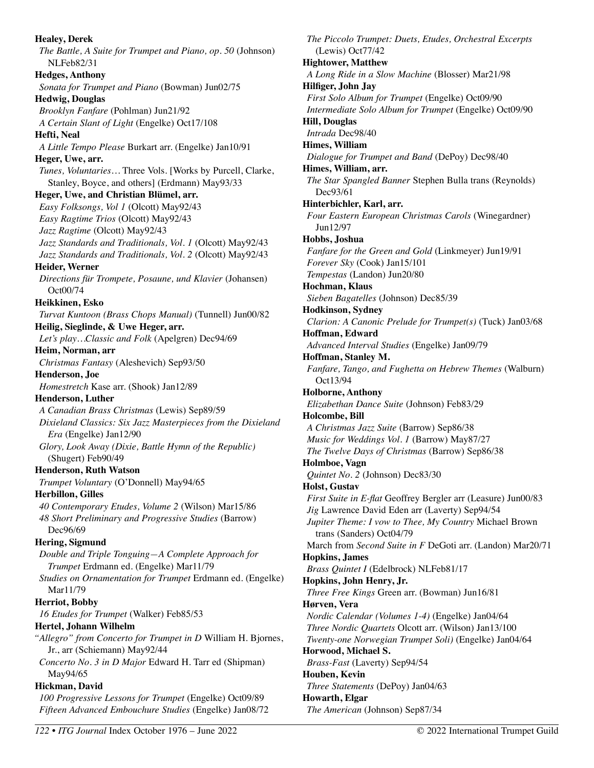**Healey, Derek**
*The Battle, A Suite for Trumpet and Piano, op. 50* (Johnson) NLFeb82/31

**Hedges, Anthony**
*Sonata for Trumpet and Piano* (Bowman) Jun02/75

**Hedwig, Douglas**
*Brooklyn Fanfare* (Pohlman) Jun21/92
*A Certain Slant of Light* (Engelke) Oct17/108

**Hefti, Neal**
*A Little Tempo Please* Burkart arr. (Engelke) Jan10/91

**Heger, Uwe, arr.**
*Tunes, Voluntaries…* Three Vols. [Works by Purcell, Clarke, Stanley, Boyce, and others] (Erdmann) May93/33

**Heger, Uwe, and Christian Blümel, arr.**
*Easy Folksongs, Vol 1* (Olcott) May92/43
*Easy Ragtime Trios* (Olcott) May92/43
*Jazz Ragtime* (Olcott) May92/43
*Jazz Standards and Traditionals, Vol. 1* (Olcott) May92/43
*Jazz Standards and Traditionals, Vol. 2* (Olcott) May92/43

**Heider, Werner**
*Directions für Trompete, Posaune, und Klavier* (Johansen) Oct00/74

**Heikkinen, Esko**
*Turvat Kuntoon (Brass Chops Manual)* (Tunnell) Jun00/82

**Heilig, Sieglinde, & Uwe Heger, arr.**
*Let's play…Classic and Folk* (Apelgren) Dec94/69

**Heim, Norman, arr**
*Christmas Fantasy* (Aleshevich) Sep93/50

**Henderson, Joe**
*Homestretch* Kase arr. (Shook) Jan12/89

**Henderson, Luther**
*A Canadian Brass Christmas* (Lewis) Sep89/59
*Dixieland Classics: Six Jazz Masterpieces from the Dixieland Era* (Engelke) Jan12/90
*Glory, Look Away (Dixie, Battle Hymn of the Republic)* (Shugert) Feb90/49

**Henderson, Ruth Watson**
*Trumpet Voluntary* (O'Donnell) May94/65

**Herbillon, Gilles**
*40 Contemporary Etudes, Volume 2* (Wilson) Mar15/86
*48 Short Preliminary and Progressive Studies* (Barrow) Dec96/69

**Hering, Sigmund**
*Double and Triple Tonguing—A Complete Approach for Trumpet* Erdmann ed. (Engelke) Mar11/79
*Studies on Ornamentation for Trumpet* Erdmann ed. (Engelke) Mar11/79

**Herriot, Bobby**
*16 Etudes for Trumpet* (Walker) Feb85/53

**Hertel, Johann Wilhelm**
*"Allegro" from Concerto for Trumpet in D* William H. Bjornes, Jr., arr (Schiemann) May92/44
*Concerto No. 3 in D Major* Edward H. Tarr ed (Shipman) May94/65

**Hickman, David**
*100 Progressive Lessons for Trumpet* (Engelke) Oct09/89
*Fifteen Advanced Embouchure Studies* (Engelke) Jan08/72
*The Piccolo Trumpet: Duets, Etudes, Orchestral Excerpts* (Lewis) Oct77/42

**Hightower, Matthew**
*A Long Ride in a Slow Machine* (Blosser) Mar21/98

**Hilfiger, John Jay**
*First Solo Album for Trumpet* (Engelke) Oct09/90
*Intermediate Solo Album for Trumpet* (Engelke) Oct09/90

**Hill, Douglas**
*Intrada* Dec98/40

**Himes, William**
*Dialogue for Trumpet and Band* (DePoy) Dec98/40

**Himes, William, arr.**
*The Star Spangled Banner* Stephen Bulla trans (Reynolds) Dec93/61

**Hinterbichler, Karl, arr.**
*Four Eastern European Christmas Carols* (Winegardner) Jun12/97

**Hobbs, Joshua**
*Fanfare for the Green and Gold* (Linkmeyer) Jun19/91
*Forever Sky* (Cook) Jan15/101
*Tempestas* (Landon) Jun20/80

**Hochman, Klaus**
*Sieben Bagatelles* (Johnson) Dec85/39

**Hodkinson, Sydney**
*Clarion: A Canonic Prelude for Trumpet(s)* (Tuck) Jan03/68

**Hoffman, Edward**
*Advanced Interval Studies* (Engelke) Jan09/79

**Hoffman, Stanley M.**
*Fanfare, Tango, and Fughetta on Hebrew Themes* (Walburn) Oct13/94

**Holborne, Anthony**
*Elizabethan Dance Suite* (Johnson) Feb83/29

**Holcombe, Bill**
*A Christmas Jazz Suite* (Barrow) Sep86/38
*Music for Weddings Vol. 1* (Barrow) May87/27
*The Twelve Days of Christmas* (Barrow) Sep86/38

**Holmboe, Vagn**
*Quintet No. 2* (Johnson) Dec83/30

**Holst, Gustav**
*First Suite in E-flat* Geoffrey Bergler arr (Leasure) Jun00/83
*Jig* Lawrence David Eden arr (Laverty) Sep94/54
*Jupiter Theme: I vow to Thee, My Country* Michael Brown trans (Sanders) Oct04/79
March from *Second Suite in F* DeGoti arr. (Landon) Mar20/71

**Hopkins, James**
*Brass Quintet I* (Edelbrock) NLFeb81/17

**Hopkins, John Henry, Jr.**
*Three Free Kings* Green arr. (Bowman) Jun16/81

**Hørven, Vera**
*Nordic Calendar (Volumes 1-4)* (Engelke) Jan04/64
*Three Nordic Quartets* Olcott arr. (Wilson) Jan13/100
*Twenty-one Norwegian Trumpet Soli)* (Engelke) Jan04/64

**Horwood, Michael S.**
*Brass-Fast* (Laverty) Sep94/54

**Houben, Kevin**
*Three Statements* (DePoy) Jan04/63

**Howarth, Elgar**
*The American* (Johnson) Sep87/34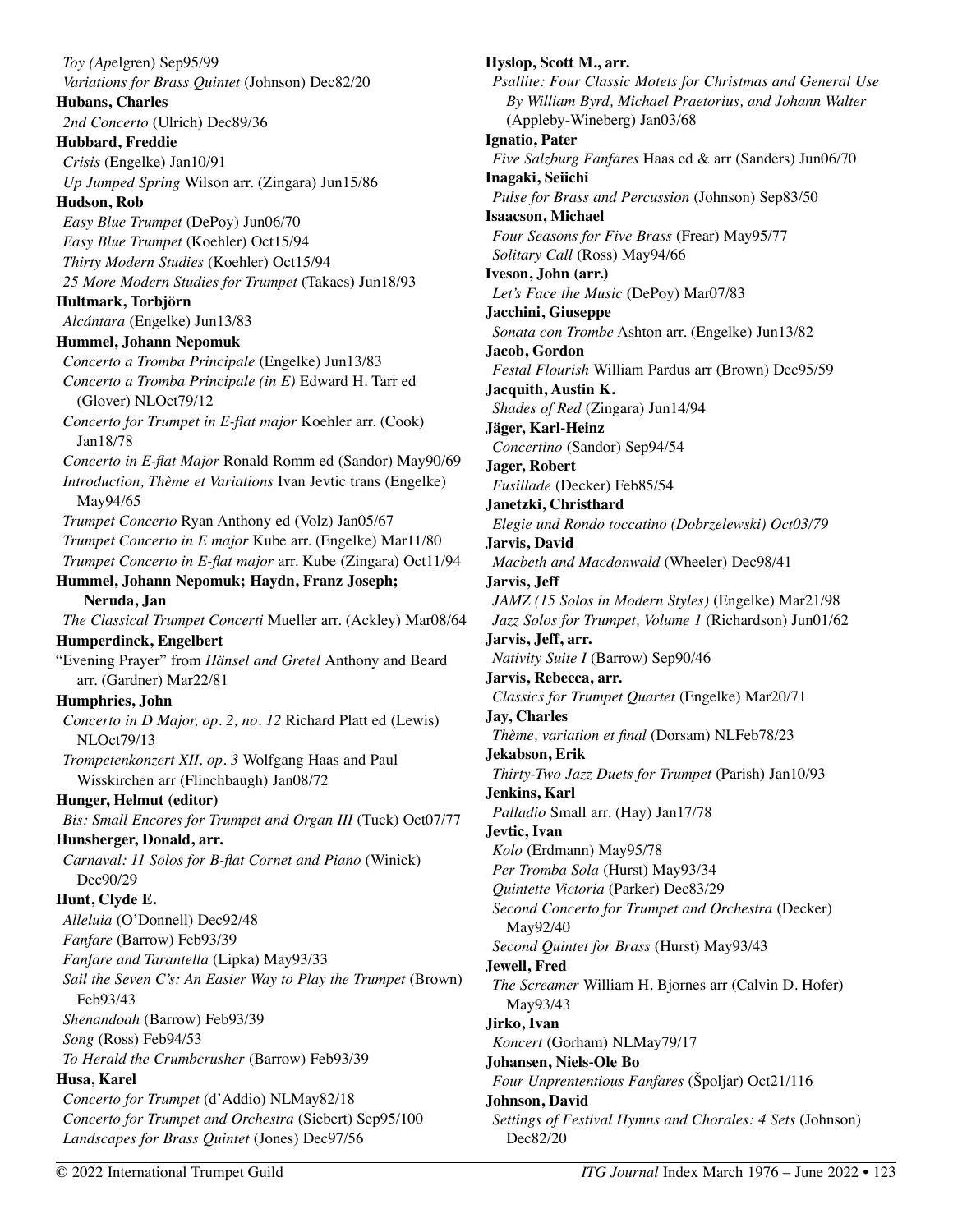*Toy (Ap*elgren) Sep95/99
*Variations for Brass Quintet* (Johnson) Dec82/20

**Hubans, Charles**
*2nd Concerto* (Ulrich) Dec89/36

**Hubbard, Freddie**
*Crisis* (Engelke) Jan10/91
*Up Jumped Spring* Wilson arr. (Zingara) Jun15/86

**Hudson, Rob**
*Easy Blue Trumpet* (DePoy) Jun06/70
*Easy Blue Trumpet* (Koehler) Oct15/94
*Thirty Modern Studies* (Koehler) Oct15/94
*25 More Modern Studies for Trumpet* (Takacs) Jun18/93

**Hultmark, Torbjörn**
*Alcántara* (Engelke) Jun13/83

**Hummel, Johann Nepomuk**
*Concerto a Tromba Principale* (Engelke) Jun13/83
*Concerto a Tromba Principale (in E)* Edward H. Tarr ed (Glover) NLOct79/12
*Concerto for Trumpet in E-flat major* Koehler arr. (Cook) Jan18/78
*Concerto in E-flat Major* Ronald Romm ed (Sandor) May90/69
*Introduction, Thème et Variations* Ivan Jevtic trans (Engelke) May94/65
*Trumpet Concerto* Ryan Anthony ed (Volz) Jan05/67
*Trumpet Concerto in E major* Kube arr. (Engelke) Mar11/80
*Trumpet Concerto in E-flat major* arr. Kube (Zingara) Oct11/94

**Hummel, Johann Nepomuk; Haydn, Franz Joseph; Neruda, Jan**
*The Classical Trumpet Concerti* Mueller arr. (Ackley) Mar08/64

**Humperdinck, Engelbert**
"Evening Prayer" from *Hänsel and Gretel* Anthony and Beard arr. (Gardner) Mar22/81

**Humphries, John**
*Concerto in D Major, op. 2, no. 12* Richard Platt ed (Lewis) NLOct79/13
*Trompetenkonzert XII, op. 3* Wolfgang Haas and Paul Wisskirchen arr (Flinchbaugh) Jan08/72

**Hunger, Helmut (editor)**
*Bis: Small Encores for Trumpet and Organ III* (Tuck) Oct07/77

**Hunsberger, Donald, arr.**
*Carnaval: 11 Solos for B-flat Cornet and Piano* (Winick) Dec90/29

**Hunt, Clyde E.**
*Alleluia* (O'Donnell) Dec92/48
*Fanfare* (Barrow) Feb93/39
*Fanfare and Tarantella* (Lipka) May93/33
*Sail the Seven C's: An Easier Way to Play the Trumpet* (Brown) Feb93/43
*Shenandoah* (Barrow) Feb93/39
*Song* (Ross) Feb94/53
*To Herald the Crumbcrusher* (Barrow) Feb93/39

**Husa, Karel**
*Concerto for Trumpet* (d'Addio) NLMay82/18
*Concerto for Trumpet and Orchestra* (Siebert) Sep95/100
*Landscapes for Brass Quintet* (Jones) Dec97/56

**Hyslop, Scott M., arr.**
*Psallite: Four Classic Motets for Christmas and General Use By William Byrd, Michael Praetorius, and Johann Walter* (Appleby-Wineberg) Jan03/68

**Ignatio, Pater**
*Five Salzburg Fanfares* Haas ed & arr (Sanders) Jun06/70

**Inagaki, Seiichi**
*Pulse for Brass and Percussion* (Johnson) Sep83/50

**Isaacson, Michael**
*Four Seasons for Five Brass* (Frear) May95/77
*Solitary Call* (Ross) May94/66

**Iveson, John (arr.)**
*Let's Face the Music* (DePoy) Mar07/83

**Jacchini, Giuseppe**
*Sonata con Trombe* Ashton arr. (Engelke) Jun13/82

**Jacob, Gordon**
*Festal Flourish* William Pardus arr (Brown) Dec95/59

**Jacquith, Austin K.**
*Shades of Red* (Zingara) Jun14/94

**Jäger, Karl-Heinz**
*Concertino* (Sandor) Sep94/54

**Jager, Robert**
*Fusillade* (Decker) Feb85/54

**Janetzki, Christhard**
*Elegie und Rondo toccatino (Dobrzelewski) Oct03/79*

**Jarvis, David**
*Macbeth and Macdonwald* (Wheeler) Dec98/41

**Jarvis, Jeff**
*JAMZ (15 Solos in Modern Styles)* (Engelke) Mar21/98
*Jazz Solos for Trumpet, Volume 1* (Richardson) Jun01/62

**Jarvis, Jeff, arr.**
*Nativity Suite I* (Barrow) Sep90/46

**Jarvis, Rebecca, arr.**
*Classics for Trumpet Quartet* (Engelke) Mar20/71

**Jay, Charles**
*Thème, variation et final* (Dorsam) NLFeb78/23

**Jekabson, Erik**
*Thirty-Two Jazz Duets for Trumpet* (Parish) Jan10/93

**Jenkins, Karl**
*Palladio* Small arr. (Hay) Jan17/78

**Jevtic, Ivan**
*Kolo* (Erdmann) May95/78
*Per Tromba Sola* (Hurst) May93/34
*Quintette Victoria* (Parker) Dec83/29
*Second Concerto for Trumpet and Orchestra* (Decker) May92/40
*Second Quintet for Brass* (Hurst) May93/43

**Jewell, Fred**
*The Screamer* William H. Bjornes arr (Calvin D. Hofer) May93/43

**Jirko, Ivan**
*Koncert* (Gorham) NLMay79/17

**Johansen, Niels-Ole Bo**
*Four Unprententious Fanfares* (Špoljar) Oct21/116

**Johnson, David**
*Settings of Festival Hymns and Chorales: 4 Sets* (Johnson) Dec82/20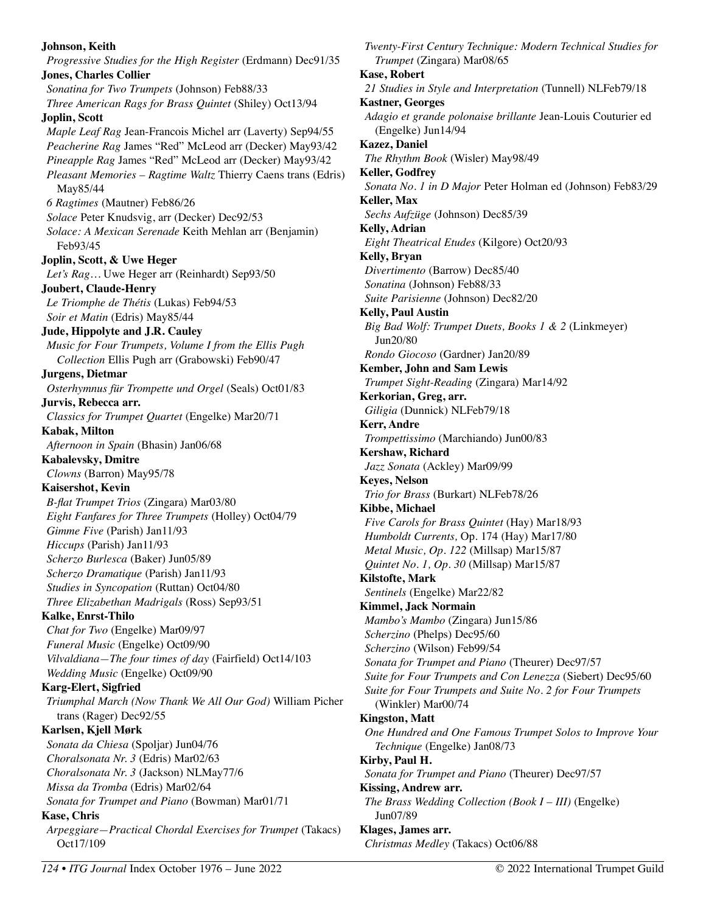**Johnson, Keith**
*Progressive Studies for the High Register* (Erdmann) Dec91/35
**Jones, Charles Collier**
*Sonatina for Two Trumpets* (Johnson) Feb88/33
*Three American Rags for Brass Quintet* (Shiley) Oct13/94
**Joplin, Scott**
*Maple Leaf Rag* Jean-Francois Michel arr (Laverty) Sep94/55
*Peacherine Rag* James "Red" McLeod arr (Decker) May93/42
*Pineapple Rag* James "Red" McLeod arr (Decker) May93/42
*Pleasant Memories – Ragtime Waltz* Thierry Caens trans (Edris) May85/44
*6 Ragtimes* (Mautner) Feb86/26
*Solace* Peter Knudsvig, arr (Decker) Dec92/53
*Solace: A Mexican Serenade* Keith Mehlan arr (Benjamin) Feb93/45
**Joplin, Scott, & Uwe Heger**
*Let's Rag…* Uwe Heger arr (Reinhardt) Sep93/50
**Joubert, Claude-Henry**
*Le Triomphe de Thétis* (Lukas) Feb94/53
*Soir et Matin* (Edris) May85/44
**Jude, Hippolyte and J.R. Cauley**
*Music for Four Trumpets, Volume I from the Ellis Pugh Collection* Ellis Pugh arr (Grabowski) Feb90/47
**Jurgens, Dietmar**
*Osterhymnus für Trompette und Orgel* (Seals) Oct01/83
**Jurvis, Rebecca arr.**
*Classics for Trumpet Quartet* (Engelke) Mar20/71
**Kabak, Milton**
*Afternoon in Spain* (Bhasin) Jan06/68
**Kabalevsky, Dmitre**
*Clowns* (Barron) May95/78
**Kaisershot, Kevin**
*B-flat Trumpet Trios* (Zingara) Mar03/80
*Eight Fanfares for Three Trumpets* (Holley) Oct04/79
*Gimme Five* (Parish) Jan11/93
*Hiccups* (Parish) Jan11/93
*Scherzo Burlesca* (Baker) Jun05/89
*Scherzo Dramatique* (Parish) Jan11/93
*Studies in Syncopation* (Ruttan) Oct04/80
*Three Elizabethan Madrigals* (Ross) Sep93/51
**Kalke, Enrst-Thilo**
*Chat for Two* (Engelke) Mar09/97
*Funeral Music* (Engelke) Oct09/90
*Vilvaldiana—The four times of day* (Fairfield) Oct14/103
*Wedding Music* (Engelke) Oct09/90
**Karg-Elert, Sigfried**
*Triumphal March (Now Thank We All Our God)* William Picher trans (Rager) Dec92/55
**Karlsen, Kjell Mørk**
*Sonata da Chiesa* (Spoljar) Jun04/76
*Choralsonata Nr. 3* (Edris) Mar02/63
*Choralsonata Nr. 3* (Jackson) NLMay77/6
*Missa da Tromba* (Edris) Mar02/64
*Sonata for Trumpet and Piano* (Bowman) Mar01/71
**Kase, Chris**
*Arpeggiare—Practical Chordal Exercises for Trumpet* (Takacs) Oct17/109
*Twenty-First Century Technique: Modern Technical Studies for Trumpet* (Zingara) Mar08/65
**Kase, Robert**
*21 Studies in Style and Interpretation* (Tunnell) NLFeb79/18
**Kastner, Georges**
*Adagio et grande polonaise brillante* Jean-Louis Couturier ed (Engelke) Jun14/94
**Kazez, Daniel**
*The Rhythm Book* (Wisler) May98/49
**Keller, Godfrey**
*Sonata No. 1 in D Major* Peter Holman ed (Johnson) Feb83/29
**Keller, Max**
*Sechs Aufzüge* (Johnson) Dec85/39
**Kelly, Adrian**
*Eight Theatrical Etudes* (Kilgore) Oct20/93
**Kelly, Bryan**
*Divertimento* (Barrow) Dec85/40
*Sonatina* (Johnson) Feb88/33
*Suite Parisienne* (Johnson) Dec82/20
**Kelly, Paul Austin**
*Big Bad Wolf: Trumpet Duets, Books 1 & 2* (Linkmeyer) Jun20/80
*Rondo Giocoso* (Gardner) Jan20/89
**Kember, John and Sam Lewis**
*Trumpet Sight-Reading* (Zingara) Mar14/92
**Kerkorian, Greg, arr.**
*Giligia* (Dunnick) NLFeb79/18
**Kerr, Andre**
*Trompettissimo* (Marchiando) Jun00/83
**Kershaw, Richard**
*Jazz Sonata* (Ackley) Mar09/99
**Keyes, Nelson**
*Trio for Brass* (Burkart) NLFeb78/26
**Kibbe, Michael**
*Five Carols for Brass Quintet* (Hay) Mar18/93
*Humboldt Currents,* Op. 174 (Hay) Mar17/80
*Metal Music, Op. 122* (Millsap) Mar15/87
*Quintet No. 1, Op. 30* (Millsap) Mar15/87
**Kilstofte, Mark**
*Sentinels* (Engelke) Mar22/82
**Kimmel, Jack Normain**
*Mambo's Mambo* (Zingara) Jun15/86
*Scherzino* (Phelps) Dec95/60
*Scherzino* (Wilson) Feb99/54
*Sonata for Trumpet and Piano* (Theurer) Dec97/57
*Suite for Four Trumpets and Con Lenezza* (Siebert) Dec95/60
*Suite for Four Trumpets and Suite No. 2 for Four Trumpets* (Winkler) Mar00/74
**Kingston, Matt**
*One Hundred and One Famous Trumpet Solos to Improve Your Technique* (Engelke) Jan08/73
**Kirby, Paul H.**
*Sonata for Trumpet and Piano* (Theurer) Dec97/57
**Kissing, Andrew arr.**
*The Brass Wedding Collection (Book I – III)* (Engelke) Jun07/89
**Klages, James arr.**
*Christmas Medley* (Takacs) Oct06/88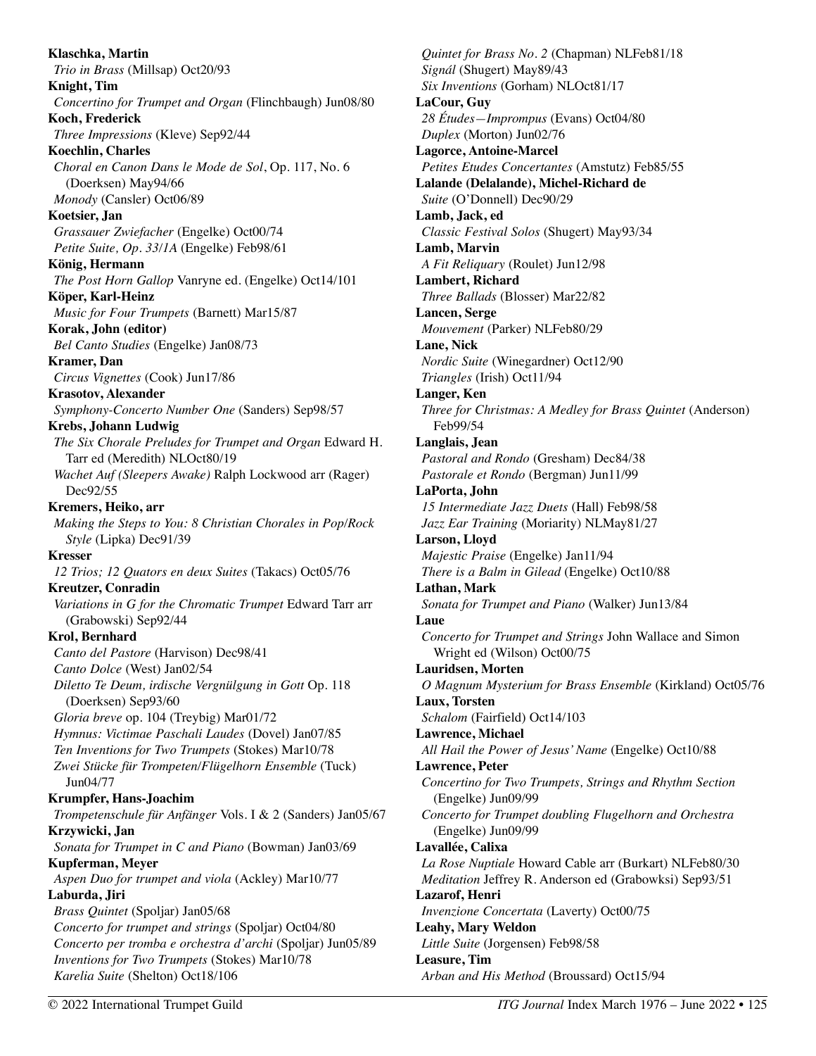**Klaschka, Martin**
*Trio in Brass* (Millsap) Oct20/93
**Knight, Tim**
*Concertino for Trumpet and Organ* (Flinchbaugh) Jun08/80
**Koch, Frederick**
*Three Impressions* (Kleve) Sep92/44
**Koechlin, Charles**
*Choral en Canon Dans le Mode de Sol*, Op. 117, No. 6 (Doerksen) May94/66
*Monody* (Cansler) Oct06/89
**Koetsier, Jan**
*Grassauer Zwiefacher* (Engelke) Oct00/74
*Petite Suite, Op. 33/1A* (Engelke) Feb98/61
**König, Hermann**
*The Post Horn Gallop* Vanryne ed. (Engelke) Oct14/101
**Köper, Karl-Heinz**
*Music for Four Trumpets* (Barnett) Mar15/87
**Korak, John (editor)**
*Bel Canto Studies* (Engelke) Jan08/73
**Kramer, Dan**
*Circus Vignettes* (Cook) Jun17/86
**Krasotov, Alexander**
*Symphony-Concerto Number One* (Sanders) Sep98/57
**Krebs, Johann Ludwig**
*The Six Chorale Preludes for Trumpet and Organ* Edward H. Tarr ed (Meredith) NLOct80/19
*Wachet Auf (Sleepers Awake)* Ralph Lockwood arr (Rager) Dec92/55
**Kremers, Heiko, arr**
*Making the Steps to You: 8 Christian Chorales in Pop/Rock Style* (Lipka) Dec91/39
**Kresser**
*12 Trios; 12 Quators en deux Suites* (Takacs) Oct05/76
**Kreutzer, Conradin**
*Variations in G for the Chromatic Trumpet* Edward Tarr arr (Grabowski) Sep92/44
**Krol, Bernhard**
*Canto del Pastore* (Harvison) Dec98/41
*Canto Dolce* (West) Jan02/54
*Diletto Te Deum, irdische Vergnülgung in Gott* Op. 118 (Doerksen) Sep93/60
*Gloria breve* op. 104 (Treybig) Mar01/72
*Hymnus: Victimae Paschali Laudes* (Dovel) Jan07/85
*Ten Inventions for Two Trumpets* (Stokes) Mar10/78
*Zwei Stücke für Trompeten/Flügelhorn Ensemble* (Tuck) Jun04/77
**Krumpfer, Hans-Joachim**
*Trompetenschule für Anfänger* Vols. I & 2 (Sanders) Jan05/67
**Krzywicki, Jan**
*Sonata for Trumpet in C and Piano* (Bowman) Jan03/69
**Kupferman, Meyer**
*Aspen Duo for trumpet and viola* (Ackley) Mar10/77
**Laburda, Jiri**
*Brass Quintet* (Spoljar) Jan05/68
*Concerto for trumpet and strings* (Spoljar) Oct04/80
*Concerto per tromba e orchestra d'archi* (Spoljar) Jun05/89
*Inventions for Two Trumpets* (Stokes) Mar10/78
*Karelia Suite* (Shelton) Oct18/106
*Quintet for Brass No. 2* (Chapman) NLFeb81/18
*Signál* (Shugert) May89/43
*Six Inventions* (Gorham) NLOct81/17
**LaCour, Guy**
*28 Études—Impromptus* (Evans) Oct04/80
*Duplex* (Morton) Jun02/76
**Lagorce, Antoine-Marcel**
*Petites Etudes Concertantes* (Amstutz) Feb85/55
**Lalande (Delalande), Michel-Richard de**
*Suite* (O'Donnell) Dec90/29
**Lamb, Jack, ed**
*Classic Festival Solos* (Shugert) May93/34
**Lamb, Marvin**
*A Fit Reliquary* (Roulet) Jun12/98
**Lambert, Richard**
*Three Ballads* (Blosser) Mar22/82
**Lancen, Serge**
*Mouvement* (Parker) NLFeb80/29
**Lane, Nick**
*Nordic Suite* (Winegardner) Oct12/90
*Triangles* (Irish) Oct11/94
**Langer, Ken**
*Three for Christmas: A Medley for Brass Quintet* (Anderson) Feb99/54
**Langlais, Jean**
*Pastoral and Rondo* (Gresham) Dec84/38
*Pastorale et Rondo* (Bergman) Jun11/99
**LaPorta, John**
*15 Intermediate Jazz Duets* (Hall) Feb98/58
*Jazz Ear Training* (Moriarity) NLMay81/27
**Larson, Lloyd**
*Majestic Praise* (Engelke) Jan11/94
*There is a Balm in Gilead* (Engelke) Oct10/88
**Lathan, Mark**
*Sonata for Trumpet and Piano* (Walker) Jun13/84
**Laue**
*Concerto for Trumpet and Strings* John Wallace and Simon Wright ed (Wilson) Oct00/75
**Lauridsen, Morten**
*O Magnum Mysterium for Brass Ensemble* (Kirkland) Oct05/76
**Laux, Torsten**
*Schalom* (Fairfield) Oct14/103
**Lawrence, Michael**
*All Hail the Power of Jesus' Name* (Engelke) Oct10/88
**Lawrence, Peter**
*Concertino for Two Trumpets, Strings and Rhythm Section* (Engelke) Jun09/99
*Concerto for Trumpet doubling Flugelhorn and Orchestra* (Engelke) Jun09/99
**Lavallée, Calixa**
*La Rose Nuptiale* Howard Cable arr (Burkart) NLFeb80/30
*Meditation* Jeffrey R. Anderson ed (Grabowksi) Sep93/51
**Lazarof, Henri**
*Invenzione Concertata* (Laverty) Oct00/75
**Leahy, Mary Weldon**
*Little Suite* (Jorgensen) Feb98/58
**Leasure, Tim**
*Arban and His Method* (Broussard) Oct15/94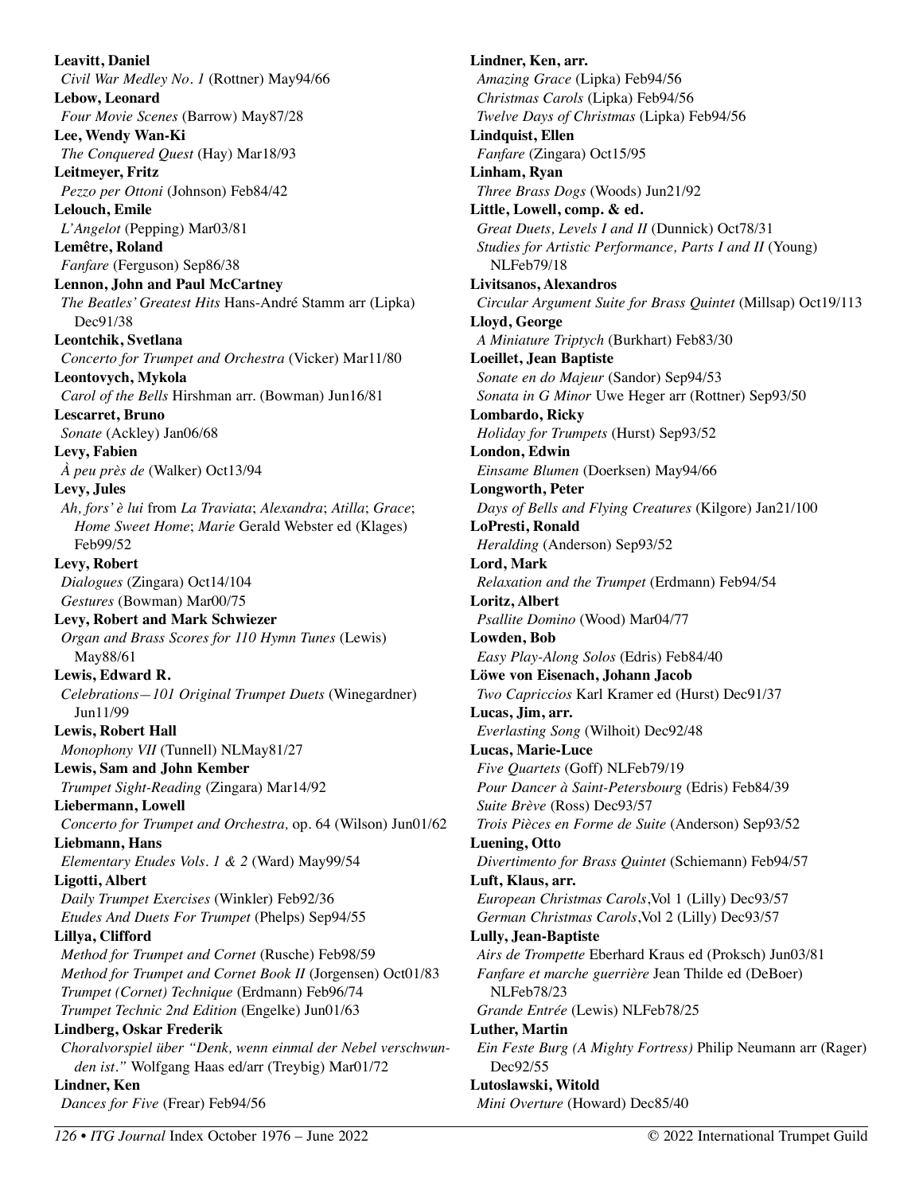**Leavitt, Daniel**
*Civil War Medley No. 1* (Rottner) May94/66
**Lebow, Leonard**
*Four Movie Scenes* (Barrow) May87/28
**Lee, Wendy Wan-Ki**
*The Conquered Quest* (Hay) Mar18/93
**Leitmeyer, Fritz**
*Pezzo per Ottoni* (Johnson) Feb84/42
**Lelouch, Emile**
*L'Angelot* (Pepping) Mar03/81
**Lemêtre, Roland**
*Fanfare* (Ferguson) Sep86/38
**Lennon, John and Paul McCartney**
*The Beatles' Greatest Hits* Hans-André Stamm arr (Lipka) Dec91/38
**Leontchik, Svetlana**
*Concerto for Trumpet and Orchestra* (Vicker) Mar11/80
**Leontovych, Mykola**
*Carol of the Bells* Hirshman arr. (Bowman) Jun16/81
**Lescarret, Bruno**
*Sonate* (Ackley) Jan06/68
**Levy, Fabien**
*À peu près de* (Walker) Oct13/94
**Levy, Jules**
*Ah, fors' è lui* from *La Traviata*; *Alexandra*; *Atilla*; *Grace*; *Home Sweet Home*; *Marie* Gerald Webster ed (Klages) Feb99/52
**Levy, Robert**
*Dialogues* (Zingara) Oct14/104
*Gestures* (Bowman) Mar00/75
**Levy, Robert and Mark Schwiezer**
*Organ and Brass Scores for 110 Hymn Tunes* (Lewis) May88/61
**Lewis, Edward R.**
*Celebrations—101 Original Trumpet Duets* (Winegardner) Jun11/99
**Lewis, Robert Hall**
*Monophony VII* (Tunnell) NLMay81/27
**Lewis, Sam and John Kember**
*Trumpet Sight-Reading* (Zingara) Mar14/92
**Liebermann, Lowell**
*Concerto for Trumpet and Orchestra,* op. 64 (Wilson) Jun01/62
**Liebmann, Hans**
*Elementary Etudes Vols. 1 & 2* (Ward) May99/54
**Ligotti, Albert**
*Daily Trumpet Exercises* (Winkler) Feb92/36
*Etudes And Duets For Trumpet* (Phelps) Sep94/55
**Lillya, Clifford**
*Method for Trumpet and Cornet* (Rusche) Feb98/59
*Method for Trumpet and Cornet Book II* (Jorgensen) Oct01/83
*Trumpet (Cornet) Technique* (Erdmann) Feb96/74
*Trumpet Technic 2nd Edition* (Engelke) Jun01/63
**Lindberg, Oskar Frederik**
*Choralvorspiel über "Denk, wenn einmal der Nebel verschwunden ist."* Wolfgang Haas ed/arr (Treybig) Mar01/72
**Lindner, Ken**
*Dances for Five* (Frear) Feb94/56
**Lindner, Ken, arr.**
*Amazing Grace* (Lipka) Feb94/56
*Christmas Carols* (Lipka) Feb94/56
*Twelve Days of Christmas* (Lipka) Feb94/56
**Lindquist, Ellen**
*Fanfare* (Zingara) Oct15/95
**Linham, Ryan**
*Three Brass Dogs* (Woods) Jun21/92
**Little, Lowell, comp. & ed.**
*Great Duets, Levels I and II* (Dunnick) Oct78/31
*Studies for Artistic Performance, Parts I and II* (Young) NLFeb79/18
**Livitsanos, Alexandros**
*Circular Argument Suite for Brass Quintet* (Millsap) Oct19/113
**Lloyd, George**
*A Miniature Triptych* (Burkhart) Feb83/30
**Loeillet, Jean Baptiste**
*Sonate en do Majeur* (Sandor) Sep94/53
*Sonata in G Minor* Uwe Heger arr (Rottner) Sep93/50
**Lombardo, Ricky**
*Holiday for Trumpets* (Hurst) Sep93/52
**London, Edwin**
*Einsame Blumen* (Doerksen) May94/66
**Longworth, Peter**
*Days of Bells and Flying Creatures* (Kilgore) Jan21/100
**LoPresti, Ronald**
*Heralding* (Anderson) Sep93/52
**Lord, Mark**
*Relaxation and the Trumpet* (Erdmann) Feb94/54
**Loritz, Albert**
*Psallite Domino* (Wood) Mar04/77
**Lowden, Bob**
*Easy Play-Along Solos* (Edris) Feb84/40
**Löwe von Eisenach, Johann Jacob**
*Two Capriccios* Karl Kramer ed (Hurst) Dec91/37
**Lucas, Jim, arr.**
*Everlasting Song* (Wilhoit) Dec92/48
**Lucas, Marie-Luce**
*Five Quartets* (Goff) NLFeb79/19
*Pour Dancer à Saint-Petersbourg* (Edris) Feb84/39
*Suite Brève* (Ross) Dec93/57
*Trois Pièces en Forme de Suite* (Anderson) Sep93/52
**Luening, Otto**
*Divertimento for Brass Quintet* (Schiemann) Feb94/57
**Luft, Klaus, arr.**
*European Christmas Carols*,Vol 1 (Lilly) Dec93/57
*German Christmas Carols*,Vol 2 (Lilly) Dec93/57
**Lully, Jean-Baptiste**
*Airs de Trompette* Eberhard Kraus ed (Proksch) Jun03/81
*Fanfare et marche guerrière* Jean Thilde ed (DeBoer) NLFeb78/23
*Grande Entrée* (Lewis) NLFeb78/25
**Luther, Martin**
*Ein Feste Burg (A Mighty Fortress)* Philip Neumann arr (Rager) Dec92/55
**Lutoslawski, Witold**
*Mini Overture* (Howard) Dec85/40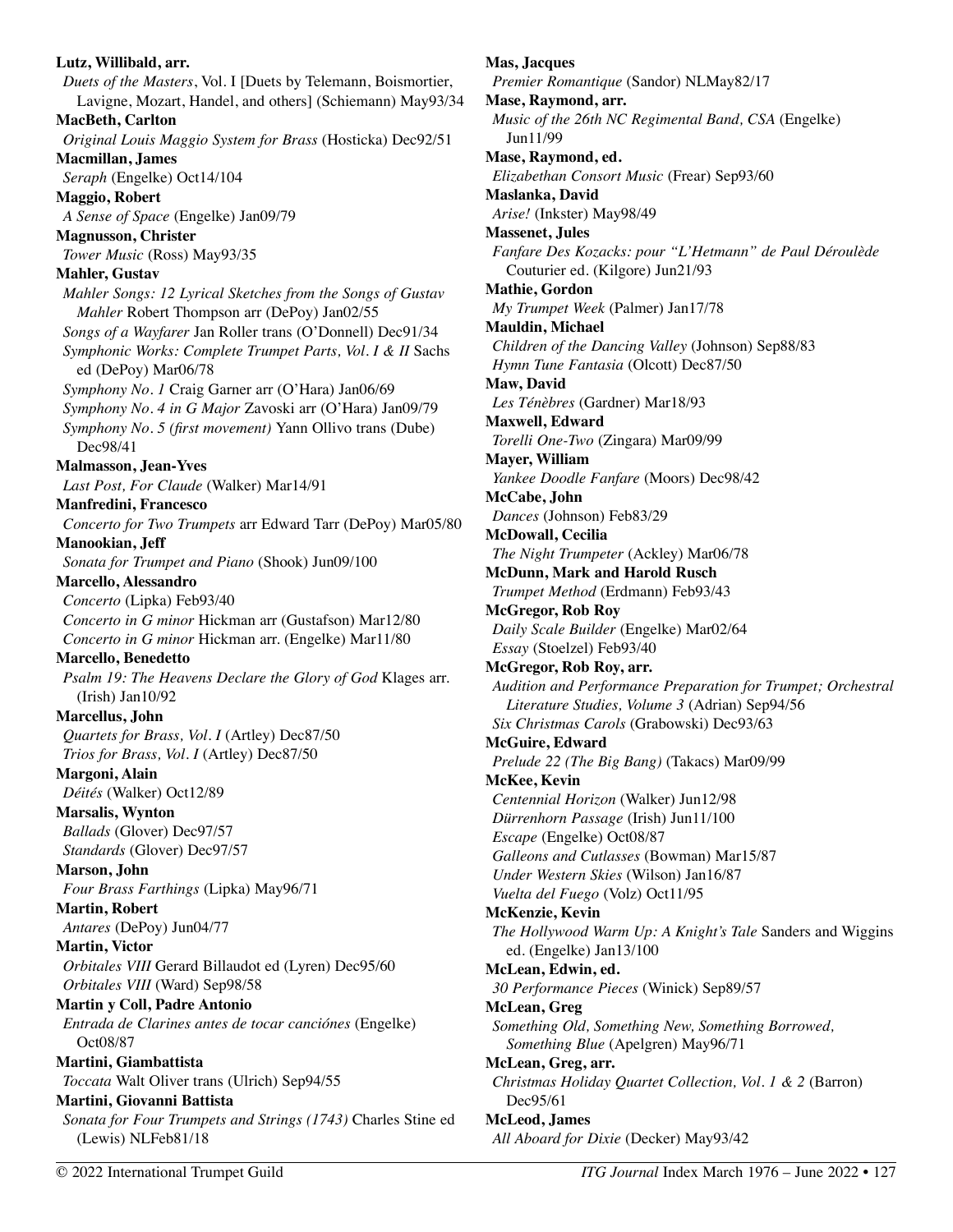**Lutz, Willibald, arr.**
*Duets of the Masters*, Vol. I [Duets by Telemann, Boismortier, Lavigne, Mozart, Handel, and others] (Schiemann) May93/34

**MacBeth, Carlton**
*Original Louis Maggio System for Brass* (Hosticka) Dec92/51

**Macmillan, James**
*Seraph* (Engelke) Oct14/104

**Maggio, Robert**
*A Sense of Space* (Engelke) Jan09/79

**Magnusson, Christer**
*Tower Music* (Ross) May93/35

**Mahler, Gustav**
*Mahler Songs: 12 Lyrical Sketches from the Songs of Gustav Mahler* Robert Thompson arr (DePoy) Jan02/55
*Songs of a Wayfarer* Jan Roller trans (O'Donnell) Dec91/34
*Symphonic Works: Complete Trumpet Parts, Vol. I & II* Sachs ed (DePoy) Mar06/78
*Symphony No. 1* Craig Garner arr (O'Hara) Jan06/69
*Symphony No. 4 in G Major* Zavoski arr (O'Hara) Jan09/79
*Symphony No. 5 (first movement)* Yann Ollivo trans (Dube) Dec98/41

**Malmasson, Jean-Yves**
*Last Post, For Claude* (Walker) Mar14/91

**Manfredini, Francesco**
*Concerto for Two Trumpets* arr Edward Tarr (DePoy) Mar05/80

**Manookian, Jeff**
*Sonata for Trumpet and Piano* (Shook) Jun09/100

**Marcello, Alessandro**
*Concerto* (Lipka) Feb93/40
*Concerto in G minor* Hickman arr (Gustafson) Mar12/80
*Concerto in G minor* Hickman arr. (Engelke) Mar11/80

**Marcello, Benedetto**
*Psalm 19: The Heavens Declare the Glory of God* Klages arr. (Irish) Jan10/92

**Marcellus, John**
*Quartets for Brass, Vol. I* (Artley) Dec87/50
*Trios for Brass, Vol. I* (Artley) Dec87/50

**Margoni, Alain**
*Déités* (Walker) Oct12/89

**Marsalis, Wynton**
*Ballads* (Glover) Dec97/57
*Standards* (Glover) Dec97/57

**Marson, John**
*Four Brass Farthings* (Lipka) May96/71

**Martin, Robert**
*Antares* (DePoy) Jun04/77

**Martin, Victor**
*Orbitales VIII* Gerard Billaudot ed (Lyren) Dec95/60
*Orbitales VIII* (Ward) Sep98/58

**Martin y Coll, Padre Antonio**
*Entrada de Clarines antes de tocar canciónes* (Engelke) Oct08/87

**Martini, Giambattista**
*Toccata* Walt Oliver trans (Ulrich) Sep94/55

**Martini, Giovanni Battista**
*Sonata for Four Trumpets and Strings (1743)* Charles Stine ed (Lewis) NLFeb81/18

**Mas, Jacques**
*Premier Romantique* (Sandor) NLMay82/17

**Mase, Raymond, arr.**
*Music of the 26th NC Regimental Band, CSA* (Engelke) Jun11/99

**Mase, Raymond, ed.**
*Elizabethan Consort Music* (Frear) Sep93/60

**Maslanka, David**
*Arise!* (Inkster) May98/49

**Massenet, Jules**
*Fanfare Des Kozacks: pour "L'Hetmann" de Paul Déroulède* Couturier ed. (Kilgore) Jun21/93

**Mathie, Gordon**
*My Trumpet Week* (Palmer) Jan17/78

**Mauldin, Michael**
*Children of the Dancing Valley* (Johnson) Sep88/83
*Hymn Tune Fantasia* (Olcott) Dec87/50

**Maw, David**
*Les Ténèbres* (Gardner) Mar18/93

**Maxwell, Edward**
*Torelli One-Two* (Zingara) Mar09/99

**Mayer, William**
*Yankee Doodle Fanfare* (Moors) Dec98/42

**McCabe, John**
*Dances* (Johnson) Feb83/29

**McDowall, Cecilia**
*The Night Trumpeter* (Ackley) Mar06/78

**McDunn, Mark and Harold Rusch**
*Trumpet Method* (Erdmann) Feb93/43

**McGregor, Rob Roy**
*Daily Scale Builder* (Engelke) Mar02/64
*Essay* (Stoelzel) Feb93/40

**McGregor, Rob Roy, arr.**
*Audition and Performance Preparation for Trumpet; Orchestral Literature Studies, Volume 3* (Adrian) Sep94/56
*Six Christmas Carols* (Grabowski) Dec93/63

**McGuire, Edward**
*Prelude 22 (The Big Bang)* (Takacs) Mar09/99

**McKee, Kevin**
*Centennial Horizon* (Walker) Jun12/98
*Dürrenhorn Passage* (Irish) Jun11/100
*Escape* (Engelke) Oct08/87
*Galleons and Cutlasses* (Bowman) Mar15/87
*Under Western Skies* (Wilson) Jan16/87
*Vuelta del Fuego* (Volz) Oct11/95

**McKenzie, Kevin**
*The Hollywood Warm Up: A Knight's Tale* Sanders and Wiggins ed. (Engelke) Jan13/100

**McLean, Edwin, ed.**
*30 Performance Pieces* (Winick) Sep89/57

**McLean, Greg**
*Something Old, Something New, Something Borrowed, Something Blue* (Apelgren) May96/71

**McLean, Greg, arr.**
*Christmas Holiday Quartet Collection, Vol. 1 & 2* (Barron) Dec95/61

**McLeod, James**
*All Aboard for Dixie* (Decker) May93/42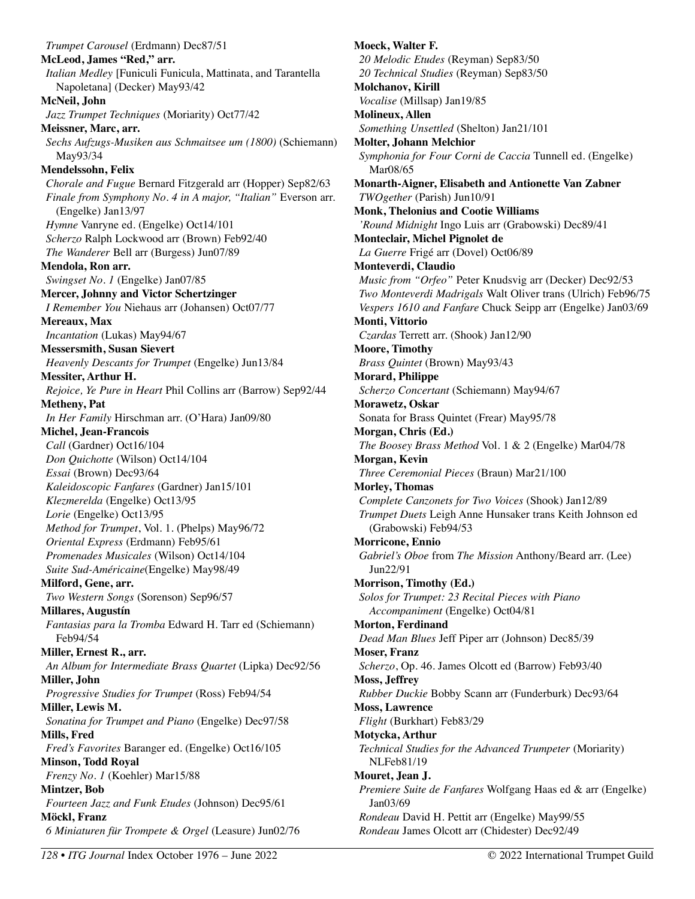*Trumpet Carousel* (Erdmann) Dec87/51

**McLeod, James "Red," arr.**
*Italian Medley* [Funiculi Funicula, Mattinata, and Tarantella Napoletana] (Decker) May93/42

**McNeil, John**
*Jazz Trumpet Techniques* (Moriarity) Oct77/42

**Meissner, Marc, arr.**
*Sechs Aufzugs-Musiken aus Schmaitsee um (1800)* (Schiemann) May93/34

**Mendelssohn, Felix**
*Chorale and Fugue* Bernard Fitzgerald arr (Hopper) Sep82/63
*Finale from Symphony No. 4 in A major, "Italian"* Everson arr. (Engelke) Jan13/97
*Hymne* Vanryne ed. (Engelke) Oct14/101
*Scherzo* Ralph Lockwood arr (Brown) Feb92/40
*The Wanderer* Bell arr (Burgess) Jun07/89

**Mendola, Ron arr.**
*Swingset No. 1* (Engelke) Jan07/85

**Mercer, Johnny and Victor Schertzinger**
*I Remember You* Niehaus arr (Johansen) Oct07/77

**Mereaux, Max**
*Incantation* (Lukas) May94/67

**Messersmith, Susan Sievert**
*Heavenly Descants for Trumpet* (Engelke) Jun13/84

**Messiter, Arthur H.**
*Rejoice, Ye Pure in Heart* Phil Collins arr (Barrow) Sep92/44

**Metheny, Pat**
*In Her Family* Hirschman arr. (O'Hara) Jan09/80

**Michel, Jean-Francois**
*Call* (Gardner) Oct16/104
*Don Quichotte* (Wilson) Oct14/104
*Essai* (Brown) Dec93/64
*Kaleidoscopic Fanfares* (Gardner) Jan15/101
*Klezmerelda* (Engelke) Oct13/95
*Lorie* (Engelke) Oct13/95
*Method for Trumpet*, Vol. 1. (Phelps) May96/72
*Oriental Express* (Erdmann) Feb95/61
*Promenades Musicales* (Wilson) Oct14/104
*Suite Sud-Américaine*(Engelke) May98/49

**Milford, Gene, arr.**
*Two Western Songs* (Sorenson) Sep96/57

**Millares, Augustín**
*Fantasias para la Tromba* Edward H. Tarr ed (Schiemann) Feb94/54

**Miller, Ernest R., arr.**
*An Album for Intermediate Brass Quartet* (Lipka) Dec92/56

**Miller, John**
*Progressive Studies for Trumpet* (Ross) Feb94/54

**Miller, Lewis M.**
*Sonatina for Trumpet and Piano* (Engelke) Dec97/58

**Mills, Fred**
*Fred's Favorites* Baranger ed. (Engelke) Oct16/105

**Minson, Todd Royal**
*Frenzy No. 1* (Koehler) Mar15/88

**Mintzer, Bob**
*Fourteen Jazz and Funk Etudes* (Johnson) Dec95/61

**Möckl, Franz**
*6 Miniaturen für Trompete & Orgel* (Leasure) Jun02/76

**Moeck, Walter F.**
*20 Melodic Etudes* (Reyman) Sep83/50
*20 Technical Studies* (Reyman) Sep83/50

**Molchanov, Kirill**
*Vocalise* (Millsap) Jan19/85

**Molineux, Allen**
*Something Unsettled* (Shelton) Jan21/101

**Molter, Johann Melchior**
*Symphonia for Four Corni de Caccia* Tunnell ed. (Engelke) Mar08/65

**Monarth-Aigner, Elisabeth and Antionette Van Zabner**
*TWOgether* (Parish) Jun10/91

**Monk, Thelonius and Cootie Williams**
*'Round Midnight* Ingo Luis arr (Grabowski) Dec89/41

**Monteclair, Michel Pignolet de**
*La Guerre* Frigé arr (Dovel) Oct06/89

**Monteverdi, Claudio**
*Music from "Orfeo"* Peter Knudsvig arr (Decker) Dec92/53
*Two Monteverdi Madrigals* Walt Oliver trans (Ulrich) Feb96/75
*Vespers 1610 and Fanfare* Chuck Seipp arr (Engelke) Jan03/69

**Monti, Vittorio**
*Czardas* Terrett arr. (Shook) Jan12/90

**Moore, Timothy**
*Brass Quintet* (Brown) May93/43

**Morard, Philippe**
*Scherzo Concertant* (Schiemann) May94/67

**Morawetz, Oskar**
Sonata for Brass Quintet (Frear) May95/78

**Morgan, Chris (Ed.)**
*The Boosey Brass Method* Vol. 1 & 2 (Engelke) Mar04/78

**Morgan, Kevin**
*Three Ceremonial Pieces* (Braun) Mar21/100

**Morley, Thomas**
*Complete Canzonets for Two Voices* (Shook) Jan12/89
*Trumpet Duets* Leigh Anne Hunsaker trans Keith Johnson ed (Grabowski) Feb94/53

**Morricone, Ennio**
*Gabriel's Oboe* from *The Mission* Anthony/Beard arr. (Lee) Jun22/91

**Morrison, Timothy (Ed.)**
*Solos for Trumpet: 23 Recital Pieces with Piano Accompaniment* (Engelke) Oct04/81

**Morton, Ferdinand**
*Dead Man Blues* Jeff Piper arr (Johnson) Dec85/39

**Moser, Franz**
*Scherzo*, Op. 46. James Olcott ed (Barrow) Feb93/40

**Moss, Jeffrey**
*Rubber Duckie* Bobby Scann arr (Funderburk) Dec93/64

**Moss, Lawrence**
*Flight* (Burkhart) Feb83/29

**Motycka, Arthur**
*Technical Studies for the Advanced Trumpeter* (Moriarity) NLFeb81/19

**Mouret, Jean J.**
*Premiere Suite de Fanfares* Wolfgang Haas ed & arr (Engelke) Jan03/69
*Rondeau* David H. Pettit arr (Engelke) May99/55
*Rondeau* James Olcott arr (Chidester) Dec92/49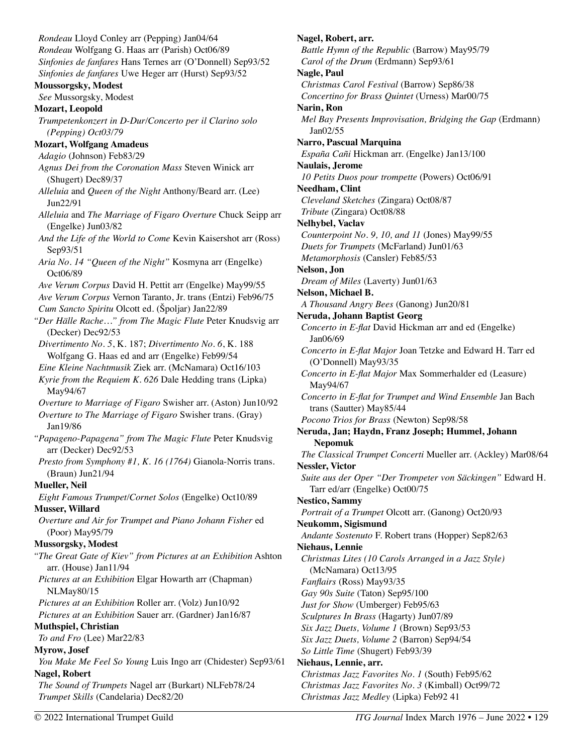*Rondeau* Lloyd Conley arr (Pepping) Jan04/64
*Rondeau* Wolfgang G. Haas arr (Parish) Oct06/89
*Sinfonies de fanfares* Hans Ternes arr (O'Donnell) Sep93/52
*Sinfonies de fanfares* Uwe Heger arr (Hurst) Sep93/52

**Moussorgsky, Modest**
*See* Mussorgsky, Modest

**Mozart, Leopold**
*Trumpetenkonzert in D-Dur/Concerto per il Clarino solo (Pepping) Oct03/79*

**Mozart, Wolfgang Amadeus**
*Adagio* (Johnson) Feb83/29
*Agnus Dei from the Coronation Mass* Steven Winick arr (Shugert) Dec89/37
*Alleluia* and *Queen of the Night* Anthony/Beard arr. (Lee) Jun22/91
*Alleluia* and *The Marriage of Figaro Overture* Chuck Seipp arr (Engelke) Jun03/82
*And the Life of the World to Come* Kevin Kaisershot arr (Ross) Sep93/51
*Aria No. 14 "Queen of the Night"* Kosmyna arr (Engelke) Oct06/89
*Ave Verum Corpus* David H. Pettit arr (Engelke) May99/55
*Ave Verum Corpus* Vernon Taranto, Jr. trans (Entzi) Feb96/75
*Cum Sancto Spiritu* Olcott ed. (Špoljar) Jan22/89
*"Der Hälle Rache…" from The Magic Flute* Peter Knudsvig arr (Decker) Dec92/53
*Divertimento No. 5*, K. 187; *Divertimento No. 6*, K. 188 Wolfgang G. Haas ed and arr (Engelke) Feb99/54
*Eine Kleine Nachtmusik* Ziek arr. (McNamara) Oct16/103
*Kyrie from the Requiem K. 626* Dale Hedding trans (Lipka) May94/67
*Overture to Marriage of Figaro* Swisher arr. (Aston) Jun10/92
*Overture to The Marriage of Figaro* Swisher trans. (Gray) Jan19/86
*"Papageno-Papagena" from The Magic Flute* Peter Knudsvig arr (Decker) Dec92/53
*Presto from Symphony #1, K. 16 (1764)* Gianola-Norris trans. (Braun) Jun21/94

**Mueller, Neil**
*Eight Famous Trumpet/Cornet Solos* (Engelke) Oct10/89

**Musser, Willard**
*Overture and Air for Trumpet and Piano Johann Fisher* ed (Poor) May95/79

**Mussorgsky, Modest**
*"The Great Gate of Kiev" from Pictures at an Exhibition* Ashton arr. (House) Jan11/94
*Pictures at an Exhibition* Elgar Howarth arr (Chapman) NLMay80/15
*Pictures at an Exhibition* Roller arr. (Volz) Jun10/92
*Pictures at an Exhibition* Sauer arr. (Gardner) Jan16/87

**Muthspiel, Christian**
*To and Fro* (Lee) Mar22/83

**Myrow, Josef**
*You Make Me Feel So Young* Luis Ingo arr (Chidester) Sep93/61

**Nagel, Robert**
*The Sound of Trumpets* Nagel arr (Burkart) NLFeb78/24
*Trumpet Skills* (Candelaria) Dec82/20

**Nagel, Robert, arr.**
*Battle Hymn of the Republic* (Barrow) May95/79
*Carol of the Drum* (Erdmann) Sep93/61

**Nagle, Paul**
*Christmas Carol Festival* (Barrow) Sep86/38
*Concertino for Brass Quintet* (Urness) Mar00/75

**Narin, Ron**
*Mel Bay Presents Improvisation, Bridging the Gap* (Erdmann) Jan02/55

**Narro, Pascual Marquina**
*España Cañi* Hickman arr. (Engelke) Jan13/100

**Naulais, Jerome**
*10 Petits Duos pour trompette* (Powers) Oct06/91

**Needham, Clint**
*Cleveland Sketches* (Zingara) Oct08/87
*Tribute* (Zingara) Oct08/88

**Nelhybel, Vaclav**
*Counterpoint No. 9, 10, and 11* (Jones) May99/55
*Duets for Trumpets* (McFarland) Jun01/63
*Metamorphosis* (Cansler) Feb85/53

**Nelson, Jon**
*Dream of Miles* (Laverty) Jun01/63

**Nelson, Michael B.**
*A Thousand Angry Bees* (Ganong) Jun20/81

**Neruda, Johann Baptist Georg**
*Concerto in E-flat* David Hickman arr and ed (Engelke) Jan06/69
*Concerto in E-flat Major* Joan Tetzke and Edward H. Tarr ed (O'Donnell) May93/35
*Concerto in E-flat Major* Max Sommerhalder ed (Leasure) May94/67
*Concerto in E-flat for Trumpet and Wind Ensemble* Jan Bach trans (Sautter) May85/44
*Pocono Trios for Brass* (Newton) Sep98/58

**Neruda, Jan; Haydn, Franz Joseph; Hummel, Johann Nepomuk**
*The Classical Trumpet Concerti* Mueller arr. (Ackley) Mar08/64

**Nessler, Victor**
*Suite aus der Oper "Der Trompeter von Säckingen"* Edward H. Tarr ed/arr (Engelke) Oct00/75

**Nestico, Sammy**
*Portrait of a Trumpet* Olcott arr. (Ganong) Oct20/93

**Neukomm, Sigismund**
*Andante Sostenuto* F. Robert trans (Hopper) Sep82/63

**Niehaus, Lennie**
*Christmas Lites (10 Carols Arranged in a Jazz Style)* (McNamara) Oct13/95
*Fanflairs* (Ross) May93/35
*Gay 90s Suite* (Taton) Sep95/100
*Just for Show* (Umberger) Feb95/63
*Sculptures In Brass* (Hagarty) Jun07/89
*Six Jazz Duets, Volume 1* (Brown) Sep93/53
*Six Jazz Duets, Volume 2* (Barron) Sep94/54
*So Little Time* (Shugert) Feb93/39

**Niehaus, Lennie, arr.**
*Christmas Jazz Favorites No. 1* (South) Feb95/62
*Christmas Jazz Favorites No. 3* (Kimball) Oct99/72
*Christmas Jazz Medley* (Lipka) Feb92 41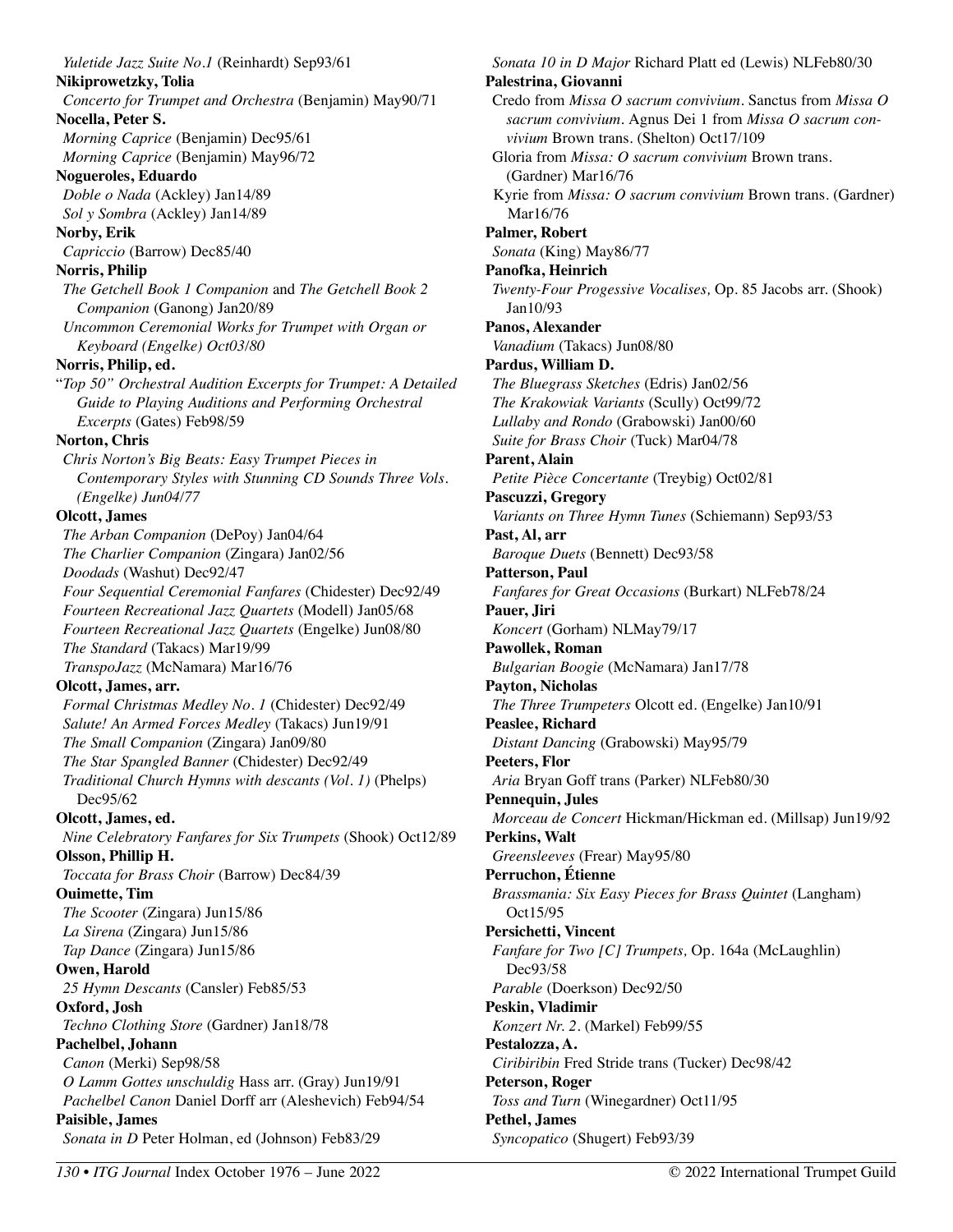*Yuletide Jazz Suite No.1* (Reinhardt) Sep93/61

**Nikiprowetzky, Tolia**

*Concerto for Trumpet and Orchestra* (Benjamin) May90/71

**Nocella, Peter S.**

*Morning Caprice* (Benjamin) Dec95/61

*Morning Caprice* (Benjamin) May96/72

**Nogueroles, Eduardo**

*Doble o Nada* (Ackley) Jan14/89

*Sol y Sombra* (Ackley) Jan14/89

**Norby, Erik**

*Capriccio* (Barrow) Dec85/40

**Norris, Philip**

*The Getchell Book 1 Companion* and *The Getchell Book 2 Companion* (Ganong) Jan20/89

*Uncommon Ceremonial Works for Trumpet with Organ or Keyboard (Engelke) Oct03/80*

**Norris, Philip, ed.**

"*Top 50" Orchestral Audition Excerpts for Trumpet: A Detailed Guide to Playing Auditions and Performing Orchestral Excerpts* (Gates) Feb98/59

**Norton, Chris**

*Chris Norton's Big Beats: Easy Trumpet Pieces in Contemporary Styles with Stunning CD Sounds Three Vols. (Engelke) Jun04/77*

**Olcott, James**

*The Arban Companion* (DePoy) Jan04/64

*The Charlier Companion* (Zingara) Jan02/56

*Doodads* (Washut) Dec92/47

*Four Sequential Ceremonial Fanfares* (Chidester) Dec92/49

*Fourteen Recreational Jazz Quartets* (Modell) Jan05/68

*Fourteen Recreational Jazz Quartets* (Engelke) Jun08/80

*The Standard* (Takacs) Mar19/99

*TranspoJazz* (McNamara) Mar16/76

**Olcott, James, arr.**

*Formal Christmas Medley No. 1* (Chidester) Dec92/49

*Salute! An Armed Forces Medley* (Takacs) Jun19/91

*The Small Companion* (Zingara) Jan09/80

*The Star Spangled Banner* (Chidester) Dec92/49

*Traditional Church Hymns with descants (Vol. 1)* (Phelps) Dec95/62

**Olcott, James, ed.**

*Nine Celebratory Fanfares for Six Trumpets* (Shook) Oct12/89

**Olsson, Phillip H.**

*Toccata for Brass Choir* (Barrow) Dec84/39

**Ouimette, Tim**

*The Scooter* (Zingara) Jun15/86

*La Sirena* (Zingara) Jun15/86

*Tap Dance* (Zingara) Jun15/86

**Owen, Harold**

*25 Hymn Descants* (Cansler) Feb85/53

**Oxford, Josh**

*Techno Clothing Store* (Gardner) Jan18/78

**Pachelbel, Johann**

*Canon* (Merki) Sep98/58

*O Lamm Gottes unschuldig* Hass arr. (Gray) Jun19/91

*Pachelbel Canon* Daniel Dorff arr (Aleshevich) Feb94/54

**Paisible, James**

*Sonata in D* Peter Holman, ed (Johnson) Feb83/29

*Sonata 10 in D Major* Richard Platt ed (Lewis) NLFeb80/30

**Palestrina, Giovanni**

Credo from *Missa O sacrum convivium*. Sanctus from *Missa O sacrum convivium*. Agnus Dei 1 from *Missa O sacrum convivium* Brown trans. (Shelton) Oct17/109

Gloria from *Missa: O sacrum convivium* Brown trans. (Gardner) Mar16/76

Kyrie from *Missa: O sacrum convivium* Brown trans. (Gardner) Mar16/76

**Palmer, Robert**

*Sonata* (King) May86/77

**Panofka, Heinrich**

*Twenty-Four Progessive Vocalises,* Op. 85 Jacobs arr. (Shook) Jan10/93

**Panos, Alexander**

*Vanadium* (Takacs) Jun08/80

**Pardus, William D.**

*The Bluegrass Sketches* (Edris) Jan02/56

*The Krakowiak Variants* (Scully) Oct99/72

*Lullaby and Rondo* (Grabowski) Jan00/60

*Suite for Brass Choir* (Tuck) Mar04/78

**Parent, Alain**

*Petite Pièce Concertante* (Treybig) Oct02/81

**Pascuzzi, Gregory**

*Variants on Three Hymn Tunes* (Schiemann) Sep93/53

**Past, Al, arr**

*Baroque Duets* (Bennett) Dec93/58

**Patterson, Paul**

*Fanfares for Great Occasions* (Burkart) NLFeb78/24

**Pauer, Jiri**

*Koncert* (Gorham) NLMay79/17

**Pawollek, Roman**

*Bulgarian Boogie* (McNamara) Jan17/78

**Payton, Nicholas**

*The Three Trumpeters* Olcott ed. (Engelke) Jan10/91

**Peaslee, Richard**

*Distant Dancing* (Grabowski) May95/79

**Peeters, Flor**

*Aria* Bryan Goff trans (Parker) NLFeb80/30

**Pennequin, Jules**

*Morceau de Concert* Hickman/Hickman ed. (Millsap) Jun19/92

**Perkins, Walt**

*Greensleeves* (Frear) May95/80

**Perruchon, Étienne**

*Brassmania: Six Easy Pieces for Brass Quintet* (Langham) Oct15/95

**Persichetti, Vincent**

*Fanfare for Two [C] Trumpets,* Op. 164a (McLaughlin) Dec93/58

*Parable* (Doerkson) Dec92/50

**Peskin, Vladimir**

*Konzert Nr. 2.* (Markel) Feb99/55

**Pestalozza, A.**

*Ciribiribin* Fred Stride trans (Tucker) Dec98/42

**Peterson, Roger**

*Toss and Turn* (Winegardner) Oct11/95

**Pethel, James**

*Syncopatico* (Shugert) Feb93/39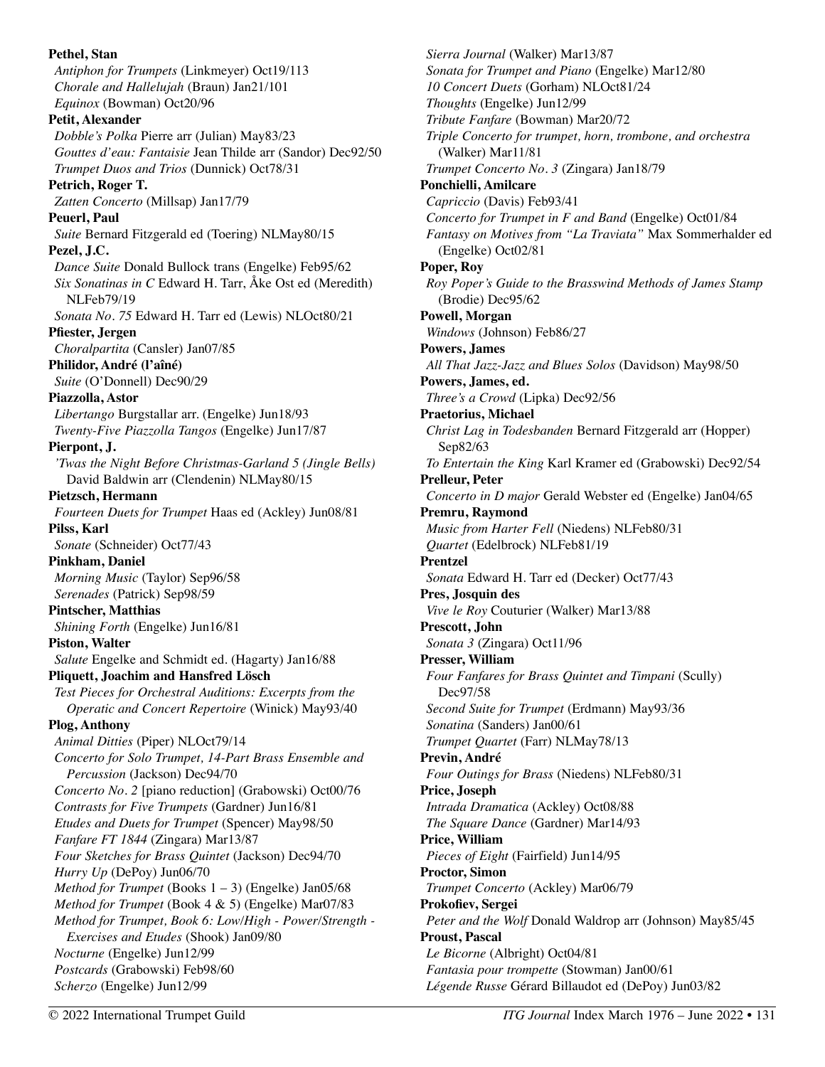**Pethel, Stan**
*Antiphon for Trumpets* (Linkmeyer) Oct19/113
*Chorale and Hallelujah* (Braun) Jan21/101
*Equinox* (Bowman) Oct20/96

**Petit, Alexander**
*Dobble's Polka* Pierre arr (Julian) May83/23
*Gouttes d'eau: Fantaisie* Jean Thilde arr (Sandor) Dec92/50
*Trumpet Duos and Trios* (Dunnick) Oct78/31

**Petrich, Roger T.**
*Zatten Concerto* (Millsap) Jan17/79

**Peuerl, Paul**
*Suite* Bernard Fitzgerald ed (Toering) NLMay80/15

**Pezel, J.C.**
*Dance Suite* Donald Bullock trans (Engelke) Feb95/62
*Six Sonatinas in C* Edward H. Tarr, Åke Ost ed (Meredith) NLFeb79/19
*Sonata No. 75* Edward H. Tarr ed (Lewis) NLOct80/21

**Pfiester, Jergen**
*Choralpartita* (Cansler) Jan07/85

**Philidor, André (l'aîné)**
*Suite* (O'Donnell) Dec90/29

**Piazzolla, Astor**
*Libertango* Burgstallar arr. (Engelke) Jun18/93
*Twenty-Five Piazzolla Tangos* (Engelke) Jun17/87

**Pierpont, J.**
*'Twas the Night Before Christmas-Garland 5 (Jingle Bells)* David Baldwin arr (Clendenin) NLMay80/15

**Pietzsch, Hermann**
*Fourteen Duets for Trumpet* Haas ed (Ackley) Jun08/81

**Pilss, Karl**
*Sonate* (Schneider) Oct77/43

**Pinkham, Daniel**
*Morning Music* (Taylor) Sep96/58
*Serenades* (Patrick) Sep98/59

**Pintscher, Matthias**
*Shining Forth* (Engelke) Jun16/81

**Piston, Walter**
*Salute* Engelke and Schmidt ed. (Hagarty) Jan16/88

**Pliquett, Joachim and Hansfred Lösch**
*Test Pieces for Orchestral Auditions: Excerpts from the Operatic and Concert Repertoire* (Winick) May93/40

**Plog, Anthony**
*Animal Ditties* (Piper) NLOct79/14
*Concerto for Solo Trumpet, 14-Part Brass Ensemble and Percussion* (Jackson) Dec94/70
*Concerto No. 2* [piano reduction] (Grabowski) Oct00/76
*Contrasts for Five Trumpets* (Gardner) Jun16/81
*Etudes and Duets for Trumpet* (Spencer) May98/50
*Fanfare FT 1844* (Zingara) Mar13/87
*Four Sketches for Brass Quintet* (Jackson) Dec94/70
*Hurry Up* (DePoy) Jun06/70
*Method for Trumpet* (Books 1 – 3) (Engelke) Jan05/68
*Method for Trumpet* (Book 4 & 5) (Engelke) Mar07/83
*Method for Trumpet, Book 6: Low/High - Power/Strength - Exercises and Etudes* (Shook) Jan09/80
*Nocturne* (Engelke) Jun12/99
*Postcards* (Grabowski) Feb98/60
*Scherzo* (Engelke) Jun12/99
*Sierra Journal* (Walker) Mar13/87
*Sonata for Trumpet and Piano* (Engelke) Mar12/80
*10 Concert Duets* (Gorham) NLOct81/24
*Thoughts* (Engelke) Jun12/99
*Tribute Fanfare* (Bowman) Mar20/72
*Triple Concerto for trumpet, horn, trombone, and orchestra* (Walker) Mar11/81
*Trumpet Concerto No. 3* (Zingara) Jan18/79

**Ponchielli, Amilcare**
*Capriccio* (Davis) Feb93/41
*Concerto for Trumpet in F and Band* (Engelke) Oct01/84
*Fantasy on Motives from "La Traviata"* Max Sommerhalder ed (Engelke) Oct02/81

**Poper, Roy**
*Roy Poper's Guide to the Brasswind Methods of James Stamp* (Brodie) Dec95/62

**Powell, Morgan**
*Windows* (Johnson) Feb86/27

**Powers, James**
*All That Jazz-Jazz and Blues Solos* (Davidson) May98/50

**Powers, James, ed.**
*Three's a Crowd* (Lipka) Dec92/56

**Praetorius, Michael**
*Christ Lag in Todesbanden* Bernard Fitzgerald arr (Hopper) Sep82/63
*To Entertain the King* Karl Kramer ed (Grabowski) Dec92/54

**Prelleur, Peter**
*Concerto in D major* Gerald Webster ed (Engelke) Jan04/65

**Premru, Raymond**
*Music from Harter Fell* (Niedens) NLFeb80/31
*Quartet* (Edelbrock) NLFeb81/19

**Prentzel**
*Sonata* Edward H. Tarr ed (Decker) Oct77/43

**Pres, Josquin des**
*Vive le Roy* Couturier (Walker) Mar13/88

**Prescott, John**
*Sonata 3* (Zingara) Oct11/96

**Presser, William**
*Four Fanfares for Brass Quintet and Timpani* (Scully) Dec97/58
*Second Suite for Trumpet* (Erdmann) May93/36
*Sonatina* (Sanders) Jan00/61
*Trumpet Quartet* (Farr) NLMay78/13

**Previn, André**
*Four Outings for Brass* (Niedens) NLFeb80/31

**Price, Joseph**
*Intrada Dramatica* (Ackley) Oct08/88
*The Square Dance* (Gardner) Mar14/93

**Price, William**
*Pieces of Eight* (Fairfield) Jun14/95

**Proctor, Simon**
*Trumpet Concerto* (Ackley) Mar06/79

**Prokofiev, Sergei**
*Peter and the Wolf* Donald Waldrop arr (Johnson) May85/45

**Proust, Pascal**
*Le Bicorne* (Albright) Oct04/81
*Fantasia pour trompette* (Stowman) Jan00/61
*Légende Russe* Gérard Billaudot ed (DePoy) Jun03/82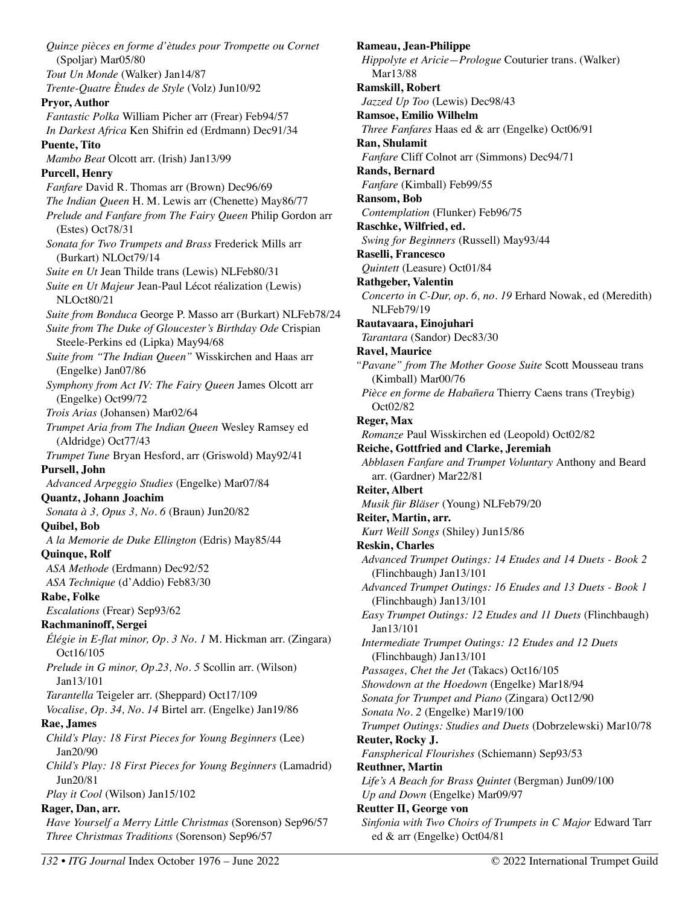*Quinze pièces en forme d'ètudes pour Trompette ou Cornet* (Spoljar) Mar05/80
*Tout Un Monde* (Walker) Jan14/87
*Trente-Quatre Ètudes de Style* (Volz) Jun10/92

**Pryor, Author**
*Fantastic Polka* William Picher arr (Frear) Feb94/57
*In Darkest Africa* Ken Shifrin ed (Erdmann) Dec91/34

**Puente, Tito**
*Mambo Beat* Olcott arr. (Irish) Jan13/99

**Purcell, Henry**
*Fanfare* David R. Thomas arr (Brown) Dec96/69
*The Indian Queen* H. M. Lewis arr (Chenette) May86/77
*Prelude and Fanfare from The Fairy Queen* Philip Gordon arr (Estes) Oct78/31
*Sonata for Two Trumpets and Brass* Frederick Mills arr (Burkart) NLOct79/14
*Suite en Ut* Jean Thilde trans (Lewis) NLFeb80/31
*Suite en Ut Majeur* Jean-Paul Lécot réalization (Lewis) NLOct80/21
*Suite from Bonduca* George P. Masso arr (Burkart) NLFeb78/24
*Suite from The Duke of Gloucester's Birthday Ode* Crispian Steele-Perkins ed (Lipka) May94/68
*Suite from "The Indian Queen"* Wisskirchen and Haas arr (Engelke) Jan07/86
*Symphony from Act IV: The Fairy Queen* James Olcott arr (Engelke) Oct99/72
*Trois Arias* (Johansen) Mar02/64
*Trumpet Aria from The Indian Queen* Wesley Ramsey ed (Aldridge) Oct77/43
*Trumpet Tune* Bryan Hesford, arr (Griswold) May92/41

**Pursell, John**
*Advanced Arpeggio Studies* (Engelke) Mar07/84

**Quantz, Johann Joachim**
*Sonata à 3, Opus 3, No. 6* (Braun) Jun20/82

**Quibel, Bob**
*A la Memorie de Duke Ellington* (Edris) May85/44

**Quinque, Rolf**
*ASA Methode* (Erdmann) Dec92/52
*ASA Technique* (d'Addio) Feb83/30

**Rabe, Folke**
*Escalations* (Frear) Sep93/62

**Rachmaninoff, Sergei**
*Élégie in E-flat minor, Op. 3 No. 1* M. Hickman arr. (Zingara) Oct16/105
*Prelude in G minor, Op.23, No. 5* Scollin arr. (Wilson) Jan13/101
*Tarantella* Teigeler arr. (Sheppard) Oct17/109
*Vocalise, Op. 34, No. 14* Birtel arr. (Engelke) Jan19/86

**Rae, James**
*Child's Play: 18 First Pieces for Young Beginners* (Lee) Jan20/90
*Child's Play: 18 First Pieces for Young Beginners* (Lamadrid) Jun20/81
*Play it Cool* (Wilson) Jan15/102

**Rager, Dan, arr.**
*Have Yourself a Merry Little Christmas* (Sorenson) Sep96/57
*Three Christmas Traditions* (Sorenson) Sep96/57

**Rameau, Jean-Philippe**
*Hippolyte et Aricie—Prologue* Couturier trans. (Walker) Mar13/88

**Ramskill, Robert**
*Jazzed Up Too* (Lewis) Dec98/43

**Ramsoe, Emilio Wilhelm**
*Three Fanfares* Haas ed & arr (Engelke) Oct06/91

**Ran, Shulamit**
*Fanfare* Cliff Colnot arr (Simmons) Dec94/71

**Rands, Bernard**
*Fanfare* (Kimball) Feb99/55

**Ransom, Bob**
*Contemplation* (Flunker) Feb96/75

**Raschke, Wilfried, ed.**
*Swing for Beginners* (Russell) May93/44

**Raselli, Francesco**
*Quintett* (Leasure) Oct01/84

**Rathgeber, Valentin**
*Concerto in C-Dur, op. 6, no. 19* Erhard Nowak, ed (Meredith) NLFeb79/19

**Rautavaara, Einojuhari**
*Tarantara* (Sandor) Dec83/30

**Ravel, Maurice**
*"Pavane" from The Mother Goose Suite* Scott Mousseau trans (Kimball) Mar00/76
*Pièce en forme de Habañera* Thierry Caens trans (Treybig) Oct02/82

**Reger, Max**
*Romanze* Paul Wisskirchen ed (Leopold) Oct02/82

**Reiche, Gottfried and Clarke, Jeremiah**
*Abblasen Fanfare and Trumpet Voluntary* Anthony and Beard arr. (Gardner) Mar22/81

**Reiter, Albert**
*Musik für Bläser* (Young) NLFeb79/20

**Reiter, Martin, arr.**
*Kurt Weill Songs* (Shiley) Jun15/86

**Reskin, Charles**
*Advanced Trumpet Outings: 14 Etudes and 14 Duets - Book 2* (Flinchbaugh) Jan13/101
*Advanced Trumpet Outings: 16 Etudes and 13 Duets - Book 1* (Flinchbaugh) Jan13/101
*Easy Trumpet Outings: 12 Etudes and 11 Duets* (Flinchbaugh) Jan13/101
*Intermediate Trumpet Outings: 12 Etudes and 12 Duets* (Flinchbaugh) Jan13/101
*Passages, Chet the Jet* (Takacs) Oct16/105
*Showdown at the Hoedown* (Engelke) Mar18/94
*Sonata for Trumpet and Piano* (Zingara) Oct12/90
*Sonata No. 2* (Engelke) Mar19/100
*Trumpet Outings: Studies and Duets* (Dobrzelewski) Mar10/78

**Reuter, Rocky J.**
*Fanspherical Flourishes* (Schiemann) Sep93/53

**Reuthner, Martin**
*Life's A Beach for Brass Quintet* (Bergman) Jun09/100
*Up and Down* (Engelke) Mar09/97

**Reutter II, George von**
*Sinfonia with Two Choirs of Trumpets in C Major* Edward Tarr ed & arr (Engelke) Oct04/81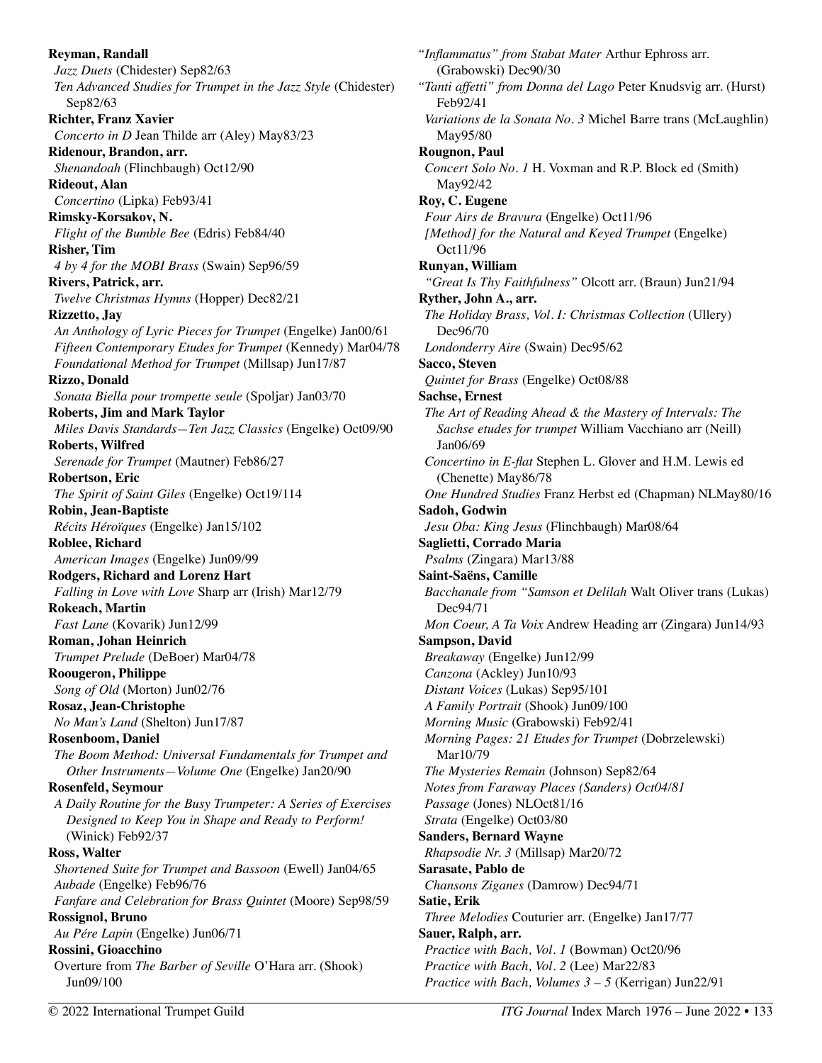**Reyman, Randall**
*Jazz Duets* (Chidester) Sep82/63
*Ten Advanced Studies for Trumpet in the Jazz Style* (Chidester) Sep82/63

**Richter, Franz Xavier**
*Concerto in D* Jean Thilde arr (Aley) May83/23

**Ridenour, Brandon, arr.**
*Shenandoah* (Flinchbaugh) Oct12/90

**Rideout, Alan**
*Concertino* (Lipka) Feb93/41

**Rimsky-Korsakov, N.**
*Flight of the Bumble Bee* (Edris) Feb84/40

**Risher, Tim**
*4 by 4 for the MOBI Brass* (Swain) Sep96/59

**Rivers, Patrick, arr.**
*Twelve Christmas Hymns* (Hopper) Dec82/21

**Rizzetto, Jay**
*An Anthology of Lyric Pieces for Trumpet* (Engelke) Jan00/61
*Fifteen Contemporary Etudes for Trumpet* (Kennedy) Mar04/78
*Foundational Method for Trumpet* (Millsap) Jun17/87

**Rizzo, Donald**
*Sonata Biella pour trompette seule* (Spoljar) Jan03/70

**Roberts, Jim and Mark Taylor**
*Miles Davis Standards—Ten Jazz Classics* (Engelke) Oct09/90

**Roberts, Wilfred**
*Serenade for Trumpet* (Mautner) Feb86/27

**Robertson, Eric**
*The Spirit of Saint Giles* (Engelke) Oct19/114

**Robin, Jean-Baptiste**
*Récits Héroïques* (Engelke) Jan15/102

**Roblee, Richard**
*American Images* (Engelke) Jun09/99

**Rodgers, Richard and Lorenz Hart**
*Falling in Love with Love* Sharp arr (Irish) Mar12/79

**Rokeach, Martin**
*Fast Lane* (Kovarik) Jun12/99

**Roman, Johan Heinrich**
*Trumpet Prelude* (DeBoer) Mar04/78

**Roougeron, Philippe**
*Song of Old* (Morton) Jun02/76

**Rosaz, Jean-Christophe**
*No Man's Land* (Shelton) Jun17/87

**Rosenboom, Daniel**
*The Boom Method: Universal Fundamentals for Trumpet and Other Instruments—Volume One* (Engelke) Jan20/90

**Rosenfeld, Seymour**
*A Daily Routine for the Busy Trumpeter: A Series of Exercises Designed to Keep You in Shape and Ready to Perform!* (Winick) Feb92/37

**Ross, Walter**
*Shortened Suite for Trumpet and Bassoon* (Ewell) Jan04/65
*Aubade* (Engelke) Feb96/76
*Fanfare and Celebration for Brass Quintet* (Moore) Sep98/59

**Rossignol, Bruno**
*Au Pére Lapin* (Engelke) Jun06/71

**Rossini, Gioacchino**
Overture from *The Barber of Seville* O'Hara arr. (Shook) Jun09/100
*"Inflammatus" from Stabat Mater* Arthur Ephross arr. (Grabowski) Dec90/30
*"Tanti affetti" from Donna del Lago* Peter Knudsvig arr. (Hurst) Feb92/41
*Variations de la Sonata No. 3* Michel Barre trans (McLaughlin) May95/80

**Rougnon, Paul**
*Concert Solo No. 1* H. Voxman and R.P. Block ed (Smith) May92/42

**Roy, C. Eugene**
*Four Airs de Bravura* (Engelke) Oct11/96
*[Method] for the Natural and Keyed Trumpet* (Engelke) Oct11/96

**Runyan, William**
*"Great Is Thy Faithfulness"* Olcott arr. (Braun) Jun21/94

**Ryther, John A., arr.**
*The Holiday Brass, Vol. I: Christmas Collection* (Ullery) Dec96/70
*Londonderry Aire* (Swain) Dec95/62

**Sacco, Steven**
*Quintet for Brass* (Engelke) Oct08/88

**Sachse, Ernest**
*The Art of Reading Ahead & the Mastery of Intervals: The Sachse etudes for trumpet* William Vacchiano arr (Neill) Jan06/69
*Concertino in E-flat* Stephen L. Glover and H.M. Lewis ed (Chenette) May86/78
*One Hundred Studies* Franz Herbst ed (Chapman) NLMay80/16

**Sadoh, Godwin**
*Jesu Oba: King Jesus* (Flinchbaugh) Mar08/64

**Saglietti, Corrado Maria**
*Psalms* (Zingara) Mar13/88

**Saint-Saëns, Camille**
*Bacchanale from "Samson et Delilah* Walt Oliver trans (Lukas) Dec94/71
*Mon Coeur, A Ta Voix* Andrew Heading arr (Zingara) Jun14/93

**Sampson, David**
*Breakaway* (Engelke) Jun12/99
*Canzona* (Ackley) Jun10/93
*Distant Voices* (Lukas) Sep95/101
*A Family Portrait* (Shook) Jun09/100
*Morning Music* (Grabowski) Feb92/41
*Morning Pages: 21 Etudes for Trumpet* (Dobrzelewski) Mar10/79
*The Mysteries Remain* (Johnson) Sep82/64
*Notes from Faraway Places (Sanders) Oct04/81*
*Passage* (Jones) NLOct81/16
*Strata* (Engelke) Oct03/80

**Sanders, Bernard Wayne**
*Rhapsodie Nr. 3* (Millsap) Mar20/72

**Sarasate, Pablo de**
*Chansons Ziganes* (Damrow) Dec94/71

**Satie, Erik**
*Three Melodies* Couturier arr. (Engelke) Jan17/77

**Sauer, Ralph, arr.**
*Practice with Bach, Vol. 1* (Bowman) Oct20/96
*Practice with Bach, Vol. 2* (Lee) Mar22/83
*Practice with Bach, Volumes 3 – 5* (Kerrigan) Jun22/91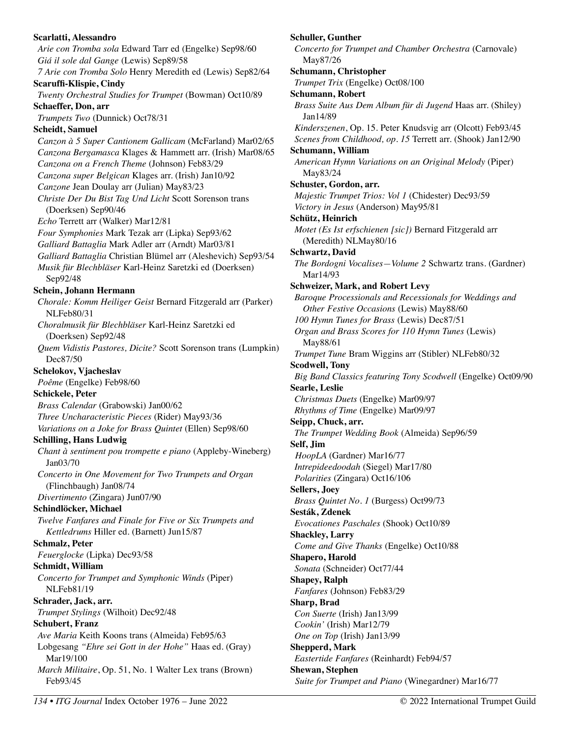**Scarlatti, Alessandro**
*Arie con Tromba sola* Edward Tarr ed (Engelke) Sep98/60
*Giá il sole dal Gange* (Lewis) Sep89/58
*7 Arie con Tromba Solo* Henry Meredith ed (Lewis) Sep82/64

**Scaruffi-Klispie, Cindy**
*Twenty Orchestral Studies for Trumpet* (Bowman) Oct10/89

**Schaeffer, Don, arr**
*Trumpets Two* (Dunnick) Oct78/31

**Scheidt, Samuel**
*Canzon à 5 Super Cantionem Gallicam* (McFarland) Mar02/65
*Canzona Bergamasca* Klages & Hammett arr. (Irish) Mar08/65
*Canzona on a French Theme* (Johnson) Feb83/29
*Canzona super Belgican* Klages arr. (Irish) Jan10/92
*Canzone* Jean Doulay arr (Julian) May83/23
*Christe Der Du Bist Tag Und Licht* Scott Sorenson trans (Doerksen) Sep90/46
*Echo* Terrett arr (Walker) Mar12/81
*Four Symphonies* Mark Tezak arr (Lipka) Sep93/62
*Galliard Battaglia* Mark Adler arr (Arndt) Mar03/81
*Galliard Battaglia* Christian Blümel arr (Aleshevich) Sep93/54
*Musik für Blechbläser* Karl-Heinz Saretzki ed (Doerksen) Sep92/48

**Schein, Johann Hermann**
*Chorale: Komm Heiliger Geist* Bernard Fitzgerald arr (Parker) NLFeb80/31
*Choralmusik für Blechbläser* Karl-Heinz Saretzki ed (Doerksen) Sep92/48
*Quem Vidistis Pastores, Dicite?* Scott Sorenson trans (Lumpkin) Dec87/50

**Schelokov, Vjacheslav**
*Poême* (Engelke) Feb98/60

**Schickele, Peter**
*Brass Calendar* (Grabowski) Jan00/62
*Three Uncharacteristic Pieces* (Rider) May93/36
*Variations on a Joke for Brass Quintet* (Ellen) Sep98/60

**Schilling, Hans Ludwig**
*Chant à sentiment pou trompette e piano* (Appleby-Wineberg) Jan03/70
*Concerto in One Movement for Two Trumpets and Organ* (Flinchbaugh) Jan08/74
*Divertimento* (Zingara) Jun07/90

**Schindlöcker, Michael**
*Twelve Fanfares and Finale for Five or Six Trumpets and Kettledrums* Hiller ed. (Barnett) Jun15/87

**Schmalz, Peter**
*Feuerglocke* (Lipka) Dec93/58

**Schmidt, William**
*Concerto for Trumpet and Symphonic Winds* (Piper) NLFeb81/19

**Schrader, Jack, arr.**
*Trumpet Stylings* (Wilhoit) Dec92/48

**Schubert, Franz**
*Ave Maria* Keith Koons trans (Almeida) Feb95/63
Lobgesang *"Ehre sei Gott in der Hohe"* Haas ed. (Gray) Mar19/100
*March Militaire*, Op. 51, No. 1 Walter Lex trans (Brown) Feb93/45

**Schuller, Gunther**
*Concerto for Trumpet and Chamber Orchestra* (Carnovale) May87/26

**Schumann, Christopher**
*Trumpet Trix* (Engelke) Oct08/100

**Schumann, Robert**
*Brass Suite Aus Dem Album für di Jugend* Haas arr. (Shiley) Jan14/89
*Kinderszenen*, Op. 15. Peter Knudsvig arr (Olcott) Feb93/45
*Scenes from Childhood, op. 15* Terrett arr. (Shook) Jan12/90

**Schumann, William**
*American Hymn Variations on an Original Melody* (Piper) May83/24

**Schuster, Gordon, arr.**
*Majestic Trumpet Trios: Vol 1* (Chidester) Dec93/59
*Victory in Jesus* (Anderson) May95/81

**Schütz, Heinrich**
*Motet (Es Ist erfschienen [sic])* Bernard Fitzgerald arr (Meredith) NLMay80/16

**Schwartz, David**
*The Bordogni Vocalises—Volume 2* Schwartz trans. (Gardner) Mar14/93

**Schweizer, Mark, and Robert Levy**
*Baroque Processionals and Recessionals for Weddings and Other Festive Occasions* (Lewis) May88/60
*100 Hymn Tunes for Brass* (Lewis) Dec87/51
*Organ and Brass Scores for 110 Hymn Tunes* (Lewis) May88/61
*Trumpet Tune* Bram Wiggins arr (Stibler) NLFeb80/32

**Scodwell, Tony**
*Big Band Classics featuring Tony Scodwell* (Engelke) Oct09/90

**Searle, Leslie**
*Christmas Duets* (Engelke) Mar09/97
*Rhythms of Time* (Engelke) Mar09/97

**Seipp, Chuck, arr.**
*The Trumpet Wedding Book* (Almeida) Sep96/59

**Self, Jim**
*HoopLA* (Gardner) Mar16/77
*Intrepideedoodah* (Siegel) Mar17/80
*Polarities* (Zingara) Oct16/106

**Sellers, Joey**
*Brass Quintet No. 1* (Burgess) Oct99/73

**Sesták, Zdenek**
*Evocationes Paschales* (Shook) Oct10/89

**Shackley, Larry**
*Come and Give Thanks* (Engelke) Oct10/88

**Shapero, Harold**
*Sonata* (Schneider) Oct77/44

**Shapey, Ralph**
*Fanfares* (Johnson) Feb83/29

**Sharp, Brad**
*Con Suerte* (Irish) Jan13/99
*Cookin'* (Irish) Mar12/79
*One on Top* (Irish) Jan13/99

**Shepperd, Mark**
*Eastertide Fanfares* (Reinhardt) Feb94/57

**Shewan, Stephen**
*Suite for Trumpet and Piano* (Winegardner) Mar16/77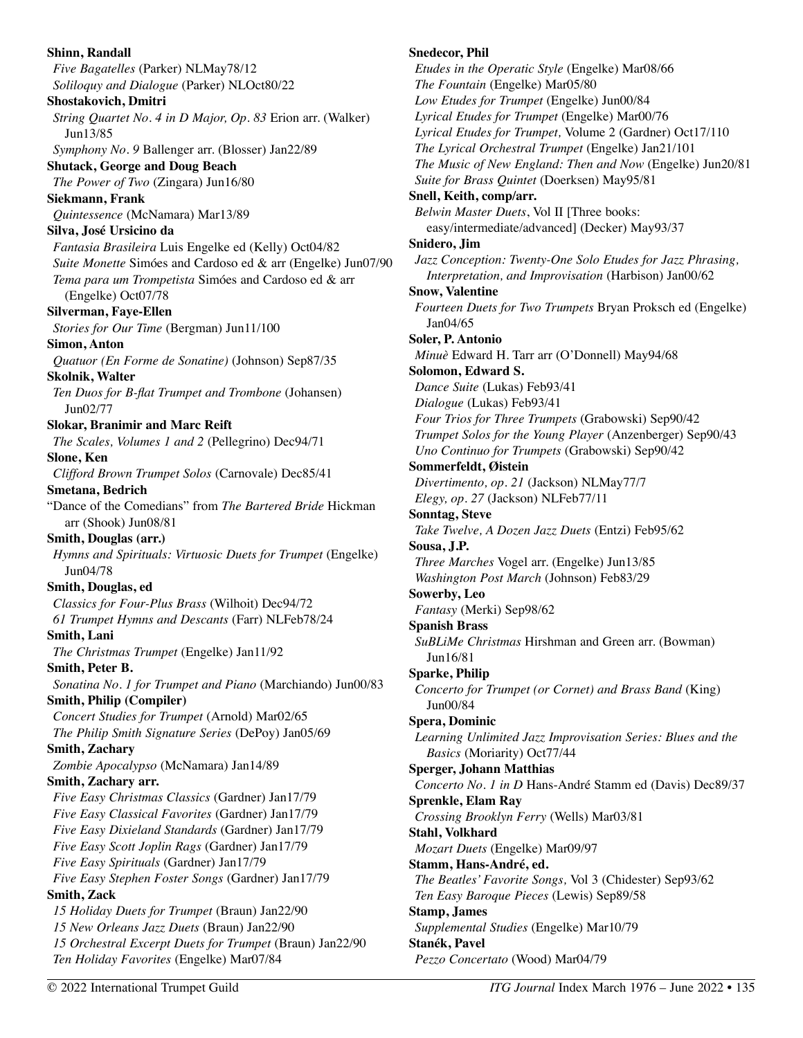**Shinn, Randall**
*Five Bagatelles* (Parker) NLMay78/12
*Soliloquy and Dialogue* (Parker) NLOct80/22

**Shostakovich, Dmitri**
*String Quartet No. 4 in D Major, Op. 83* Erion arr. (Walker) Jun13/85
*Symphony No. 9* Ballenger arr. (Blosser) Jan22/89

**Shutack, George and Doug Beach**
*The Power of Two* (Zingara) Jun16/80

**Siekmann, Frank**
*Quintessence* (McNamara) Mar13/89

**Silva, José Ursicino da**
*Fantasia Brasileira* Luis Engelke ed (Kelly) Oct04/82
*Suite Monette* Simóes and Cardoso ed & arr (Engelke) Jun07/90
*Tema para um Trompetista* Simóes and Cardoso ed & arr (Engelke) Oct07/78

**Silverman, Faye-Ellen**
*Stories for Our Time* (Bergman) Jun11/100

**Simon, Anton**
*Quatuor (En Forme de Sonatine)* (Johnson) Sep87/35

**Skolnik, Walter**
*Ten Duos for B-flat Trumpet and Trombone* (Johansen) Jun02/77

**Slokar, Branimir and Marc Reift**
*The Scales, Volumes 1 and 2* (Pellegrino) Dec94/71

**Slone, Ken**
*Clifford Brown Trumpet Solos* (Carnovale) Dec85/41

**Smetana, Bedrich**
"Dance of the Comedians" from *The Bartered Bride* Hickman arr (Shook) Jun08/81

**Smith, Douglas (arr.)**
*Hymns and Spirituals: Virtuosic Duets for Trumpet* (Engelke) Jun04/78

**Smith, Douglas, ed**
*Classics for Four-Plus Brass* (Wilhoit) Dec94/72
*61 Trumpet Hymns and Descants* (Farr) NLFeb78/24

**Smith, Lani**
*The Christmas Trumpet* (Engelke) Jan11/92

**Smith, Peter B.**
*Sonatina No. 1 for Trumpet and Piano* (Marchiando) Jun00/83

**Smith, Philip (Compiler)**
*Concert Studies for Trumpet* (Arnold) Mar02/65
*The Philip Smith Signature Series* (DePoy) Jan05/69

**Smith, Zachary**
*Zombie Apocalypso* (McNamara) Jan14/89

**Smith, Zachary arr.**
*Five Easy Christmas Classics* (Gardner) Jan17/79
*Five Easy Classical Favorites* (Gardner) Jan17/79
*Five Easy Dixieland Standards* (Gardner) Jan17/79
*Five Easy Scott Joplin Rags* (Gardner) Jan17/79
*Five Easy Spirituals* (Gardner) Jan17/79
*Five Easy Stephen Foster Songs* (Gardner) Jan17/79

**Smith, Zack**
*15 Holiday Duets for Trumpet* (Braun) Jan22/90
*15 New Orleans Jazz Duets* (Braun) Jan22/90
*15 Orchestral Excerpt Duets for Trumpet* (Braun) Jan22/90
*Ten Holiday Favorites* (Engelke) Mar07/84

**Snedecor, Phil**
*Etudes in the Operatic Style* (Engelke) Mar08/66
*The Fountain* (Engelke) Mar05/80
*Low Etudes for Trumpet* (Engelke) Jun00/84
*Lyrical Etudes for Trumpet* (Engelke) Mar00/76
*Lyrical Etudes for Trumpet,* Volume 2 (Gardner) Oct17/110
*The Lyrical Orchestral Trumpet* (Engelke) Jan21/101
*The Music of New England: Then and Now* (Engelke) Jun20/81
*Suite for Brass Quintet* (Doerksen) May95/81

**Snell, Keith, comp/arr.**
*Belwin Master Duets*, Vol II [Three books: easy/intermediate/advanced] (Decker) May93/37

**Snidero, Jim**
*Jazz Conception: Twenty-One Solo Etudes for Jazz Phrasing, Interpretation, and Improvisation* (Harbison) Jan00/62

**Snow, Valentine**
*Fourteen Duets for Two Trumpets* Bryan Proksch ed (Engelke) Jan04/65

**Soler, P. Antonio**
*Minuè* Edward H. Tarr arr (O'Donnell) May94/68

**Solomon, Edward S.**
*Dance Suite* (Lukas) Feb93/41
*Dialogue* (Lukas) Feb93/41
*Four Trios for Three Trumpets* (Grabowski) Sep90/42
*Trumpet Solos for the Young Player* (Anzenberger) Sep90/43
*Uno Continuo for Trumpets* (Grabowski) Sep90/42

**Sommerfeldt, Øistein**
*Divertimento, op. 21* (Jackson) NLMay77/7
*Elegy, op. 27* (Jackson) NLFeb77/11

**Sonntag, Steve**
*Take Twelve, A Dozen Jazz Duets* (Entzi) Feb95/62

**Sousa, J.P.**
*Three Marches* Vogel arr. (Engelke) Jun13/85
*Washington Post March* (Johnson) Feb83/29

**Sowerby, Leo**
*Fantasy* (Merki) Sep98/62

**Spanish Brass**
*SuBLiMe Christmas* Hirshman and Green arr. (Bowman) Jun16/81

**Sparke, Philip**
*Concerto for Trumpet (or Cornet) and Brass Band* (King) Jun00/84

**Spera, Dominic**
*Learning Unlimited Jazz Improvisation Series: Blues and the Basics* (Moriarty) Oct77/44

**Sperger, Johann Matthias**
*Concerto No. 1 in D* Hans-André Stamm ed (Davis) Dec89/37

**Sprenkle, Elam Ray**
*Crossing Brooklyn Ferry* (Wells) Mar03/81

**Stahl, Volkhard**
*Mozart Duets* (Engelke) Mar09/97

**Stamm, Hans-André, ed.**
*The Beatles' Favorite Songs,* Vol 3 (Chidester) Sep93/62
*Ten Easy Baroque Pieces* (Lewis) Sep89/58

**Stamp, James**
*Supplemental Studies* (Engelke) Mar10/79

**Stanék, Pavel**
*Pezzo Concertato* (Wood) Mar04/79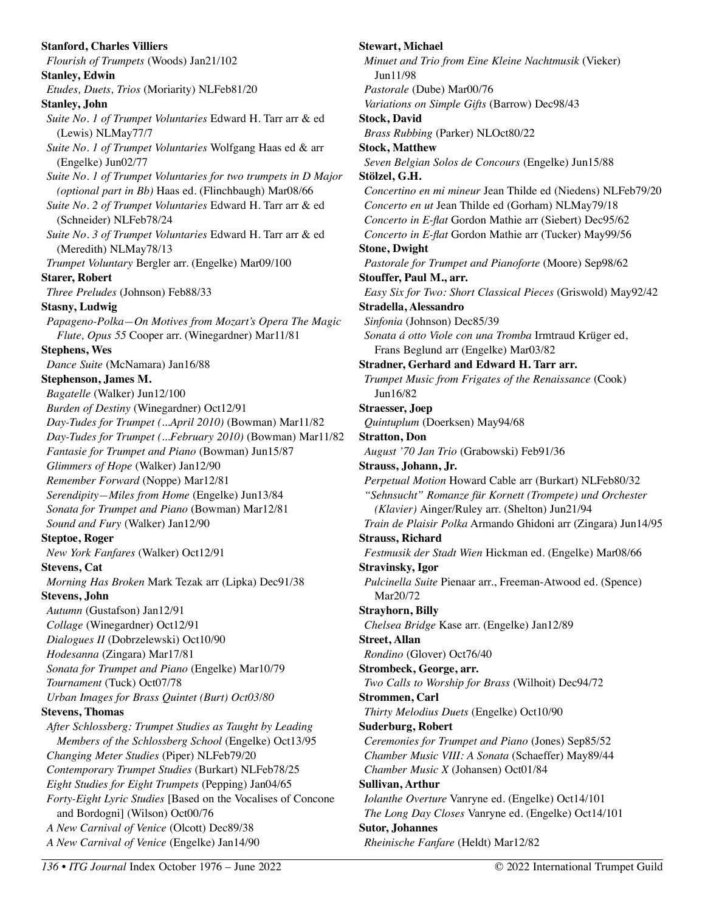**Stanford, Charles Villiers**
*Flourish of Trumpets* (Woods) Jan21/102

**Stanley, Edwin**
*Etudes, Duets, Trios* (Moriarty) NLFeb81/20

**Stanley, John**
*Suite No. 1 of Trumpet Voluntaries* Edward H. Tarr arr & ed (Lewis) NLMay77/7
*Suite No. 1 of Trumpet Voluntaries* Wolfgang Haas ed & arr (Engelke) Jun02/77
*Suite No. 1 of Trumpet Voluntaries for two trumpets in D Major (optional part in Bb)* Haas ed. (Flinchbaugh) Mar08/66
*Suite No. 2 of Trumpet Voluntaries* Edward H. Tarr arr & ed (Schneider) NLFeb78/24
*Suite No. 3 of Trumpet Voluntaries* Edward H. Tarr arr & ed (Meredith) NLMay78/13
*Trumpet Voluntary* Bergler arr. (Engelke) Mar09/100

**Starer, Robert**
*Three Preludes* (Johnson) Feb88/33

**Stasny, Ludwig**
*Papageno-Polka—On Motives from Mozart's Opera The Magic Flute, Opus 55* Cooper arr. (Winegardner) Mar11/81

**Stephens, Wes**
*Dance Suite* (McNamara) Jan16/88

**Stephenson, James M.**
*Bagatelle* (Walker) Jun12/100
*Burden of Destiny* (Winegardner) Oct12/91
*Day-Tudes for Trumpet (...April 2010)* (Bowman) Mar11/82
*Day-Tudes for Trumpet (...February 2010)* (Bowman) Mar11/82
*Fantasie for Trumpet and Piano* (Bowman) Jun15/87
*Glimmers of Hope* (Walker) Jan12/90
*Remember Forward* (Noppe) Mar12/81
*Serendipity—Miles from Home* (Engelke) Jun13/84
*Sonata for Trumpet and Piano* (Bowman) Mar12/81
*Sound and Fury* (Walker) Jan12/90

**Steptoe, Roger**
*New York Fanfares* (Walker) Oct12/91

**Stevens, Cat**
*Morning Has Broken* Mark Tezak arr (Lipka) Dec91/38

**Stevens, John**
*Autumn* (Gustafson) Jan12/91
*Collage* (Winegardner) Oct12/91
*Dialogues II* (Dobrzelewski) Oct10/90
*Hodesanna* (Zingara) Mar17/81
*Sonata for Trumpet and Piano* (Engelke) Mar10/79
*Tournament* (Tuck) Oct07/78
*Urban Images for Brass Quintet (Burt) Oct03/80*

**Stevens, Thomas**
*After Schlossberg: Trumpet Studies as Taught by Leading Members of the Schlossberg School* (Engelke) Oct13/95
*Changing Meter Studies* (Piper) NLFeb79/20
*Contemporary Trumpet Studies* (Burkart) NLFeb78/25
*Eight Studies for Eight Trumpets* (Pepping) Jan04/65
*Forty-Eight Lyric Studies* [Based on the Vocalises of Concone and Bordogni] (Wilson) Oct00/76
*A New Carnival of Venice* (Olcott) Dec89/38
*A New Carnival of Venice* (Engelke) Jan14/90

**Stewart, Michael**
*Minuet and Trio from Eine Kleine Nachtmusik* (Vieker) Jun11/98
*Pastorale* (Dube) Mar00/76
*Variations on Simple Gifts* (Barrow) Dec98/43

**Stock, David**
*Brass Rubbing* (Parker) NLOct80/22

**Stock, Matthew**
*Seven Belgian Solos de Concours* (Engelke) Jun15/88

**Stölzel, G.H.**
*Concertino en mi mineur* Jean Thilde ed (Niedens) NLFeb79/20
*Concerto en ut* Jean Thilde ed (Gorham) NLMay79/18
*Concerto in E-flat* Gordon Mathie arr (Siebert) Dec95/62
*Concerto in E-flat* Gordon Mathie arr (Tucker) May99/56

**Stone, Dwight**
*Pastorale for Trumpet and Pianoforte* (Moore) Sep98/62

**Stouffer, Paul M., arr.**
*Easy Six for Two: Short Classical Pieces* (Griswold) May92/42

**Stradella, Alessandro**
*Sinfonia* (Johnson) Dec85/39
*Sonata á otto Viole con una Tromba* Irmtraud Krüger ed, Frans Beglund arr (Engelke) Mar03/82

**Stradner, Gerhard and Edward H. Tarr arr.**
*Trumpet Music from Frigates of the Renaissance* (Cook) Jun16/82

**Straesser, Joep**
*Quintuplum* (Doerksen) May94/68

**Stratton, Don**
*August '70 Jan Trio* (Grabowski) Feb91/36

**Strauss, Johann, Jr.**
*Perpetual Motion* Howard Cable arr (Burkart) NLFeb80/32
*"Sehnsucht" Romanze für Kornett (Trompete) und Orchester (Klavier)* Ainger/Ruley arr. (Shelton) Jun21/94
*Train de Plaisir Polka* Armando Ghidoni arr (Zingara) Jun14/95

**Strauss, Richard**
*Festmusik der Stadt Wien* Hickman ed. (Engelke) Mar08/66

**Stravinsky, Igor**
*Pulcinella Suite* Pienaar arr., Freeman-Atwood ed. (Spence) Mar20/72

**Strayhorn, Billy**
*Chelsea Bridge* Kase arr. (Engelke) Jan12/89

**Street, Allan**
*Rondino* (Glover) Oct76/40

**Strombeck, George, arr.**
*Two Calls to Worship for Brass* (Wilhoit) Dec94/72

**Strommen, Carl**
*Thirty Melodius Duets* (Engelke) Oct10/90

**Suderburg, Robert**
*Ceremonies for Trumpet and Piano* (Jones) Sep85/52
*Chamber Music VIII: A Sonata* (Schaeffer) May89/44
*Chamber Music X* (Johansen) Oct01/84

**Sullivan, Arthur**
*Iolanthe Overture* Vanryne ed. (Engelke) Oct14/101
*The Long Day Closes* Vanryne ed. (Engelke) Oct14/101

**Sutor, Johannes**
*Rheinische Fanfare* (Heldt) Mar12/82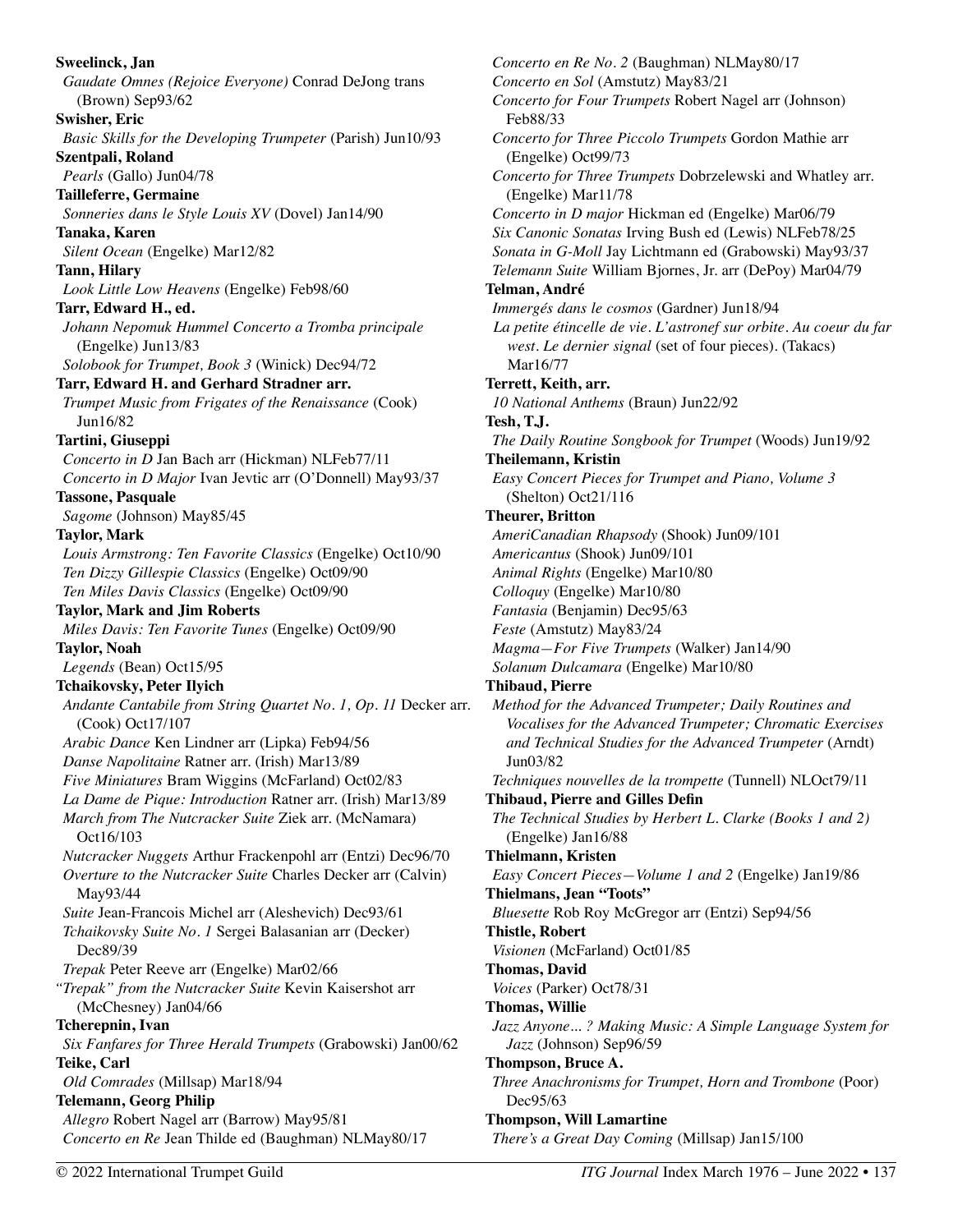**Sweelinck, Jan**
*Gaudate Omnes (Rejoice Everyone)* Conrad DeJong trans (Brown) Sep93/62

**Swisher, Eric**
*Basic Skills for the Developing Trumpeter* (Parish) Jun10/93

**Szentpali, Roland**
*Pearls* (Gallo) Jun04/78

**Tailleferre, Germaine**
*Sonneries dans le Style Louis XV* (Dovel) Jan14/90

**Tanaka, Karen**
*Silent Ocean* (Engelke) Mar12/82

**Tann, Hilary**
*Look Little Low Heavens* (Engelke) Feb98/60

**Tarr, Edward H., ed.**
*Johann Nepomuk Hummel Concerto a Tromba principale* (Engelke) Jun13/83
*Solobook for Trumpet, Book 3* (Winick) Dec94/72

**Tarr, Edward H. and Gerhard Stradner arr.**
*Trumpet Music from Frigates of the Renaissance* (Cook) Jun16/82

**Tartini, Giuseppi**
*Concerto in D* Jan Bach arr (Hickman) NLFeb77/11
*Concerto in D Major* Ivan Jevtic arr (O'Donnell) May93/37

**Tassone, Pasquale**
*Sagome* (Johnson) May85/45

**Taylor, Mark**
*Louis Armstrong: Ten Favorite Classics* (Engelke) Oct10/90
*Ten Dizzy Gillespie Classics* (Engelke) Oct09/90
*Ten Miles Davis Classics* (Engelke) Oct09/90

**Taylor, Mark and Jim Roberts**
*Miles Davis: Ten Favorite Tunes* (Engelke) Oct09/90

**Taylor, Noah**
*Legends* (Bean) Oct15/95

**Tchaikovsky, Peter Ilyich**
*Andante Cantabile from String Quartet No. 1, Op. 11* Decker arr. (Cook) Oct17/107
*Arabic Dance* Ken Lindner arr (Lipka) Feb94/56
*Danse Napolitaine* Ratner arr. (Irish) Mar13/89
*Five Miniatures* Bram Wiggins (McFarland) Oct02/83
*La Dame de Pique: Introduction* Ratner arr. (Irish) Mar13/89
*March from The Nutcracker Suite* Ziek arr. (McNamara) Oct16/103
*Nutcracker Nuggets* Arthur Frackenpohl arr (Entzi) Dec96/70
*Overture to the Nutcracker Suite* Charles Decker arr (Calvin) May93/44
*Suite* Jean-Francois Michel arr (Aleshevich) Dec93/61
*Tchaikovsky Suite No. 1* Sergei Balasanian arr (Decker) Dec89/39
*Trepak* Peter Reeve arr (Engelke) Mar02/66
*"Trepak" from the Nutcracker Suite* Kevin Kaisershot arr (McChesney) Jan04/66

**Tcherepnin, Ivan**
*Six Fanfares for Three Herald Trumpets* (Grabowski) Jan00/62

**Teike, Carl**
*Old Comrades* (Millsap) Mar18/94

**Telemann, Georg Philip**
*Allegro* Robert Nagel arr (Barrow) May95/81
*Concerto en Re* Jean Thilde ed (Baughman) NLMay80/17
*Concerto en Re No. 2* (Baughman) NLMay80/17
*Concerto en Sol* (Amstutz) May83/21
*Concerto for Four Trumpets* Robert Nagel arr (Johnson) Feb88/33
*Concerto for Three Piccolo Trumpets* Gordon Mathie arr (Engelke) Oct99/73
*Concerto for Three Trumpets* Dobrzelewski and Whatley arr. (Engelke) Mar11/78
*Concerto in D major* Hickman ed (Engelke) Mar06/79
*Six Canonic Sonatas* Irving Bush ed (Lewis) NLFeb78/25
*Sonata in G-Moll* Jay Lichtmann ed (Grabowski) May93/37
*Telemann Suite* William Bjornes, Jr. arr (DePoy) Mar04/79

**Telman, André**
*Immergés dans le cosmos* (Gardner) Jun18/94
*La petite étincelle de vie. L'astronef sur orbite. Au coeur du far west. Le dernier signal* (set of four pieces). (Takacs) Mar16/77

**Terrett, Keith, arr.**
*10 National Anthems* (Braun) Jun22/92

**Tesh, T.J.**
*The Daily Routine Songbook for Trumpet* (Woods) Jun19/92

**Theilemann, Kristin**
*Easy Concert Pieces for Trumpet and Piano, Volume 3* (Shelton) Oct21/116

**Theurer, Britton**
*AmeriCanadian Rhapsody* (Shook) Jun09/101
*Americantus* (Shook) Jun09/101
*Animal Rights* (Engelke) Mar10/80
*Colloquy* (Engelke) Mar10/80
*Fantasia* (Benjamin) Dec95/63
*Feste* (Amstutz) May83/24
*Magma—For Five Trumpets* (Walker) Jan14/90
*Solanum Dulcamara* (Engelke) Mar10/80

**Thibaud, Pierre**
*Method for the Advanced Trumpeter; Daily Routines and Vocalises for the Advanced Trumpeter; Chromatic Exercises and Technical Studies for the Advanced Trumpeter* (Arndt) Jun03/82
*Techniques nouvelles de la trompette* (Tunnell) NLOct79/11

**Thibaud, Pierre and Gilles Defin**
*The Technical Studies by Herbert L. Clarke (Books 1 and 2)* (Engelke) Jan16/88

**Thielmann, Kristen**
*Easy Concert Pieces—Volume 1 and 2* (Engelke) Jan19/86

**Thielmans, Jean "Toots"**
*Bluesette* Rob Roy McGregor arr (Entzi) Sep94/56

**Thistle, Robert**
*Visionen* (McFarland) Oct01/85

**Thomas, David**
*Voices* (Parker) Oct78/31

**Thomas, Willie**
*Jazz Anyone... ? Making Music: A Simple Language System for Jazz* (Johnson) Sep96/59

**Thompson, Bruce A.**
*Three Anachronisms for Trumpet, Horn and Trombone* (Poor) Dec95/63

**Thompson, Will Lamartine**
*There's a Great Day Coming* (Millsap) Jan15/100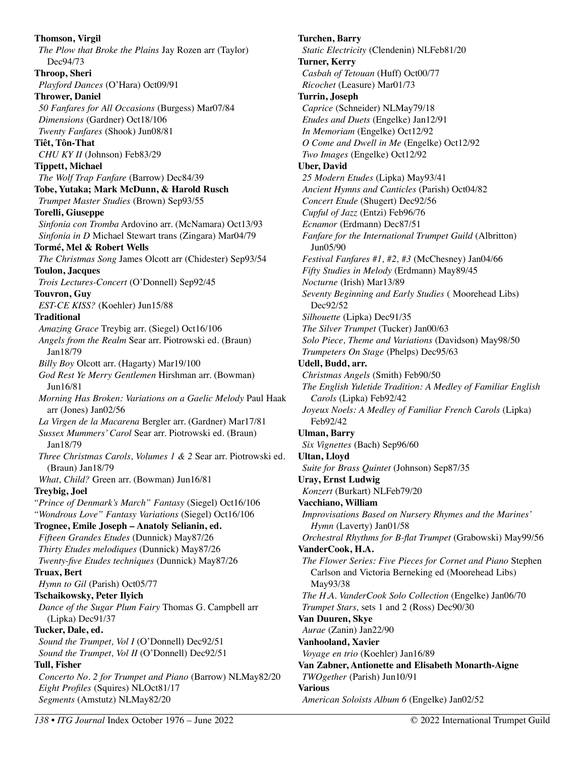**Thomson, Virgil**
*The Plow that Broke the Plains* Jay Rozen arr (Taylor) Dec94/73

**Throop, Sheri**
*Playford Dances* (O'Hara) Oct09/91

**Thrower, Daniel**
*50 Fanfares for All Occasions* (Burgess) Mar07/84
*Dimensions* (Gardner) Oct18/106
*Twenty Fanfares* (Shook) Jun08/81

**Tiêt, Tôn-That**
*CHU KY II* (Johnson) Feb83/29

**Tippett, Michael**
*The Wolf Trap Fanfare* (Barrow) Dec84/39

**Tobe, Yutaka; Mark McDunn, & Harold Rusch**
*Trumpet Master Studies* (Brown) Sep93/55

**Torelli, Giuseppe**
*Sinfonia con Tromba* Ardovino arr. (McNamara) Oct13/93
*Sinfonia in D* Michael Stewart trans (Zingara) Mar04/79

**Tormé, Mel & Robert Wells**
*The Christmas Song* James Olcott arr (Chidester) Sep93/54

**Toulon, Jacques**
*Trois Lectures-Concert* (O'Donnell) Sep92/45

**Touvron, Guy**
*EST-CE KISS?* (Koehler) Jun15/88

**Traditional**
*Amazing Grace* Treybig arr. (Siegel) Oct16/106
*Angels from the Realm* Sear arr. Piotrowski ed. (Braun) Jan18/79
*Billy Boy* Olcott arr. (Hagarty) Mar19/100
*God Rest Ye Merry Gentlemen* Hirshman arr. (Bowman) Jun16/81
*Morning Has Broken: Variations on a Gaelic Melody* Paul Haak arr (Jones) Jan02/56
*La Virgen de la Macarena* Bergler arr. (Gardner) Mar17/81
*Sussex Mummers' Carol* Sear arr. Piotrowski ed. (Braun) Jan18/79
*Three Christmas Carols, Volumes 1 & 2* Sear arr. Piotrowski ed. (Braun) Jan18/79
*What, Child?* Green arr. (Bowman) Jun16/81

**Treybig, Joel**
*"Prince of Denmark's March" Fantasy* (Siegel) Oct16/106
*"Wondrous Love" Fantasy Variations* (Siegel) Oct16/106

**Trognee, Emile Joseph – Anatoly Selianin, ed.**
*Fifteen Grandes Etudes* (Dunnick) May87/26
*Thirty Etudes melodiques* (Dunnick) May87/26
*Twenty-five Etudes techniques* (Dunnick) May87/26

**Truax, Bert**
*Hymn to Gil* (Parish) Oct05/77

**Tschaikowsky, Peter Ilyich**
*Dance of the Sugar Plum Fairy* Thomas G. Campbell arr (Lipka) Dec91/37

**Tucker, Dale, ed.**
*Sound the Trumpet, Vol I* (O'Donnell) Dec92/51
*Sound the Trumpet, Vol II* (O'Donnell) Dec92/51

**Tull, Fisher**
*Concerto No. 2 for Trumpet and Piano* (Barrow) NLMay82/20
*Eight Profiles* (Squires) NLOct81/17
*Segments* (Amstutz) NLMay82/20

**Turchen, Barry**
*Static Electricity* (Clendenin) NLFeb81/20

**Turner, Kerry**
*Casbah of Tetouan* (Huff) Oct00/77
*Ricochet* (Leasure) Mar01/73

**Turrin, Joseph**
*Caprice* (Schneider) NLMay79/18
*Etudes and Duets* (Engelke) Jan12/91
*In Memoriam* (Engelke) Oct12/92
*O Come and Dwell in Me* (Engelke) Oct12/92
*Two Images* (Engelke) Oct12/92

**Uber, David**
*25 Modern Etudes* (Lipka) May93/41
*Ancient Hymns and Canticles* (Parish) Oct04/82
*Concert Etude* (Shugert) Dec92/56
*Cupful of Jazz* (Entzi) Feb96/76
*Ecnamor* (Erdmann) Dec87/51
*Fanfare for the International Trumpet Guild* (Albritton) Jun05/90
*Festival Fanfares #1, #2, #3* (McChesney) Jan04/66
*Fifty Studies in Melody* (Erdmann) May89/45
*Nocturne* (Irish) Mar13/89
*Seventy Beginning and Early Studies* ( Moorehead Libs) Dec92/52
*Silhouette* (Lipka) Dec91/35
*The Silver Trumpet* (Tucker) Jan00/63
*Solo Piece, Theme and Variations* (Davidson) May98/50
*Trumpeters On Stage* (Phelps) Dec95/63

**Udell, Budd, arr.**
*Christmas Angels* (Smith) Feb90/50
*The English Yuletide Tradition: A Medley of Familiar English Carols* (Lipka) Feb92/42
*Joyeux Noels: A Medley of Familiar French Carols* (Lipka) Feb92/42

**Ulman, Barry**
*Six Vignettes* (Bach) Sep96/60

**Ultan, Lloyd**
*Suite for Brass Quintet* (Johnson) Sep87/35

**Uray, Ernst Ludwig**
*Konzert* (Burkart) NLFeb79/20

**Vacchiano, William**
*Improvisations Based on Nursery Rhymes and the Marines' Hymn* (Laverty) Jan01/58
*Orchestral Rhythms for B-flat Trumpet* (Grabowski) May99/56

**VanderCook, H.A.**
*The Flower Series: Five Pieces for Cornet and Piano* Stephen Carlson and Victoria Berneking ed (Moorehead Libs) May93/38
*The H.A. VanderCook Solo Collection* (Engelke) Jan06/70
*Trumpet Stars,* sets 1 and 2 (Ross) Dec90/30

**Van Duuren, Skye**
*Aurae* (Zanin) Jan22/90

**Vanhooland, Xavier**
*Voyage en trio* (Koehler) Jan16/89

**Van Zabner, Antionette and Elisabeth Monarth-Aigne**
*TWOgether* (Parish) Jun10/91

**Various**
*American Soloists Album 6* (Engelke) Jan02/52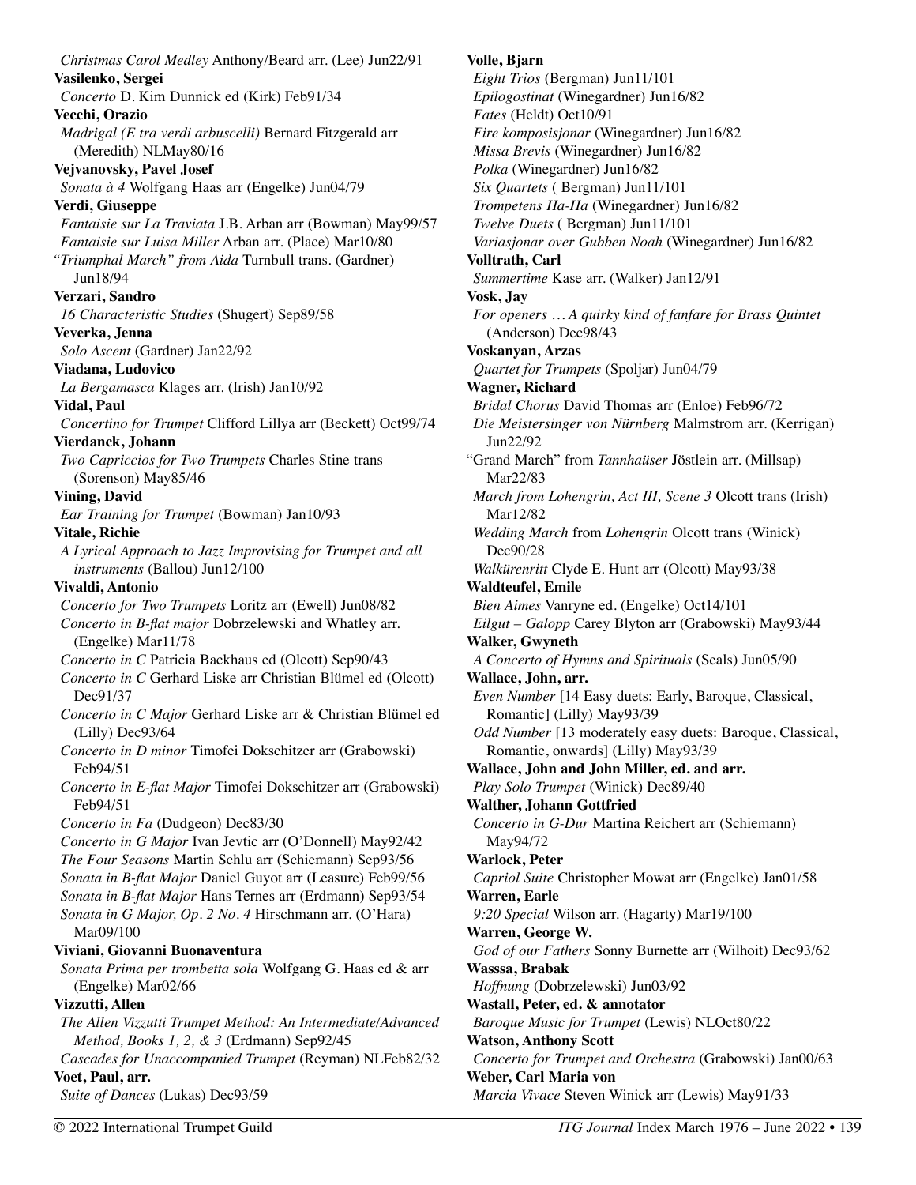*Christmas Carol Medley* Anthony/Beard arr. (Lee) Jun22/91

**Vasilenko, Sergei**

*Concerto* D. Kim Dunnick ed (Kirk) Feb91/34

**Vecchi, Orazio**

*Madrigal (E tra verdi arbuscelli)* Bernard Fitzgerald arr (Meredith) NLMay80/16

**Vejvanovsky, Pavel Josef**

*Sonata à 4* Wolfgang Haas arr (Engelke) Jun04/79

**Verdi, Giuseppe**

*Fantaisie sur La Traviata* J.B. Arban arr (Bowman) May99/57

*Fantaisie sur Luisa Miller* Arban arr. (Place) Mar10/80

*"Triumphal March" from Aida* Turnbull trans. (Gardner) Jun18/94

**Verzari, Sandro**

*16 Characteristic Studies* (Shugert) Sep89/58

**Veverka, Jenna**

*Solo Ascent* (Gardner) Jan22/92

**Viadana, Ludovico**

*La Bergamasca* Klages arr. (Irish) Jan10/92

**Vidal, Paul**

*Concertino for Trumpet* Clifford Lillya arr (Beckett) Oct99/74

**Vierdanck, Johann**

*Two Capriccios for Two Trumpets* Charles Stine trans (Sorenson) May85/46

**Vining, David**

*Ear Training for Trumpet* (Bowman) Jan10/93

**Vitale, Richie**

*A Lyrical Approach to Jazz Improvising for Trumpet and all instruments* (Ballou) Jun12/100

**Vivaldi, Antonio**

*Concerto for Two Trumpets* Loritz arr (Ewell) Jun08/82

*Concerto in B-flat major* Dobrzelewski and Whatley arr. (Engelke) Mar11/78

*Concerto in C* Patricia Backhaus ed (Olcott) Sep90/43

*Concerto in C* Gerhard Liske arr Christian Blümel ed (Olcott) Dec91/37

*Concerto in C Major* Gerhard Liske arr & Christian Blümel ed (Lilly) Dec93/64

*Concerto in D minor* Timofei Dokschitzer arr (Grabowski) Feb94/51

*Concerto in E-flat Major* Timofei Dokschitzer arr (Grabowski) Feb94/51

*Concerto in Fa* (Dudgeon) Dec83/30

*Concerto in G Major* Ivan Jevtic arr (O'Donnell) May92/42

*The Four Seasons* Martin Schlu arr (Schiemann) Sep93/56

*Sonata in B-flat Major* Daniel Guyot arr (Leasure) Feb99/56

*Sonata in B-flat Major* Hans Ternes arr (Erdmann) Sep93/54

*Sonata in G Major, Op. 2 No. 4* Hirschmann arr. (O'Hara) Mar09/100

**Viviani, Giovanni Buonaventura**

*Sonata Prima per trombetta sola* Wolfgang G. Haas ed & arr (Engelke) Mar02/66

**Vizzutti, Allen**

*The Allen Vizzutti Trumpet Method: An Intermediate/Advanced Method, Books 1, 2, & 3* (Erdmann) Sep92/45

*Cascades for Unaccompanied Trumpet* (Reyman) NLFeb82/32

**Voet, Paul, arr.**

*Suite of Dances* (Lukas) Dec93/59

**Volle, Bjarn**

*Eight Trios* (Bergman) Jun11/101

*Epilogostinat* (Winegardner) Jun16/82

*Fates* (Heldt) Oct10/91

*Fire komposisjonar* (Winegardner) Jun16/82

*Missa Brevis* (Winegardner) Jun16/82

*Polka* (Winegardner) Jun16/82

*Six Quartets* ( Bergman) Jun11/101

*Trompetens Ha-Ha* (Winegardner) Jun16/82

*Twelve Duets* ( Bergman) Jun11/101

*Variasjonar over Gubben Noah* (Winegardner) Jun16/82

**Volltrath, Carl**

*Summertime* Kase arr. (Walker) Jan12/91

**Vosk, Jay**

*For openers … A quirky kind of fanfare for Brass Quintet* (Anderson) Dec98/43

**Voskanyan, Arzas**

*Quartet for Trumpets* (Spoljar) Jun04/79

**Wagner, Richard**

*Bridal Chorus* David Thomas arr (Enloe) Feb96/72

*Die Meistersinger von Nürnberg* Malmstrom arr. (Kerrigan) Jun22/92

"Grand March" from *Tannhaüser* Jöstlein arr. (Millsap) Mar22/83

*March from Lohengrin, Act III, Scene 3* Olcott trans (Irish) Mar12/82

*Wedding March* from *Lohengrin* Olcott trans (Winick) Dec90/28

*Walkürenritt* Clyde E. Hunt arr (Olcott) May93/38

**Waldteufel, Emile**

*Bien Aimes* Vanryne ed. (Engelke) Oct14/101

*Eilgut – Galopp* Carey Blyton arr (Grabowski) May93/44

**Walker, Gwyneth**

*A Concerto of Hymns and Spirituals* (Seals) Jun05/90

**Wallace, John, arr.**

*Even Number* [14 Easy duets: Early, Baroque, Classical, Romantic] (Lilly) May93/39

*Odd Number* [13 moderately easy duets: Baroque, Classical, Romantic, onwards] (Lilly) May93/39

**Wallace, John and John Miller, ed. and arr.**

*Play Solo Trumpet* (Winick) Dec89/40

**Walther, Johann Gottfried**

*Concerto in G-Dur* Martina Reichert arr (Schiemann) May94/72

**Warlock, Peter**

*Capriol Suite* Christopher Mowat arr (Engelke) Jan01/58

**Warren, Earle**

*9:20 Special* Wilson arr. (Hagarty) Mar19/100

**Warren, George W.**

*God of our Fathers* Sonny Burnette arr (Wilhoit) Dec93/62

**Wasssa, Brabak**

*Hoffnung* (Dobrzelewski) Jun03/92

**Wastall, Peter, ed. & annotator**

*Baroque Music for Trumpet* (Lewis) NLOct80/22

**Watson, Anthony Scott**

*Concerto for Trumpet and Orchestra* (Grabowski) Jan00/63

**Weber, Carl Maria von**

*Marcia Vivace* Steven Winick arr (Lewis) May91/33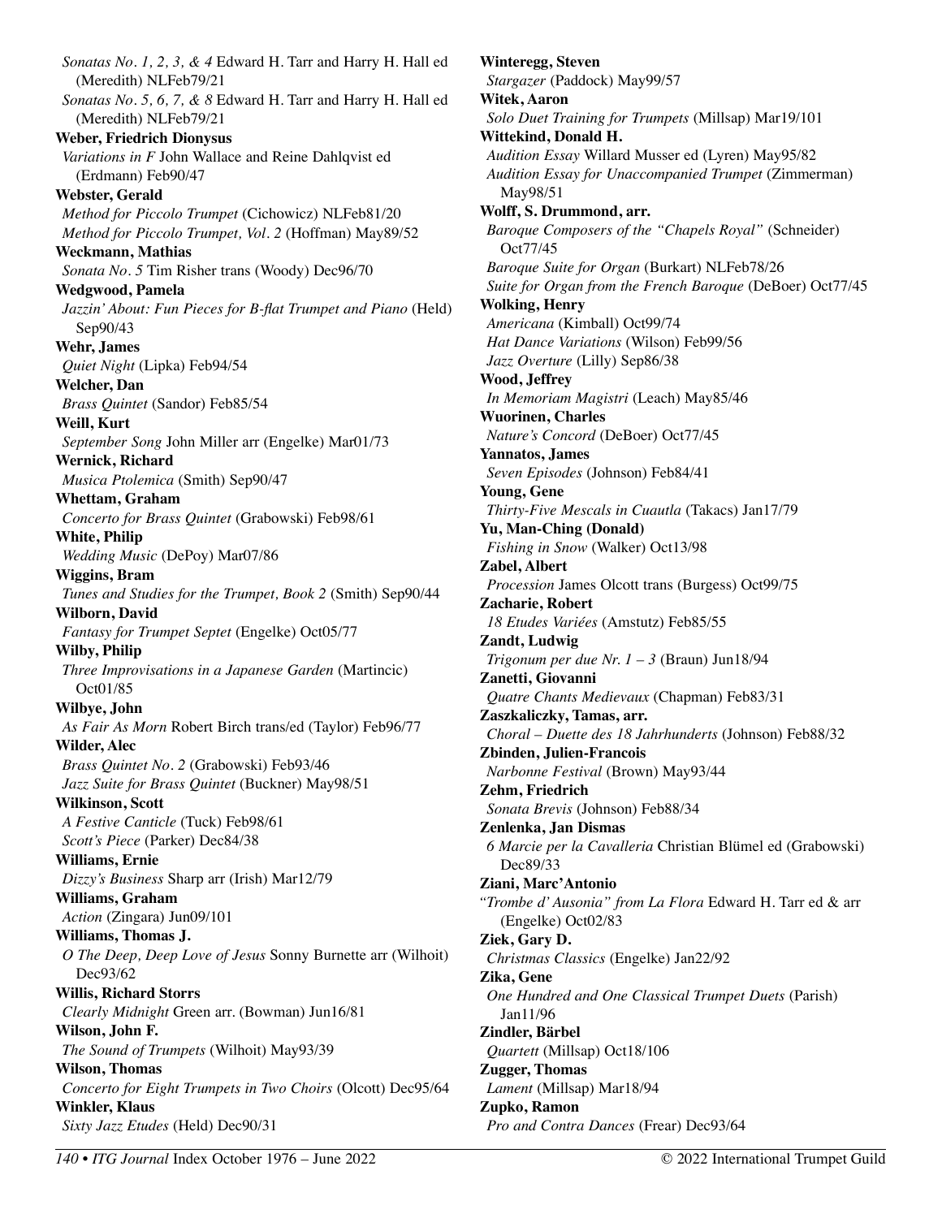*Sonatas No. 1, 2, 3, & 4* Edward H. Tarr and Harry H. Hall ed (Meredith) NLFeb79/21
*Sonatas No. 5, 6, 7, & 8* Edward H. Tarr and Harry H. Hall ed (Meredith) NLFeb79/21

**Weber, Friedrich Dionysus**
*Variations in F* John Wallace and Reine Dahlqvist ed (Erdmann) Feb90/47

**Webster, Gerald**
*Method for Piccolo Trumpet* (Cichowicz) NLFeb81/20
*Method for Piccolo Trumpet, Vol. 2* (Hoffman) May89/52

**Weckmann, Mathias**
*Sonata No. 5* Tim Risher trans (Woody) Dec96/70

**Wedgwood, Pamela**
*Jazzin' About: Fun Pieces for B-flat Trumpet and Piano* (Held) Sep90/43

**Wehr, James**
*Quiet Night* (Lipka) Feb94/54

**Welcher, Dan**
*Brass Quintet* (Sandor) Feb85/54

**Weill, Kurt**
*September Song* John Miller arr (Engelke) Mar01/73

**Wernick, Richard**
*Musica Ptolemica* (Smith) Sep90/47

**Whettam, Graham**
*Concerto for Brass Quintet* (Grabowski) Feb98/61

**White, Philip**
*Wedding Music* (DePoy) Mar07/86

**Wiggins, Bram**
*Tunes and Studies for the Trumpet, Book 2* (Smith) Sep90/44

**Wilborn, David**
*Fantasy for Trumpet Septet* (Engelke) Oct05/77

**Wilby, Philip**
*Three Improvisations in a Japanese Garden* (Martincic) Oct01/85

**Wilbye, John**
*As Fair As Morn* Robert Birch trans/ed (Taylor) Feb96/77

**Wilder, Alec**
*Brass Quintet No. 2* (Grabowski) Feb93/46
*Jazz Suite for Brass Quintet* (Buckner) May98/51

**Wilkinson, Scott**
*A Festive Canticle* (Tuck) Feb98/61
*Scott's Piece* (Parker) Dec84/38

**Williams, Ernie**
*Dizzy's Business* Sharp arr (Irish) Mar12/79

**Williams, Graham**
*Action* (Zingara) Jun09/101

**Williams, Thomas J.**
*O The Deep, Deep Love of Jesus* Sonny Burnette arr (Wilhoit) Dec93/62

**Willis, Richard Storrs**
*Clearly Midnight* Green arr. (Bowman) Jun16/81

**Wilson, John F.**
*The Sound of Trumpets* (Wilhoit) May93/39

**Wilson, Thomas**
*Concerto for Eight Trumpets in Two Choirs* (Olcott) Dec95/64

**Winkler, Klaus**
*Sixty Jazz Etudes* (Held) Dec90/31

**Winteregg, Steven**
*Stargazer* (Paddock) May99/57

**Witek, Aaron**
*Solo Duet Training for Trumpets* (Millsap) Mar19/101

**Wittekind, Donald H.**
*Audition Essay* Willard Musser ed (Lyren) May95/82
*Audition Essay for Unaccompanied Trumpet* (Zimmerman) May98/51

**Wolff, S. Drummond, arr.**
*Baroque Composers of the "Chapels Royal"* (Schneider) Oct77/45
*Baroque Suite for Organ* (Burkart) NLFeb78/26
*Suite for Organ from the French Baroque* (DeBoer) Oct77/45

**Wolking, Henry**
*Americana* (Kimball) Oct99/74
*Hat Dance Variations* (Wilson) Feb99/56
*Jazz Overture* (Lilly) Sep86/38

**Wood, Jeffrey**
*In Memoriam Magistri* (Leach) May85/46

**Wuorinen, Charles**
*Nature's Concord* (DeBoer) Oct77/45

**Yannatos, James**
*Seven Episodes* (Johnson) Feb84/41

**Young, Gene**
*Thirty-Five Mescals in Cuautla* (Takacs) Jan17/79

**Yu, Man-Ching (Donald)**
*Fishing in Snow* (Walker) Oct13/98

**Zabel, Albert**
*Procession* James Olcott trans (Burgess) Oct99/75

**Zacharie, Robert**
*18 Etudes Variées* (Amstutz) Feb85/55

**Zandt, Ludwig**
*Trigonum per due Nr. 1 – 3* (Braun) Jun18/94

**Zanetti, Giovanni**
*Quatre Chants Medievaux* (Chapman) Feb83/31

**Zaszkaliczky, Tamas, arr.**
*Choral – Duette des 18 Jahrhunderts* (Johnson) Feb88/32

**Zbinden, Julien-Francois**
*Narbonne Festival* (Brown) May93/44

**Zehm, Friedrich**
*Sonata Brevis* (Johnson) Feb88/34

**Zenlenka, Jan Dismas**
*6 Marcie per la Cavalleria* Christian Blümel ed (Grabowski) Dec89/33

**Ziani, Marc'Antonio**
*"Trombe d' Ausonia" from La Flora* Edward H. Tarr ed & arr (Engelke) Oct02/83

**Ziek, Gary D.**
*Christmas Classics* (Engelke) Jan22/92

**Zika, Gene**
*One Hundred and One Classical Trumpet Duets* (Parish) Jan11/96

**Zindler, Bärbel**
*Quartett* (Millsap) Oct18/106

**Zugger, Thomas**
*Lament* (Millsap) Mar18/94

**Zupko, Ramon**
*Pro and Contra Dances* (Frear) Dec93/64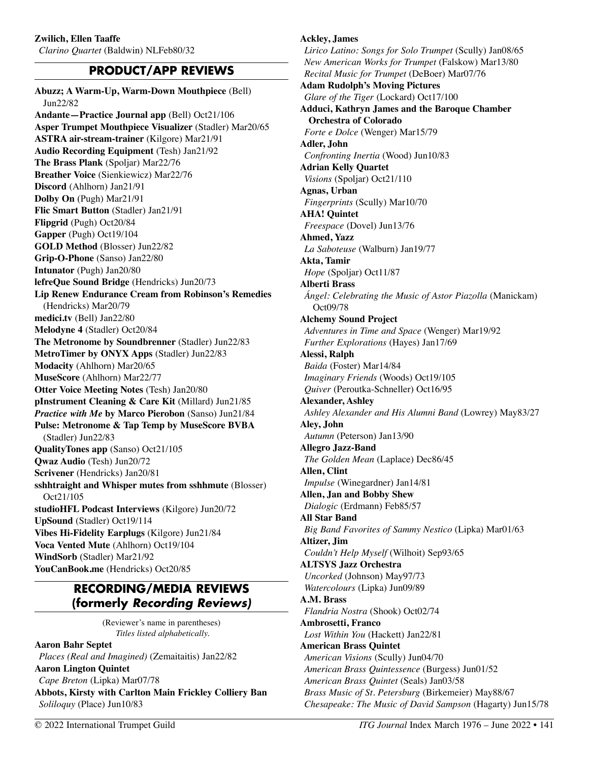**Zwilich, Ellen Taaffe**
*Clarino Quartet* (Baldwin) NLFeb80/32

## PRODUCT/APP REVIEWS

**Abuzz; A Warm-Up, Warm-Down Mouthpiece** (Bell) Jun22/82
**Andante—Practice Journal app** (Bell) Oct21/106
**Asper Trumpet Mouthpiece Visualizer** (Stadler) Mar20/65
**ASTRA air-stream-trainer** (Kilgore) Mar21/91
**Audio Recording Equipment** (Tesh) Jan21/92
**The Brass Plank** (Spoljar) Mar22/76
**Breather Voice** (Sienkiewicz) Mar22/76
**Discord** (Ahlhorn) Jan21/91
**Dolby On** (Pugh) Mar21/91
**Flic Smart Button** (Stadler) Jan21/91
**Flipgrid** (Pugh) Oct20/84
**Gapper** (Pugh) Oct19/104
**GOLD Method** (Blosser) Jun22/82
**Grip-O-Phone** (Sanso) Jan22/80
**Intunator** (Pugh) Jan20/80
**lefreQue Sound Bridge** (Hendricks) Jun20/73
**Lip Renew Endurance Cream from Robinson's Remedies** (Hendricks) Mar20/79
**medici.tv** (Bell) Jan22/80
**Melodyne 4** (Stadler) Oct20/84
**The Metronome by Soundbrenner** (Stadler) Jun22/83
**MetroTimer by ONYX Apps** (Stadler) Jun22/83
**Modacity** (Ahlhorn) Mar20/65
**MuseScore** (Ahlhorn) Mar22/77
**Otter Voice Meeting Notes** (Tesh) Jan20/80
**pInstrument Cleaning & Care Kit** (Millard) Jun21/85
***Practice with Me* by Marco Pierobon** (Sanso) Jun21/84
**Pulse: Metronome & Tap Temp by MuseScore BVBA** (Stadler) Jun22/83
**QualityTones app** (Sanso) Oct21/105
**Qwaz Audio** (Tesh) Jun20/72
**Scrivener** (Hendricks) Jan20/81
**sshhtraight and Whisper mutes from sshhmute** (Blosser) Oct21/105
**studioHFL Podcast Interviews** (Kilgore) Jun20/72
**UpSound** (Stadler) Oct19/114
**Vibes Hi-Fidelity Earplugs** (Kilgore) Jun21/84
**Voca Vented Mute** (Ahlhorn) Oct19/104
**WindSorb** (Stadler) Mar21/92
**YouCanBook.me** (Hendricks) Oct20/85

## RECORDING/MEDIA REVIEWS (formerly *Recording Reviews*)

(Reviewer's name in parentheses)
*Titles listed alphabetically.*

**Aaron Bahr Septet**
*Places (Real and Imagined)* (Zemaitaitis) Jan22/82
**Aaron Lington Quintet**
*Cape Breton* (Lipka) Mar07/78
**Abbots, Kirsty with Carlton Main Frickley Colliery Ban**
*Soliloquy* (Place) Jun10/83
**Ackley, James**
*Lirico Latino: Songs for Solo Trumpet* (Scully) Jan08/65
*New American Works for Trumpet* (Falskow) Mar13/80
*Recital Music for Trumpet* (DeBoer) Mar07/76
**Adam Rudolph's Moving Pictures**
*Glare of the Tiger* (Lockard) Oct17/100
**Adduci, Kathryn James and the Baroque Chamber Orchestra of Colorado**
*Forte e Dolce* (Wenger) Mar15/79
**Adler, John**
*Confronting Inertia* (Wood) Jun10/83
**Adrian Kelly Quartet**
*Visions* (Spoljar) Oct21/110
**Agnas, Urban**
*Fingerprints* (Scully) Mar10/70
**AHA! Quintet**
*Freespace* (Dovel) Jun13/76
**Ahmed, Yazz**
*La Saboteuse* (Walburn) Jan19/77
**Akta, Tamir**
*Hope* (Spoljar) Oct11/87
**Alberti Brass**
*Ángel: Celebrating the Music of Astor Piazolla* (Manickam) Oct09/78
**Alchemy Sound Project**
*Adventures in Time and Space* (Wenger) Mar19/92
*Further Explorations* (Hayes) Jan17/69
**Alessi, Ralph**
*Baida* (Foster) Mar14/84
*Imaginary Friends* (Woods) Oct19/105
*Quiver* (Peroutka-Schneller) Oct16/95
**Alexander, Ashley**
*Ashley Alexander and His Alumni Band* (Lowrey) May83/27
**Aley, John**
*Autumn* (Peterson) Jan13/90
**Allegro Jazz-Band**
*The Golden Mean* (Laplace) Dec86/45
**Allen, Clint**
*Impulse* (Winegardner) Jan14/81
**Allen, Jan and Bobby Shew**
*Dialogic* (Erdmann) Feb85/57
**All Star Band**
*Big Band Favorites of Sammy Nestico* (Lipka) Mar01/63
**Altizer, Jim**
*Couldn't Help Myself* (Wilhoit) Sep93/65
**ALTSYS Jazz Orchestra**
*Uncorked* (Johnson) May97/73
*Watercolours* (Lipka) Jun09/89
**A.M. Brass**
*Flandria Nostra* (Shook) Oct02/74
**Ambrosetti, Franco**
*Lost Within You* (Hackett) Jan22/81
**American Brass Quintet**
*American Visions* (Scully) Jun04/70
*American Brass Quintessence* (Burgess) Jun01/52
*American Brass Quintet* (Seals) Jan03/58
*Brass Music of St. Petersburg* (Birkemeier) May88/67
*Chesapeake: The Music of David Sampson* (Hagarty) Jun15/78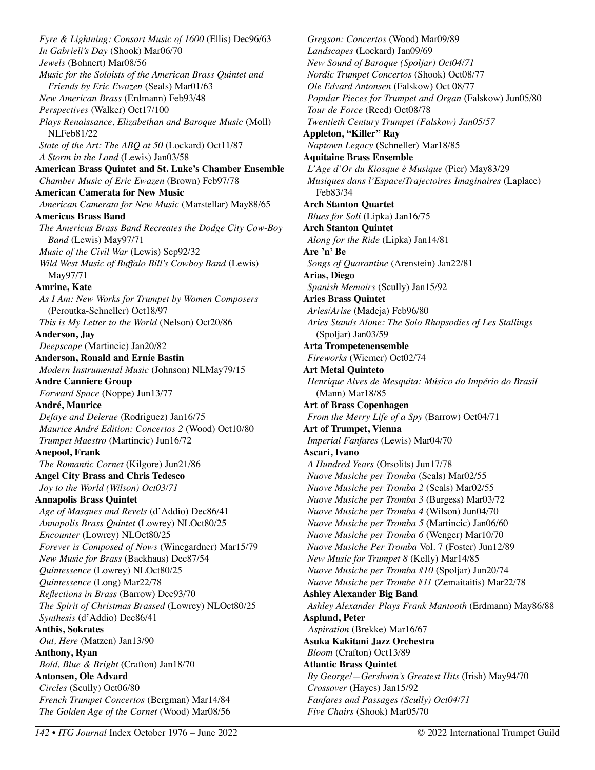*Fyre & Lightning: Consort Music of 1600* (Ellis) Dec96/63
*In Gabrieli's Day* (Shook) Mar06/70
*Jewels* (Bohnert) Mar08/56
*Music for the Soloists of the American Brass Quintet and Friends by Eric Ewazen* (Seals) Mar01/63
*New American Brass* (Erdmann) Feb93/48
*Perspectives* (Walker) Oct17/100
*Plays Renaissance, Elizabethan and Baroque Music* (Moll) NLFeb81/22
*State of the Art: The ABQ at 50* (Lockard) Oct11/87
*A Storm in the Land* (Lewis) Jan03/58

**American Brass Quintet and St. Luke's Chamber Ensemble**
*Chamber Music of Eric Ewazen* (Brown) Feb97/78

**American Camerata for New Music**
*American Camerata for New Music* (Marstellar) May88/65

**Americus Brass Band**
*The Americus Brass Band Recreates the Dodge City Cow-Boy Band* (Lewis) May97/71
*Music of the Civil War* (Lewis) Sep92/32
*Wild West Music of Buffalo Bill's Cowboy Band* (Lewis) May97/71

**Amrine, Kate**
*As I Am: New Works for Trumpet by Women Composers* (Peroutka-Schneller) Oct18/97
*This is My Letter to the World* (Nelson) Oct20/86

**Anderson, Jay**
*Deepscape* (Martincic) Jan20/82

**Anderson, Ronald and Ernie Bastin**
*Modern Instrumental Music* (Johnson) NLMay79/15

**Andre Canniere Group**
*Forward Space* (Noppe) Jun13/77

**André, Maurice**
*Defaye and Delerue* (Rodriguez) Jan16/75
*Maurice André Edition: Concertos 2* (Wood) Oct10/80
*Trumpet Maestro* (Martincic) Jun16/72

**Anepool, Frank**
*The Romantic Cornet* (Kilgore) Jun21/86

**Angel City Brass and Chris Tedesco**
*Joy to the World (Wilson) Oct03/71*

**Annapolis Brass Quintet**
*Age of Masques and Revels* (d'Addio) Dec86/41
*Annapolis Brass Quintet* (Lowrey) NLOct80/25
*Encounter* (Lowrey) NLOct80/25
*Forever is Composed of Nows* (Winegardner) Mar15/79
*New Music for Brass* (Backhaus) Dec87/54
*Quintessence* (Lowrey) NLOct80/25
*Quintessence* (Long) Mar22/78
*Reflections in Brass* (Barrow) Dec93/70
*The Spirit of Christmas Brassed* (Lowrey) NLOct80/25
*Synthesis* (d'Addio) Dec86/41

**Anthis, Sokrates**
*Out, Here* (Matzen) Jan13/90

**Anthony, Ryan**
*Bold, Blue & Bright* (Crafton) Jan18/70

**Antonsen, Ole Advard**
*Circles* (Scully) Oct06/80
*French Trumpet Concertos* (Bergman) Mar14/84
*The Golden Age of the Cornet* (Wood) Mar08/56
*Gregson: Concertos* (Wood) Mar09/89
*Landscapes* (Lockard) Jan09/69
*New Sound of Baroque (Spoljar) Oct04/71*
*Nordic Trumpet Concertos* (Shook) Oct08/77
*Ole Edvard Antonsen* (Falskow) Oct 08/77
*Popular Pieces for Trumpet and Organ* (Falskow) Jun05/80
*Tour de Force* (Reed) Oct08/78
*Twentieth Century Trumpet (Falskow) Jan05/57*

**Appleton, "Killer" Ray**
*Naptown Legacy* (Schneller) Mar18/85

**Aquitaine Brass Ensemble**
*L'Age d'Or du Kiosque è Musique* (Pier) May83/29
*Musiques dans l'Espace/Trajectoires Imaginaires* (Laplace) Feb83/34

**Arch Stanton Quartet**
*Blues for Soli* (Lipka) Jan16/75

**Arch Stanton Quintet**
*Along for the Ride* (Lipka) Jan14/81

**Are 'n' Be**
*Songs of Quarantine* (Arenstein) Jan22/81

**Arias, Diego**
*Spanish Memoirs* (Scully) Jan15/92

**Aries Brass Quintet**
*Aries/Arise* (Madeja) Feb96/80
*Aries Stands Alone: The Solo Rhapsodies of Les Stallings* (Spoljar) Jan03/59

**Arta Trompetenensemble**
*Fireworks* (Wiemer) Oct02/74

**Art Metal Quinteto**
*Henrique Alves de Mesquita: Músico do Império do Brasil* (Mann) Mar18/85

**Art of Brass Copenhagen**
*From the Merry Life of a Spy* (Barrow) Oct04/71

**Art of Trumpet, Vienna**
*Imperial Fanfares* (Lewis) Mar04/70

**Ascari, Ivano**
*A Hundred Years* (Orsolits) Jun17/78
*Nuove Musiche per Tromba* (Seals) Mar02/55
*Nuove Musiche per Tromba 2* (Seals) Mar02/55
*Nuove Musiche per Tromba 3* (Burgess) Mar03/72
*Nuove Musiche per Tromba 4* (Wilson) Jun04/70
*Nuove Musiche per Tromba 5* (Martincic) Jan06/60
*Nuove Musiche per Tromba 6* (Wenger) Mar10/70
*Nuove Musiche Per Tromba* Vol. 7 (Foster) Jun12/89
*New Music for Trumpet 8* (Kelly) Mar14/85
*Nuove Musiche per Tromba #10* (Spoljar) Jun20/74
*Nuove Musiche per Trombe #11* (Zemaitaitis) Mar22/78

**Ashley Alexander Big Band**
*Ashley Alexander Plays Frank Mantooth* (Erdmann) May86/88

**Asplund, Peter**
*Aspiration* (Brekke) Mar16/67

**Asuka Kakitani Jazz Orchestra**
*Bloom* (Crafton) Oct13/89

**Atlantic Brass Quintet**
*By George!—Gershwin's Greatest Hits* (Irish) May94/70
*Crossover* (Hayes) Jan15/92
*Fanfares and Passages (Scully) Oct04/71*
*Five Chairs* (Shook) Mar05/70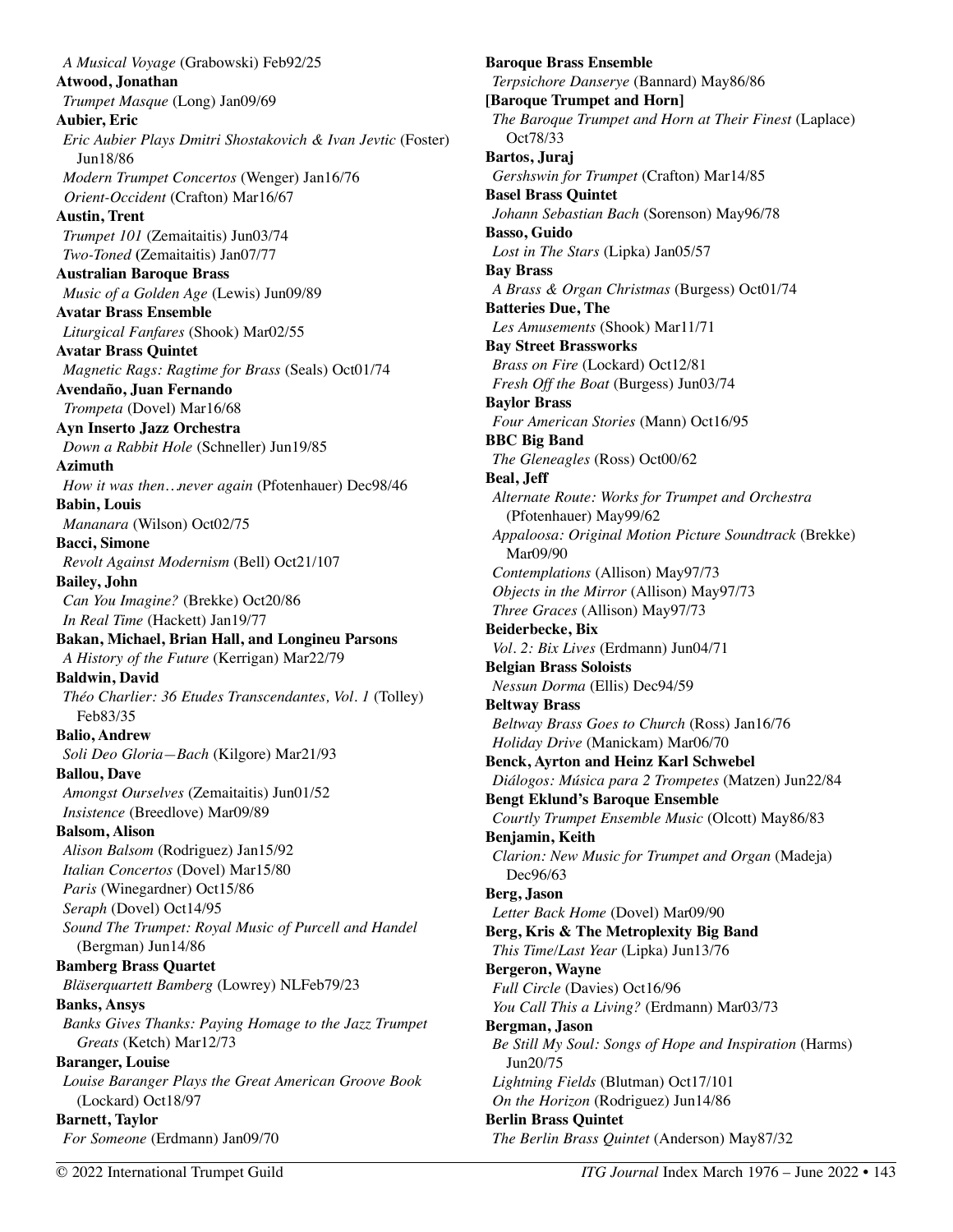*A Musical Voyage* (Grabowski) Feb92/25

**Atwood, Jonathan**
*Trumpet Masque* (Long) Jan09/69

**Aubier, Eric**
*Eric Aubier Plays Dmitri Shostakovich & Ivan Jevtic* (Foster) Jun18/86
*Modern Trumpet Concertos* (Wenger) Jan16/76
*Orient-Occident* (Crafton) Mar16/67

**Austin, Trent**
*Trumpet 101* (Zemaitaitis) Jun03/74
*Two-Toned* (Zemaitaitis) Jan07/77

**Australian Baroque Brass**
*Music of a Golden Age* (Lewis) Jun09/89

**Avatar Brass Ensemble**
*Liturgical Fanfares* (Shook) Mar02/55

**Avatar Brass Quintet**
*Magnetic Rags: Ragtime for Brass* (Seals) Oct01/74

**Avendaño, Juan Fernando**
*Trompeta* (Dovel) Mar16/68

**Ayn Inserto Jazz Orchestra**
*Down a Rabbit Hole* (Schneller) Jun19/85

**Azimuth**
*How it was then…never again* (Pfotenhauer) Dec98/46

**Babin, Louis**
*Mananara* (Wilson) Oct02/75

**Bacci, Simone**
*Revolt Against Modernism* (Bell) Oct21/107

**Bailey, John**
*Can You Imagine?* (Brekke) Oct20/86
*In Real Time* (Hackett) Jan19/77

**Bakan, Michael, Brian Hall, and Longineu Parsons**
*A History of the Future* (Kerrigan) Mar22/79

**Baldwin, David**
*Théo Charlier: 36 Etudes Transcendantes, Vol. 1* (Tolley) Feb83/35

**Balio, Andrew**
*Soli Deo Gloria—Bach* (Kilgore) Mar21/93

**Ballou, Dave**
*Amongst Ourselves* (Zemaitaitis) Jun01/52
*Insistence* (Breedlove) Mar09/89

**Balsom, Alison**
*Alison Balsom* (Rodriguez) Jan15/92
*Italian Concertos* (Dovel) Mar15/80
*Paris* (Winegardner) Oct15/86
*Seraph* (Dovel) Oct14/95
*Sound The Trumpet: Royal Music of Purcell and Handel* (Bergman) Jun14/86

**Bamberg Brass Quartet**
*Bläserquartett Bamberg* (Lowrey) NLFeb79/23

**Banks, Ansys**
*Banks Gives Thanks: Paying Homage to the Jazz Trumpet Greats* (Ketch) Mar12/73

**Baranger, Louise**
*Louise Baranger Plays the Great American Groove Book* (Lockard) Oct18/97

**Barnett, Taylor**
*For Someone* (Erdmann) Jan09/70

**Baroque Brass Ensemble**
*Terpsichore Danserye* (Bannard) May86/86

**[Baroque Trumpet and Horn]**
*The Baroque Trumpet and Horn at Their Finest* (Laplace) Oct78/33

**Bartos, Juraj**
*Gershswin for Trumpet* (Crafton) Mar14/85

**Basel Brass Quintet**
*Johann Sebastian Bach* (Sorenson) May96/78

**Basso, Guido**
*Lost in The Stars* (Lipka) Jan05/57

**Bay Brass**
*A Brass & Organ Christmas* (Burgess) Oct01/74

**Batteries Due, The**
*Les Amusements* (Shook) Mar11/71

**Bay Street Brassworks**
*Brass on Fire* (Lockard) Oct12/81
*Fresh Off the Boat* (Burgess) Jun03/74

**Baylor Brass**
*Four American Stories* (Mann) Oct16/95

**BBC Big Band**
*The Gleneagles* (Ross) Oct00/62

**Beal, Jeff**
*Alternate Route: Works for Trumpet and Orchestra* (Pfotenhauer) May99/62
*Appaloosa: Original Motion Picture Soundtrack* (Brekke) Mar09/90
*Contemplations* (Allison) May97/73
*Objects in the Mirror* (Allison) May97/73
*Three Graces* (Allison) May97/73

**Beiderbecke, Bix**
*Vol. 2: Bix Lives* (Erdmann) Jun04/71

**Belgian Brass Soloists**
*Nessun Dorma* (Ellis) Dec94/59

**Beltway Brass**
*Beltway Brass Goes to Church* (Ross) Jan16/76
*Holiday Drive* (Manickam) Mar06/70

**Benck, Ayrton and Heinz Karl Schwebel**
*Diálogos: Música para 2 Trompetes* (Matzen) Jun22/84

**Bengt Eklund's Baroque Ensemble**
*Courtly Trumpet Ensemble Music* (Olcott) May86/83

**Benjamin, Keith**
*Clarion: New Music for Trumpet and Organ* (Madeja) Dec96/63

**Berg, Jason**
*Letter Back Home* (Dovel) Mar09/90

**Berg, Kris & The Metroplexity Big Band**
*This Time/Last Year* (Lipka) Jun13/76

**Bergeron, Wayne**
*Full Circle* (Davies) Oct16/96
*You Call This a Living?* (Erdmann) Mar03/73

**Bergman, Jason**
*Be Still My Soul: Songs of Hope and Inspiration* (Harms) Jun20/75
*Lightning Fields* (Blutman) Oct17/101
*On the Horizon* (Rodriguez) Jun14/86

**Berlin Brass Quintet**
*The Berlin Brass Quintet* (Anderson) May87/32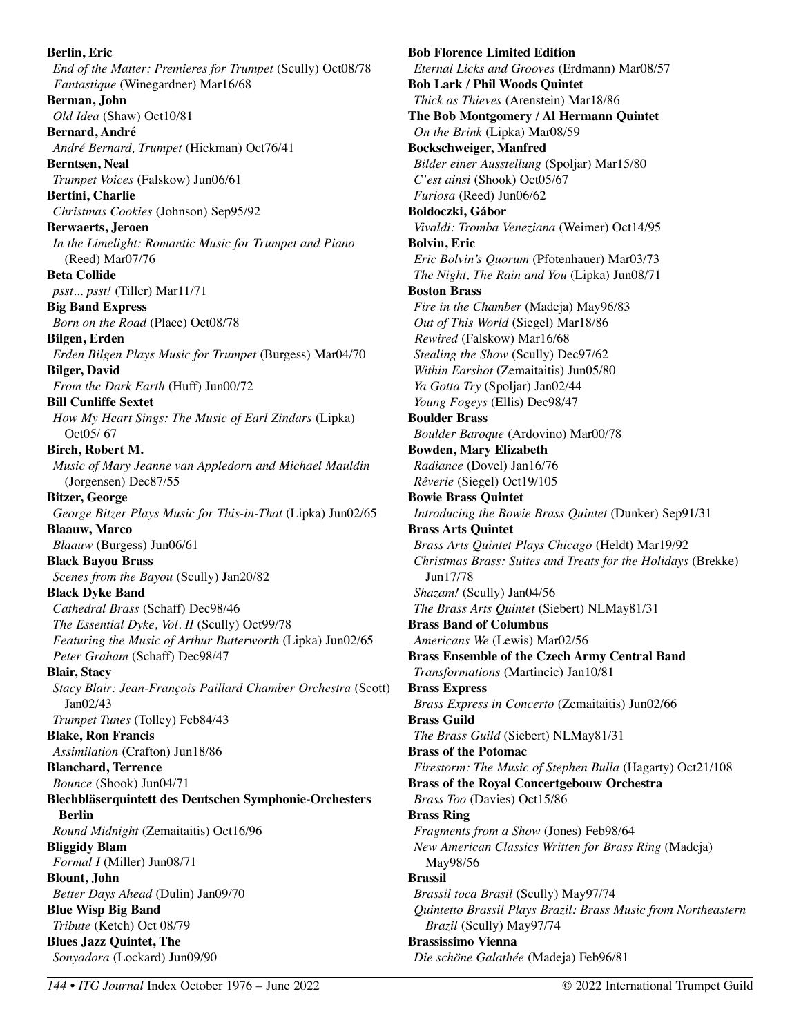**Berlin, Eric**
*End of the Matter: Premieres for Trumpet* (Scully) Oct08/78
*Fantastique* (Winegardner) Mar16/68

**Berman, John**
*Old Idea* (Shaw) Oct10/81

**Bernard, André**
*André Bernard, Trumpet* (Hickman) Oct76/41

**Berntsen, Neal**
*Trumpet Voices* (Falskow) Jun06/61

**Bertini, Charlie**
*Christmas Cookies* (Johnson) Sep95/92

**Berwaerts, Jeroen**
*In the Limelight: Romantic Music for Trumpet and Piano* (Reed) Mar07/76

**Beta Collide**
*psst... psst!* (Tiller) Mar11/71

**Big Band Express**
*Born on the Road* (Place) Oct08/78

**Bilgen, Erden**
*Erden Bilgen Plays Music for Trumpet* (Burgess) Mar04/70

**Bilger, David**
*From the Dark Earth* (Huff) Jun00/72

**Bill Cunliffe Sextet**
*How My Heart Sings: The Music of Earl Zindars* (Lipka) Oct05/ 67

**Birch, Robert M.**
*Music of Mary Jeanne van Appledorn and Michael Mauldin* (Jorgensen) Dec87/55

**Bitzer, George**
*George Bitzer Plays Music for This-in-That* (Lipka) Jun02/65

**Blaauw, Marco**
*Blaauw* (Burgess) Jun06/61

**Black Bayou Brass**
*Scenes from the Bayou* (Scully) Jan20/82

**Black Dyke Band**
*Cathedral Brass* (Schaff) Dec98/46
*The Essential Dyke, Vol. II* (Scully) Oct99/78
*Featuring the Music of Arthur Butterworth* (Lipka) Jun02/65
*Peter Graham* (Schaff) Dec98/47

**Blair, Stacy**
*Stacy Blair: Jean-François Paillard Chamber Orchestra* (Scott) Jan02/43
*Trumpet Tunes* (Tolley) Feb84/43

**Blake, Ron Francis**
*Assimilation* (Crafton) Jun18/86

**Blanchard, Terrence**
*Bounce* (Shook) Jun04/71

**Blechbläserquintett des Deutschen Symphonie-Orchesters Berlin**
*Round Midnight* (Zemaitaitis) Oct16/96

**Bliggidy Blam**
*Formal I* (Miller) Jun08/71

**Blount, John**
*Better Days Ahead* (Dulin) Jan09/70

**Blue Wisp Big Band**
*Tribute* (Ketch) Oct 08/79

**Blues Jazz Quintet, The**
*Sonyadora* (Lockard) Jun09/90

**Bob Florence Limited Edition**
*Eternal Licks and Grooves* (Erdmann) Mar08/57

**Bob Lark / Phil Woods Quintet**
*Thick as Thieves* (Arenstein) Mar18/86

**The Bob Montgomery / Al Hermann Quintet**
*On the Brink* (Lipka) Mar08/59

**Bockschweiger, Manfred**
*Bilder einer Ausstellung* (Spoljar) Mar15/80
*C'est ainsi* (Shook) Oct05/67
*Furiosa* (Reed) Jun06/62

**Boldoczki, Gábor**
*Vivaldi: Tromba Veneziana* (Weimer) Oct14/95

**Bolvin, Eric**
*Eric Bolvin's Quorum* (Pfotenhauer) Mar03/73
*The Night, The Rain and You* (Lipka) Jun08/71

**Boston Brass**
*Fire in the Chamber* (Madeja) May96/83
*Out of This World* (Siegel) Mar18/86
*Rewired* (Falskow) Mar16/68
*Stealing the Show* (Scully) Dec97/62
*Within Earshot* (Zemaitaitis) Jun05/80
*Ya Gotta Try* (Spoljar) Jan02/44
*Young Fogeys* (Ellis) Dec98/47

**Boulder Brass**
*Boulder Baroque* (Ardovino) Mar00/78

**Bowden, Mary Elizabeth**
*Radiance* (Dovel) Jan16/76
*Rêverie* (Siegel) Oct19/105

**Bowie Brass Quintet**
*Introducing the Bowie Brass Quintet* (Dunker) Sep91/31

**Brass Arts Quintet**
*Brass Arts Quintet Plays Chicago* (Heldt) Mar19/92
*Christmas Brass: Suites and Treats for the Holidays* (Brekke) Jun17/78
*Shazam!* (Scully) Jan04/56
*The Brass Arts Quintet* (Siebert) NLMay81/31

**Brass Band of Columbus**
*Americans We* (Lewis) Mar02/56

**Brass Ensemble of the Czech Army Central Band**
*Transformations* (Martincic) Jan10/81

**Brass Express**
*Brass Express in Concerto* (Zemaitaitis) Jun02/66

**Brass Guild**
*The Brass Guild* (Siebert) NLMay81/31

**Brass of the Potomac**
*Firestorm: The Music of Stephen Bulla* (Hagarty) Oct21/108

**Brass of the Royal Concertgebouw Orchestra**
*Brass Too* (Davies) Oct15/86

**Brass Ring**
*Fragments from a Show* (Jones) Feb98/64
*New American Classics Written for Brass Ring* (Madeja) May98/56

**Brassil**
*Brassil toca Brasil* (Scully) May97/74
*Quintetto Brassil Plays Brazil: Brass Music from Northeastern Brazil* (Scully) May97/74

**Brassissimo Vienna**
*Die schöne Galathée* (Madeja) Feb96/81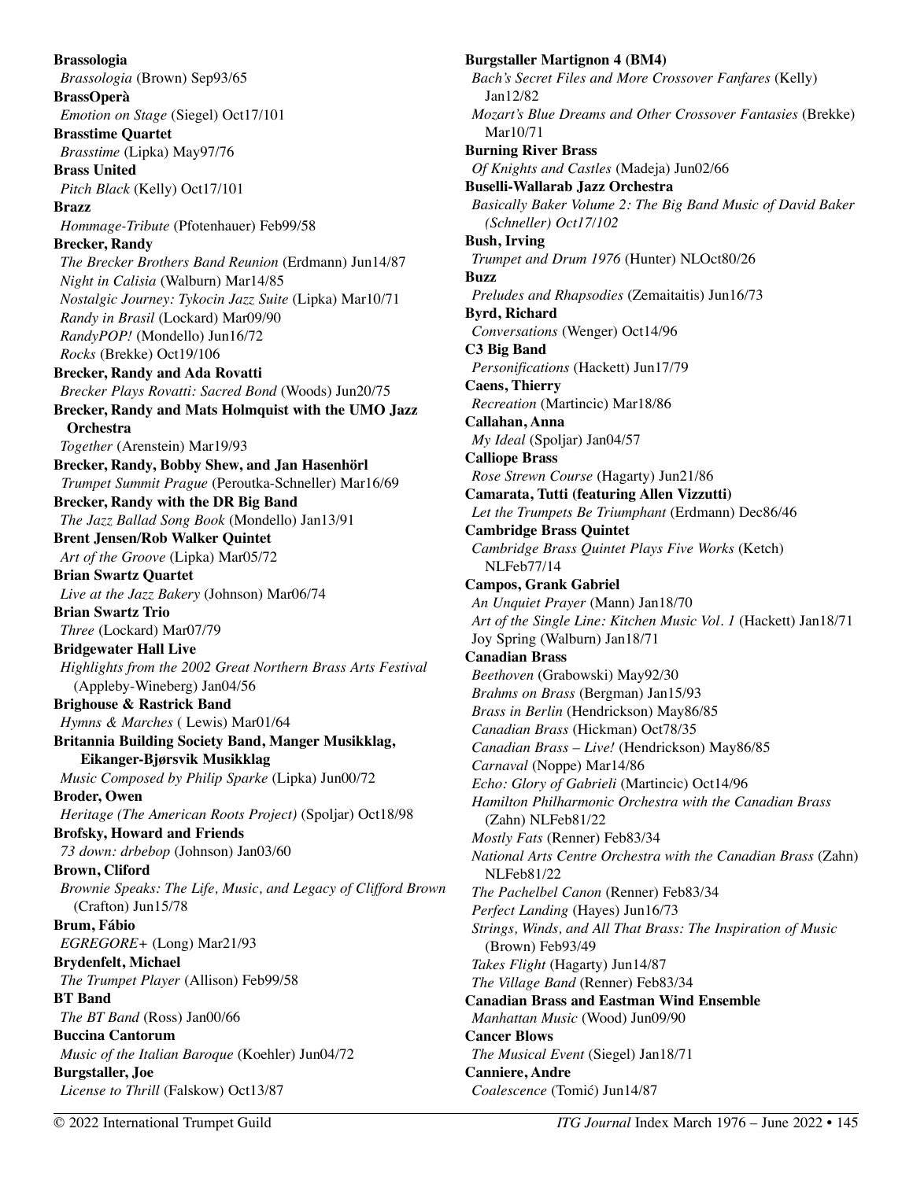**Brassologia**
*Brassologia* (Brown) Sep93/65
**BrassOperà**
*Emotion on Stage* (Siegel) Oct17/101
**Brasstime Quartet**
*Brasstime* (Lipka) May97/76
**Brass United**
*Pitch Black* (Kelly) Oct17/101
**Brazz**
*Hommage-Tribute* (Pfotenhauer) Feb99/58
**Brecker, Randy**
*The Brecker Brothers Band Reunion* (Erdmann) Jun14/87
*Night in Calisia* (Walburn) Mar14/85
*Nostalgic Journey: Tykocin Jazz Suite* (Lipka) Mar10/71
*Randy in Brasil* (Lockard) Mar09/90
*RandyPOP!* (Mondello) Jun16/72
*Rocks* (Brekke) Oct19/106
**Brecker, Randy and Ada Rovatti**
*Brecker Plays Rovatti: Sacred Bond* (Woods) Jun20/75
**Brecker, Randy and Mats Holmquist with the UMO Jazz Orchestra**
*Together* (Arenstein) Mar19/93
**Brecker, Randy, Bobby Shew, and Jan Hasenhörl**
*Trumpet Summit Prague* (Peroutka-Schneller) Mar16/69
**Brecker, Randy with the DR Big Band**
*The Jazz Ballad Song Book* (Mondello) Jan13/91
**Brent Jensen/Rob Walker Quintet**
*Art of the Groove* (Lipka) Mar05/72
**Brian Swartz Quartet**
*Live at the Jazz Bakery* (Johnson) Mar06/74
**Brian Swartz Trio**
*Three* (Lockard) Mar07/79
**Bridgewater Hall Live**
*Highlights from the 2002 Great Northern Brass Arts Festival* (Appleby-Wineberg) Jan04/56
**Brighouse & Rastrick Band**
*Hymns & Marches* ( Lewis) Mar01/64
**Britannia Building Society Band, Manger Musikklag, Eikanger-Bjørsvik Musikklag**
*Music Composed by Philip Sparke* (Lipka) Jun00/72
**Broder, Owen**
*Heritage (The American Roots Project)* (Spoljar) Oct18/98
**Brofsky, Howard and Friends**
*73 down: drbebop* (Johnson) Jan03/60
**Brown, Cliford**
*Brownie Speaks: The Life, Music, and Legacy of Clifford Brown* (Crafton) Jun15/78
**Brum, Fábio**
*EGREGORE+* (Long) Mar21/93
**Brydenfelt, Michael**
*The Trumpet Player* (Allison) Feb99/58
**BT Band**
*The BT Band* (Ross) Jan00/66
**Buccina Cantorum**
*Music of the Italian Baroque* (Koehler) Jun04/72
**Burgstaller, Joe**
*License to Thrill* (Falskow) Oct13/87
**Burgstaller Martignon 4 (BM4)**
*Bach's Secret Files and More Crossover Fanfares* (Kelly) Jan12/82
*Mozart's Blue Dreams and Other Crossover Fantasies* (Brekke) Mar10/71
**Burning River Brass**
*Of Knights and Castles* (Madeja) Jun02/66
**Buselli-Wallarab Jazz Orchestra**
*Basically Baker Volume 2: The Big Band Music of David Baker (Schneller) Oct17/102*
**Bush, Irving**
*Trumpet and Drum 1976* (Hunter) NLOct80/26
**Buzz**
*Preludes and Rhapsodies* (Zemaitaitis) Jun16/73
**Byrd, Richard**
*Conversations* (Wenger) Oct14/96
**C3 Big Band**
*Personifications* (Hackett) Jun17/79
**Caens, Thierry**
*Recreation* (Martincic) Mar18/86
**Callahan, Anna**
*My Ideal* (Spoljar) Jan04/57
**Calliope Brass**
*Rose Strewn Course* (Hagarty) Jun21/86
**Camarata, Tutti (featuring Allen Vizzutti)**
*Let the Trumpets Be Triumphant* (Erdmann) Dec86/46
**Cambridge Brass Quintet**
*Cambridge Brass Quintet Plays Five Works* (Ketch) NLFeb77/14
**Campos, Grank Gabriel**
*An Unquiet Prayer* (Mann) Jan18/70
*Art of the Single Line: Kitchen Music Vol. 1* (Hackett) Jan18/71
Joy Spring (Walburn) Jan18/71
**Canadian Brass**
*Beethoven* (Grabowski) May92/30
*Brahms on Brass* (Bergman) Jan15/93
*Brass in Berlin* (Hendrickson) May86/85
*Canadian Brass* (Hickman) Oct78/35
*Canadian Brass – Live!* (Hendrickson) May86/85
*Carnaval* (Noppe) Mar14/86
*Echo: Glory of Gabrieli* (Martincic) Oct14/96
*Hamilton Philharmonic Orchestra with the Canadian Brass* (Zahn) NLFeb81/22
*Mostly Fats* (Renner) Feb83/34
*National Arts Centre Orchestra with the Canadian Brass* (Zahn) NLFeb81/22
*The Pachelbel Canon* (Renner) Feb83/34
*Perfect Landing* (Hayes) Jun16/73
*Strings, Winds, and All That Brass: The Inspiration of Music* (Brown) Feb93/49
*Takes Flight* (Hagarty) Jun14/87
*The Village Band* (Renner) Feb83/34
**Canadian Brass and Eastman Wind Ensemble**
*Manhattan Music* (Wood) Jun09/90
**Cancer Blows**
*The Musical Event* (Siegel) Jan18/71
**Canniere, Andre**
*Coalescence* (Tomić) Jun14/87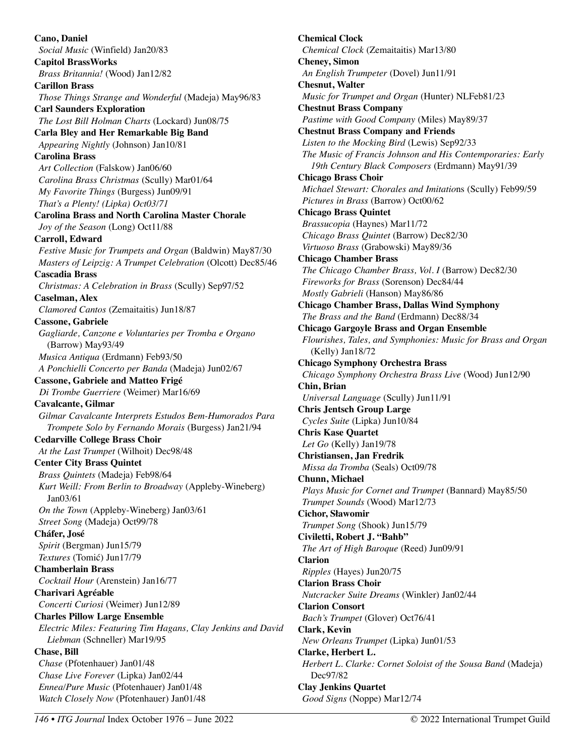**Cano, Daniel**
*Social Music* (Winfield) Jan20/83
**Capitol BrassWorks**
*Brass Britannia!* (Wood) Jan12/82
**Carillon Brass**
*Those Things Strange and Wonderful* (Madeja) May96/83
**Carl Saunders Exploration**
*The Lost Bill Holman Charts* (Lockard) Jun08/75
**Carla Bley and Her Remarkable Big Band**
*Appearing Nightly* (Johnson) Jan10/81
**Carolina Brass**
*Art Collection* (Falskow) Jan06/60
*Carolina Brass Christmas* (Scully) Mar01/64
*My Favorite Things* (Burgess) Jun09/91
*That's a Plenty! (Lipka) Oct03/71*
**Carolina Brass and North Carolina Master Chorale**
*Joy of the Season* (Long) Oct11/88
**Carroll, Edward**
*Festive Music for Trumpets and Organ* (Baldwin) May87/30
*Masters of Leipzig: A Trumpet Celebration* (Olcott) Dec85/46
**Cascadia Brass**
*Christmas: A Celebration in Brass* (Scully) Sep97/52
**Caselman, Alex**
*Clamored Cantos* (Zemaitaitis) Jun18/87
**Cassone, Gabriele**
*Gagliarde, Canzone e Voluntaries per Tromba e Organo* (Barrow) May93/49
*Musica Antiqua* (Erdmann) Feb93/50
*A Ponchielli Concerto per Banda* (Madeja) Jun02/67
**Cassone, Gabriele and Matteo Frigé**
*Di Trombe Guerriere* (Weimer) Mar16/69
**Cavalcante, Gilmar**
*Gilmar Cavalcante Interprets Estudos Bem-Humorados Para Trompete Solo by Fernando Morais* (Burgess) Jan21/94
**Cedarville College Brass Choir**
*At the Last Trumpet* (Wilhoit) Dec98/48
**Center City Brass Quintet**
*Brass Quintets* (Madeja) Feb98/64
*Kurt Weill: From Berlin to Broadway* (Appleby-Wineberg) Jan03/61
*On the Town* (Appleby-Wineberg) Jan03/61
*Street Song* (Madeja) Oct99/78
**Cháfer, José**
*Spirit* (Bergman) Jun15/79
*Textures* (Tomić) Jun17/79
**Chamberlain Brass**
*Cocktail Hour* (Arenstein) Jan16/77
**Charivari Agréable**
*Concerti Curiosi* (Weimer) Jun12/89
**Charles Pillow Large Ensemble**
*Electric Miles: Featuring Tim Hagans, Clay Jenkins and David Liebman* (Schneller) Mar19/95
**Chase, Bill**
*Chase* (Pfotenhauer) Jan01/48
*Chase Live Forever* (Lipka) Jan02/44
*Ennea/Pure Music* (Pfotenhauer) Jan01/48
*Watch Closely Now* (Pfotenhauer) Jan01/48
**Chemical Clock**
*Chemical Clock* (Zemaitaitis) Mar13/80
**Cheney, Simon**
*An English Trumpeter* (Dovel) Jun11/91
**Chesnut, Walter**
*Music for Trumpet and Organ* (Hunter) NLFeb81/23
**Chestnut Brass Company**
*Pastime with Good Company* (Miles) May89/37
**Chestnut Brass Company and Friends**
*Listen to the Mocking Bird* (Lewis) Sep92/33
*The Music of Francis Johnson and His Contemporaries: Early 19th Century Black Composers* (Erdmann) May91/39
**Chicago Brass Choir**
*Michael Stewart: Chorales and Imitations* (Scully) Feb99/59
*Pictures in Brass* (Barrow) Oct00/62
**Chicago Brass Quintet**
*Brassucopia* (Haynes) Mar11/72
*Chicago Brass Quintet* (Barrow) Dec82/30
*Virtuoso Brass* (Grabowski) May89/36
**Chicago Chamber Brass**
*The Chicago Chamber Brass, Vol. I* (Barrow) Dec82/30
*Fireworks for Brass* (Sorenson) Dec84/44
*Mostly Gabrieli* (Hanson) May86/86
**Chicago Chamber Brass, Dallas Wind Symphony**
*The Brass and the Band* (Erdmann) Dec88/34
**Chicago Gargoyle Brass and Organ Ensemble**
*Flourishes, Tales, and Symphonies: Music for Brass and Organ* (Kelly) Jan18/72
**Chicago Symphony Orchestra Brass**
*Chicago Symphony Orchestra Brass Live* (Wood) Jun12/90
**Chin, Brian**
*Universal Language* (Scully) Jun11/91
**Chris Jentsch Group Large**
*Cycles Suite* (Lipka) Jun10/84
**Chris Kase Quartet**
*Let Go* (Kelly) Jan19/78
**Christiansen, Jan Fredrik**
*Missa da Tromba* (Seals) Oct09/78
**Chunn, Michael**
*Plays Music for Cornet and Trumpet* (Bannard) May85/50
*Trumpet Sounds* (Wood) Mar12/73
**Cichor, Sławomir**
*Trumpet Song* (Shook) Jun15/79
**Civiletti, Robert J. "Bahb"**
*The Art of High Baroque* (Reed) Jun09/91
**Clarion**
*Ripples* (Hayes) Jun20/75
**Clarion Brass Choir**
*Nutcracker Suite Dreams* (Winkler) Jan02/44
**Clarion Consort**
*Bach's Trumpet* (Glover) Oct76/41
**Clark, Kevin**
*New Orleans Trumpet* (Lipka) Jun01/53
**Clarke, Herbert L.**
*Herbert L. Clarke: Cornet Soloist of the Sousa Band* (Madeja) Dec97/82
**Clay Jenkins Quartet**
*Good Signs* (Noppe) Mar12/74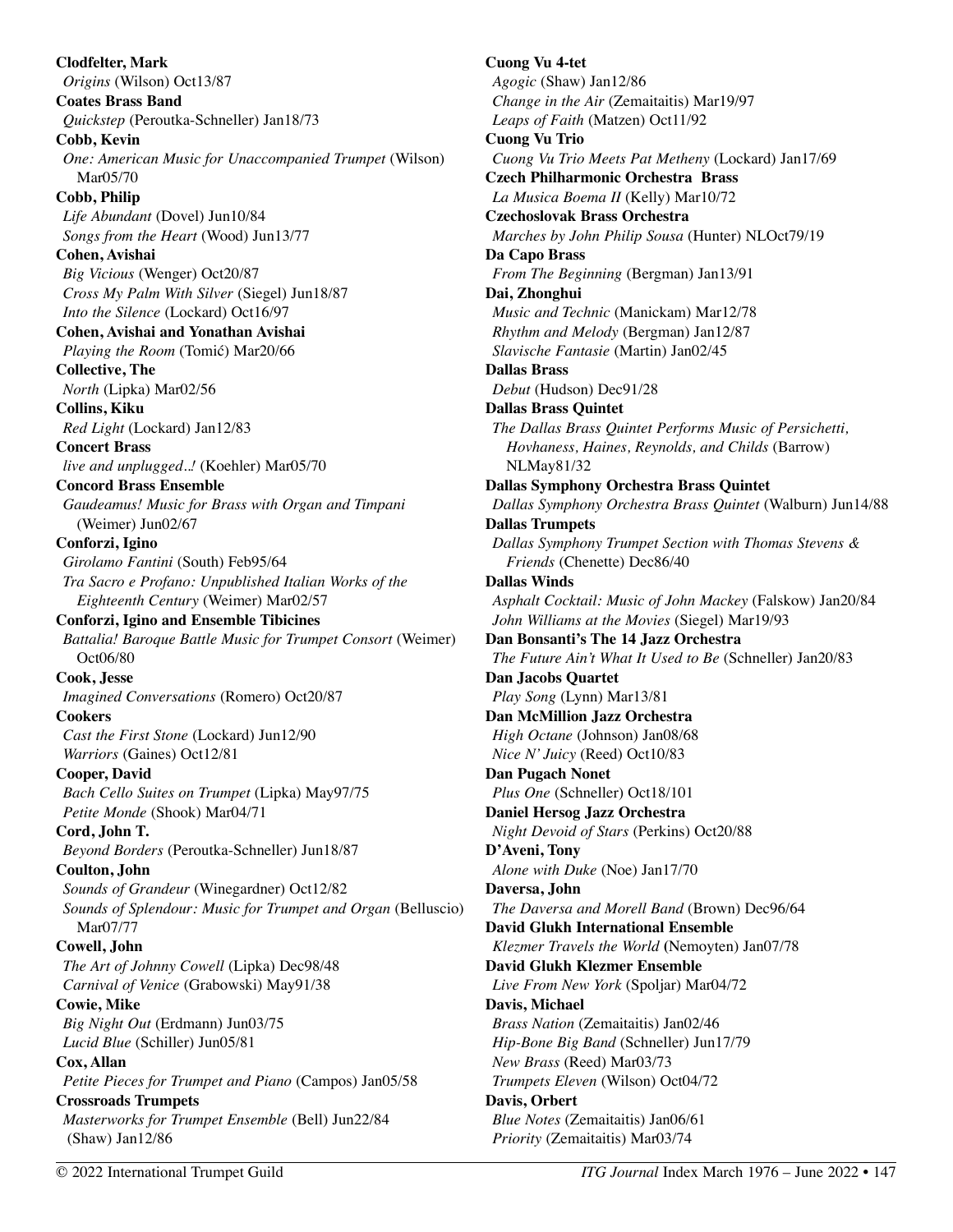**Clodfelter, Mark**
*Origins* (Wilson) Oct13/87

**Coates Brass Band**
*Quickstep* (Peroutka-Schneller) Jan18/73

**Cobb, Kevin**
*One: American Music for Unaccompanied Trumpet* (Wilson) Mar05/70

**Cobb, Philip**
*Life Abundant* (Dovel) Jun10/84
*Songs from the Heart* (Wood) Jun13/77

**Cohen, Avishai**
*Big Vicious* (Wenger) Oct20/87
*Cross My Palm With Silver* (Siegel) Jun18/87
*Into the Silence* (Lockard) Oct16/97

**Cohen, Avishai and Yonathan Avishai**
*Playing the Room* (Tomić) Mar20/66

**Collective, The**
*North* (Lipka) Mar02/56

**Collins, Kiku**
*Red Light* (Lockard) Jan12/83

**Concert Brass**
*live and unplugged..!* (Koehler) Mar05/70

**Concord Brass Ensemble**
*Gaudeamus! Music for Brass with Organ and Timpani* (Weimer) Jun02/67

**Conforzi, Igino**
*Girolamo Fantini* (South) Feb95/64
*Tra Sacro e Profano: Unpublished Italian Works of the Eighteenth Century* (Weimer) Mar02/57

**Conforzi, Igino and Ensemble Tibicines**
*Battalia! Baroque Battle Music for Trumpet Consort* (Weimer) Oct06/80

**Cook, Jesse**
*Imagined Conversations* (Romero) Oct20/87

**Cookers**
*Cast the First Stone* (Lockard) Jun12/90
*Warriors* (Gaines) Oct12/81

**Cooper, David**
*Bach Cello Suites on Trumpet* (Lipka) May97/75
*Petite Monde* (Shook) Mar04/71

**Cord, John T.**
*Beyond Borders* (Peroutka-Schneller) Jun18/87

**Coulton, John**
*Sounds of Grandeur* (Winegardner) Oct12/82
*Sounds of Splendour: Music for Trumpet and Organ* (Belluscio) Mar07/77

**Cowell, John**
*The Art of Johnny Cowell* (Lipka) Dec98/48
*Carnival of Venice* (Grabowski) May91/38

**Cowie, Mike**
*Big Night Out* (Erdmann) Jun03/75
*Lucid Blue* (Schiller) Jun05/81

**Cox, Allan**
*Petite Pieces for Trumpet and Piano* (Campos) Jan05/58

**Crossroads Trumpets**
*Masterworks for Trumpet Ensemble* (Bell) Jun22/84
(Shaw) Jan12/86

**Cuong Vu 4-tet**
*Agogic* (Shaw) Jan12/86
*Change in the Air* (Zemaitaitis) Mar19/97
*Leaps of Faith* (Matzen) Oct11/92

**Cuong Vu Trio**
*Cuong Vu Trio Meets Pat Metheny* (Lockard) Jan17/69

**Czech Philharmonic Orchestra Brass**
*La Musica Boema II* (Kelly) Mar10/72

**Czechoslovak Brass Orchestra**
*Marches by John Philip Sousa* (Hunter) NLOct79/19

**Da Capo Brass**
*From The Beginning* (Bergman) Jan13/91

**Dai, Zhonghui**
*Music and Technic* (Manickam) Mar12/78
*Rhythm and Melody* (Bergman) Jan12/87
*Slavische Fantasie* (Martin) Jan02/45

**Dallas Brass**
*Debut* (Hudson) Dec91/28

**Dallas Brass Quintet**
*The Dallas Brass Quintet Performs Music of Persichetti, Hovhaness, Haines, Reynolds, and Childs* (Barrow) NLMay81/32

**Dallas Symphony Orchestra Brass Quintet**
*Dallas Symphony Orchestra Brass Quintet* (Walburn) Jun14/88

**Dallas Trumpets**
*Dallas Symphony Trumpet Section with Thomas Stevens & Friends* (Chenette) Dec86/40

**Dallas Winds**
*Asphalt Cocktail: Music of John Mackey* (Falskow) Jan20/84
*John Williams at the Movies* (Siegel) Mar19/93

**Dan Bonsanti's The 14 Jazz Orchestra**
*The Future Ain't What It Used to Be* (Schneller) Jan20/83

**Dan Jacobs Quartet**
*Play Song* (Lynn) Mar13/81

**Dan McMillion Jazz Orchestra**
*High Octane* (Johnson) Jan08/68
*Nice N' Juicy* (Reed) Oct10/83

**Dan Pugach Nonet**
*Plus One* (Schneller) Oct18/101

**Daniel Hersog Jazz Orchestra**
*Night Devoid of Stars* (Perkins) Oct20/88

**D'Aveni, Tony**
*Alone with Duke* (Noe) Jan17/70

**Daversa, John**
*The Daversa and Morell Band* (Brown) Dec96/64

**David Glukh International Ensemble**
*Klezmer Travels the World* (Nemoyten) Jan07/78

**David Glukh Klezmer Ensemble**
*Live From New York* (Spoljar) Mar04/72

**Davis, Michael**
*Brass Nation* (Zemaitaitis) Jan02/46
*Hip-Bone Big Band* (Schneller) Jun17/79
*New Brass* (Reed) Mar03/73
*Trumpets Eleven* (Wilson) Oct04/72

**Davis, Orbert**
*Blue Notes* (Zemaitaitis) Jan06/61
*Priority* (Zemaitaitis) Mar03/74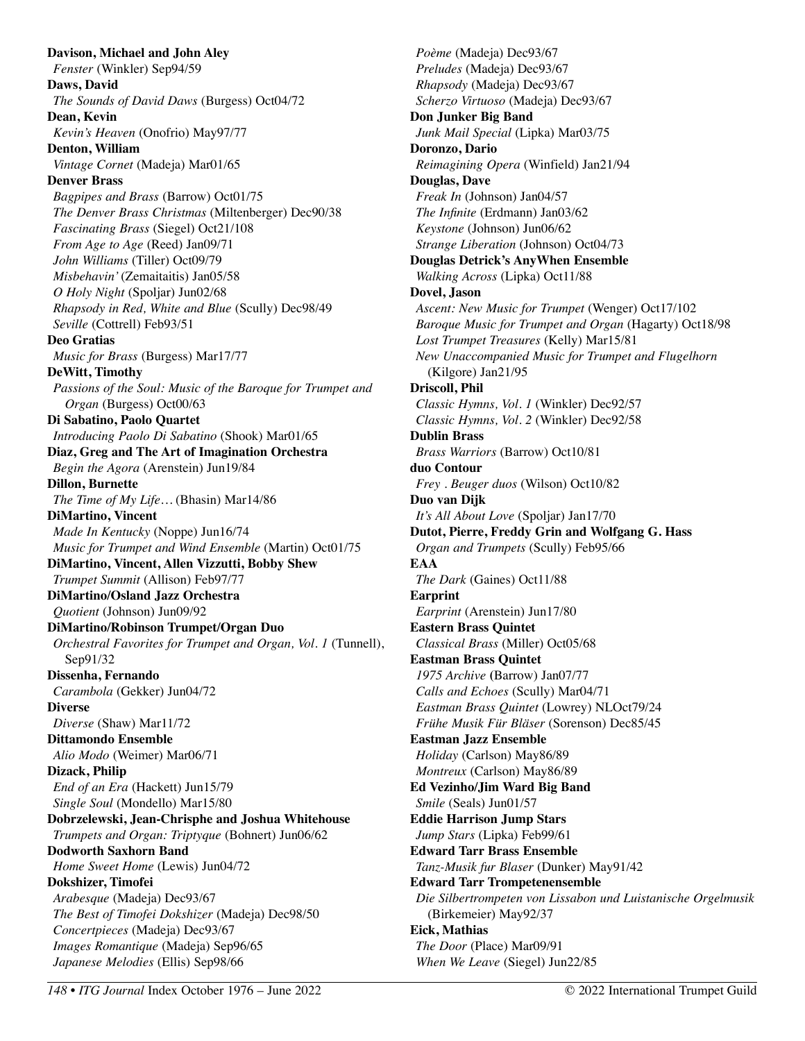**Davison, Michael and John Aley**
*Fenster* (Winkler) Sep94/59

**Daws, David**
*The Sounds of David Daws* (Burgess) Oct04/72

**Dean, Kevin**
*Kevin's Heaven* (Onofrio) May97/77

**Denton, William**
*Vintage Cornet* (Madeja) Mar01/65

**Denver Brass**
*Bagpipes and Brass* (Barrow) Oct01/75
*The Denver Brass Christmas* (Miltenberger) Dec90/38
*Fascinating Brass* (Siegel) Oct21/108
*From Age to Age* (Reed) Jan09/71
*John Williams* (Tiller) Oct09/79
*Misbehavin'* (Zemaitaitis) Jan05/58
*O Holy Night* (Spoljar) Jun02/68
*Rhapsody in Red, White and Blue* (Scully) Dec98/49
*Seville* (Cottrell) Feb93/51

**Deo Gratias**
*Music for Brass* (Burgess) Mar17/77

**DeWitt, Timothy**
*Passions of the Soul: Music of the Baroque for Trumpet and Organ* (Burgess) Oct00/63

**Di Sabatino, Paolo Quartet**
*Introducing Paolo Di Sabatino* (Shook) Mar01/65

**Diaz, Greg and The Art of Imagination Orchestra**
*Begin the Agora* (Arenstein) Jun19/84

**Dillon, Burnette**
*The Time of My Life…* (Bhasin) Mar14/86

**DiMartino, Vincent**
*Made In Kentucky* (Noppe) Jun16/74
*Music for Trumpet and Wind Ensemble* (Martin) Oct01/75

**DiMartino, Vincent, Allen Vizzutti, Bobby Shew**
*Trumpet Summit* (Allison) Feb97/77

**DiMartino/Osland Jazz Orchestra**
*Quotient* (Johnson) Jun09/92

**DiMartino/Robinson Trumpet/Organ Duo**
*Orchestral Favorites for Trumpet and Organ, Vol. 1* (Tunnell), Sep91/32

**Dissenha, Fernando**
*Carambola* (Gekker) Jun04/72

**Diverse**
*Diverse* (Shaw) Mar11/72

**Dittamondo Ensemble**
*Alio Modo* (Weimer) Mar06/71

**Dizack, Philip**
*End of an Era* (Hackett) Jun15/79
*Single Soul* (Mondello) Mar15/80

**Dobrzelewski, Jean-Chrisphe and Joshua Whitehouse**
*Trumpets and Organ: Triptyque* (Bohnert) Jun06/62

**Dodworth Saxhorn Band**
*Home Sweet Home* (Lewis) Jun04/72

**Dokshizer, Timofei**
*Arabesque* (Madeja) Dec93/67
*The Best of Timofei Dokshizer* (Madeja) Dec98/50
*Concertpieces* (Madeja) Dec93/67
*Images Romantique* (Madeja) Sep96/65
*Japanese Melodies* (Ellis) Sep98/66
*Poème* (Madeja) Dec93/67
*Preludes* (Madeja) Dec93/67
*Rhapsody* (Madeja) Dec93/67
*Scherzo Virtuoso* (Madeja) Dec93/67

**Don Junker Big Band**
*Junk Mail Special* (Lipka) Mar03/75

**Doronzo, Dario**
*Reimagining Opera* (Winfield) Jan21/94

**Douglas, Dave**
*Freak In* (Johnson) Jan04/57
*The Infinite* (Erdmann) Jan03/62
*Keystone* (Johnson) Jun06/62
*Strange Liberation* (Johnson) Oct04/73

**Douglas Detrick's AnyWhen Ensemble**
*Walking Across* (Lipka) Oct11/88

**Dovel, Jason**
*Ascent: New Music for Trumpet* (Wenger) Oct17/102
*Baroque Music for Trumpet and Organ* (Hagarty) Oct18/98
*Lost Trumpet Treasures* (Kelly) Mar15/81
*New Unaccompanied Music for Trumpet and Flugelhorn* (Kilgore) Jan21/95

**Driscoll, Phil**
*Classic Hymns, Vol. 1* (Winkler) Dec92/57
*Classic Hymns, Vol. 2* (Winkler) Dec92/58

**Dublin Brass**
*Brass Warriors* (Barrow) Oct10/81

**duo Contour**
*Frey . Beuger duos* (Wilson) Oct10/82

**Duo van Dijk**
*It's All About Love* (Spoljar) Jan17/70

**Dutot, Pierre, Freddy Grin and Wolfgang G. Hass**
*Organ and Trumpets* (Scully) Feb95/66

**EAA**
*The Dark* (Gaines) Oct11/88

**Earprint**
*Earprint* (Arenstein) Jun17/80

**Eastern Brass Quintet**
*Classical Brass* (Miller) Oct05/68

**Eastman Brass Quintet**
*1975 Archive* **(**Barrow) Jan07/77
*Calls and Echoes* (Scully) Mar04/71
*Eastman Brass Quintet* (Lowrey) NLOct79/24
*Frühe Musik Für Bläser* (Sorenson) Dec85/45

**Eastman Jazz Ensemble**
*Holiday* (Carlson) May86/89
*Montreux* (Carlson) May86/89

**Ed Vezinho/Jim Ward Big Band**
*Smile* (Seals) Jun01/57

**Eddie Harrison Jump Stars**
*Jump Stars* (Lipka) Feb99/61

**Edward Tarr Brass Ensemble**
*Tanz-Musik fur Blaser* (Dunker) May91/42

**Edward Tarr Trompetenensemble**
*Die Silbertrompeten von Lissabon und Luistanische Orgelmusik* (Birkemeier) May92/37

**Eick, Mathias**
*The Door* (Place) Mar09/91
*When We Leave* (Siegel) Jun22/85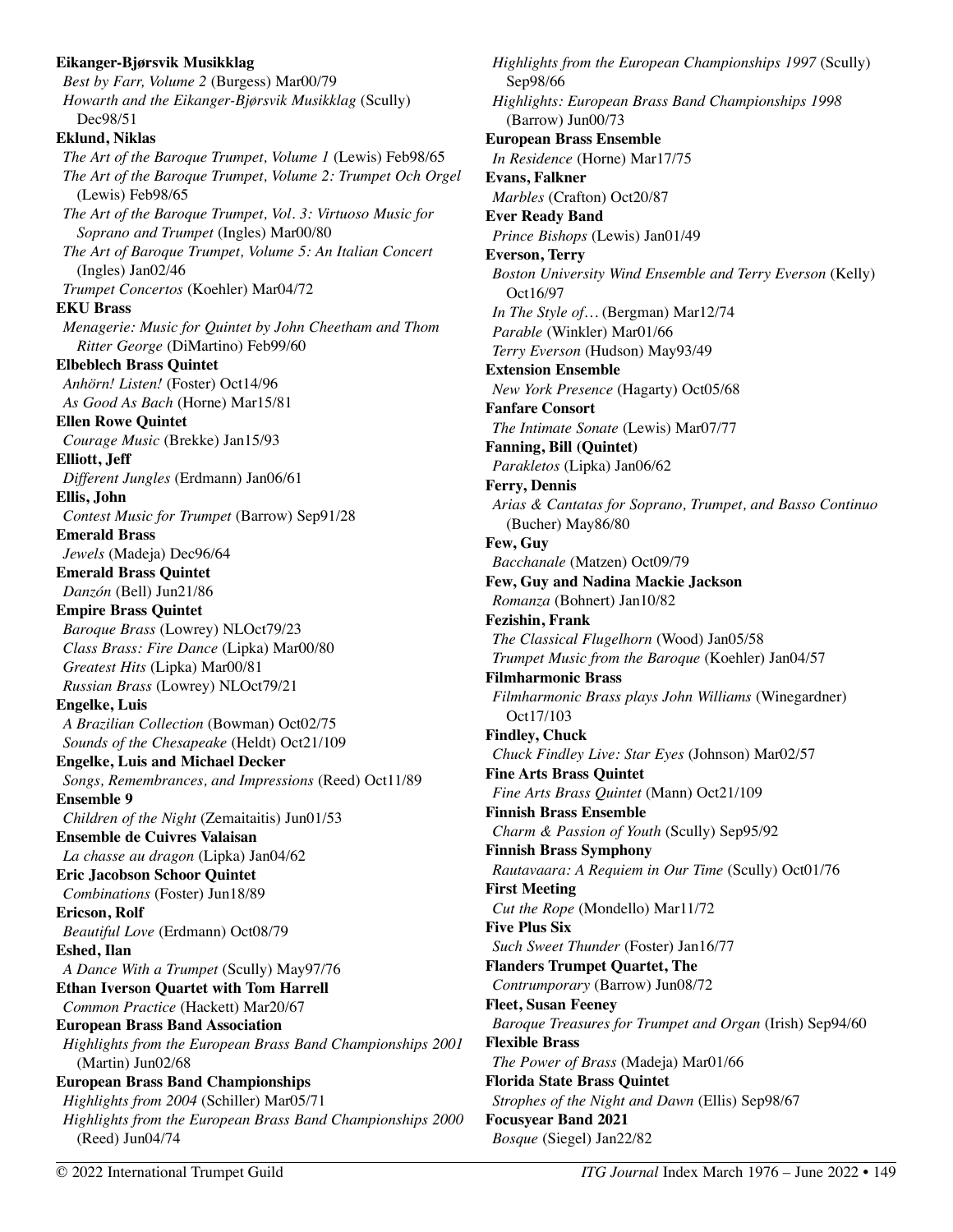**Eikanger-Bjørsvik Musikklag**
*Best by Farr, Volume 2* (Burgess) Mar00/79
*Howarth and the Eikanger-Bjørsvik Musikklag* (Scully) Dec98/51

**Eklund, Niklas**
*The Art of the Baroque Trumpet, Volume 1* (Lewis) Feb98/65
*The Art of the Baroque Trumpet, Volume 2: Trumpet Och Orgel* (Lewis) Feb98/65
*The Art of the Baroque Trumpet, Vol. 3: Virtuoso Music for Soprano and Trumpet* (Ingles) Mar00/80
*The Art of Baroque Trumpet, Volume 5: An Italian Concert* (Ingles) Jan02/46
*Trumpet Concertos* (Koehler) Mar04/72

**EKU Brass**
*Menagerie: Music for Quintet by John Cheetham and Thom Ritter George* (DiMartino) Feb99/60

**Elbeblech Brass Quintet**
*Anhörn! Listen!* (Foster) Oct14/96
*As Good As Bach* (Horne) Mar15/81

**Ellen Rowe Quintet**
*Courage Music* (Brekke) Jan15/93

**Elliott, Jeff**
*Different Jungles* (Erdmann) Jan06/61

**Ellis, John**
*Contest Music for Trumpet* (Barrow) Sep91/28

**Emerald Brass**
*Jewels* (Madeja) Dec96/64

**Emerald Brass Quintet**
*Danzón* (Bell) Jun21/86

**Empire Brass Quintet**
*Baroque Brass* (Lowrey) NLOct79/23
*Class Brass: Fire Dance* (Lipka) Mar00/80
*Greatest Hits* (Lipka) Mar00/81
*Russian Brass* (Lowrey) NLOct79/21

**Engelke, Luis**
*A Brazilian Collection* (Bowman) Oct02/75
*Sounds of the Chesapeake* (Heldt) Oct21/109

**Engelke, Luis and Michael Decker**
*Songs, Remembrances, and Impressions* (Reed) Oct11/89

**Ensemble 9**
*Children of the Night* (Zemaitaitis) Jun01/53

**Ensemble de Cuivres Valaisan**
*La chasse au dragon* (Lipka) Jan04/62

**Eric Jacobson Schoor Quintet**
*Combinations* (Foster) Jun18/89

**Ericson, Rolf**
*Beautiful Love* (Erdmann) Oct08/79

**Eshed, Ilan**
*A Dance With a Trumpet* (Scully) May97/76

**Ethan Iverson Quartet with Tom Harrell**
*Common Practice* (Hackett) Mar20/67

**European Brass Band Association**
*Highlights from the European Brass Band Championships 2001* (Martin) Jun02/68

**European Brass Band Championships**
*Highlights from 2004* (Schiller) Mar05/71
*Highlights from the European Brass Band Championships 2000* (Reed) Jun04/74
*Highlights from the European Championships 1997* (Scully) Sep98/66
*Highlights: European Brass Band Championships 1998* (Barrow) Jun00/73

**European Brass Ensemble**
*In Residence* (Horne) Mar17/75

**Evans, Falkner**
*Marbles* (Crafton) Oct20/87

**Ever Ready Band**
*Prince Bishops* (Lewis) Jan01/49

**Everson, Terry**
*Boston University Wind Ensemble and Terry Everson* (Kelly) Oct16/97
*In The Style of…* (Bergman) Mar12/74
*Parable* (Winkler) Mar01/66
*Terry Everson* (Hudson) May93/49

**Extension Ensemble**
*New York Presence* (Hagarty) Oct05/68

**Fanfare Consort**
*The Intimate Sonate* (Lewis) Mar07/77

**Fanning, Bill (Quintet)**
*Parakletos* (Lipka) Jan06/62

**Ferry, Dennis**
*Arias & Cantatas for Soprano, Trumpet, and Basso Continuo* (Bucher) May86/80

**Few, Guy**
*Bacchanale* (Matzen) Oct09/79

**Few, Guy and Nadina Mackie Jackson**
*Romanza* (Bohnert) Jan10/82

**Fezishin, Frank**
*The Classical Flugelhorn* (Wood) Jan05/58
*Trumpet Music from the Baroque* (Koehler) Jan04/57

**Filmharmonic Brass**
*Filmharmonic Brass plays John Williams* (Winegardner) Oct17/103

**Findley, Chuck**
*Chuck Findley Live: Star Eyes* (Johnson) Mar02/57

**Fine Arts Brass Quintet**
*Fine Arts Brass Quintet* (Mann) Oct21/109

**Finnish Brass Ensemble**
*Charm & Passion of Youth* (Scully) Sep95/92

**Finnish Brass Symphony**
*Rautavaara: A Requiem in Our Time* (Scully) Oct01/76

**First Meeting**
*Cut the Rope* (Mondello) Mar11/72

**Five Plus Six**
*Such Sweet Thunder* (Foster) Jan16/77

**Flanders Trumpet Quartet, The**
*Contrumporary* (Barrow) Jun08/72

**Fleet, Susan Feeney**
*Baroque Treasures for Trumpet and Organ* (Irish) Sep94/60

**Flexible Brass**
*The Power of Brass* (Madeja) Mar01/66

**Florida State Brass Quintet**
*Strophes of the Night and Dawn* (Ellis) Sep98/67

**Focusyear Band 2021**
*Bosque* (Siegel) Jan22/82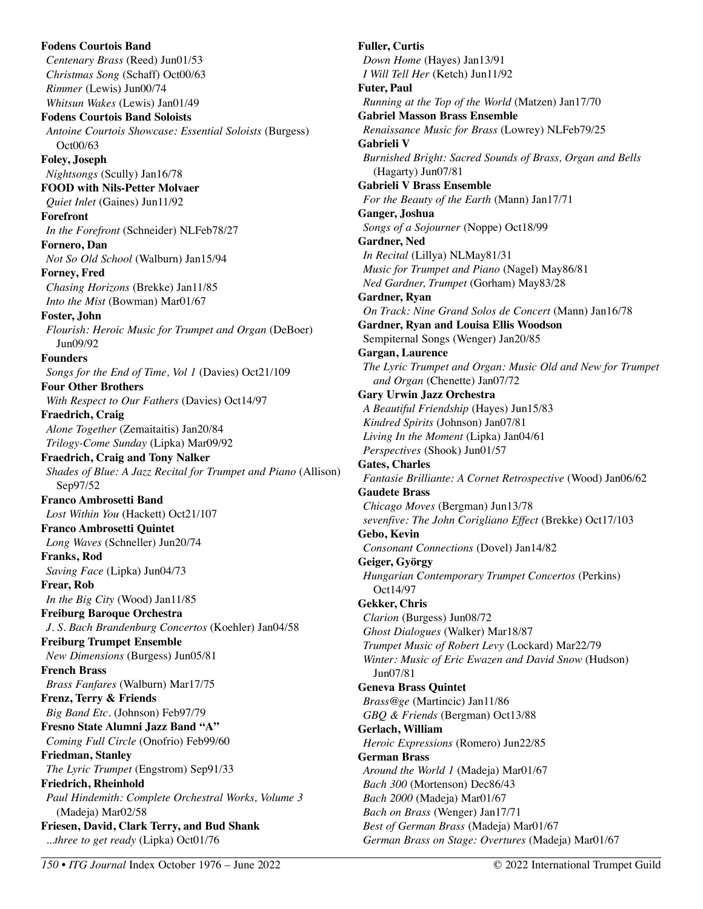**Fodens Courtois Band**
*Centenary Brass* (Reed) Jun01/53
*Christmas Song* (Schaff) Oct00/63
*Rimmer* (Lewis) Jun00/74
*Whitsun Wakes* (Lewis) Jan01/49

**Fodens Courtois Band Soloists**
*Antoine Courtois Showcase: Essential Soloists* (Burgess) Oct00/63

**Foley, Joseph**
*Nightsongs* (Scully) Jan16/78

**FOOD with Nils-Petter Molvaer**
*Quiet Inlet* (Gaines) Jun11/92

**Forefront**
*In the Forefront* (Schneider) NLFeb78/27

**Fornero, Dan**
*Not So Old School* (Walburn) Jan15/94

**Forney, Fred**
*Chasing Horizons* (Brekke) Jan11/85
*Into the Mist* (Bowman) Mar01/67

**Foster, John**
*Flourish: Heroic Music for Trumpet and Organ* (DeBoer) Jun09/92

**Founders**
*Songs for the End of Time, Vol 1* (Davies) Oct21/109

**Four Other Brothers**
*With Respect to Our Fathers* (Davies) Oct14/97

**Fraedrich, Craig**
*Alone Together* (Zemaitaitis) Jan20/84
*Trilogy-Come Sunday* (Lipka) Mar09/92

**Fraedrich, Craig and Tony Nalker**
*Shades of Blue: A Jazz Recital for Trumpet and Piano* (Allison) Sep97/52

**Franco Ambrosetti Band**
*Lost Within You* (Hackett) Oct21/107

**Franco Ambrosetti Quintet**
*Long Waves* (Schneller) Jun20/74

**Franks, Rod**
*Saving Face* (Lipka) Jun04/73

**Frear, Rob**
*In the Big City* (Wood) Jan11/85

**Freiburg Baroque Orchestra**
*J. S. Bach Brandenburg Concertos* (Koehler) Jan04/58

**Freiburg Trumpet Ensemble**
*New Dimensions* (Burgess) Jun05/81

**French Brass**
*Brass Fanfares* (Walburn) Mar17/75

**Frenz, Terry & Friends**
*Big Band Etc.* (Johnson) Feb97/79

**Fresno State Alumni Jazz Band "A"**
*Coming Full Circle* (Onofrio) Feb99/60

**Friedman, Stanley**
*The Lyric Trumpet* (Engstrom) Sep91/33

**Friedrich, Rheinhold**
*Paul Hindemith: Complete Orchestral Works, Volume 3* (Madeja) Mar02/58

**Friesen, David, Clark Terry, and Bud Shank**
*...three to get ready* (Lipka) Oct01/76

**Fuller, Curtis**
*Down Home* (Hayes) Jan13/91
*I Will Tell Her* (Ketch) Jun11/92

**Futer, Paul**
*Running at the Top of the World* (Matzen) Jan17/70

**Gabriel Masson Brass Ensemble**
*Renaissance Music for Brass* (Lowrey) NLFeb79/25

**Gabrieli V**
*Burnished Bright: Sacred Sounds of Brass, Organ and Bells* (Hagarty) Jun07/81

**Gabrieli V Brass Ensemble**
*For the Beauty of the Earth* (Mann) Jan17/71

**Ganger, Joshua**
*Songs of a Sojourner* (Noppe) Oct18/99

**Gardner, Ned**
*In Recital* (Lillya) NLMay81/31
*Music for Trumpet and Piano* (Nagel) May86/81
*Ned Gardner, Trumpet* (Gorham) May83/28

**Gardner, Ryan**
*On Track: Nine Grand Solos de Concert* (Mann) Jan16/78

**Gardner, Ryan and Louisa Ellis Woodson**
Sempiternal Songs (Wenger) Jan20/85

**Gargan, Laurence**
*The Lyric Trumpet and Organ: Music Old and New for Trumpet and Organ* (Chenette) Jan07/72

**Gary Urwin Jazz Orchestra**
*A Beautiful Friendship* (Hayes) Jun15/83
*Kindred Spirits* (Johnson) Jan07/81
*Living In the Moment* (Lipka) Jan04/61
*Perspectives* (Shook) Jun01/57

**Gates, Charles**
*Fantasie Brilliante: A Cornet Retrospective* (Wood) Jan06/62

**Gaudete Brass**
*Chicago Moves* (Bergman) Jun13/78
*sevenfive: The John Corigliano Effect* (Brekke) Oct17/103

**Gebo, Kevin**
*Consonant Connections* (Dovel) Jan14/82

**Geiger, György**
*Hungarian Contemporary Trumpet Concertos* (Perkins) Oct14/97

**Gekker, Chris**
*Clarion* (Burgess) Jun08/72
*Ghost Dialogues* (Walker) Mar18/87
*Trumpet Music of Robert Levy* (Lockard) Mar22/79
*Winter: Music of Eric Ewazen and David Snow* (Hudson) Jun07/81

**Geneva Brass Quintet**
*Brass@ge* (Martincic) Jan11/86
*GBQ & Friends* (Bergman) Oct13/88

**Gerlach, William**
*Heroic Expressions* (Romero) Jun22/85

**German Brass**
*Around the World 1* (Madeja) Mar01/67
*Bach 300* (Mortenson) Dec86/43
*Bach 2000* (Madeja) Mar01/67
*Bach on Brass* (Wenger) Jan17/71
*Best of German Brass* (Madeja) Mar01/67
*German Brass on Stage: Overtures* (Madeja) Mar01/67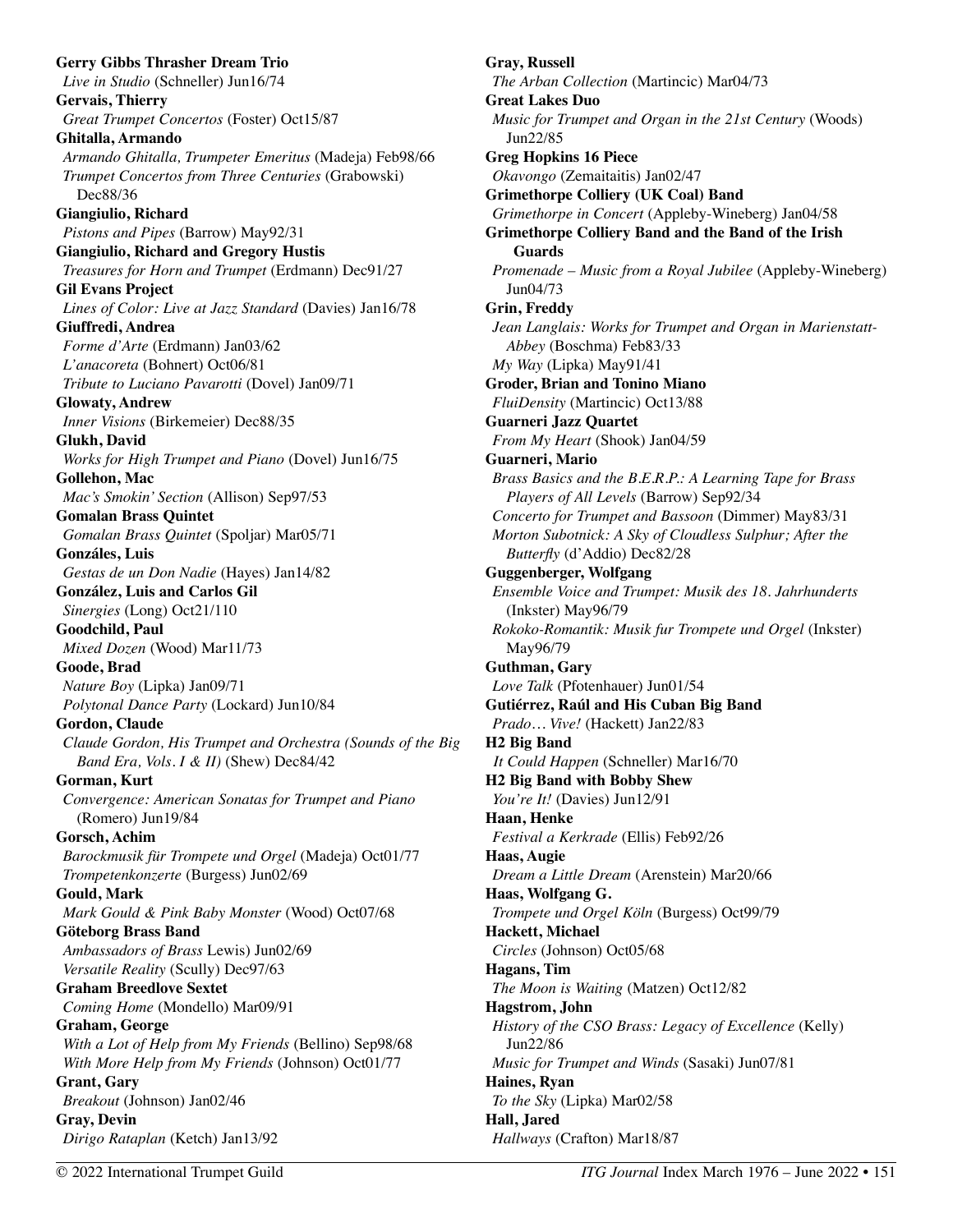**Gerry Gibbs Thrasher Dream Trio**
*Live in Studio* (Schneller) Jun16/74

**Gervais, Thierry**
*Great Trumpet Concertos* (Foster) Oct15/87

**Ghitalla, Armando**
*Armando Ghitalla, Trumpeter Emeritus* (Madeja) Feb98/66
*Trumpet Concertos from Three Centuries* (Grabowski) Dec88/36

**Giangiulio, Richard**
*Pistons and Pipes* (Barrow) May92/31

**Giangiulio, Richard and Gregory Hustis**
*Treasures for Horn and Trumpet* (Erdmann) Dec91/27

**Gil Evans Project**
*Lines of Color: Live at Jazz Standard* (Davies) Jan16/78

**Giuffredi, Andrea**
*Forme d'Arte* (Erdmann) Jan03/62
*L'anacoreta* (Bohnert) Oct06/81
*Tribute to Luciano Pavarotti* (Dovel) Jan09/71

**Glowaty, Andrew**
*Inner Visions* (Birkemeier) Dec88/35

**Glukh, David**
*Works for High Trumpet and Piano* (Dovel) Jun16/75

**Gollehon, Mac**
*Mac's Smokin' Section* (Allison) Sep97/53

**Gomalan Brass Quintet**
*Gomalan Brass Quintet* (Spoljar) Mar05/71

**Gonzáles, Luis**
*Gestas de un Don Nadie* (Hayes) Jan14/82

**González, Luis and Carlos Gil**
*Sinergies* (Long) Oct21/110

**Goodchild, Paul**
*Mixed Dozen* (Wood) Mar11/73

**Goode, Brad**
*Nature Boy* (Lipka) Jan09/71
*Polytonal Dance Party* (Lockard) Jun10/84

**Gordon, Claude**
*Claude Gordon, His Trumpet and Orchestra (Sounds of the Big Band Era, Vols. I & II)* (Shew) Dec84/42

**Gorman, Kurt**
*Convergence: American Sonatas for Trumpet and Piano* (Romero) Jun19/84

**Gorsch, Achim**
*Barockmusik für Trompete und Orgel* (Madeja) Oct01/77
*Trompetenkonzerte* (Burgess) Jun02/69

**Gould, Mark**
*Mark Gould & Pink Baby Monster* (Wood) Oct07/68

**Göteborg Brass Band**
*Ambassadors of Brass* Lewis) Jun02/69
*Versatile Reality* (Scully) Dec97/63

**Graham Breedlove Sextet**
*Coming Home* (Mondello) Mar09/91

**Graham, George**
*With a Lot of Help from My Friends* (Bellino) Sep98/68
*With More Help from My Friends* (Johnson) Oct01/77

**Grant, Gary**
*Breakout* (Johnson) Jan02/46

**Gray, Devin**
*Dirigo Rataplan* (Ketch) Jan13/92

**Gray, Russell**
*The Arban Collection* (Martincic) Mar04/73

**Great Lakes Duo**
*Music for Trumpet and Organ in the 21st Century* (Woods) Jun22/85

**Greg Hopkins 16 Piece**
*Okavongo* (Zemaitaitis) Jan02/47

**Grimethorpe Colliery (UK Coal) Band**
*Grimethorpe in Concert* (Appleby-Wineberg) Jan04/58

**Grimethorpe Colliery Band and the Band of the Irish Guards**
*Promenade – Music from a Royal Jubilee* (Appleby-Wineberg) Jun04/73

**Grin, Freddy**
*Jean Langlais: Works for Trumpet and Organ in Marienstatt-Abbey* (Boschma) Feb83/33
*My Way* (Lipka) May91/41

**Groder, Brian and Tonino Miano**
*FluiDensity* (Martincic) Oct13/88

**Guarneri Jazz Quartet**
*From My Heart* (Shook) Jan04/59

**Guarneri, Mario**
*Brass Basics and the B.E.R.P.: A Learning Tape for Brass Players of All Levels* (Barrow) Sep92/34
*Concerto for Trumpet and Bassoon* (Dimmer) May83/31
*Morton Subotnick: A Sky of Cloudless Sulphur; After the Butterfly* (d'Addio) Dec82/28

**Guggenberger, Wolfgang**
*Ensemble Voice and Trumpet: Musik des 18. Jahrhunderts* (Inkster) May96/79
*Rokoko-Romantik: Musik fur Trompete und Orgel* (Inkster) May96/79

**Guthman, Gary**
*Love Talk* (Pfotenhauer) Jun01/54

**Gutiérrez, Raúl and His Cuban Big Band**
*Prado… Vive!* (Hackett) Jan22/83

**H2 Big Band**
*It Could Happen* (Schneller) Mar16/70

**H2 Big Band with Bobby Shew**
*You're It!* (Davies) Jun12/91

**Haan, Henke**
*Festival a Kerkrade* (Ellis) Feb92/26

**Haas, Augie**
*Dream a Little Dream* (Arenstein) Mar20/66

**Haas, Wolfgang G.**
*Trompete und Orgel Köln* (Burgess) Oct99/79

**Hackett, Michael**
*Circles* (Johnson) Oct05/68

**Hagans, Tim**
*The Moon is Waiting* (Matzen) Oct12/82

**Hagstrom, John**
*History of the CSO Brass: Legacy of Excellence* (Kelly) Jun22/86
*Music for Trumpet and Winds* (Sasaki) Jun07/81

**Haines, Ryan**
*To the Sky* (Lipka) Mar02/58

**Hall, Jared**
*Hallways* (Crafton) Mar18/87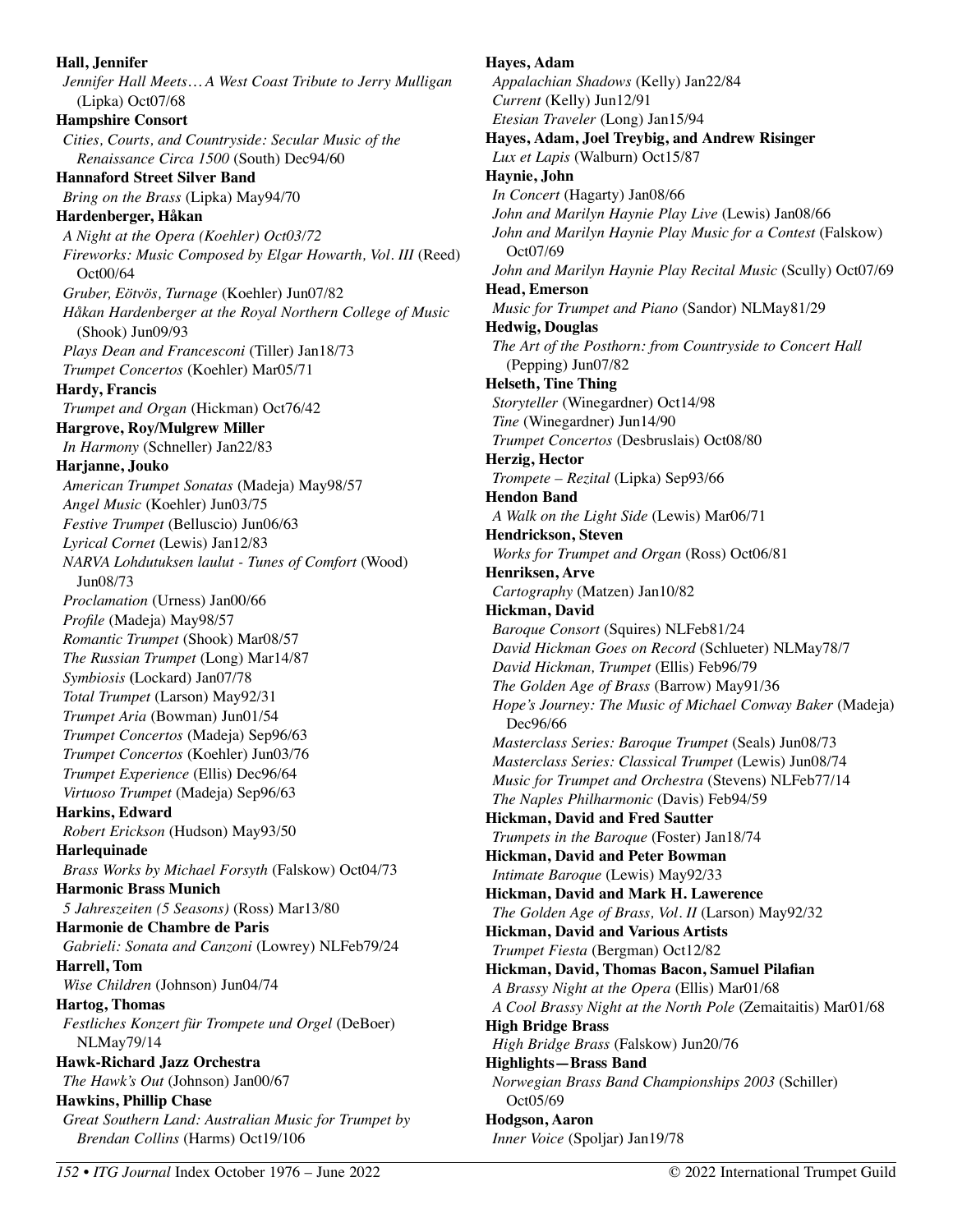**Hall, Jennifer**
*Jennifer Hall Meets… A West Coast Tribute to Jerry Mulligan* (Lipka) Oct07/68

**Hampshire Consort**
*Cities, Courts, and Countryside: Secular Music of the Renaissance Circa 1500* (South) Dec94/60

**Hannaford Street Silver Band**
*Bring on the Brass* (Lipka) May94/70

**Hardenberger, Håkan**
*A Night at the Opera (Koehler) Oct03/72*
*Fireworks: Music Composed by Elgar Howarth, Vol. III* (Reed) Oct00/64
*Gruber, Eötvös, Turnage* (Koehler) Jun07/82
*Håkan Hardenberger at the Royal Northern College of Music* (Shook) Jun09/93
*Plays Dean and Francesconi* (Tiller) Jan18/73
*Trumpet Concertos* (Koehler) Mar05/71

**Hardy, Francis**
*Trumpet and Organ* (Hickman) Oct76/42

**Hargrove, Roy/Mulgrew Miller**
*In Harmony* (Schneller) Jan22/83

**Harjanne, Jouko**
*American Trumpet Sonatas* (Madeja) May98/57
*Angel Music* (Koehler) Jun03/75
*Festive Trumpet* (Belluscio) Jun06/63
*Lyrical Cornet* (Lewis) Jan12/83
*NARVA Lohdutuksen laulut - Tunes of Comfort* (Wood) Jun08/73
*Proclamation* (Urness) Jan00/66
*Profile* (Madeja) May98/57
*Romantic Trumpet* (Shook) Mar08/57
*The Russian Trumpet* (Long) Mar14/87
*Symbiosis* (Lockard) Jan07/78
*Total Trumpet* (Larson) May92/31
*Trumpet Aria* (Bowman) Jun01/54
*Trumpet Concertos* (Madeja) Sep96/63
*Trumpet Concertos* (Koehler) Jun03/76
*Trumpet Experience* (Ellis) Dec96/64
*Virtuoso Trumpet* (Madeja) Sep96/63

**Harkins, Edward**
*Robert Erickson* (Hudson) May93/50

**Harlequinade**
*Brass Works by Michael Forsyth* (Falskow) Oct04/73

**Harmonic Brass Munich**
*5 Jahreszeiten (5 Seasons)* (Ross) Mar13/80

**Harmonie de Chambre de Paris**
*Gabrieli: Sonata and Canzoni* (Lowrey) NLFeb79/24

**Harrell, Tom**
*Wise Children* (Johnson) Jun04/74

**Hartog, Thomas**
*Festliches Konzert für Trompete und Orgel* (DeBoer) NLMay79/14

**Hawk-Richard Jazz Orchestra**
*The Hawk's Out* (Johnson) Jan00/67

**Hawkins, Phillip Chase**
*Great Southern Land: Australian Music for Trumpet by Brendan Collins* (Harms) Oct19/106

**Hayes, Adam**
*Appalachian Shadows* (Kelly) Jan22/84
*Current* (Kelly) Jun12/91
*Etesian Traveler* (Long) Jan15/94

**Hayes, Adam, Joel Treybig, and Andrew Risinger**
*Lux et Lapis* (Walburn) Oct15/87

**Haynie, John**
*In Concert* (Hagarty) Jan08/66
*John and Marilyn Haynie Play Live* (Lewis) Jan08/66
*John and Marilyn Haynie Play Music for a Contest* (Falskow) Oct07/69
*John and Marilyn Haynie Play Recital Music* (Scully) Oct07/69

**Head, Emerson**
*Music for Trumpet and Piano* (Sandor) NLMay81/29

**Hedwig, Douglas**
*The Art of the Posthorn: from Countryside to Concert Hall* (Pepping) Jun07/82

**Helseth, Tine Thing**
*Storyteller* (Winegardner) Oct14/98
*Tine* (Winegardner) Jun14/90
*Trumpet Concertos* (Desbruslais) Oct08/80

**Herzig, Hector**
*Trompete – Rezital* (Lipka) Sep93/66

**Hendon Band**
*A Walk on the Light Side* (Lewis) Mar06/71

**Hendrickson, Steven**
*Works for Trumpet and Organ* (Ross) Oct06/81

**Henriksen, Arve**
*Cartography* (Matzen) Jan10/82

**Hickman, David**
*Baroque Consort* (Squires) NLFeb81/24
*David Hickman Goes on Record* (Schlueter) NLMay78/7
*David Hickman, Trumpet* (Ellis) Feb96/79
*The Golden Age of Brass* (Barrow) May91/36
*Hope's Journey: The Music of Michael Conway Baker* (Madeja) Dec96/66
*Masterclass Series: Baroque Trumpet* (Seals) Jun08/73
*Masterclass Series: Classical Trumpet* (Lewis) Jun08/74
*Music for Trumpet and Orchestra* (Stevens) NLFeb77/14
*The Naples Philharmonic* (Davis) Feb94/59

**Hickman, David and Fred Sautter**
*Trumpets in the Baroque* (Foster) Jan18/74

**Hickman, David and Peter Bowman**
*Intimate Baroque* (Lewis) May92/33

**Hickman, David and Mark H. Lawerence**
*The Golden Age of Brass, Vol. II* (Larson) May92/32

**Hickman, David and Various Artists**
*Trumpet Fiesta* (Bergman) Oct12/82

**Hickman, David, Thomas Bacon, Samuel Pilafian**
*A Brassy Night at the Opera* (Ellis) Mar01/68
*A Cool Brassy Night at the North Pole* (Zemaitaitis) Mar01/68

**High Bridge Brass**
*High Bridge Brass* (Falskow) Jun20/76

**Highlights—Brass Band**
*Norwegian Brass Band Championships 2003* (Schiller) Oct05/69

**Hodgson, Aaron**
*Inner Voice* (Spoljar) Jan19/78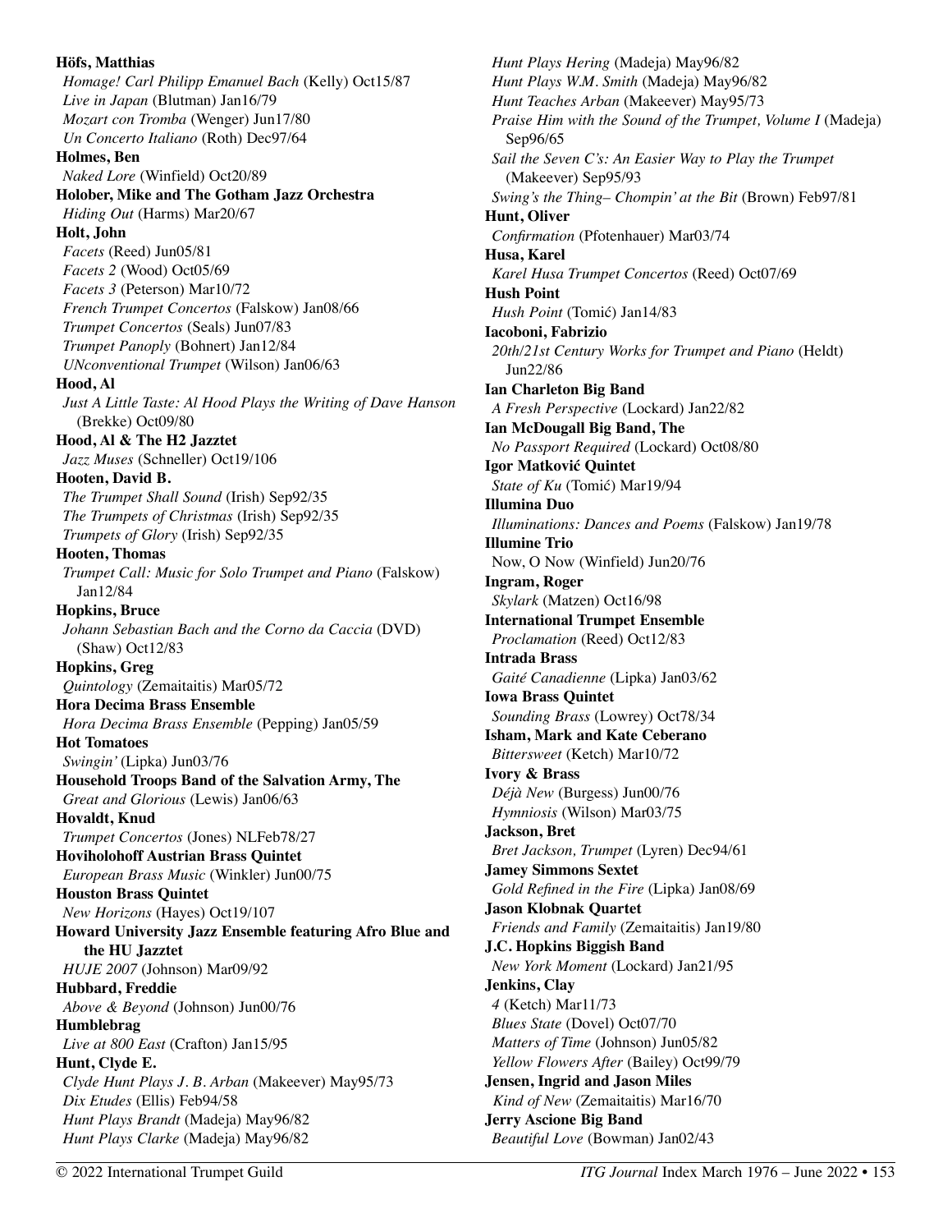**Höfs, Matthias**
*Homage! Carl Philipp Emanuel Bach* (Kelly) Oct15/87
*Live in Japan* (Blutman) Jan16/79
*Mozart con Tromba* (Wenger) Jun17/80
*Un Concerto Italiano* (Roth) Dec97/64

**Holmes, Ben**
*Naked Lore* (Winfield) Oct20/89

**Holober, Mike and The Gotham Jazz Orchestra**
*Hiding Out* (Harms) Mar20/67

**Holt, John**
*Facets* (Reed) Jun05/81
*Facets 2* (Wood) Oct05/69
*Facets 3* (Peterson) Mar10/72
*French Trumpet Concertos* (Falskow) Jan08/66
*Trumpet Concertos* (Seals) Jun07/83
*Trumpet Panoply* (Bohnert) Jan12/84
*UNconventional Trumpet* (Wilson) Jan06/63

**Hood, Al**
*Just A Little Taste: Al Hood Plays the Writing of Dave Hanson* (Brekke) Oct09/80

**Hood, Al & The H2 Jazztet**
*Jazz Muses* (Schneller) Oct19/106

**Hooten, David B.**
*The Trumpet Shall Sound* (Irish) Sep92/35
*The Trumpets of Christmas* (Irish) Sep92/35
*Trumpets of Glory* (Irish) Sep92/35

**Hooten, Thomas**
*Trumpet Call: Music for Solo Trumpet and Piano* (Falskow) Jan12/84

**Hopkins, Bruce**
*Johann Sebastian Bach and the Corno da Caccia* (DVD) (Shaw) Oct12/83

**Hopkins, Greg**
*Quintology* (Zemaitaitis) Mar05/72

**Hora Decima Brass Ensemble**
*Hora Decima Brass Ensemble* (Pepping) Jan05/59

**Hot Tomatoes**
*Swingin'* (Lipka) Jun03/76

**Household Troops Band of the Salvation Army, The**
*Great and Glorious* (Lewis) Jan06/63

**Hovaldt, Knud**
*Trumpet Concertos* (Jones) NLFeb78/27

**Hoviholohoff Austrian Brass Quintet**
*European Brass Music* (Winkler) Jun00/75

**Houston Brass Quintet**
*New Horizons* (Hayes) Oct19/107

**Howard University Jazz Ensemble featuring Afro Blue and the HU Jazztet**
*HUJE 2007* (Johnson) Mar09/92

**Hubbard, Freddie**
*Above & Beyond* (Johnson) Jun00/76

**Humblebrag**
*Live at 800 East* (Crafton) Jan15/95

**Hunt, Clyde E.**
*Clyde Hunt Plays J. B. Arban* (Makeever) May95/73
*Dix Etudes* (Ellis) Feb94/58
*Hunt Plays Brandt* (Madeja) May96/82
*Hunt Plays Clarke* (Madeja) May96/82
*Hunt Plays Hering* (Madeja) May96/82
*Hunt Plays W.M. Smith* (Madeja) May96/82
*Hunt Teaches Arban* (Makeever) May95/73
*Praise Him with the Sound of the Trumpet, Volume I* (Madeja) Sep96/65
*Sail the Seven C's: An Easier Way to Play the Trumpet* (Makeever) Sep95/93
*Swing's the Thing– Chompin' at the Bit* (Brown) Feb97/81

**Hunt, Oliver**
*Confirmation* (Pfotenhauer) Mar03/74

**Husa, Karel**
*Karel Husa Trumpet Concertos* (Reed) Oct07/69

**Hush Point**
*Hush Point* (Tomić) Jan14/83

**Iacoboni, Fabrizio**
*20th/21st Century Works for Trumpet and Piano* (Heldt) Jun22/86

**Ian Charleton Big Band**
*A Fresh Perspective* (Lockard) Jan22/82

**Ian McDougall Big Band, The**
*No Passport Required* (Lockard) Oct08/80

**Igor Matković Quintet**
*State of Ku* (Tomić) Mar19/94

**Illumina Duo**
*Illuminations: Dances and Poems* (Falskow) Jan19/78

**Illumine Trio**
Now, O Now (Winfield) Jun20/76

**Ingram, Roger**
*Skylark* (Matzen) Oct16/98

**International Trumpet Ensemble**
*Proclamation* (Reed) Oct12/83

**Intrada Brass**
*Gaité Canadienne* (Lipka) Jan03/62

**Iowa Brass Quintet**
*Sounding Brass* (Lowrey) Oct78/34

**Isham, Mark and Kate Ceberano**
*Bittersweet* (Ketch) Mar10/72

**Ivory & Brass**
*Déjà New* (Burgess) Jun00/76
*Hymniosis* (Wilson) Mar03/75

**Jackson, Bret**
*Bret Jackson, Trumpet* (Lyren) Dec94/61

**Jamey Simmons Sextet**
*Gold Refined in the Fire* (Lipka) Jan08/69

**Jason Klobnak Quartet**
*Friends and Family* (Zemaitaitis) Jan19/80

**J.C. Hopkins Biggish Band**
*New York Moment* (Lockard) Jan21/95

**Jenkins, Clay**
*4* (Ketch) Mar11/73
*Blues State* (Dovel) Oct07/70
*Matters of Time* (Johnson) Jun05/82
*Yellow Flowers After* (Bailey) Oct99/79

**Jensen, Ingrid and Jason Miles**
*Kind of New* (Zemaitaitis) Mar16/70

**Jerry Ascione Big Band**
*Beautiful Love* (Bowman) Jan02/43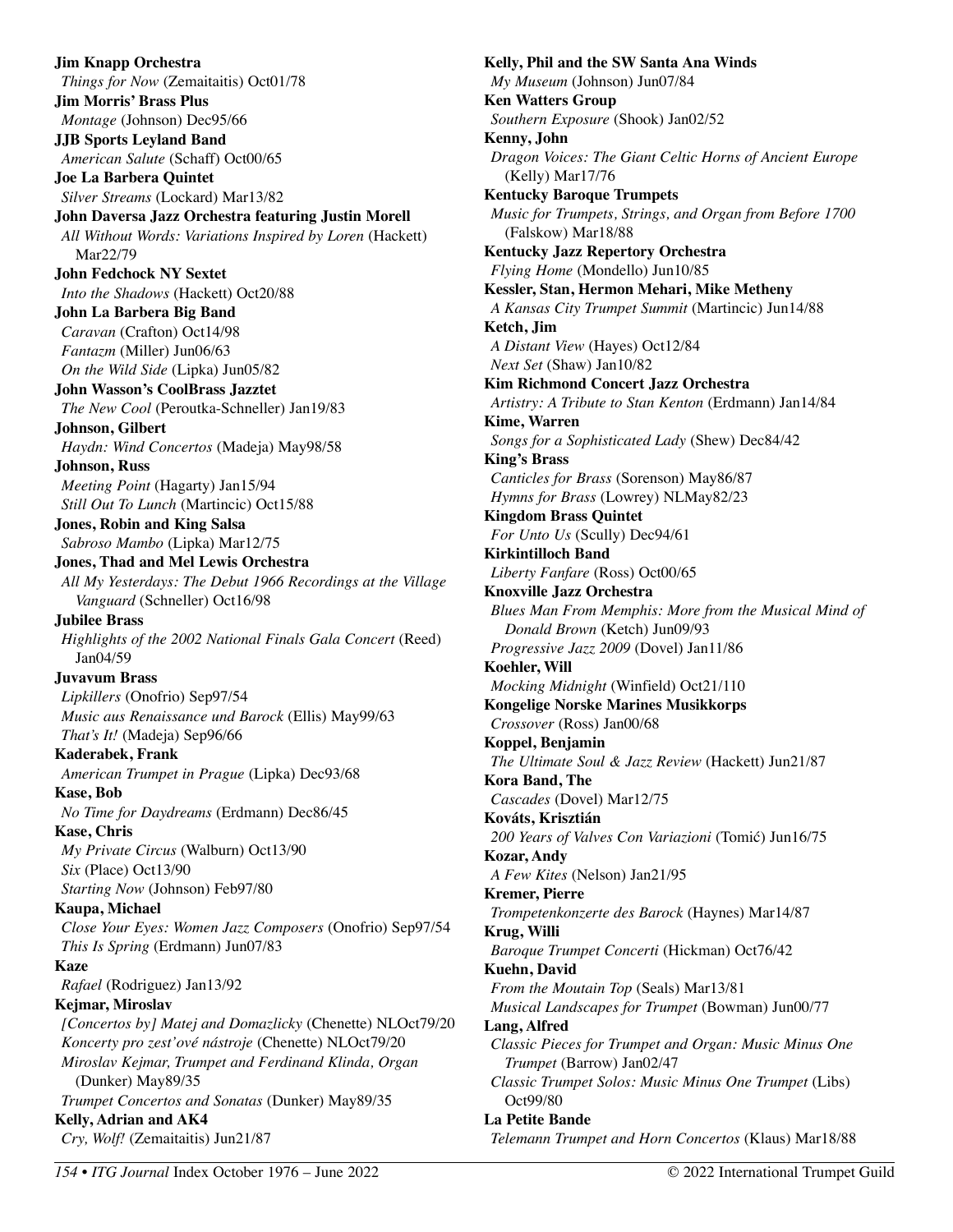**Jim Knapp Orchestra**
*Things for Now* (Zemaitaitis) Oct01/78
**Jim Morris' Brass Plus**
*Montage* (Johnson) Dec95/66
**JJB Sports Leyland Band**
*American Salute* (Schaff) Oct00/65
**Joe La Barbera Quintet**
*Silver Streams* (Lockard) Mar13/82
**John Daversa Jazz Orchestra featuring Justin Morell**
*All Without Words: Variations Inspired by Loren* (Hackett) Mar22/79
**John Fedchock NY Sextet**
*Into the Shadows* (Hackett) Oct20/88
**John La Barbera Big Band**
*Caravan* (Crafton) Oct14/98
*Fantazm* (Miller) Jun06/63
*On the Wild Side* (Lipka) Jun05/82
**John Wasson's CoolBrass Jazztet**
*The New Cool* (Peroutka-Schneller) Jan19/83
**Johnson, Gilbert**
*Haydn: Wind Concertos* (Madeja) May98/58
**Johnson, Russ**
*Meeting Point* (Hagarty) Jan15/94
*Still Out To Lunch* (Martincic) Oct15/88
**Jones, Robin and King Salsa**
*Sabroso Mambo* (Lipka) Mar12/75
**Jones, Thad and Mel Lewis Orchestra**
*All My Yesterdays: The Debut 1966 Recordings at the Village Vanguard* (Schneller) Oct16/98
**Jubilee Brass**
*Highlights of the 2002 National Finals Gala Concert* (Reed) Jan04/59
**Juvavum Brass**
*Lipkillers* (Onofrio) Sep97/54
*Music aus Renaissance und Barock* (Ellis) May99/63
*That's It!* (Madeja) Sep96/66
**Kaderabek, Frank**
*American Trumpet in Prague* (Lipka) Dec93/68
**Kase, Bob**
*No Time for Daydreams* (Erdmann) Dec86/45
**Kase, Chris**
*My Private Circus* (Walburn) Oct13/90
*Six* (Place) Oct13/90
*Starting Now* (Johnson) Feb97/80
**Kaupa, Michael**
*Close Your Eyes: Women Jazz Composers* (Onofrio) Sep97/54
*This Is Spring* (Erdmann) Jun07/83
**Kaze**
*Rafael* (Rodriguez) Jan13/92
**Kejmar, Miroslav**
*[Concertos by] Matej and Domazlicky* (Chenette) NLOct79/20
*Koncerty pro zest'ové nástroje* (Chenette) NLOct79/20
*Miroslav Kejmar, Trumpet and Ferdinand Klinda, Organ* (Dunker) May89/35
*Trumpet Concertos and Sonatas* (Dunker) May89/35
**Kelly, Adrian and AK4**
*Cry, Wolf!* (Zemaitaitis) Jun21/87
**Kelly, Phil and the SW Santa Ana Winds**
*My Museum* (Johnson) Jun07/84
**Ken Watters Group**
*Southern Exposure* (Shook) Jan02/52
**Kenny, John**
*Dragon Voices: The Giant Celtic Horns of Ancient Europe* (Kelly) Mar17/76
**Kentucky Baroque Trumpets**
*Music for Trumpets, Strings, and Organ from Before 1700* (Falskow) Mar18/88
**Kentucky Jazz Repertory Orchestra**
*Flying Home* (Mondello) Jun10/85
**Kessler, Stan, Hermon Mehari, Mike Metheny**
*A Kansas City Trumpet Summit* (Martincic) Jun14/88
**Ketch, Jim**
*A Distant View* (Hayes) Oct12/84
*Next Set* (Shaw) Jan10/82
**Kim Richmond Concert Jazz Orchestra**
*Artistry: A Tribute to Stan Kenton* (Erdmann) Jan14/84
**Kime, Warren**
*Songs for a Sophisticated Lady* (Shew) Dec84/42
**King's Brass**
*Canticles for Brass* (Sorenson) May86/87
*Hymns for Brass* (Lowrey) NLMay82/23
**Kingdom Brass Quintet**
*For Unto Us* (Scully) Dec94/61
**Kirkintilloch Band**
*Liberty Fanfare* (Ross) Oct00/65
**Knoxville Jazz Orchestra**
*Blues Man From Memphis: More from the Musical Mind of Donald Brown* (Ketch) Jun09/93
*Progressive Jazz 2009* (Dovel) Jan11/86
**Koehler, Will**
*Mocking Midnight* (Winfield) Oct21/110
**Kongelige Norske Marines Musikkorps**
*Crossover* (Ross) Jan00/68
**Koppel, Benjamin**
*The Ultimate Soul & Jazz Review* (Hackett) Jun21/87
**Kora Band, The**
*Cascades* (Dovel) Mar12/75
**Kováts, Krisztián**
*200 Years of Valves Con Variazioni* (Tomić) Jun16/75
**Kozar, Andy**
*A Few Kites* (Nelson) Jan21/95
**Kremer, Pierre**
*Trompetenkonzerte des Barock* (Haynes) Mar14/87
**Krug, Willi**
*Baroque Trumpet Concerti* (Hickman) Oct76/42
**Kuehn, David**
*From the Moutain Top* (Seals) Mar13/81
*Musical Landscapes for Trumpet* (Bowman) Jun00/77
**Lang, Alfred**
*Classic Pieces for Trumpet and Organ: Music Minus One Trumpet* (Barrow) Jan02/47
*Classic Trumpet Solos: Music Minus One Trumpet* (Libs) Oct99/80
**La Petite Bande**
*Telemann Trumpet and Horn Concertos* (Klaus) Mar18/88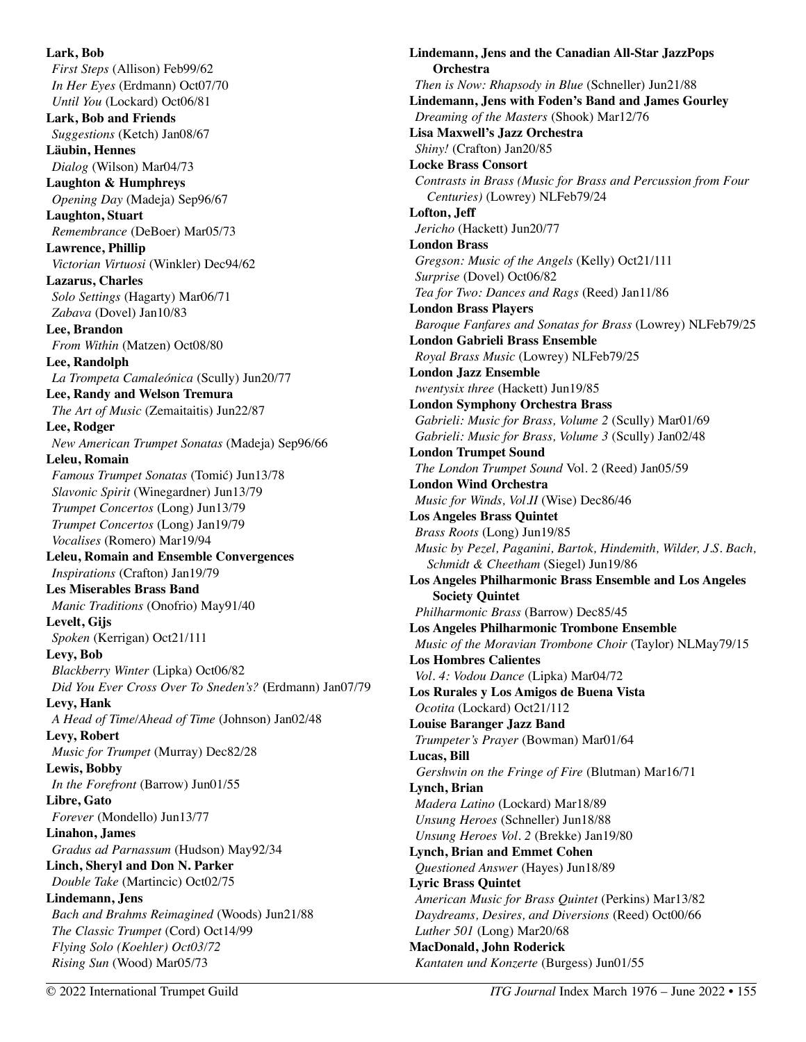**Lark, Bob**
*First Steps* (Allison) Feb99/62
*In Her Eyes* (Erdmann) Oct07/70
*Until You* (Lockard) Oct06/81

**Lark, Bob and Friends**
*Suggestions* (Ketch) Jan08/67

**Läubin, Hennes**
*Dialog* (Wilson) Mar04/73

**Laughton & Humphreys**
*Opening Day* (Madeja) Sep96/67

**Laughton, Stuart**
*Remembrance* (DeBoer) Mar05/73

**Lawrence, Phillip**
*Victorian Virtuosi* (Winkler) Dec94/62

**Lazarus, Charles**
*Solo Settings* (Hagarty) Mar06/71
*Zabava* (Dovel) Jan10/83

**Lee, Brandon**
*From Within* (Matzen) Oct08/80

**Lee, Randolph**
*La Trompeta Camaleónica* (Scully) Jun20/77

**Lee, Randy and Welson Tremura**
*The Art of Music* (Zemaitaitis) Jun22/87

**Lee, Rodger**
*New American Trumpet Sonatas* (Madeja) Sep96/66

**Leleu, Romain**
*Famous Trumpet Sonatas* (Tomić) Jun13/78
*Slavonic Spirit* (Winegardner) Jun13/79
*Trumpet Concertos* (Long) Jun13/79
*Trumpet Concertos* (Long) Jan19/79
*Vocalises* (Romero) Mar19/94

**Leleu, Romain and Ensemble Convergences**
*Inspirations* (Crafton) Jan19/79

**Les Miserables Brass Band**
*Manic Traditions* (Onofrio) May91/40

**Levelt, Gijs**
*Spoken* (Kerrigan) Oct21/111

**Levy, Bob**
*Blackberry Winter* (Lipka) Oct06/82
*Did You Ever Cross Over To Sneden's?* (Erdmann) Jan07/79

**Levy, Hank**
*A Head of Time/Ahead of Time* (Johnson) Jan02/48

**Levy, Robert**
*Music for Trumpet* (Murray) Dec82/28

**Lewis, Bobby**
*In the Forefront* (Barrow) Jun01/55

**Libre, Gato**
*Forever* (Mondello) Jun13/77

**Linahon, James**
*Gradus ad Parnassum* (Hudson) May92/34

**Linch, Sheryl and Don N. Parker**
*Double Take* (Martincic) Oct02/75

**Lindemann, Jens**
*Bach and Brahms Reimagined* (Woods) Jun21/88
*The Classic Trumpet* (Cord) Oct14/99
*Flying Solo (Koehler) Oct03/72*
*Rising Sun* (Wood) Mar05/73

**Lindemann, Jens and the Canadian All-Star JazzPops Orchestra**
*Then is Now: Rhapsody in Blue* (Schneller) Jun21/88

**Lindemann, Jens with Foden's Band and James Gourley**
*Dreaming of the Masters* (Shook) Mar12/76

**Lisa Maxwell's Jazz Orchestra**
*Shiny!* (Crafton) Jan20/85

**Locke Brass Consort**
*Contrasts in Brass (Music for Brass and Percussion from Four Centuries)* (Lowrey) NLFeb79/24

**Lofton, Jeff**
*Jericho* (Hackett) Jun20/77

**London Brass**
*Gregson: Music of the Angels* (Kelly) Oct21/111
*Surprise* (Dovel) Oct06/82
*Tea for Two: Dances and Rags* (Reed) Jan11/86

**London Brass Players**
*Baroque Fanfares and Sonatas for Brass* (Lowrey) NLFeb79/25

**London Gabrieli Brass Ensemble**
*Royal Brass Music* (Lowrey) NLFeb79/25

**London Jazz Ensemble**
*twentysix three* (Hackett) Jun19/85

**London Symphony Orchestra Brass**
*Gabrieli: Music for Brass, Volume 2* (Scully) Mar01/69
*Gabrieli: Music for Brass, Volume 3* (Scully) Jan02/48

**London Trumpet Sound**
*The London Trumpet Sound* Vol. 2 (Reed) Jan05/59

**London Wind Orchestra**
*Music for Winds, Vol.II* (Wise) Dec86/46

**Los Angeles Brass Quintet**
*Brass Roots* (Long) Jun19/85
*Music by Pezel, Paganini, Bartok, Hindemith, Wilder, J.S. Bach, Schmidt & Cheetham* (Siegel) Jun19/86

**Los Angeles Philharmonic Brass Ensemble and Los Angeles Society Quintet**
*Philharmonic Brass* (Barrow) Dec85/45

**Los Angeles Philharmonic Trombone Ensemble**
*Music of the Moravian Trombone Choir* (Taylor) NLMay79/15

**Los Hombres Calientes**
*Vol. 4: Vodou Dance* (Lipka) Mar04/72

**Los Rurales y Los Amigos de Buena Vista**
*Ocotita* (Lockard) Oct21/112

**Louise Baranger Jazz Band**
*Trumpeter's Prayer* (Bowman) Mar01/64

**Lucas, Bill**
*Gershwin on the Fringe of Fire* (Blutman) Mar16/71

**Lynch, Brian**
*Madera Latino* (Lockard) Mar18/89
*Unsung Heroes* (Schneller) Jun18/88
*Unsung Heroes Vol. 2* (Brekke) Jan19/80

**Lynch, Brian and Emmet Cohen**
*Questioned Answer* (Hayes) Jun18/89

**Lyric Brass Quintet**
*American Music for Brass Quintet* (Perkins) Mar13/82
*Daydreams, Desires, and Diversions* (Reed) Oct00/66
*Luther 501* (Long) Mar20/68

**MacDonald, John Roderick**
*Kantaten und Konzerte* (Burgess) Jun01/55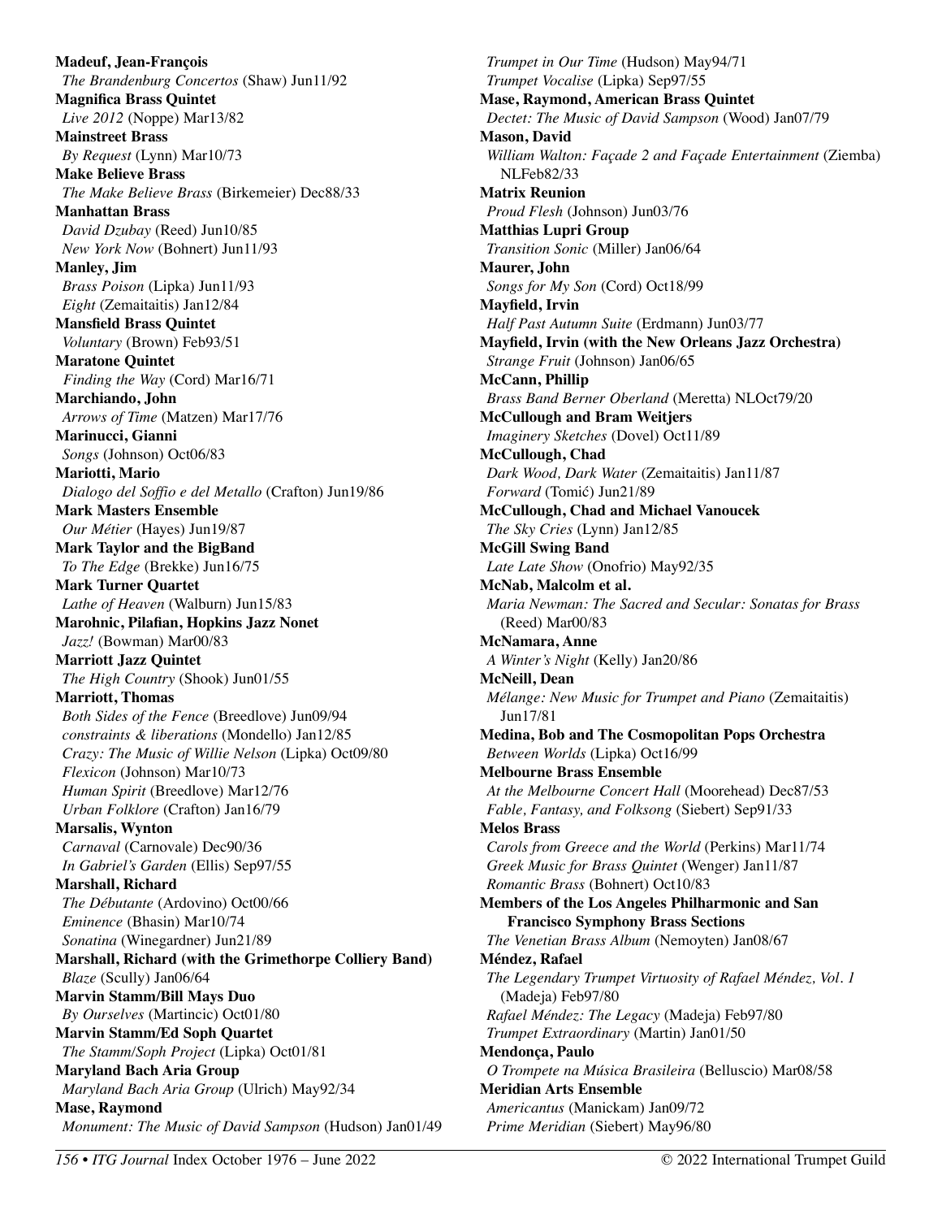**Madeuf, Jean-François**
*The Brandenburg Concertos* (Shaw) Jun11/92
**Magnifica Brass Quintet**
*Live 2012* (Noppe) Mar13/82
**Mainstreet Brass**
*By Request* (Lynn) Mar10/73
**Make Believe Brass**
*The Make Believe Brass* (Birkemeier) Dec88/33
**Manhattan Brass**
*David Dzubay* (Reed) Jun10/85
*New York Now* (Bohnert) Jun11/93
**Manley, Jim**
*Brass Poison* (Lipka) Jun11/93
*Eight* (Zemaitaitis) Jan12/84
**Mansfield Brass Quintet**
*Voluntary* (Brown) Feb93/51
**Maratone Quintet**
*Finding the Way* (Cord) Mar16/71
**Marchiando, John**
*Arrows of Time* (Matzen) Mar17/76
**Marinucci, Gianni**
*Songs* (Johnson) Oct06/83
**Mariotti, Mario**
*Dialogo del Soffio e del Metallo* (Crafton) Jun19/86
**Mark Masters Ensemble**
*Our Métier* (Hayes) Jun19/87
**Mark Taylor and the BigBand**
*To The Edge* (Brekke) Jun16/75
**Mark Turner Quartet**
*Lathe of Heaven* (Walburn) Jun15/83
**Marohnic, Pilafian, Hopkins Jazz Nonet**
*Jazz!* (Bowman) Mar00/83
**Marriott Jazz Quintet**
*The High Country* (Shook) Jun01/55
**Marriott, Thomas**
*Both Sides of the Fence* (Breedlove) Jun09/94
*constraints & liberations* (Mondello) Jan12/85
*Crazy: The Music of Willie Nelson* (Lipka) Oct09/80
*Flexicon* (Johnson) Mar10/73
*Human Spirit* (Breedlove) Mar12/76
*Urban Folklore* (Crafton) Jan16/79
**Marsalis, Wynton**
*Carnaval* (Carnovale) Dec90/36
*In Gabriel's Garden* (Ellis) Sep97/55
**Marshall, Richard**
*The Débutante* (Ardovino) Oct00/66
*Eminence* (Bhasin) Mar10/74
*Sonatina* (Winegardner) Jun21/89
**Marshall, Richard (with the Grimethorpe Colliery Band)**
*Blaze* (Scully) Jan06/64
**Marvin Stamm/Bill Mays Duo**
*By Ourselves* (Martincic) Oct01/80
**Marvin Stamm/Ed Soph Quartet**
*The Stamm/Soph Project* (Lipka) Oct01/81
**Maryland Bach Aria Group**
*Maryland Bach Aria Group* (Ulrich) May92/34
**Mase, Raymond**
*Monument: The Music of David Sampson* (Hudson) Jan01/49
*Trumpet in Our Time* (Hudson) May94/71
*Trumpet Vocalise* (Lipka) Sep97/55
**Mase, Raymond, American Brass Quintet**
*Dectet: The Music of David Sampson* (Wood) Jan07/79
**Mason, David**
*William Walton: Façade 2 and Façade Entertainment* (Ziemba) NLFeb82/33
**Matrix Reunion**
*Proud Flesh* (Johnson) Jun03/76
**Matthias Lupri Group**
*Transition Sonic* (Miller) Jan06/64
**Maurer, John**
*Songs for My Son* (Cord) Oct18/99
**Mayfield, Irvin**
*Half Past Autumn Suite* (Erdmann) Jun03/77
**Mayfield, Irvin (with the New Orleans Jazz Orchestra)**
*Strange Fruit* (Johnson) Jan06/65
**McCann, Phillip**
*Brass Band Berner Oberland* (Meretta) NLOct79/20
**McCullough and Bram Weitjers**
*Imaginery Sketches* (Dovel) Oct11/89
**McCullough, Chad**
*Dark Wood, Dark Water* (Zemaitaitis) Jan11/87
*Forward* (Tomić) Jun21/89
**McCullough, Chad and Michael Vanoucek**
*The Sky Cries* (Lynn) Jan12/85
**McGill Swing Band**
*Late Late Show* (Onofrio) May92/35
**McNab, Malcolm et al.**
*Maria Newman: The Sacred and Secular: Sonatas for Brass* (Reed) Mar00/83
**McNamara, Anne**
*A Winter's Night* (Kelly) Jan20/86
**McNeill, Dean**
*Mélange: New Music for Trumpet and Piano* (Zemaitaitis) Jun17/81
**Medina, Bob and The Cosmopolitan Pops Orchestra**
*Between Worlds* (Lipka) Oct16/99
**Melbourne Brass Ensemble**
*At the Melbourne Concert Hall* (Moorehead) Dec87/53
*Fable, Fantasy, and Folksong* (Siebert) Sep91/33
**Melos Brass**
*Carols from Greece and the World* (Perkins) Mar11/74
*Greek Music for Brass Quintet* (Wenger) Jan11/87
*Romantic Brass* (Bohnert) Oct10/83
**Members of the Los Angeles Philharmonic and San Francisco Symphony Brass Sections**
*The Venetian Brass Album* (Nemoyten) Jan08/67
**Méndez, Rafael**
*The Legendary Trumpet Virtuosity of Rafael Méndez, Vol. 1* (Madeja) Feb97/80
*Rafael Méndez: The Legacy* (Madeja) Feb97/80
*Trumpet Extraordinary* (Martin) Jan01/50
**Mendonça, Paulo**
*O Trompete na Música Brasileira* (Belluscio) Mar08/58
**Meridian Arts Ensemble**
*Americantus* (Manickam) Jan09/72
*Prime Meridian* (Siebert) May96/80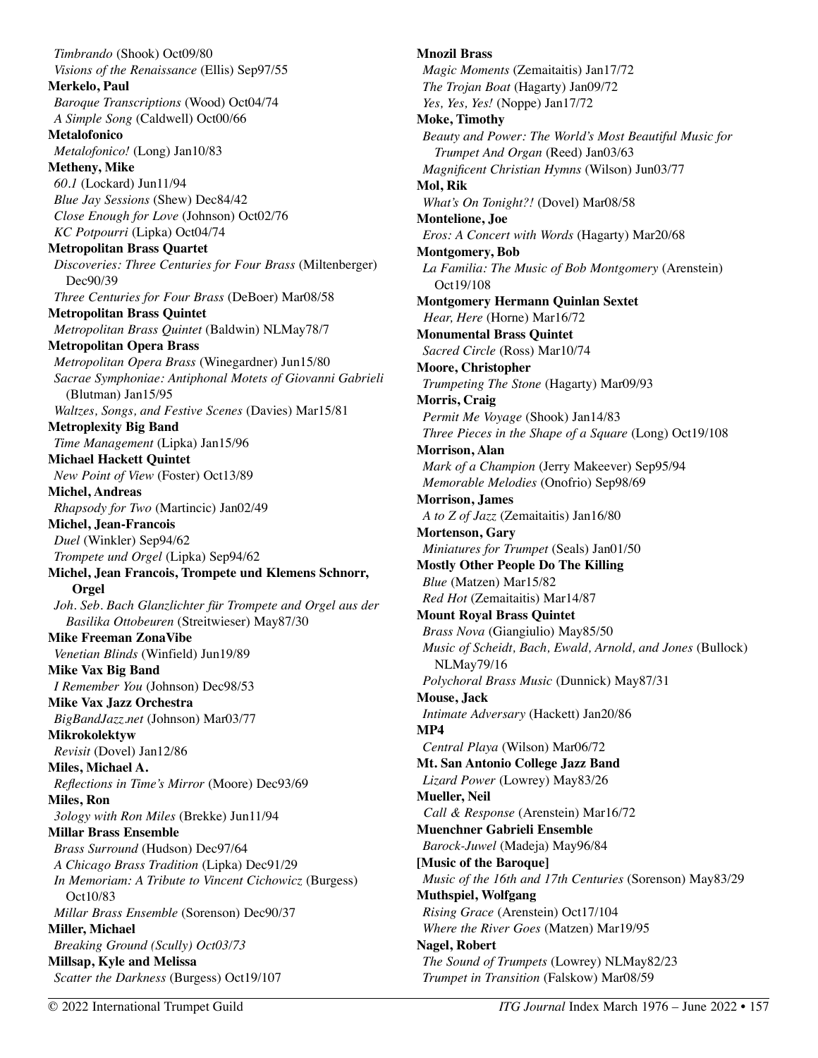*Timbrando* (Shook) Oct09/80
*Visions of the Renaissance* (Ellis) Sep97/55

**Merkelo, Paul**
*Baroque Transcriptions* (Wood) Oct04/74
*A Simple Song* (Caldwell) Oct00/66

**Metalofonico**
*Metalofonico!* (Long) Jan10/83

**Metheny, Mike**
*60.1* (Lockard) Jun11/94
*Blue Jay Sessions* (Shew) Dec84/42
*Close Enough for Love* (Johnson) Oct02/76
*KC Potpourri* (Lipka) Oct04/74

**Metropolitan Brass Quartet**
*Discoveries: Three Centuries for Four Brass* (Miltenberger) Dec90/39
*Three Centuries for Four Brass* (DeBoer) Mar08/58

**Metropolitan Brass Quintet**
*Metropolitan Brass Quintet* (Baldwin) NLMay78/7

**Metropolitan Opera Brass**
*Metropolitan Opera Brass* (Winegardner) Jun15/80
*Sacrae Symphoniae: Antiphonal Motets of Giovanni Gabrieli* (Blutman) Jan15/95
*Waltzes, Songs, and Festive Scenes* (Davies) Mar15/81

**Metroplexity Big Band**
*Time Management* (Lipka) Jan15/96

**Michael Hackett Quintet**
*New Point of View* (Foster) Oct13/89

**Michel, Andreas**
*Rhapsody for Two* (Martincic) Jan02/49

**Michel, Jean-Francois**
*Duel* (Winkler) Sep94/62
*Trompete und Orgel* (Lipka) Sep94/62

**Michel, Jean Francois, Trompete und Klemens Schnorr, Orgel**
*Joh. Seb. Bach Glanzlichter für Trompete and Orgel aus der Basilika Ottobeuren* (Streitwieser) May87/30

**Mike Freeman ZonaVibe**
*Venetian Blinds* (Winfield) Jun19/89

**Mike Vax Big Band**
*I Remember You* (Johnson) Dec98/53

**Mike Vax Jazz Orchestra**
*BigBandJazz.net* (Johnson) Mar03/77

**Mikrokolektyw**
*Revisit* (Dovel) Jan12/86

**Miles, Michael A.**
*Reflections in Time's Mirror* (Moore) Dec93/69

**Miles, Ron**
*3ology with Ron Miles* (Brekke) Jun11/94

**Millar Brass Ensemble**
*Brass Surround* (Hudson) Dec97/64
*A Chicago Brass Tradition* (Lipka) Dec91/29
*In Memoriam: A Tribute to Vincent Cichowicz* (Burgess) Oct10/83
*Millar Brass Ensemble* (Sorenson) Dec90/37

**Miller, Michael**
*Breaking Ground (Scully) Oct03/73*

**Millsap, Kyle and Melissa**
*Scatter the Darkness* (Burgess) Oct19/107

**Mnozil Brass**
*Magic Moments* (Zemaitaitis) Jan17/72
*The Trojan Boat* (Hagarty) Jan09/72
*Yes, Yes, Yes!* (Noppe) Jan17/72

**Moke, Timothy**
*Beauty and Power: The World's Most Beautiful Music for Trumpet And Organ* (Reed) Jan03/63
*Magnificent Christian Hymns* (Wilson) Jun03/77

**Mol, Rik**
*What's On Tonight?!* (Dovel) Mar08/58

**Montelione, Joe**
*Eros: A Concert with Words* (Hagarty) Mar20/68

**Montgomery, Bob**
*La Familia: The Music of Bob Montgomery* (Arenstein) Oct19/108

**Montgomery Hermann Quinlan Sextet**
*Hear, Here* (Horne) Mar16/72

**Monumental Brass Quintet**
*Sacred Circle* (Ross) Mar10/74

**Moore, Christopher**
*Trumpeting The Stone* (Hagarty) Mar09/93

**Morris, Craig**
*Permit Me Voyage* (Shook) Jan14/83
*Three Pieces in the Shape of a Square* (Long) Oct19/108

**Morrison, Alan**
*Mark of a Champion* (Jerry Makeever) Sep95/94
*Memorable Melodies* (Onofrio) Sep98/69

**Morrison, James**
*A to Z of Jazz* (Zemaitaitis) Jan16/80

**Mortenson, Gary**
*Miniatures for Trumpet* (Seals) Jan01/50

**Mostly Other People Do The Killing**
*Blue* (Matzen) Mar15/82
*Red Hot* (Zemaitaitis) Mar14/87

**Mount Royal Brass Quintet**
*Brass Nova* (Giangiulio) May85/50
*Music of Scheidt, Bach, Ewald, Arnold, and Jones* (Bullock) NLMay79/16
*Polychoral Brass Music* (Dunnick) May87/31

**Mouse, Jack**
*Intimate Adversary* (Hackett) Jan20/86

**MP4**
*Central Playa* (Wilson) Mar06/72

**Mt. San Antonio College Jazz Band**
*Lizard Power* (Lowrey) May83/26

**Mueller, Neil**
*Call & Response* (Arenstein) Mar16/72

**Muenchner Gabrieli Ensemble**
*Barock-Juwel* (Madeja) May96/84

**[Music of the Baroque]**
*Music of the 16th and 17th Centuries* (Sorenson) May83/29

**Muthspiel, Wolfgang**
*Rising Grace* (Arenstein) Oct17/104
*Where the River Goes* (Matzen) Mar19/95

**Nagel, Robert**
*The Sound of Trumpets* (Lowrey) NLMay82/23
*Trumpet in Transition* (Falskow) Mar08/59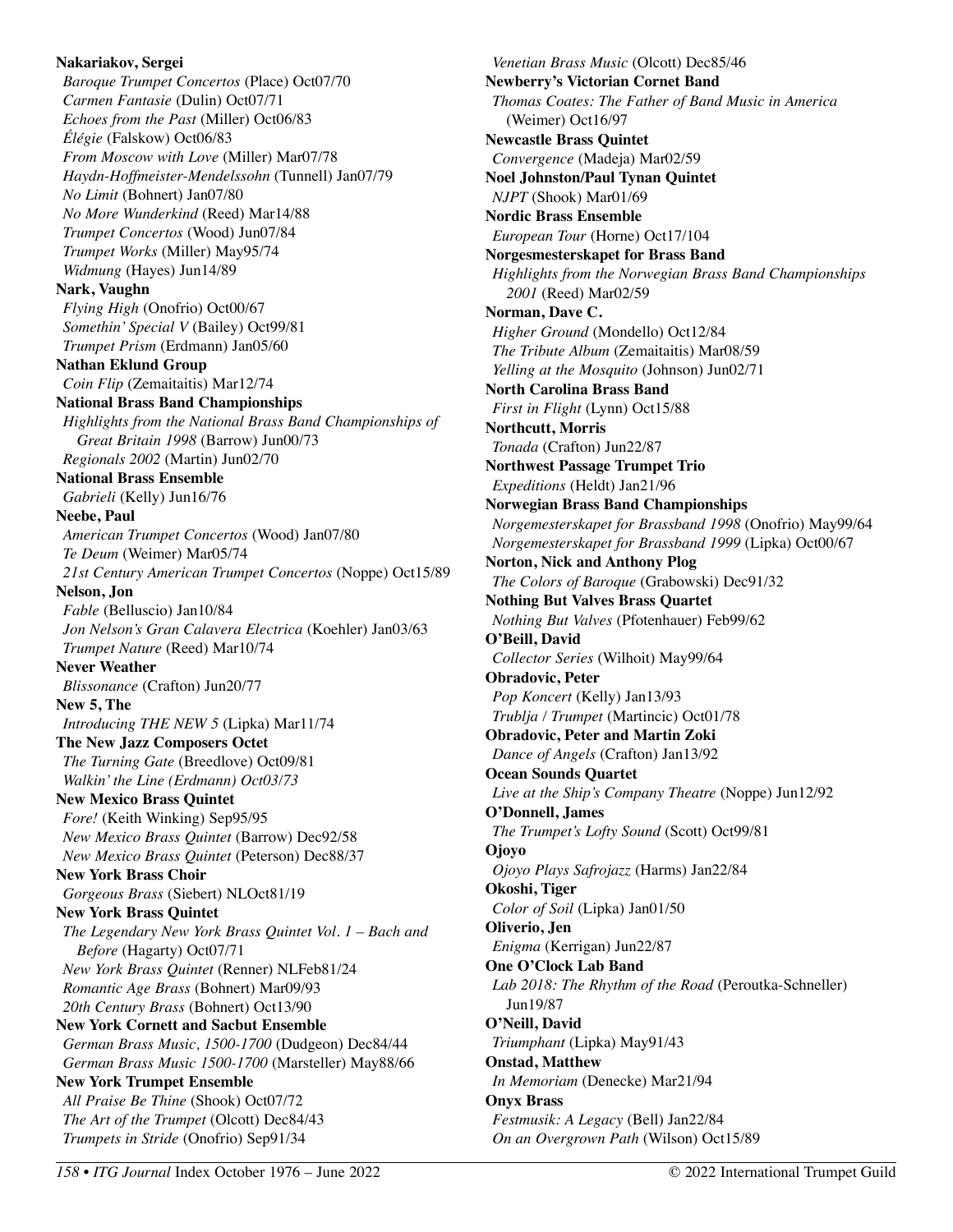**Nakariakov, Sergei**
*Baroque Trumpet Concertos* (Place) Oct07/70
*Carmen Fantasie* (Dulin) Oct07/71
*Echoes from the Past* (Miller) Oct06/83
*Élégie* (Falskow) Oct06/83
*From Moscow with Love* (Miller) Mar07/78
*Haydn-Hoffmeister-Mendelssohn* (Tunnell) Jan07/79
*No Limit* (Bohnert) Jan07/80
*No More Wunderkind* (Reed) Mar14/88
*Trumpet Concertos* (Wood) Jun07/84
*Trumpet Works* (Miller) May95/74
*Widmung* (Hayes) Jun14/89

**Nark, Vaughn**
*Flying High* (Onofrio) Oct00/67
*Somethin' Special V* (Bailey) Oct99/81
*Trumpet Prism* (Erdmann) Jan05/60

**Nathan Eklund Group**
*Coin Flip* (Zemaitaitis) Mar12/74

**National Brass Band Championships**
*Highlights from the National Brass Band Championships of Great Britain 1998* (Barrow) Jun00/73
*Regionals 2002* (Martin) Jun02/70

**National Brass Ensemble**
*Gabrieli* (Kelly) Jun16/76

**Neebe, Paul**
*American Trumpet Concertos* (Wood) Jan07/80
*Te Deum* (Weimer) Mar05/74
*21st Century American Trumpet Concertos* (Noppe) Oct15/89

**Nelson, Jon**
*Fable* (Belluscio) Jan10/84
*Jon Nelson's Gran Calavera Electrica* (Koehler) Jan03/63
*Trumpet Nature* (Reed) Mar10/74

**Never Weather**
*Blissonance* (Crafton) Jun20/77

**New 5, The**
*Introducing THE NEW 5* (Lipka) Mar11/74

**The New Jazz Composers Octet**
*The Turning Gate* (Breedlove) Oct09/81
*Walkin' the Line (Erdmann) Oct03/73*

**New Mexico Brass Quintet**
*Fore!* (Keith Winking) Sep95/95
*New Mexico Brass Quintet* (Barrow) Dec92/58
*New Mexico Brass Quintet* (Peterson) Dec88/37

**New York Brass Choir**
*Gorgeous Brass* (Siebert) NLOct81/19

**New York Brass Quintet**
*The Legendary New York Brass Quintet Vol. 1 – Bach and Before* (Hagarty) Oct07/71
*New York Brass Quintet* (Renner) NLFeb81/24
*Romantic Age Brass* (Bohnert) Mar09/93
*20th Century Brass* (Bohnert) Oct13/90

**New York Cornett and Sacbut Ensemble**
*German Brass Music, 1500-1700* (Dudgeon) Dec84/44
*German Brass Music 1500-1700* (Marsteller) May88/66

**New York Trumpet Ensemble**
*All Praise Be Thine* (Shook) Oct07/72
*The Art of the Trumpet* (Olcott) Dec84/43
*Trumpets in Stride* (Onofrio) Sep91/34
*Venetian Brass Music* (Olcott) Dec85/46

**Newberry's Victorian Cornet Band**
*Thomas Coates: The Father of Band Music in America* (Weimer) Oct16/97

**Newcastle Brass Quintet**
*Convergence* (Madeja) Mar02/59

**Noel Johnston/Paul Tynan Quintet**
*NJPT* (Shook) Mar01/69

**Nordic Brass Ensemble**
*European Tour* (Horne) Oct17/104

**Norgesmesterskapet for Brass Band**
*Highlights from the Norwegian Brass Band Championships 2001* (Reed) Mar02/59

**Norman, Dave C.**
*Higher Ground* (Mondello) Oct12/84
*The Tribute Album* (Zemaitaitis) Mar08/59
*Yelling at the Mosquito* (Johnson) Jun02/71

**North Carolina Brass Band**
*First in Flight* (Lynn) Oct15/88

**Northcutt, Morris**
*Tonada* (Crafton) Jun22/87

**Northwest Passage Trumpet Trio**
*Expeditions* (Heldt) Jan21/96

**Norwegian Brass Band Championships**
*Norgemesterskapet for Brassband 1998* (Onofrio) May99/64
*Norgemesterskapet for Brassband 1999* (Lipka) Oct00/67

**Norton, Nick and Anthony Plog**
*The Colors of Baroque* (Grabowski) Dec91/32

**Nothing But Valves Brass Quartet**
*Nothing But Valves* (Pfotenhauer) Feb99/62

**O'Beill, David**
*Collector Series* (Wilhoit) May99/64

**Obradovic, Peter**
*Pop Koncert* (Kelly) Jan13/93
*Trublja / Trumpet* (Martincic) Oct01/78

**Obradovic, Peter and Martin Zoki**
*Dance of Angels* (Crafton) Jan13/92

**Ocean Sounds Quartet**
*Live at the Ship's Company Theatre* (Noppe) Jun12/92

**O'Donnell, James**
*The Trumpet's Lofty Sound* (Scott) Oct99/81

**Ojoyo**
*Ojoyo Plays Safrojazz* (Harms) Jan22/84

**Okoshi, Tiger**
*Color of Soil* (Lipka) Jan01/50

**Oliverio, Jen**
*Enigma* (Kerrigan) Jun22/87

**One O'Clock Lab Band**
*Lab 2018: The Rhythm of the Road* (Peroutka-Schneller) Jun19/87

**O'Neill, David**
*Triumphant* (Lipka) May91/43

**Onstad, Matthew**
*In Memoriam* (Denecke) Mar21/94

**Onyx Brass**
*Festmusik: A Legacy* (Bell) Jan22/84
*On an Overgrown Path* (Wilson) Oct15/89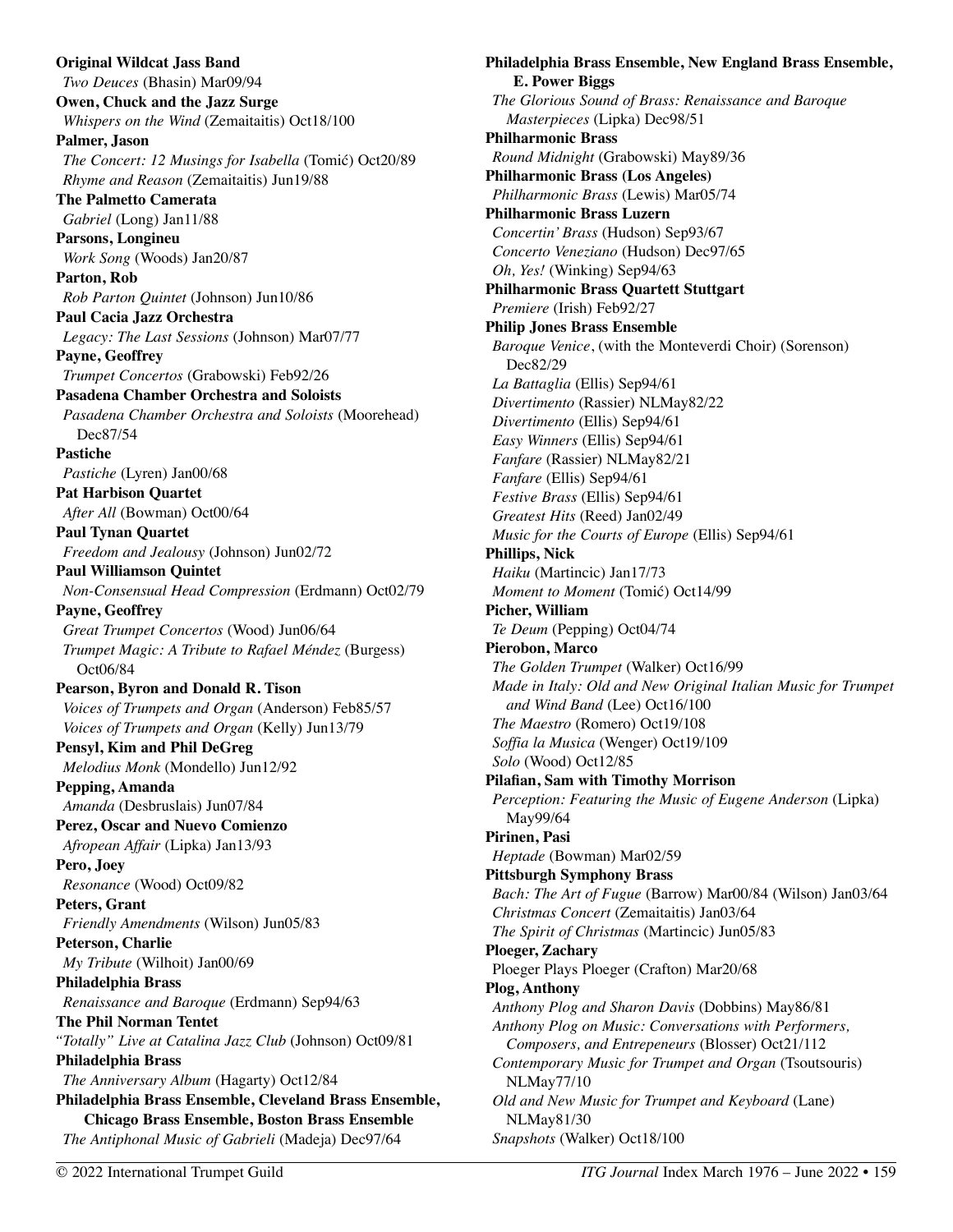**Original Wildcat Jass Band**
*Two Deuces* (Bhasin) Mar09/94

**Owen, Chuck and the Jazz Surge**
*Whispers on the Wind* (Zemaitaitis) Oct18/100

**Palmer, Jason**
*The Concert: 12 Musings for Isabella* (Tomić) Oct20/89
*Rhyme and Reason* (Zemaitaitis) Jun19/88

**The Palmetto Camerata**
*Gabriel* (Long) Jan11/88

**Parsons, Longineu**
*Work Song* (Woods) Jan20/87

**Parton, Rob**
*Rob Parton Quintet* (Johnson) Jun10/86

**Paul Cacia Jazz Orchestra**
*Legacy: The Last Sessions* (Johnson) Mar07/77

**Payne, Geoffrey**
*Trumpet Concertos* (Grabowski) Feb92/26

**Pasadena Chamber Orchestra and Soloists**
*Pasadena Chamber Orchestra and Soloists* (Moorehead) Dec87/54

**Pastiche**
*Pastiche* (Lyren) Jan00/68

**Pat Harbison Quartet**
*After All* (Bowman) Oct00/64

**Paul Tynan Quartet**
*Freedom and Jealousy* (Johnson) Jun02/72

**Paul Williamson Quintet**
*Non-Consensual Head Compression* (Erdmann) Oct02/79

**Payne, Geoffrey**
*Great Trumpet Concertos* (Wood) Jun06/64
*Trumpet Magic: A Tribute to Rafael Méndez* (Burgess) Oct06/84

**Pearson, Byron and Donald R. Tison**
*Voices of Trumpets and Organ* (Anderson) Feb85/57
*Voices of Trumpets and Organ* (Kelly) Jun13/79

**Pensyl, Kim and Phil DeGreg**
*Melodius Monk* (Mondello) Jun12/92

**Pepping, Amanda**
*Amanda* (Desbruslais) Jun07/84

**Perez, Oscar and Nuevo Comienzo**
*Afropean Affair* (Lipka) Jan13/93

**Pero, Joey**
*Resonance* (Wood) Oct09/82

**Peters, Grant**
*Friendly Amendments* (Wilson) Jun05/83

**Peterson, Charlie**
*My Tribute* (Wilhoit) Jan00/69

**Philadelphia Brass**
*Renaissance and Baroque* (Erdmann) Sep94/63

**The Phil Norman Tentet**
*"Totally" Live at Catalina Jazz Club* (Johnson) Oct09/81

**Philadelphia Brass**
*The Anniversary Album* (Hagarty) Oct12/84

**Philadelphia Brass Ensemble, Cleveland Brass Ensemble, Chicago Brass Ensemble, Boston Brass Ensemble**
*The Antiphonal Music of Gabrieli* (Madeja) Dec97/64

**Philadelphia Brass Ensemble, New England Brass Ensemble, E. Power Biggs**
*The Glorious Sound of Brass: Renaissance and Baroque Masterpieces* (Lipka) Dec98/51

**Philharmonic Brass**
*Round Midnight* (Grabowski) May89/36

**Philharmonic Brass (Los Angeles)**
*Philharmonic Brass* (Lewis) Mar05/74

**Philharmonic Brass Luzern**
*Concertin' Brass* (Hudson) Sep93/67
*Concerto Veneziano* (Hudson) Dec97/65
*Oh, Yes!* (Winking) Sep94/63

**Philharmonic Brass Quartett Stuttgart**
*Premiere* (Irish) Feb92/27

**Philip Jones Brass Ensemble**
*Baroque Venice*, (with the Monteverdi Choir) (Sorenson) Dec82/29
*La Battaglia* (Ellis) Sep94/61
*Divertimento* (Rassier) NLMay82/22
*Divertimento* (Ellis) Sep94/61
*Easy Winners* (Ellis) Sep94/61
*Fanfare* (Rassier) NLMay82/21
*Fanfare* (Ellis) Sep94/61
*Festive Brass* (Ellis) Sep94/61
*Greatest Hits* (Reed) Jan02/49
*Music for the Courts of Europe* (Ellis) Sep94/61

**Phillips, Nick**
*Haiku* (Martincic) Jan17/73
*Moment to Moment* (Tomić) Oct14/99

**Picher, William**
*Te Deum* (Pepping) Oct04/74

**Pierobon, Marco**
*The Golden Trumpet* (Walker) Oct16/99
*Made in Italy: Old and New Original Italian Music for Trumpet and Wind Band* (Lee) Oct16/100
*The Maestro* (Romero) Oct19/108
*Soffia la Musica* (Wenger) Oct19/109
*Solo* (Wood) Oct12/85

**Pilafian, Sam with Timothy Morrison**
*Perception: Featuring the Music of Eugene Anderson* (Lipka) May99/64

**Pirinen, Pasi**
*Heptade* (Bowman) Mar02/59

**Pittsburgh Symphony Brass**
*Bach: The Art of Fugue* (Barrow) Mar00/84 (Wilson) Jan03/64
*Christmas Concert* (Zemaitaitis) Jan03/64
*The Spirit of Christmas* (Martincic) Jun05/83

**Ploeger, Zachary**
Ploeger Plays Ploeger (Crafton) Mar20/68

**Plog, Anthony**
*Anthony Plog and Sharon Davis* (Dobbins) May86/81
*Anthony Plog on Music: Conversations with Performers, Composers, and Entrepeneurs* (Blosser) Oct21/112
*Contemporary Music for Trumpet and Organ* (Tsoutsouris) NLMay77/10
*Old and New Music for Trumpet and Keyboard* (Lane) NLMay81/30
*Snapshots* (Walker) Oct18/100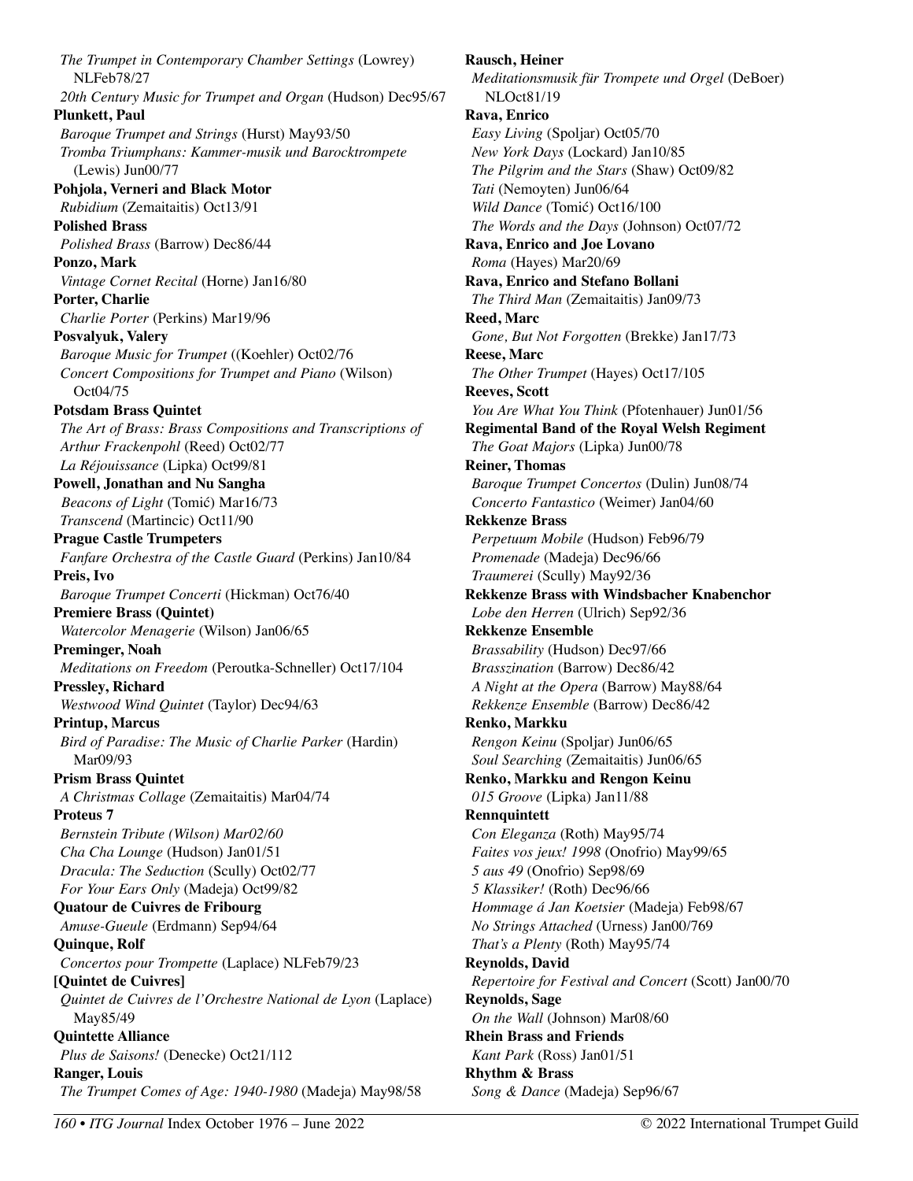*The Trumpet in Contemporary Chamber Settings* (Lowrey) NLFeb78/27
*20th Century Music for Trumpet and Organ* (Hudson) Dec95/67

**Plunkett, Paul**
*Baroque Trumpet and Strings* (Hurst) May93/50
*Tromba Triumphans: Kammer-musik und Barocktrompete* (Lewis) Jun00/77

**Pohjola, Verneri and Black Motor**
*Rubidium* (Zemaitaitis) Oct13/91

**Polished Brass**
*Polished Brass* (Barrow) Dec86/44

**Ponzo, Mark**
*Vintage Cornet Recital* (Horne) Jan16/80

**Porter, Charlie**
*Charlie Porter* (Perkins) Mar19/96

**Posvalyuk, Valery**
*Baroque Music for Trumpet* ((Koehler) Oct02/76
*Concert Compositions for Trumpet and Piano* (Wilson) Oct04/75

**Potsdam Brass Quintet**
*The Art of Brass: Brass Compositions and Transcriptions of Arthur Frackenpohl* (Reed) Oct02/77
*La Réjouissance* (Lipka) Oct99/81

**Powell, Jonathan and Nu Sangha**
*Beacons of Light* (Tomić) Mar16/73
*Transcend* (Martincic) Oct11/90

**Prague Castle Trumpeters**
*Fanfare Orchestra of the Castle Guard* (Perkins) Jan10/84

**Preis, Ivo**
*Baroque Trumpet Concerti* (Hickman) Oct76/40

**Premiere Brass (Quintet)**
*Watercolor Menagerie* (Wilson) Jan06/65

**Preminger, Noah**
*Meditations on Freedom* (Peroutka-Schneller) Oct17/104

**Pressley, Richard**
*Westwood Wind Quintet* (Taylor) Dec94/63

**Printup, Marcus**
*Bird of Paradise: The Music of Charlie Parker* (Hardin) Mar09/93

**Prism Brass Quintet**
*A Christmas Collage* (Zemaitaitis) Mar04/74

**Proteus 7**
*Bernstein Tribute (Wilson) Mar02/60*
*Cha Cha Lounge* (Hudson) Jan01/51
*Dracula: The Seduction* (Scully) Oct02/77
*For Your Ears Only* (Madeja) Oct99/82

**Quatour de Cuivres de Fribourg**
*Amuse-Gueule* (Erdmann) Sep94/64

**Quinque, Rolf**
*Concertos pour Trompette* (Laplace) NLFeb79/23

**[Quintet de Cuivres]**
*Quintet de Cuivres de l'Orchestre National de Lyon* (Laplace) May85/49

**Quintette Alliance**
*Plus de Saisons!* (Denecke) Oct21/112

**Ranger, Louis**
*The Trumpet Comes of Age: 1940-1980* (Madeja) May98/58

**Rausch, Heiner**
*Meditationsmusik für Trompete und Orgel* (DeBoer) NLOct81/19

**Rava, Enrico**
*Easy Living* (Spoljar) Oct05/70
*New York Days* (Lockard) Jan10/85
*The Pilgrim and the Stars* (Shaw) Oct09/82
*Tati* (Nemoyten) Jun06/64
*Wild Dance* (Tomić) Oct16/100
*The Words and the Days* (Johnson) Oct07/72

**Rava, Enrico and Joe Lovano**
*Roma* (Hayes) Mar20/69

**Rava, Enrico and Stefano Bollani**
*The Third Man* (Zemaitaitis) Jan09/73

**Reed, Marc**
*Gone, But Not Forgotten* (Brekke) Jan17/73

**Reese, Marc**
*The Other Trumpet* (Hayes) Oct17/105

**Reeves, Scott**
*You Are What You Think* (Pfotenhauer) Jun01/56

**Regimental Band of the Royal Welsh Regiment**
*The Goat Majors* (Lipka) Jun00/78

**Reiner, Thomas**
*Baroque Trumpet Concertos* (Dulin) Jun08/74
*Concerto Fantastico* (Weimer) Jan04/60

**Rekkenze Brass**
*Perpetuum Mobile* (Hudson) Feb96/79
*Promenade* (Madeja) Dec96/66
*Traumerei* (Scully) May92/36

**Rekkenze Brass with Windsbacher Knabenchor**
*Lobe den Herren* (Ulrich) Sep92/36

**Rekkenze Ensemble**
*Brassability* (Hudson) Dec97/66
*Brasszination* (Barrow) Dec86/42
*A Night at the Opera* (Barrow) May88/64
*Rekkenze Ensemble* (Barrow) Dec86/42

**Renko, Markku**
*Rengon Keinu* (Spoljar) Jun06/65
*Soul Searching* (Zemaitaitis) Jun06/65

**Renko, Markku and Rengon Keinu**
*015 Groove* (Lipka) Jan11/88

**Rennquintett**
*Con Eleganza* (Roth) May95/74
*Faites vos jeux! 1998* (Onofrio) May99/65
*5 aus 49* (Onofrio) Sep98/69
*5 Klassiker!* (Roth) Dec96/66
*Hommage á Jan Koetsier* (Madeja) Feb98/67
*No Strings Attached* (Urness) Jan00/769
*That's a Plenty* (Roth) May95/74

**Reynolds, David**
*Repertoire for Festival and Concert* (Scott) Jan00/70

**Reynolds, Sage**
*On the Wall* (Johnson) Mar08/60

**Rhein Brass and Friends**
*Kant Park* (Ross) Jan01/51

**Rhythm & Brass**
*Song & Dance* (Madeja) Sep96/67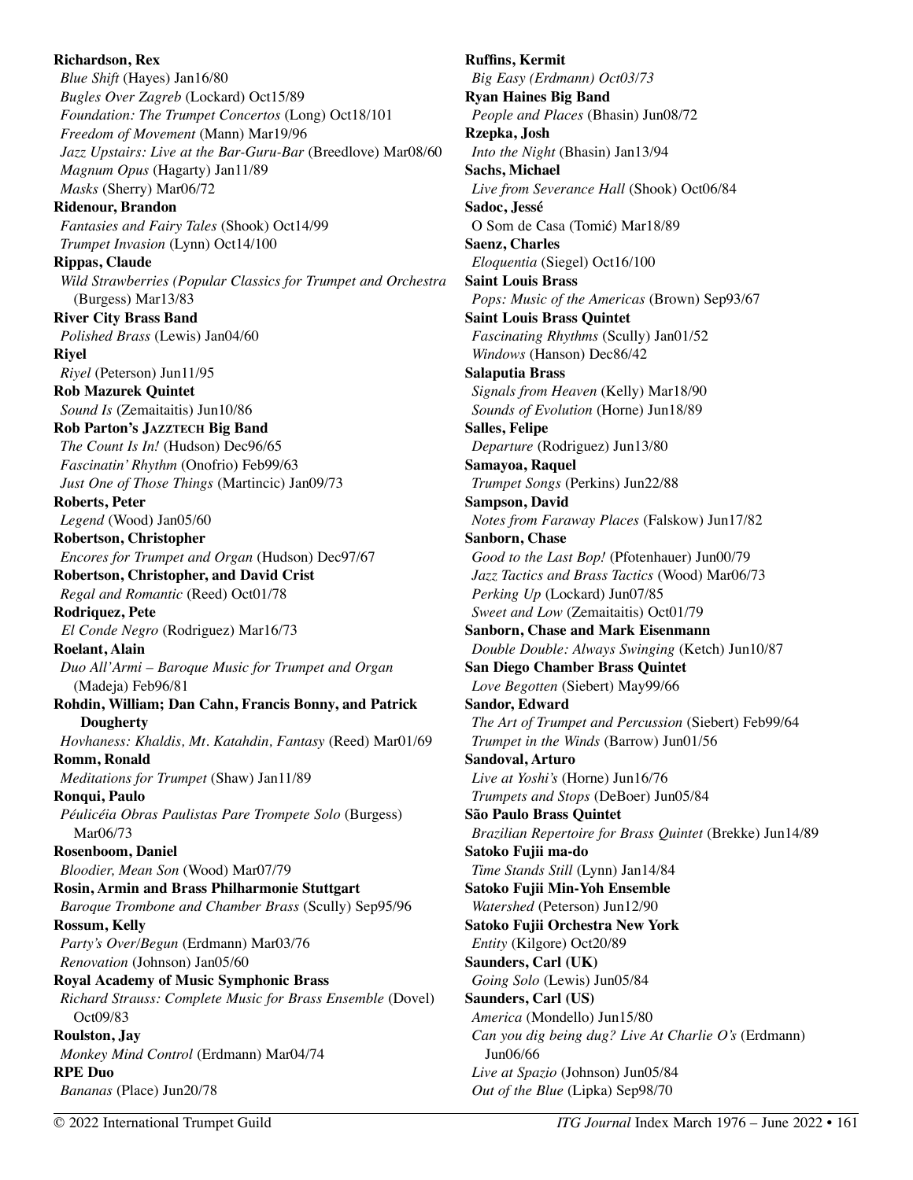**Richardson, Rex**
*Blue Shift* (Hayes) Jan16/80
*Bugles Over Zagreb* (Lockard) Oct15/89
*Foundation: The Trumpet Concertos* (Long) Oct18/101
*Freedom of Movement* (Mann) Mar19/96
*Jazz Upstairs: Live at the Bar-Guru-Bar* (Breedlove) Mar08/60
*Magnum Opus* (Hagarty) Jan11/89
*Masks* (Sherry) Mar06/72

**Ridenour, Brandon**
*Fantasies and Fairy Tales* (Shook) Oct14/99
*Trumpet Invasion* (Lynn) Oct14/100

**Rippas, Claude**
*Wild Strawberries (Popular Classics for Trumpet and Orchestra* (Burgess) Mar13/83

**River City Brass Band**
*Polished Brass* (Lewis) Jan04/60

**Riyel**
*Riyel* (Peterson) Jun11/95

**Rob Mazurek Quintet**
*Sound Is* (Zemaitaitis) Jun10/86

**Rob Parton's JAZZTECH Big Band**
*The Count Is In!* (Hudson) Dec96/65
*Fascinatin' Rhythm* (Onofrio) Feb99/63
*Just One of Those Things* (Martincic) Jan09/73

**Roberts, Peter**
*Legend* (Wood) Jan05/60

**Robertson, Christopher**
*Encores for Trumpet and Organ* (Hudson) Dec97/67

**Robertson, Christopher, and David Crist**
*Regal and Romantic* (Reed) Oct01/78

**Rodriquez, Pete**
*El Conde Negro* (Rodriguez) Mar16/73

**Roelant, Alain**
*Duo All'Armi – Baroque Music for Trumpet and Organ* (Madeja) Feb96/81

**Rohdin, William; Dan Cahn, Francis Bonny, and Patrick Dougherty**
*Hovhaness: Khaldis, Mt. Katahdin, Fantasy* (Reed) Mar01/69

**Romm, Ronald**
*Meditations for Trumpet* (Shaw) Jan11/89

**Ronqui, Paulo**
*Péulicéia Obras Paulistas Pare Trompete Solo* (Burgess) Mar06/73

**Rosenboom, Daniel**
*Bloodier, Mean Son* (Wood) Mar07/79

**Rosin, Armin and Brass Philharmonie Stuttgart**
*Baroque Trombone and Chamber Brass* (Scully) Sep95/96

**Rossum, Kelly**
*Party's Over/Begun* (Erdmann) Mar03/76
*Renovation* (Johnson) Jan05/60

**Royal Academy of Music Symphonic Brass**
*Richard Strauss: Complete Music for Brass Ensemble* (Dovel) Oct09/83

**Roulston, Jay**
*Monkey Mind Control* (Erdmann) Mar04/74

**RPE Duo**
*Bananas* (Place) Jun20/78

**Ruffins, Kermit**
*Big Easy (Erdmann) Oct03/73*

**Ryan Haines Big Band**
*People and Places* (Bhasin) Jun08/72

**Rzepka, Josh**
*Into the Night* (Bhasin) Jan13/94

**Sachs, Michael**
*Live from Severance Hall* (Shook) Oct06/84

**Sadoc, Jessé**
O Som de Casa (Tomić) Mar18/89

**Saenz, Charles**
*Eloquentia* (Siegel) Oct16/100

**Saint Louis Brass**
*Pops: Music of the Americas* (Brown) Sep93/67

**Saint Louis Brass Quintet**
*Fascinating Rhythms* (Scully) Jan01/52
*Windows* (Hanson) Dec86/42

**Salaputia Brass**
*Signals from Heaven* (Kelly) Mar18/90
*Sounds of Evolution* (Horne) Jun18/89

**Salles, Felipe**
*Departure* (Rodriguez) Jun13/80

**Samayoa, Raquel**
*Trumpet Songs* (Perkins) Jun22/88

**Sampson, David**
*Notes from Faraway Places* (Falskow) Jun17/82

**Sanborn, Chase**
*Good to the Last Bop!* (Pfotenhauer) Jun00/79
*Jazz Tactics and Brass Tactics* (Wood) Mar06/73
*Perking Up* (Lockard) Jun07/85
*Sweet and Low* (Zemaitaitis) Oct01/79

**Sanborn, Chase and Mark Eisenmann**
*Double Double: Always Swinging* (Ketch) Jun10/87

**San Diego Chamber Brass Quintet**
*Love Begotten* (Siebert) May99/66

**Sandor, Edward**
*The Art of Trumpet and Percussion* (Siebert) Feb99/64
*Trumpet in the Winds* (Barrow) Jun01/56

**Sandoval, Arturo**
*Live at Yoshi's* (Horne) Jun16/76
*Trumpets and Stops* (DeBoer) Jun05/84

**São Paulo Brass Quintet**
*Brazilian Repertoire for Brass Quintet* (Brekke) Jun14/89

**Satoko Fujii ma-do**
*Time Stands Still* (Lynn) Jan14/84

**Satoko Fujii Min-Yoh Ensemble**
*Watershed* (Peterson) Jun12/90

**Satoko Fujii Orchestra New York**
*Entity* (Kilgore) Oct20/89

**Saunders, Carl (UK)**
*Going Solo* (Lewis) Jun05/84

**Saunders, Carl (US)**
*America* (Mondello) Jun15/80
*Can you dig being dug? Live At Charlie O's* (Erdmann) Jun06/66
*Live at Spazio* (Johnson) Jun05/84
*Out of the Blue* (Lipka) Sep98/70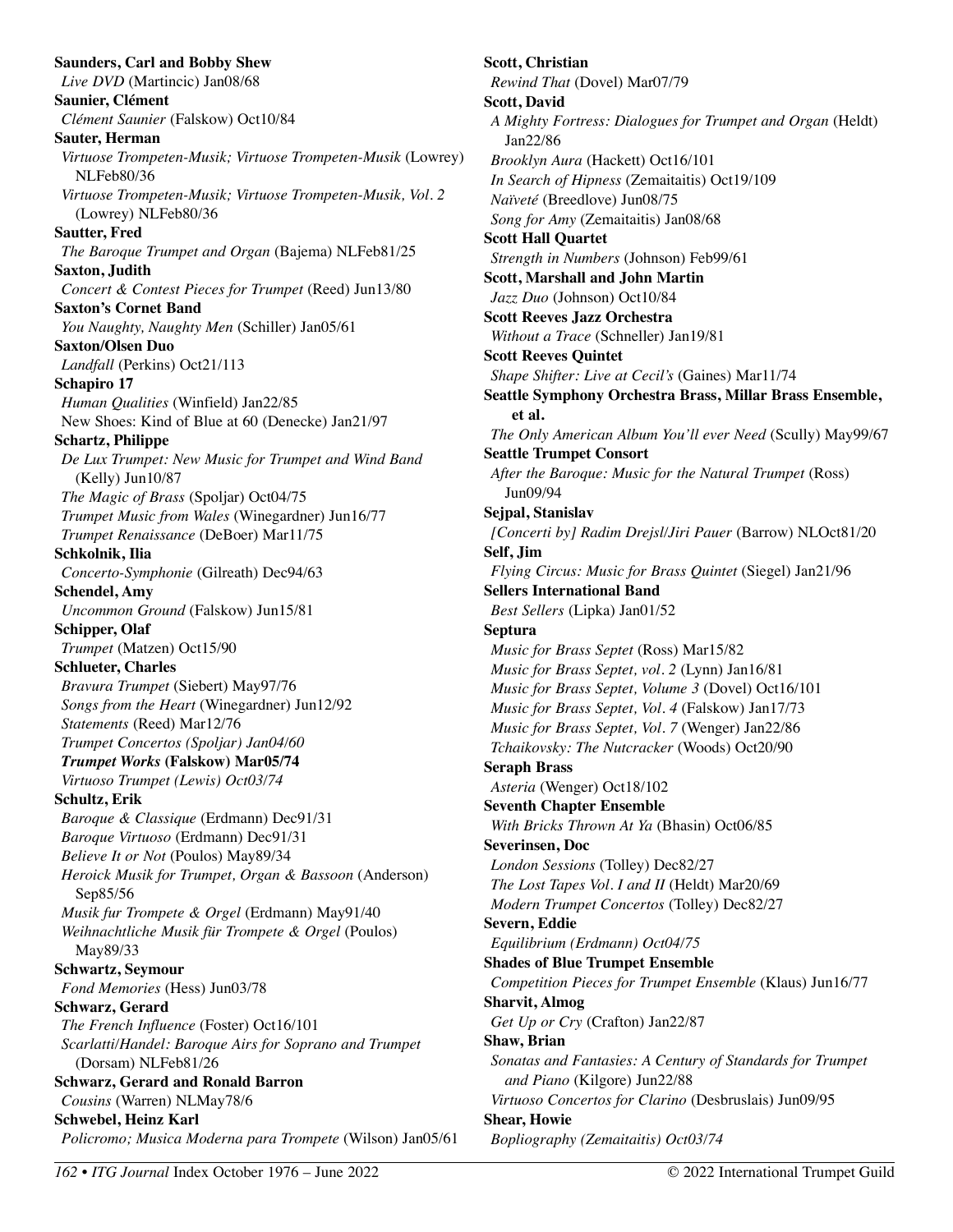**Saunders, Carl and Bobby Shew**
*Live DVD* (Martincic) Jan08/68
**Saunier, Clément**
*Clément Saunier* (Falskow) Oct10/84
**Sauter, Herman**
*Virtuose Trompeten-Musik; Virtuose Trompeten-Musik* (Lowrey) NLFeb80/36
*Virtuose Trompeten-Musik; Virtuose Trompeten-Musik, Vol. 2* (Lowrey) NLFeb80/36
**Sautter, Fred**
*The Baroque Trumpet and Organ* (Bajema) NLFeb81/25
**Saxton, Judith**
*Concert & Contest Pieces for Trumpet* (Reed) Jun13/80
**Saxton's Cornet Band**
*You Naughty, Naughty Men* (Schiller) Jan05/61
**Saxton/Olsen Duo**
*Landfall* (Perkins) Oct21/113
**Schapiro 17**
*Human Qualities* (Winfield) Jan22/85
New Shoes: Kind of Blue at 60 (Denecke) Jan21/97
**Schartz, Philippe**
*De Lux Trumpet: New Music for Trumpet and Wind Band* (Kelly) Jun10/87
*The Magic of Brass* (Spoljar) Oct04/75
*Trumpet Music from Wales* (Winegardner) Jun16/77
*Trumpet Renaissance* (DeBoer) Mar11/75
**Schkolnik, Ilia**
*Concerto-Symphonie* (Gilreath) Dec94/63
**Schendel, Amy**
*Uncommon Ground* (Falskow) Jun15/81
**Schipper, Olaf**
*Trumpet* (Matzen) Oct15/90
**Schlueter, Charles**
*Bravura Trumpet* (Siebert) May97/76
*Songs from the Heart* (Winegardner) Jun12/92
*Statements* (Reed) Mar12/76
*Trumpet Concertos (Spoljar) Jan04/60*
***Trumpet Works* (Falskow) Mar05/74**
*Virtuoso Trumpet (Lewis) Oct03/74*
**Schultz, Erik**
*Baroque & Classique* (Erdmann) Dec91/31
*Baroque Virtuoso* (Erdmann) Dec91/31
*Believe It or Not* (Poulos) May89/34
*Heroick Musik for Trumpet, Organ & Bassoon* (Anderson) Sep85/56
*Musik fur Trompete & Orgel* (Erdmann) May91/40
*Weihnachtliche Musik für Trompete & Orgel* (Poulos) May89/33
**Schwartz, Seymour**
*Fond Memories* (Hess) Jun03/78
**Schwarz, Gerard**
*The French Influence* (Foster) Oct16/101
*Scarlatti/Handel: Baroque Airs for Soprano and Trumpet* (Dorsam) NLFeb81/26
**Schwarz, Gerard and Ronald Barron**
*Cousins* (Warren) NLMay78/6
**Schwebel, Heinz Karl**
*Policromo; Musica Moderna para Trompete* (Wilson) Jan05/61
**Scott, Christian**
*Rewind That* (Dovel) Mar07/79
**Scott, David**
*A Mighty Fortress: Dialogues for Trumpet and Organ* (Heldt) Jan22/86
*Brooklyn Aura* (Hackett) Oct16/101
*In Search of Hipness* (Zemaitaitis) Oct19/109
*Naïveté* (Breedlove) Jun08/75
*Song for Amy* (Zemaitaitis) Jan08/68
**Scott Hall Quartet**
*Strength in Numbers* (Johnson) Feb99/61
**Scott, Marshall and John Martin**
*Jazz Duo* (Johnson) Oct10/84
**Scott Reeves Jazz Orchestra**
*Without a Trace* (Schneller) Jan19/81
**Scott Reeves Quintet**
*Shape Shifter: Live at Cecil's* (Gaines) Mar11/74
**Seattle Symphony Orchestra Brass, Millar Brass Ensemble, et al.**
*The Only American Album You'll ever Need* (Scully) May99/67
**Seattle Trumpet Consort**
*After the Baroque: Music for the Natural Trumpet* (Ross) Jun09/94
**Sejpal, Stanislav**
*[Concerti by] Radim Drejsl/Jiri Pauer* (Barrow) NLOct81/20
**Self, Jim**
*Flying Circus: Music for Brass Quintet* (Siegel) Jan21/96
**Sellers International Band**
*Best Sellers* (Lipka) Jan01/52
**Septura**
*Music for Brass Septet* (Ross) Mar15/82
*Music for Brass Septet, vol. 2* (Lynn) Jan16/81
*Music for Brass Septet, Volume 3* (Dovel) Oct16/101
*Music for Brass Septet, Vol. 4* (Falskow) Jan17/73
*Music for Brass Septet, Vol. 7* (Wenger) Jan22/86
*Tchaikovsky: The Nutcracker* (Woods) Oct20/90
**Seraph Brass**
*Asteria* (Wenger) Oct18/102
**Seventh Chapter Ensemble**
*With Bricks Thrown At Ya* (Bhasin) Oct06/85
**Severinsen, Doc**
*London Sessions* (Tolley) Dec82/27
*The Lost Tapes Vol. I and II* (Heldt) Mar20/69
*Modern Trumpet Concertos* (Tolley) Dec82/27
**Severn, Eddie**
*Equilibrium (Erdmann) Oct04/75*
**Shades of Blue Trumpet Ensemble**
*Competition Pieces for Trumpet Ensemble* (Klaus) Jun16/77
**Sharvit, Almog**
*Get Up or Cry* (Crafton) Jan22/87
**Shaw, Brian**
*Sonatas and Fantasies: A Century of Standards for Trumpet and Piano* (Kilgore) Jun22/88
*Virtuoso Concertos for Clarino* (Desbruslais) Jun09/95
**Shear, Howie**
*Bopliography (Zemaitaitis) Oct03/74*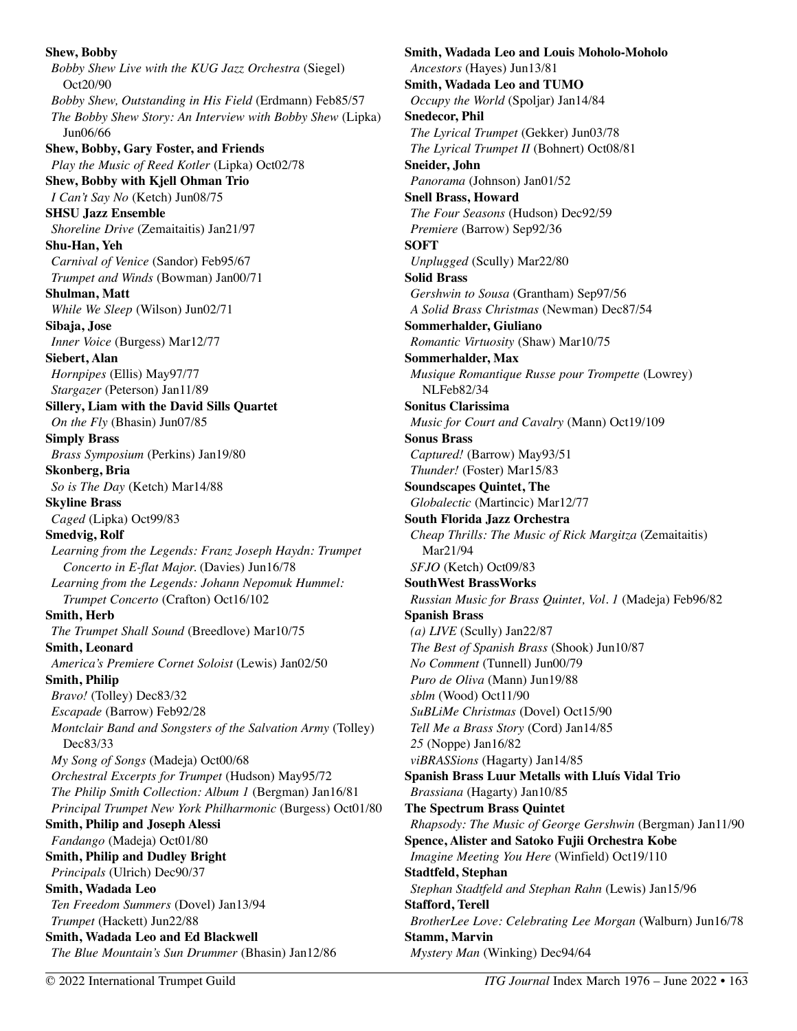**Shew, Bobby**
*Bobby Shew Live with the KUG Jazz Orchestra* (Siegel) Oct20/90
*Bobby Shew, Outstanding in His Field* (Erdmann) Feb85/57
*The Bobby Shew Story: An Interview with Bobby Shew* (Lipka) Jun06/66

**Shew, Bobby, Gary Foster, and Friends**
*Play the Music of Reed Kotler* (Lipka) Oct02/78

**Shew, Bobby with Kjell Ohman Trio**
*I Can't Say No* (Ketch) Jun08/75

**SHSU Jazz Ensemble**
*Shoreline Drive* (Zemaitaitis) Jan21/97

**Shu-Han, Yeh**
*Carnival of Venice* (Sandor) Feb95/67
*Trumpet and Winds* (Bowman) Jan00/71

**Shulman, Matt**
*While We Sleep* (Wilson) Jun02/71

**Sibaja, Jose**
*Inner Voice* (Burgess) Mar12/77

**Siebert, Alan**
*Hornpipes* (Ellis) May97/77
*Stargazer* (Peterson) Jan11/89

**Sillery, Liam with the David Sills Quartet**
*On the Fly* (Bhasin) Jun07/85

**Simply Brass**
*Brass Symposium* (Perkins) Jan19/80

**Skonberg, Bria**
*So is The Day* (Ketch) Mar14/88

**Skyline Brass**
*Caged* (Lipka) Oct99/83

**Smedvig, Rolf**
*Learning from the Legends: Franz Joseph Haydn: Trumpet Concerto in E-flat Major.* (Davies) Jun16/78
*Learning from the Legends: Johann Nepomuk Hummel: Trumpet Concerto* (Crafton) Oct16/102

**Smith, Herb**
*The Trumpet Shall Sound* (Breedlove) Mar10/75

**Smith, Leonard**
*America's Premiere Cornet Soloist* (Lewis) Jan02/50

**Smith, Philip**
*Bravo!* (Tolley) Dec83/32
*Escapade* (Barrow) Feb92/28
*Montclair Band and Songsters of the Salvation Army* (Tolley) Dec83/33
*My Song of Songs* (Madeja) Oct00/68
*Orchestral Excerpts for Trumpet* (Hudson) May95/72
*The Philip Smith Collection: Album 1* (Bergman) Jan16/81
*Principal Trumpet New York Philharmonic* (Burgess) Oct01/80

**Smith, Philip and Joseph Alessi**
*Fandango* (Madeja) Oct01/80

**Smith, Philip and Dudley Bright**
*Principals* (Ulrich) Dec90/37

**Smith, Wadada Leo**
*Ten Freedom Summers* (Dovel) Jan13/94
*Trumpet* (Hackett) Jun22/88

**Smith, Wadada Leo and Ed Blackwell**
*The Blue Mountain's Sun Drummer* (Bhasin) Jan12/86

**Smith, Wadada Leo and Louis Moholo-Moholo**
*Ancestors* (Hayes) Jun13/81

**Smith, Wadada Leo and TUMO**
*Occupy the World* (Spoljar) Jan14/84

**Snedecor, Phil**
*The Lyrical Trumpet* (Gekker) Jun03/78
*The Lyrical Trumpet II* (Bohnert) Oct08/81

**Sneider, John**
*Panorama* (Johnson) Jan01/52

**Snell Brass, Howard**
*The Four Seasons* (Hudson) Dec92/59
*Premiere* (Barrow) Sep92/36

**SOFT**
*Unplugged* (Scully) Mar22/80

**Solid Brass**
*Gershwin to Sousa* (Grantham) Sep97/56
*A Solid Brass Christmas* (Newman) Dec87/54

**Sommerhalder, Giuliano**
*Romantic Virtuosity* (Shaw) Mar10/75

**Sommerhalder, Max**
*Musique Romantique Russe pour Trompette* (Lowrey) NLFeb82/34

**Sonitus Clarissima**
*Music for Court and Cavalry* (Mann) Oct19/109

**Sonus Brass**
*Captured!* (Barrow) May93/51
*Thunder!* (Foster) Mar15/83

**Soundscapes Quintet, The**
*Globalectic* (Martincic) Mar12/77

**South Florida Jazz Orchestra**
*Cheap Thrills: The Music of Rick Margitza* (Zemaitaitis) Mar21/94
*SFJO* (Ketch) Oct09/83

**SouthWest BrassWorks**
*Russian Music for Brass Quintet, Vol. 1* (Madeja) Feb96/82

**Spanish Brass**
*(a) LIVE* (Scully) Jan22/87
*The Best of Spanish Brass* (Shook) Jun10/87
*No Comment* (Tunnell) Jun00/79
*Puro de Oliva* (Mann) Jun19/88
*sblm* (Wood) Oct11/90
*SuBLiMe Christmas* (Dovel) Oct15/90
*Tell Me a Brass Story* (Cord) Jan14/85
*25* (Noppe) Jan16/82
*viBRASSions* (Hagarty) Jan14/85

**Spanish Brass Luur Metalls with Lluís Vidal Trio**
*Brassiana* (Hagarty) Jan10/85

**The Spectrum Brass Quintet**
*Rhapsody: The Music of George Gershwin* (Bergman) Jan11/90

**Spence, Alister and Satoko Fujii Orchestra Kobe**
*Imagine Meeting You Here* (Winfield) Oct19/110

**Stadtfeld, Stephan**
*Stephan Stadtfeld and Stephan Rahn* (Lewis) Jan15/96

**Stafford, Terell**
*BrotherLee Love: Celebrating Lee Morgan* (Walburn) Jun16/78

**Stamm, Marvin**
*Mystery Man* (Winking) Dec94/64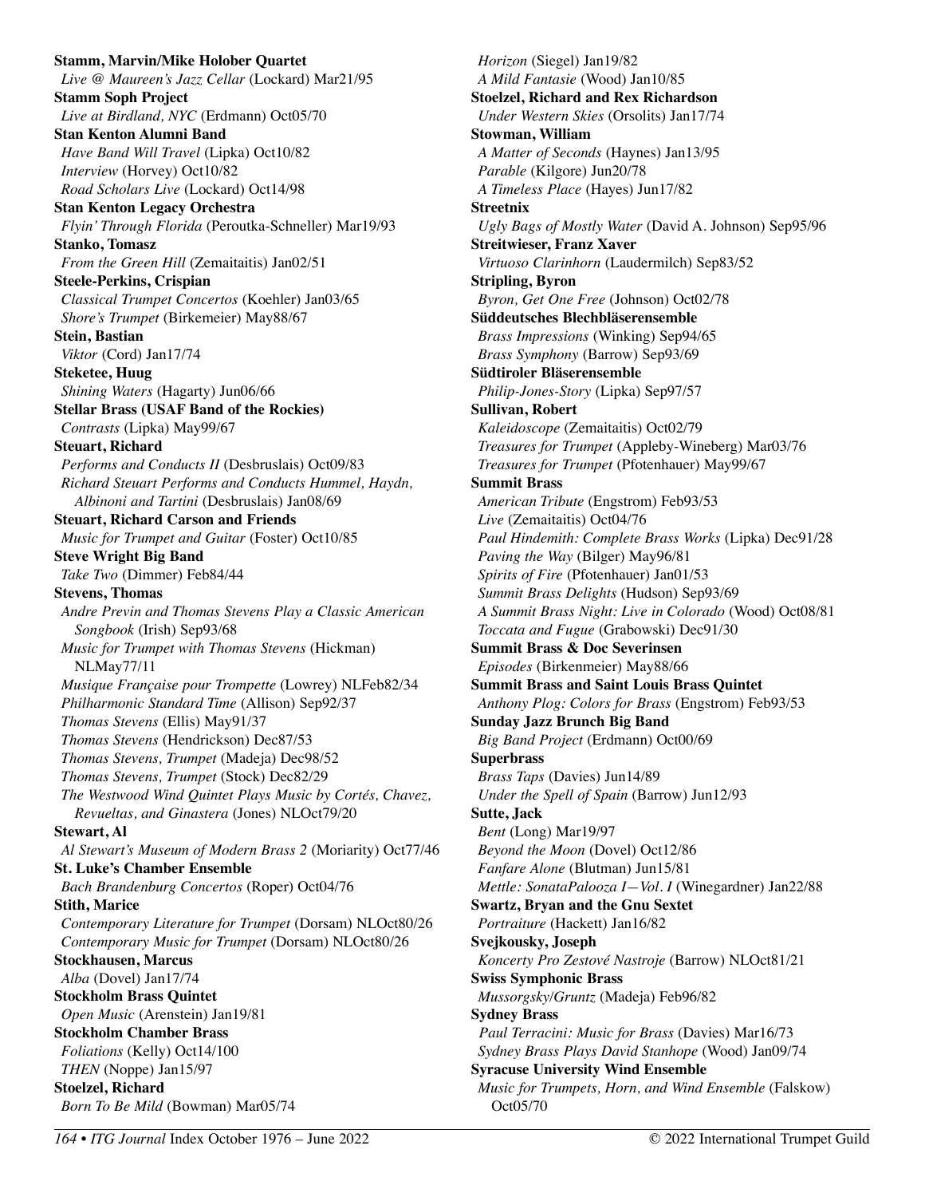**Stamm, Marvin/Mike Holober Quartet**
*Live @ Maureen's Jazz Cellar* (Lockard) Mar21/95

**Stamm Soph Project**
*Live at Birdland, NYC* (Erdmann) Oct05/70

**Stan Kenton Alumni Band**
*Have Band Will Travel* (Lipka) Oct10/82
*Interview* (Horvey) Oct10/82
*Road Scholars Live* (Lockard) Oct14/98

**Stan Kenton Legacy Orchestra**
*Flyin' Through Florida* (Peroutka-Schneller) Mar19/93

**Stanko, Tomasz**
*From the Green Hill* (Zemaitaitis) Jan02/51

**Steele-Perkins, Crispian**
*Classical Trumpet Concertos* (Koehler) Jan03/65
*Shore's Trumpet* (Birkemeier) May88/67

**Stein, Bastian**
*Viktor* (Cord) Jan17/74

**Steketee, Huug**
*Shining Waters* (Hagarty) Jun06/66

**Stellar Brass (USAF Band of the Rockies)**
*Contrasts* (Lipka) May99/67

**Steuart, Richard**
*Performs and Conducts II* (Desbruslais) Oct09/83
*Richard Steuart Performs and Conducts Hummel, Haydn, Albinoni and Tartini* (Desbruslais) Jan08/69

**Steuart, Richard Carson and Friends**
*Music for Trumpet and Guitar* (Foster) Oct10/85

**Steve Wright Big Band**
*Take Two* (Dimmer) Feb84/44

**Stevens, Thomas**
*Andre Previn and Thomas Stevens Play a Classic American Songbook* (Irish) Sep93/68
*Music for Trumpet with Thomas Stevens* (Hickman) NLMay77/11
*Musique Française pour Trompette* (Lowrey) NLFeb82/34
*Philharmonic Standard Time* (Allison) Sep92/37
*Thomas Stevens* (Ellis) May91/37
*Thomas Stevens* (Hendrickson) Dec87/53
*Thomas Stevens, Trumpet* (Madeja) Dec98/52
*Thomas Stevens, Trumpet* (Stock) Dec82/29
*The Westwood Wind Quintet Plays Music by Cortés, Chavez, Revueltas, and Ginastera* (Jones) NLOct79/20

**Stewart, Al**
*Al Stewart's Museum of Modern Brass 2* (Moriarity) Oct77/46

**St. Luke's Chamber Ensemble**
*Bach Brandenburg Concertos* (Roper) Oct04/76

**Stith, Marice**
*Contemporary Literature for Trumpet* (Dorsam) NLOct80/26
*Contemporary Music for Trumpet* (Dorsam) NLOct80/26

**Stockhausen, Marcus**
*Alba* (Dovel) Jan17/74

**Stockholm Brass Quintet**
*Open Music* (Arenstein) Jan19/81

**Stockholm Chamber Brass**
*Foliations* (Kelly) Oct14/100
*THEN* (Noppe) Jan15/97

**Stoelzel, Richard**
*Born To Be Mild* (Bowman) Mar05/74
*Horizon* (Siegel) Jan19/82
*A Mild Fantasie* (Wood) Jan10/85

**Stoelzel, Richard and Rex Richardson**
*Under Western Skies* (Orsolits) Jan17/74

**Stowman, William**
*A Matter of Seconds* (Haynes) Jan13/95
*Parable* (Kilgore) Jun20/78
*A Timeless Place* (Hayes) Jun17/82

**Streetnix**
*Ugly Bags of Mostly Water* (David A. Johnson) Sep95/96

**Streitwieser, Franz Xaver**
*Virtuoso Clarinhorn* (Laudermilch) Sep83/52

**Stripling, Byron**
*Byron, Get One Free* (Johnson) Oct02/78

**Süddeutsches Blechbläserensemble**
*Brass Impressions* (Winking) Sep94/65
*Brass Symphony* (Barrow) Sep93/69

**Südtiroler Bläserensemble**
*Philip-Jones-Story* (Lipka) Sep97/57

**Sullivan, Robert**
*Kaleidoscope* (Zemaitaitis) Oct02/79
*Treasures for Trumpet* (Appleby-Wineberg) Mar03/76
*Treasures for Trumpet* (Pfotenhauer) May99/67

**Summit Brass**
*American Tribute* (Engstrom) Feb93/53
*Live* (Zemaitaitis) Oct04/76
*Paul Hindemith: Complete Brass Works* (Lipka) Dec91/28
*Paving the Way* (Bilger) May96/81
*Spirits of Fire* (Pfotenhauer) Jan01/53
*Summit Brass Delights* (Hudson) Sep93/69
*A Summit Brass Night: Live in Colorado* (Wood) Oct08/81
*Toccata and Fugue* (Grabowski) Dec91/30

**Summit Brass & Doc Severinsen**
*Episodes* (Birkenmeier) May88/66

**Summit Brass and Saint Louis Brass Quintet**
*Anthony Plog: Colors for Brass* (Engstrom) Feb93/53

**Sunday Jazz Brunch Big Band**
*Big Band Project* (Erdmann) Oct00/69

**Superbrass**
*Brass Taps* (Davies) Jun14/89
*Under the Spell of Spain* (Barrow) Jun12/93

**Sutte, Jack**
*Bent* (Long) Mar19/97
*Beyond the Moon* (Dovel) Oct12/86
*Fanfare Alone* (Blutman) Jun15/81
*Mettle: SonataPalooza I—Vol. I* (Winegardner) Jan22/88

**Swartz, Bryan and the Gnu Sextet**
*Portraiture* (Hackett) Jan16/82

**Svejkousky, Joseph**
*Koncerty Pro Zestové Nastroje* (Barrow) NLOct81/21

**Swiss Symphonic Brass**
*Mussorgsky/Gruntz* (Madeja) Feb96/82

**Sydney Brass**
*Paul Terracini: Music for Brass* (Davies) Mar16/73
*Sydney Brass Plays David Stanhope* (Wood) Jan09/74

**Syracuse University Wind Ensemble**
*Music for Trumpets, Horn, and Wind Ensemble* (Falskow) Oct05/70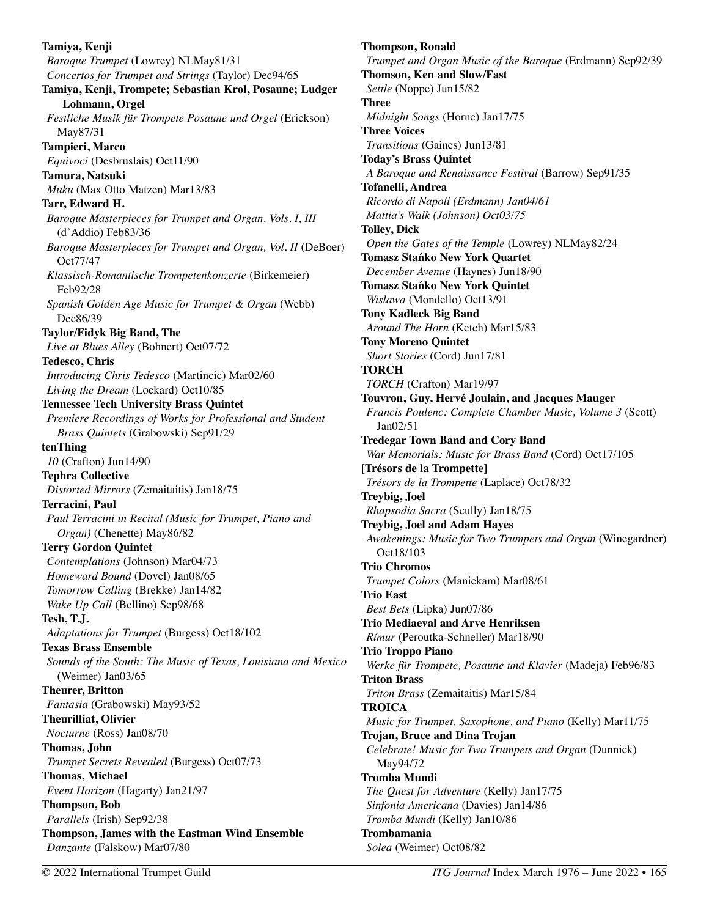**Tamiya, Kenji**
*Baroque Trumpet* (Lowrey) NLMay81/31
*Concertos for Trumpet and Strings* (Taylor) Dec94/65

**Tamiya, Kenji, Trompete; Sebastian Krol, Posaune; Ludger Lohmann, Orgel**
*Festliche Musik für Trompete Posaune und Orgel* (Erickson) May87/31

**Tampieri, Marco**
*Equivoci* (Desbruslais) Oct11/90

**Tamura, Natsuki**
*Muku* (Max Otto Matzen) Mar13/83

**Tarr, Edward H.**
*Baroque Masterpieces for Trumpet and Organ, Vols. I, III* (d'Addio) Feb83/36
*Baroque Masterpieces for Trumpet and Organ, Vol. II* (DeBoer) Oct77/47
*Klassisch-Romantische Trompetenkonzerte* (Birkemeier) Feb92/28
*Spanish Golden Age Music for Trumpet & Organ* (Webb) Dec86/39

**Taylor/Fidyk Big Band, The**
*Live at Blues Alley* (Bohnert) Oct07/72

**Tedesco, Chris**
*Introducing Chris Tedesco* (Martincic) Mar02/60
*Living the Dream* (Lockard) Oct10/85

**Tennessee Tech University Brass Quintet**
*Premiere Recordings of Works for Professional and Student Brass Quintets* (Grabowski) Sep91/29

**tenThing**
*10* (Crafton) Jun14/90

**Tephra Collective**
*Distorted Mirrors* (Zemaitaitis) Jan18/75

**Terracini, Paul**
*Paul Terracini in Recital (Music for Trumpet, Piano and Organ)* (Chenette) May86/82

**Terry Gordon Quintet**
*Contemplations* (Johnson) Mar04/73
*Homeward Bound* (Dovel) Jan08/65
*Tomorrow Calling* (Brekke) Jan14/82
*Wake Up Call* (Bellino) Sep98/68

**Tesh, T.J.**
*Adaptations for Trumpet* (Burgess) Oct18/102

**Texas Brass Ensemble**
*Sounds of the South: The Music of Texas, Louisiana and Mexico* (Weimer) Jan03/65

**Theurer, Britton**
*Fantasia* (Grabowski) May93/52

**Theurillat, Olivier**
*Nocturne* (Ross) Jan08/70

**Thomas, John**
*Trumpet Secrets Revealed* (Burgess) Oct07/73

**Thomas, Michael**
*Event Horizon* (Hagarty) Jan21/97

**Thompson, Bob**
*Parallels* (Irish) Sep92/38

**Thompson, James with the Eastman Wind Ensemble**
*Danzante* (Falskow) Mar07/80

**Thompson, Ronald**
*Trumpet and Organ Music of the Baroque* (Erdmann) Sep92/39

**Thomson, Ken and Slow/Fast**
*Settle* (Noppe) Jun15/82

**Three**
*Midnight Songs* (Horne) Jan17/75

**Three Voices**
*Transitions* (Gaines) Jun13/81

**Today's Brass Quintet**
*A Baroque and Renaissance Festival* (Barrow) Sep91/35

**Tofanelli, Andrea**
*Ricordo di Napoli (Erdmann) Jan04/61*
*Mattia's Walk (Johnson) Oct03/75*

**Tolley, Dick**
*Open the Gates of the Temple* (Lowrey) NLMay82/24

**Tomasz Stańko New York Quartet**
*December Avenue* (Haynes) Jun18/90

**Tomasz Stańko New York Quintet**
*Wislawa* (Mondello) Oct13/91

**Tony Kadleck Big Band**
*Around The Horn* (Ketch) Mar15/83

**Tony Moreno Quintet**
*Short Stories* (Cord) Jun17/81

**TORCH**
*TORCH* (Crafton) Mar19/97

**Touvron, Guy, Hervé Joulain, and Jacques Mauger**
*Francis Poulenc: Complete Chamber Music, Volume 3* (Scott) Jan02/51

**Tredegar Town Band and Cory Band**
*War Memorials: Music for Brass Band* (Cord) Oct17/105

**[Trésors de la Trompette]**
*Trésors de la Trompette* (Laplace) Oct78/32

**Treybig, Joel**
*Rhapsodia Sacra* (Scully) Jan18/75

**Treybig, Joel and Adam Hayes**
*Awakenings: Music for Two Trumpets and Organ* (Winegardner) Oct18/103

**Trio Chromos**
*Trumpet Colors* (Manickam) Mar08/61

**Trio East**
*Best Bets* (Lipka) Jun07/86

**Trio Mediaeval and Arve Henriksen**
*Rímur* (Peroutka-Schneller) Mar18/90

**Trio Troppo Piano**
*Werke für Trompete, Posaune und Klavier* (Madeja) Feb96/83

**Triton Brass**
*Triton Brass* (Zemaitaitis) Mar15/84

**TROICA**
*Music for Trumpet, Saxophone, and Piano* (Kelly) Mar11/75

**Trojan, Bruce and Dina Trojan**
*Celebrate! Music for Two Trumpets and Organ* (Dunnick) May94/72

**Tromba Mundi**
*The Quest for Adventure* (Kelly) Jan17/75
*Sinfonia Americana* (Davies) Jan14/86
*Tromba Mundi* (Kelly) Jan10/86

**Trombamania**
*Solea* (Weimer) Oct08/82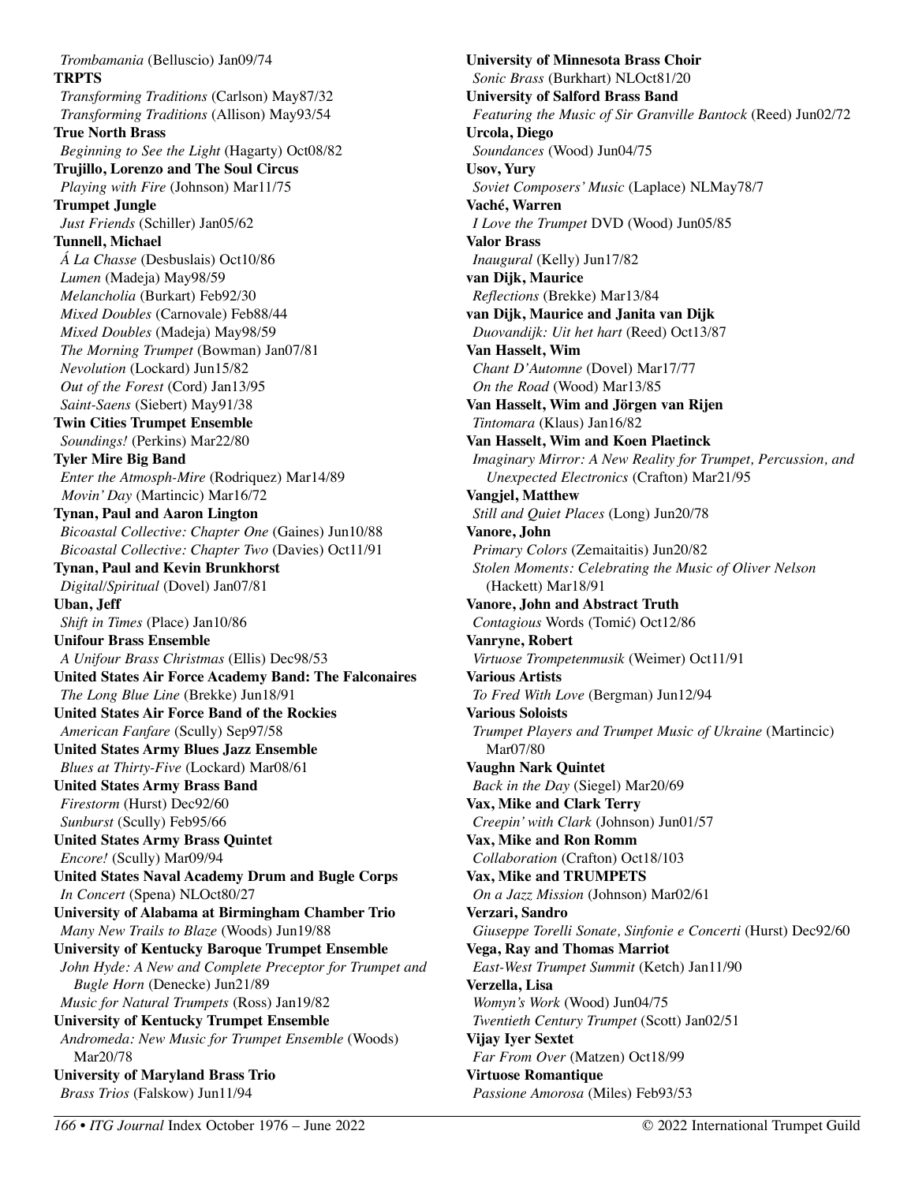*Trombamania* (Belluscio) Jan09/74

**TRPTS**

*Transforming Traditions* (Carlson) May87/32
*Transforming Traditions* (Allison) May93/54

**True North Brass**

*Beginning to See the Light* (Hagarty) Oct08/82

**Trujillo, Lorenzo and The Soul Circus**

*Playing with Fire* (Johnson) Mar11/75

**Trumpet Jungle**

*Just Friends* (Schiller) Jan05/62

**Tunnell, Michael**

*Á La Chasse* (Desbuslais) Oct10/86
*Lumen* (Madeja) May98/59
*Melancholia* (Burkart) Feb92/30
*Mixed Doubles* (Carnovale) Feb88/44
*Mixed Doubles* (Madeja) May98/59
*The Morning Trumpet* (Bowman) Jan07/81
*Nevolution* (Lockard) Jun15/82
*Out of the Forest* (Cord) Jan13/95
*Saint-Saens* (Siebert) May91/38

**Twin Cities Trumpet Ensemble**

*Soundings!* (Perkins) Mar22/80

**Tyler Mire Big Band**

*Enter the Atmosph-Mire* (Rodriquez) Mar14/89
*Movin' Day* (Martincic) Mar16/72

**Tynan, Paul and Aaron Lington**

*Bicoastal Collective: Chapter One* (Gaines) Jun10/88
*Bicoastal Collective: Chapter Two* (Davies) Oct11/91

**Tynan, Paul and Kevin Brunkhorst**

*Digital/Spiritual* (Dovel) Jan07/81

**Uban, Jeff**

*Shift in Times* (Place) Jan10/86

**Unifour Brass Ensemble**

*A Unifour Brass Christmas* (Ellis) Dec98/53

**United States Air Force Academy Band: The Falconaires**

*The Long Blue Line* (Brekke) Jun18/91

**United States Air Force Band of the Rockies**

*American Fanfare* (Scully) Sep97/58

**United States Army Blues Jazz Ensemble**

*Blues at Thirty-Five* (Lockard) Mar08/61

**United States Army Brass Band**

*Firestorm* (Hurst) Dec92/60
*Sunburst* (Scully) Feb95/66

**United States Army Brass Quintet**

*Encore!* (Scully) Mar09/94

**United States Naval Academy Drum and Bugle Corps**

*In Concert* (Spena) NLOct80/27

**University of Alabama at Birmingham Chamber Trio**

*Many New Trails to Blaze* (Woods) Jun19/88

**University of Kentucky Baroque Trumpet Ensemble**

*John Hyde: A New and Complete Preceptor for Trumpet and Bugle Horn* (Denecke) Jun21/89
*Music for Natural Trumpets* (Ross) Jan19/82

**University of Kentucky Trumpet Ensemble**

*Andromeda: New Music for Trumpet Ensemble* (Woods) Mar20/78

**University of Maryland Brass Trio**

*Brass Trios* (Falskow) Jun11/94

**University of Minnesota Brass Choir**

*Sonic Brass* (Burkhart) NLOct81/20

**University of Salford Brass Band**

*Featuring the Music of Sir Granville Bantock* (Reed) Jun02/72

**Urcola, Diego**

*Soundances* (Wood) Jun04/75

**Usov, Yury**

*Soviet Composers' Music* (Laplace) NLMay78/7

**Vaché, Warren**

*I Love the Trumpet* DVD (Wood) Jun05/85

**Valor Brass**

*Inaugural* (Kelly) Jun17/82

**van Dijk, Maurice**

*Reflections* (Brekke) Mar13/84

**van Dijk, Maurice and Janita van Dijk**

*Duovandijk: Uit het hart* (Reed) Oct13/87

**Van Hasselt, Wim**

*Chant D'Automne* (Dovel) Mar17/77
*On the Road* (Wood) Mar13/85

**Van Hasselt, Wim and Jörgen van Rijen**

*Tintomara* (Klaus) Jan16/82

**Van Hasselt, Wim and Koen Plaetinck**

*Imaginary Mirror: A New Reality for Trumpet, Percussion, and Unexpected Electronics* (Crafton) Mar21/95

**Vangjel, Matthew**

*Still and Quiet Places* (Long) Jun20/78

**Vanore, John**

*Primary Colors* (Zemaitaitis) Jun20/82
*Stolen Moments: Celebrating the Music of Oliver Nelson* (Hackett) Mar18/91

**Vanore, John and Abstract Truth**

*Contagious* Words (Tomić) Oct12/86

**Vanryne, Robert**

*Virtuose Trompetenmusik* (Weimer) Oct11/91

**Various Artists**

*To Fred With Love* (Bergman) Jun12/94

**Various Soloists**

*Trumpet Players and Trumpet Music of Ukraine* (Martincic) Mar07/80

**Vaughn Nark Quintet**

*Back in the Day* (Siegel) Mar20/69

**Vax, Mike and Clark Terry**

*Creepin' with Clark* (Johnson) Jun01/57

**Vax, Mike and Ron Romm**

*Collaboration* (Crafton) Oct18/103

**Vax, Mike and TRUMPETS**

*On a Jazz Mission* (Johnson) Mar02/61

**Verzari, Sandro**

*Giuseppe Torelli Sonate, Sinfonie e Concerti* (Hurst) Dec92/60

**Vega, Ray and Thomas Marriot**

*East-West Trumpet Summit* (Ketch) Jan11/90

**Verzella, Lisa**

*Womyn's Work* (Wood) Jun04/75
*Twentieth Century Trumpet* (Scott) Jan02/51

**Vijay Iyer Sextet**

*Far From Over* (Matzen) Oct18/99

**Virtuose Romantique**

*Passione Amorosa* (Miles) Feb93/53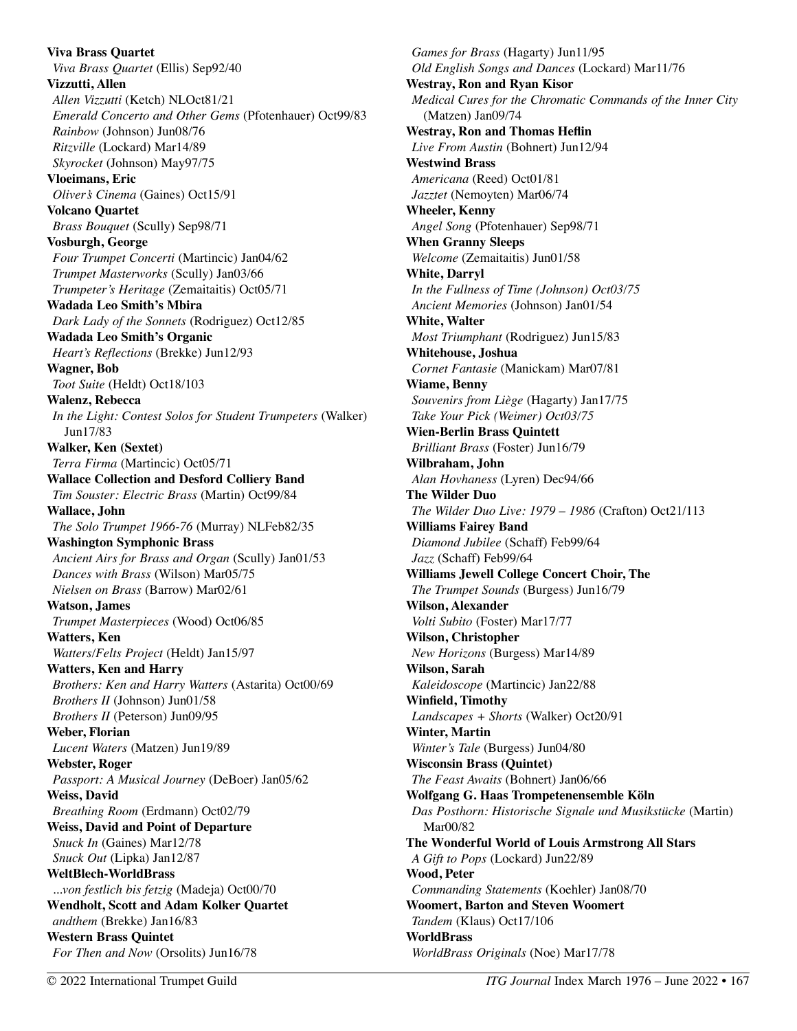**Viva Brass Quartet**
*Viva Brass Quartet* (Ellis) Sep92/40

**Vizzutti, Allen**
*Allen Vizzutti* (Ketch) NLOct81/21
*Emerald Concerto and Other Gems* (Pfotenhauer) Oct99/83
*Rainbow* (Johnson) Jun08/76
*Ritzville* (Lockard) Mar14/89
*Skyrocket* (Johnson) May97/75

**Vloeimans, Eric**
*Oliver's Cinema* (Gaines) Oct15/91

**Volcano Quartet**
*Brass Bouquet* (Scully) Sep98/71

**Vosburgh, George**
*Four Trumpet Concerti* (Martincic) Jan04/62
*Trumpet Masterworks* (Scully) Jan03/66
*Trumpeter's Heritage* (Zemaitaitis) Oct05/71

**Wadada Leo Smith's Mbira**
*Dark Lady of the Sonnets* (Rodriguez) Oct12/85

**Wadada Leo Smith's Organic**
*Heart's Reflections* (Brekke) Jun12/93

**Wagner, Bob**
*Toot Suite* (Heldt) Oct18/103

**Walenz, Rebecca**
*In the Light: Contest Solos for Student Trumpeters* (Walker) Jun17/83

**Walker, Ken (Sextet)**
*Terra Firma* (Martincic) Oct05/71

**Wallace Collection and Desford Colliery Band**
*Tim Souster: Electric Brass* (Martin) Oct99/84

**Wallace, John**
*The Solo Trumpet 1966-76* (Murray) NLFeb82/35

**Washington Symphonic Brass**
*Ancient Airs for Brass and Organ* (Scully) Jan01/53
*Dances with Brass* (Wilson) Mar05/75
*Nielsen on Brass* (Barrow) Mar02/61

**Watson, James**
*Trumpet Masterpieces* (Wood) Oct06/85

**Watters, Ken**
*Watters/Felts Project* (Heldt) Jan15/97

**Watters, Ken and Harry**
*Brothers: Ken and Harry Watters* (Astarita) Oct00/69
*Brothers II* (Johnson) Jun01/58
*Brothers II* (Peterson) Jun09/95

**Weber, Florian**
*Lucent Waters* (Matzen) Jun19/89

**Webster, Roger**
*Passport: A Musical Journey* (DeBoer) Jan05/62

**Weiss, David**
*Breathing Room* (Erdmann) Oct02/79

**Weiss, David and Point of Departure**
*Snuck In* (Gaines) Mar12/78
*Snuck Out* (Lipka) Jan12/87

**WeltBlech-WorldBrass**
*...von festlich bis fetzig* (Madeja) Oct00/70

**Wendholt, Scott and Adam Kolker Quartet**
*andthem* (Brekke) Jan16/83

**Western Brass Quintet**
*For Then and Now* (Orsolits) Jun16/78
*Games for Brass* (Hagarty) Jun11/95
*Old English Songs and Dances* (Lockard) Mar11/76

**Westray, Ron and Ryan Kisor**
*Medical Cures for the Chromatic Commands of the Inner City* (Matzen) Jan09/74

**Westray, Ron and Thomas Heflin**
*Live From Austin* (Bohnert) Jun12/94

**Westwind Brass**
*Americana* (Reed) Oct01/81
*Jazztet* (Nemoyten) Mar06/74

**Wheeler, Kenny**
*Angel Song* (Pfotenhauer) Sep98/71

**When Granny Sleeps**
*Welcome* (Zemaitaitis) Jun01/58

**White, Darryl**
*In the Fullness of Time (Johnson) Oct03/75*
*Ancient Memories* (Johnson) Jan01/54

**White, Walter**
*Most Triumphant* (Rodriguez) Jun15/83

**Whitehouse, Joshua**
*Cornet Fantasie* (Manickam) Mar07/81

**Wiame, Benny**
*Souvenirs from Liège* (Hagarty) Jan17/75
*Take Your Pick (Weimer) Oct03/75*

**Wien-Berlin Brass Quintett**
*Brilliant Brass* (Foster) Jun16/79

**Wilbraham, John**
*Alan Hovhaness* (Lyren) Dec94/66

**The Wilder Duo**
*The Wilder Duo Live: 1979 – 1986* (Crafton) Oct21/113

**Williams Fairey Band**
*Diamond Jubilee* (Schaff) Feb99/64
*Jazz* (Schaff) Feb99/64

**Williams Jewell College Concert Choir, The**
*The Trumpet Sounds* (Burgess) Jun16/79

**Wilson, Alexander**
*Volti Subito* (Foster) Mar17/77

**Wilson, Christopher**
*New Horizons* (Burgess) Mar14/89

**Wilson, Sarah**
*Kaleidoscope* (Martincic) Jan22/88

**Winfield, Timothy**
*Landscapes + Shorts* (Walker) Oct20/91

**Winter, Martin**
*Winter's Tale* (Burgess) Jun04/80

**Wisconsin Brass (Quintet)**
*The Feast Awaits* (Bohnert) Jan06/66

**Wolfgang G. Haas Trompetenensemble Köln**
*Das Posthorn: Historische Signale und Musikstücke* (Martin) Mar00/82

**The Wonderful World of Louis Armstrong All Stars**
*A Gift to Pops* (Lockard) Jun22/89

**Wood, Peter**
*Commanding Statements* (Koehler) Jan08/70

**Woomert, Barton and Steven Woomert**
*Tandem* (Klaus) Oct17/106

**WorldBrass**
*WorldBrass Originals* (Noe) Mar17/78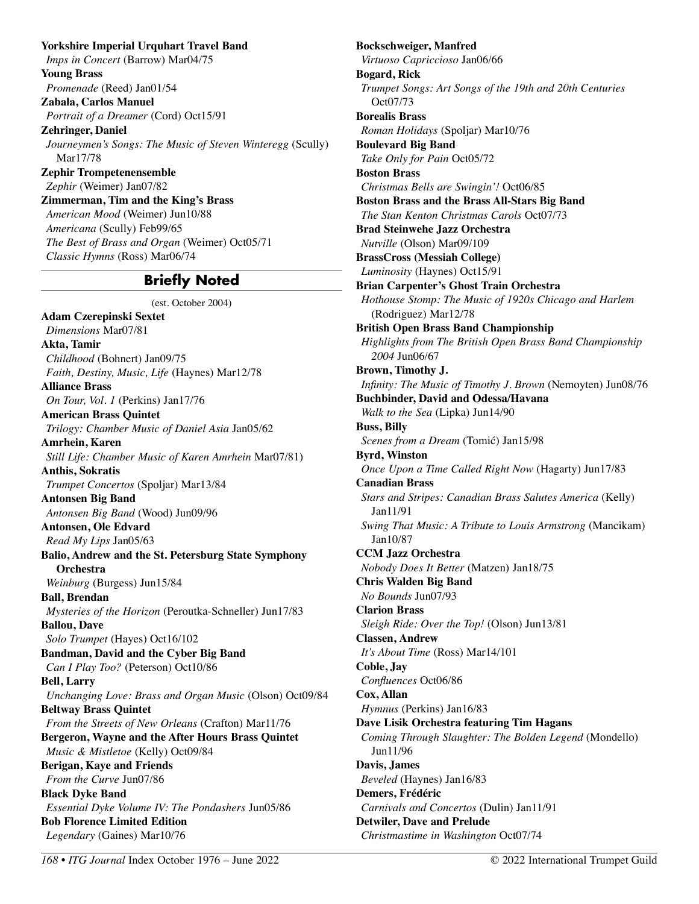**Yorkshire Imperial Urquhart Travel Band**
*Imps in Concert* (Barrow) Mar04/75

**Young Brass**
*Promenade* (Reed) Jan01/54

**Zabala, Carlos Manuel**
*Portrait of a Dreamer* (Cord) Oct15/91

**Zehringer, Daniel**
*Journeymen's Songs: The Music of Steven Winteregg* (Scully) Mar17/78

**Zephir Trompetenensemble**
*Zephir* (Weimer) Jan07/82

**Zimmerman, Tim and the King's Brass**
*American Mood* (Weimer) Jun10/88
*Americana* (Scully) Feb99/65
*The Best of Brass and Organ* (Weimer) Oct05/71
*Classic Hymns* (Ross) Mar06/74

## Briefly Noted

(est. October 2004)

**Adam Czerepinski Sextet**
*Dimensions* Mar07/81

**Akta, Tamir**
*Childhood* (Bohnert) Jan09/75
*Faith, Destiny, Music, Life* (Haynes) Mar12/78

**Alliance Brass**
*On Tour, Vol. 1* (Perkins) Jan17/76

**American Brass Quintet**
*Trilogy: Chamber Music of Daniel Asia* Jan05/62

**Amrhein, Karen**
*Still Life: Chamber Music of Karen Amrhein* Mar07/81)

**Anthis, Sokratis**
*Trumpet Concertos* (Spoljar) Mar13/84

**Antonsen Big Band**
*Antonsen Big Band* (Wood) Jun09/96

**Antonsen, Ole Edvard**
*Read My Lips* Jan05/63

**Balio, Andrew and the St. Petersburg State Symphony Orchestra**
*Weinburg* (Burgess) Jun15/84

**Ball, Brendan**
*Mysteries of the Horizon* (Peroutka-Schneller) Jun17/83

**Ballou, Dave**
*Solo Trumpet* (Hayes) Oct16/102

**Bandman, David and the Cyber Big Band**
*Can I Play Too?* (Peterson) Oct10/86

**Bell, Larry**
*Unchanging Love: Brass and Organ Music* (Olson) Oct09/84

**Beltway Brass Quintet**
*From the Streets of New Orleans* (Crafton) Mar11/76

**Bergeron, Wayne and the After Hours Brass Quintet**
*Music & Mistletoe* (Kelly) Oct09/84

**Berigan, Kaye and Friends**
*From the Curve* Jun07/86

**Black Dyke Band**
*Essential Dyke Volume IV: The Pondashers* Jun05/86

**Bob Florence Limited Edition**
*Legendary* (Gaines) Mar10/76

**Bockschweiger, Manfred**
*Virtuoso Capriccioso* Jan06/66

**Bogard, Rick**
*Trumpet Songs: Art Songs of the 19th and 20th Centuries* Oct07/73

**Borealis Brass**
*Roman Holidays* (Spoljar) Mar10/76

**Boulevard Big Band**
*Take Only for Pain* Oct05/72

**Boston Brass**
*Christmas Bells are Swingin'!* Oct06/85

**Boston Brass and the Brass All-Stars Big Band**
*The Stan Kenton Christmas Carols* Oct07/73

**Brad Steinwehe Jazz Orchestra**
*Nutville* (Olson) Mar09/109

**BrassCross (Messiah College)**
*Luminosity* (Haynes) Oct15/91

**Brian Carpenter's Ghost Train Orchestra**
*Hothouse Stomp: The Music of 1920s Chicago and Harlem* (Rodriguez) Mar12/78

**British Open Brass Band Championship**
*Highlights from The British Open Brass Band Championship 2004* Jun06/67

**Brown, Timothy J.**
*Infinity: The Music of Timothy J. Brown* (Nemoyten) Jun08/76

**Buchbinder, David and Odessa/Havana**
*Walk to the Sea* (Lipka) Jun14/90

**Buss, Billy**
*Scenes from a Dream* (Tomić) Jan15/98

**Byrd, Winston**
*Once Upon a Time Called Right Now* (Hagarty) Jun17/83

**Canadian Brass**
*Stars and Stripes: Canadian Brass Salutes America* (Kelly) Jan11/91
*Swing That Music: A Tribute to Louis Armstrong* (Mancikam) Jan10/87

**CCM Jazz Orchestra**
*Nobody Does It Better* (Matzen) Jan18/75

**Chris Walden Big Band**
*No Bounds* Jun07/93

**Clarion Brass**
*Sleigh Ride: Over the Top!* (Olson) Jun13/81

**Classen, Andrew**
*It's About Time* (Ross) Mar14/101

**Coble, Jay**
*Confluences* Oct06/86

**Cox, Allan**
*Hymnus* (Perkins) Jan16/83

**Dave Lisik Orchestra featuring Tim Hagans**
*Coming Through Slaughter: The Bolden Legend* (Mondello) Jun11/96

**Davis, James**
*Beveled* (Haynes) Jan16/83

**Demers, Frédéric**
*Carnivals and Concertos* (Dulin) Jan11/91

**Detwiler, Dave and Prelude**
*Christmastime in Washington* Oct07/74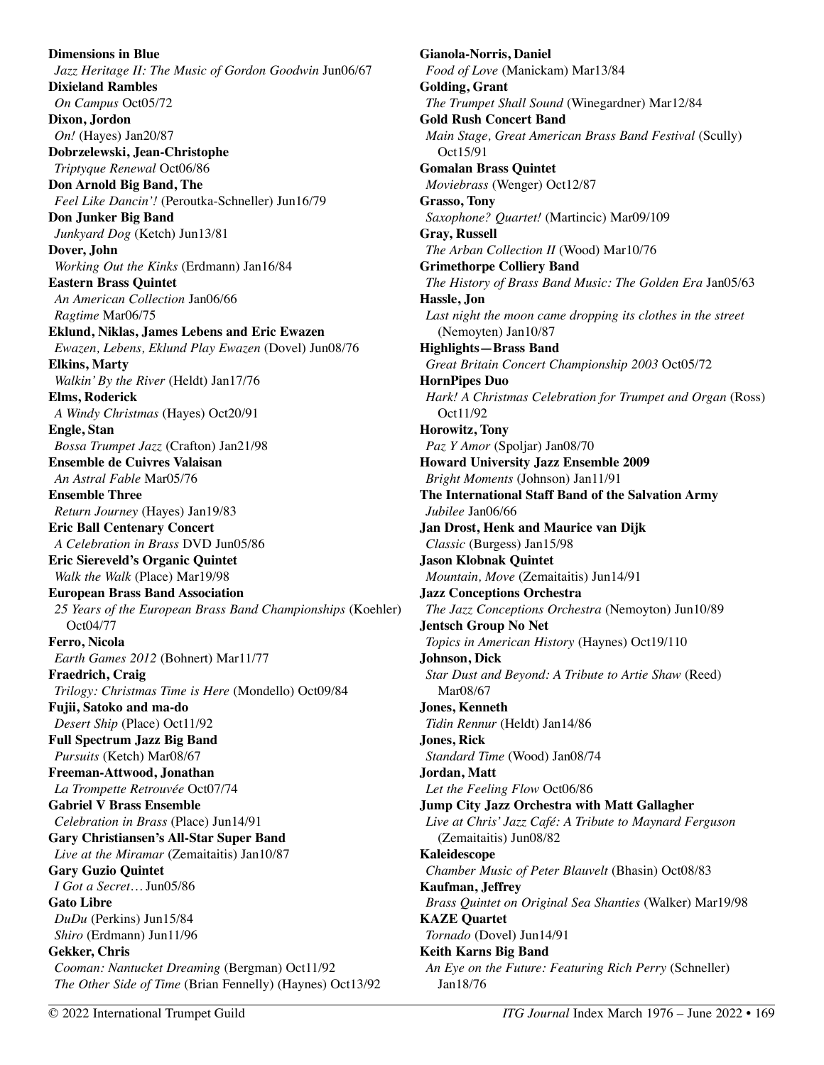**Dimensions in Blue**
*Jazz Heritage II: The Music of Gordon Goodwin* Jun06/67
**Dixieland Rambles**
*On Campus* Oct05/72
**Dixon, Jordon**
*On!* (Hayes) Jan20/87
**Dobrzelewski, Jean-Christophe**
*Triptyque Renewal* Oct06/86
**Don Arnold Big Band, The**
*Feel Like Dancin'!* (Peroutka-Schneller) Jun16/79
**Don Junker Big Band**
*Junkyard Dog* (Ketch) Jun13/81
**Dover, John**
*Working Out the Kinks* (Erdmann) Jan16/84
**Eastern Brass Quintet**
*An American Collection* Jan06/66
*Ragtime* Mar06/75
**Eklund, Niklas, James Lebens and Eric Ewazen**
*Ewazen, Lebens, Eklund Play Ewazen* (Dovel) Jun08/76
**Elkins, Marty**
*Walkin' By the River* (Heldt) Jan17/76
**Elms, Roderick**
*A Windy Christmas* (Hayes) Oct20/91
**Engle, Stan**
*Bossa Trumpet Jazz* (Crafton) Jan21/98
**Ensemble de Cuivres Valaisan**
*An Astral Fable* Mar05/76
**Ensemble Three**
*Return Journey* (Hayes) Jan19/83
**Eric Ball Centenary Concert**
*A Celebration in Brass* DVD Jun05/86
**Eric Siereveld's Organic Quintet**
*Walk the Walk* (Place) Mar19/98
**European Brass Band Association**
*25 Years of the European Brass Band Championships* (Koehler) Oct04/77
**Ferro, Nicola**
*Earth Games 2012* (Bohnert) Mar11/77
**Fraedrich, Craig**
*Trilogy: Christmas Time is Here* (Mondello) Oct09/84
**Fujii, Satoko and ma-do**
*Desert Ship* (Place) Oct11/92
**Full Spectrum Jazz Big Band**
*Pursuits* (Ketch) Mar08/67
**Freeman-Attwood, Jonathan**
*La Trompette Retrouvée* Oct07/74
**Gabriel V Brass Ensemble**
*Celebration in Brass* (Place) Jun14/91
**Gary Christiansen's All-Star Super Band**
*Live at the Miramar* (Zemaitaitis) Jan10/87
**Gary Guzio Quintet**
*I Got a Secret…* Jun05/86
**Gato Libre**
*DuDu* (Perkins) Jun15/84
*Shiro* (Erdmann) Jun11/96
**Gekker, Chris**
*Cooman: Nantucket Dreaming* (Bergman) Oct11/92
*The Other Side of Time* (Brian Fennelly) (Haynes) Oct13/92
**Gianola-Norris, Daniel**
*Food of Love* (Manickam) Mar13/84
**Golding, Grant**
*The Trumpet Shall Sound* (Winegardner) Mar12/84
**Gold Rush Concert Band**
*Main Stage, Great American Brass Band Festival* (Scully) Oct15/91
**Gomalan Brass Quintet**
*Moviebrass* (Wenger) Oct12/87
**Grasso, Tony**
*Saxophone? Quartet!* (Martincic) Mar09/109
**Gray, Russell**
*The Arban Collection II* (Wood) Mar10/76
**Grimethorpe Colliery Band**
*The History of Brass Band Music: The Golden Era* Jan05/63
**Hassle, Jon**
*Last night the moon came dropping its clothes in the street* (Nemoyten) Jan10/87
**Highlights—Brass Band**
*Great Britain Concert Championship 2003* Oct05/72
**HornPipes Duo**
*Hark! A Christmas Celebration for Trumpet and Organ* (Ross) Oct11/92
**Horowitz, Tony**
*Paz Y Amor* (Spoljar) Jan08/70
**Howard University Jazz Ensemble 2009**
*Bright Moments* (Johnson) Jan11/91
**The International Staff Band of the Salvation Army**
*Jubilee* Jan06/66
**Jan Drost, Henk and Maurice van Dijk**
*Classic* (Burgess) Jan15/98
**Jason Klobnak Quintet**
*Mountain, Move* (Zemaitaitis) Jun14/91
**Jazz Conceptions Orchestra**
*The Jazz Conceptions Orchestra* (Nemoyton) Jun10/89
**Jentsch Group No Net**
*Topics in American History* (Haynes) Oct19/110
**Johnson, Dick**
*Star Dust and Beyond: A Tribute to Artie Shaw* (Reed) Mar08/67
**Jones, Kenneth**
*Tidin Rennur* (Heldt) Jan14/86
**Jones, Rick**
*Standard Time* (Wood) Jan08/74
**Jordan, Matt**
*Let the Feeling Flow* Oct06/86
**Jump City Jazz Orchestra with Matt Gallagher**
*Live at Chris' Jazz Café: A Tribute to Maynard Ferguson* (Zemaitaitis) Jun08/82
**Kaleidescope**
*Chamber Music of Peter Blauvelt* (Bhasin) Oct08/83
**Kaufman, Jeffrey**
*Brass Quintet on Original Sea Shanties* (Walker) Mar19/98
**KAZE Quartet**
*Tornado* (Dovel) Jun14/91
**Keith Karns Big Band**
*An Eye on the Future: Featuring Rich Perry* (Schneller) Jan18/76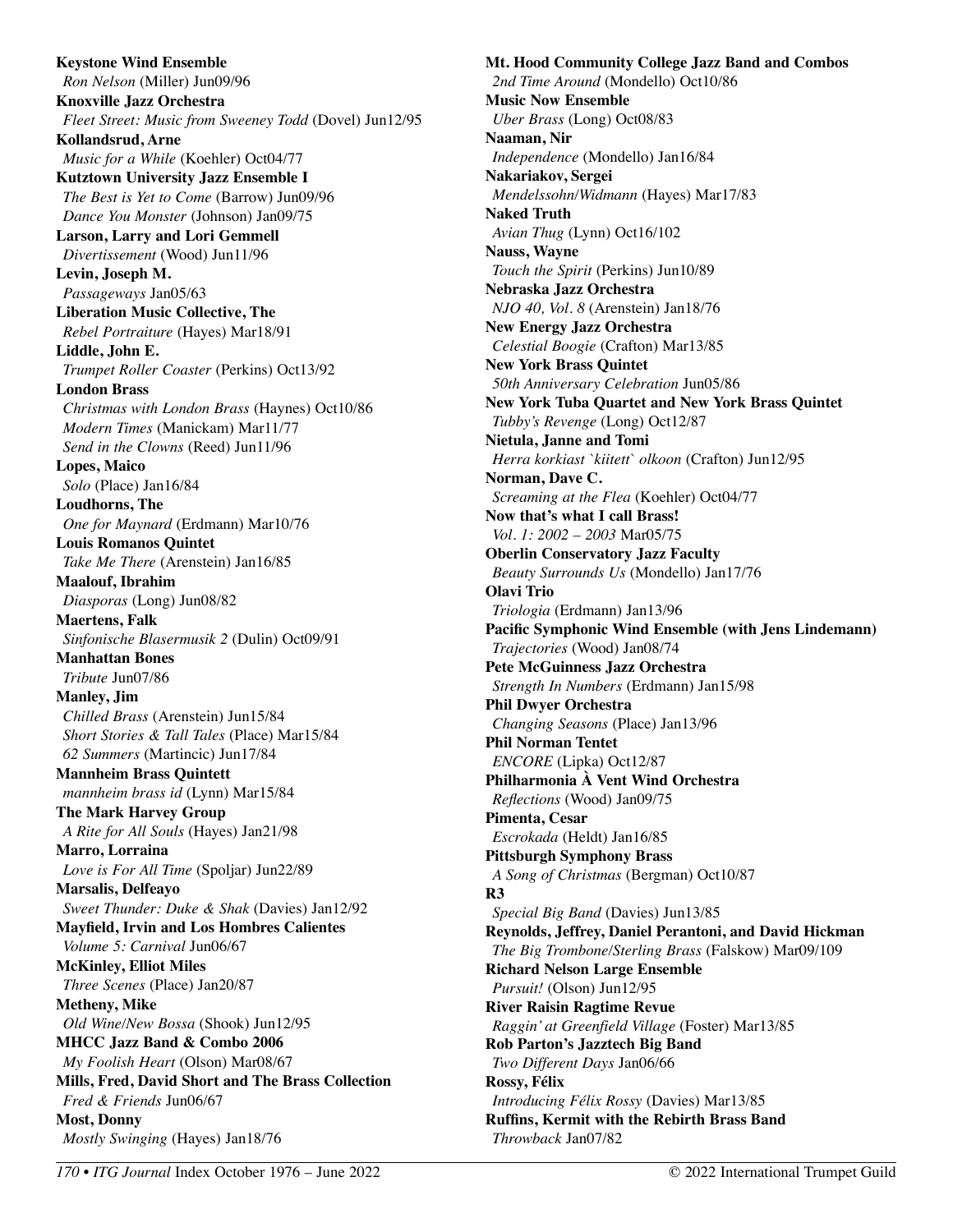**Keystone Wind Ensemble**
*Ron Nelson* (Miller) Jun09/96

**Knoxville Jazz Orchestra**
*Fleet Street: Music from Sweeney Todd* (Dovel) Jun12/95

**Kollandsrud, Arne**
*Music for a While* (Koehler) Oct04/77

**Kutztown University Jazz Ensemble I**
*The Best is Yet to Come* (Barrow) Jun09/96
*Dance You Monster* (Johnson) Jan09/75

**Larson, Larry and Lori Gemmell**
*Divertissement* (Wood) Jun11/96

**Levin, Joseph M.**
*Passageways* Jan05/63

**Liberation Music Collective, The**
*Rebel Portraiture* (Hayes) Mar18/91

**Liddle, John E.**
*Trumpet Roller Coaster* (Perkins) Oct13/92

**London Brass**
*Christmas with London Brass* (Haynes) Oct10/86
*Modern Times* (Manickam) Mar11/77
*Send in the Clowns* (Reed) Jun11/96

**Lopes, Maico**
*Solo* (Place) Jan16/84

**Loudhorns, The**
*One for Maynard* (Erdmann) Mar10/76

**Louis Romanos Quintet**
*Take Me There* (Arenstein) Jan16/85

**Maalouf, Ibrahim**
*Diasporas* (Long) Jun08/82

**Maertens, Falk**
*Sinfonische Blasermusik 2* (Dulin) Oct09/91

**Manhattan Bones**
*Tribute* Jun07/86

**Manley, Jim**
*Chilled Brass* (Arenstein) Jun15/84
*Short Stories & Tall Tales* (Place) Mar15/84
*62 Summers* (Martincic) Jun17/84

**Mannheim Brass Quintett**
*mannheim brass id* (Lynn) Mar15/84

**The Mark Harvey Group**
*A Rite for All Souls* (Hayes) Jan21/98

**Marro, Lorraina**
*Love is For All Time* (Spoljar) Jun22/89

**Marsalis, Delfeayo**
*Sweet Thunder: Duke & Shak* (Davies) Jan12/92

**Mayfield, Irvin and Los Hombres Calientes**
*Volume 5: Carnival* Jun06/67

**McKinley, Elliot Miles**
*Three Scenes* (Place) Jan20/87

**Metheny, Mike**
*Old Wine/New Bossa* (Shook) Jun12/95

**MHCC Jazz Band & Combo 2006**
*My Foolish Heart* (Olson) Mar08/67

**Mills, Fred, David Short and The Brass Collection**
*Fred & Friends* Jun06/67

**Most, Donny**
*Mostly Swinging* (Hayes) Jan18/76

**Mt. Hood Community College Jazz Band and Combos**
*2nd Time Around* (Mondello) Oct10/86

**Music Now Ensemble**
*Uber Brass* (Long) Oct08/83

**Naaman, Nir**
*Independence* (Mondello) Jan16/84

**Nakariakov, Sergei**
*Mendelssohn/Widmann* (Hayes) Mar17/83

**Naked Truth**
*Avian Thug* (Lynn) Oct16/102

**Nauss, Wayne**
*Touch the Spirit* (Perkins) Jun10/89

**Nebraska Jazz Orchestra**
*NJO 40, Vol. 8* (Arenstein) Jan18/76

**New Energy Jazz Orchestra**
*Celestial Boogie* (Crafton) Mar13/85

**New York Brass Quintet**
*50th Anniversary Celebration* Jun05/86

**New York Tuba Quartet and New York Brass Quintet**
*Tubby's Revenge* (Long) Oct12/87

**Nietula, Janne and Tomi**
*Herra korkiast `kiitett` olkoon* (Crafton) Jun12/95

**Norman, Dave C.**
*Screaming at the Flea* (Koehler) Oct04/77

**Now that's what I call Brass!**
*Vol. 1: 2002 – 2003* Mar05/75

**Oberlin Conservatory Jazz Faculty**
*Beauty Surrounds Us* (Mondello) Jan17/76

**Olavi Trio**
*Triologia* (Erdmann) Jan13/96

**Pacific Symphonic Wind Ensemble (with Jens Lindemann)**
*Trajectories* (Wood) Jan08/74

**Pete McGuinness Jazz Orchestra**
*Strength In Numbers* (Erdmann) Jan15/98

**Phil Dwyer Orchestra**
*Changing Seasons* (Place) Jan13/96

**Phil Norman Tentet**
*ENCORE* (Lipka) Oct12/87

**Philharmonia À Vent Wind Orchestra**
*Reflections* (Wood) Jan09/75

**Pimenta, Cesar**
*Escrokada* (Heldt) Jan16/85

**Pittsburgh Symphony Brass**
*A Song of Christmas* (Bergman) Oct10/87

**R3**
*Special Big Band* (Davies) Jun13/85

**Reynolds, Jeffrey, Daniel Perantoni, and David Hickman**
*The Big Trombone/Sterling Brass* (Falskow) Mar09/109

**Richard Nelson Large Ensemble**
*Pursuit!* (Olson) Jun12/95

**River Raisin Ragtime Revue**
*Raggin' at Greenfield Village* (Foster) Mar13/85

**Rob Parton's Jazztech Big Band**
*Two Different Days* Jan06/66

**Rossy, Félix**
*Introducing Félix Rossy* (Davies) Mar13/85

**Ruffins, Kermit with the Rebirth Brass Band**
*Throwback* Jan07/82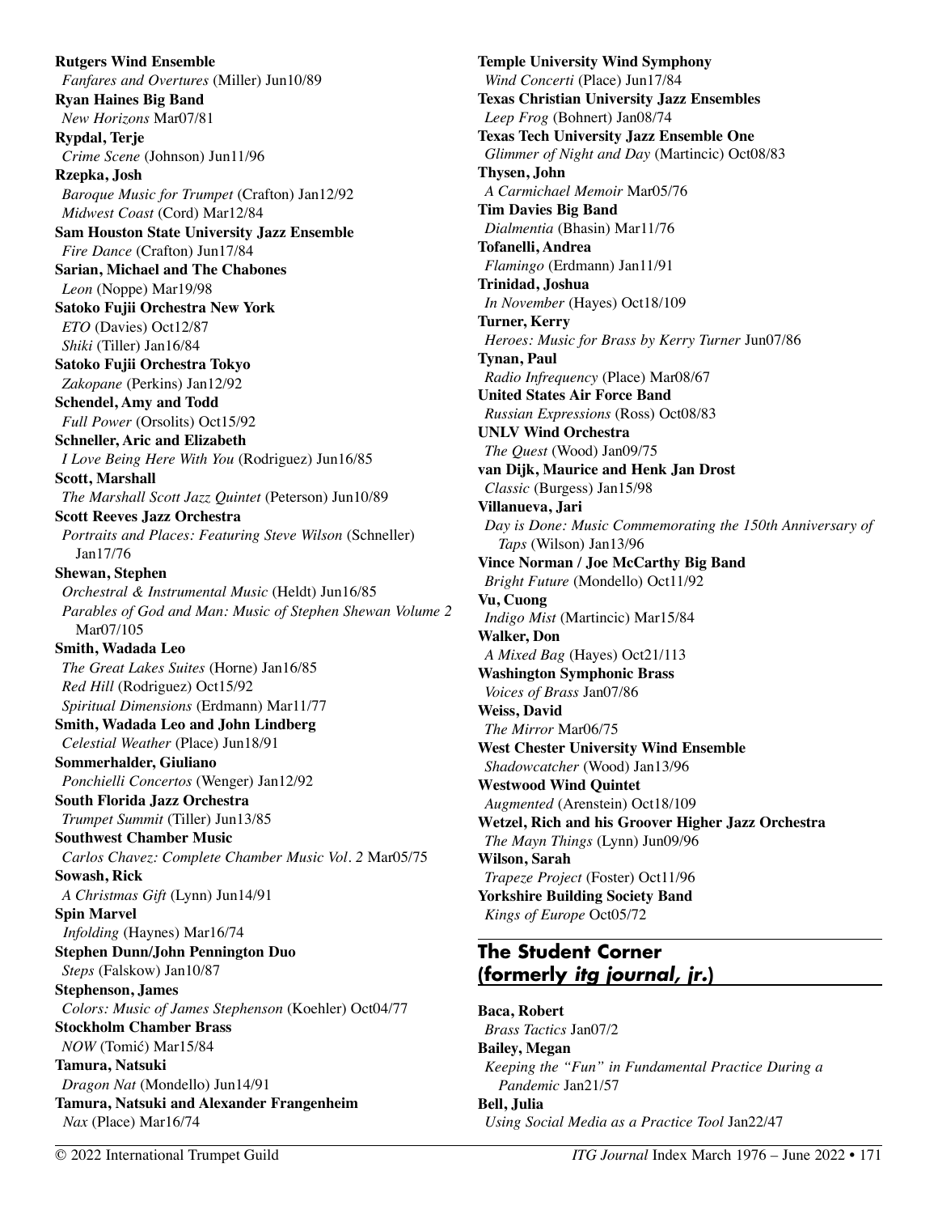**Rutgers Wind Ensemble**
*Fanfares and Overtures* (Miller) Jun10/89

**Ryan Haines Big Band**
*New Horizons* Mar07/81

**Rypdal, Terje**
*Crime Scene* (Johnson) Jun11/96

**Rzepka, Josh**
*Baroque Music for Trumpet* (Crafton) Jan12/92
*Midwest Coast* (Cord) Mar12/84

**Sam Houston State University Jazz Ensemble**
*Fire Dance* (Crafton) Jun17/84

**Sarian, Michael and The Chabones**
*Leon* (Noppe) Mar19/98

**Satoko Fujii Orchestra New York**
*ETO* (Davies) Oct12/87
*Shiki* (Tiller) Jan16/84

**Satoko Fujii Orchestra Tokyo**
*Zakopane* (Perkins) Jan12/92

**Schendel, Amy and Todd**
*Full Power* (Orsolits) Oct15/92

**Schneller, Aric and Elizabeth**
*I Love Being Here With You* (Rodriguez) Jun16/85

**Scott, Marshall**
*The Marshall Scott Jazz Quintet* (Peterson) Jun10/89

**Scott Reeves Jazz Orchestra**
*Portraits and Places: Featuring Steve Wilson* (Schneller) Jan17/76

**Shewan, Stephen**
*Orchestral & Instrumental Music* (Heldt) Jun16/85
*Parables of God and Man: Music of Stephen Shewan Volume 2* Mar07/105

**Smith, Wadada Leo**
*The Great Lakes Suites* (Horne) Jan16/85
*Red Hill* (Rodriguez) Oct15/92
*Spiritual Dimensions* (Erdmann) Mar11/77

**Smith, Wadada Leo and John Lindberg**
*Celestial Weather* (Place) Jun18/91

**Sommerhalder, Giuliano**
*Ponchielli Concertos* (Wenger) Jan12/92

**South Florida Jazz Orchestra**
*Trumpet Summit* (Tiller) Jun13/85

**Southwest Chamber Music**
*Carlos Chavez: Complete Chamber Music Vol. 2* Mar05/75

**Sowash, Rick**
*A Christmas Gift* (Lynn) Jun14/91

**Spin Marvel**
*Infolding* (Haynes) Mar16/74

**Stephen Dunn/John Pennington Duo**
*Steps* (Falskow) Jan10/87

**Stephenson, James**
*Colors: Music of James Stephenson* (Koehler) Oct04/77

**Stockholm Chamber Brass**
*NOW* (Tomić) Mar15/84

**Tamura, Natsuki**
*Dragon Nat* (Mondello) Jun14/91

**Tamura, Natsuki and Alexander Frangenheim**
*Nax* (Place) Mar16/74

**Temple University Wind Symphony**
*Wind Concerti* (Place) Jun17/84

**Texas Christian University Jazz Ensembles**
*Leep Frog* (Bohnert) Jan08/74

**Texas Tech University Jazz Ensemble One**
*Glimmer of Night and Day* (Martincic) Oct08/83

**Thysen, John**
*A Carmichael Memoir* Mar05/76

**Tim Davies Big Band**
*Dialmentia* (Bhasin) Mar11/76

**Tofanelli, Andrea**
*Flamingo* (Erdmann) Jan11/91

**Trinidad, Joshua**
*In November* (Hayes) Oct18/109

**Turner, Kerry**
*Heroes: Music for Brass by Kerry Turner* Jun07/86

**Tynan, Paul**
*Radio Infrequency* (Place) Mar08/67

**United States Air Force Band**
*Russian Expressions* (Ross) Oct08/83

**UNLV Wind Orchestra**
*The Quest* (Wood) Jan09/75

**van Dijk, Maurice and Henk Jan Drost**
*Classic* (Burgess) Jan15/98

**Villanueva, Jari**
*Day is Done: Music Commemorating the 150th Anniversary of Taps* (Wilson) Jan13/96

**Vince Norman / Joe McCarthy Big Band**
*Bright Future* (Mondello) Oct11/92

**Vu, Cuong**
*Indigo Mist* (Martincic) Mar15/84

**Walker, Don**
*A Mixed Bag* (Hayes) Oct21/113

**Washington Symphonic Brass**
*Voices of Brass* Jan07/86

**Weiss, David**
*The Mirror* Mar06/75

**West Chester University Wind Ensemble**
*Shadowcatcher* (Wood) Jan13/96

**Westwood Wind Quintet**
*Augmented* (Arenstein) Oct18/109

**Wetzel, Rich and his Groover Higher Jazz Orchestra**
*The Mayn Things* (Lynn) Jun09/96

**Wilson, Sarah**
*Trapeze Project* (Foster) Oct11/96

**Yorkshire Building Society Band**
*Kings of Europe* Oct05/72

## The Student Corner (formerly *itg journal, jr.*)

**Baca, Robert**
*Brass Tactics* Jan07/2

**Bailey, Megan**
*Keeping the "Fun" in Fundamental Practice During a Pandemic* Jan21/57

**Bell, Julia**
*Using Social Media as a Practice Tool* Jan22/47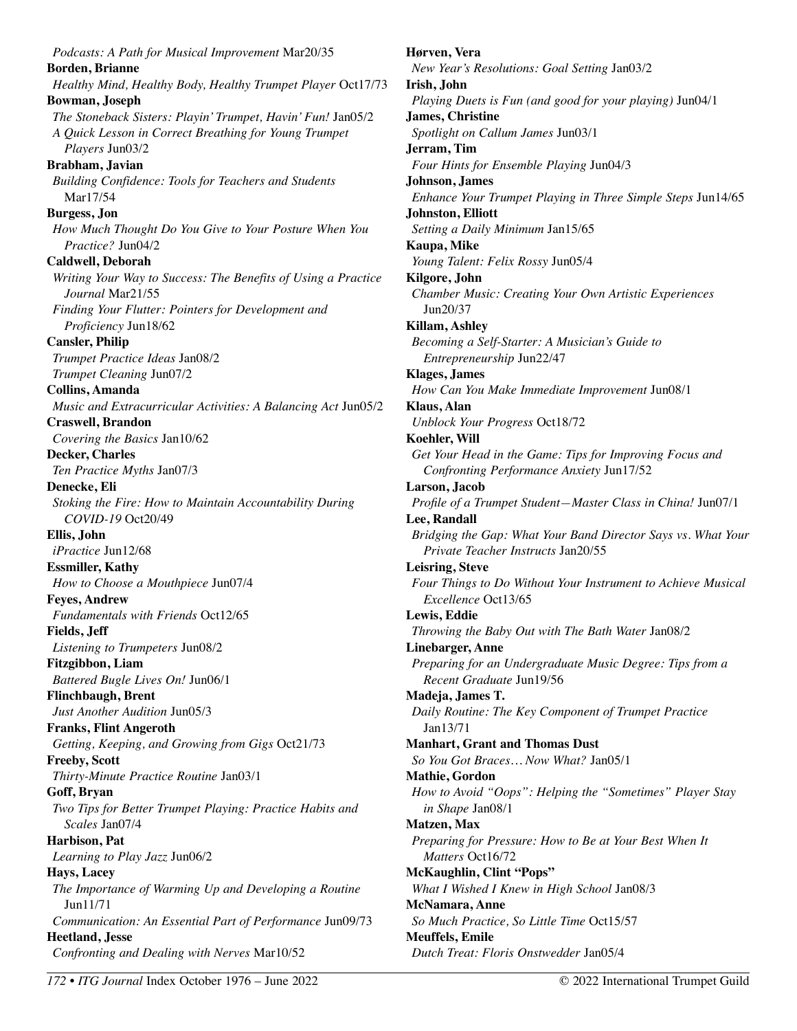*Podcasts: A Path for Musical Improvement* Mar20/35

**Borden, Brianne**
*Healthy Mind, Healthy Body, Healthy Trumpet Player* Oct17/73

**Bowman, Joseph**
*The Stoneback Sisters: Playin' Trumpet, Havin' Fun!* Jan05/2
*A Quick Lesson in Correct Breathing for Young Trumpet Players* Jun03/2

**Brabham, Javian**
*Building Confidence: Tools for Teachers and Students* Mar17/54

**Burgess, Jon**
*How Much Thought Do You Give to Your Posture When You Practice?* Jun04/2

**Caldwell, Deborah**
*Writing Your Way to Success: The Benefits of Using a Practice Journal* Mar21/55
*Finding Your Flutter: Pointers for Development and Proficiency* Jun18/62

**Cansler, Philip**
*Trumpet Practice Ideas* Jan08/2
*Trumpet Cleaning* Jun07/2

**Collins, Amanda**
*Music and Extracurricular Activities: A Balancing Act* Jun05/2

**Craswell, Brandon**
*Covering the Basics* Jan10/62

**Decker, Charles**
*Ten Practice Myths* Jan07/3

**Denecke, Eli**
*Stoking the Fire: How to Maintain Accountability During COVID-19* Oct20/49

**Ellis, John**
*iPractice* Jun12/68

**Essmiller, Kathy**
*How to Choose a Mouthpiece* Jun07/4

**Feyes, Andrew**
*Fundamentals with Friends* Oct12/65

**Fields, Jeff**
*Listening to Trumpeters* Jun08/2

**Fitzgibbon, Liam**
*Battered Bugle Lives On!* Jun06/1

**Flinchbaugh, Brent**
*Just Another Audition* Jun05/3

**Franks, Flint Angeroth**
*Getting, Keeping, and Growing from Gigs* Oct21/73

**Freeby, Scott**
*Thirty-Minute Practice Routine* Jan03/1

**Goff, Bryan**
*Two Tips for Better Trumpet Playing: Practice Habits and Scales* Jan07/4

**Harbison, Pat**
*Learning to Play Jazz* Jun06/2

**Hays, Lacey**
*The Importance of Warming Up and Developing a Routine* Jun11/71
*Communication: An Essential Part of Performance* Jun09/73

**Heetland, Jesse**
*Confronting and Dealing with Nerves* Mar10/52

**Hørven, Vera**
*New Year's Resolutions: Goal Setting* Jan03/2

**Irish, John**
*Playing Duets is Fun (and good for your playing)* Jun04/1

**James, Christine**
*Spotlight on Callum James* Jun03/1

**Jerram, Tim**
*Four Hints for Ensemble Playing* Jun04/3

**Johnson, James**
*Enhance Your Trumpet Playing in Three Simple Steps* Jun14/65

**Johnston, Elliott**
*Setting a Daily Minimum* Jan15/65

**Kaupa, Mike**
*Young Talent: Felix Rossy* Jun05/4

**Kilgore, John**
*Chamber Music: Creating Your Own Artistic Experiences* Jun20/37

**Killam, Ashley**
*Becoming a Self-Starter: A Musician's Guide to Entrepreneurship* Jun22/47

**Klages, James**
*How Can You Make Immediate Improvement* Jun08/1

**Klaus, Alan**
*Unblock Your Progress* Oct18/72

**Koehler, Will**
*Get Your Head in the Game: Tips for Improving Focus and Confronting Performance Anxiety* Jun17/52

**Larson, Jacob**
*Profile of a Trumpet Student—Master Class in China!* Jun07/1

**Lee, Randall**
*Bridging the Gap: What Your Band Director Says vs. What Your Private Teacher Instructs* Jan20/55

**Leisring, Steve**
*Four Things to Do Without Your Instrument to Achieve Musical Excellence* Oct13/65

**Lewis, Eddie**
*Throwing the Baby Out with The Bath Water* Jan08/2

**Linebarger, Anne**
*Preparing for an Undergraduate Music Degree: Tips from a Recent Graduate* Jun19/56

**Madeja, James T.**
*Daily Routine: The Key Component of Trumpet Practice* Jan13/71

**Manhart, Grant and Thomas Dust**
*So You Got Braces… Now What?* Jan05/1

**Mathie, Gordon**
*How to Avoid "Oops": Helping the "Sometimes" Player Stay in Shape* Jan08/1

**Matzen, Max**
*Preparing for Pressure: How to Be at Your Best When It Matters* Oct16/72

**McKaughlin, Clint "Pops"**
*What I Wished I Knew in High School* Jan08/3

**McNamara, Anne**
*So Much Practice, So Little Time* Oct15/57

**Meuffels, Emile**
*Dutch Treat: Floris Onstwedder* Jan05/4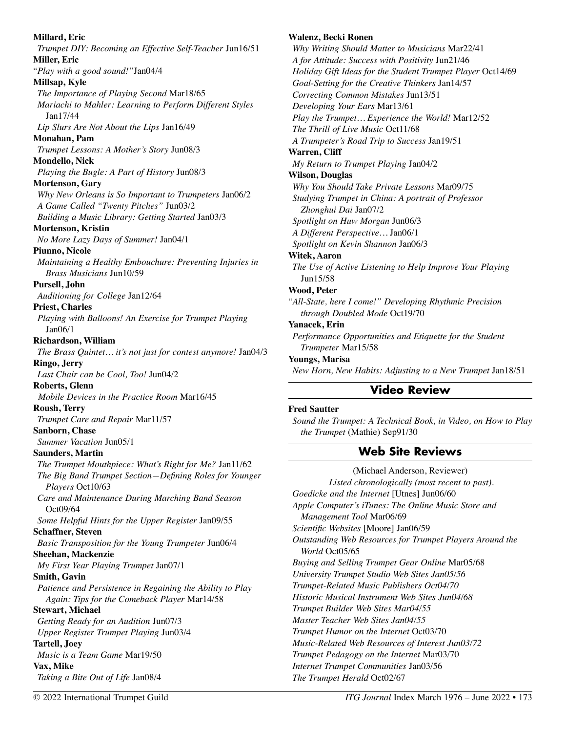**Millard, Eric**
*Trumpet DIY: Becoming an Effective Self-Teacher* Jun16/51

**Miller, Eric**
*"Play with a good sound!"* Jan04/4

**Millsap, Kyle**
*The Importance of Playing Second* Mar18/65
*Mariachi to Mahler: Learning to Perform Different Styles* Jan17/44
*Lip Slurs Are Not About the Lips* Jan16/49

**Monahan, Pam**
*Trumpet Lessons: A Mother's Story* Jun08/3

**Mondello, Nick**
*Playing the Bugle: A Part of History* Jun08/3

**Mortenson, Gary**
*Why New Orleans is So Important to Trumpeters* Jan06/2
*A Game Called "Twenty Pitches"* Jun03/2
*Building a Music Library: Getting Started* Jan03/3

**Mortenson, Kristin**
*No More Lazy Days of Summer!* Jan04/1

**Piunno, Nicole**
*Maintaining a Healthy Embouchure: Preventing Injuries in Brass Musicians* Jun10/59

**Pursell, John**
*Auditioning for College* Jan12/64

**Priest, Charles**
*Playing with Balloons! An Exercise for Trumpet Playing* Jan06/1

**Richardson, William**
*The Brass Quintet… it's not just for contest anymore!* Jan04/3

**Ringo, Jerry**
*Last Chair can be Cool, Too!* Jun04/2

**Roberts, Glenn**
*Mobile Devices in the Practice Room* Mar16/45

**Roush, Terry**
*Trumpet Care and Repair* Mar11/57

**Sanborn, Chase**
*Summer Vacation* Jun05/1

**Saunders, Martin**
*The Trumpet Mouthpiece: What's Right for Me?* Jan11/62
*The Big Band Trumpet Section—Defining Roles for Younger Players* Oct10/63
*Care and Maintenance During Marching Band Season* Oct09/64
*Some Helpful Hints for the Upper Register* Jan09/55

**Schaffner, Steven**
*Basic Transposition for the Young Trumpeter* Jun06/4

**Sheehan, Mackenzie**
*My First Year Playing Trumpet* Jan07/1

**Smith, Gavin**
*Patience and Persistence in Regaining the Ability to Play Again: Tips for the Comeback Player* Mar14/58

**Stewart, Michael**
*Getting Ready for an Audition* Jun07/3
*Upper Register Trumpet Playing* Jun03/4

**Tartell, Joey**
*Music is a Team Game* Mar19/50

**Vax, Mike**
*Taking a Bite Out of Life* Jan08/4

**Walenz, Becki Ronen**
*Why Writing Should Matter to Musicians* Mar22/41
*A for Attitude: Success with Positivity* Jun21/46
*Holiday Gift Ideas for the Student Trumpet Player* Oct14/69
*Goal-Setting for the Creative Thinkers* Jan14/57
*Correcting Common Mistakes* Jun13/51
*Developing Your Ears* Mar13/61
*Play the Trumpet… Experience the World!* Mar12/52
*The Thrill of Live Music* Oct11/68
*A Trumpeter's Road Trip to Success* Jan19/51

**Warren, Cliff**
*My Return to Trumpet Playing* Jan04/2

**Wilson, Douglas**
*Why You Should Take Private Lessons* Mar09/75
*Studying Trumpet in China: A portrait of Professor Zhonghui Dai* Jan07/2
*Spotlight on Huw Morgan* Jun06/3
*A Different Perspective…* Jan06/1
*Spotlight on Kevin Shannon* Jan06/3

**Witek, Aaron**
*The Use of Active Listening to Help Improve Your Playing* Jun15/58

**Wood, Peter**
*"All-State, here I come!" Developing Rhythmic Precision through Doubled Mode* Oct19/70

**Yanacek, Erin**
*Performance Opportunities and Etiquette for the Student Trumpeter* Mar15/58

**Youngs, Marisa**
*New Horn, New Habits: Adjusting to a New Trumpet* Jan18/51

## Video Review

**Fred Sautter**
*Sound the Trumpet: A Technical Book, in Video, on How to Play the Trumpet* (Mathie) Sep91/30

## Web Site Reviews

(Michael Anderson, Reviewer)
*Listed chronologically (most recent to past).*

*Goedicke and the Internet* [Utnes] Jun06/60
*Apple Computer's iTunes: The Online Music Store and Management Tool* Mar06/69
*Scientific Websites* [Moore] Jan06/59
*Outstanding Web Resources for Trumpet Players Around the World* Oct05/65
*Buying and Selling Trumpet Gear Online* Mar05/68
*University Trumpet Studio Web Sites Jan05/56*
*Trumpet-Related Music Publishers Oct04/70*
*Historic Musical Instrument Web Sites Jun04/68*
*Trumpet Builder Web Sites Mar04/55*
*Master Teacher Web Sites Jan04/55*
*Trumpet Humor on the Internet* Oct03/70
*Music-Related Web Resources of Interest Jun03/72*
*Trumpet Pedagogy on the Internet* Mar03/70
*Internet Trumpet Communities* Jan03/56
*The Trumpet Herald* Oct02/67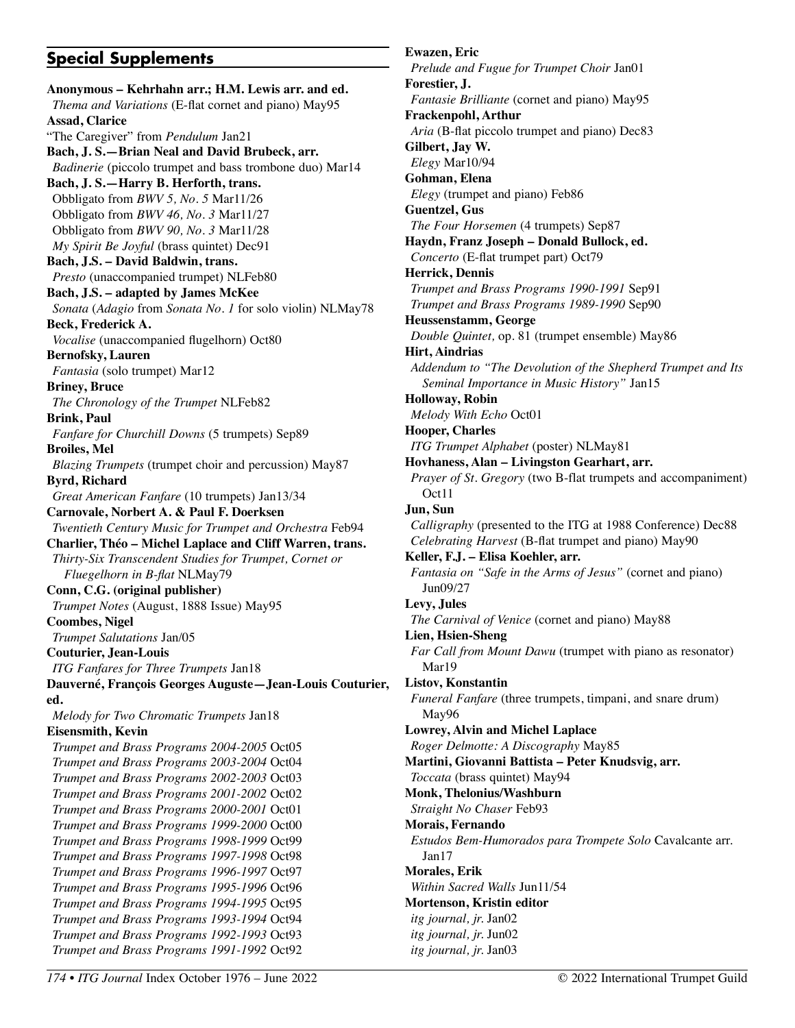## Special Supplements

**Anonymous – Kehrhahn arr.; H.M. Lewis arr. and ed.**
*Thema and Variations* (E-flat cornet and piano) May95

**Assad, Clarice**
"The Caregiver" from *Pendulum* Jan21

**Bach, J. S.—Brian Neal and David Brubeck, arr.**
*Badinerie* (piccolo trumpet and bass trombone duo) Mar14

**Bach, J. S.—Harry B. Herforth, trans.**
Obbligato from *BWV 5, No. 5* Mar11/26
Obbligato from *BWV 46, No. 3* Mar11/27
Obbligato from *BWV 90, No. 3* Mar11/28
*My Spirit Be Joyful* (brass quintet) Dec91

**Bach, J.S. – David Baldwin, trans.**
*Presto* (unaccompanied trumpet) NLFeb80

**Bach, J.S. – adapted by James McKee**
*Sonata* (*Adagio* from *Sonata No. 1* for solo violin) NLMay78

**Beck, Frederick A.**
*Vocalise* (unaccompanied flugelhorn) Oct80

**Bernofsky, Lauren**
*Fantasia* (solo trumpet) Mar12

**Briney, Bruce**
*The Chronology of the Trumpet* NLFeb82

**Brink, Paul**
*Fanfare for Churchill Downs* (5 trumpets) Sep89

**Broiles, Mel**
*Blazing Trumpets* (trumpet choir and percussion) May87

**Byrd, Richard**
*Great American Fanfare* (10 trumpets) Jan13/34

**Carnovale, Norbert A. & Paul F. Doerksen**
*Twentieth Century Music for Trumpet and Orchestra* Feb94

**Charlier, Théo – Michel Laplace and Cliff Warren, trans.**
*Thirty-Six Transcendent Studies for Trumpet, Cornet or Fluegelhorn in B-flat* NLMay79

**Conn, C.G. (original publisher)**
*Trumpet Notes* (August, 1888 Issue) May95

**Coombes, Nigel**
*Trumpet Salutations* Jan/05

**Couturier, Jean-Louis**
*ITG Fanfares for Three Trumpets* Jan18

**Dauverné, François Georges Auguste—Jean-Louis Couturier, ed.**
*Melody for Two Chromatic Trumpets* Jan18

**Eisensmith, Kevin**
*Trumpet and Brass Programs 2004-2005* Oct05
*Trumpet and Brass Programs 2003-2004* Oct04
*Trumpet and Brass Programs 2002-2003* Oct03
*Trumpet and Brass Programs 2001-2002* Oct02
*Trumpet and Brass Programs 2000-2001* Oct01
*Trumpet and Brass Programs 1999-2000* Oct00
*Trumpet and Brass Programs 1998-1999* Oct99
*Trumpet and Brass Programs 1997-1998* Oct98
*Trumpet and Brass Programs 1996-1997* Oct97
*Trumpet and Brass Programs 1995-1996* Oct96
*Trumpet and Brass Programs 1994-1995* Oct95
*Trumpet and Brass Programs 1993-1994* Oct94
*Trumpet and Brass Programs 1992-1993* Oct93
*Trumpet and Brass Programs 1991-1992* Oct92

**Ewazen, Eric**
*Prelude and Fugue for Trumpet Choir* Jan01

**Forestier, J.**
*Fantasie Brilliante* (cornet and piano) May95

**Frackenpohl, Arthur**
*Aria* (B-flat piccolo trumpet and piano) Dec83

**Gilbert, Jay W.**
*Elegy* Mar10/94

**Gohman, Elena**
*Elegy* (trumpet and piano) Feb86

**Guentzel, Gus**
*The Four Horsemen* (4 trumpets) Sep87

**Haydn, Franz Joseph – Donald Bullock, ed.**
*Concerto* (E-flat trumpet part) Oct79

**Herrick, Dennis**
*Trumpet and Brass Programs 1990-1991* Sep91
*Trumpet and Brass Programs 1989-1990* Sep90

**Heussenstamm, George**
*Double Quintet,* op. 81 (trumpet ensemble) May86

**Hirt, Aindrias**
*Addendum to "The Devolution of the Shepherd Trumpet and Its Seminal Importance in Music History"* Jan15

**Holloway, Robin**
*Melody With Echo* Oct01

**Hooper, Charles**
*ITG Trumpet Alphabet* (poster) NLMay81

**Hovhaness, Alan – Livingston Gearhart, arr.**
*Prayer of St. Gregory* (two B-flat trumpets and accompaniment) Oct11

**Jun, Sun**
*Calligraphy* (presented to the ITG at 1988 Conference) Dec88
*Celebrating Harvest* (B-flat trumpet and piano) May90

**Keller, F.J. – Elisa Koehler, arr.**
*Fantasia on "Safe in the Arms of Jesus"* (cornet and piano) Jun09/27

**Levy, Jules**
*The Carnival of Venice* (cornet and piano) May88

**Lien, Hsien-Sheng**
*Far Call from Mount Dawu* (trumpet with piano as resonator) Mar19

**Listov, Konstantin**
*Funeral Fanfare* (three trumpets, timpani, and snare drum) May96

**Lowrey, Alvin and Michel Laplace**
*Roger Delmotte: A Discography* May85

**Martini, Giovanni Battista – Peter Knudsvig, arr.**
*Toccata* (brass quintet) May94

**Monk, Thelonius/Washburn**
*Straight No Chaser* Feb93

**Morais, Fernando**
*Estudos Bem-Humorados para Trompete Solo* Cavalcante arr. Jan17

**Morales, Erik**
*Within Sacred Walls* Jun11/54

**Mortenson, Kristin editor**
*itg journal, jr.* Jan02
*itg journal, jr.* Jun02
*itg journal, jr.* Jan03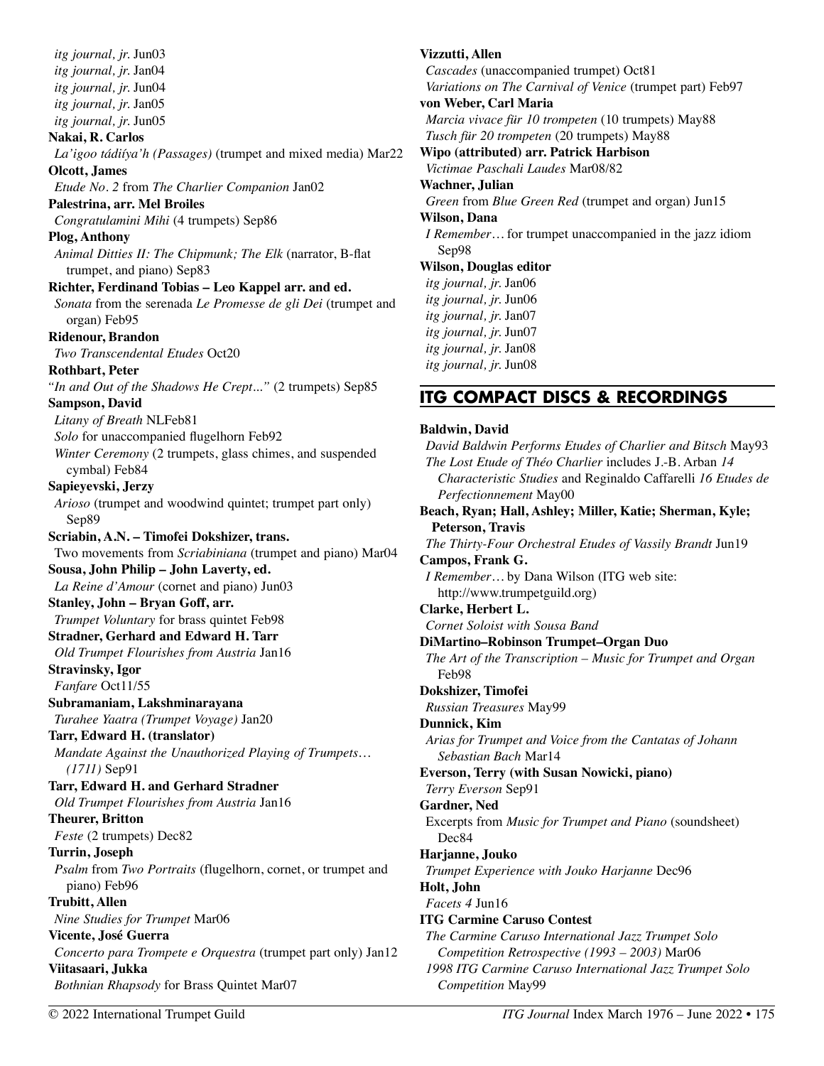*itg journal, jr.* Jun03
*itg journal, jr.* Jan04
*itg journal, jr.* Jun04
*itg journal, jr.* Jan05
*itg journal, jr.* Jun05

**Nakai, R. Carlos**
*La'igoo tádiíya'h (Passages)* (trumpet and mixed media) Mar22

**Olcott, James**
*Etude No. 2* from *The Charlier Companion* Jan02

**Palestrina, arr. Mel Broiles**
*Congratulamini Mihi* (4 trumpets) Sep86

**Plog, Anthony**
*Animal Ditties II: The Chipmunk; The Elk* (narrator, B-flat trumpet, and piano) Sep83

**Richter, Ferdinand Tobias – Leo Kappel arr. and ed.**
*Sonata* from the serenada *Le Promesse de gli Dei* (trumpet and organ) Feb95

**Ridenour, Brandon**
*Two Transcendental Etudes* Oct20

**Rothbart, Peter**
*"In and Out of the Shadows He Crept..."* (2 trumpets) Sep85

**Sampson, David**
*Litany of Breath* NLFeb81
*Solo* for unaccompanied flugelhorn Feb92
*Winter Ceremony* (2 trumpets, glass chimes, and suspended cymbal) Feb84

**Sapieyevski, Jerzy**
*Arioso* (trumpet and woodwind quintet; trumpet part only) Sep89

**Scriabin, A.N. – Timofei Dokshizer, trans.**
Two movements from *Scriabiniana* (trumpet and piano) Mar04

**Sousa, John Philip – John Laverty, ed.**
*La Reine d'Amour* (cornet and piano) Jun03

**Stanley, John – Bryan Goff, arr.**
*Trumpet Voluntary* for brass quintet Feb98

**Stradner, Gerhard and Edward H. Tarr**
*Old Trumpet Flourishes from Austria* Jan16

**Stravinsky, Igor**
*Fanfare* Oct11/55

**Subramaniam, Lakshminarayana**
*Turahee Yaatra (Trumpet Voyage)* Jan20

**Tarr, Edward H. (translator)**
*Mandate Against the Unauthorized Playing of Trumpets… (1711)* Sep91

**Tarr, Edward H. and Gerhard Stradner**
*Old Trumpet Flourishes from Austria* Jan16

**Theurer, Britton**
*Feste* (2 trumpets) Dec82

**Turrin, Joseph**
*Psalm* from *Two Portraits* (flugelhorn, cornet, or trumpet and piano) Feb96

**Trubitt, Allen**
*Nine Studies for Trumpet* Mar06

**Vicente, José Guerra**
*Concerto para Trompete e Orquestra* (trumpet part only) Jan12

**Viitasaari, Jukka**
*Bothnian Rhapsody* for Brass Quintet Mar07

**Vizzutti, Allen**
*Cascades* (unaccompanied trumpet) Oct81
*Variations on The Carnival of Venice* (trumpet part) Feb97

**von Weber, Carl Maria**
*Marcia vivace für 10 trompeten* (10 trumpets) May88
*Tusch für 20 trompeten* (20 trumpets) May88

**Wipo (attributed) arr. Patrick Harbison**
*Victimae Paschali Laudes* Mar08/82

**Wachner, Julian**
*Green* from *Blue Green Red* (trumpet and organ) Jun15

**Wilson, Dana**
*I Remember…* for trumpet unaccompanied in the jazz idiom Sep98

**Wilson, Douglas editor**
*itg journal, jr.* Jan06
*itg journal, jr.* Jun06
*itg journal, jr.* Jan07
*itg journal, jr.* Jun07
*itg journal, jr.* Jan08
*itg journal, jr.* Jun08

## ITG COMPACT DISCS & RECORDINGS

**Baldwin, David**
*David Baldwin Performs Etudes of Charlier and Bitsch* May93
*The Lost Etude of Théo Charlier* includes J.-B. Arban *14 Characteristic Studies* and Reginaldo Caffarelli *16 Etudes de Perfectionnement* May00

**Beach, Ryan; Hall, Ashley; Miller, Katie; Sherman, Kyle; Peterson, Travis**
*The Thirty-Four Orchestral Etudes of Vassily Brandt* Jun19

**Campos, Frank G.**
*I Remember…* by Dana Wilson (ITG web site: http://www.trumpetguild.org)

**Clarke, Herbert L.**
*Cornet Soloist with Sousa Band*

**DiMartino–Robinson Trumpet–Organ Duo**
*The Art of the Transcription – Music for Trumpet and Organ* Feb98

**Dokshizer, Timofei**
*Russian Treasures* May99

**Dunnick, Kim**
*Arias for Trumpet and Voice from the Cantatas of Johann Sebastian Bach* Mar14

**Everson, Terry (with Susan Nowicki, piano)**
*Terry Everson* Sep91

**Gardner, Ned**
Excerpts from *Music for Trumpet and Piano* (soundsheet) Dec84

**Harjanne, Jouko**
*Trumpet Experience with Jouko Harjanne* Dec96

**Holt, John**
*Facets 4* Jun16

**ITG Carmine Caruso Contest**
*The Carmine Caruso International Jazz Trumpet Solo Competition Retrospective (1993 – 2003)* Mar06
*1998 ITG Carmine Caruso International Jazz Trumpet Solo Competition* May99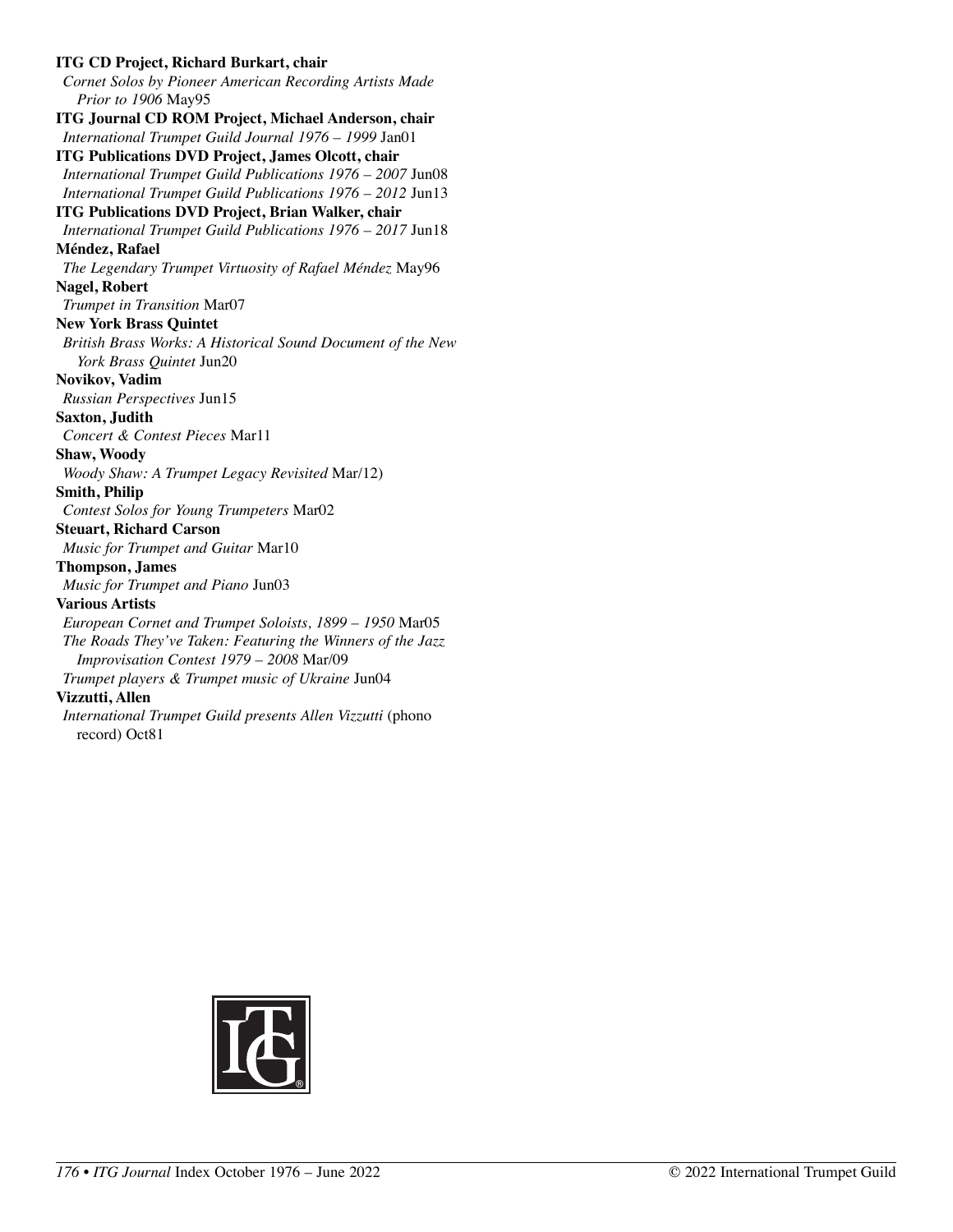**ITG CD Project, Richard Burkart, chair**
*Cornet Solos by Pioneer American Recording Artists Made Prior to 1906* May95

**ITG Journal CD ROM Project, Michael Anderson, chair**
*International Trumpet Guild Journal 1976 – 1999* Jan01

**ITG Publications DVD Project, James Olcott, chair**
*International Trumpet Guild Publications 1976 – 2007* Jun08
*International Trumpet Guild Publications 1976 – 2012* Jun13

**ITG Publications DVD Project, Brian Walker, chair**
*International Trumpet Guild Publications 1976 – 2017* Jun18

**Méndez, Rafael**
*The Legendary Trumpet Virtuosity of Rafael Méndez* May96

**Nagel, Robert**
*Trumpet in Transition* Mar07

**New York Brass Quintet**
*British Brass Works: A Historical Sound Document of the New York Brass Quintet* Jun20

**Novikov, Vadim**
*Russian Perspectives* Jun15

**Saxton, Judith**
*Concert & Contest Pieces* Mar11

**Shaw, Woody**
*Woody Shaw: A Trumpet Legacy Revisited* Mar/12)

**Smith, Philip**
*Contest Solos for Young Trumpeters* Mar02

**Steuart, Richard Carson**
*Music for Trumpet and Guitar* Mar10

**Thompson, James**
*Music for Trumpet and Piano* Jun03

**Various Artists**
*European Cornet and Trumpet Soloists, 1899 – 1950* Mar05
*The Roads They've Taken: Featuring the Winners of the Jazz Improvisation Contest 1979 – 2008* Mar/09
*Trumpet players & Trumpet music of Ukraine* Jun04

**Vizzutti, Allen**
*International Trumpet Guild presents Allen Vizzutti* (phono record) Oct81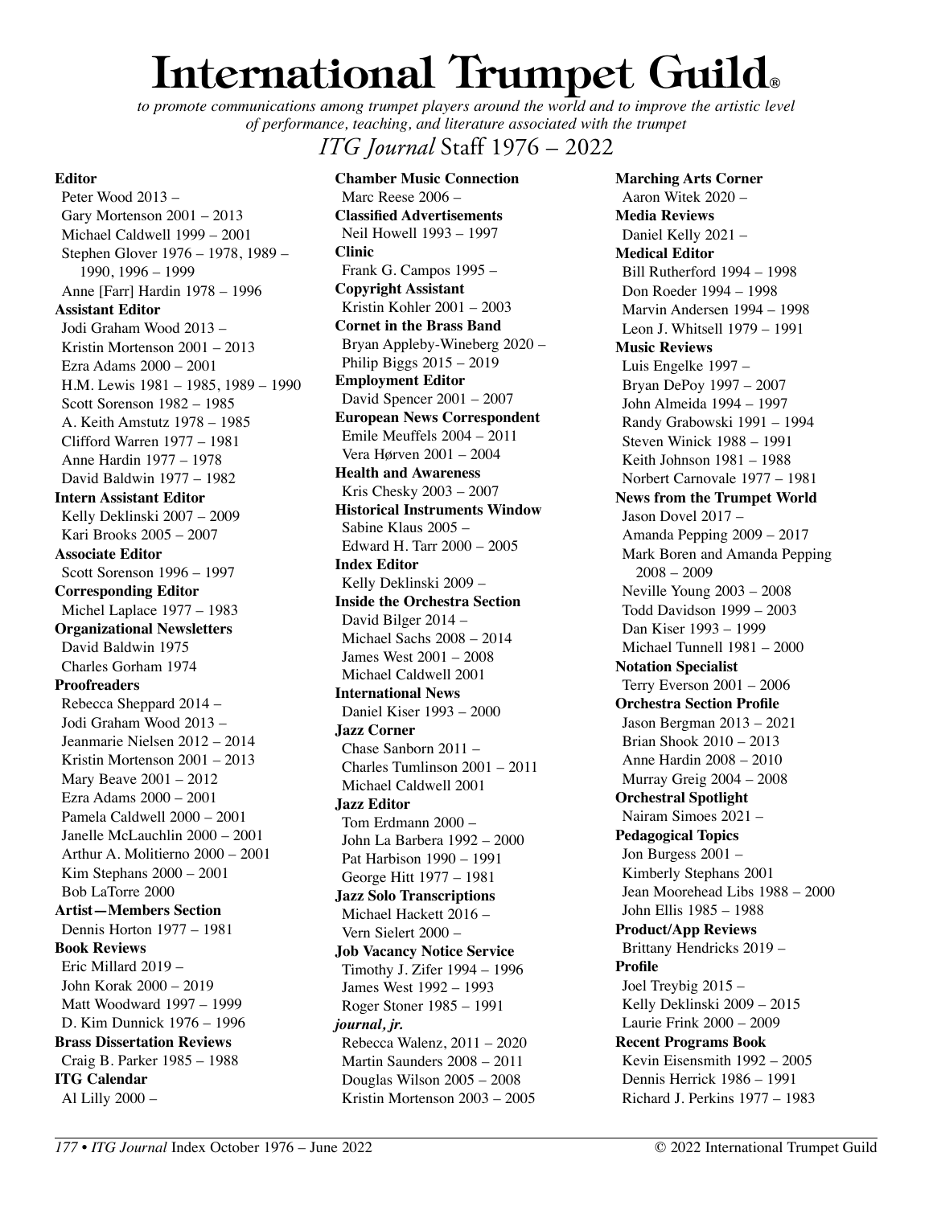# International Trumpet Guild®

*to promote communications among trumpet players around the world and to improve the artistic level of performance, teaching, and literature associated with the trumpet*

## *ITG Journal* Staff 1976 – 2022

**Editor**
Peter Wood 2013 –
Gary Mortenson 2001 – 2013
Michael Caldwell 1999 – 2001
Stephen Glover 1976 – 1978, 1989 – 1990, 1996 – 1999
Anne [Farr] Hardin 1978 – 1996

**Assistant Editor**
Jodi Graham Wood 2013 –
Kristin Mortenson 2001 – 2013
Ezra Adams 2000 – 2001
H.M. Lewis 1981 – 1985, 1989 – 1990
Scott Sorenson 1982 – 1985
A. Keith Amstutz 1978 – 1985
Clifford Warren 1977 – 1981
Anne Hardin 1977 – 1978
David Baldwin 1977 – 1982

**Intern Assistant Editor**
Kelly Deklinski 2007 – 2009
Kari Brooks 2005 – 2007

**Associate Editor**
Scott Sorenson 1996 – 1997

**Corresponding Editor**
Michel Laplace 1977 – 1983

**Organizational Newsletters**
David Baldwin 1975
Charles Gorham 1974

**Proofreaders**
Rebecca Sheppard 2014 –
Jodi Graham Wood 2013 –
Jeanmarie Nielsen 2012 – 2014
Kristin Mortenson 2001 – 2013
Mary Beave 2001 – 2012
Ezra Adams 2000 – 2001
Pamela Caldwell 2000 – 2001
Janelle McLauchlin 2000 – 2001
Arthur A. Molitierno 2000 – 2001
Kim Stephans 2000 – 2001
Bob LaTorre 2000

**Artist—Members Section**
Dennis Horton 1977 – 1981

**Book Reviews**
Eric Millard 2019 –
John Korak 2000 – 2019
Matt Woodward 1997 – 1999
D. Kim Dunnick 1976 – 1996

**Brass Dissertation Reviews**
Craig B. Parker 1985 – 1988

**ITG Calendar**
Al Lilly 2000 –

**Chamber Music Connection**
Marc Reese 2006 –

**Classified Advertisements**
Neil Howell 1993 – 1997

**Clinic**
Frank G. Campos 1995 –

**Copyright Assistant**
Kristin Kohler 2001 – 2003

**Cornet in the Brass Band**
Bryan Appleby-Wineberg 2020 –
Philip Biggs 2015 – 2019

**Employment Editor**
David Spencer 2001 – 2007

**European News Correspondent**
Emile Meuffels 2004 – 2011
Vera Hørven 2001 – 2004

**Health and Awareness**
Kris Chesky 2003 – 2007

**Historical Instruments Window**
Sabine Klaus 2005 –
Edward H. Tarr 2000 – 2005

**Index Editor**
Kelly Deklinski 2009 –

**Inside the Orchestra Section**
David Bilger 2014 –
Michael Sachs 2008 – 2014
James West 2001 – 2008
Michael Caldwell 2001

**International News**
Daniel Kiser 1993 – 2000

**Jazz Corner**
Chase Sanborn 2011 –
Charles Tumlinson 2001 – 2011
Michael Caldwell 2001

**Jazz Editor**
Tom Erdmann 2000 –
John La Barbera 1992 – 2000
Pat Harbison 1990 – 1991
George Hitt 1977 – 1981

**Jazz Solo Transcriptions**
Michael Hackett 2016 –
Vern Sielert 2000 –

**Job Vacancy Notice Service**
Timothy J. Zifer 1994 – 1996
James West 1992 – 1993
Roger Stoner 1985 – 1991

***journal, jr.***
Rebecca Walenz, 2011 – 2020
Martin Saunders 2008 – 2011
Douglas Wilson 2005 – 2008
Kristin Mortenson 2003 – 2005

**Marching Arts Corner**
Aaron Witek 2020 –

**Media Reviews**
Daniel Kelly 2021 –

**Medical Editor**
Bill Rutherford 1994 – 1998
Don Roeder 1994 – 1998
Marvin Andersen 1994 – 1998
Leon J. Whitsell 1979 – 1991

**Music Reviews**
Luis Engelke 1997 –
Bryan DePoy 1997 – 2007
John Almeida 1994 – 1997
Randy Grabowski 1991 – 1994
Steven Winick 1988 – 1991
Keith Johnson 1981 – 1988
Norbert Carnovale 1977 – 1981

**News from the Trumpet World**
Jason Dovel 2017 –
Amanda Pepping 2009 – 2017
Mark Boren and Amanda Pepping 2008 – 2009
Neville Young 2003 – 2008
Todd Davidson 1999 – 2003
Dan Kiser 1993 – 1999
Michael Tunnell 1981 – 2000

**Notation Specialist**
Terry Everson 2001 – 2006

**Orchestra Section Profile**
Jason Bergman 2013 – 2021
Brian Shook 2010 – 2013
Anne Hardin 2008 – 2010
Murray Greig 2004 – 2008

**Orchestral Spotlight**
Nairam Simoes 2021 –

**Pedagogical Topics**
Jon Burgess 2001 –
Kimberly Stephans 2001
Jean Moorehead Libs 1988 – 2000
John Ellis 1985 – 1988

**Product/App Reviews**
Brittany Hendricks 2019 –

**Profile**
Joel Treybig 2015 –
Kelly Deklinski 2009 – 2015
Laurie Frink 2000 – 2009

**Recent Programs Book**
Kevin Eisensmith 1992 – 2005
Dennis Herrick 1986 – 1991
Richard J. Perkins 1977 – 1983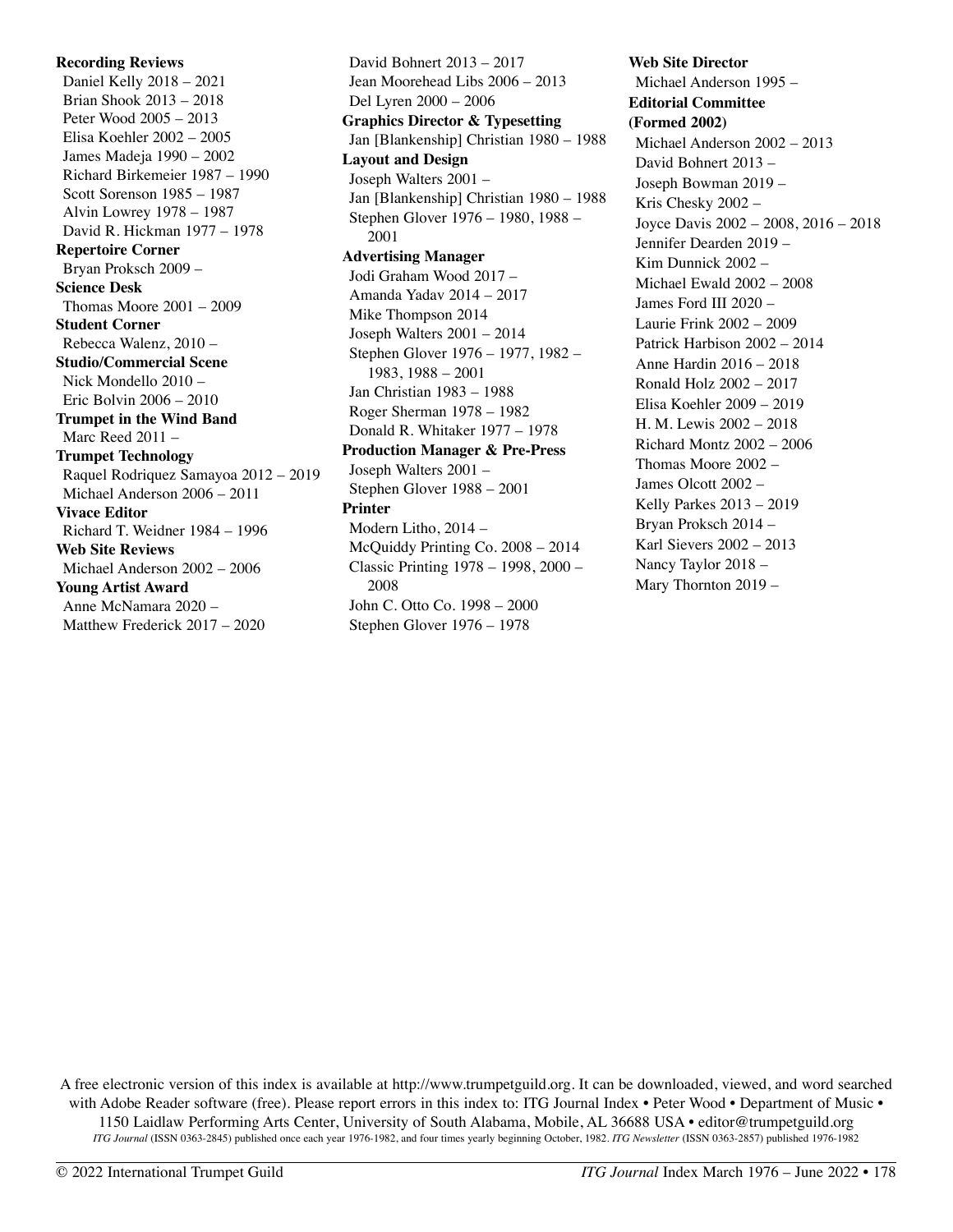**Recording Reviews**
Daniel Kelly 2018 – 2021
Brian Shook 2013 – 2018
Peter Wood 2005 – 2013
Elisa Koehler 2002 – 2005
James Madeja 1990 – 2002
Richard Birkemeier 1987 – 1990
Scott Sorenson 1985 – 1987
Alvin Lowrey 1978 – 1987
David R. Hickman 1977 – 1978

**Repertoire Corner**
Bryan Proksch 2009 –

**Science Desk**
Thomas Moore 2001 – 2009

**Student Corner**
Rebecca Walenz, 2010 –

**Studio/Commercial Scene**
Nick Mondello 2010 –
Eric Bolvin 2006 – 2010

**Trumpet in the Wind Band**
Marc Reed 2011 –

**Trumpet Technology**
Raquel Rodriquez Samayoa 2012 – 2019
Michael Anderson 2006 – 2011

**Vivace Editor**
Richard T. Weidner 1984 – 1996

**Web Site Reviews**
Michael Anderson 2002 – 2006

**Young Artist Award**
Anne McNamara 2020 –
Matthew Frederick 2017 – 2020

David Bohnert 2013 – 2017
Jean Moorehead Libs 2006 – 2013
Del Lyren 2000 – 2006

**Graphics Director & Typesetting**
Jan [Blankenship] Christian 1980 – 1988

**Layout and Design**
Joseph Walters 2001 –
Jan [Blankenship] Christian 1980 – 1988
Stephen Glover 1976 – 1980, 1988 – 2001

**Advertising Manager**
Jodi Graham Wood 2017 –
Amanda Yadav 2014 – 2017
Mike Thompson 2014
Joseph Walters 2001 – 2014
Stephen Glover 1976 – 1977, 1982 – 1983, 1988 – 2001
Jan Christian 1983 – 1988
Roger Sherman 1978 – 1982
Donald R. Whitaker 1977 – 1978

**Production Manager & Pre-Press**
Joseph Walters 2001 –
Stephen Glover 1988 – 2001

**Printer**
Modern Litho, 2014 –
McQuiddy Printing Co. 2008 – 2014
Classic Printing 1978 – 1998, 2000 – 2008
John C. Otto Co. 1998 – 2000
Stephen Glover 1976 – 1978

**Web Site Director**
Michael Anderson 1995 –

**Editorial Committee (Formed 2002)**
Michael Anderson 2002 – 2013
David Bohnert 2013 –
Joseph Bowman 2019 –
Kris Chesky 2002 –
Joyce Davis 2002 – 2008, 2016 – 2018
Jennifer Dearden 2019 –
Kim Dunnick 2002 –
Michael Ewald 2002 – 2008
James Ford III 2020 –
Laurie Frink 2002 – 2009
Patrick Harbison 2002 – 2014
Anne Hardin 2016 – 2018
Ronald Holz 2002 – 2017
Elisa Koehler 2009 – 2019
H. M. Lewis 2002 – 2018
Richard Montz 2002 – 2006
Thomas Moore 2002 –
James Olcott 2002 –
Kelly Parkes 2013 – 2019
Bryan Proksch 2014 –
Karl Sievers 2002 – 2013
Nancy Taylor 2018 –
Mary Thornton 2019 –

A free electronic version of this index is available at http://www.trumpetguild.org. It can be downloaded, viewed, and word searched with Adobe Reader software (free). Please report errors in this index to: ITG Journal Index • Peter Wood • Department of Music • 1150 Laidlaw Performing Arts Center, University of South Alabama, Mobile, AL 36688 USA • editor@trumpetguild.org

*ITG Journal* (ISSN 0363-2845) published once each year 1976-1982, and four times yearly beginning October, 1982. *ITG Newsletter* (ISSN 0363-2857) published 1976-1982